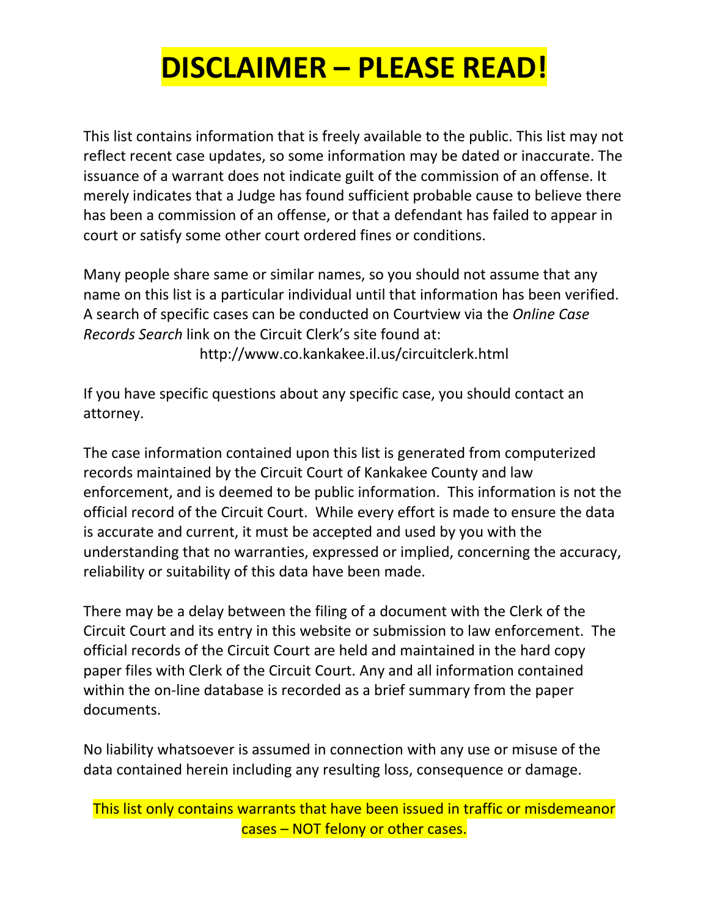# DISCLAIMER – PLEASE READ!

This list contains information that is freely available to the public. This list may not reflect recent case updates, so some information may be dated or inaccurate. The issuance of a warrant does not indicate guilt of the commission of an offense. It merely indicates that a Judge has found sufficient probable cause to believe there has been a commission of an offense, or that a defendant has failed to appear in court or satisfy some other court ordered fines or conditions.

Many people share same or similar names, so you should not assume that any name on this list is a particular individual until that information has been verified. A search of specific cases can be conducted on Courtview via the *Online Case Records Search* link on the Circuit Clerk's site found at:

http://www.co.kankakee.il.us/circuitclerk.html

If you have specific questions about any specific case, you should contact an attorney.

The case information contained upon this list is generated from computerized records maintained by the Circuit Court of Kankakee County and law enforcement, and is deemed to be public information. This information is not the official record of the Circuit Court. While every effort is made to ensure the data is accurate and current, it must be accepted and used by you with the understanding that no warranties, expressed or implied, concerning the accuracy, reliability or suitability of this data have been made.

There may be a delay between the filing of a document with the Clerk of the Circuit Court and its entry in this website or submission to law enforcement. The official records of the Circuit Court are held and maintained in the hard copy paper files with Clerk of the Circuit Court. Any and all information contained within the on-line database is recorded as a brief summary from the paper documents.

No liability whatsoever is assumed in connection with any use or misuse of the data contained herein including any resulting loss, consequence or damage.

This list only contains warrants that have been issued in traffic or misdemeanor cases – NOT felony or other cases.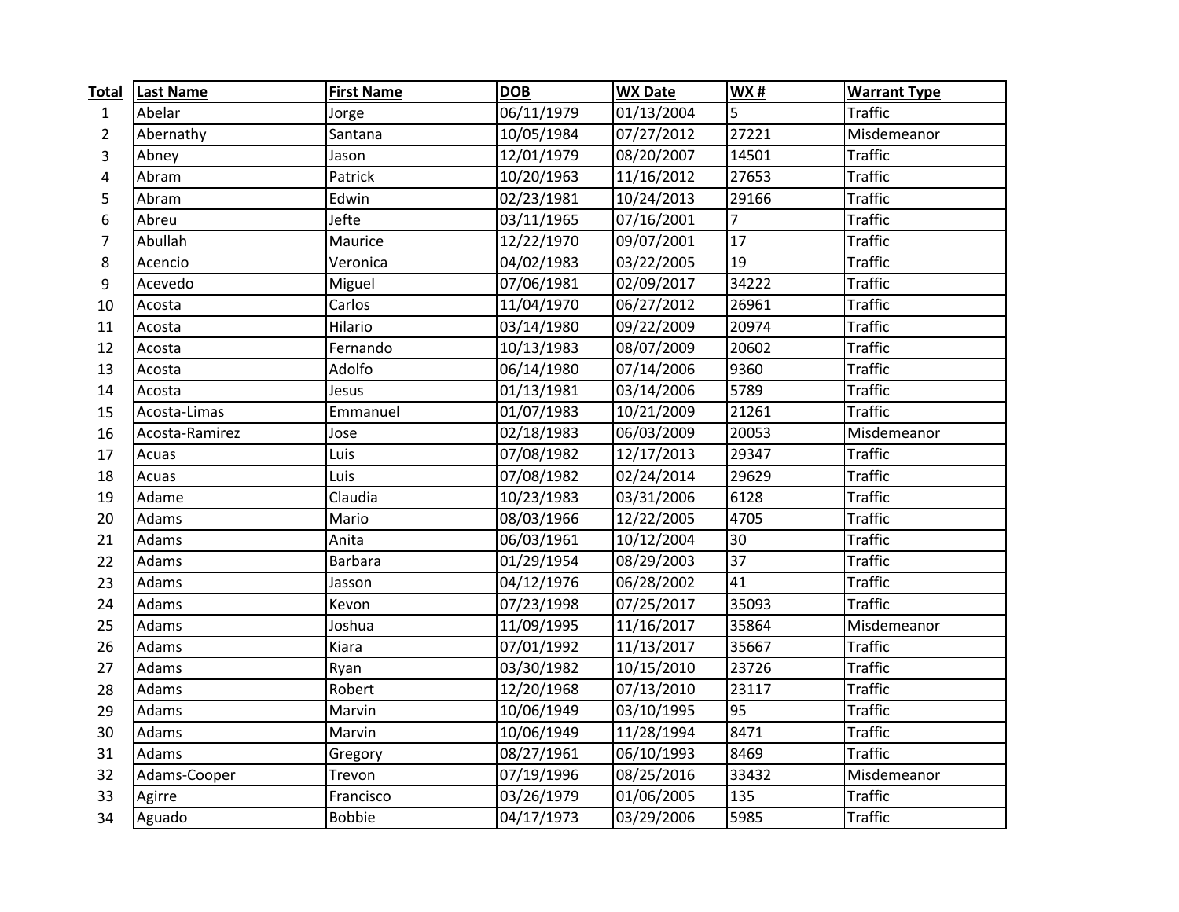| Total | Last Name | First Name | DOB | WX Date | WX # | Warrant Type |
|---|---|---|---|---|---|---|
| 1 | Abelar | Jorge | 06/11/1979 | 01/13/2004 | 5 | Traffic |
| 2 | Abernathy | Santana | 10/05/1984 | 07/27/2012 | 27221 | Misdemeanor |
| 3 | Abney | Jason | 12/01/1979 | 08/20/2007 | 14501 | Traffic |
| 4 | Abram | Patrick | 10/20/1963 | 11/16/2012 | 27653 | Traffic |
| 5 | Abram | Edwin | 02/23/1981 | 10/24/2013 | 29166 | Traffic |
| 6 | Abreu | Jefte | 03/11/1965 | 07/16/2001 | 7 | Traffic |
| 7 | Abullah | Maurice | 12/22/1970 | 09/07/2001 | 17 | Traffic |
| 8 | Acencio | Veronica | 04/02/1983 | 03/22/2005 | 19 | Traffic |
| 9 | Acevedo | Miguel | 07/06/1981 | 02/09/2017 | 34222 | Traffic |
| 10 | Acosta | Carlos | 11/04/1970 | 06/27/2012 | 26961 | Traffic |
| 11 | Acosta | Hilario | 03/14/1980 | 09/22/2009 | 20974 | Traffic |
| 12 | Acosta | Fernando | 10/13/1983 | 08/07/2009 | 20602 | Traffic |
| 13 | Acosta | Adolfo | 06/14/1980 | 07/14/2006 | 9360 | Traffic |
| 14 | Acosta | Jesus | 01/13/1981 | 03/14/2006 | 5789 | Traffic |
| 15 | Acosta-Limas | Emmanuel | 01/07/1983 | 10/21/2009 | 21261 | Traffic |
| 16 | Acosta-Ramirez | Jose | 02/18/1983 | 06/03/2009 | 20053 | Misdemeanor |
| 17 | Acuas | Luis | 07/08/1982 | 12/17/2013 | 29347 | Traffic |
| 18 | Acuas | Luis | 07/08/1982 | 02/24/2014 | 29629 | Traffic |
| 19 | Adame | Claudia | 10/23/1983 | 03/31/2006 | 6128 | Traffic |
| 20 | Adams | Mario | 08/03/1966 | 12/22/2005 | 4705 | Traffic |
| 21 | Adams | Anita | 06/03/1961 | 10/12/2004 | 30 | Traffic |
| 22 | Adams | Barbara | 01/29/1954 | 08/29/2003 | 37 | Traffic |
| 23 | Adams | Jasson | 04/12/1976 | 06/28/2002 | 41 | Traffic |
| 24 | Adams | Kevon | 07/23/1998 | 07/25/2017 | 35093 | Traffic |
| 25 | Adams | Joshua | 11/09/1995 | 11/16/2017 | 35864 | Misdemeanor |
| 26 | Adams | Kiara | 07/01/1992 | 11/13/2017 | 35667 | Traffic |
| 27 | Adams | Ryan | 03/30/1982 | 10/15/2010 | 23726 | Traffic |
| 28 | Adams | Robert | 12/20/1968 | 07/13/2010 | 23117 | Traffic |
| 29 | Adams | Marvin | 10/06/1949 | 03/10/1995 | 95 | Traffic |
| 30 | Adams | Marvin | 10/06/1949 | 11/28/1994 | 8471 | Traffic |
| 31 | Adams | Gregory | 08/27/1961 | 06/10/1993 | 8469 | Traffic |
| 32 | Adams-Cooper | Trevon | 07/19/1996 | 08/25/2016 | 33432 | Misdemeanor |
| 33 | Agirre | Francisco | 03/26/1979 | 01/06/2005 | 135 | Traffic |
| 34 | Aguado | Bobbie | 04/17/1973 | 03/29/2006 | 5985 | Traffic |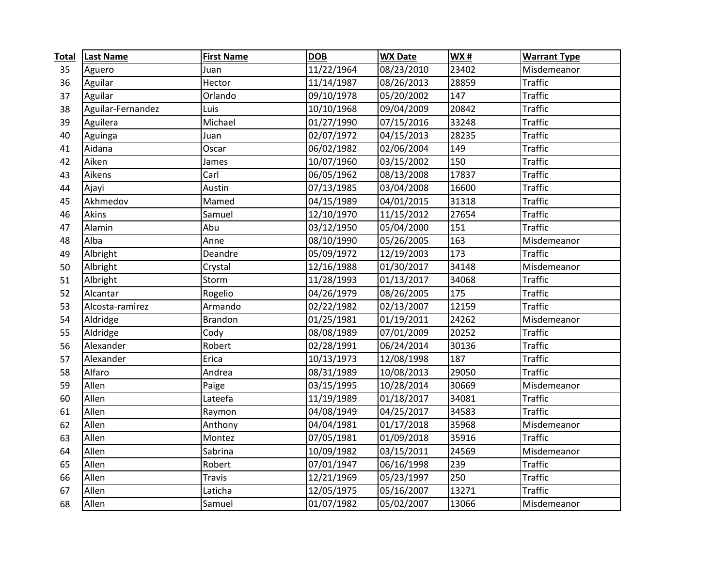| Total | Last Name | First Name | DOB | WX Date | WX # | Warrant Type |
|---|---|---|---|---|---|---|
| 35 | Aguero | Juan | 11/22/1964 | 08/23/2010 | 23402 | Misdemeanor |
| 36 | Aguilar | Hector | 11/14/1987 | 08/26/2013 | 28859 | Traffic |
| 37 | Aguilar | Orlando | 09/10/1978 | 05/20/2002 | 147 | Traffic |
| 38 | Aguilar-Fernandez | Luis | 10/10/1968 | 09/04/2009 | 20842 | Traffic |
| 39 | Aguilera | Michael | 01/27/1990 | 07/15/2016 | 33248 | Traffic |
| 40 | Aguinga | Juan | 02/07/1972 | 04/15/2013 | 28235 | Traffic |
| 41 | Aidana | Oscar | 06/02/1982 | 02/06/2004 | 149 | Traffic |
| 42 | Aiken | James | 10/07/1960 | 03/15/2002 | 150 | Traffic |
| 43 | Aikens | Carl | 06/05/1962 | 08/13/2008 | 17837 | Traffic |
| 44 | Ajayi | Austin | 07/13/1985 | 03/04/2008 | 16600 | Traffic |
| 45 | Akhmedov | Mamed | 04/15/1989 | 04/01/2015 | 31318 | Traffic |
| 46 | Akins | Samuel | 12/10/1970 | 11/15/2012 | 27654 | Traffic |
| 47 | Alamin | Abu | 03/12/1950 | 05/04/2000 | 151 | Traffic |
| 48 | Alba | Anne | 08/10/1990 | 05/26/2005 | 163 | Misdemeanor |
| 49 | Albright | Deandre | 05/09/1972 | 12/19/2003 | 173 | Traffic |
| 50 | Albright | Crystal | 12/16/1988 | 01/30/2017 | 34148 | Misdemeanor |
| 51 | Albright | Storm | 11/28/1993 | 01/13/2017 | 34068 | Traffic |
| 52 | Alcantar | Rogelio | 04/26/1979 | 08/26/2005 | 175 | Traffic |
| 53 | Alcosta-ramirez | Armando | 02/22/1982 | 02/13/2007 | 12159 | Traffic |
| 54 | Aldridge | Brandon | 01/25/1981 | 01/19/2011 | 24262 | Misdemeanor |
| 55 | Aldridge | Cody | 08/08/1989 | 07/01/2009 | 20252 | Traffic |
| 56 | Alexander | Robert | 02/28/1991 | 06/24/2014 | 30136 | Traffic |
| 57 | Alexander | Erica | 10/13/1973 | 12/08/1998 | 187 | Traffic |
| 58 | Alfaro | Andrea | 08/31/1989 | 10/08/2013 | 29050 | Traffic |
| 59 | Allen | Paige | 03/15/1995 | 10/28/2014 | 30669 | Misdemeanor |
| 60 | Allen | Lateefa | 11/19/1989 | 01/18/2017 | 34081 | Traffic |
| 61 | Allen | Raymon | 04/08/1949 | 04/25/2017 | 34583 | Traffic |
| 62 | Allen | Anthony | 04/04/1981 | 01/17/2018 | 35968 | Misdemeanor |
| 63 | Allen | Montez | 07/05/1981 | 01/09/2018 | 35916 | Traffic |
| 64 | Allen | Sabrina | 10/09/1982 | 03/15/2011 | 24569 | Misdemeanor |
| 65 | Allen | Robert | 07/01/1947 | 06/16/1998 | 239 | Traffic |
| 66 | Allen | Travis | 12/21/1969 | 05/23/1997 | 250 | Traffic |
| 67 | Allen | Laticha | 12/05/1975 | 05/16/2007 | 13271 | Traffic |
| 68 | Allen | Samuel | 01/07/1982 | 05/02/2007 | 13066 | Misdemeanor |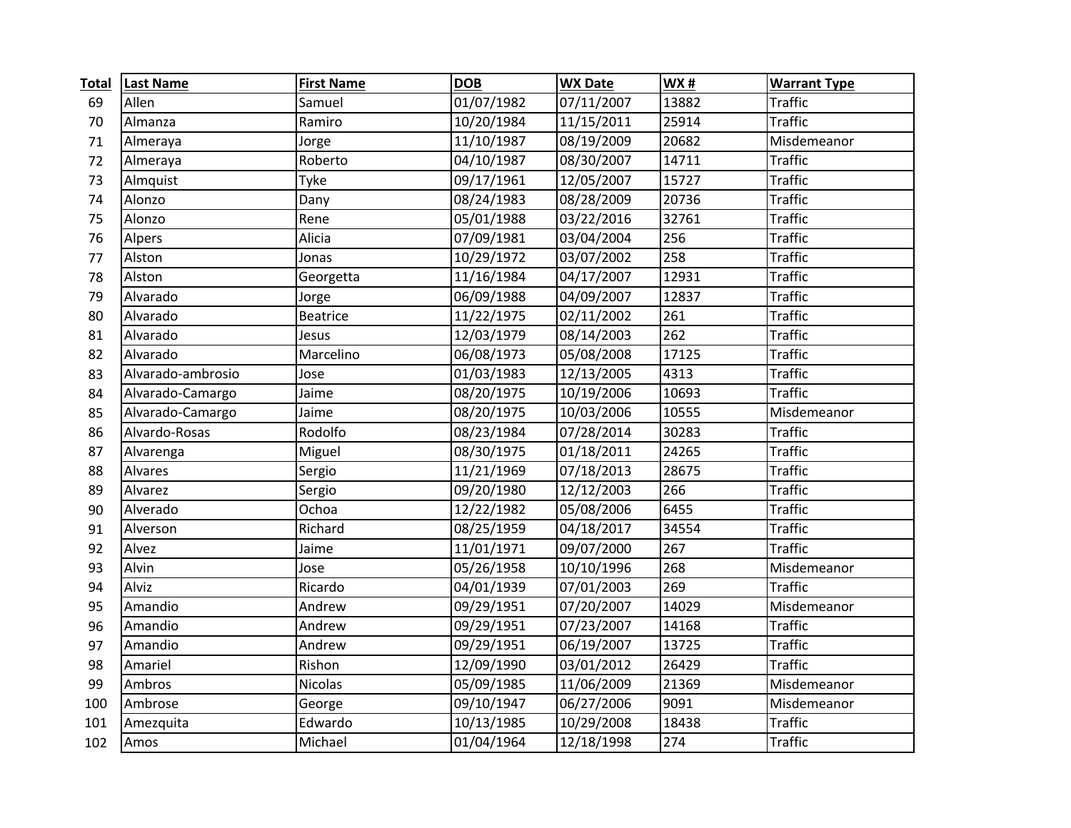| Total | Last Name | First Name | DOB | WX Date | WX # | Warrant Type |
|---|---|---|---|---|---|---|
| 69 | Allen | Samuel | 01/07/1982 | 07/11/2007 | 13882 | Traffic |
| 70 | Almanza | Ramiro | 10/20/1984 | 11/15/2011 | 25914 | Traffic |
| 71 | Almeraya | Jorge | 11/10/1987 | 08/19/2009 | 20682 | Misdemeanor |
| 72 | Almeraya | Roberto | 04/10/1987 | 08/30/2007 | 14711 | Traffic |
| 73 | Almquist | Tyke | 09/17/1961 | 12/05/2007 | 15727 | Traffic |
| 74 | Alonzo | Dany | 08/24/1983 | 08/28/2009 | 20736 | Traffic |
| 75 | Alonzo | Rene | 05/01/1988 | 03/22/2016 | 32761 | Traffic |
| 76 | Alpers | Alicia | 07/09/1981 | 03/04/2004 | 256 | Traffic |
| 77 | Alston | Jonas | 10/29/1972 | 03/07/2002 | 258 | Traffic |
| 78 | Alston | Georgetta | 11/16/1984 | 04/17/2007 | 12931 | Traffic |
| 79 | Alvarado | Jorge | 06/09/1988 | 04/09/2007 | 12837 | Traffic |
| 80 | Alvarado | Beatrice | 11/22/1975 | 02/11/2002 | 261 | Traffic |
| 81 | Alvarado | Jesus | 12/03/1979 | 08/14/2003 | 262 | Traffic |
| 82 | Alvarado | Marcelino | 06/08/1973 | 05/08/2008 | 17125 | Traffic |
| 83 | Alvarado-ambrosio | Jose | 01/03/1983 | 12/13/2005 | 4313 | Traffic |
| 84 | Alvarado-Camargo | Jaime | 08/20/1975 | 10/19/2006 | 10693 | Traffic |
| 85 | Alvarado-Camargo | Jaime | 08/20/1975 | 10/03/2006 | 10555 | Misdemeanor |
| 86 | Alvardo-Rosas | Rodolfo | 08/23/1984 | 07/28/2014 | 30283 | Traffic |
| 87 | Alvarenga | Miguel | 08/30/1975 | 01/18/2011 | 24265 | Traffic |
| 88 | Alvares | Sergio | 11/21/1969 | 07/18/2013 | 28675 | Traffic |
| 89 | Alvarez | Sergio | 09/20/1980 | 12/12/2003 | 266 | Traffic |
| 90 | Alverado | Ochoa | 12/22/1982 | 05/08/2006 | 6455 | Traffic |
| 91 | Alverson | Richard | 08/25/1959 | 04/18/2017 | 34554 | Traffic |
| 92 | Alvez | Jaime | 11/01/1971 | 09/07/2000 | 267 | Traffic |
| 93 | Alvin | Jose | 05/26/1958 | 10/10/1996 | 268 | Misdemeanor |
| 94 | Alviz | Ricardo | 04/01/1939 | 07/01/2003 | 269 | Traffic |
| 95 | Amandio | Andrew | 09/29/1951 | 07/20/2007 | 14029 | Misdemeanor |
| 96 | Amandio | Andrew | 09/29/1951 | 07/23/2007 | 14168 | Traffic |
| 97 | Amandio | Andrew | 09/29/1951 | 06/19/2007 | 13725 | Traffic |
| 98 | Amariel | Rishon | 12/09/1990 | 03/01/2012 | 26429 | Traffic |
| 99 | Ambros | Nicolas | 05/09/1985 | 11/06/2009 | 21369 | Misdemeanor |
| 100 | Ambrose | George | 09/10/1947 | 06/27/2006 | 9091 | Misdemeanor |
| 101 | Amezquita | Edwardo | 10/13/1985 | 10/29/2008 | 18438 | Traffic |
| 102 | Amos | Michael | 01/04/1964 | 12/18/1998 | 274 | Traffic |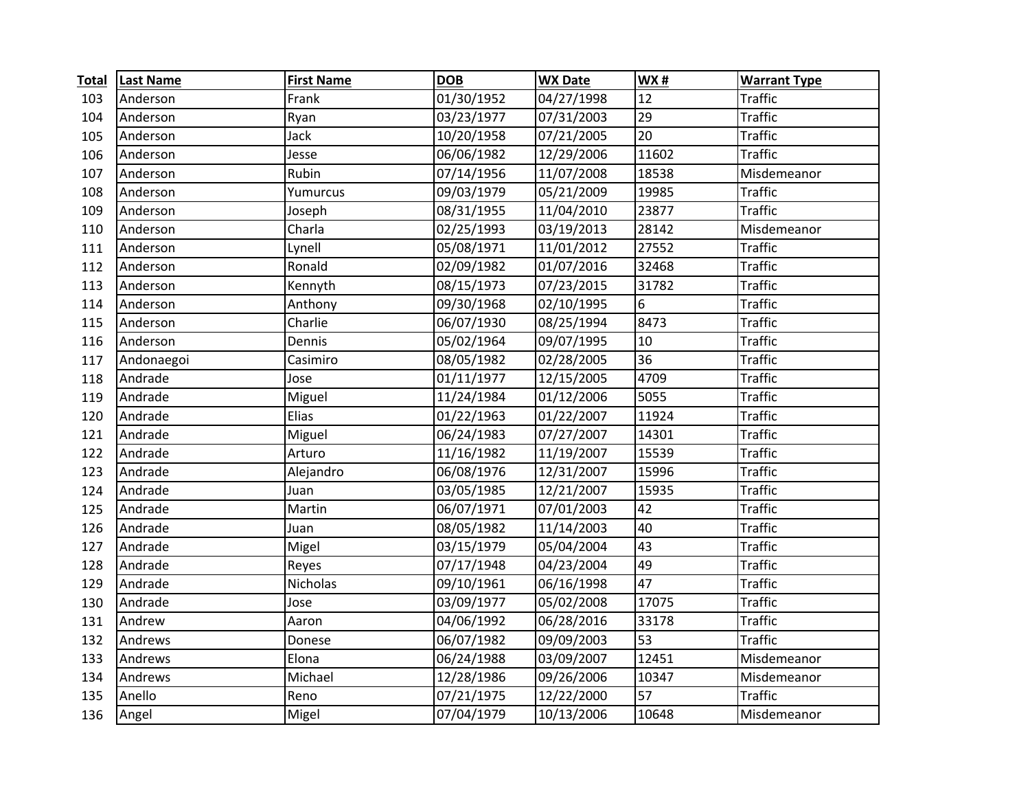| Total | Last Name | First Name | DOB | WX Date | WX # | Warrant Type |
|---|---|---|---|---|---|---|
| 103 | Anderson | Frank | 01/30/1952 | 04/27/1998 | 12 | Traffic |
| 104 | Anderson | Ryan | 03/23/1977 | 07/31/2003 | 29 | Traffic |
| 105 | Anderson | Jack | 10/20/1958 | 07/21/2005 | 20 | Traffic |
| 106 | Anderson | Jesse | 06/06/1982 | 12/29/2006 | 11602 | Traffic |
| 107 | Anderson | Rubin | 07/14/1956 | 11/07/2008 | 18538 | Misdemeanor |
| 108 | Anderson | Yumurcus | 09/03/1979 | 05/21/2009 | 19985 | Traffic |
| 109 | Anderson | Joseph | 08/31/1955 | 11/04/2010 | 23877 | Traffic |
| 110 | Anderson | Charla | 02/25/1993 | 03/19/2013 | 28142 | Misdemeanor |
| 111 | Anderson | Lynell | 05/08/1971 | 11/01/2012 | 27552 | Traffic |
| 112 | Anderson | Ronald | 02/09/1982 | 01/07/2016 | 32468 | Traffic |
| 113 | Anderson | Kennyth | 08/15/1973 | 07/23/2015 | 31782 | Traffic |
| 114 | Anderson | Anthony | 09/30/1968 | 02/10/1995 | 6 | Traffic |
| 115 | Anderson | Charlie | 06/07/1930 | 08/25/1994 | 8473 | Traffic |
| 116 | Anderson | Dennis | 05/02/1964 | 09/07/1995 | 10 | Traffic |
| 117 | Andonaegoi | Casimiro | 08/05/1982 | 02/28/2005 | 36 | Traffic |
| 118 | Andrade | Jose | 01/11/1977 | 12/15/2005 | 4709 | Traffic |
| 119 | Andrade | Miguel | 11/24/1984 | 01/12/2006 | 5055 | Traffic |
| 120 | Andrade | Elias | 01/22/1963 | 01/22/2007 | 11924 | Traffic |
| 121 | Andrade | Miguel | 06/24/1983 | 07/27/2007 | 14301 | Traffic |
| 122 | Andrade | Arturo | 11/16/1982 | 11/19/2007 | 15539 | Traffic |
| 123 | Andrade | Alejandro | 06/08/1976 | 12/31/2007 | 15996 | Traffic |
| 124 | Andrade | Juan | 03/05/1985 | 12/21/2007 | 15935 | Traffic |
| 125 | Andrade | Martin | 06/07/1971 | 07/01/2003 | 42 | Traffic |
| 126 | Andrade | Juan | 08/05/1982 | 11/14/2003 | 40 | Traffic |
| 127 | Andrade | Migel | 03/15/1979 | 05/04/2004 | 43 | Traffic |
| 128 | Andrade | Reyes | 07/17/1948 | 04/23/2004 | 49 | Traffic |
| 129 | Andrade | Nicholas | 09/10/1961 | 06/16/1998 | 47 | Traffic |
| 130 | Andrade | Jose | 03/09/1977 | 05/02/2008 | 17075 | Traffic |
| 131 | Andrew | Aaron | 04/06/1992 | 06/28/2016 | 33178 | Traffic |
| 132 | Andrews | Donese | 06/07/1982 | 09/09/2003 | 53 | Traffic |
| 133 | Andrews | Elona | 06/24/1988 | 03/09/2007 | 12451 | Misdemeanor |
| 134 | Andrews | Michael | 12/28/1986 | 09/26/2006 | 10347 | Misdemeanor |
| 135 | Anello | Reno | 07/21/1975 | 12/22/2000 | 57 | Traffic |
| 136 | Angel | Migel | 07/04/1979 | 10/13/2006 | 10648 | Misdemeanor |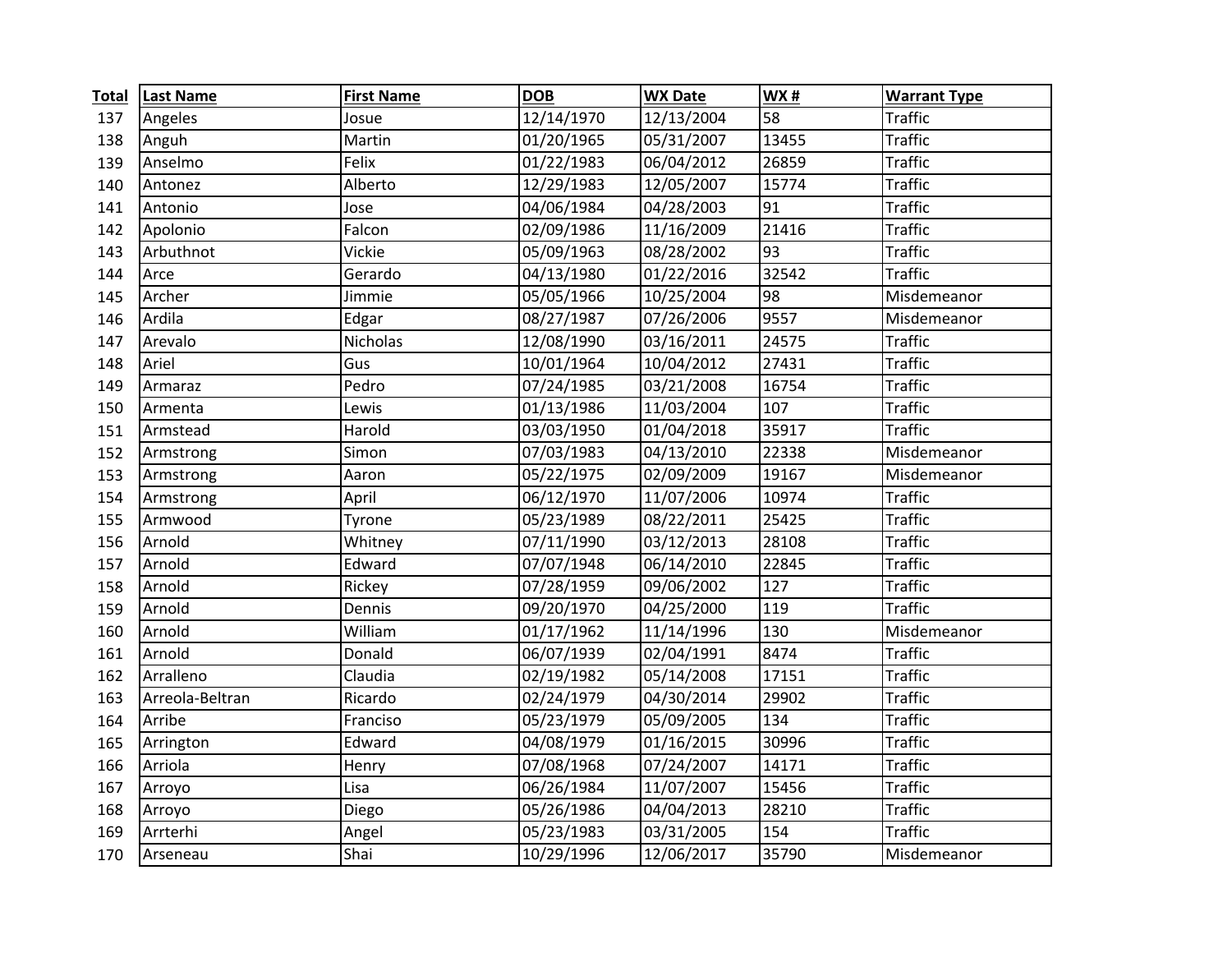| Total | Last Name | First Name | DOB | WX Date | WX # | Warrant Type |
|---|---|---|---|---|---|---|
| 137 | Angeles | Josue | 12/14/1970 | 12/13/2004 | 58 | Traffic |
| 138 | Anguh | Martin | 01/20/1965 | 05/31/2007 | 13455 | Traffic |
| 139 | Anselmo | Felix | 01/22/1983 | 06/04/2012 | 26859 | Traffic |
| 140 | Antonez | Alberto | 12/29/1983 | 12/05/2007 | 15774 | Traffic |
| 141 | Antonio | Jose | 04/06/1984 | 04/28/2003 | 91 | Traffic |
| 142 | Apolonio | Falcon | 02/09/1986 | 11/16/2009 | 21416 | Traffic |
| 143 | Arbuthnot | Vickie | 05/09/1963 | 08/28/2002 | 93 | Traffic |
| 144 | Arce | Gerardo | 04/13/1980 | 01/22/2016 | 32542 | Traffic |
| 145 | Archer | Jimmie | 05/05/1966 | 10/25/2004 | 98 | Misdemeanor |
| 146 | Ardila | Edgar | 08/27/1987 | 07/26/2006 | 9557 | Misdemeanor |
| 147 | Arevalo | Nicholas | 12/08/1990 | 03/16/2011 | 24575 | Traffic |
| 148 | Ariel | Gus | 10/01/1964 | 10/04/2012 | 27431 | Traffic |
| 149 | Armaraz | Pedro | 07/24/1985 | 03/21/2008 | 16754 | Traffic |
| 150 | Armenta | Lewis | 01/13/1986 | 11/03/2004 | 107 | Traffic |
| 151 | Armstead | Harold | 03/03/1950 | 01/04/2018 | 35917 | Traffic |
| 152 | Armstrong | Simon | 07/03/1983 | 04/13/2010 | 22338 | Misdemeanor |
| 153 | Armstrong | Aaron | 05/22/1975 | 02/09/2009 | 19167 | Misdemeanor |
| 154 | Armstrong | April | 06/12/1970 | 11/07/2006 | 10974 | Traffic |
| 155 | Armwood | Tyrone | 05/23/1989 | 08/22/2011 | 25425 | Traffic |
| 156 | Arnold | Whitney | 07/11/1990 | 03/12/2013 | 28108 | Traffic |
| 157 | Arnold | Edward | 07/07/1948 | 06/14/2010 | 22845 | Traffic |
| 158 | Arnold | Rickey | 07/28/1959 | 09/06/2002 | 127 | Traffic |
| 159 | Arnold | Dennis | 09/20/1970 | 04/25/2000 | 119 | Traffic |
| 160 | Arnold | William | 01/17/1962 | 11/14/1996 | 130 | Misdemeanor |
| 161 | Arnold | Donald | 06/07/1939 | 02/04/1991 | 8474 | Traffic |
| 162 | Arralleno | Claudia | 02/19/1982 | 05/14/2008 | 17151 | Traffic |
| 163 | Arreola-Beltran | Ricardo | 02/24/1979 | 04/30/2014 | 29902 | Traffic |
| 164 | Arribe | Franciso | 05/23/1979 | 05/09/2005 | 134 | Traffic |
| 165 | Arrington | Edward | 04/08/1979 | 01/16/2015 | 30996 | Traffic |
| 166 | Arriola | Henry | 07/08/1968 | 07/24/2007 | 14171 | Traffic |
| 167 | Arroyo | Lisa | 06/26/1984 | 11/07/2007 | 15456 | Traffic |
| 168 | Arroyo | Diego | 05/26/1986 | 04/04/2013 | 28210 | Traffic |
| 169 | Arrterhi | Angel | 05/23/1983 | 03/31/2005 | 154 | Traffic |
| 170 | Arseneau | Shai | 10/29/1996 | 12/06/2017 | 35790 | Misdemeanor |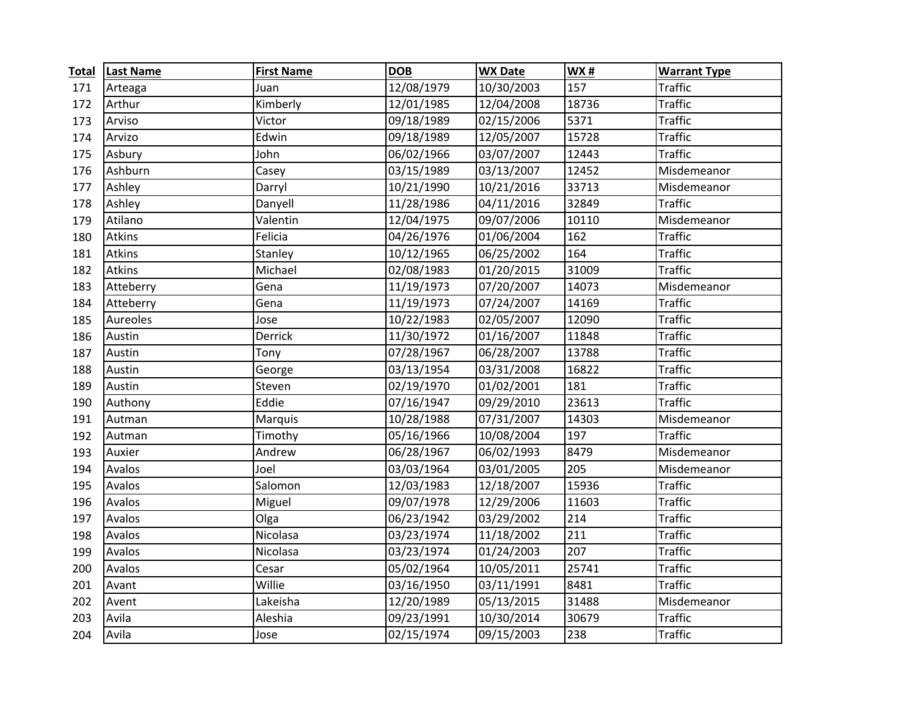| Total | Last Name | First Name | DOB | WX Date | WX # | Warrant Type |
|---|---|---|---|---|---|---|
| 171 | Arteaga | Juan | 12/08/1979 | 10/30/2003 | 157 | Traffic |
| 172 | Arthur | Kimberly | 12/01/1985 | 12/04/2008 | 18736 | Traffic |
| 173 | Arviso | Victor | 09/18/1989 | 02/15/2006 | 5371 | Traffic |
| 174 | Arvizo | Edwin | 09/18/1989 | 12/05/2007 | 15728 | Traffic |
| 175 | Asbury | John | 06/02/1966 | 03/07/2007 | 12443 | Traffic |
| 176 | Ashburn | Casey | 03/15/1989 | 03/13/2007 | 12452 | Misdemeanor |
| 177 | Ashley | Darryl | 10/21/1990 | 10/21/2016 | 33713 | Misdemeanor |
| 178 | Ashley | Danyell | 11/28/1986 | 04/11/2016 | 32849 | Traffic |
| 179 | Atilano | Valentin | 12/04/1975 | 09/07/2006 | 10110 | Misdemeanor |
| 180 | Atkins | Felicia | 04/26/1976 | 01/06/2004 | 162 | Traffic |
| 181 | Atkins | Stanley | 10/12/1965 | 06/25/2002 | 164 | Traffic |
| 182 | Atkins | Michael | 02/08/1983 | 01/20/2015 | 31009 | Traffic |
| 183 | Atteberry | Gena | 11/19/1973 | 07/20/2007 | 14073 | Misdemeanor |
| 184 | Atteberry | Gena | 11/19/1973 | 07/24/2007 | 14169 | Traffic |
| 185 | Aureoles | Jose | 10/22/1983 | 02/05/2007 | 12090 | Traffic |
| 186 | Austin | Derrick | 11/30/1972 | 01/16/2007 | 11848 | Traffic |
| 187 | Austin | Tony | 07/28/1967 | 06/28/2007 | 13788 | Traffic |
| 188 | Austin | George | 03/13/1954 | 03/31/2008 | 16822 | Traffic |
| 189 | Austin | Steven | 02/19/1970 | 01/02/2001 | 181 | Traffic |
| 190 | Authony | Eddie | 07/16/1947 | 09/29/2010 | 23613 | Traffic |
| 191 | Autman | Marquis | 10/28/1988 | 07/31/2007 | 14303 | Misdemeanor |
| 192 | Autman | Timothy | 05/16/1966 | 10/08/2004 | 197 | Traffic |
| 193 | Auxier | Andrew | 06/28/1967 | 06/02/1993 | 8479 | Misdemeanor |
| 194 | Avalos | Joel | 03/03/1964 | 03/01/2005 | 205 | Misdemeanor |
| 195 | Avalos | Salomon | 12/03/1983 | 12/18/2007 | 15936 | Traffic |
| 196 | Avalos | Miguel | 09/07/1978 | 12/29/2006 | 11603 | Traffic |
| 197 | Avalos | Olga | 06/23/1942 | 03/29/2002 | 214 | Traffic |
| 198 | Avalos | Nicolasa | 03/23/1974 | 11/18/2002 | 211 | Traffic |
| 199 | Avalos | Nicolasa | 03/23/1974 | 01/24/2003 | 207 | Traffic |
| 200 | Avalos | Cesar | 05/02/1964 | 10/05/2011 | 25741 | Traffic |
| 201 | Avant | Willie | 03/16/1950 | 03/11/1991 | 8481 | Traffic |
| 202 | Avent | Lakeisha | 12/20/1989 | 05/13/2015 | 31488 | Misdemeanor |
| 203 | Avila | Aleshia | 09/23/1991 | 10/30/2014 | 30679 | Traffic |
| 204 | Avila | Jose | 02/15/1974 | 09/15/2003 | 238 | Traffic |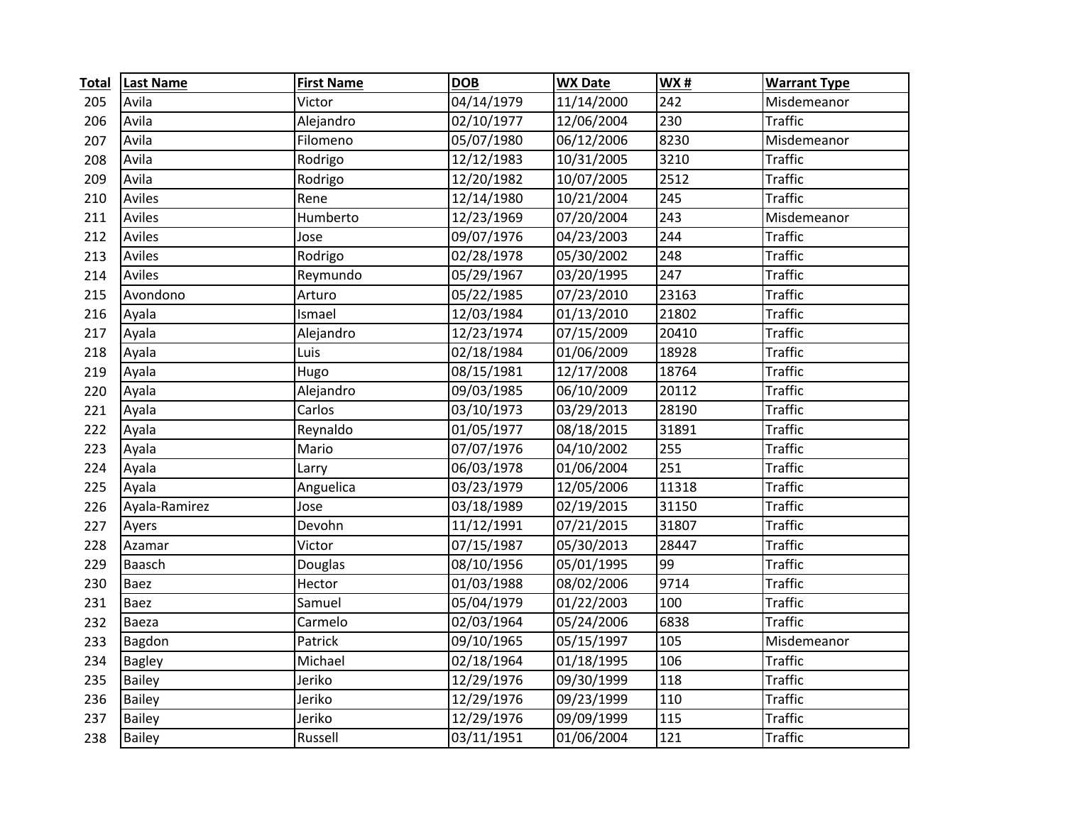| Total | Last Name | First Name | DOB | WX Date | WX # | Warrant Type |
|---|---|---|---|---|---|---|
| 205 | Avila | Victor | 04/14/1979 | 11/14/2000 | 242 | Misdemeanor |
| 206 | Avila | Alejandro | 02/10/1977 | 12/06/2004 | 230 | Traffic |
| 207 | Avila | Filomeno | 05/07/1980 | 06/12/2006 | 8230 | Misdemeanor |
| 208 | Avila | Rodrigo | 12/12/1983 | 10/31/2005 | 3210 | Traffic |
| 209 | Avila | Rodrigo | 12/20/1982 | 10/07/2005 | 2512 | Traffic |
| 210 | Aviles | Rene | 12/14/1980 | 10/21/2004 | 245 | Traffic |
| 211 | Aviles | Humberto | 12/23/1969 | 07/20/2004 | 243 | Misdemeanor |
| 212 | Aviles | Jose | 09/07/1976 | 04/23/2003 | 244 | Traffic |
| 213 | Aviles | Rodrigo | 02/28/1978 | 05/30/2002 | 248 | Traffic |
| 214 | Aviles | Reymundo | 05/29/1967 | 03/20/1995 | 247 | Traffic |
| 215 | Avondono | Arturo | 05/22/1985 | 07/23/2010 | 23163 | Traffic |
| 216 | Ayala | Ismael | 12/03/1984 | 01/13/2010 | 21802 | Traffic |
| 217 | Ayala | Alejandro | 12/23/1974 | 07/15/2009 | 20410 | Traffic |
| 218 | Ayala | Luis | 02/18/1984 | 01/06/2009 | 18928 | Traffic |
| 219 | Ayala | Hugo | 08/15/1981 | 12/17/2008 | 18764 | Traffic |
| 220 | Ayala | Alejandro | 09/03/1985 | 06/10/2009 | 20112 | Traffic |
| 221 | Ayala | Carlos | 03/10/1973 | 03/29/2013 | 28190 | Traffic |
| 222 | Ayala | Reynaldo | 01/05/1977 | 08/18/2015 | 31891 | Traffic |
| 223 | Ayala | Mario | 07/07/1976 | 04/10/2002 | 255 | Traffic |
| 224 | Ayala | Larry | 06/03/1978 | 01/06/2004 | 251 | Traffic |
| 225 | Ayala | Anguelica | 03/23/1979 | 12/05/2006 | 11318 | Traffic |
| 226 | Ayala-Ramirez | Jose | 03/18/1989 | 02/19/2015 | 31150 | Traffic |
| 227 | Ayers | Devohn | 11/12/1991 | 07/21/2015 | 31807 | Traffic |
| 228 | Azamar | Victor | 07/15/1987 | 05/30/2013 | 28447 | Traffic |
| 229 | Baasch | Douglas | 08/10/1956 | 05/01/1995 | 99 | Traffic |
| 230 | Baez | Hector | 01/03/1988 | 08/02/2006 | 9714 | Traffic |
| 231 | Baez | Samuel | 05/04/1979 | 01/22/2003 | 100 | Traffic |
| 232 | Baeza | Carmelo | 02/03/1964 | 05/24/2006 | 6838 | Traffic |
| 233 | Bagdon | Patrick | 09/10/1965 | 05/15/1997 | 105 | Misdemeanor |
| 234 | Bagley | Michael | 02/18/1964 | 01/18/1995 | 106 | Traffic |
| 235 | Bailey | Jeriko | 12/29/1976 | 09/30/1999 | 118 | Traffic |
| 236 | Bailey | Jeriko | 12/29/1976 | 09/23/1999 | 110 | Traffic |
| 237 | Bailey | Jeriko | 12/29/1976 | 09/09/1999 | 115 | Traffic |
| 238 | Bailey | Russell | 03/11/1951 | 01/06/2004 | 121 | Traffic |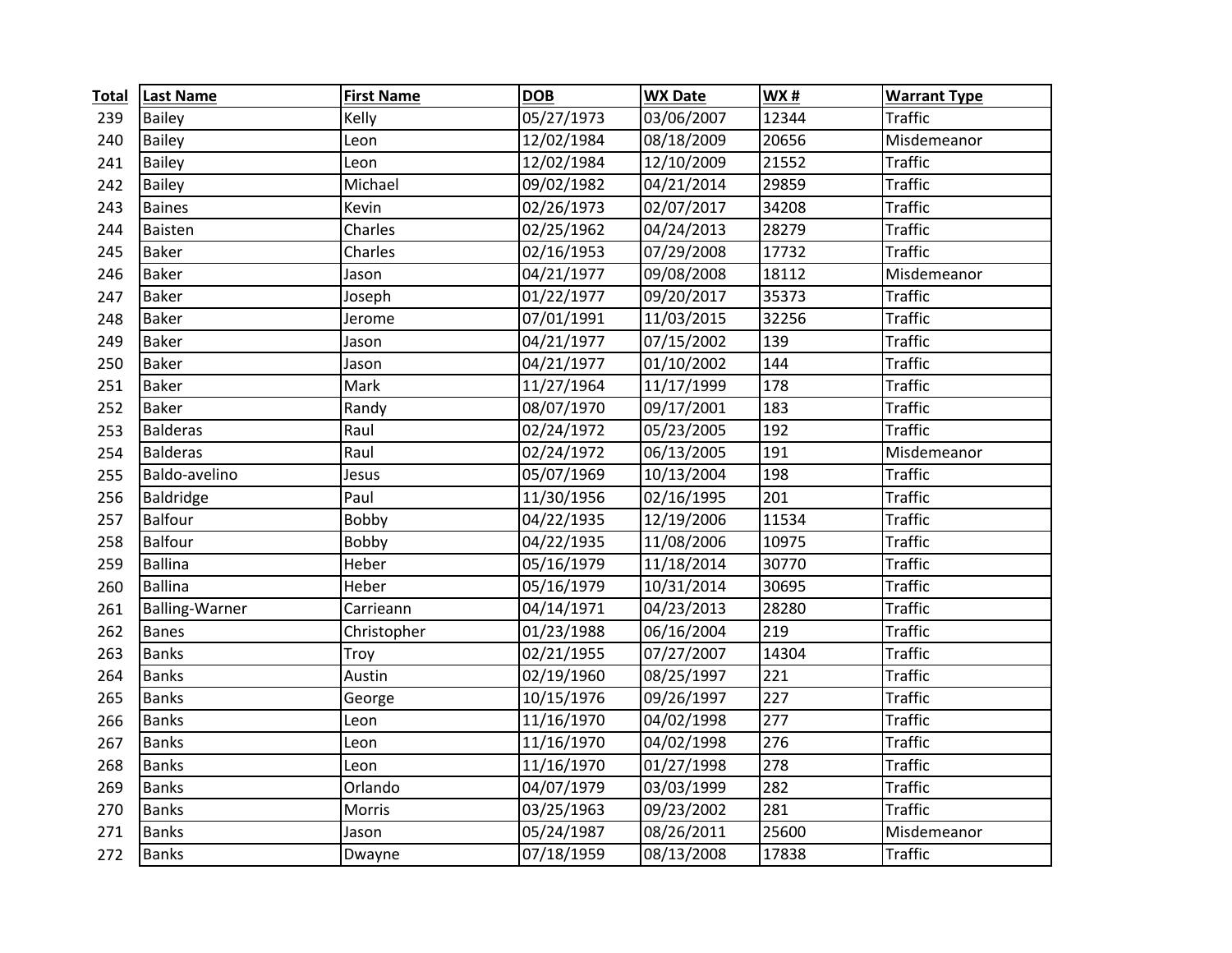| Total | Last Name | First Name | DOB | WX Date | WX # | Warrant Type |
|---|---|---|---|---|---|---|
| 239 | Bailey | Kelly | 05/27/1973 | 03/06/2007 | 12344 | Traffic |
| 240 | Bailey | Leon | 12/02/1984 | 08/18/2009 | 20656 | Misdemeanor |
| 241 | Bailey | Leon | 12/02/1984 | 12/10/2009 | 21552 | Traffic |
| 242 | Bailey | Michael | 09/02/1982 | 04/21/2014 | 29859 | Traffic |
| 243 | Baines | Kevin | 02/26/1973 | 02/07/2017 | 34208 | Traffic |
| 244 | Baisten | Charles | 02/25/1962 | 04/24/2013 | 28279 | Traffic |
| 245 | Baker | Charles | 02/16/1953 | 07/29/2008 | 17732 | Traffic |
| 246 | Baker | Jason | 04/21/1977 | 09/08/2008 | 18112 | Misdemeanor |
| 247 | Baker | Joseph | 01/22/1977 | 09/20/2017 | 35373 | Traffic |
| 248 | Baker | Jerome | 07/01/1991 | 11/03/2015 | 32256 | Traffic |
| 249 | Baker | Jason | 04/21/1977 | 07/15/2002 | 139 | Traffic |
| 250 | Baker | Jason | 04/21/1977 | 01/10/2002 | 144 | Traffic |
| 251 | Baker | Mark | 11/27/1964 | 11/17/1999 | 178 | Traffic |
| 252 | Baker | Randy | 08/07/1970 | 09/17/2001 | 183 | Traffic |
| 253 | Balderas | Raul | 02/24/1972 | 05/23/2005 | 192 | Traffic |
| 254 | Balderas | Raul | 02/24/1972 | 06/13/2005 | 191 | Misdemeanor |
| 255 | Baldo-avelino | Jesus | 05/07/1969 | 10/13/2004 | 198 | Traffic |
| 256 | Baldridge | Paul | 11/30/1956 | 02/16/1995 | 201 | Traffic |
| 257 | Balfour | Bobby | 04/22/1935 | 12/19/2006 | 11534 | Traffic |
| 258 | Balfour | Bobby | 04/22/1935 | 11/08/2006 | 10975 | Traffic |
| 259 | Ballina | Heber | 05/16/1979 | 11/18/2014 | 30770 | Traffic |
| 260 | Ballina | Heber | 05/16/1979 | 10/31/2014 | 30695 | Traffic |
| 261 | Balling-Warner | Carrieann | 04/14/1971 | 04/23/2013 | 28280 | Traffic |
| 262 | Banes | Christopher | 01/23/1988 | 06/16/2004 | 219 | Traffic |
| 263 | Banks | Troy | 02/21/1955 | 07/27/2007 | 14304 | Traffic |
| 264 | Banks | Austin | 02/19/1960 | 08/25/1997 | 221 | Traffic |
| 265 | Banks | George | 10/15/1976 | 09/26/1997 | 227 | Traffic |
| 266 | Banks | Leon | 11/16/1970 | 04/02/1998 | 277 | Traffic |
| 267 | Banks | Leon | 11/16/1970 | 04/02/1998 | 276 | Traffic |
| 268 | Banks | Leon | 11/16/1970 | 01/27/1998 | 278 | Traffic |
| 269 | Banks | Orlando | 04/07/1979 | 03/03/1999 | 282 | Traffic |
| 270 | Banks | Morris | 03/25/1963 | 09/23/2002 | 281 | Traffic |
| 271 | Banks | Jason | 05/24/1987 | 08/26/2011 | 25600 | Misdemeanor |
| 272 | Banks | Dwayne | 07/18/1959 | 08/13/2008 | 17838 | Traffic |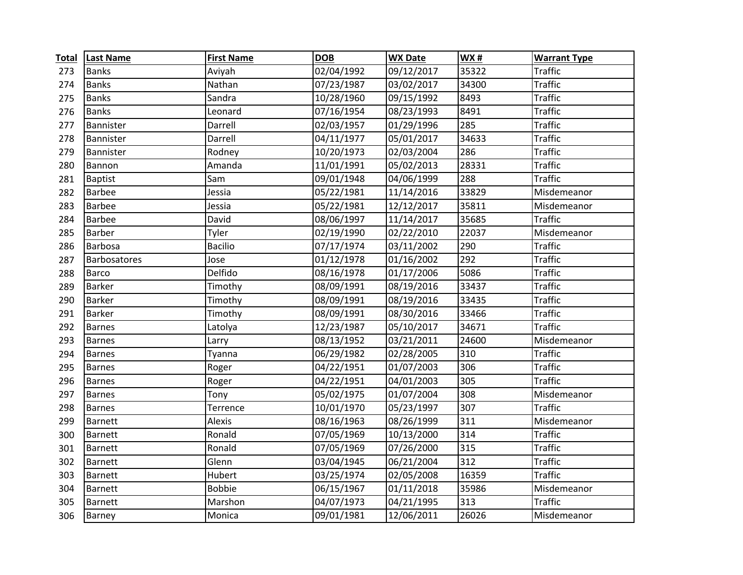| Total | Last Name | First Name | DOB | WX Date | WX # | Warrant Type |
|---|---|---|---|---|---|---|
| 273 | Banks | Aviyah | 02/04/1992 | 09/12/2017 | 35322 | Traffic |
| 274 | Banks | Nathan | 07/23/1987 | 03/02/2017 | 34300 | Traffic |
| 275 | Banks | Sandra | 10/28/1960 | 09/15/1992 | 8493 | Traffic |
| 276 | Banks | Leonard | 07/16/1954 | 08/23/1993 | 8491 | Traffic |
| 277 | Bannister | Darrell | 02/03/1957 | 01/29/1996 | 285 | Traffic |
| 278 | Bannister | Darrell | 04/11/1977 | 05/01/2017 | 34633 | Traffic |
| 279 | Bannister | Rodney | 10/20/1973 | 02/03/2004 | 286 | Traffic |
| 280 | Bannon | Amanda | 11/01/1991 | 05/02/2013 | 28331 | Traffic |
| 281 | Baptist | Sam | 09/01/1948 | 04/06/1999 | 288 | Traffic |
| 282 | Barbee | Jessia | 05/22/1981 | 11/14/2016 | 33829 | Misdemeanor |
| 283 | Barbee | Jessia | 05/22/1981 | 12/12/2017 | 35811 | Misdemeanor |
| 284 | Barbee | David | 08/06/1997 | 11/14/2017 | 35685 | Traffic |
| 285 | Barber | Tyler | 02/19/1990 | 02/22/2010 | 22037 | Misdemeanor |
| 286 | Barbosa | Bacilio | 07/17/1974 | 03/11/2002 | 290 | Traffic |
| 287 | Barbosatores | Jose | 01/12/1978 | 01/16/2002 | 292 | Traffic |
| 288 | Barco | Delfido | 08/16/1978 | 01/17/2006 | 5086 | Traffic |
| 289 | Barker | Timothy | 08/09/1991 | 08/19/2016 | 33437 | Traffic |
| 290 | Barker | Timothy | 08/09/1991 | 08/19/2016 | 33435 | Traffic |
| 291 | Barker | Timothy | 08/09/1991 | 08/30/2016 | 33466 | Traffic |
| 292 | Barnes | Latolya | 12/23/1987 | 05/10/2017 | 34671 | Traffic |
| 293 | Barnes | Larry | 08/13/1952 | 03/21/2011 | 24600 | Misdemeanor |
| 294 | Barnes | Tyanna | 06/29/1982 | 02/28/2005 | 310 | Traffic |
| 295 | Barnes | Roger | 04/22/1951 | 01/07/2003 | 306 | Traffic |
| 296 | Barnes | Roger | 04/22/1951 | 04/01/2003 | 305 | Traffic |
| 297 | Barnes | Tony | 05/02/1975 | 01/07/2004 | 308 | Misdemeanor |
| 298 | Barnes | Terrence | 10/01/1970 | 05/23/1997 | 307 | Traffic |
| 299 | Barnett | Alexis | 08/16/1963 | 08/26/1999 | 311 | Misdemeanor |
| 300 | Barnett | Ronald | 07/05/1969 | 10/13/2000 | 314 | Traffic |
| 301 | Barnett | Ronald | 07/05/1969 | 07/26/2000 | 315 | Traffic |
| 302 | Barnett | Glenn | 03/04/1945 | 06/21/2004 | 312 | Traffic |
| 303 | Barnett | Hubert | 03/25/1974 | 02/05/2008 | 16359 | Traffic |
| 304 | Barnett | Bobbie | 06/15/1967 | 01/11/2018 | 35986 | Misdemeanor |
| 305 | Barnett | Marshon | 04/07/1973 | 04/21/1995 | 313 | Traffic |
| 306 | Barney | Monica | 09/01/1981 | 12/06/2011 | 26026 | Misdemeanor |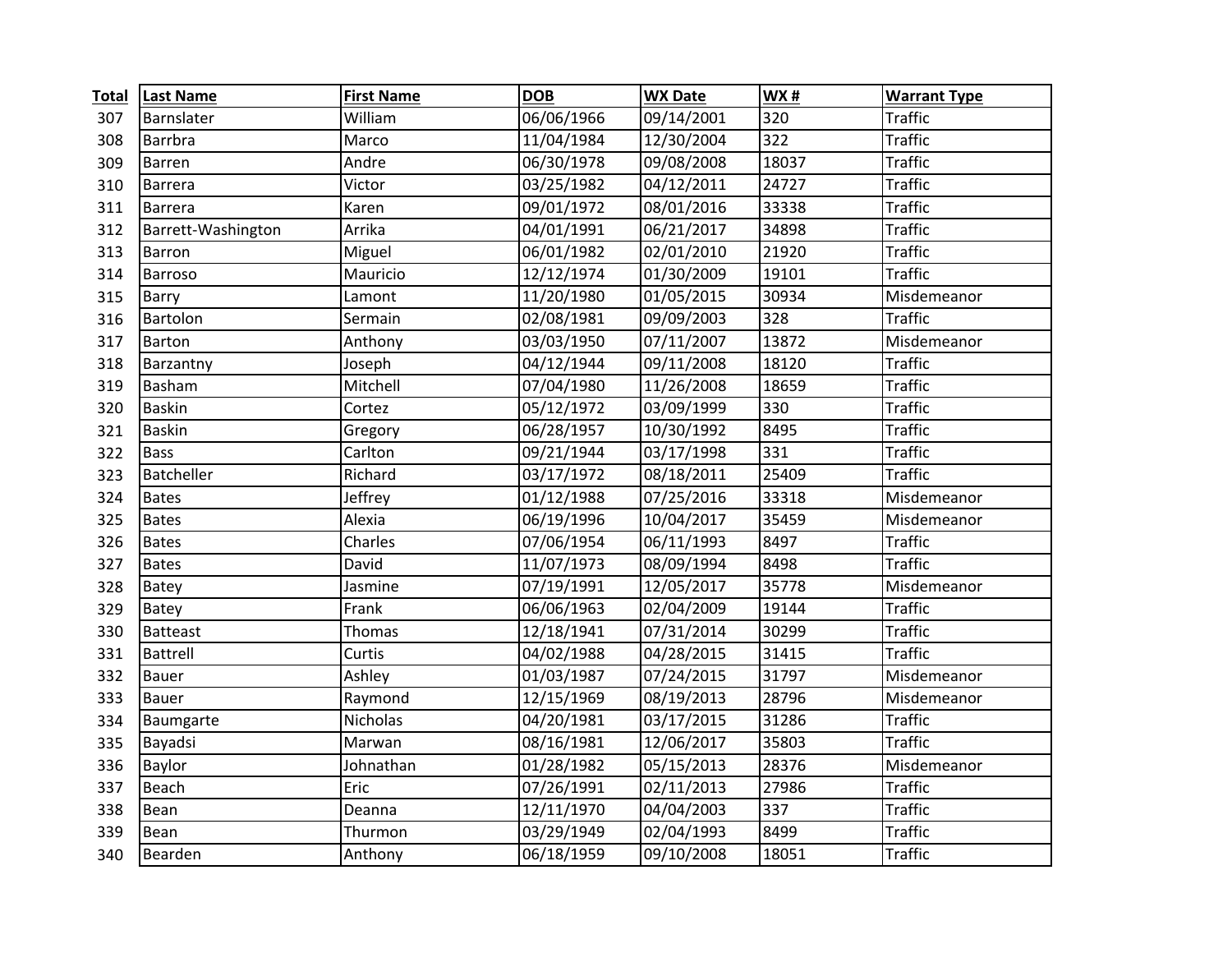| Total | Last Name | First Name | DOB | WX Date | WX # | Warrant Type |
|---|---|---|---|---|---|---|
| 307 | Barnslater | William | 06/06/1966 | 09/14/2001 | 320 | Traffic |
| 308 | Barrbra | Marco | 11/04/1984 | 12/30/2004 | 322 | Traffic |
| 309 | Barren | Andre | 06/30/1978 | 09/08/2008 | 18037 | Traffic |
| 310 | Barrera | Victor | 03/25/1982 | 04/12/2011 | 24727 | Traffic |
| 311 | Barrera | Karen | 09/01/1972 | 08/01/2016 | 33338 | Traffic |
| 312 | Barrett-Washington | Arrika | 04/01/1991 | 06/21/2017 | 34898 | Traffic |
| 313 | Barron | Miguel | 06/01/1982 | 02/01/2010 | 21920 | Traffic |
| 314 | Barroso | Mauricio | 12/12/1974 | 01/30/2009 | 19101 | Traffic |
| 315 | Barry | Lamont | 11/20/1980 | 01/05/2015 | 30934 | Misdemeanor |
| 316 | Bartolon | Sermain | 02/08/1981 | 09/09/2003 | 328 | Traffic |
| 317 | Barton | Anthony | 03/03/1950 | 07/11/2007 | 13872 | Misdemeanor |
| 318 | Barzantny | Joseph | 04/12/1944 | 09/11/2008 | 18120 | Traffic |
| 319 | Basham | Mitchell | 07/04/1980 | 11/26/2008 | 18659 | Traffic |
| 320 | Baskin | Cortez | 05/12/1972 | 03/09/1999 | 330 | Traffic |
| 321 | Baskin | Gregory | 06/28/1957 | 10/30/1992 | 8495 | Traffic |
| 322 | Bass | Carlton | 09/21/1944 | 03/17/1998 | 331 | Traffic |
| 323 | Batcheller | Richard | 03/17/1972 | 08/18/2011 | 25409 | Traffic |
| 324 | Bates | Jeffrey | 01/12/1988 | 07/25/2016 | 33318 | Misdemeanor |
| 325 | Bates | Alexia | 06/19/1996 | 10/04/2017 | 35459 | Misdemeanor |
| 326 | Bates | Charles | 07/06/1954 | 06/11/1993 | 8497 | Traffic |
| 327 | Bates | David | 11/07/1973 | 08/09/1994 | 8498 | Traffic |
| 328 | Batey | Jasmine | 07/19/1991 | 12/05/2017 | 35778 | Misdemeanor |
| 329 | Batey | Frank | 06/06/1963 | 02/04/2009 | 19144 | Traffic |
| 330 | Batteast | Thomas | 12/18/1941 | 07/31/2014 | 30299 | Traffic |
| 331 | Battrell | Curtis | 04/02/1988 | 04/28/2015 | 31415 | Traffic |
| 332 | Bauer | Ashley | 01/03/1987 | 07/24/2015 | 31797 | Misdemeanor |
| 333 | Bauer | Raymond | 12/15/1969 | 08/19/2013 | 28796 | Misdemeanor |
| 334 | Baumgarte | Nicholas | 04/20/1981 | 03/17/2015 | 31286 | Traffic |
| 335 | Bayadsi | Marwan | 08/16/1981 | 12/06/2017 | 35803 | Traffic |
| 336 | Baylor | Johnathan | 01/28/1982 | 05/15/2013 | 28376 | Misdemeanor |
| 337 | Beach | Eric | 07/26/1991 | 02/11/2013 | 27986 | Traffic |
| 338 | Bean | Deanna | 12/11/1970 | 04/04/2003 | 337 | Traffic |
| 339 | Bean | Thurmon | 03/29/1949 | 02/04/1993 | 8499 | Traffic |
| 340 | Bearden | Anthony | 06/18/1959 | 09/10/2008 | 18051 | Traffic |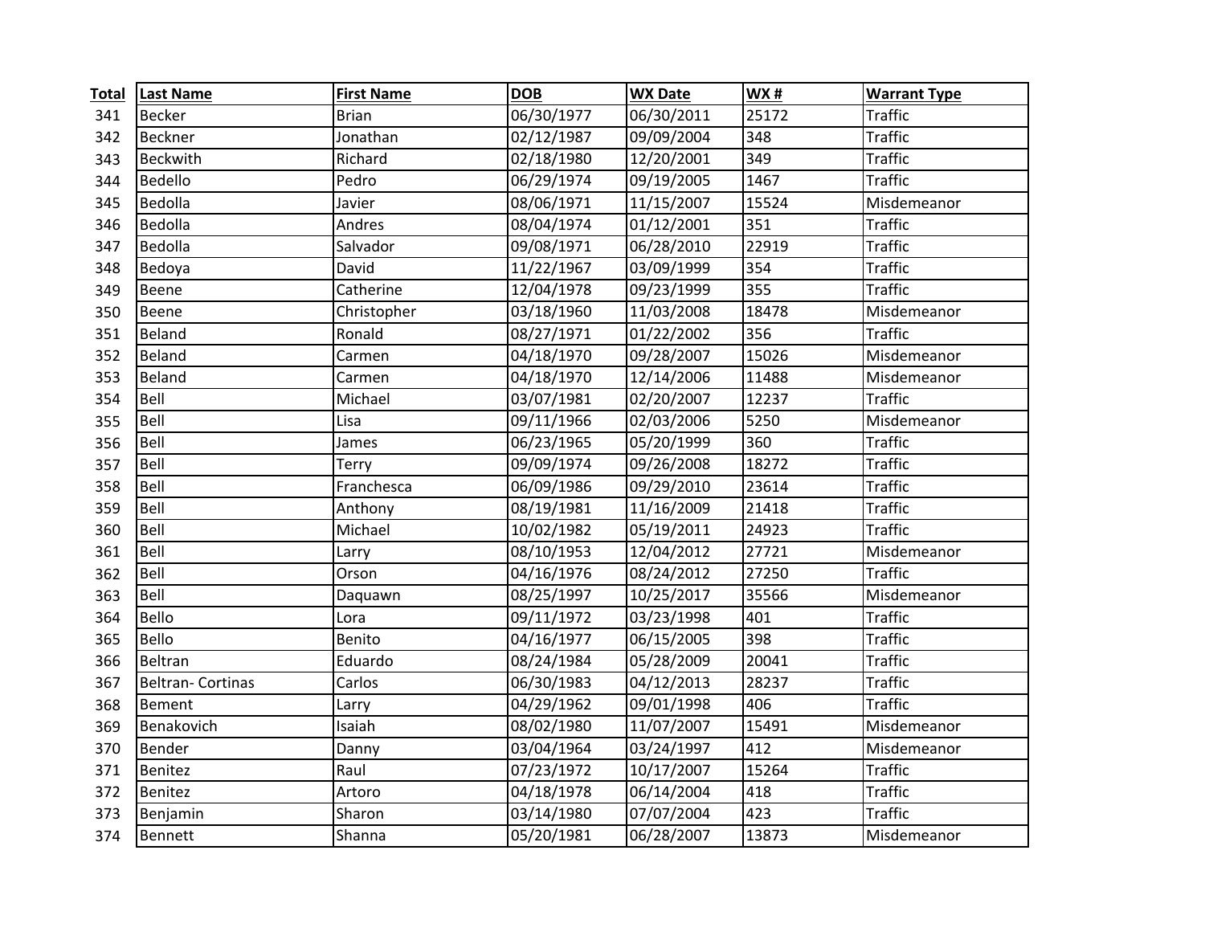| Total | Last Name | First Name | DOB | WX Date | WX # | Warrant Type |
|---|---|---|---|---|---|---|
| 341 | Becker | Brian | 06/30/1977 | 06/30/2011 | 25172 | Traffic |
| 342 | Beckner | Jonathan | 02/12/1987 | 09/09/2004 | 348 | Traffic |
| 343 | Beckwith | Richard | 02/18/1980 | 12/20/2001 | 349 | Traffic |
| 344 | Bedello | Pedro | 06/29/1974 | 09/19/2005 | 1467 | Traffic |
| 345 | Bedolla | Javier | 08/06/1971 | 11/15/2007 | 15524 | Misdemeanor |
| 346 | Bedolla | Andres | 08/04/1974 | 01/12/2001 | 351 | Traffic |
| 347 | Bedolla | Salvador | 09/08/1971 | 06/28/2010 | 22919 | Traffic |
| 348 | Bedoya | David | 11/22/1967 | 03/09/1999 | 354 | Traffic |
| 349 | Beene | Catherine | 12/04/1978 | 09/23/1999 | 355 | Traffic |
| 350 | Beene | Christopher | 03/18/1960 | 11/03/2008 | 18478 | Misdemeanor |
| 351 | Beland | Ronald | 08/27/1971 | 01/22/2002 | 356 | Traffic |
| 352 | Beland | Carmen | 04/18/1970 | 09/28/2007 | 15026 | Misdemeanor |
| 353 | Beland | Carmen | 04/18/1970 | 12/14/2006 | 11488 | Misdemeanor |
| 354 | Bell | Michael | 03/07/1981 | 02/20/2007 | 12237 | Traffic |
| 355 | Bell | Lisa | 09/11/1966 | 02/03/2006 | 5250 | Misdemeanor |
| 356 | Bell | James | 06/23/1965 | 05/20/1999 | 360 | Traffic |
| 357 | Bell | Terry | 09/09/1974 | 09/26/2008 | 18272 | Traffic |
| 358 | Bell | Franchesca | 06/09/1986 | 09/29/2010 | 23614 | Traffic |
| 359 | Bell | Anthony | 08/19/1981 | 11/16/2009 | 21418 | Traffic |
| 360 | Bell | Michael | 10/02/1982 | 05/19/2011 | 24923 | Traffic |
| 361 | Bell | Larry | 08/10/1953 | 12/04/2012 | 27721 | Misdemeanor |
| 362 | Bell | Orson | 04/16/1976 | 08/24/2012 | 27250 | Traffic |
| 363 | Bell | Daquawn | 08/25/1997 | 10/25/2017 | 35566 | Misdemeanor |
| 364 | Bello | Lora | 09/11/1972 | 03/23/1998 | 401 | Traffic |
| 365 | Bello | Benito | 04/16/1977 | 06/15/2005 | 398 | Traffic |
| 366 | Beltran | Eduardo | 08/24/1984 | 05/28/2009 | 20041 | Traffic |
| 367 | Beltran- Cortinas | Carlos | 06/30/1983 | 04/12/2013 | 28237 | Traffic |
| 368 | Bement | Larry | 04/29/1962 | 09/01/1998 | 406 | Traffic |
| 369 | Benakovich | Isaiah | 08/02/1980 | 11/07/2007 | 15491 | Misdemeanor |
| 370 | Bender | Danny | 03/04/1964 | 03/24/1997 | 412 | Misdemeanor |
| 371 | Benitez | Raul | 07/23/1972 | 10/17/2007 | 15264 | Traffic |
| 372 | Benitez | Artoro | 04/18/1978 | 06/14/2004 | 418 | Traffic |
| 373 | Benjamin | Sharon | 03/14/1980 | 07/07/2004 | 423 | Traffic |
| 374 | Bennett | Shanna | 05/20/1981 | 06/28/2007 | 13873 | Misdemeanor |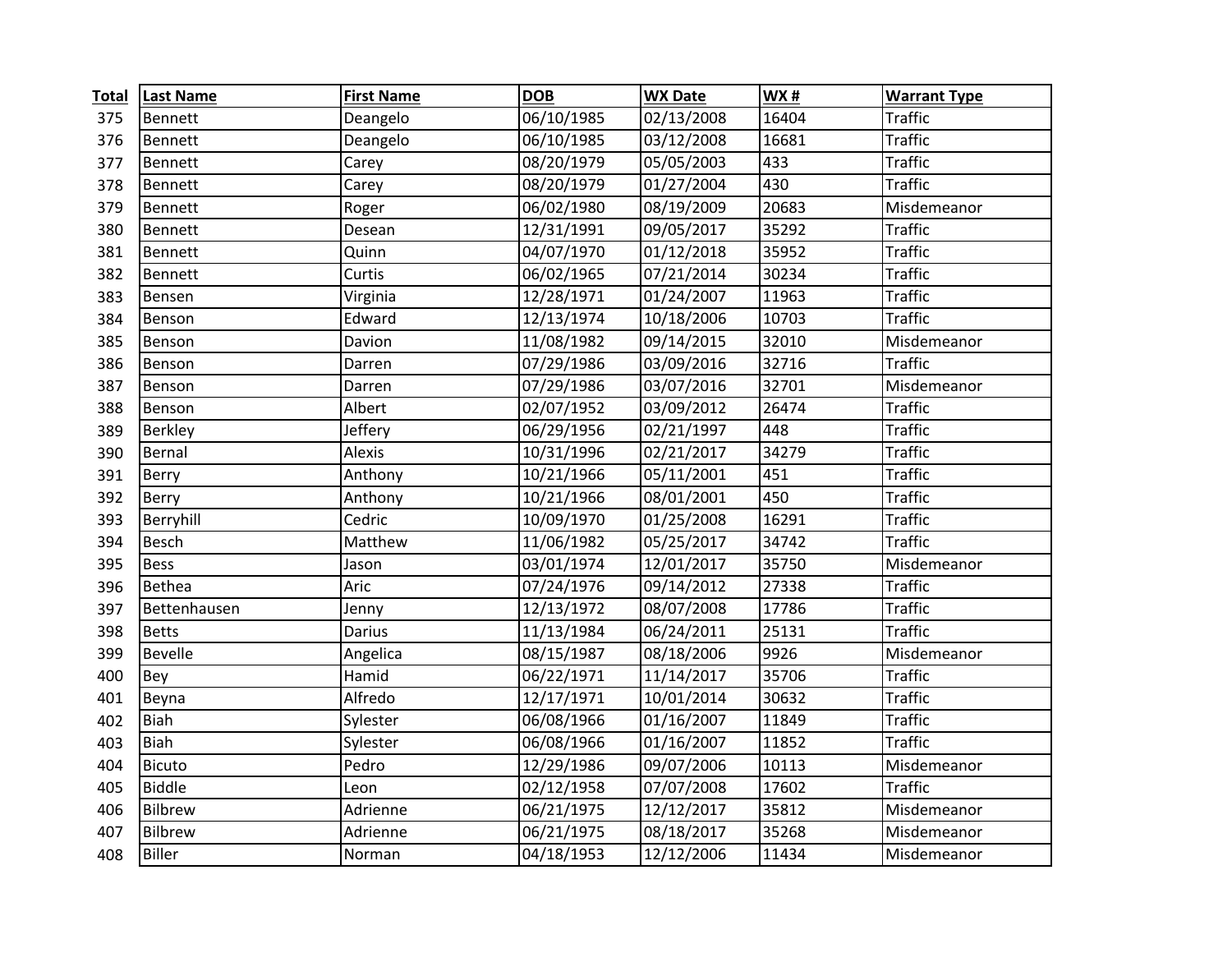| Total | Last Name | First Name | DOB | WX Date | WX # | Warrant Type |
|---|---|---|---|---|---|---|
| 375 | Bennett | Deangelo | 06/10/1985 | 02/13/2008 | 16404 | Traffic |
| 376 | Bennett | Deangelo | 06/10/1985 | 03/12/2008 | 16681 | Traffic |
| 377 | Bennett | Carey | 08/20/1979 | 05/05/2003 | 433 | Traffic |
| 378 | Bennett | Carey | 08/20/1979 | 01/27/2004 | 430 | Traffic |
| 379 | Bennett | Roger | 06/02/1980 | 08/19/2009 | 20683 | Misdemeanor |
| 380 | Bennett | Desean | 12/31/1991 | 09/05/2017 | 35292 | Traffic |
| 381 | Bennett | Quinn | 04/07/1970 | 01/12/2018 | 35952 | Traffic |
| 382 | Bennett | Curtis | 06/02/1965 | 07/21/2014 | 30234 | Traffic |
| 383 | Bensen | Virginia | 12/28/1971 | 01/24/2007 | 11963 | Traffic |
| 384 | Benson | Edward | 12/13/1974 | 10/18/2006 | 10703 | Traffic |
| 385 | Benson | Davion | 11/08/1982 | 09/14/2015 | 32010 | Misdemeanor |
| 386 | Benson | Darren | 07/29/1986 | 03/09/2016 | 32716 | Traffic |
| 387 | Benson | Darren | 07/29/1986 | 03/07/2016 | 32701 | Misdemeanor |
| 388 | Benson | Albert | 02/07/1952 | 03/09/2012 | 26474 | Traffic |
| 389 | Berkley | Jeffery | 06/29/1956 | 02/21/1997 | 448 | Traffic |
| 390 | Bernal | Alexis | 10/31/1996 | 02/21/2017 | 34279 | Traffic |
| 391 | Berry | Anthony | 10/21/1966 | 05/11/2001 | 451 | Traffic |
| 392 | Berry | Anthony | 10/21/1966 | 08/01/2001 | 450 | Traffic |
| 393 | Berryhill | Cedric | 10/09/1970 | 01/25/2008 | 16291 | Traffic |
| 394 | Besch | Matthew | 11/06/1982 | 05/25/2017 | 34742 | Traffic |
| 395 | Bess | Jason | 03/01/1974 | 12/01/2017 | 35750 | Misdemeanor |
| 396 | Bethea | Aric | 07/24/1976 | 09/14/2012 | 27338 | Traffic |
| 397 | Bettenhausen | Jenny | 12/13/1972 | 08/07/2008 | 17786 | Traffic |
| 398 | Betts | Darius | 11/13/1984 | 06/24/2011 | 25131 | Traffic |
| 399 | Bevelle | Angelica | 08/15/1987 | 08/18/2006 | 9926 | Misdemeanor |
| 400 | Bey | Hamid | 06/22/1971 | 11/14/2017 | 35706 | Traffic |
| 401 | Beyna | Alfredo | 12/17/1971 | 10/01/2014 | 30632 | Traffic |
| 402 | Biah | Sylester | 06/08/1966 | 01/16/2007 | 11849 | Traffic |
| 403 | Biah | Sylester | 06/08/1966 | 01/16/2007 | 11852 | Traffic |
| 404 | Bicuto | Pedro | 12/29/1986 | 09/07/2006 | 10113 | Misdemeanor |
| 405 | Biddle | Leon | 02/12/1958 | 07/07/2008 | 17602 | Traffic |
| 406 | Bilbrew | Adrienne | 06/21/1975 | 12/12/2017 | 35812 | Misdemeanor |
| 407 | Bilbrew | Adrienne | 06/21/1975 | 08/18/2017 | 35268 | Misdemeanor |
| 408 | Biller | Norman | 04/18/1953 | 12/12/2006 | 11434 | Misdemeanor |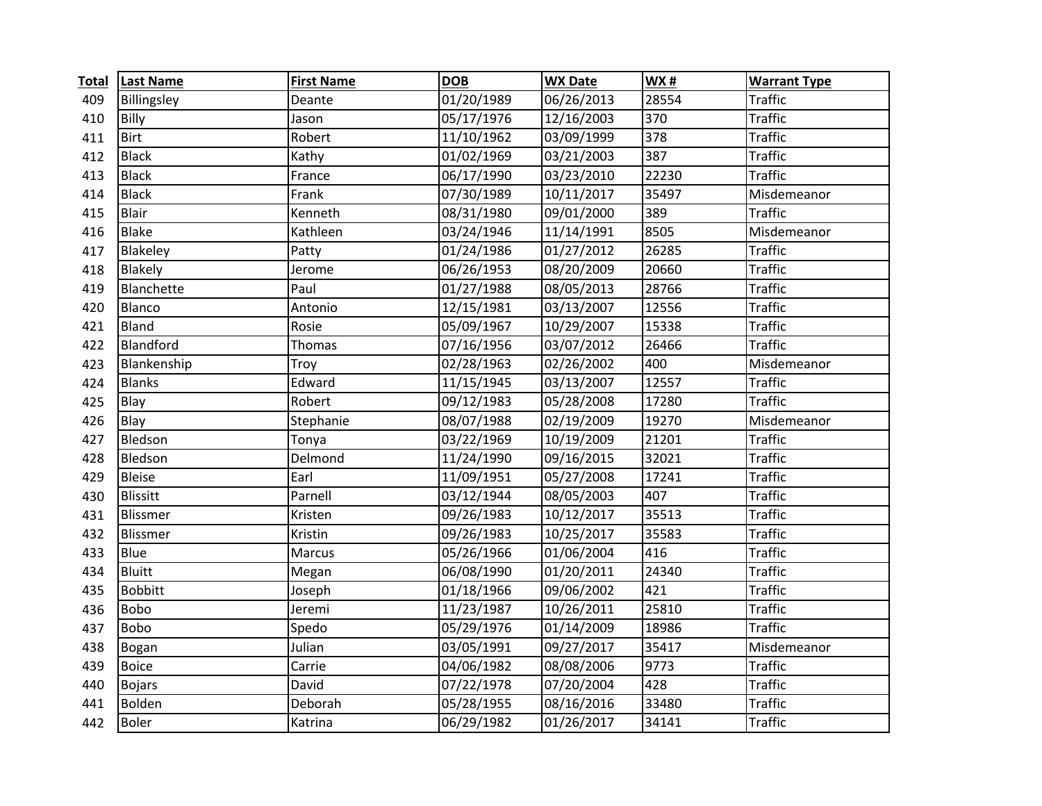| Total | Last Name | First Name | DOB | WX Date | WX # | Warrant Type |
|---|---|---|---|---|---|---|
| 409 | Billingsley | Deante | 01/20/1989 | 06/26/2013 | 28554 | Traffic |
| 410 | Billy | Jason | 05/17/1976 | 12/16/2003 | 370 | Traffic |
| 411 | Birt | Robert | 11/10/1962 | 03/09/1999 | 378 | Traffic |
| 412 | Black | Kathy | 01/02/1969 | 03/21/2003 | 387 | Traffic |
| 413 | Black | France | 06/17/1990 | 03/23/2010 | 22230 | Traffic |
| 414 | Black | Frank | 07/30/1989 | 10/11/2017 | 35497 | Misdemeanor |
| 415 | Blair | Kenneth | 08/31/1980 | 09/01/2000 | 389 | Traffic |
| 416 | Blake | Kathleen | 03/24/1946 | 11/14/1991 | 8505 | Misdemeanor |
| 417 | Blakeley | Patty | 01/24/1986 | 01/27/2012 | 26285 | Traffic |
| 418 | Blakely | Jerome | 06/26/1953 | 08/20/2009 | 20660 | Traffic |
| 419 | Blanchette | Paul | 01/27/1988 | 08/05/2013 | 28766 | Traffic |
| 420 | Blanco | Antonio | 12/15/1981 | 03/13/2007 | 12556 | Traffic |
| 421 | Bland | Rosie | 05/09/1967 | 10/29/2007 | 15338 | Traffic |
| 422 | Blandford | Thomas | 07/16/1956 | 03/07/2012 | 26466 | Traffic |
| 423 | Blankenship | Troy | 02/28/1963 | 02/26/2002 | 400 | Misdemeanor |
| 424 | Blanks | Edward | 11/15/1945 | 03/13/2007 | 12557 | Traffic |
| 425 | Blay | Robert | 09/12/1983 | 05/28/2008 | 17280 | Traffic |
| 426 | Blay | Stephanie | 08/07/1988 | 02/19/2009 | 19270 | Misdemeanor |
| 427 | Bledson | Tonya | 03/22/1969 | 10/19/2009 | 21201 | Traffic |
| 428 | Bledson | Delmond | 11/24/1990 | 09/16/2015 | 32021 | Traffic |
| 429 | Bleise | Earl | 11/09/1951 | 05/27/2008 | 17241 | Traffic |
| 430 | Blissitt | Parnell | 03/12/1944 | 08/05/2003 | 407 | Traffic |
| 431 | Blissmer | Kristen | 09/26/1983 | 10/12/2017 | 35513 | Traffic |
| 432 | Blissmer | Kristin | 09/26/1983 | 10/25/2017 | 35583 | Traffic |
| 433 | Blue | Marcus | 05/26/1966 | 01/06/2004 | 416 | Traffic |
| 434 | Bluitt | Megan | 06/08/1990 | 01/20/2011 | 24340 | Traffic |
| 435 | Bobbitt | Joseph | 01/18/1966 | 09/06/2002 | 421 | Traffic |
| 436 | Bobo | Jeremi | 11/23/1987 | 10/26/2011 | 25810 | Traffic |
| 437 | Bobo | Spedo | 05/29/1976 | 01/14/2009 | 18986 | Traffic |
| 438 | Bogan | Julian | 03/05/1991 | 09/27/2017 | 35417 | Misdemeanor |
| 439 | Boice | Carrie | 04/06/1982 | 08/08/2006 | 9773 | Traffic |
| 440 | Bojars | David | 07/22/1978 | 07/20/2004 | 428 | Traffic |
| 441 | Bolden | Deborah | 05/28/1955 | 08/16/2016 | 33480 | Traffic |
| 442 | Boler | Katrina | 06/29/1982 | 01/26/2017 | 34141 | Traffic |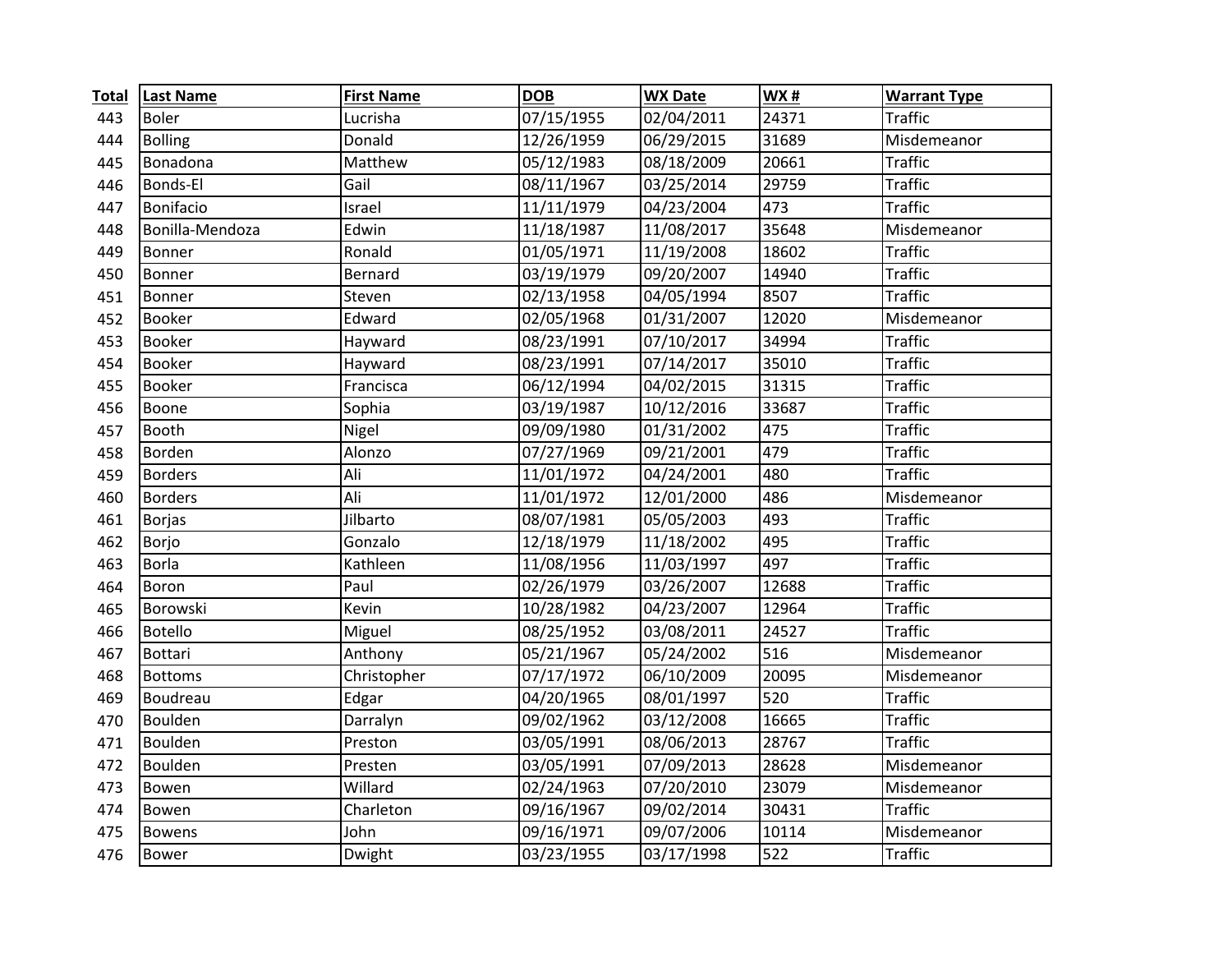| Total | Last Name | First Name | DOB | WX Date | WX # | Warrant Type |
|---|---|---|---|---|---|---|
| 443 | Boler | Lucrisha | 07/15/1955 | 02/04/2011 | 24371 | Traffic |
| 444 | Bolling | Donald | 12/26/1959 | 06/29/2015 | 31689 | Misdemeanor |
| 445 | Bonadona | Matthew | 05/12/1983 | 08/18/2009 | 20661 | Traffic |
| 446 | Bonds-El | Gail | 08/11/1967 | 03/25/2014 | 29759 | Traffic |
| 447 | Bonifacio | Israel | 11/11/1979 | 04/23/2004 | 473 | Traffic |
| 448 | Bonilla-Mendoza | Edwin | 11/18/1987 | 11/08/2017 | 35648 | Misdemeanor |
| 449 | Bonner | Ronald | 01/05/1971 | 11/19/2008 | 18602 | Traffic |
| 450 | Bonner | Bernard | 03/19/1979 | 09/20/2007 | 14940 | Traffic |
| 451 | Bonner | Steven | 02/13/1958 | 04/05/1994 | 8507 | Traffic |
| 452 | Booker | Edward | 02/05/1968 | 01/31/2007 | 12020 | Misdemeanor |
| 453 | Booker | Hayward | 08/23/1991 | 07/10/2017 | 34994 | Traffic |
| 454 | Booker | Hayward | 08/23/1991 | 07/14/2017 | 35010 | Traffic |
| 455 | Booker | Francisca | 06/12/1994 | 04/02/2015 | 31315 | Traffic |
| 456 | Boone | Sophia | 03/19/1987 | 10/12/2016 | 33687 | Traffic |
| 457 | Booth | Nigel | 09/09/1980 | 01/31/2002 | 475 | Traffic |
| 458 | Borden | Alonzo | 07/27/1969 | 09/21/2001 | 479 | Traffic |
| 459 | Borders | Ali | 11/01/1972 | 04/24/2001 | 480 | Traffic |
| 460 | Borders | Ali | 11/01/1972 | 12/01/2000 | 486 | Misdemeanor |
| 461 | Borjas | Jilbarto | 08/07/1981 | 05/05/2003 | 493 | Traffic |
| 462 | Borjo | Gonzalo | 12/18/1979 | 11/18/2002 | 495 | Traffic |
| 463 | Borla | Kathleen | 11/08/1956 | 11/03/1997 | 497 | Traffic |
| 464 | Boron | Paul | 02/26/1979 | 03/26/2007 | 12688 | Traffic |
| 465 | Borowski | Kevin | 10/28/1982 | 04/23/2007 | 12964 | Traffic |
| 466 | Botello | Miguel | 08/25/1952 | 03/08/2011 | 24527 | Traffic |
| 467 | Bottari | Anthony | 05/21/1967 | 05/24/2002 | 516 | Misdemeanor |
| 468 | Bottoms | Christopher | 07/17/1972 | 06/10/2009 | 20095 | Misdemeanor |
| 469 | Boudreau | Edgar | 04/20/1965 | 08/01/1997 | 520 | Traffic |
| 470 | Boulden | Darralyn | 09/02/1962 | 03/12/2008 | 16665 | Traffic |
| 471 | Boulden | Preston | 03/05/1991 | 08/06/2013 | 28767 | Traffic |
| 472 | Boulden | Presten | 03/05/1991 | 07/09/2013 | 28628 | Misdemeanor |
| 473 | Bowen | Willard | 02/24/1963 | 07/20/2010 | 23079 | Misdemeanor |
| 474 | Bowen | Charleton | 09/16/1967 | 09/02/2014 | 30431 | Traffic |
| 475 | Bowens | John | 09/16/1971 | 09/07/2006 | 10114 | Misdemeanor |
| 476 | Bower | Dwight | 03/23/1955 | 03/17/1998 | 522 | Traffic |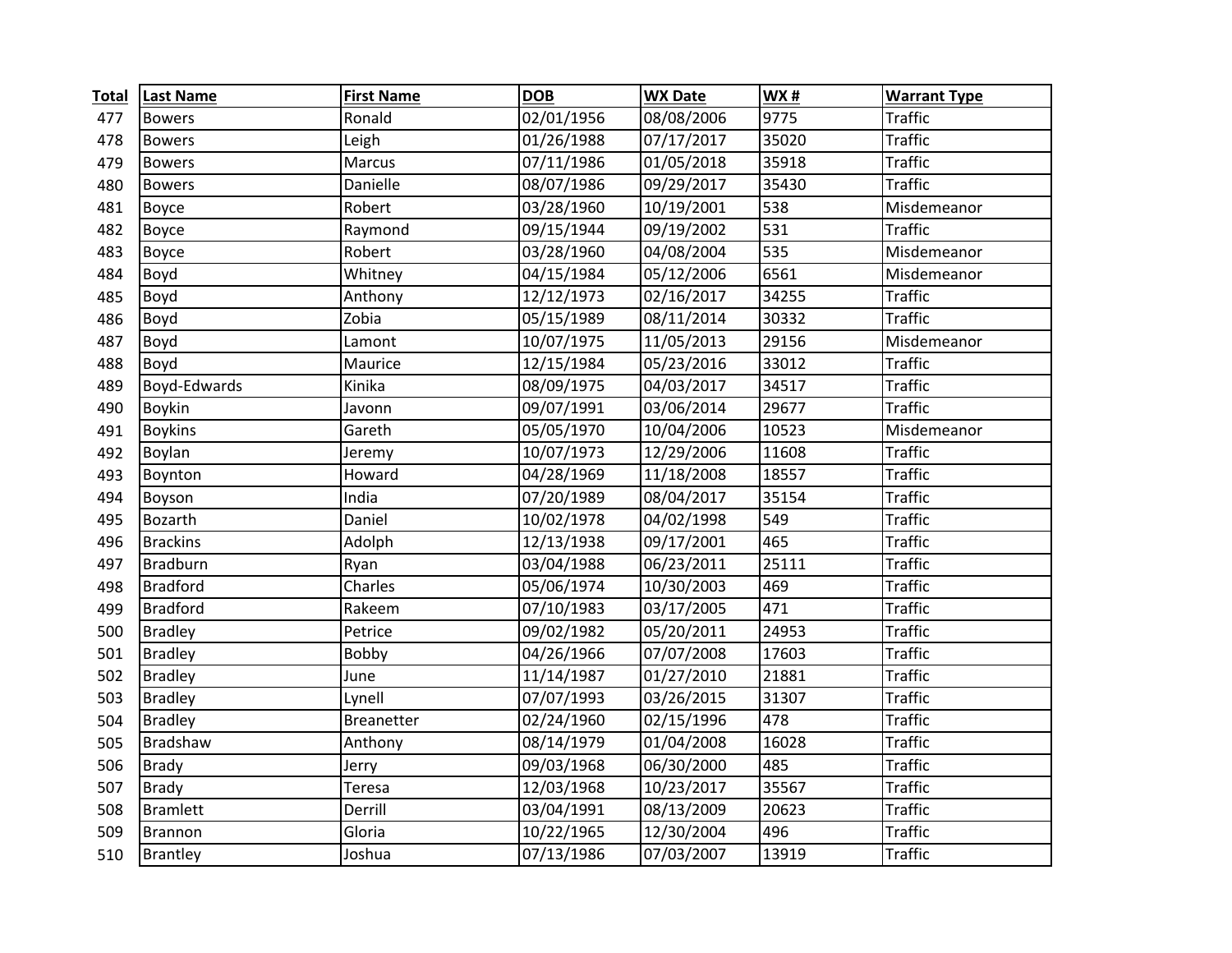| Total | Last Name | First Name | DOB | WX Date | WX # | Warrant Type |
|---|---|---|---|---|---|---|
| 477 | Bowers | Ronald | 02/01/1956 | 08/08/2006 | 9775 | Traffic |
| 478 | Bowers | Leigh | 01/26/1988 | 07/17/2017 | 35020 | Traffic |
| 479 | Bowers | Marcus | 07/11/1986 | 01/05/2018 | 35918 | Traffic |
| 480 | Bowers | Danielle | 08/07/1986 | 09/29/2017 | 35430 | Traffic |
| 481 | Boyce | Robert | 03/28/1960 | 10/19/2001 | 538 | Misdemeanor |
| 482 | Boyce | Raymond | 09/15/1944 | 09/19/2002 | 531 | Traffic |
| 483 | Boyce | Robert | 03/28/1960 | 04/08/2004 | 535 | Misdemeanor |
| 484 | Boyd | Whitney | 04/15/1984 | 05/12/2006 | 6561 | Misdemeanor |
| 485 | Boyd | Anthony | 12/12/1973 | 02/16/2017 | 34255 | Traffic |
| 486 | Boyd | Zobia | 05/15/1989 | 08/11/2014 | 30332 | Traffic |
| 487 | Boyd | Lamont | 10/07/1975 | 11/05/2013 | 29156 | Misdemeanor |
| 488 | Boyd | Maurice | 12/15/1984 | 05/23/2016 | 33012 | Traffic |
| 489 | Boyd-Edwards | Kinika | 08/09/1975 | 04/03/2017 | 34517 | Traffic |
| 490 | Boykin | Javonn | 09/07/1991 | 03/06/2014 | 29677 | Traffic |
| 491 | Boykins | Gareth | 05/05/1970 | 10/04/2006 | 10523 | Misdemeanor |
| 492 | Boylan | Jeremy | 10/07/1973 | 12/29/2006 | 11608 | Traffic |
| 493 | Boynton | Howard | 04/28/1969 | 11/18/2008 | 18557 | Traffic |
| 494 | Boyson | India | 07/20/1989 | 08/04/2017 | 35154 | Traffic |
| 495 | Bozarth | Daniel | 10/02/1978 | 04/02/1998 | 549 | Traffic |
| 496 | Brackins | Adolph | 12/13/1938 | 09/17/2001 | 465 | Traffic |
| 497 | Bradburn | Ryan | 03/04/1988 | 06/23/2011 | 25111 | Traffic |
| 498 | Bradford | Charles | 05/06/1974 | 10/30/2003 | 469 | Traffic |
| 499 | Bradford | Rakeem | 07/10/1983 | 03/17/2005 | 471 | Traffic |
| 500 | Bradley | Petrice | 09/02/1982 | 05/20/2011 | 24953 | Traffic |
| 501 | Bradley | Bobby | 04/26/1966 | 07/07/2008 | 17603 | Traffic |
| 502 | Bradley | June | 11/14/1987 | 01/27/2010 | 21881 | Traffic |
| 503 | Bradley | Lynell | 07/07/1993 | 03/26/2015 | 31307 | Traffic |
| 504 | Bradley | Breanetter | 02/24/1960 | 02/15/1996 | 478 | Traffic |
| 505 | Bradshaw | Anthony | 08/14/1979 | 01/04/2008 | 16028 | Traffic |
| 506 | Brady | Jerry | 09/03/1968 | 06/30/2000 | 485 | Traffic |
| 507 | Brady | Teresa | 12/03/1968 | 10/23/2017 | 35567 | Traffic |
| 508 | Bramlett | Derrill | 03/04/1991 | 08/13/2009 | 20623 | Traffic |
| 509 | Brannon | Gloria | 10/22/1965 | 12/30/2004 | 496 | Traffic |
| 510 | Brantley | Joshua | 07/13/1986 | 07/03/2007 | 13919 | Traffic |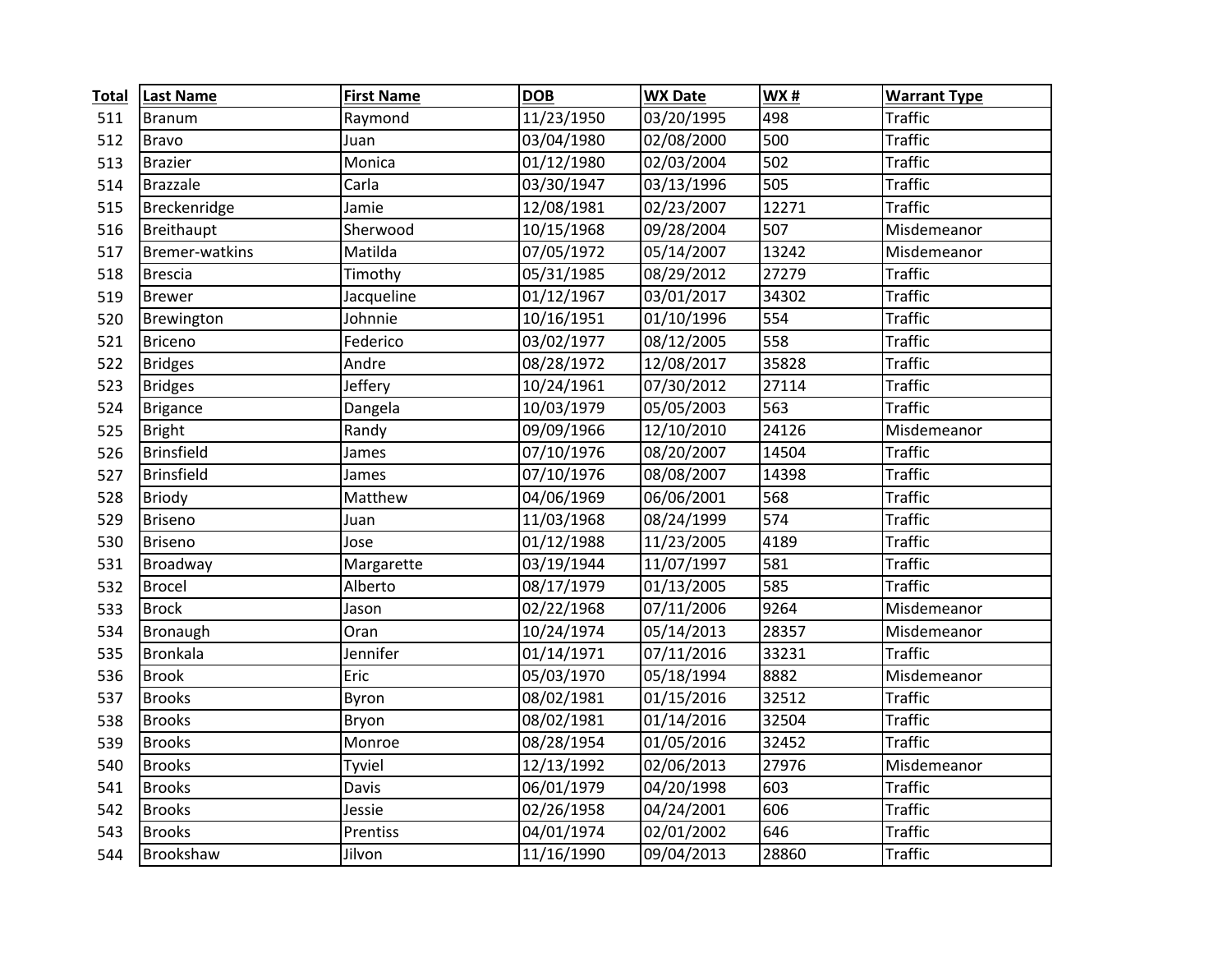| Total | Last Name | First Name | DOB | WX Date | WX # | Warrant Type |
|---|---|---|---|---|---|---|
| 511 | Branum | Raymond | 11/23/1950 | 03/20/1995 | 498 | Traffic |
| 512 | Bravo | Juan | 03/04/1980 | 02/08/2000 | 500 | Traffic |
| 513 | Brazier | Monica | 01/12/1980 | 02/03/2004 | 502 | Traffic |
| 514 | Brazzale | Carla | 03/30/1947 | 03/13/1996 | 505 | Traffic |
| 515 | Breckenridge | Jamie | 12/08/1981 | 02/23/2007 | 12271 | Traffic |
| 516 | Breithaupt | Sherwood | 10/15/1968 | 09/28/2004 | 507 | Misdemeanor |
| 517 | Bremer-watkins | Matilda | 07/05/1972 | 05/14/2007 | 13242 | Misdemeanor |
| 518 | Brescia | Timothy | 05/31/1985 | 08/29/2012 | 27279 | Traffic |
| 519 | Brewer | Jacqueline | 01/12/1967 | 03/01/2017 | 34302 | Traffic |
| 520 | Brewington | Johnnie | 10/16/1951 | 01/10/1996 | 554 | Traffic |
| 521 | Briceno | Federico | 03/02/1977 | 08/12/2005 | 558 | Traffic |
| 522 | Bridges | Andre | 08/28/1972 | 12/08/2017 | 35828 | Traffic |
| 523 | Bridges | Jeffery | 10/24/1961 | 07/30/2012 | 27114 | Traffic |
| 524 | Brigance | Dangela | 10/03/1979 | 05/05/2003 | 563 | Traffic |
| 525 | Bright | Randy | 09/09/1966 | 12/10/2010 | 24126 | Misdemeanor |
| 526 | Brinsfield | James | 07/10/1976 | 08/20/2007 | 14504 | Traffic |
| 527 | Brinsfield | James | 07/10/1976 | 08/08/2007 | 14398 | Traffic |
| 528 | Briody | Matthew | 04/06/1969 | 06/06/2001 | 568 | Traffic |
| 529 | Briseno | Juan | 11/03/1968 | 08/24/1999 | 574 | Traffic |
| 530 | Briseno | Jose | 01/12/1988 | 11/23/2005 | 4189 | Traffic |
| 531 | Broadway | Margarette | 03/19/1944 | 11/07/1997 | 581 | Traffic |
| 532 | Brocel | Alberto | 08/17/1979 | 01/13/2005 | 585 | Traffic |
| 533 | Brock | Jason | 02/22/1968 | 07/11/2006 | 9264 | Misdemeanor |
| 534 | Bronaugh | Oran | 10/24/1974 | 05/14/2013 | 28357 | Misdemeanor |
| 535 | Bronkala | Jennifer | 01/14/1971 | 07/11/2016 | 33231 | Traffic |
| 536 | Brook | Eric | 05/03/1970 | 05/18/1994 | 8882 | Misdemeanor |
| 537 | Brooks | Byron | 08/02/1981 | 01/15/2016 | 32512 | Traffic |
| 538 | Brooks | Bryon | 08/02/1981 | 01/14/2016 | 32504 | Traffic |
| 539 | Brooks | Monroe | 08/28/1954 | 01/05/2016 | 32452 | Traffic |
| 540 | Brooks | Tyviel | 12/13/1992 | 02/06/2013 | 27976 | Misdemeanor |
| 541 | Brooks | Davis | 06/01/1979 | 04/20/1998 | 603 | Traffic |
| 542 | Brooks | Jessie | 02/26/1958 | 04/24/2001 | 606 | Traffic |
| 543 | Brooks | Prentiss | 04/01/1974 | 02/01/2002 | 646 | Traffic |
| 544 | Brookshaw | Jilvon | 11/16/1990 | 09/04/2013 | 28860 | Traffic |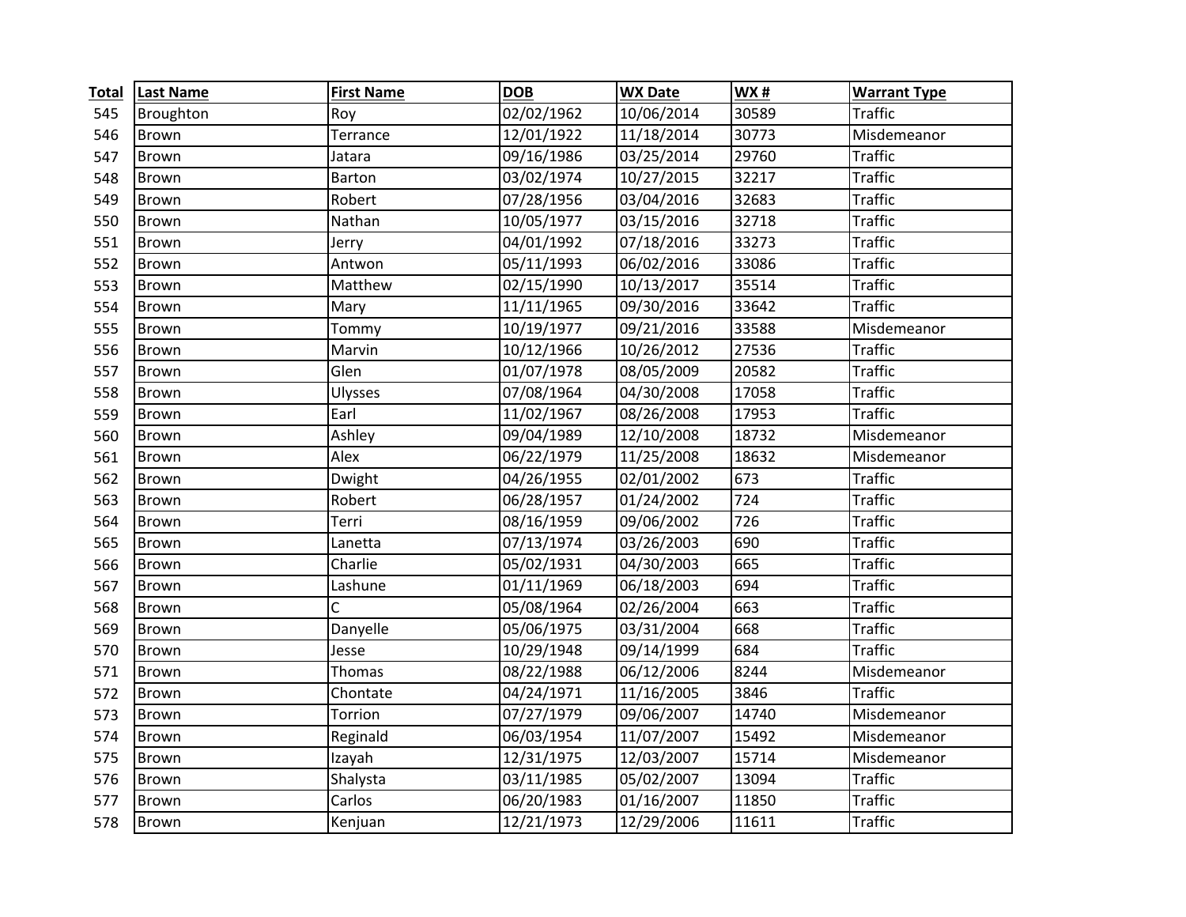| Total | Last Name | First Name | DOB | WX Date | WX # | Warrant Type |
|---|---|---|---|---|---|---|
| 545 | Broughton | Roy | 02/02/1962 | 10/06/2014 | 30589 | Traffic |
| 546 | Brown | Terrance | 12/01/1922 | 11/18/2014 | 30773 | Misdemeanor |
| 547 | Brown | Jatara | 09/16/1986 | 03/25/2014 | 29760 | Traffic |
| 548 | Brown | Barton | 03/02/1974 | 10/27/2015 | 32217 | Traffic |
| 549 | Brown | Robert | 07/28/1956 | 03/04/2016 | 32683 | Traffic |
| 550 | Brown | Nathan | 10/05/1977 | 03/15/2016 | 32718 | Traffic |
| 551 | Brown | Jerry | 04/01/1992 | 07/18/2016 | 33273 | Traffic |
| 552 | Brown | Antwon | 05/11/1993 | 06/02/2016 | 33086 | Traffic |
| 553 | Brown | Matthew | 02/15/1990 | 10/13/2017 | 35514 | Traffic |
| 554 | Brown | Mary | 11/11/1965 | 09/30/2016 | 33642 | Traffic |
| 555 | Brown | Tommy | 10/19/1977 | 09/21/2016 | 33588 | Misdemeanor |
| 556 | Brown | Marvin | 10/12/1966 | 10/26/2012 | 27536 | Traffic |
| 557 | Brown | Glen | 01/07/1978 | 08/05/2009 | 20582 | Traffic |
| 558 | Brown | Ulysses | 07/08/1964 | 04/30/2008 | 17058 | Traffic |
| 559 | Brown | Earl | 11/02/1967 | 08/26/2008 | 17953 | Traffic |
| 560 | Brown | Ashley | 09/04/1989 | 12/10/2008 | 18732 | Misdemeanor |
| 561 | Brown | Alex | 06/22/1979 | 11/25/2008 | 18632 | Misdemeanor |
| 562 | Brown | Dwight | 04/26/1955 | 02/01/2002 | 673 | Traffic |
| 563 | Brown | Robert | 06/28/1957 | 01/24/2002 | 724 | Traffic |
| 564 | Brown | Terri | 08/16/1959 | 09/06/2002 | 726 | Traffic |
| 565 | Brown | Lanetta | 07/13/1974 | 03/26/2003 | 690 | Traffic |
| 566 | Brown | Charlie | 05/02/1931 | 04/30/2003 | 665 | Traffic |
| 567 | Brown | Lashune | 01/11/1969 | 06/18/2003 | 694 | Traffic |
| 568 | Brown | C | 05/08/1964 | 02/26/2004 | 663 | Traffic |
| 569 | Brown | Danyelle | 05/06/1975 | 03/31/2004 | 668 | Traffic |
| 570 | Brown | Jesse | 10/29/1948 | 09/14/1999 | 684 | Traffic |
| 571 | Brown | Thomas | 08/22/1988 | 06/12/2006 | 8244 | Misdemeanor |
| 572 | Brown | Chontate | 04/24/1971 | 11/16/2005 | 3846 | Traffic |
| 573 | Brown | Torrion | 07/27/1979 | 09/06/2007 | 14740 | Misdemeanor |
| 574 | Brown | Reginald | 06/03/1954 | 11/07/2007 | 15492 | Misdemeanor |
| 575 | Brown | Izayah | 12/31/1975 | 12/03/2007 | 15714 | Misdemeanor |
| 576 | Brown | Shalysta | 03/11/1985 | 05/02/2007 | 13094 | Traffic |
| 577 | Brown | Carlos | 06/20/1983 | 01/16/2007 | 11850 | Traffic |
| 578 | Brown | Kenjuan | 12/21/1973 | 12/29/2006 | 11611 | Traffic |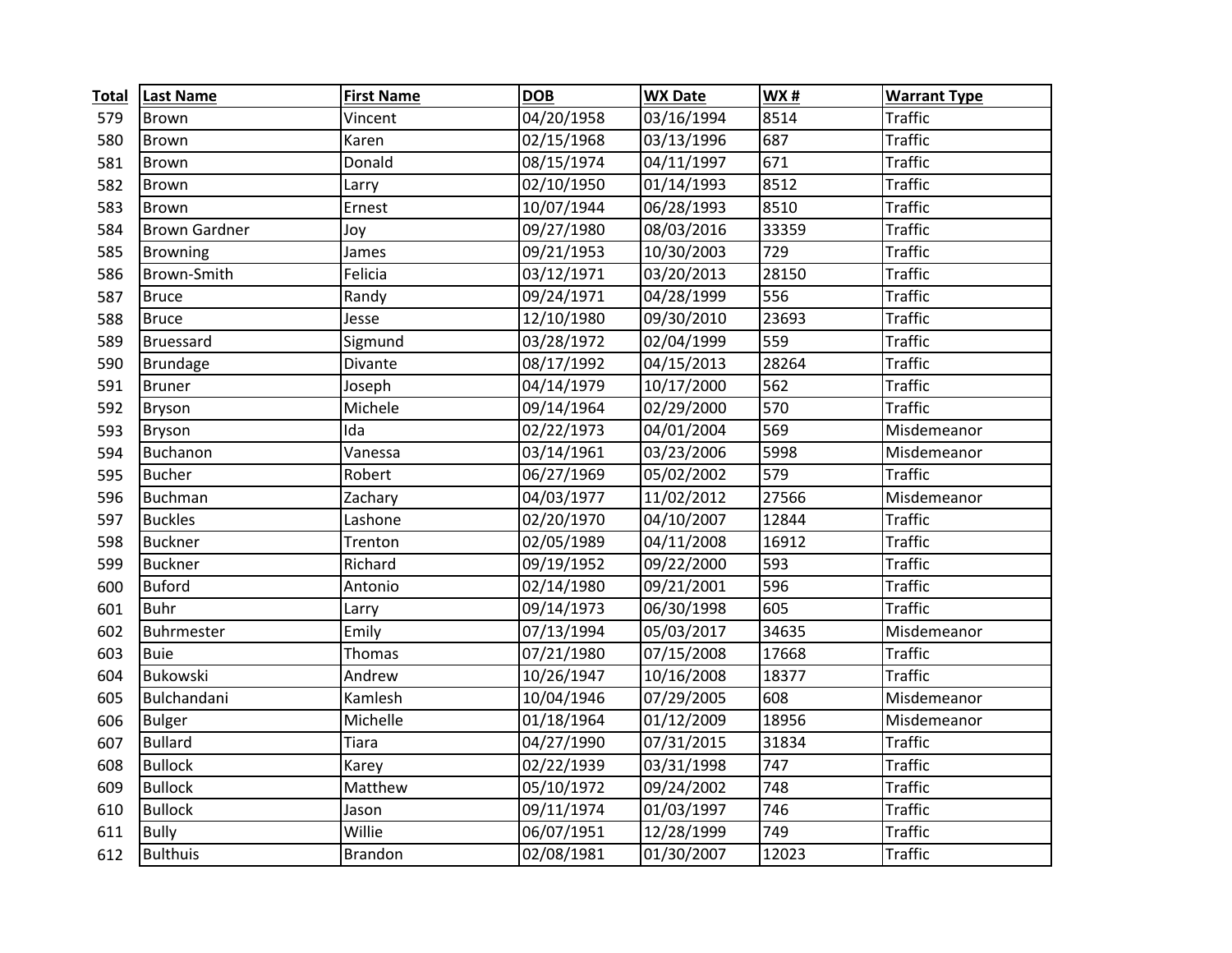| Total | Last Name | First Name | DOB | WX Date | WX # | Warrant Type |
|---|---|---|---|---|---|---|
| 579 | Brown | Vincent | 04/20/1958 | 03/16/1994 | 8514 | Traffic |
| 580 | Brown | Karen | 02/15/1968 | 03/13/1996 | 687 | Traffic |
| 581 | Brown | Donald | 08/15/1974 | 04/11/1997 | 671 | Traffic |
| 582 | Brown | Larry | 02/10/1950 | 01/14/1993 | 8512 | Traffic |
| 583 | Brown | Ernest | 10/07/1944 | 06/28/1993 | 8510 | Traffic |
| 584 | Brown Gardner | Joy | 09/27/1980 | 08/03/2016 | 33359 | Traffic |
| 585 | Browning | James | 09/21/1953 | 10/30/2003 | 729 | Traffic |
| 586 | Brown-Smith | Felicia | 03/12/1971 | 03/20/2013 | 28150 | Traffic |
| 587 | Bruce | Randy | 09/24/1971 | 04/28/1999 | 556 | Traffic |
| 588 | Bruce | Jesse | 12/10/1980 | 09/30/2010 | 23693 | Traffic |
| 589 | Bruessard | Sigmund | 03/28/1972 | 02/04/1999 | 559 | Traffic |
| 590 | Brundage | Divante | 08/17/1992 | 04/15/2013 | 28264 | Traffic |
| 591 | Bruner | Joseph | 04/14/1979 | 10/17/2000 | 562 | Traffic |
| 592 | Bryson | Michele | 09/14/1964 | 02/29/2000 | 570 | Traffic |
| 593 | Bryson | Ida | 02/22/1973 | 04/01/2004 | 569 | Misdemeanor |
| 594 | Buchanon | Vanessa | 03/14/1961 | 03/23/2006 | 5998 | Misdemeanor |
| 595 | Bucher | Robert | 06/27/1969 | 05/02/2002 | 579 | Traffic |
| 596 | Buchman | Zachary | 04/03/1977 | 11/02/2012 | 27566 | Misdemeanor |
| 597 | Buckles | Lashone | 02/20/1970 | 04/10/2007 | 12844 | Traffic |
| 598 | Buckner | Trenton | 02/05/1989 | 04/11/2008 | 16912 | Traffic |
| 599 | Buckner | Richard | 09/19/1952 | 09/22/2000 | 593 | Traffic |
| 600 | Buford | Antonio | 02/14/1980 | 09/21/2001 | 596 | Traffic |
| 601 | Buhr | Larry | 09/14/1973 | 06/30/1998 | 605 | Traffic |
| 602 | Buhrmester | Emily | 07/13/1994 | 05/03/2017 | 34635 | Misdemeanor |
| 603 | Buie | Thomas | 07/21/1980 | 07/15/2008 | 17668 | Traffic |
| 604 | Bukowski | Andrew | 10/26/1947 | 10/16/2008 | 18377 | Traffic |
| 605 | Bulchandani | Kamlesh | 10/04/1946 | 07/29/2005 | 608 | Misdemeanor |
| 606 | Bulger | Michelle | 01/18/1964 | 01/12/2009 | 18956 | Misdemeanor |
| 607 | Bullard | Tiara | 04/27/1990 | 07/31/2015 | 31834 | Traffic |
| 608 | Bullock | Karey | 02/22/1939 | 03/31/1998 | 747 | Traffic |
| 609 | Bullock | Matthew | 05/10/1972 | 09/24/2002 | 748 | Traffic |
| 610 | Bullock | Jason | 09/11/1974 | 01/03/1997 | 746 | Traffic |
| 611 | Bully | Willie | 06/07/1951 | 12/28/1999 | 749 | Traffic |
| 612 | Bulthuis | Brandon | 02/08/1981 | 01/30/2007 | 12023 | Traffic |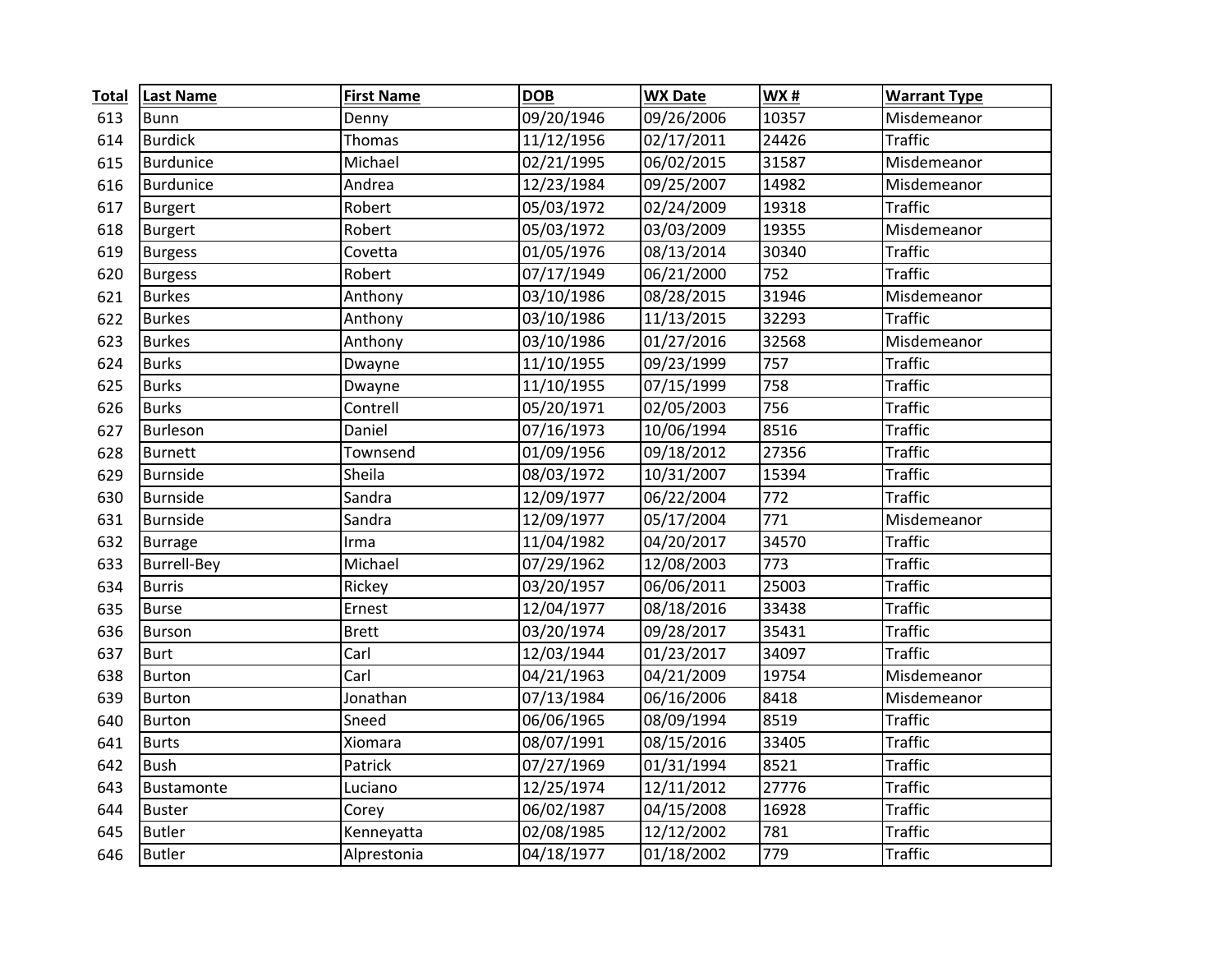| Total | Last Name | First Name | DOB | WX Date | WX # | Warrant Type |
|---|---|---|---|---|---|---|
| 613 | Bunn | Denny | 09/20/1946 | 09/26/2006 | 10357 | Misdemeanor |
| 614 | Burdick | Thomas | 11/12/1956 | 02/17/2011 | 24426 | Traffic |
| 615 | Burdunice | Michael | 02/21/1995 | 06/02/2015 | 31587 | Misdemeanor |
| 616 | Burdunice | Andrea | 12/23/1984 | 09/25/2007 | 14982 | Misdemeanor |
| 617 | Burgert | Robert | 05/03/1972 | 02/24/2009 | 19318 | Traffic |
| 618 | Burgert | Robert | 05/03/1972 | 03/03/2009 | 19355 | Misdemeanor |
| 619 | Burgess | Covetta | 01/05/1976 | 08/13/2014 | 30340 | Traffic |
| 620 | Burgess | Robert | 07/17/1949 | 06/21/2000 | 752 | Traffic |
| 621 | Burkes | Anthony | 03/10/1986 | 08/28/2015 | 31946 | Misdemeanor |
| 622 | Burkes | Anthony | 03/10/1986 | 11/13/2015 | 32293 | Traffic |
| 623 | Burkes | Anthony | 03/10/1986 | 01/27/2016 | 32568 | Misdemeanor |
| 624 | Burks | Dwayne | 11/10/1955 | 09/23/1999 | 757 | Traffic |
| 625 | Burks | Dwayne | 11/10/1955 | 07/15/1999 | 758 | Traffic |
| 626 | Burks | Contrell | 05/20/1971 | 02/05/2003 | 756 | Traffic |
| 627 | Burleson | Daniel | 07/16/1973 | 10/06/1994 | 8516 | Traffic |
| 628 | Burnett | Townsend | 01/09/1956 | 09/18/2012 | 27356 | Traffic |
| 629 | Burnside | Sheila | 08/03/1972 | 10/31/2007 | 15394 | Traffic |
| 630 | Burnside | Sandra | 12/09/1977 | 06/22/2004 | 772 | Traffic |
| 631 | Burnside | Sandra | 12/09/1977 | 05/17/2004 | 771 | Misdemeanor |
| 632 | Burrage | Irma | 11/04/1982 | 04/20/2017 | 34570 | Traffic |
| 633 | Burrell-Bey | Michael | 07/29/1962 | 12/08/2003 | 773 | Traffic |
| 634 | Burris | Rickey | 03/20/1957 | 06/06/2011 | 25003 | Traffic |
| 635 | Burse | Ernest | 12/04/1977 | 08/18/2016 | 33438 | Traffic |
| 636 | Burson | Brett | 03/20/1974 | 09/28/2017 | 35431 | Traffic |
| 637 | Burt | Carl | 12/03/1944 | 01/23/2017 | 34097 | Traffic |
| 638 | Burton | Carl | 04/21/1963 | 04/21/2009 | 19754 | Misdemeanor |
| 639 | Burton | Jonathan | 07/13/1984 | 06/16/2006 | 8418 | Misdemeanor |
| 640 | Burton | Sneed | 06/06/1965 | 08/09/1994 | 8519 | Traffic |
| 641 | Burts | Xiomara | 08/07/1991 | 08/15/2016 | 33405 | Traffic |
| 642 | Bush | Patrick | 07/27/1969 | 01/31/1994 | 8521 | Traffic |
| 643 | Bustamonte | Luciano | 12/25/1974 | 12/11/2012 | 27776 | Traffic |
| 644 | Buster | Corey | 06/02/1987 | 04/15/2008 | 16928 | Traffic |
| 645 | Butler | Kenneyatta | 02/08/1985 | 12/12/2002 | 781 | Traffic |
| 646 | Butler | Alprestonia | 04/18/1977 | 01/18/2002 | 779 | Traffic |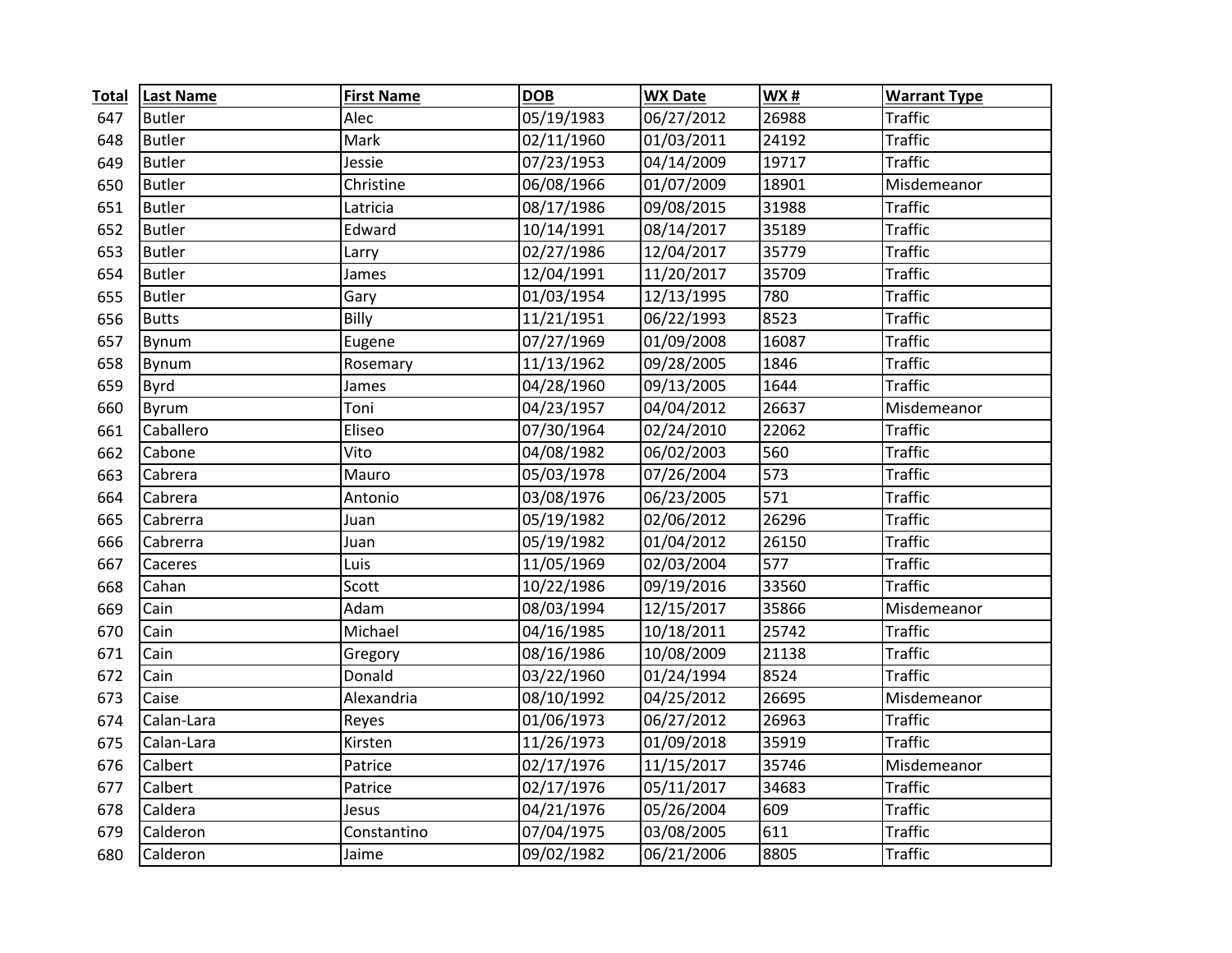| Total | Last Name | First Name | DOB | WX Date | WX # | Warrant Type |
|---|---|---|---|---|---|---|
| 647 | Butler | Alec | 05/19/1983 | 06/27/2012 | 26988 | Traffic |
| 648 | Butler | Mark | 02/11/1960 | 01/03/2011 | 24192 | Traffic |
| 649 | Butler | Jessie | 07/23/1953 | 04/14/2009 | 19717 | Traffic |
| 650 | Butler | Christine | 06/08/1966 | 01/07/2009 | 18901 | Misdemeanor |
| 651 | Butler | Latricia | 08/17/1986 | 09/08/2015 | 31988 | Traffic |
| 652 | Butler | Edward | 10/14/1991 | 08/14/2017 | 35189 | Traffic |
| 653 | Butler | Larry | 02/27/1986 | 12/04/2017 | 35779 | Traffic |
| 654 | Butler | James | 12/04/1991 | 11/20/2017 | 35709 | Traffic |
| 655 | Butler | Gary | 01/03/1954 | 12/13/1995 | 780 | Traffic |
| 656 | Butts | Billy | 11/21/1951 | 06/22/1993 | 8523 | Traffic |
| 657 | Bynum | Eugene | 07/27/1969 | 01/09/2008 | 16087 | Traffic |
| 658 | Bynum | Rosemary | 11/13/1962 | 09/28/2005 | 1846 | Traffic |
| 659 | Byrd | James | 04/28/1960 | 09/13/2005 | 1644 | Traffic |
| 660 | Byrum | Toni | 04/23/1957 | 04/04/2012 | 26637 | Misdemeanor |
| 661 | Caballero | Eliseo | 07/30/1964 | 02/24/2010 | 22062 | Traffic |
| 662 | Cabone | Vito | 04/08/1982 | 06/02/2003 | 560 | Traffic |
| 663 | Cabrera | Mauro | 05/03/1978 | 07/26/2004 | 573 | Traffic |
| 664 | Cabrera | Antonio | 03/08/1976 | 06/23/2005 | 571 | Traffic |
| 665 | Cabrerra | Juan | 05/19/1982 | 02/06/2012 | 26296 | Traffic |
| 666 | Cabrerra | Juan | 05/19/1982 | 01/04/2012 | 26150 | Traffic |
| 667 | Caceres | Luis | 11/05/1969 | 02/03/2004 | 577 | Traffic |
| 668 | Cahan | Scott | 10/22/1986 | 09/19/2016 | 33560 | Traffic |
| 669 | Cain | Adam | 08/03/1994 | 12/15/2017 | 35866 | Misdemeanor |
| 670 | Cain | Michael | 04/16/1985 | 10/18/2011 | 25742 | Traffic |
| 671 | Cain | Gregory | 08/16/1986 | 10/08/2009 | 21138 | Traffic |
| 672 | Cain | Donald | 03/22/1960 | 01/24/1994 | 8524 | Traffic |
| 673 | Caise | Alexandria | 08/10/1992 | 04/25/2012 | 26695 | Misdemeanor |
| 674 | Calan-Lara | Reyes | 01/06/1973 | 06/27/2012 | 26963 | Traffic |
| 675 | Calan-Lara | Kirsten | 11/26/1973 | 01/09/2018 | 35919 | Traffic |
| 676 | Calbert | Patrice | 02/17/1976 | 11/15/2017 | 35746 | Misdemeanor |
| 677 | Calbert | Patrice | 02/17/1976 | 05/11/2017 | 34683 | Traffic |
| 678 | Caldera | Jesus | 04/21/1976 | 05/26/2004 | 609 | Traffic |
| 679 | Calderon | Constantino | 07/04/1975 | 03/08/2005 | 611 | Traffic |
| 680 | Calderon | Jaime | 09/02/1982 | 06/21/2006 | 8805 | Traffic |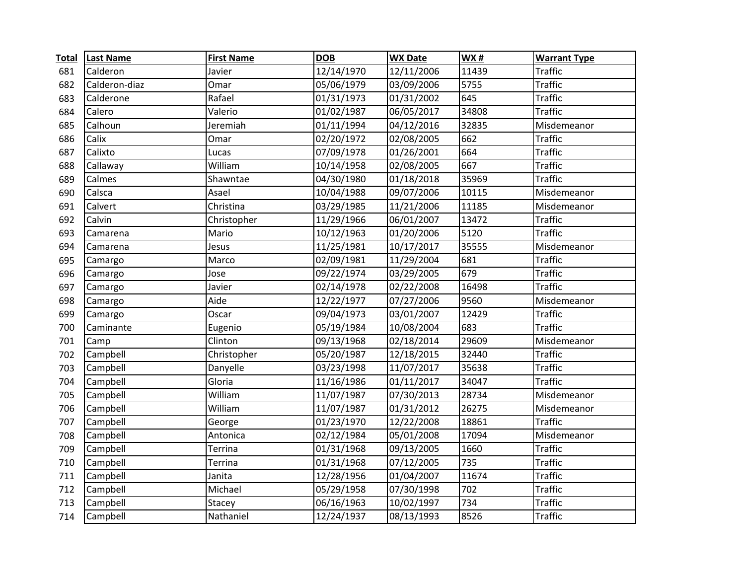| Total | Last Name | First Name | DOB | WX Date | WX # | Warrant Type |
|---|---|---|---|---|---|---|
| 681 | Calderon | Javier | 12/14/1970 | 12/11/2006 | 11439 | Traffic |
| 682 | Calderon-diaz | Omar | 05/06/1979 | 03/09/2006 | 5755 | Traffic |
| 683 | Calderone | Rafael | 01/31/1973 | 01/31/2002 | 645 | Traffic |
| 684 | Calero | Valerio | 01/02/1987 | 06/05/2017 | 34808 | Traffic |
| 685 | Calhoun | Jeremiah | 01/11/1994 | 04/12/2016 | 32835 | Misdemeanor |
| 686 | Calix | Omar | 02/20/1972 | 02/08/2005 | 662 | Traffic |
| 687 | Calixto | Lucas | 07/09/1978 | 01/26/2001 | 664 | Traffic |
| 688 | Callaway | William | 10/14/1958 | 02/08/2005 | 667 | Traffic |
| 689 | Calmes | Shawntae | 04/30/1980 | 01/18/2018 | 35969 | Traffic |
| 690 | Calsca | Asael | 10/04/1988 | 09/07/2006 | 10115 | Misdemeanor |
| 691 | Calvert | Christina | 03/29/1985 | 11/21/2006 | 11185 | Misdemeanor |
| 692 | Calvin | Christopher | 11/29/1966 | 06/01/2007 | 13472 | Traffic |
| 693 | Camarena | Mario | 10/12/1963 | 01/20/2006 | 5120 | Traffic |
| 694 | Camarena | Jesus | 11/25/1981 | 10/17/2017 | 35555 | Misdemeanor |
| 695 | Camargo | Marco | 02/09/1981 | 11/29/2004 | 681 | Traffic |
| 696 | Camargo | Jose | 09/22/1974 | 03/29/2005 | 679 | Traffic |
| 697 | Camargo | Javier | 02/14/1978 | 02/22/2008 | 16498 | Traffic |
| 698 | Camargo | Aide | 12/22/1977 | 07/27/2006 | 9560 | Misdemeanor |
| 699 | Camargo | Oscar | 09/04/1973 | 03/01/2007 | 12429 | Traffic |
| 700 | Caminante | Eugenio | 05/19/1984 | 10/08/2004 | 683 | Traffic |
| 701 | Camp | Clinton | 09/13/1968 | 02/18/2014 | 29609 | Misdemeanor |
| 702 | Campbell | Christopher | 05/20/1987 | 12/18/2015 | 32440 | Traffic |
| 703 | Campbell | Danyelle | 03/23/1998 | 11/07/2017 | 35638 | Traffic |
| 704 | Campbell | Gloria | 11/16/1986 | 01/11/2017 | 34047 | Traffic |
| 705 | Campbell | William | 11/07/1987 | 07/30/2013 | 28734 | Misdemeanor |
| 706 | Campbell | William | 11/07/1987 | 01/31/2012 | 26275 | Misdemeanor |
| 707 | Campbell | George | 01/23/1970 | 12/22/2008 | 18861 | Traffic |
| 708 | Campbell | Antonica | 02/12/1984 | 05/01/2008 | 17094 | Misdemeanor |
| 709 | Campbell | Terrina | 01/31/1968 | 09/13/2005 | 1660 | Traffic |
| 710 | Campbell | Terrina | 01/31/1968 | 07/12/2005 | 735 | Traffic |
| 711 | Campbell | Janita | 12/28/1956 | 01/04/2007 | 11674 | Traffic |
| 712 | Campbell | Michael | 05/29/1958 | 07/30/1998 | 702 | Traffic |
| 713 | Campbell | Stacey | 06/16/1963 | 10/02/1997 | 734 | Traffic |
| 714 | Campbell | Nathaniel | 12/24/1937 | 08/13/1993 | 8526 | Traffic |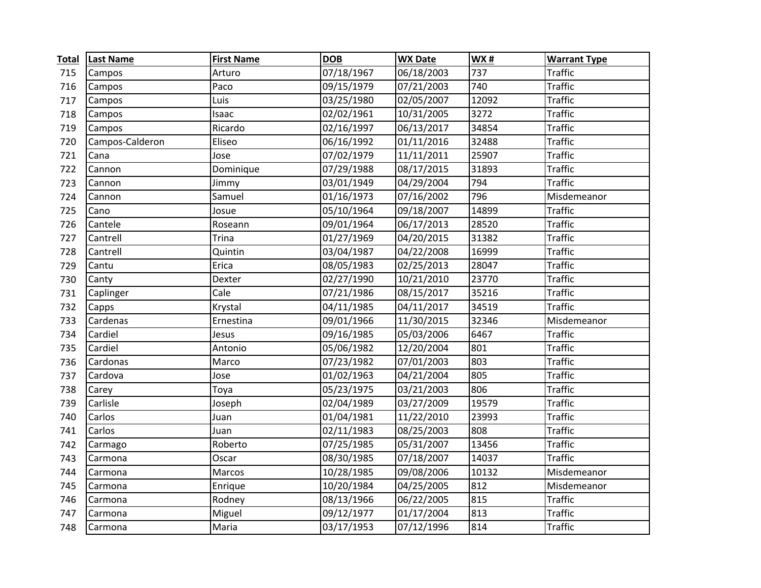| Total | Last Name | First Name | DOB | WX Date | WX # | Warrant Type |
|---|---|---|---|---|---|---|
| 715 | Campos | Arturo | 07/18/1967 | 06/18/2003 | 737 | Traffic |
| 716 | Campos | Paco | 09/15/1979 | 07/21/2003 | 740 | Traffic |
| 717 | Campos | Luis | 03/25/1980 | 02/05/2007 | 12092 | Traffic |
| 718 | Campos | Isaac | 02/02/1961 | 10/31/2005 | 3272 | Traffic |
| 719 | Campos | Ricardo | 02/16/1997 | 06/13/2017 | 34854 | Traffic |
| 720 | Campos-Calderon | Eliseo | 06/16/1992 | 01/11/2016 | 32488 | Traffic |
| 721 | Cana | Jose | 07/02/1979 | 11/11/2011 | 25907 | Traffic |
| 722 | Cannon | Dominique | 07/29/1988 | 08/17/2015 | 31893 | Traffic |
| 723 | Cannon | Jimmy | 03/01/1949 | 04/29/2004 | 794 | Traffic |
| 724 | Cannon | Samuel | 01/16/1973 | 07/16/2002 | 796 | Misdemeanor |
| 725 | Cano | Josue | 05/10/1964 | 09/18/2007 | 14899 | Traffic |
| 726 | Cantele | Roseann | 09/01/1964 | 06/17/2013 | 28520 | Traffic |
| 727 | Cantrell | Trina | 01/27/1969 | 04/20/2015 | 31382 | Traffic |
| 728 | Cantrell | Quintin | 03/04/1987 | 04/22/2008 | 16999 | Traffic |
| 729 | Cantu | Erica | 08/05/1983 | 02/25/2013 | 28047 | Traffic |
| 730 | Canty | Dexter | 02/27/1990 | 10/21/2010 | 23770 | Traffic |
| 731 | Caplinger | Cale | 07/21/1986 | 08/15/2017 | 35216 | Traffic |
| 732 | Capps | Krystal | 04/11/1985 | 04/11/2017 | 34519 | Traffic |
| 733 | Cardenas | Ernestina | 09/01/1966 | 11/30/2015 | 32346 | Misdemeanor |
| 734 | Cardiel | Jesus | 09/16/1985 | 05/03/2006 | 6467 | Traffic |
| 735 | Cardiel | Antonio | 05/06/1982 | 12/20/2004 | 801 | Traffic |
| 736 | Cardonas | Marco | 07/23/1982 | 07/01/2003 | 803 | Traffic |
| 737 | Cardova | Jose | 01/02/1963 | 04/21/2004 | 805 | Traffic |
| 738 | Carey | Toya | 05/23/1975 | 03/21/2003 | 806 | Traffic |
| 739 | Carlisle | Joseph | 02/04/1989 | 03/27/2009 | 19579 | Traffic |
| 740 | Carlos | Juan | 01/04/1981 | 11/22/2010 | 23993 | Traffic |
| 741 | Carlos | Juan | 02/11/1983 | 08/25/2003 | 808 | Traffic |
| 742 | Carmago | Roberto | 07/25/1985 | 05/31/2007 | 13456 | Traffic |
| 743 | Carmona | Oscar | 08/30/1985 | 07/18/2007 | 14037 | Traffic |
| 744 | Carmona | Marcos | 10/28/1985 | 09/08/2006 | 10132 | Misdemeanor |
| 745 | Carmona | Enrique | 10/20/1984 | 04/25/2005 | 812 | Misdemeanor |
| 746 | Carmona | Rodney | 08/13/1966 | 06/22/2005 | 815 | Traffic |
| 747 | Carmona | Miguel | 09/12/1977 | 01/17/2004 | 813 | Traffic |
| 748 | Carmona | Maria | 03/17/1953 | 07/12/1996 | 814 | Traffic |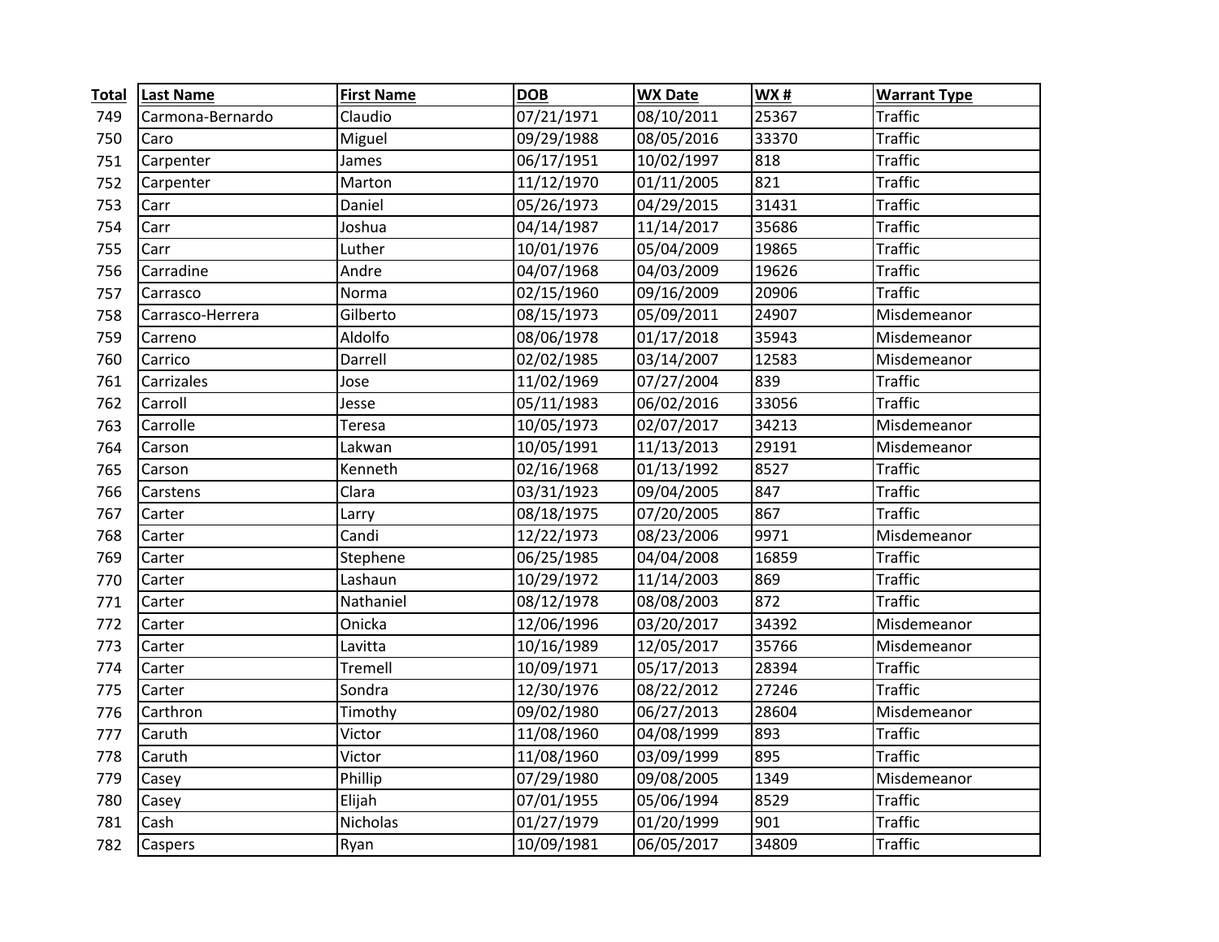| Total | Last Name | First Name | DOB | WX Date | WX # | Warrant Type |
|---|---|---|---|---|---|---|
| 749 | Carmona-Bernardo | Claudio | 07/21/1971 | 08/10/2011 | 25367 | Traffic |
| 750 | Caro | Miguel | 09/29/1988 | 08/05/2016 | 33370 | Traffic |
| 751 | Carpenter | James | 06/17/1951 | 10/02/1997 | 818 | Traffic |
| 752 | Carpenter | Marton | 11/12/1970 | 01/11/2005 | 821 | Traffic |
| 753 | Carr | Daniel | 05/26/1973 | 04/29/2015 | 31431 | Traffic |
| 754 | Carr | Joshua | 04/14/1987 | 11/14/2017 | 35686 | Traffic |
| 755 | Carr | Luther | 10/01/1976 | 05/04/2009 | 19865 | Traffic |
| 756 | Carradine | Andre | 04/07/1968 | 04/03/2009 | 19626 | Traffic |
| 757 | Carrasco | Norma | 02/15/1960 | 09/16/2009 | 20906 | Traffic |
| 758 | Carrasco-Herrera | Gilberto | 08/15/1973 | 05/09/2011 | 24907 | Misdemeanor |
| 759 | Carreno | Aldolfo | 08/06/1978 | 01/17/2018 | 35943 | Misdemeanor |
| 760 | Carrico | Darrell | 02/02/1985 | 03/14/2007 | 12583 | Misdemeanor |
| 761 | Carrizales | Jose | 11/02/1969 | 07/27/2004 | 839 | Traffic |
| 762 | Carroll | Jesse | 05/11/1983 | 06/02/2016 | 33056 | Traffic |
| 763 | Carrolle | Teresa | 10/05/1973 | 02/07/2017 | 34213 | Misdemeanor |
| 764 | Carson | Lakwan | 10/05/1991 | 11/13/2013 | 29191 | Misdemeanor |
| 765 | Carson | Kenneth | 02/16/1968 | 01/13/1992 | 8527 | Traffic |
| 766 | Carstens | Clara | 03/31/1923 | 09/04/2005 | 847 | Traffic |
| 767 | Carter | Larry | 08/18/1975 | 07/20/2005 | 867 | Traffic |
| 768 | Carter | Candi | 12/22/1973 | 08/23/2006 | 9971 | Misdemeanor |
| 769 | Carter | Stephene | 06/25/1985 | 04/04/2008 | 16859 | Traffic |
| 770 | Carter | Lashaun | 10/29/1972 | 11/14/2003 | 869 | Traffic |
| 771 | Carter | Nathaniel | 08/12/1978 | 08/08/2003 | 872 | Traffic |
| 772 | Carter | Onicka | 12/06/1996 | 03/20/2017 | 34392 | Misdemeanor |
| 773 | Carter | Lavitta | 10/16/1989 | 12/05/2017 | 35766 | Misdemeanor |
| 774 | Carter | Tremell | 10/09/1971 | 05/17/2013 | 28394 | Traffic |
| 775 | Carter | Sondra | 12/30/1976 | 08/22/2012 | 27246 | Traffic |
| 776 | Carthron | Timothy | 09/02/1980 | 06/27/2013 | 28604 | Misdemeanor |
| 777 | Caruth | Victor | 11/08/1960 | 04/08/1999 | 893 | Traffic |
| 778 | Caruth | Victor | 11/08/1960 | 03/09/1999 | 895 | Traffic |
| 779 | Casey | Phillip | 07/29/1980 | 09/08/2005 | 1349 | Misdemeanor |
| 780 | Casey | Elijah | 07/01/1955 | 05/06/1994 | 8529 | Traffic |
| 781 | Cash | Nicholas | 01/27/1979 | 01/20/1999 | 901 | Traffic |
| 782 | Caspers | Ryan | 10/09/1981 | 06/05/2017 | 34809 | Traffic |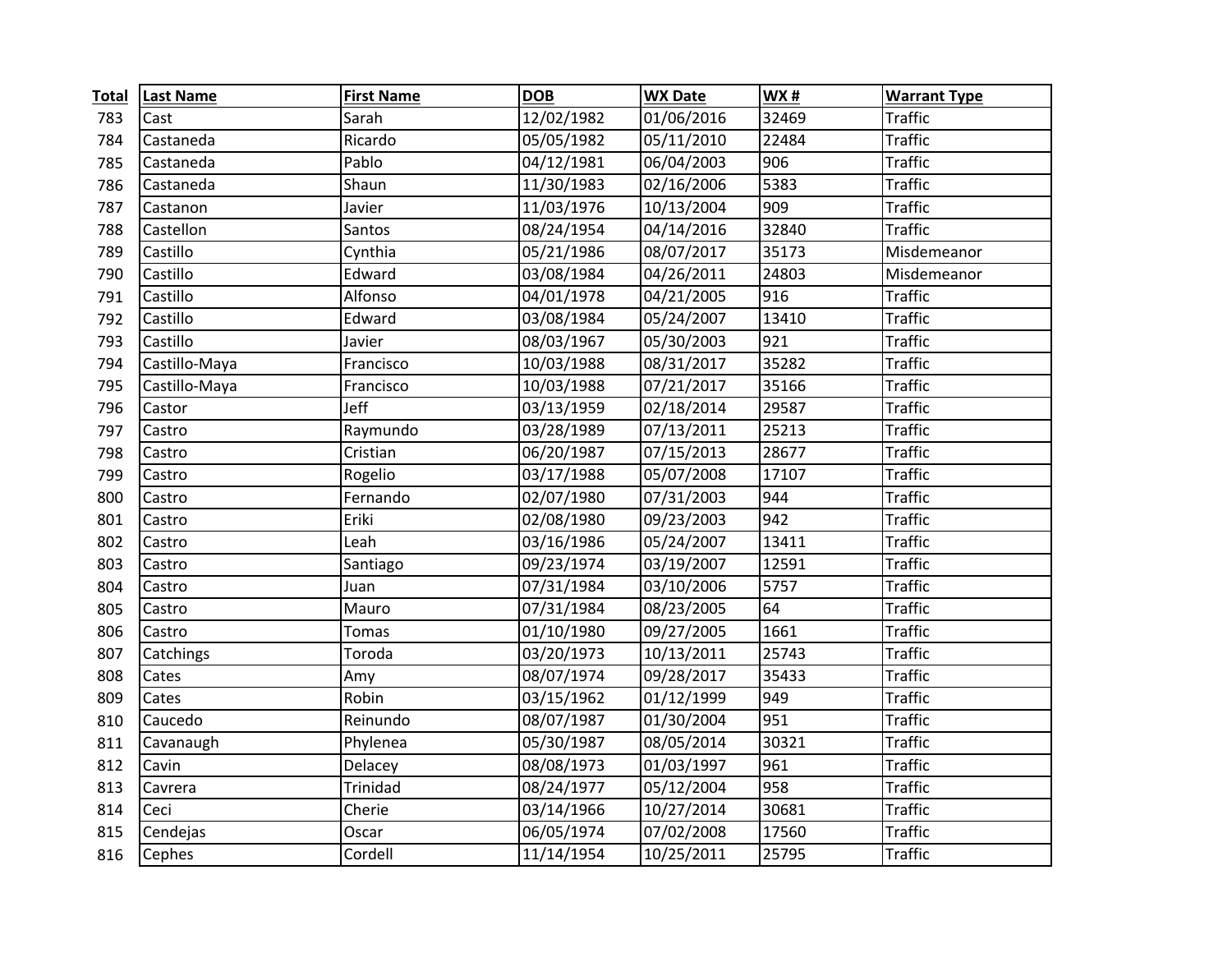| Total | Last Name | First Name | DOB | WX Date | WX # | Warrant Type |
|---|---|---|---|---|---|---|
| 783 | Cast | Sarah | 12/02/1982 | 01/06/2016 | 32469 | Traffic |
| 784 | Castaneda | Ricardo | 05/05/1982 | 05/11/2010 | 22484 | Traffic |
| 785 | Castaneda | Pablo | 04/12/1981 | 06/04/2003 | 906 | Traffic |
| 786 | Castaneda | Shaun | 11/30/1983 | 02/16/2006 | 5383 | Traffic |
| 787 | Castanon | Javier | 11/03/1976 | 10/13/2004 | 909 | Traffic |
| 788 | Castellon | Santos | 08/24/1954 | 04/14/2016 | 32840 | Traffic |
| 789 | Castillo | Cynthia | 05/21/1986 | 08/07/2017 | 35173 | Misdemeanor |
| 790 | Castillo | Edward | 03/08/1984 | 04/26/2011 | 24803 | Misdemeanor |
| 791 | Castillo | Alfonso | 04/01/1978 | 04/21/2005 | 916 | Traffic |
| 792 | Castillo | Edward | 03/08/1984 | 05/24/2007 | 13410 | Traffic |
| 793 | Castillo | Javier | 08/03/1967 | 05/30/2003 | 921 | Traffic |
| 794 | Castillo-Maya | Francisco | 10/03/1988 | 08/31/2017 | 35282 | Traffic |
| 795 | Castillo-Maya | Francisco | 10/03/1988 | 07/21/2017 | 35166 | Traffic |
| 796 | Castor | Jeff | 03/13/1959 | 02/18/2014 | 29587 | Traffic |
| 797 | Castro | Raymundo | 03/28/1989 | 07/13/2011 | 25213 | Traffic |
| 798 | Castro | Cristian | 06/20/1987 | 07/15/2013 | 28677 | Traffic |
| 799 | Castro | Rogelio | 03/17/1988 | 05/07/2008 | 17107 | Traffic |
| 800 | Castro | Fernando | 02/07/1980 | 07/31/2003 | 944 | Traffic |
| 801 | Castro | Eriki | 02/08/1980 | 09/23/2003 | 942 | Traffic |
| 802 | Castro | Leah | 03/16/1986 | 05/24/2007 | 13411 | Traffic |
| 803 | Castro | Santiago | 09/23/1974 | 03/19/2007 | 12591 | Traffic |
| 804 | Castro | Juan | 07/31/1984 | 03/10/2006 | 5757 | Traffic |
| 805 | Castro | Mauro | 07/31/1984 | 08/23/2005 | 64 | Traffic |
| 806 | Castro | Tomas | 01/10/1980 | 09/27/2005 | 1661 | Traffic |
| 807 | Catchings | Toroda | 03/20/1973 | 10/13/2011 | 25743 | Traffic |
| 808 | Cates | Amy | 08/07/1974 | 09/28/2017 | 35433 | Traffic |
| 809 | Cates | Robin | 03/15/1962 | 01/12/1999 | 949 | Traffic |
| 810 | Caucedo | Reinundo | 08/07/1987 | 01/30/2004 | 951 | Traffic |
| 811 | Cavanaugh | Phylenea | 05/30/1987 | 08/05/2014 | 30321 | Traffic |
| 812 | Cavin | Delacey | 08/08/1973 | 01/03/1997 | 961 | Traffic |
| 813 | Cavrera | Trinidad | 08/24/1977 | 05/12/2004 | 958 | Traffic |
| 814 | Ceci | Cherie | 03/14/1966 | 10/27/2014 | 30681 | Traffic |
| 815 | Cendejas | Oscar | 06/05/1974 | 07/02/2008 | 17560 | Traffic |
| 816 | Cephes | Cordell | 11/14/1954 | 10/25/2011 | 25795 | Traffic |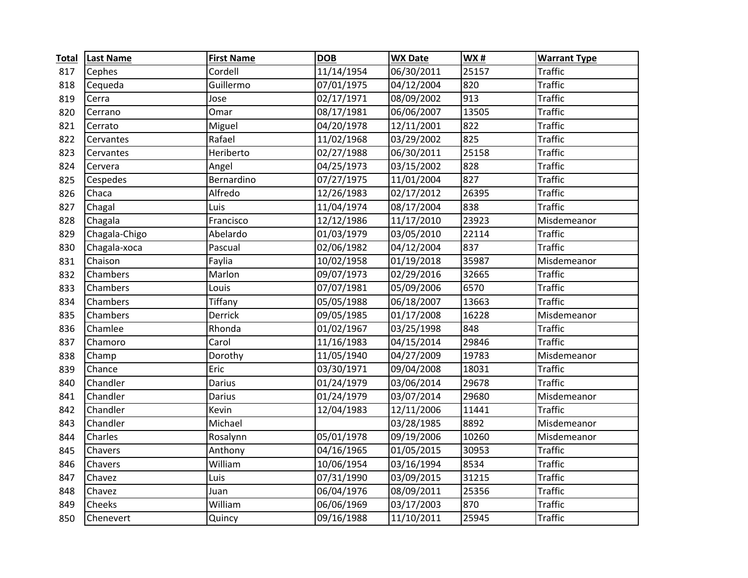| Total | Last Name | First Name | DOB | WX Date | WX # | Warrant Type |
|---|---|---|---|---|---|---|
| 817 | Cephes | Cordell | 11/14/1954 | 06/30/2011 | 25157 | Traffic |
| 818 | Cequeda | Guillermo | 07/01/1975 | 04/12/2004 | 820 | Traffic |
| 819 | Cerra | Jose | 02/17/1971 | 08/09/2002 | 913 | Traffic |
| 820 | Cerrano | Omar | 08/17/1981 | 06/06/2007 | 13505 | Traffic |
| 821 | Cerrato | Miguel | 04/20/1978 | 12/11/2001 | 822 | Traffic |
| 822 | Cervantes | Rafael | 11/02/1968 | 03/29/2002 | 825 | Traffic |
| 823 | Cervantes | Heriberto | 02/27/1988 | 06/30/2011 | 25158 | Traffic |
| 824 | Cervera | Angel | 04/25/1973 | 03/15/2002 | 828 | Traffic |
| 825 | Cespedes | Bernardino | 07/27/1975 | 11/01/2004 | 827 | Traffic |
| 826 | Chaca | Alfredo | 12/26/1983 | 02/17/2012 | 26395 | Traffic |
| 827 | Chagal | Luis | 11/04/1974 | 08/17/2004 | 838 | Traffic |
| 828 | Chagala | Francisco | 12/12/1986 | 11/17/2010 | 23923 | Misdemeanor |
| 829 | Chagala-Chigo | Abelardo | 01/03/1979 | 03/05/2010 | 22114 | Traffic |
| 830 | Chagala-xoca | Pascual | 02/06/1982 | 04/12/2004 | 837 | Traffic |
| 831 | Chaison | Faylia | 10/02/1958 | 01/19/2018 | 35987 | Misdemeanor |
| 832 | Chambers | Marlon | 09/07/1973 | 02/29/2016 | 32665 | Traffic |
| 833 | Chambers | Louis | 07/07/1981 | 05/09/2006 | 6570 | Traffic |
| 834 | Chambers | Tiffany | 05/05/1988 | 06/18/2007 | 13663 | Traffic |
| 835 | Chambers | Derrick | 09/05/1985 | 01/17/2008 | 16228 | Misdemeanor |
| 836 | Chamlee | Rhonda | 01/02/1967 | 03/25/1998 | 848 | Traffic |
| 837 | Chamoro | Carol | 11/16/1983 | 04/15/2014 | 29846 | Traffic |
| 838 | Champ | Dorothy | 11/05/1940 | 04/27/2009 | 19783 | Misdemeanor |
| 839 | Chance | Eric | 03/30/1971 | 09/04/2008 | 18031 | Traffic |
| 840 | Chandler | Darius | 01/24/1979 | 03/06/2014 | 29678 | Traffic |
| 841 | Chandler | Darius | 01/24/1979 | 03/07/2014 | 29680 | Misdemeanor |
| 842 | Chandler | Kevin | 12/04/1983 | 12/11/2006 | 11441 | Traffic |
| 843 | Chandler | Michael | | 03/28/1985 | 8892 | Misdemeanor |
| 844 | Charles | Rosalynn | 05/01/1978 | 09/19/2006 | 10260 | Misdemeanor |
| 845 | Chavers | Anthony | 04/16/1965 | 01/05/2015 | 30953 | Traffic |
| 846 | Chavers | William | 10/06/1954 | 03/16/1994 | 8534 | Traffic |
| 847 | Chavez | Luis | 07/31/1990 | 03/09/2015 | 31215 | Traffic |
| 848 | Chavez | Juan | 06/04/1976 | 08/09/2011 | 25356 | Traffic |
| 849 | Cheeks | William | 06/06/1969 | 03/17/2003 | 870 | Traffic |
| 850 | Chenevert | Quincy | 09/16/1988 | 11/10/2011 | 25945 | Traffic |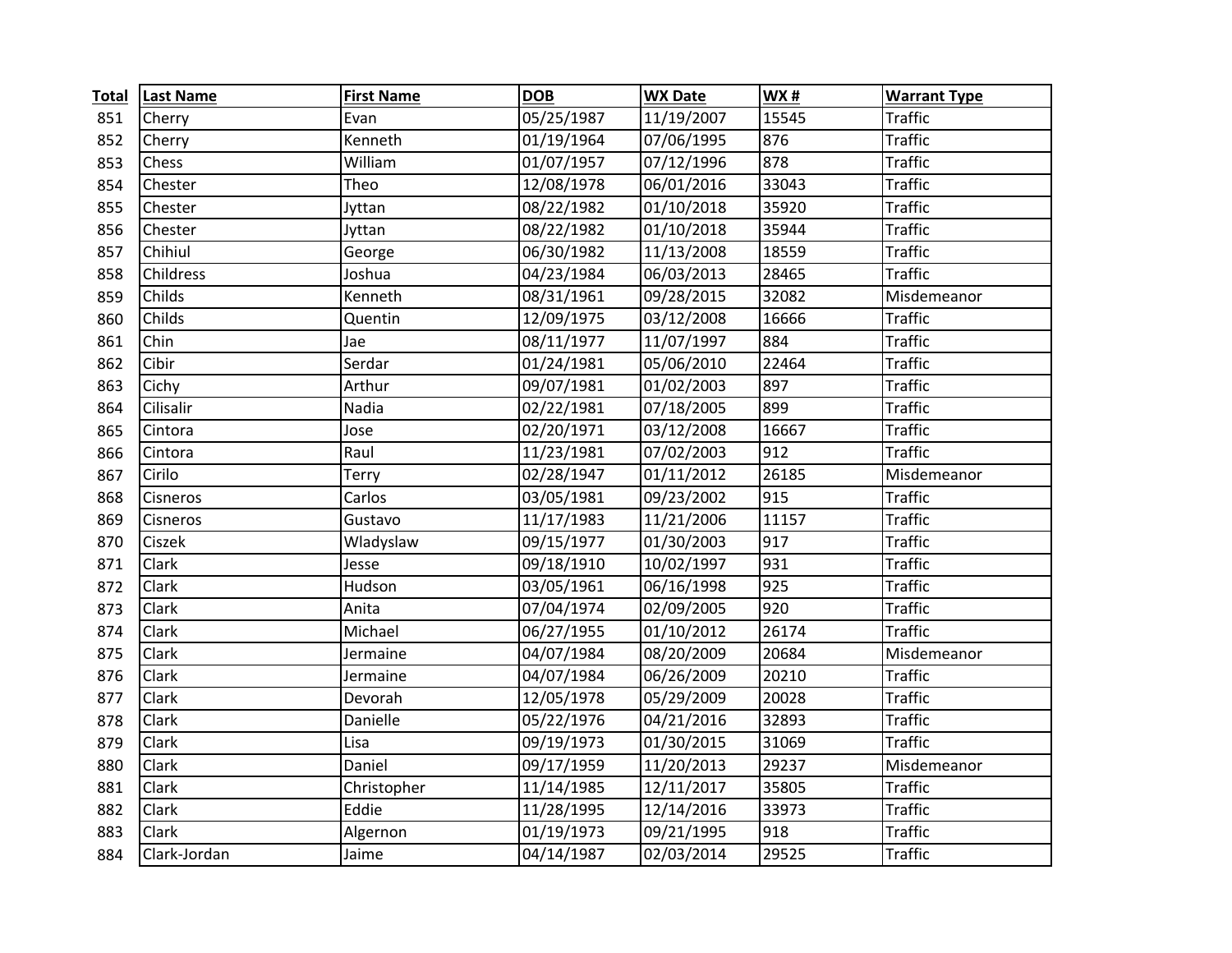| Total | Last Name | First Name | DOB | WX Date | WX # | Warrant Type |
|---|---|---|---|---|---|---|
| 851 | Cherry | Evan | 05/25/1987 | 11/19/2007 | 15545 | Traffic |
| 852 | Cherry | Kenneth | 01/19/1964 | 07/06/1995 | 876 | Traffic |
| 853 | Chess | William | 01/07/1957 | 07/12/1996 | 878 | Traffic |
| 854 | Chester | Theo | 12/08/1978 | 06/01/2016 | 33043 | Traffic |
| 855 | Chester | Jyttan | 08/22/1982 | 01/10/2018 | 35920 | Traffic |
| 856 | Chester | Jyttan | 08/22/1982 | 01/10/2018 | 35944 | Traffic |
| 857 | Chihiul | George | 06/30/1982 | 11/13/2008 | 18559 | Traffic |
| 858 | Childress | Joshua | 04/23/1984 | 06/03/2013 | 28465 | Traffic |
| 859 | Childs | Kenneth | 08/31/1961 | 09/28/2015 | 32082 | Misdemeanor |
| 860 | Childs | Quentin | 12/09/1975 | 03/12/2008 | 16666 | Traffic |
| 861 | Chin | Jae | 08/11/1977 | 11/07/1997 | 884 | Traffic |
| 862 | Cibir | Serdar | 01/24/1981 | 05/06/2010 | 22464 | Traffic |
| 863 | Cichy | Arthur | 09/07/1981 | 01/02/2003 | 897 | Traffic |
| 864 | Cilisalir | Nadia | 02/22/1981 | 07/18/2005 | 899 | Traffic |
| 865 | Cintora | Jose | 02/20/1971 | 03/12/2008 | 16667 | Traffic |
| 866 | Cintora | Raul | 11/23/1981 | 07/02/2003 | 912 | Traffic |
| 867 | Cirilo | Terry | 02/28/1947 | 01/11/2012 | 26185 | Misdemeanor |
| 868 | Cisneros | Carlos | 03/05/1981 | 09/23/2002 | 915 | Traffic |
| 869 | Cisneros | Gustavo | 11/17/1983 | 11/21/2006 | 11157 | Traffic |
| 870 | Ciszek | Wladyslaw | 09/15/1977 | 01/30/2003 | 917 | Traffic |
| 871 | Clark | Jesse | 09/18/1910 | 10/02/1997 | 931 | Traffic |
| 872 | Clark | Hudson | 03/05/1961 | 06/16/1998 | 925 | Traffic |
| 873 | Clark | Anita | 07/04/1974 | 02/09/2005 | 920 | Traffic |
| 874 | Clark | Michael | 06/27/1955 | 01/10/2012 | 26174 | Traffic |
| 875 | Clark | Jermaine | 04/07/1984 | 08/20/2009 | 20684 | Misdemeanor |
| 876 | Clark | Jermaine | 04/07/1984 | 06/26/2009 | 20210 | Traffic |
| 877 | Clark | Devorah | 12/05/1978 | 05/29/2009 | 20028 | Traffic |
| 878 | Clark | Danielle | 05/22/1976 | 04/21/2016 | 32893 | Traffic |
| 879 | Clark | Lisa | 09/19/1973 | 01/30/2015 | 31069 | Traffic |
| 880 | Clark | Daniel | 09/17/1959 | 11/20/2013 | 29237 | Misdemeanor |
| 881 | Clark | Christopher | 11/14/1985 | 12/11/2017 | 35805 | Traffic |
| 882 | Clark | Eddie | 11/28/1995 | 12/14/2016 | 33973 | Traffic |
| 883 | Clark | Algernon | 01/19/1973 | 09/21/1995 | 918 | Traffic |
| 884 | Clark-Jordan | Jaime | 04/14/1987 | 02/03/2014 | 29525 | Traffic |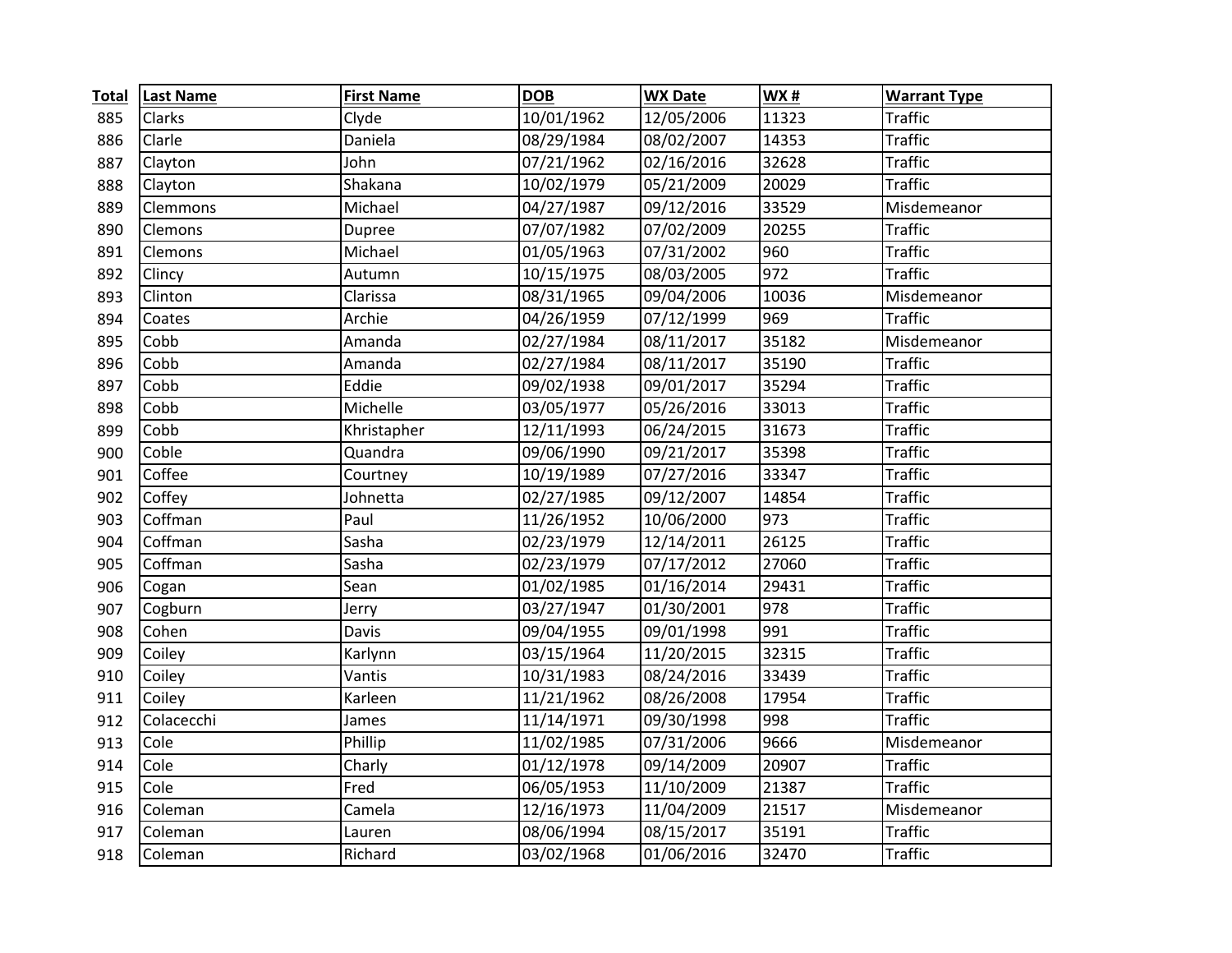| Total | Last Name | First Name | DOB | WX Date | WX # | Warrant Type |
|---|---|---|---|---|---|---|
| 885 | Clarks | Clyde | 10/01/1962 | 12/05/2006 | 11323 | Traffic |
| 886 | Clarle | Daniela | 08/29/1984 | 08/02/2007 | 14353 | Traffic |
| 887 | Clayton | John | 07/21/1962 | 02/16/2016 | 32628 | Traffic |
| 888 | Clayton | Shakana | 10/02/1979 | 05/21/2009 | 20029 | Traffic |
| 889 | Clemmons | Michael | 04/27/1987 | 09/12/2016 | 33529 | Misdemeanor |
| 890 | Clemons | Dupree | 07/07/1982 | 07/02/2009 | 20255 | Traffic |
| 891 | Clemons | Michael | 01/05/1963 | 07/31/2002 | 960 | Traffic |
| 892 | Clincy | Autumn | 10/15/1975 | 08/03/2005 | 972 | Traffic |
| 893 | Clinton | Clarissa | 08/31/1965 | 09/04/2006 | 10036 | Misdemeanor |
| 894 | Coates | Archie | 04/26/1959 | 07/12/1999 | 969 | Traffic |
| 895 | Cobb | Amanda | 02/27/1984 | 08/11/2017 | 35182 | Misdemeanor |
| 896 | Cobb | Amanda | 02/27/1984 | 08/11/2017 | 35190 | Traffic |
| 897 | Cobb | Eddie | 09/02/1938 | 09/01/2017 | 35294 | Traffic |
| 898 | Cobb | Michelle | 03/05/1977 | 05/26/2016 | 33013 | Traffic |
| 899 | Cobb | Khristapher | 12/11/1993 | 06/24/2015 | 31673 | Traffic |
| 900 | Coble | Quandra | 09/06/1990 | 09/21/2017 | 35398 | Traffic |
| 901 | Coffee | Courtney | 10/19/1989 | 07/27/2016 | 33347 | Traffic |
| 902 | Coffey | Johnetta | 02/27/1985 | 09/12/2007 | 14854 | Traffic |
| 903 | Coffman | Paul | 11/26/1952 | 10/06/2000 | 973 | Traffic |
| 904 | Coffman | Sasha | 02/23/1979 | 12/14/2011 | 26125 | Traffic |
| 905 | Coffman | Sasha | 02/23/1979 | 07/17/2012 | 27060 | Traffic |
| 906 | Cogan | Sean | 01/02/1985 | 01/16/2014 | 29431 | Traffic |
| 907 | Cogburn | Jerry | 03/27/1947 | 01/30/2001 | 978 | Traffic |
| 908 | Cohen | Davis | 09/04/1955 | 09/01/1998 | 991 | Traffic |
| 909 | Coiley | Karlynn | 03/15/1964 | 11/20/2015 | 32315 | Traffic |
| 910 | Coiley | Vantis | 10/31/1983 | 08/24/2016 | 33439 | Traffic |
| 911 | Coiley | Karleen | 11/21/1962 | 08/26/2008 | 17954 | Traffic |
| 912 | Colacecchi | James | 11/14/1971 | 09/30/1998 | 998 | Traffic |
| 913 | Cole | Phillip | 11/02/1985 | 07/31/2006 | 9666 | Misdemeanor |
| 914 | Cole | Charly | 01/12/1978 | 09/14/2009 | 20907 | Traffic |
| 915 | Cole | Fred | 06/05/1953 | 11/10/2009 | 21387 | Traffic |
| 916 | Coleman | Camela | 12/16/1973 | 11/04/2009 | 21517 | Misdemeanor |
| 917 | Coleman | Lauren | 08/06/1994 | 08/15/2017 | 35191 | Traffic |
| 918 | Coleman | Richard | 03/02/1968 | 01/06/2016 | 32470 | Traffic |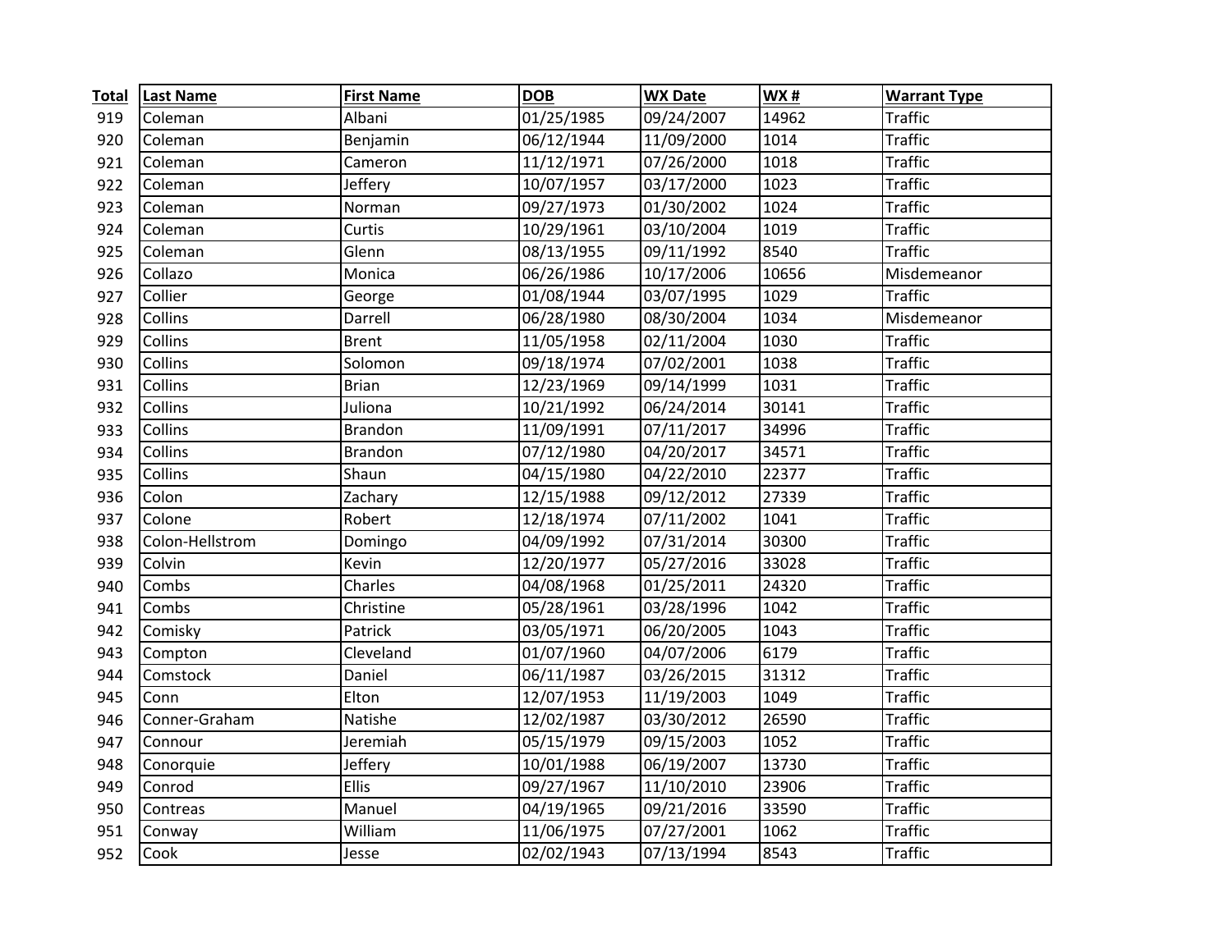| Total | Last Name | First Name | DOB | WX Date | WX # | Warrant Type |
|---|---|---|---|---|---|---|
| 919 | Coleman | Albani | 01/25/1985 | 09/24/2007 | 14962 | Traffic |
| 920 | Coleman | Benjamin | 06/12/1944 | 11/09/2000 | 1014 | Traffic |
| 921 | Coleman | Cameron | 11/12/1971 | 07/26/2000 | 1018 | Traffic |
| 922 | Coleman | Jeffery | 10/07/1957 | 03/17/2000 | 1023 | Traffic |
| 923 | Coleman | Norman | 09/27/1973 | 01/30/2002 | 1024 | Traffic |
| 924 | Coleman | Curtis | 10/29/1961 | 03/10/2004 | 1019 | Traffic |
| 925 | Coleman | Glenn | 08/13/1955 | 09/11/1992 | 8540 | Traffic |
| 926 | Collazo | Monica | 06/26/1986 | 10/17/2006 | 10656 | Misdemeanor |
| 927 | Collier | George | 01/08/1944 | 03/07/1995 | 1029 | Traffic |
| 928 | Collins | Darrell | 06/28/1980 | 08/30/2004 | 1034 | Misdemeanor |
| 929 | Collins | Brent | 11/05/1958 | 02/11/2004 | 1030 | Traffic |
| 930 | Collins | Solomon | 09/18/1974 | 07/02/2001 | 1038 | Traffic |
| 931 | Collins | Brian | 12/23/1969 | 09/14/1999 | 1031 | Traffic |
| 932 | Collins | Juliona | 10/21/1992 | 06/24/2014 | 30141 | Traffic |
| 933 | Collins | Brandon | 11/09/1991 | 07/11/2017 | 34996 | Traffic |
| 934 | Collins | Brandon | 07/12/1980 | 04/20/2017 | 34571 | Traffic |
| 935 | Collins | Shaun | 04/15/1980 | 04/22/2010 | 22377 | Traffic |
| 936 | Colon | Zachary | 12/15/1988 | 09/12/2012 | 27339 | Traffic |
| 937 | Colone | Robert | 12/18/1974 | 07/11/2002 | 1041 | Traffic |
| 938 | Colon-Hellstrom | Domingo | 04/09/1992 | 07/31/2014 | 30300 | Traffic |
| 939 | Colvin | Kevin | 12/20/1977 | 05/27/2016 | 33028 | Traffic |
| 940 | Combs | Charles | 04/08/1968 | 01/25/2011 | 24320 | Traffic |
| 941 | Combs | Christine | 05/28/1961 | 03/28/1996 | 1042 | Traffic |
| 942 | Comisky | Patrick | 03/05/1971 | 06/20/2005 | 1043 | Traffic |
| 943 | Compton | Cleveland | 01/07/1960 | 04/07/2006 | 6179 | Traffic |
| 944 | Comstock | Daniel | 06/11/1987 | 03/26/2015 | 31312 | Traffic |
| 945 | Conn | Elton | 12/07/1953 | 11/19/2003 | 1049 | Traffic |
| 946 | Conner-Graham | Natishe | 12/02/1987 | 03/30/2012 | 26590 | Traffic |
| 947 | Connour | Jeremiah | 05/15/1979 | 09/15/2003 | 1052 | Traffic |
| 948 | Conorquie | Jeffery | 10/01/1988 | 06/19/2007 | 13730 | Traffic |
| 949 | Conrod | Ellis | 09/27/1967 | 11/10/2010 | 23906 | Traffic |
| 950 | Contreas | Manuel | 04/19/1965 | 09/21/2016 | 33590 | Traffic |
| 951 | Conway | William | 11/06/1975 | 07/27/2001 | 1062 | Traffic |
| 952 | Cook | Jesse | 02/02/1943 | 07/13/1994 | 8543 | Traffic |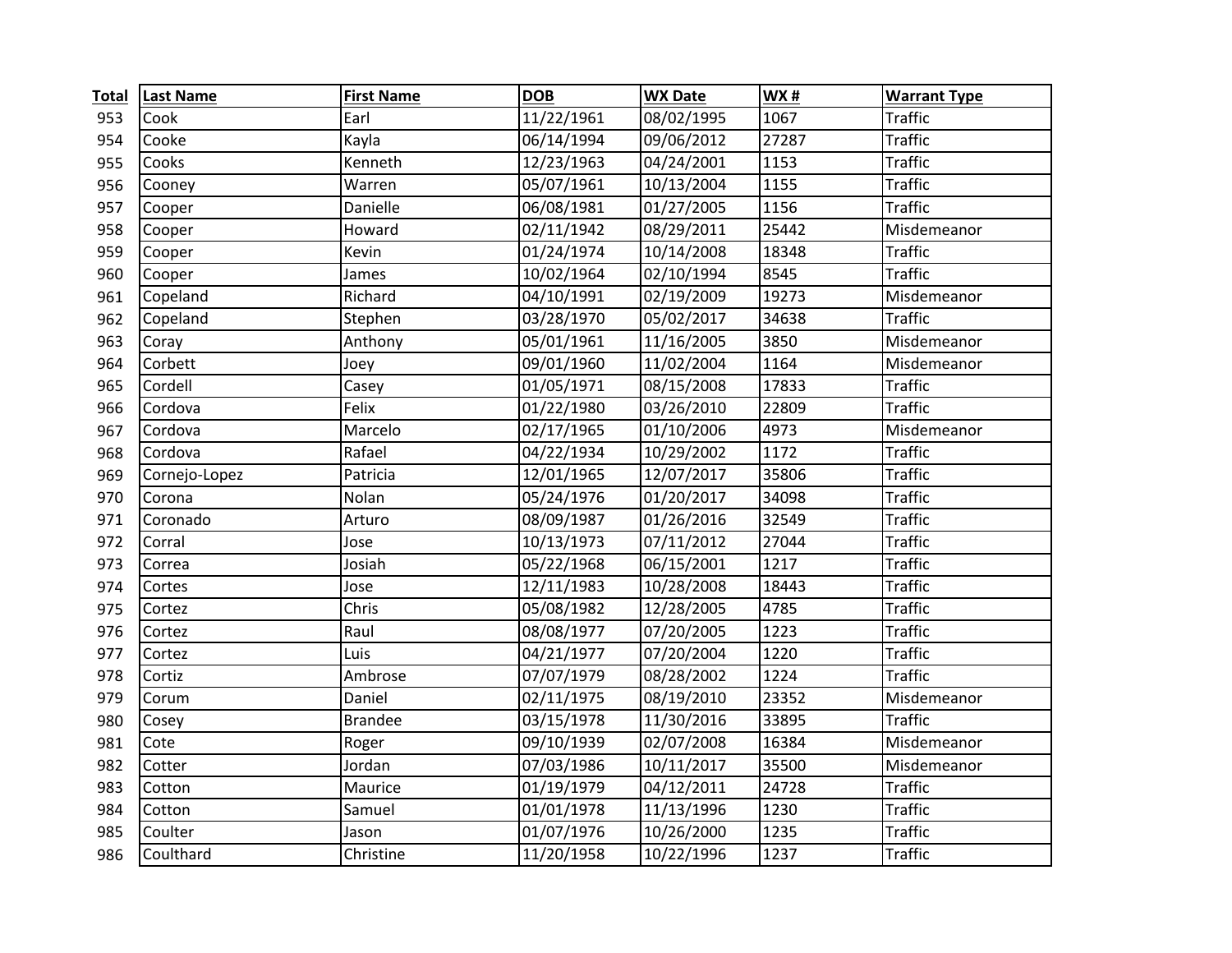| Total | Last Name | First Name | DOB | WX Date | WX # | Warrant Type |
|---|---|---|---|---|---|---|
| 953 | Cook | Earl | 11/22/1961 | 08/02/1995 | 1067 | Traffic |
| 954 | Cooke | Kayla | 06/14/1994 | 09/06/2012 | 27287 | Traffic |
| 955 | Cooks | Kenneth | 12/23/1963 | 04/24/2001 | 1153 | Traffic |
| 956 | Cooney | Warren | 05/07/1961 | 10/13/2004 | 1155 | Traffic |
| 957 | Cooper | Danielle | 06/08/1981 | 01/27/2005 | 1156 | Traffic |
| 958 | Cooper | Howard | 02/11/1942 | 08/29/2011 | 25442 | Misdemeanor |
| 959 | Cooper | Kevin | 01/24/1974 | 10/14/2008 | 18348 | Traffic |
| 960 | Cooper | James | 10/02/1964 | 02/10/1994 | 8545 | Traffic |
| 961 | Copeland | Richard | 04/10/1991 | 02/19/2009 | 19273 | Misdemeanor |
| 962 | Copeland | Stephen | 03/28/1970 | 05/02/2017 | 34638 | Traffic |
| 963 | Coray | Anthony | 05/01/1961 | 11/16/2005 | 3850 | Misdemeanor |
| 964 | Corbett | Joey | 09/01/1960 | 11/02/2004 | 1164 | Misdemeanor |
| 965 | Cordell | Casey | 01/05/1971 | 08/15/2008 | 17833 | Traffic |
| 966 | Cordova | Felix | 01/22/1980 | 03/26/2010 | 22809 | Traffic |
| 967 | Cordova | Marcelo | 02/17/1965 | 01/10/2006 | 4973 | Misdemeanor |
| 968 | Cordova | Rafael | 04/22/1934 | 10/29/2002 | 1172 | Traffic |
| 969 | Cornejo-Lopez | Patricia | 12/01/1965 | 12/07/2017 | 35806 | Traffic |
| 970 | Corona | Nolan | 05/24/1976 | 01/20/2017 | 34098 | Traffic |
| 971 | Coronado | Arturo | 08/09/1987 | 01/26/2016 | 32549 | Traffic |
| 972 | Corral | Jose | 10/13/1973 | 07/11/2012 | 27044 | Traffic |
| 973 | Correa | Josiah | 05/22/1968 | 06/15/2001 | 1217 | Traffic |
| 974 | Cortes | Jose | 12/11/1983 | 10/28/2008 | 18443 | Traffic |
| 975 | Cortez | Chris | 05/08/1982 | 12/28/2005 | 4785 | Traffic |
| 976 | Cortez | Raul | 08/08/1977 | 07/20/2005 | 1223 | Traffic |
| 977 | Cortez | Luis | 04/21/1977 | 07/20/2004 | 1220 | Traffic |
| 978 | Cortiz | Ambrose | 07/07/1979 | 08/28/2002 | 1224 | Traffic |
| 979 | Corum | Daniel | 02/11/1975 | 08/19/2010 | 23352 | Misdemeanor |
| 980 | Cosey | Brandee | 03/15/1978 | 11/30/2016 | 33895 | Traffic |
| 981 | Cote | Roger | 09/10/1939 | 02/07/2008 | 16384 | Misdemeanor |
| 982 | Cotter | Jordan | 07/03/1986 | 10/11/2017 | 35500 | Misdemeanor |
| 983 | Cotton | Maurice | 01/19/1979 | 04/12/2011 | 24728 | Traffic |
| 984 | Cotton | Samuel | 01/01/1978 | 11/13/1996 | 1230 | Traffic |
| 985 | Coulter | Jason | 01/07/1976 | 10/26/2000 | 1235 | Traffic |
| 986 | Coulthard | Christine | 11/20/1958 | 10/22/1996 | 1237 | Traffic |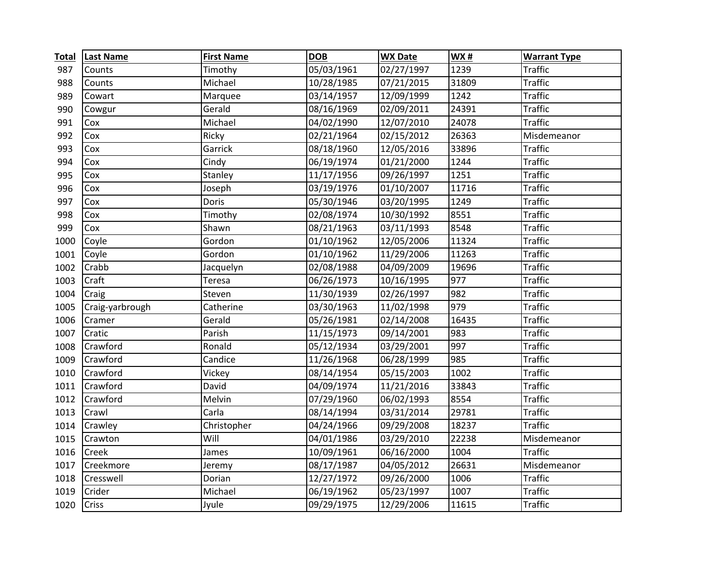| Total | Last Name | First Name | DOB | WX Date | WX # | Warrant Type |
|---|---|---|---|---|---|---|
| 987 | Counts | Timothy | 05/03/1961 | 02/27/1997 | 1239 | Traffic |
| 988 | Counts | Michael | 10/28/1985 | 07/21/2015 | 31809 | Traffic |
| 989 | Cowart | Marquee | 03/14/1957 | 12/09/1999 | 1242 | Traffic |
| 990 | Cowgur | Gerald | 08/16/1969 | 02/09/2011 | 24391 | Traffic |
| 991 | Cox | Michael | 04/02/1990 | 12/07/2010 | 24078 | Traffic |
| 992 | Cox | Ricky | 02/21/1964 | 02/15/2012 | 26363 | Misdemeanor |
| 993 | Cox | Garrick | 08/18/1960 | 12/05/2016 | 33896 | Traffic |
| 994 | Cox | Cindy | 06/19/1974 | 01/21/2000 | 1244 | Traffic |
| 995 | Cox | Stanley | 11/17/1956 | 09/26/1997 | 1251 | Traffic |
| 996 | Cox | Joseph | 03/19/1976 | 01/10/2007 | 11716 | Traffic |
| 997 | Cox | Doris | 05/30/1946 | 03/20/1995 | 1249 | Traffic |
| 998 | Cox | Timothy | 02/08/1974 | 10/30/1992 | 8551 | Traffic |
| 999 | Cox | Shawn | 08/21/1963 | 03/11/1993 | 8548 | Traffic |
| 1000 | Coyle | Gordon | 01/10/1962 | 12/05/2006 | 11324 | Traffic |
| 1001 | Coyle | Gordon | 01/10/1962 | 11/29/2006 | 11263 | Traffic |
| 1002 | Crabb | Jacquelyn | 02/08/1988 | 04/09/2009 | 19696 | Traffic |
| 1003 | Craft | Teresa | 06/26/1973 | 10/16/1995 | 977 | Traffic |
| 1004 | Craig | Steven | 11/30/1939 | 02/26/1997 | 982 | Traffic |
| 1005 | Craig-yarbrough | Catherine | 03/30/1963 | 11/02/1998 | 979 | Traffic |
| 1006 | Cramer | Gerald | 05/26/1981 | 02/14/2008 | 16435 | Traffic |
| 1007 | Cratic | Parish | 11/15/1973 | 09/14/2001 | 983 | Traffic |
| 1008 | Crawford | Ronald | 05/12/1934 | 03/29/2001 | 997 | Traffic |
| 1009 | Crawford | Candice | 11/26/1968 | 06/28/1999 | 985 | Traffic |
| 1010 | Crawford | Vickey | 08/14/1954 | 05/15/2003 | 1002 | Traffic |
| 1011 | Crawford | David | 04/09/1974 | 11/21/2016 | 33843 | Traffic |
| 1012 | Crawford | Melvin | 07/29/1960 | 06/02/1993 | 8554 | Traffic |
| 1013 | Crawl | Carla | 08/14/1994 | 03/31/2014 | 29781 | Traffic |
| 1014 | Crawley | Christopher | 04/24/1966 | 09/29/2008 | 18237 | Traffic |
| 1015 | Crawton | Will | 04/01/1986 | 03/29/2010 | 22238 | Misdemeanor |
| 1016 | Creek | James | 10/09/1961 | 06/16/2000 | 1004 | Traffic |
| 1017 | Creekmore | Jeremy | 08/17/1987 | 04/05/2012 | 26631 | Misdemeanor |
| 1018 | Cresswell | Dorian | 12/27/1972 | 09/26/2000 | 1006 | Traffic |
| 1019 | Crider | Michael | 06/19/1962 | 05/23/1997 | 1007 | Traffic |
| 1020 | Criss | Jyule | 09/29/1975 | 12/29/2006 | 11615 | Traffic |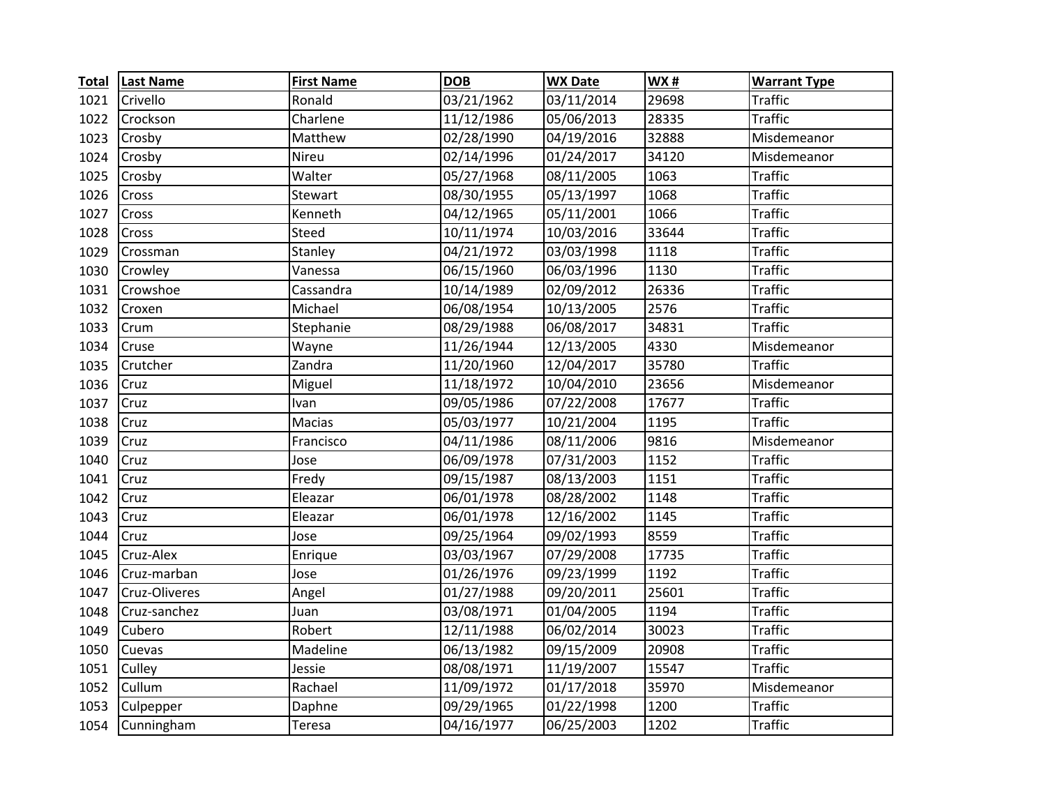| Total | Last Name | First Name | DOB | WX Date | WX # | Warrant Type |
|---|---|---|---|---|---|---|
| 1021 | Crivello | Ronald | 03/21/1962 | 03/11/2014 | 29698 | Traffic |
| 1022 | Crockson | Charlene | 11/12/1986 | 05/06/2013 | 28335 | Traffic |
| 1023 | Crosby | Matthew | 02/28/1990 | 04/19/2016 | 32888 | Misdemeanor |
| 1024 | Crosby | Nireu | 02/14/1996 | 01/24/2017 | 34120 | Misdemeanor |
| 1025 | Crosby | Walter | 05/27/1968 | 08/11/2005 | 1063 | Traffic |
| 1026 | Cross | Stewart | 08/30/1955 | 05/13/1997 | 1068 | Traffic |
| 1027 | Cross | Kenneth | 04/12/1965 | 05/11/2001 | 1066 | Traffic |
| 1028 | Cross | Steed | 10/11/1974 | 10/03/2016 | 33644 | Traffic |
| 1029 | Crossman | Stanley | 04/21/1972 | 03/03/1998 | 1118 | Traffic |
| 1030 | Crowley | Vanessa | 06/15/1960 | 06/03/1996 | 1130 | Traffic |
| 1031 | Crowshoe | Cassandra | 10/14/1989 | 02/09/2012 | 26336 | Traffic |
| 1032 | Croxen | Michael | 06/08/1954 | 10/13/2005 | 2576 | Traffic |
| 1033 | Crum | Stephanie | 08/29/1988 | 06/08/2017 | 34831 | Traffic |
| 1034 | Cruse | Wayne | 11/26/1944 | 12/13/2005 | 4330 | Misdemeanor |
| 1035 | Crutcher | Zandra | 11/20/1960 | 12/04/2017 | 35780 | Traffic |
| 1036 | Cruz | Miguel | 11/18/1972 | 10/04/2010 | 23656 | Misdemeanor |
| 1037 | Cruz | Ivan | 09/05/1986 | 07/22/2008 | 17677 | Traffic |
| 1038 | Cruz | Macias | 05/03/1977 | 10/21/2004 | 1195 | Traffic |
| 1039 | Cruz | Francisco | 04/11/1986 | 08/11/2006 | 9816 | Misdemeanor |
| 1040 | Cruz | Jose | 06/09/1978 | 07/31/2003 | 1152 | Traffic |
| 1041 | Cruz | Fredy | 09/15/1987 | 08/13/2003 | 1151 | Traffic |
| 1042 | Cruz | Eleazar | 06/01/1978 | 08/28/2002 | 1148 | Traffic |
| 1043 | Cruz | Eleazar | 06/01/1978 | 12/16/2002 | 1145 | Traffic |
| 1044 | Cruz | Jose | 09/25/1964 | 09/02/1993 | 8559 | Traffic |
| 1045 | Cruz-Alex | Enrique | 03/03/1967 | 07/29/2008 | 17735 | Traffic |
| 1046 | Cruz-marban | Jose | 01/26/1976 | 09/23/1999 | 1192 | Traffic |
| 1047 | Cruz-Oliveres | Angel | 01/27/1988 | 09/20/2011 | 25601 | Traffic |
| 1048 | Cruz-sanchez | Juan | 03/08/1971 | 01/04/2005 | 1194 | Traffic |
| 1049 | Cubero | Robert | 12/11/1988 | 06/02/2014 | 30023 | Traffic |
| 1050 | Cuevas | Madeline | 06/13/1982 | 09/15/2009 | 20908 | Traffic |
| 1051 | Culley | Jessie | 08/08/1971 | 11/19/2007 | 15547 | Traffic |
| 1052 | Cullum | Rachael | 11/09/1972 | 01/17/2018 | 35970 | Misdemeanor |
| 1053 | Culpepper | Daphne | 09/29/1965 | 01/22/1998 | 1200 | Traffic |
| 1054 | Cunningham | Teresa | 04/16/1977 | 06/25/2003 | 1202 | Traffic |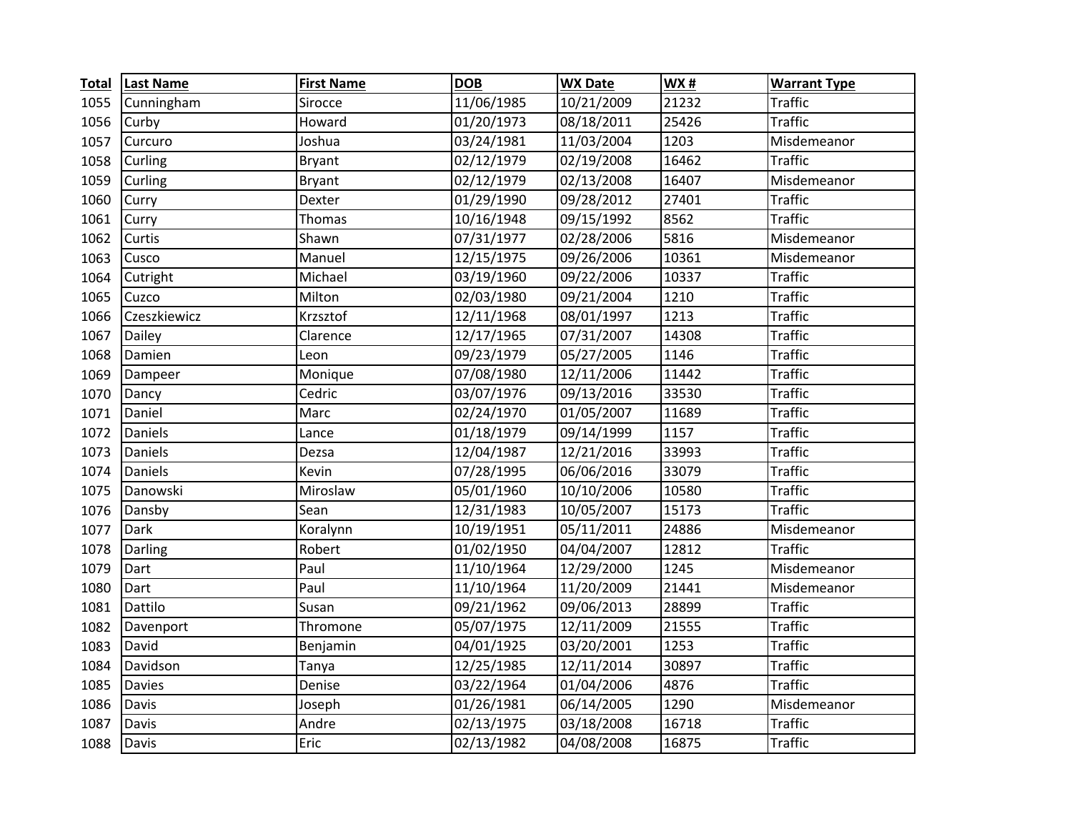| Total | Last Name | First Name | DOB | WX Date | WX # | Warrant Type |
|---|---|---|---|---|---|---|
| 1055 | Cunningham | Sirocce | 11/06/1985 | 10/21/2009 | 21232 | Traffic |
| 1056 | Curby | Howard | 01/20/1973 | 08/18/2011 | 25426 | Traffic |
| 1057 | Curcuro | Joshua | 03/24/1981 | 11/03/2004 | 1203 | Misdemeanor |
| 1058 | Curling | Bryant | 02/12/1979 | 02/19/2008 | 16462 | Traffic |
| 1059 | Curling | Bryant | 02/12/1979 | 02/13/2008 | 16407 | Misdemeanor |
| 1060 | Curry | Dexter | 01/29/1990 | 09/28/2012 | 27401 | Traffic |
| 1061 | Curry | Thomas | 10/16/1948 | 09/15/1992 | 8562 | Traffic |
| 1062 | Curtis | Shawn | 07/31/1977 | 02/28/2006 | 5816 | Misdemeanor |
| 1063 | Cusco | Manuel | 12/15/1975 | 09/26/2006 | 10361 | Misdemeanor |
| 1064 | Cutright | Michael | 03/19/1960 | 09/22/2006 | 10337 | Traffic |
| 1065 | Cuzco | Milton | 02/03/1980 | 09/21/2004 | 1210 | Traffic |
| 1066 | Czeszkiewicz | Krzsztof | 12/11/1968 | 08/01/1997 | 1213 | Traffic |
| 1067 | Dailey | Clarence | 12/17/1965 | 07/31/2007 | 14308 | Traffic |
| 1068 | Damien | Leon | 09/23/1979 | 05/27/2005 | 1146 | Traffic |
| 1069 | Dampeer | Monique | 07/08/1980 | 12/11/2006 | 11442 | Traffic |
| 1070 | Dancy | Cedric | 03/07/1976 | 09/13/2016 | 33530 | Traffic |
| 1071 | Daniel | Marc | 02/24/1970 | 01/05/2007 | 11689 | Traffic |
| 1072 | Daniels | Lance | 01/18/1979 | 09/14/1999 | 1157 | Traffic |
| 1073 | Daniels | Dezsa | 12/04/1987 | 12/21/2016 | 33993 | Traffic |
| 1074 | Daniels | Kevin | 07/28/1995 | 06/06/2016 | 33079 | Traffic |
| 1075 | Danowski | Miroslaw | 05/01/1960 | 10/10/2006 | 10580 | Traffic |
| 1076 | Dansby | Sean | 12/31/1983 | 10/05/2007 | 15173 | Traffic |
| 1077 | Dark | Koralynn | 10/19/1951 | 05/11/2011 | 24886 | Misdemeanor |
| 1078 | Darling | Robert | 01/02/1950 | 04/04/2007 | 12812 | Traffic |
| 1079 | Dart | Paul | 11/10/1964 | 12/29/2000 | 1245 | Misdemeanor |
| 1080 | Dart | Paul | 11/10/1964 | 11/20/2009 | 21441 | Misdemeanor |
| 1081 | Dattilo | Susan | 09/21/1962 | 09/06/2013 | 28899 | Traffic |
| 1082 | Davenport | Thromone | 05/07/1975 | 12/11/2009 | 21555 | Traffic |
| 1083 | David | Benjamin | 04/01/1925 | 03/20/2001 | 1253 | Traffic |
| 1084 | Davidson | Tanya | 12/25/1985 | 12/11/2014 | 30897 | Traffic |
| 1085 | Davies | Denise | 03/22/1964 | 01/04/2006 | 4876 | Traffic |
| 1086 | Davis | Joseph | 01/26/1981 | 06/14/2005 | 1290 | Misdemeanor |
| 1087 | Davis | Andre | 02/13/1975 | 03/18/2008 | 16718 | Traffic |
| 1088 | Davis | Eric | 02/13/1982 | 04/08/2008 | 16875 | Traffic |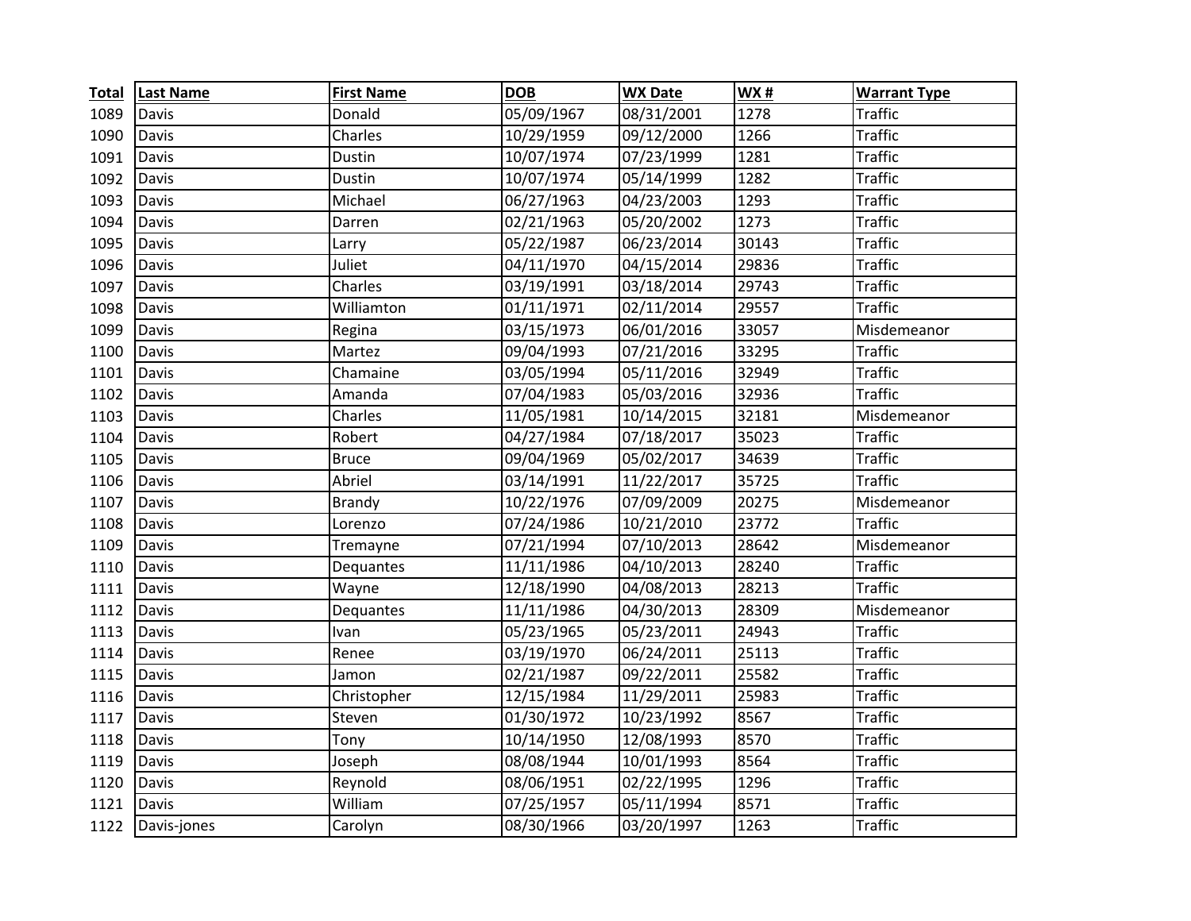| Total | Last Name | First Name | DOB | WX Date | WX # | Warrant Type |
|---|---|---|---|---|---|---|
| 1089 | Davis | Donald | 05/09/1967 | 08/31/2001 | 1278 | Traffic |
| 1090 | Davis | Charles | 10/29/1959 | 09/12/2000 | 1266 | Traffic |
| 1091 | Davis | Dustin | 10/07/1974 | 07/23/1999 | 1281 | Traffic |
| 1092 | Davis | Dustin | 10/07/1974 | 05/14/1999 | 1282 | Traffic |
| 1093 | Davis | Michael | 06/27/1963 | 04/23/2003 | 1293 | Traffic |
| 1094 | Davis | Darren | 02/21/1963 | 05/20/2002 | 1273 | Traffic |
| 1095 | Davis | Larry | 05/22/1987 | 06/23/2014 | 30143 | Traffic |
| 1096 | Davis | Juliet | 04/11/1970 | 04/15/2014 | 29836 | Traffic |
| 1097 | Davis | Charles | 03/19/1991 | 03/18/2014 | 29743 | Traffic |
| 1098 | Davis | Williamton | 01/11/1971 | 02/11/2014 | 29557 | Traffic |
| 1099 | Davis | Regina | 03/15/1973 | 06/01/2016 | 33057 | Misdemeanor |
| 1100 | Davis | Martez | 09/04/1993 | 07/21/2016 | 33295 | Traffic |
| 1101 | Davis | Chamaine | 03/05/1994 | 05/11/2016 | 32949 | Traffic |
| 1102 | Davis | Amanda | 07/04/1983 | 05/03/2016 | 32936 | Traffic |
| 1103 | Davis | Charles | 11/05/1981 | 10/14/2015 | 32181 | Misdemeanor |
| 1104 | Davis | Robert | 04/27/1984 | 07/18/2017 | 35023 | Traffic |
| 1105 | Davis | Bruce | 09/04/1969 | 05/02/2017 | 34639 | Traffic |
| 1106 | Davis | Abriel | 03/14/1991 | 11/22/2017 | 35725 | Traffic |
| 1107 | Davis | Brandy | 10/22/1976 | 07/09/2009 | 20275 | Misdemeanor |
| 1108 | Davis | Lorenzo | 07/24/1986 | 10/21/2010 | 23772 | Traffic |
| 1109 | Davis | Tremayne | 07/21/1994 | 07/10/2013 | 28642 | Misdemeanor |
| 1110 | Davis | Dequantes | 11/11/1986 | 04/10/2013 | 28240 | Traffic |
| 1111 | Davis | Wayne | 12/18/1990 | 04/08/2013 | 28213 | Traffic |
| 1112 | Davis | Dequantes | 11/11/1986 | 04/30/2013 | 28309 | Misdemeanor |
| 1113 | Davis | Ivan | 05/23/1965 | 05/23/2011 | 24943 | Traffic |
| 1114 | Davis | Renee | 03/19/1970 | 06/24/2011 | 25113 | Traffic |
| 1115 | Davis | Jamon | 02/21/1987 | 09/22/2011 | 25582 | Traffic |
| 1116 | Davis | Christopher | 12/15/1984 | 11/29/2011 | 25983 | Traffic |
| 1117 | Davis | Steven | 01/30/1972 | 10/23/1992 | 8567 | Traffic |
| 1118 | Davis | Tony | 10/14/1950 | 12/08/1993 | 8570 | Traffic |
| 1119 | Davis | Joseph | 08/08/1944 | 10/01/1993 | 8564 | Traffic |
| 1120 | Davis | Reynold | 08/06/1951 | 02/22/1995 | 1296 | Traffic |
| 1121 | Davis | William | 07/25/1957 | 05/11/1994 | 8571 | Traffic |
| 1122 | Davis-jones | Carolyn | 08/30/1966 | 03/20/1997 | 1263 | Traffic |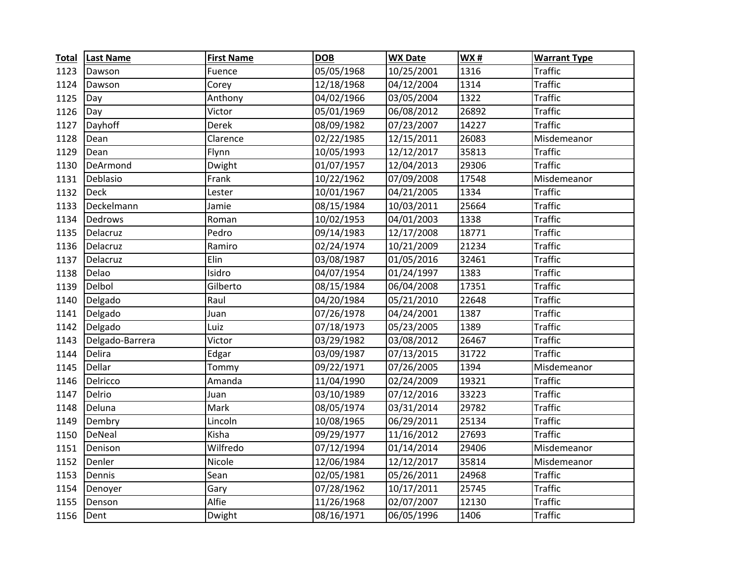| Total | Last Name | First Name | DOB | WX Date | WX # | Warrant Type |
|---|---|---|---|---|---|---|
| 1123 | Dawson | Fuence | 05/05/1968 | 10/25/2001 | 1316 | Traffic |
| 1124 | Dawson | Corey | 12/18/1968 | 04/12/2004 | 1314 | Traffic |
| 1125 | Day | Anthony | 04/02/1966 | 03/05/2004 | 1322 | Traffic |
| 1126 | Day | Victor | 05/01/1969 | 06/08/2012 | 26892 | Traffic |
| 1127 | Dayhoff | Derek | 08/09/1982 | 07/23/2007 | 14227 | Traffic |
| 1128 | Dean | Clarence | 02/22/1985 | 12/15/2011 | 26083 | Misdemeanor |
| 1129 | Dean | Flynn | 10/05/1993 | 12/12/2017 | 35813 | Traffic |
| 1130 | DeArmond | Dwight | 01/07/1957 | 12/04/2013 | 29306 | Traffic |
| 1131 | Deblasio | Frank | 10/22/1962 | 07/09/2008 | 17548 | Misdemeanor |
| 1132 | Deck | Lester | 10/01/1967 | 04/21/2005 | 1334 | Traffic |
| 1133 | Deckelmann | Jamie | 08/15/1984 | 10/03/2011 | 25664 | Traffic |
| 1134 | Dedrows | Roman | 10/02/1953 | 04/01/2003 | 1338 | Traffic |
| 1135 | Delacruz | Pedro | 09/14/1983 | 12/17/2008 | 18771 | Traffic |
| 1136 | Delacruz | Ramiro | 02/24/1974 | 10/21/2009 | 21234 | Traffic |
| 1137 | Delacruz | Elin | 03/08/1987 | 01/05/2016 | 32461 | Traffic |
| 1138 | Delao | Isidro | 04/07/1954 | 01/24/1997 | 1383 | Traffic |
| 1139 | Delbol | Gilberto | 08/15/1984 | 06/04/2008 | 17351 | Traffic |
| 1140 | Delgado | Raul | 04/20/1984 | 05/21/2010 | 22648 | Traffic |
| 1141 | Delgado | Juan | 07/26/1978 | 04/24/2001 | 1387 | Traffic |
| 1142 | Delgado | Luiz | 07/18/1973 | 05/23/2005 | 1389 | Traffic |
| 1143 | Delgado-Barrera | Victor | 03/29/1982 | 03/08/2012 | 26467 | Traffic |
| 1144 | Delira | Edgar | 03/09/1987 | 07/13/2015 | 31722 | Traffic |
| 1145 | Dellar | Tommy | 09/22/1971 | 07/26/2005 | 1394 | Misdemeanor |
| 1146 | Delricco | Amanda | 11/04/1990 | 02/24/2009 | 19321 | Traffic |
| 1147 | Delrio | Juan | 03/10/1989 | 07/12/2016 | 33223 | Traffic |
| 1148 | Deluna | Mark | 08/05/1974 | 03/31/2014 | 29782 | Traffic |
| 1149 | Dembry | Lincoln | 10/08/1965 | 06/29/2011 | 25134 | Traffic |
| 1150 | DeNeal | Kisha | 09/29/1977 | 11/16/2012 | 27693 | Traffic |
| 1151 | Denison | Wilfredo | 07/12/1994 | 01/14/2014 | 29406 | Misdemeanor |
| 1152 | Denler | Nicole | 12/06/1984 | 12/12/2017 | 35814 | Misdemeanor |
| 1153 | Dennis | Sean | 02/05/1981 | 05/26/2011 | 24968 | Traffic |
| 1154 | Denoyer | Gary | 07/28/1962 | 10/17/2011 | 25745 | Traffic |
| 1155 | Denson | Alfie | 11/26/1968 | 02/07/2007 | 12130 | Traffic |
| 1156 | Dent | Dwight | 08/16/1971 | 06/05/1996 | 1406 | Traffic |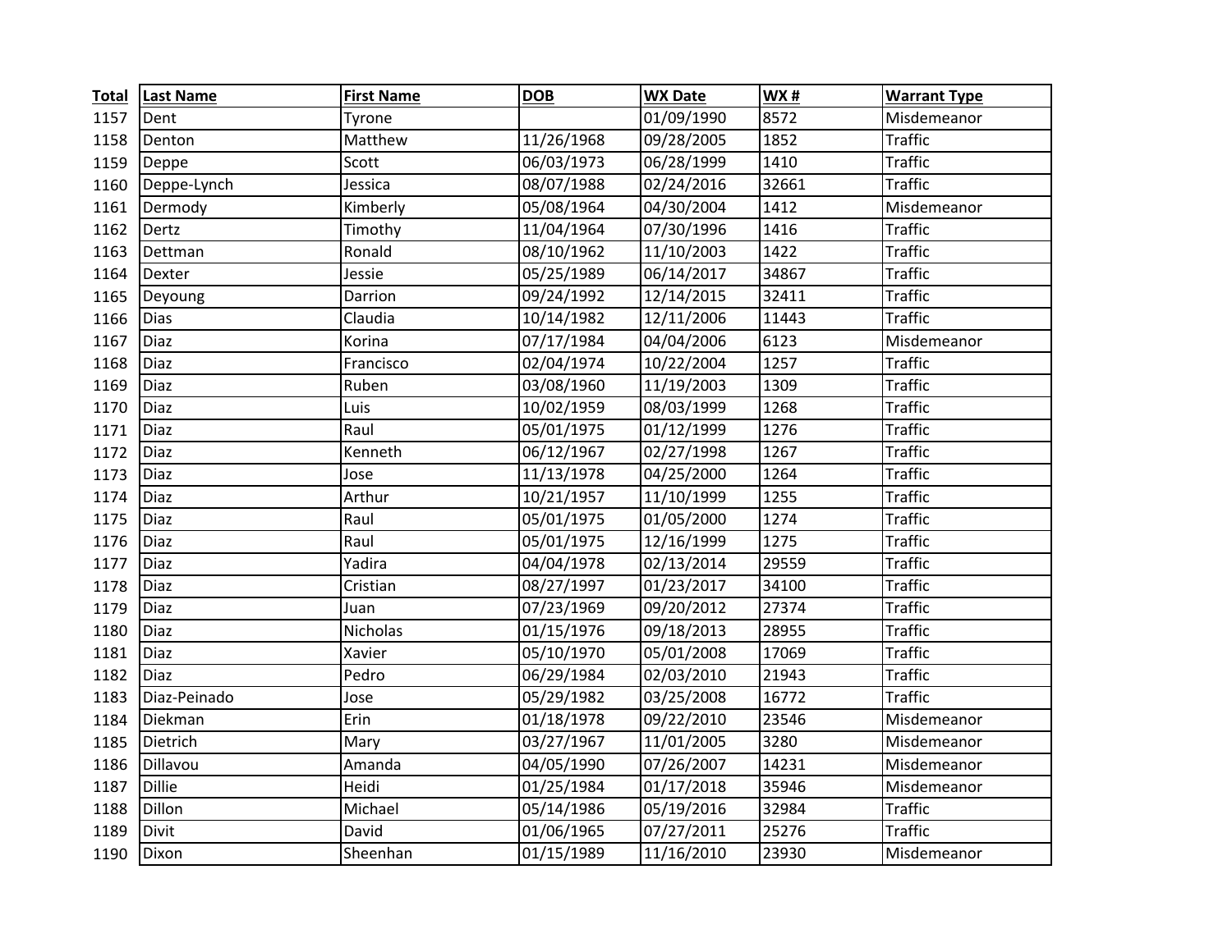| Total | Last Name | First Name | DOB | WX Date | WX # | Warrant Type |
|---|---|---|---|---|---|---|
| 1157 | Dent | Tyrone | | 01/09/1990 | 8572 | Misdemeanor |
| 1158 | Denton | Matthew | 11/26/1968 | 09/28/2005 | 1852 | Traffic |
| 1159 | Deppe | Scott | 06/03/1973 | 06/28/1999 | 1410 | Traffic |
| 1160 | Deppe-Lynch | Jessica | 08/07/1988 | 02/24/2016 | 32661 | Traffic |
| 1161 | Dermody | Kimberly | 05/08/1964 | 04/30/2004 | 1412 | Misdemeanor |
| 1162 | Dertz | Timothy | 11/04/1964 | 07/30/1996 | 1416 | Traffic |
| 1163 | Dettman | Ronald | 08/10/1962 | 11/10/2003 | 1422 | Traffic |
| 1164 | Dexter | Jessie | 05/25/1989 | 06/14/2017 | 34867 | Traffic |
| 1165 | Deyoung | Darrion | 09/24/1992 | 12/14/2015 | 32411 | Traffic |
| 1166 | Dias | Claudia | 10/14/1982 | 12/11/2006 | 11443 | Traffic |
| 1167 | Diaz | Korina | 07/17/1984 | 04/04/2006 | 6123 | Misdemeanor |
| 1168 | Diaz | Francisco | 02/04/1974 | 10/22/2004 | 1257 | Traffic |
| 1169 | Diaz | Ruben | 03/08/1960 | 11/19/2003 | 1309 | Traffic |
| 1170 | Diaz | Luis | 10/02/1959 | 08/03/1999 | 1268 | Traffic |
| 1171 | Diaz | Raul | 05/01/1975 | 01/12/1999 | 1276 | Traffic |
| 1172 | Diaz | Kenneth | 06/12/1967 | 02/27/1998 | 1267 | Traffic |
| 1173 | Diaz | Jose | 11/13/1978 | 04/25/2000 | 1264 | Traffic |
| 1174 | Diaz | Arthur | 10/21/1957 | 11/10/1999 | 1255 | Traffic |
| 1175 | Diaz | Raul | 05/01/1975 | 01/05/2000 | 1274 | Traffic |
| 1176 | Diaz | Raul | 05/01/1975 | 12/16/1999 | 1275 | Traffic |
| 1177 | Diaz | Yadira | 04/04/1978 | 02/13/2014 | 29559 | Traffic |
| 1178 | Diaz | Cristian | 08/27/1997 | 01/23/2017 | 34100 | Traffic |
| 1179 | Diaz | Juan | 07/23/1969 | 09/20/2012 | 27374 | Traffic |
| 1180 | Diaz | Nicholas | 01/15/1976 | 09/18/2013 | 28955 | Traffic |
| 1181 | Diaz | Xavier | 05/10/1970 | 05/01/2008 | 17069 | Traffic |
| 1182 | Diaz | Pedro | 06/29/1984 | 02/03/2010 | 21943 | Traffic |
| 1183 | Diaz-Peinado | Jose | 05/29/1982 | 03/25/2008 | 16772 | Traffic |
| 1184 | Diekman | Erin | 01/18/1978 | 09/22/2010 | 23546 | Misdemeanor |
| 1185 | Dietrich | Mary | 03/27/1967 | 11/01/2005 | 3280 | Misdemeanor |
| 1186 | Dillavou | Amanda | 04/05/1990 | 07/26/2007 | 14231 | Misdemeanor |
| 1187 | Dillie | Heidi | 01/25/1984 | 01/17/2018 | 35946 | Misdemeanor |
| 1188 | Dillon | Michael | 05/14/1986 | 05/19/2016 | 32984 | Traffic |
| 1189 | Divit | David | 01/06/1965 | 07/27/2011 | 25276 | Traffic |
| 1190 | Dixon | Sheenhan | 01/15/1989 | 11/16/2010 | 23930 | Misdemeanor |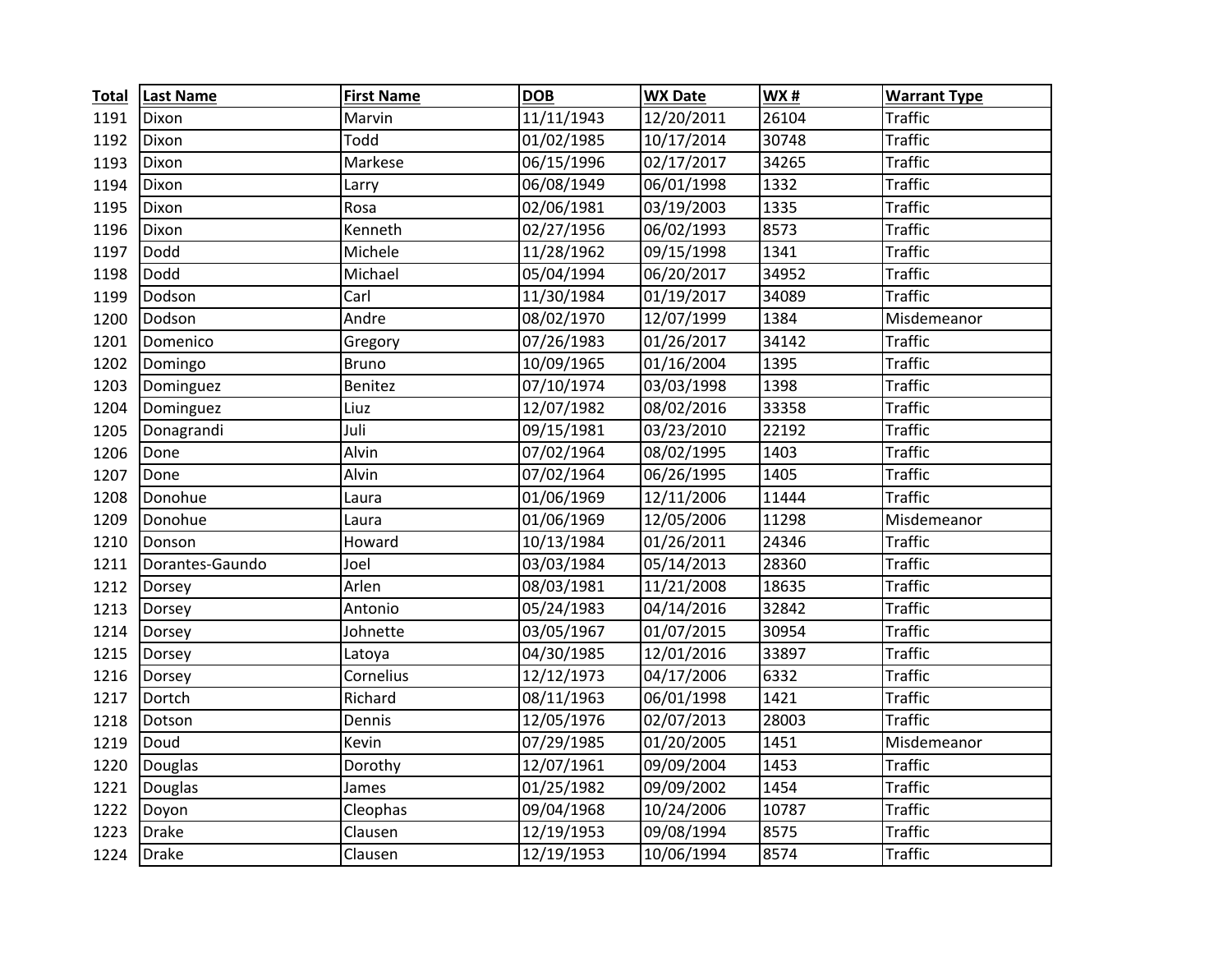| Total | Last Name | First Name | DOB | WX Date | WX # | Warrant Type |
|---|---|---|---|---|---|---|
| 1191 | Dixon | Marvin | 11/11/1943 | 12/20/2011 | 26104 | Traffic |
| 1192 | Dixon | Todd | 01/02/1985 | 10/17/2014 | 30748 | Traffic |
| 1193 | Dixon | Markese | 06/15/1996 | 02/17/2017 | 34265 | Traffic |
| 1194 | Dixon | Larry | 06/08/1949 | 06/01/1998 | 1332 | Traffic |
| 1195 | Dixon | Rosa | 02/06/1981 | 03/19/2003 | 1335 | Traffic |
| 1196 | Dixon | Kenneth | 02/27/1956 | 06/02/1993 | 8573 | Traffic |
| 1197 | Dodd | Michele | 11/28/1962 | 09/15/1998 | 1341 | Traffic |
| 1198 | Dodd | Michael | 05/04/1994 | 06/20/2017 | 34952 | Traffic |
| 1199 | Dodson | Carl | 11/30/1984 | 01/19/2017 | 34089 | Traffic |
| 1200 | Dodson | Andre | 08/02/1970 | 12/07/1999 | 1384 | Misdemeanor |
| 1201 | Domenico | Gregory | 07/26/1983 | 01/26/2017 | 34142 | Traffic |
| 1202 | Domingo | Bruno | 10/09/1965 | 01/16/2004 | 1395 | Traffic |
| 1203 | Dominguez | Benitez | 07/10/1974 | 03/03/1998 | 1398 | Traffic |
| 1204 | Dominguez | Liuz | 12/07/1982 | 08/02/2016 | 33358 | Traffic |
| 1205 | Donagrandi | Juli | 09/15/1981 | 03/23/2010 | 22192 | Traffic |
| 1206 | Done | Alvin | 07/02/1964 | 08/02/1995 | 1403 | Traffic |
| 1207 | Done | Alvin | 07/02/1964 | 06/26/1995 | 1405 | Traffic |
| 1208 | Donohue | Laura | 01/06/1969 | 12/11/2006 | 11444 | Traffic |
| 1209 | Donohue | Laura | 01/06/1969 | 12/05/2006 | 11298 | Misdemeanor |
| 1210 | Donson | Howard | 10/13/1984 | 01/26/2011 | 24346 | Traffic |
| 1211 | Dorantes-Gaundo | Joel | 03/03/1984 | 05/14/2013 | 28360 | Traffic |
| 1212 | Dorsey | Arlen | 08/03/1981 | 11/21/2008 | 18635 | Traffic |
| 1213 | Dorsey | Antonio | 05/24/1983 | 04/14/2016 | 32842 | Traffic |
| 1214 | Dorsey | Johnette | 03/05/1967 | 01/07/2015 | 30954 | Traffic |
| 1215 | Dorsey | Latoya | 04/30/1985 | 12/01/2016 | 33897 | Traffic |
| 1216 | Dorsey | Cornelius | 12/12/1973 | 04/17/2006 | 6332 | Traffic |
| 1217 | Dortch | Richard | 08/11/1963 | 06/01/1998 | 1421 | Traffic |
| 1218 | Dotson | Dennis | 12/05/1976 | 02/07/2013 | 28003 | Traffic |
| 1219 | Doud | Kevin | 07/29/1985 | 01/20/2005 | 1451 | Misdemeanor |
| 1220 | Douglas | Dorothy | 12/07/1961 | 09/09/2004 | 1453 | Traffic |
| 1221 | Douglas | James | 01/25/1982 | 09/09/2002 | 1454 | Traffic |
| 1222 | Doyon | Cleophas | 09/04/1968 | 10/24/2006 | 10787 | Traffic |
| 1223 | Drake | Clausen | 12/19/1953 | 09/08/1994 | 8575 | Traffic |
| 1224 | Drake | Clausen | 12/19/1953 | 10/06/1994 | 8574 | Traffic |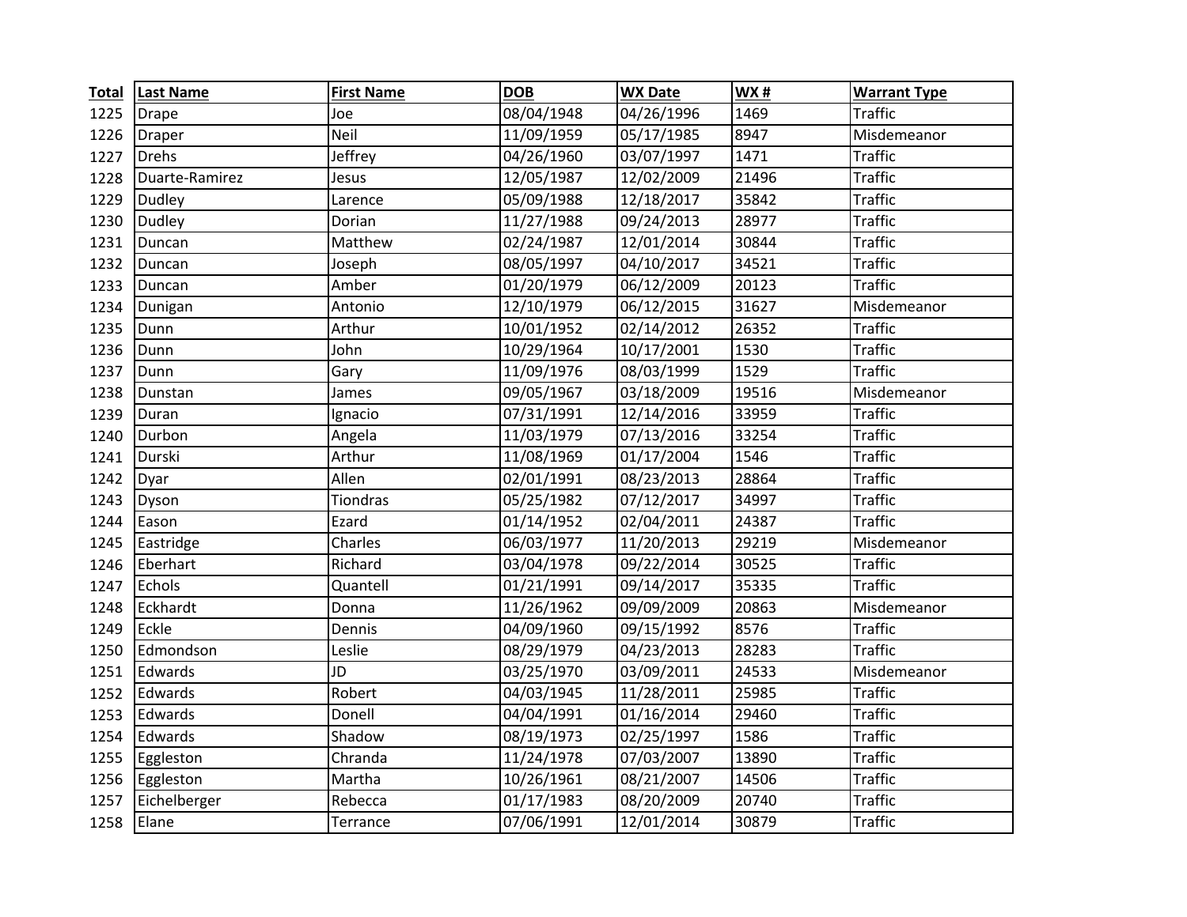| Total | Last Name | First Name | DOB | WX Date | WX # | Warrant Type |
|---|---|---|---|---|---|---|
| 1225 | Drape | Joe | 08/04/1948 | 04/26/1996 | 1469 | Traffic |
| 1226 | Draper | Neil | 11/09/1959 | 05/17/1985 | 8947 | Misdemeanor |
| 1227 | Drehs | Jeffrey | 04/26/1960 | 03/07/1997 | 1471 | Traffic |
| 1228 | Duarte-Ramirez | Jesus | 12/05/1987 | 12/02/2009 | 21496 | Traffic |
| 1229 | Dudley | Larence | 05/09/1988 | 12/18/2017 | 35842 | Traffic |
| 1230 | Dudley | Dorian | 11/27/1988 | 09/24/2013 | 28977 | Traffic |
| 1231 | Duncan | Matthew | 02/24/1987 | 12/01/2014 | 30844 | Traffic |
| 1232 | Duncan | Joseph | 08/05/1997 | 04/10/2017 | 34521 | Traffic |
| 1233 | Duncan | Amber | 01/20/1979 | 06/12/2009 | 20123 | Traffic |
| 1234 | Dunigan | Antonio | 12/10/1979 | 06/12/2015 | 31627 | Misdemeanor |
| 1235 | Dunn | Arthur | 10/01/1952 | 02/14/2012 | 26352 | Traffic |
| 1236 | Dunn | John | 10/29/1964 | 10/17/2001 | 1530 | Traffic |
| 1237 | Dunn | Gary | 11/09/1976 | 08/03/1999 | 1529 | Traffic |
| 1238 | Dunstan | James | 09/05/1967 | 03/18/2009 | 19516 | Misdemeanor |
| 1239 | Duran | Ignacio | 07/31/1991 | 12/14/2016 | 33959 | Traffic |
| 1240 | Durbon | Angela | 11/03/1979 | 07/13/2016 | 33254 | Traffic |
| 1241 | Durski | Arthur | 11/08/1969 | 01/17/2004 | 1546 | Traffic |
| 1242 | Dyar | Allen | 02/01/1991 | 08/23/2013 | 28864 | Traffic |
| 1243 | Dyson | Tiondras | 05/25/1982 | 07/12/2017 | 34997 | Traffic |
| 1244 | Eason | Ezard | 01/14/1952 | 02/04/2011 | 24387 | Traffic |
| 1245 | Eastridge | Charles | 06/03/1977 | 11/20/2013 | 29219 | Misdemeanor |
| 1246 | Eberhart | Richard | 03/04/1978 | 09/22/2014 | 30525 | Traffic |
| 1247 | Echols | Quantell | 01/21/1991 | 09/14/2017 | 35335 | Traffic |
| 1248 | Eckhardt | Donna | 11/26/1962 | 09/09/2009 | 20863 | Misdemeanor |
| 1249 | Eckle | Dennis | 04/09/1960 | 09/15/1992 | 8576 | Traffic |
| 1250 | Edmondson | Leslie | 08/29/1979 | 04/23/2013 | 28283 | Traffic |
| 1251 | Edwards | JD | 03/25/1970 | 03/09/2011 | 24533 | Misdemeanor |
| 1252 | Edwards | Robert | 04/03/1945 | 11/28/2011 | 25985 | Traffic |
| 1253 | Edwards | Donell | 04/04/1991 | 01/16/2014 | 29460 | Traffic |
| 1254 | Edwards | Shadow | 08/19/1973 | 02/25/1997 | 1586 | Traffic |
| 1255 | Eggleston | Chranda | 11/24/1978 | 07/03/2007 | 13890 | Traffic |
| 1256 | Eggleston | Martha | 10/26/1961 | 08/21/2007 | 14506 | Traffic |
| 1257 | Eichelberger | Rebecca | 01/17/1983 | 08/20/2009 | 20740 | Traffic |
| 1258 | Elane | Terrance | 07/06/1991 | 12/01/2014 | 30879 | Traffic |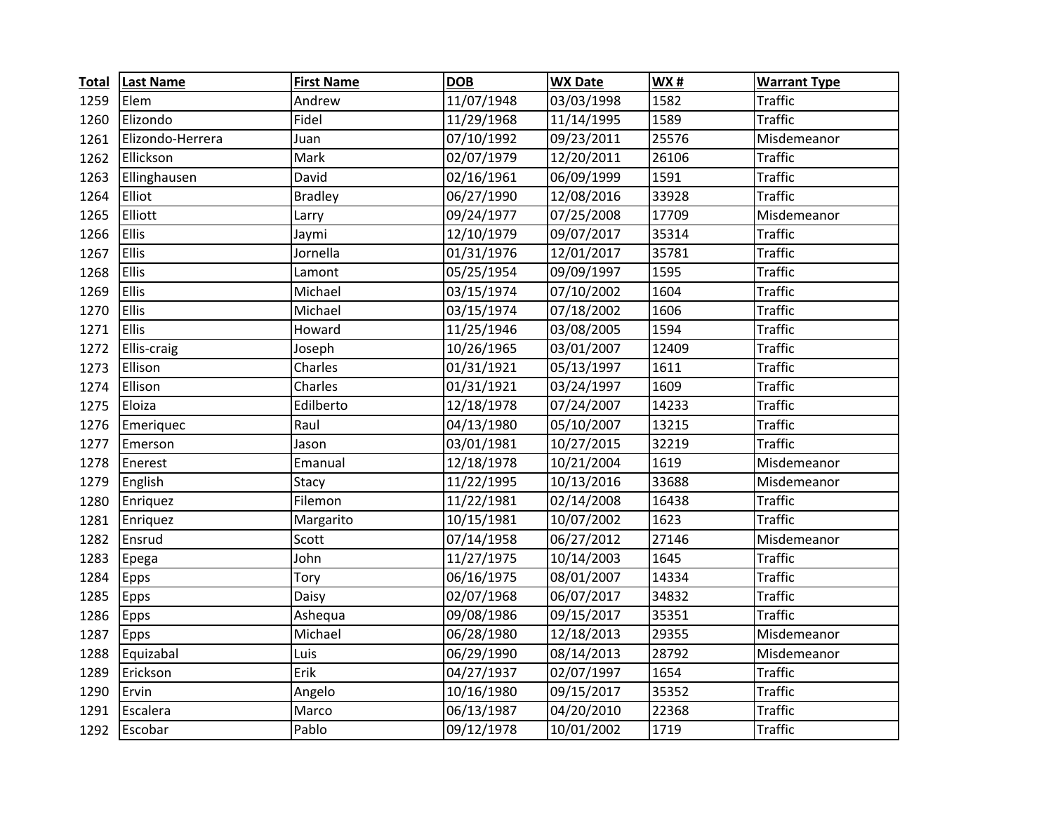| Total | Last Name | First Name | DOB | WX Date | WX # | Warrant Type |
|---|---|---|---|---|---|---|
| 1259 | Elem | Andrew | 11/07/1948 | 03/03/1998 | 1582 | Traffic |
| 1260 | Elizondo | Fidel | 11/29/1968 | 11/14/1995 | 1589 | Traffic |
| 1261 | Elizondo-Herrera | Juan | 07/10/1992 | 09/23/2011 | 25576 | Misdemeanor |
| 1262 | Ellickson | Mark | 02/07/1979 | 12/20/2011 | 26106 | Traffic |
| 1263 | Ellinghausen | David | 02/16/1961 | 06/09/1999 | 1591 | Traffic |
| 1264 | Elliot | Bradley | 06/27/1990 | 12/08/2016 | 33928 | Traffic |
| 1265 | Elliott | Larry | 09/24/1977 | 07/25/2008 | 17709 | Misdemeanor |
| 1266 | Ellis | Jaymi | 12/10/1979 | 09/07/2017 | 35314 | Traffic |
| 1267 | Ellis | Jornella | 01/31/1976 | 12/01/2017 | 35781 | Traffic |
| 1268 | Ellis | Lamont | 05/25/1954 | 09/09/1997 | 1595 | Traffic |
| 1269 | Ellis | Michael | 03/15/1974 | 07/10/2002 | 1604 | Traffic |
| 1270 | Ellis | Michael | 03/15/1974 | 07/18/2002 | 1606 | Traffic |
| 1271 | Ellis | Howard | 11/25/1946 | 03/08/2005 | 1594 | Traffic |
| 1272 | Ellis-craig | Joseph | 10/26/1965 | 03/01/2007 | 12409 | Traffic |
| 1273 | Ellison | Charles | 01/31/1921 | 05/13/1997 | 1611 | Traffic |
| 1274 | Ellison | Charles | 01/31/1921 | 03/24/1997 | 1609 | Traffic |
| 1275 | Eloiza | Edilberto | 12/18/1978 | 07/24/2007 | 14233 | Traffic |
| 1276 | Emeriquec | Raul | 04/13/1980 | 05/10/2007 | 13215 | Traffic |
| 1277 | Emerson | Jason | 03/01/1981 | 10/27/2015 | 32219 | Traffic |
| 1278 | Enerest | Emanual | 12/18/1978 | 10/21/2004 | 1619 | Misdemeanor |
| 1279 | English | Stacy | 11/22/1995 | 10/13/2016 | 33688 | Misdemeanor |
| 1280 | Enriquez | Filemon | 11/22/1981 | 02/14/2008 | 16438 | Traffic |
| 1281 | Enriquez | Margarito | 10/15/1981 | 10/07/2002 | 1623 | Traffic |
| 1282 | Ensrud | Scott | 07/14/1958 | 06/27/2012 | 27146 | Misdemeanor |
| 1283 | Epega | John | 11/27/1975 | 10/14/2003 | 1645 | Traffic |
| 1284 | Epps | Tory | 06/16/1975 | 08/01/2007 | 14334 | Traffic |
| 1285 | Epps | Daisy | 02/07/1968 | 06/07/2017 | 34832 | Traffic |
| 1286 | Epps | Ashequa | 09/08/1986 | 09/15/2017 | 35351 | Traffic |
| 1287 | Epps | Michael | 06/28/1980 | 12/18/2013 | 29355 | Misdemeanor |
| 1288 | Equizabal | Luis | 06/29/1990 | 08/14/2013 | 28792 | Misdemeanor |
| 1289 | Erickson | Erik | 04/27/1937 | 02/07/1997 | 1654 | Traffic |
| 1290 | Ervin | Angelo | 10/16/1980 | 09/15/2017 | 35352 | Traffic |
| 1291 | Escalera | Marco | 06/13/1987 | 04/20/2010 | 22368 | Traffic |
| 1292 | Escobar | Pablo | 09/12/1978 | 10/01/2002 | 1719 | Traffic |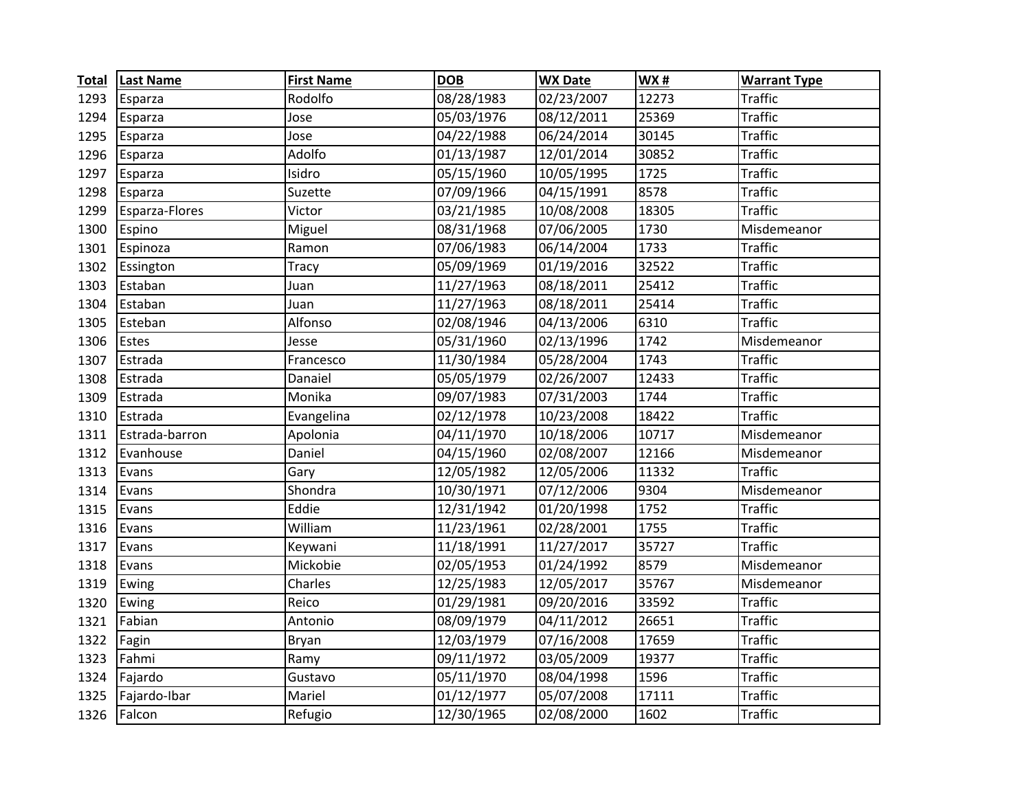| Total | Last Name | First Name | DOB | WX Date | WX # | Warrant Type |
|---|---|---|---|---|---|---|
| 1293 | Esparza | Rodolfo | 08/28/1983 | 02/23/2007 | 12273 | Traffic |
| 1294 | Esparza | Jose | 05/03/1976 | 08/12/2011 | 25369 | Traffic |
| 1295 | Esparza | Jose | 04/22/1988 | 06/24/2014 | 30145 | Traffic |
| 1296 | Esparza | Adolfo | 01/13/1987 | 12/01/2014 | 30852 | Traffic |
| 1297 | Esparza | Isidro | 05/15/1960 | 10/05/1995 | 1725 | Traffic |
| 1298 | Esparza | Suzette | 07/09/1966 | 04/15/1991 | 8578 | Traffic |
| 1299 | Esparza-Flores | Victor | 03/21/1985 | 10/08/2008 | 18305 | Traffic |
| 1300 | Espino | Miguel | 08/31/1968 | 07/06/2005 | 1730 | Misdemeanor |
| 1301 | Espinoza | Ramon | 07/06/1983 | 06/14/2004 | 1733 | Traffic |
| 1302 | Essington | Tracy | 05/09/1969 | 01/19/2016 | 32522 | Traffic |
| 1303 | Estaban | Juan | 11/27/1963 | 08/18/2011 | 25412 | Traffic |
| 1304 | Estaban | Juan | 11/27/1963 | 08/18/2011 | 25414 | Traffic |
| 1305 | Esteban | Alfonso | 02/08/1946 | 04/13/2006 | 6310 | Traffic |
| 1306 | Estes | Jesse | 05/31/1960 | 02/13/1996 | 1742 | Misdemeanor |
| 1307 | Estrada | Francesco | 11/30/1984 | 05/28/2004 | 1743 | Traffic |
| 1308 | Estrada | Danaiel | 05/05/1979 | 02/26/2007 | 12433 | Traffic |
| 1309 | Estrada | Monika | 09/07/1983 | 07/31/2003 | 1744 | Traffic |
| 1310 | Estrada | Evangelina | 02/12/1978 | 10/23/2008 | 18422 | Traffic |
| 1311 | Estrada-barron | Apolonia | 04/11/1970 | 10/18/2006 | 10717 | Misdemeanor |
| 1312 | Evanhouse | Daniel | 04/15/1960 | 02/08/2007 | 12166 | Misdemeanor |
| 1313 | Evans | Gary | 12/05/1982 | 12/05/2006 | 11332 | Traffic |
| 1314 | Evans | Shondra | 10/30/1971 | 07/12/2006 | 9304 | Misdemeanor |
| 1315 | Evans | Eddie | 12/31/1942 | 01/20/1998 | 1752 | Traffic |
| 1316 | Evans | William | 11/23/1961 | 02/28/2001 | 1755 | Traffic |
| 1317 | Evans | Keywani | 11/18/1991 | 11/27/2017 | 35727 | Traffic |
| 1318 | Evans | Mickobie | 02/05/1953 | 01/24/1992 | 8579 | Misdemeanor |
| 1319 | Ewing | Charles | 12/25/1983 | 12/05/2017 | 35767 | Misdemeanor |
| 1320 | Ewing | Reico | 01/29/1981 | 09/20/2016 | 33592 | Traffic |
| 1321 | Fabian | Antonio | 08/09/1979 | 04/11/2012 | 26651 | Traffic |
| 1322 | Fagin | Bryan | 12/03/1979 | 07/16/2008 | 17659 | Traffic |
| 1323 | Fahmi | Ramy | 09/11/1972 | 03/05/2009 | 19377 | Traffic |
| 1324 | Fajardo | Gustavo | 05/11/1970 | 08/04/1998 | 1596 | Traffic |
| 1325 | Fajardo-Ibar | Mariel | 01/12/1977 | 05/07/2008 | 17111 | Traffic |
| 1326 | Falcon | Refugio | 12/30/1965 | 02/08/2000 | 1602 | Traffic |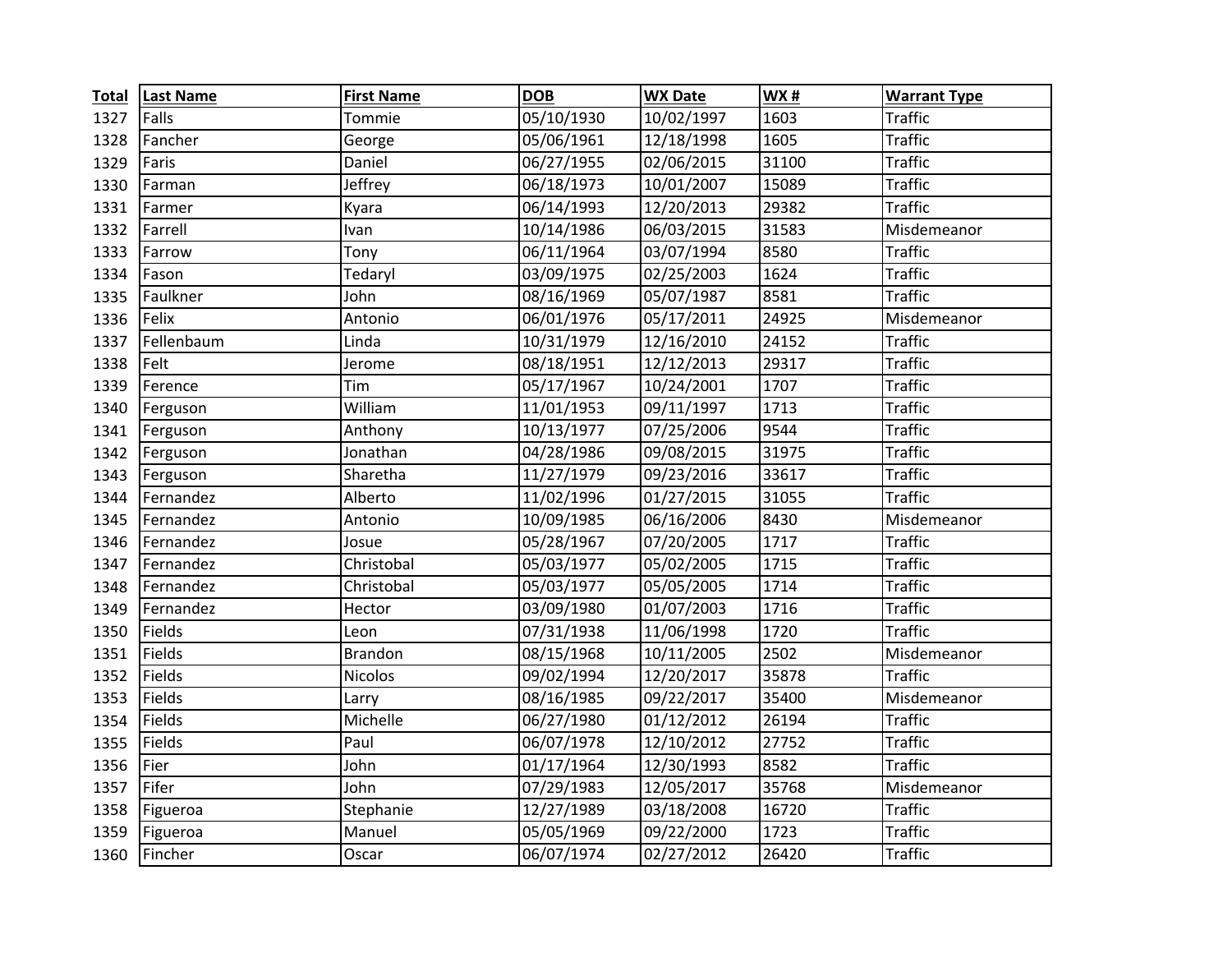| Total | Last Name | First Name | DOB | WX Date | WX # | Warrant Type |
|---|---|---|---|---|---|---|
| 1327 | Falls | Tommie | 05/10/1930 | 10/02/1997 | 1603 | Traffic |
| 1328 | Fancher | George | 05/06/1961 | 12/18/1998 | 1605 | Traffic |
| 1329 | Faris | Daniel | 06/27/1955 | 02/06/2015 | 31100 | Traffic |
| 1330 | Farman | Jeffrey | 06/18/1973 | 10/01/2007 | 15089 | Traffic |
| 1331 | Farmer | Kyara | 06/14/1993 | 12/20/2013 | 29382 | Traffic |
| 1332 | Farrell | Ivan | 10/14/1986 | 06/03/2015 | 31583 | Misdemeanor |
| 1333 | Farrow | Tony | 06/11/1964 | 03/07/1994 | 8580 | Traffic |
| 1334 | Fason | Tedaryl | 03/09/1975 | 02/25/2003 | 1624 | Traffic |
| 1335 | Faulkner | John | 08/16/1969 | 05/07/1987 | 8581 | Traffic |
| 1336 | Felix | Antonio | 06/01/1976 | 05/17/2011 | 24925 | Misdemeanor |
| 1337 | Fellenbaum | Linda | 10/31/1979 | 12/16/2010 | 24152 | Traffic |
| 1338 | Felt | Jerome | 08/18/1951 | 12/12/2013 | 29317 | Traffic |
| 1339 | Ference | Tim | 05/17/1967 | 10/24/2001 | 1707 | Traffic |
| 1340 | Ferguson | William | 11/01/1953 | 09/11/1997 | 1713 | Traffic |
| 1341 | Ferguson | Anthony | 10/13/1977 | 07/25/2006 | 9544 | Traffic |
| 1342 | Ferguson | Jonathan | 04/28/1986 | 09/08/2015 | 31975 | Traffic |
| 1343 | Ferguson | Sharetha | 11/27/1979 | 09/23/2016 | 33617 | Traffic |
| 1344 | Fernandez | Alberto | 11/02/1996 | 01/27/2015 | 31055 | Traffic |
| 1345 | Fernandez | Antonio | 10/09/1985 | 06/16/2006 | 8430 | Misdemeanor |
| 1346 | Fernandez | Josue | 05/28/1967 | 07/20/2005 | 1717 | Traffic |
| 1347 | Fernandez | Christobal | 05/03/1977 | 05/02/2005 | 1715 | Traffic |
| 1348 | Fernandez | Christobal | 05/03/1977 | 05/05/2005 | 1714 | Traffic |
| 1349 | Fernandez | Hector | 03/09/1980 | 01/07/2003 | 1716 | Traffic |
| 1350 | Fields | Leon | 07/31/1938 | 11/06/1998 | 1720 | Traffic |
| 1351 | Fields | Brandon | 08/15/1968 | 10/11/2005 | 2502 | Misdemeanor |
| 1352 | Fields | Nicolos | 09/02/1994 | 12/20/2017 | 35878 | Traffic |
| 1353 | Fields | Larry | 08/16/1985 | 09/22/2017 | 35400 | Misdemeanor |
| 1354 | Fields | Michelle | 06/27/1980 | 01/12/2012 | 26194 | Traffic |
| 1355 | Fields | Paul | 06/07/1978 | 12/10/2012 | 27752 | Traffic |
| 1356 | Fier | John | 01/17/1964 | 12/30/1993 | 8582 | Traffic |
| 1357 | Fifer | John | 07/29/1983 | 12/05/2017 | 35768 | Misdemeanor |
| 1358 | Figueroa | Stephanie | 12/27/1989 | 03/18/2008 | 16720 | Traffic |
| 1359 | Figueroa | Manuel | 05/05/1969 | 09/22/2000 | 1723 | Traffic |
| 1360 | Fincher | Oscar | 06/07/1974 | 02/27/2012 | 26420 | Traffic |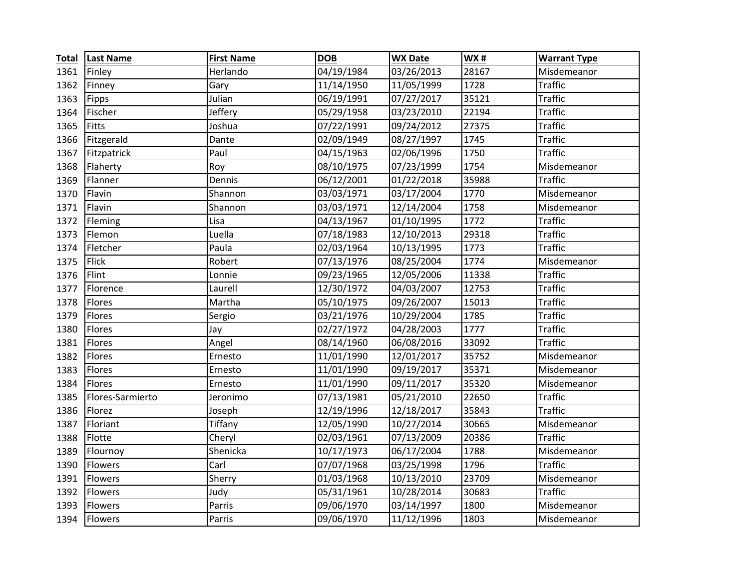| Total | Last Name | First Name | DOB | WX Date | WX # | Warrant Type |
|---|---|---|---|---|---|---|
| 1361 | Finley | Herlando | 04/19/1984 | 03/26/2013 | 28167 | Misdemeanor |
| 1362 | Finney | Gary | 11/14/1950 | 11/05/1999 | 1728 | Traffic |
| 1363 | Fipps | Julian | 06/19/1991 | 07/27/2017 | 35121 | Traffic |
| 1364 | Fischer | Jeffery | 05/29/1958 | 03/23/2010 | 22194 | Traffic |
| 1365 | Fitts | Joshua | 07/22/1991 | 09/24/2012 | 27375 | Traffic |
| 1366 | Fitzgerald | Dante | 02/09/1949 | 08/27/1997 | 1745 | Traffic |
| 1367 | Fitzpatrick | Paul | 04/15/1963 | 02/06/1996 | 1750 | Traffic |
| 1368 | Flaherty | Roy | 08/10/1975 | 07/23/1999 | 1754 | Misdemeanor |
| 1369 | Flanner | Dennis | 06/12/2001 | 01/22/2018 | 35988 | Traffic |
| 1370 | Flavin | Shannon | 03/03/1971 | 03/17/2004 | 1770 | Misdemeanor |
| 1371 | Flavin | Shannon | 03/03/1971 | 12/14/2004 | 1758 | Misdemeanor |
| 1372 | Fleming | Lisa | 04/13/1967 | 01/10/1995 | 1772 | Traffic |
| 1373 | Flemon | Luella | 07/18/1983 | 12/10/2013 | 29318 | Traffic |
| 1374 | Fletcher | Paula | 02/03/1964 | 10/13/1995 | 1773 | Traffic |
| 1375 | Flick | Robert | 07/13/1976 | 08/25/2004 | 1774 | Misdemeanor |
| 1376 | Flint | Lonnie | 09/23/1965 | 12/05/2006 | 11338 | Traffic |
| 1377 | Florence | Laurell | 12/30/1972 | 04/03/2007 | 12753 | Traffic |
| 1378 | Flores | Martha | 05/10/1975 | 09/26/2007 | 15013 | Traffic |
| 1379 | Flores | Sergio | 03/21/1976 | 10/29/2004 | 1785 | Traffic |
| 1380 | Flores | Jay | 02/27/1972 | 04/28/2003 | 1777 | Traffic |
| 1381 | Flores | Angel | 08/14/1960 | 06/08/2016 | 33092 | Traffic |
| 1382 | Flores | Ernesto | 11/01/1990 | 12/01/2017 | 35752 | Misdemeanor |
| 1383 | Flores | Ernesto | 11/01/1990 | 09/19/2017 | 35371 | Misdemeanor |
| 1384 | Flores | Ernesto | 11/01/1990 | 09/11/2017 | 35320 | Misdemeanor |
| 1385 | Flores-Sarmierto | Jeronimo | 07/13/1981 | 05/21/2010 | 22650 | Traffic |
| 1386 | Florez | Joseph | 12/19/1996 | 12/18/2017 | 35843 | Traffic |
| 1387 | Floriant | Tiffany | 12/05/1990 | 10/27/2014 | 30665 | Misdemeanor |
| 1388 | Flotte | Cheryl | 02/03/1961 | 07/13/2009 | 20386 | Traffic |
| 1389 | Flournoy | Shenicka | 10/17/1973 | 06/17/2004 | 1788 | Misdemeanor |
| 1390 | Flowers | Carl | 07/07/1968 | 03/25/1998 | 1796 | Traffic |
| 1391 | Flowers | Sherry | 01/03/1968 | 10/13/2010 | 23709 | Misdemeanor |
| 1392 | Flowers | Judy | 05/31/1961 | 10/28/2014 | 30683 | Traffic |
| 1393 | Flowers | Parris | 09/06/1970 | 03/14/1997 | 1800 | Misdemeanor |
| 1394 | Flowers | Parris | 09/06/1970 | 11/12/1996 | 1803 | Misdemeanor |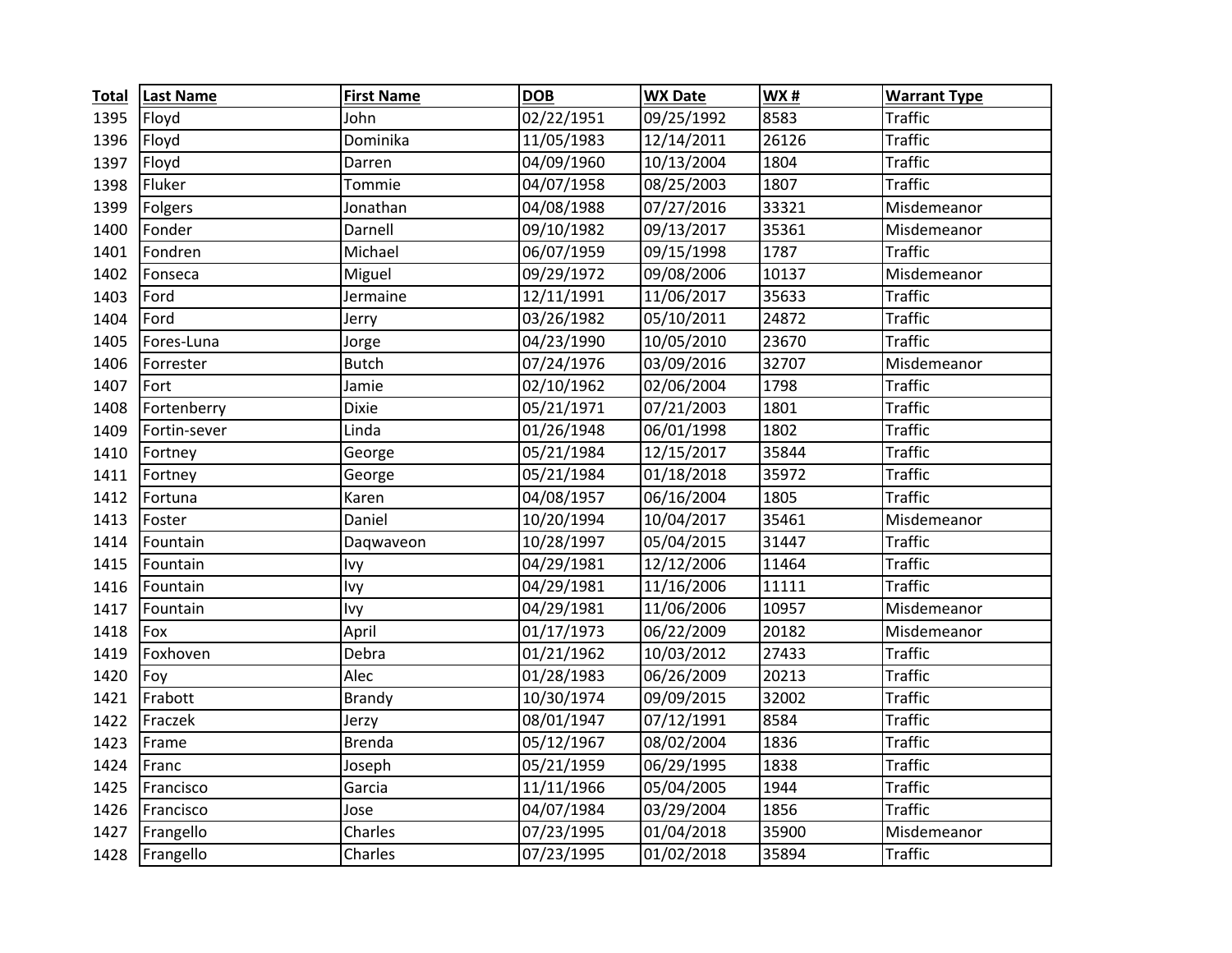| Total | Last Name | First Name | DOB | WX Date | WX # | Warrant Type |
|---|---|---|---|---|---|---|
| 1395 | Floyd | John | 02/22/1951 | 09/25/1992 | 8583 | Traffic |
| 1396 | Floyd | Dominika | 11/05/1983 | 12/14/2011 | 26126 | Traffic |
| 1397 | Floyd | Darren | 04/09/1960 | 10/13/2004 | 1804 | Traffic |
| 1398 | Fluker | Tommie | 04/07/1958 | 08/25/2003 | 1807 | Traffic |
| 1399 | Folgers | Jonathan | 04/08/1988 | 07/27/2016 | 33321 | Misdemeanor |
| 1400 | Fonder | Darnell | 09/10/1982 | 09/13/2017 | 35361 | Misdemeanor |
| 1401 | Fondren | Michael | 06/07/1959 | 09/15/1998 | 1787 | Traffic |
| 1402 | Fonseca | Miguel | 09/29/1972 | 09/08/2006 | 10137 | Misdemeanor |
| 1403 | Ford | Jermaine | 12/11/1991 | 11/06/2017 | 35633 | Traffic |
| 1404 | Ford | Jerry | 03/26/1982 | 05/10/2011 | 24872 | Traffic |
| 1405 | Fores-Luna | Jorge | 04/23/1990 | 10/05/2010 | 23670 | Traffic |
| 1406 | Forrester | Butch | 07/24/1976 | 03/09/2016 | 32707 | Misdemeanor |
| 1407 | Fort | Jamie | 02/10/1962 | 02/06/2004 | 1798 | Traffic |
| 1408 | Fortenberry | Dixie | 05/21/1971 | 07/21/2003 | 1801 | Traffic |
| 1409 | Fortin-sever | Linda | 01/26/1948 | 06/01/1998 | 1802 | Traffic |
| 1410 | Fortney | George | 05/21/1984 | 12/15/2017 | 35844 | Traffic |
| 1411 | Fortney | George | 05/21/1984 | 01/18/2018 | 35972 | Traffic |
| 1412 | Fortuna | Karen | 04/08/1957 | 06/16/2004 | 1805 | Traffic |
| 1413 | Foster | Daniel | 10/20/1994 | 10/04/2017 | 35461 | Misdemeanor |
| 1414 | Fountain | Daqwaveon | 10/28/1997 | 05/04/2015 | 31447 | Traffic |
| 1415 | Fountain | Ivy | 04/29/1981 | 12/12/2006 | 11464 | Traffic |
| 1416 | Fountain | Ivy | 04/29/1981 | 11/16/2006 | 11111 | Traffic |
| 1417 | Fountain | Ivy | 04/29/1981 | 11/06/2006 | 10957 | Misdemeanor |
| 1418 | Fox | April | 01/17/1973 | 06/22/2009 | 20182 | Misdemeanor |
| 1419 | Foxhoven | Debra | 01/21/1962 | 10/03/2012 | 27433 | Traffic |
| 1420 | Foy | Alec | 01/28/1983 | 06/26/2009 | 20213 | Traffic |
| 1421 | Frabott | Brandy | 10/30/1974 | 09/09/2015 | 32002 | Traffic |
| 1422 | Fraczek | Jerzy | 08/01/1947 | 07/12/1991 | 8584 | Traffic |
| 1423 | Frame | Brenda | 05/12/1967 | 08/02/2004 | 1836 | Traffic |
| 1424 | Franc | Joseph | 05/21/1959 | 06/29/1995 | 1838 | Traffic |
| 1425 | Francisco | Garcia | 11/11/1966 | 05/04/2005 | 1944 | Traffic |
| 1426 | Francisco | Jose | 04/07/1984 | 03/29/2004 | 1856 | Traffic |
| 1427 | Frangello | Charles | 07/23/1995 | 01/04/2018 | 35900 | Misdemeanor |
| 1428 | Frangello | Charles | 07/23/1995 | 01/02/2018 | 35894 | Traffic |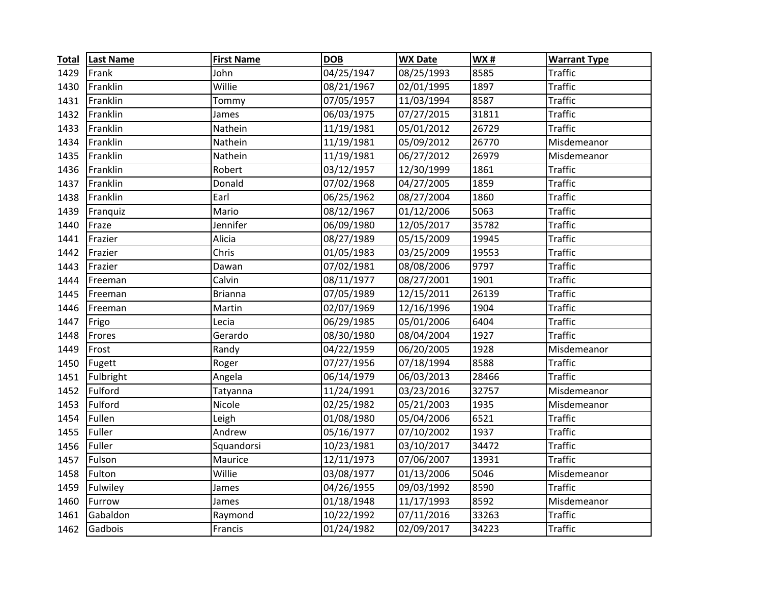| Total | Last Name | First Name | DOB | WX Date | WX # | Warrant Type |
|---|---|---|---|---|---|---|
| 1429 | Frank | John | 04/25/1947 | 08/25/1993 | 8585 | Traffic |
| 1430 | Franklin | Willie | 08/21/1967 | 02/01/1995 | 1897 | Traffic |
| 1431 | Franklin | Tommy | 07/05/1957 | 11/03/1994 | 8587 | Traffic |
| 1432 | Franklin | James | 06/03/1975 | 07/27/2015 | 31811 | Traffic |
| 1433 | Franklin | Nathein | 11/19/1981 | 05/01/2012 | 26729 | Traffic |
| 1434 | Franklin | Nathein | 11/19/1981 | 05/09/2012 | 26770 | Misdemeanor |
| 1435 | Franklin | Nathein | 11/19/1981 | 06/27/2012 | 26979 | Misdemeanor |
| 1436 | Franklin | Robert | 03/12/1957 | 12/30/1999 | 1861 | Traffic |
| 1437 | Franklin | Donald | 07/02/1968 | 04/27/2005 | 1859 | Traffic |
| 1438 | Franklin | Earl | 06/25/1962 | 08/27/2004 | 1860 | Traffic |
| 1439 | Franquiz | Mario | 08/12/1967 | 01/12/2006 | 5063 | Traffic |
| 1440 | Fraze | Jennifer | 06/09/1980 | 12/05/2017 | 35782 | Traffic |
| 1441 | Frazier | Alicia | 08/27/1989 | 05/15/2009 | 19945 | Traffic |
| 1442 | Frazier | Chris | 01/05/1983 | 03/25/2009 | 19553 | Traffic |
| 1443 | Frazier | Dawan | 07/02/1981 | 08/08/2006 | 9797 | Traffic |
| 1444 | Freeman | Calvin | 08/11/1977 | 08/27/2001 | 1901 | Traffic |
| 1445 | Freeman | Brianna | 07/05/1989 | 12/15/2011 | 26139 | Traffic |
| 1446 | Freeman | Martin | 02/07/1969 | 12/16/1996 | 1904 | Traffic |
| 1447 | Frigo | Lecia | 06/29/1985 | 05/01/2006 | 6404 | Traffic |
| 1448 | Frores | Gerardo | 08/30/1980 | 08/04/2004 | 1927 | Traffic |
| 1449 | Frost | Randy | 04/22/1959 | 06/20/2005 | 1928 | Misdemeanor |
| 1450 | Fugett | Roger | 07/27/1956 | 07/18/1994 | 8588 | Traffic |
| 1451 | Fulbright | Angela | 06/14/1979 | 06/03/2013 | 28466 | Traffic |
| 1452 | Fulford | Tatyanna | 11/24/1991 | 03/23/2016 | 32757 | Misdemeanor |
| 1453 | Fulford | Nicole | 02/25/1982 | 05/21/2003 | 1935 | Misdemeanor |
| 1454 | Fullen | Leigh | 01/08/1980 | 05/04/2006 | 6521 | Traffic |
| 1455 | Fuller | Andrew | 05/16/1977 | 07/10/2002 | 1937 | Traffic |
| 1456 | Fuller | Squandorsi | 10/23/1981 | 03/10/2017 | 34472 | Traffic |
| 1457 | Fulson | Maurice | 12/11/1973 | 07/06/2007 | 13931 | Traffic |
| 1458 | Fulton | Willie | 03/08/1977 | 01/13/2006 | 5046 | Misdemeanor |
| 1459 | Fulwiley | James | 04/26/1955 | 09/03/1992 | 8590 | Traffic |
| 1460 | Furrow | James | 01/18/1948 | 11/17/1993 | 8592 | Misdemeanor |
| 1461 | Gabaldon | Raymond | 10/22/1992 | 07/11/2016 | 33263 | Traffic |
| 1462 | Gadbois | Francis | 01/24/1982 | 02/09/2017 | 34223 | Traffic |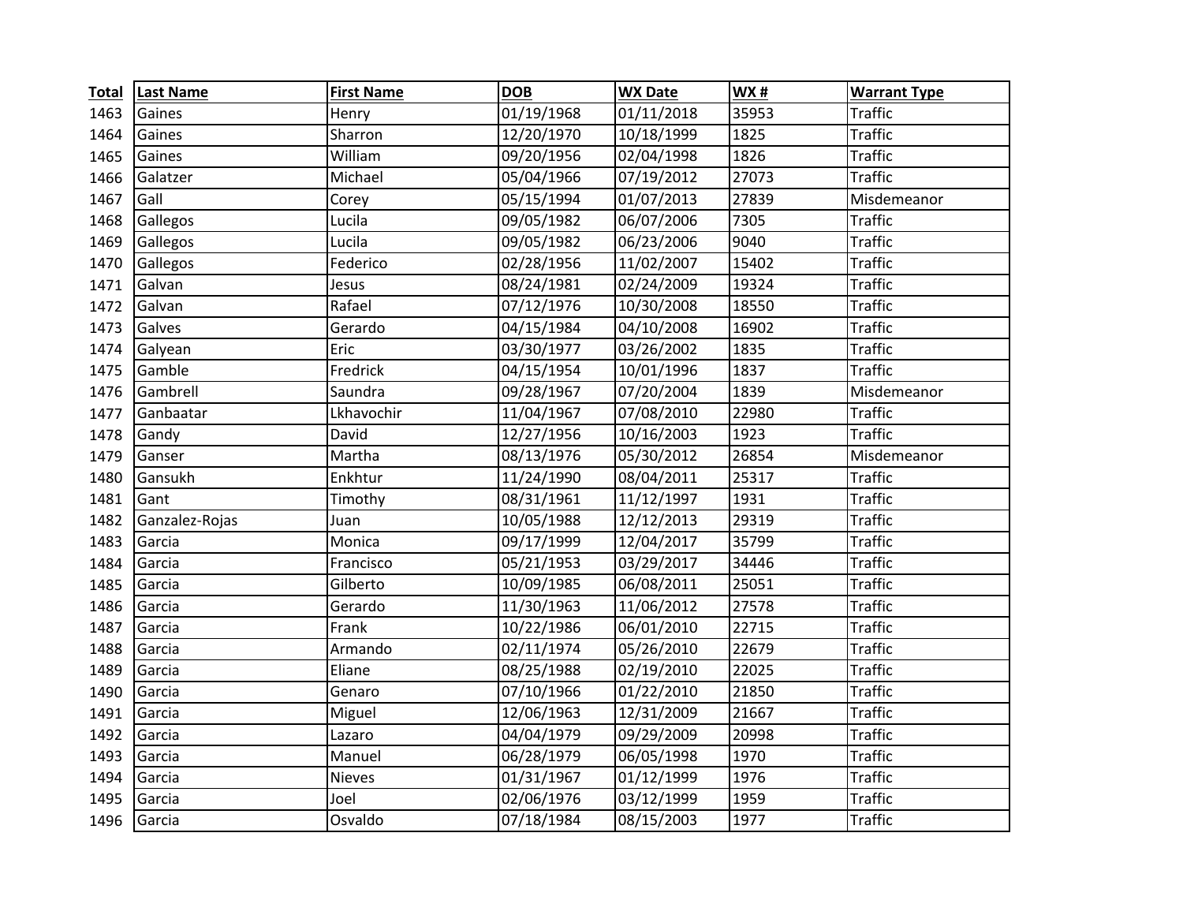| Total | Last Name | First Name | DOB | WX Date | WX # | Warrant Type |
|---|---|---|---|---|---|---|
| 1463 | Gaines | Henry | 01/19/1968 | 01/11/2018 | 35953 | Traffic |
| 1464 | Gaines | Sharron | 12/20/1970 | 10/18/1999 | 1825 | Traffic |
| 1465 | Gaines | William | 09/20/1956 | 02/04/1998 | 1826 | Traffic |
| 1466 | Galatzer | Michael | 05/04/1966 | 07/19/2012 | 27073 | Traffic |
| 1467 | Gall | Corey | 05/15/1994 | 01/07/2013 | 27839 | Misdemeanor |
| 1468 | Gallegos | Lucila | 09/05/1982 | 06/07/2006 | 7305 | Traffic |
| 1469 | Gallegos | Lucila | 09/05/1982 | 06/23/2006 | 9040 | Traffic |
| 1470 | Gallegos | Federico | 02/28/1956 | 11/02/2007 | 15402 | Traffic |
| 1471 | Galvan | Jesus | 08/24/1981 | 02/24/2009 | 19324 | Traffic |
| 1472 | Galvan | Rafael | 07/12/1976 | 10/30/2008 | 18550 | Traffic |
| 1473 | Galves | Gerardo | 04/15/1984 | 04/10/2008 | 16902 | Traffic |
| 1474 | Galyean | Eric | 03/30/1977 | 03/26/2002 | 1835 | Traffic |
| 1475 | Gamble | Fredrick | 04/15/1954 | 10/01/1996 | 1837 | Traffic |
| 1476 | Gambrell | Saundra | 09/28/1967 | 07/20/2004 | 1839 | Misdemeanor |
| 1477 | Ganbaatar | Lkhavochir | 11/04/1967 | 07/08/2010 | 22980 | Traffic |
| 1478 | Gandy | David | 12/27/1956 | 10/16/2003 | 1923 | Traffic |
| 1479 | Ganser | Martha | 08/13/1976 | 05/30/2012 | 26854 | Misdemeanor |
| 1480 | Gansukh | Enkhtur | 11/24/1990 | 08/04/2011 | 25317 | Traffic |
| 1481 | Gant | Timothy | 08/31/1961 | 11/12/1997 | 1931 | Traffic |
| 1482 | Ganzalez-Rojas | Juan | 10/05/1988 | 12/12/2013 | 29319 | Traffic |
| 1483 | Garcia | Monica | 09/17/1999 | 12/04/2017 | 35799 | Traffic |
| 1484 | Garcia | Francisco | 05/21/1953 | 03/29/2017 | 34446 | Traffic |
| 1485 | Garcia | Gilberto | 10/09/1985 | 06/08/2011 | 25051 | Traffic |
| 1486 | Garcia | Gerardo | 11/30/1963 | 11/06/2012 | 27578 | Traffic |
| 1487 | Garcia | Frank | 10/22/1986 | 06/01/2010 | 22715 | Traffic |
| 1488 | Garcia | Armando | 02/11/1974 | 05/26/2010 | 22679 | Traffic |
| 1489 | Garcia | Eliane | 08/25/1988 | 02/19/2010 | 22025 | Traffic |
| 1490 | Garcia | Genaro | 07/10/1966 | 01/22/2010 | 21850 | Traffic |
| 1491 | Garcia | Miguel | 12/06/1963 | 12/31/2009 | 21667 | Traffic |
| 1492 | Garcia | Lazaro | 04/04/1979 | 09/29/2009 | 20998 | Traffic |
| 1493 | Garcia | Manuel | 06/28/1979 | 06/05/1998 | 1970 | Traffic |
| 1494 | Garcia | Nieves | 01/31/1967 | 01/12/1999 | 1976 | Traffic |
| 1495 | Garcia | Joel | 02/06/1976 | 03/12/1999 | 1959 | Traffic |
| 1496 | Garcia | Osvaldo | 07/18/1984 | 08/15/2003 | 1977 | Traffic |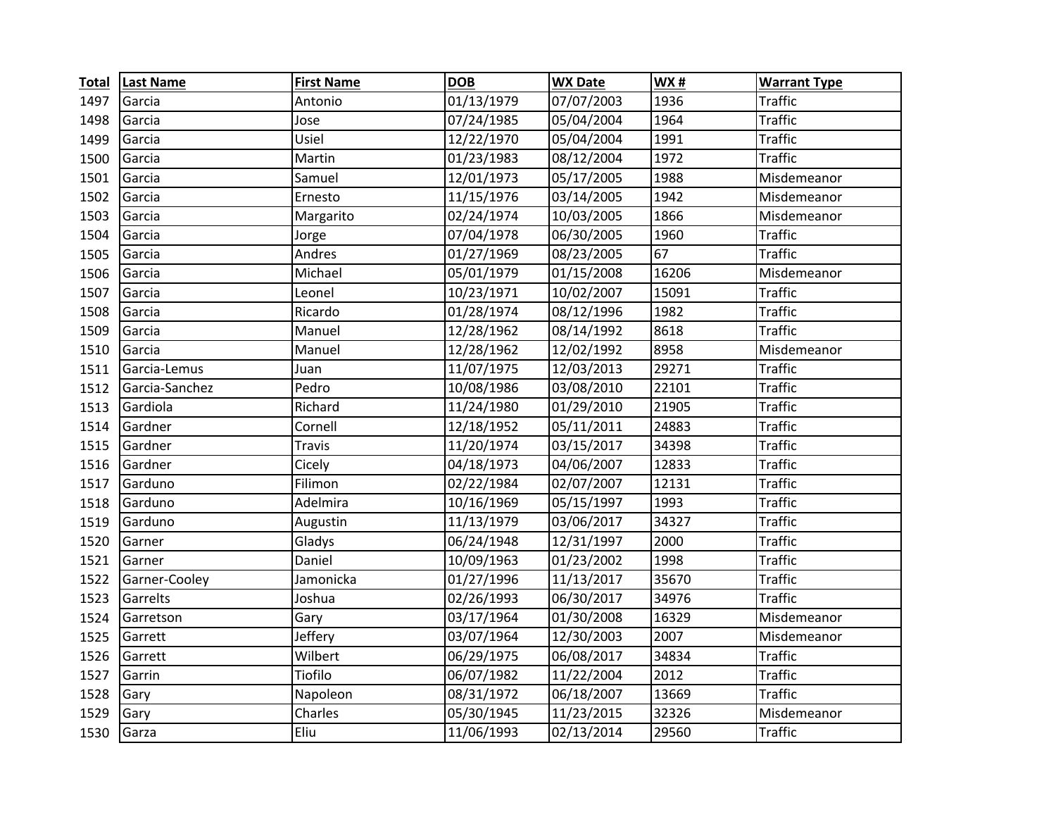| Total | Last Name | First Name | DOB | WX Date | WX # | Warrant Type |
|---|---|---|---|---|---|---|
| 1497 | Garcia | Antonio | 01/13/1979 | 07/07/2003 | 1936 | Traffic |
| 1498 | Garcia | Jose | 07/24/1985 | 05/04/2004 | 1964 | Traffic |
| 1499 | Garcia | Usiel | 12/22/1970 | 05/04/2004 | 1991 | Traffic |
| 1500 | Garcia | Martin | 01/23/1983 | 08/12/2004 | 1972 | Traffic |
| 1501 | Garcia | Samuel | 12/01/1973 | 05/17/2005 | 1988 | Misdemeanor |
| 1502 | Garcia | Ernesto | 11/15/1976 | 03/14/2005 | 1942 | Misdemeanor |
| 1503 | Garcia | Margarito | 02/24/1974 | 10/03/2005 | 1866 | Misdemeanor |
| 1504 | Garcia | Jorge | 07/04/1978 | 06/30/2005 | 1960 | Traffic |
| 1505 | Garcia | Andres | 01/27/1969 | 08/23/2005 | 67 | Traffic |
| 1506 | Garcia | Michael | 05/01/1979 | 01/15/2008 | 16206 | Misdemeanor |
| 1507 | Garcia | Leonel | 10/23/1971 | 10/02/2007 | 15091 | Traffic |
| 1508 | Garcia | Ricardo | 01/28/1974 | 08/12/1996 | 1982 | Traffic |
| 1509 | Garcia | Manuel | 12/28/1962 | 08/14/1992 | 8618 | Traffic |
| 1510 | Garcia | Manuel | 12/28/1962 | 12/02/1992 | 8958 | Misdemeanor |
| 1511 | Garcia-Lemus | Juan | 11/07/1975 | 12/03/2013 | 29271 | Traffic |
| 1512 | Garcia-Sanchez | Pedro | 10/08/1986 | 03/08/2010 | 22101 | Traffic |
| 1513 | Gardiola | Richard | 11/24/1980 | 01/29/2010 | 21905 | Traffic |
| 1514 | Gardner | Cornell | 12/18/1952 | 05/11/2011 | 24883 | Traffic |
| 1515 | Gardner | Travis | 11/20/1974 | 03/15/2017 | 34398 | Traffic |
| 1516 | Gardner | Cicely | 04/18/1973 | 04/06/2007 | 12833 | Traffic |
| 1517 | Garduno | Filimon | 02/22/1984 | 02/07/2007 | 12131 | Traffic |
| 1518 | Garduno | Adelmira | 10/16/1969 | 05/15/1997 | 1993 | Traffic |
| 1519 | Garduno | Augustin | 11/13/1979 | 03/06/2017 | 34327 | Traffic |
| 1520 | Garner | Gladys | 06/24/1948 | 12/31/1997 | 2000 | Traffic |
| 1521 | Garner | Daniel | 10/09/1963 | 01/23/2002 | 1998 | Traffic |
| 1522 | Garner-Cooley | Jamonicka | 01/27/1996 | 11/13/2017 | 35670 | Traffic |
| 1523 | Garrelts | Joshua | 02/26/1993 | 06/30/2017 | 34976 | Traffic |
| 1524 | Garretson | Gary | 03/17/1964 | 01/30/2008 | 16329 | Misdemeanor |
| 1525 | Garrett | Jeffery | 03/07/1964 | 12/30/2003 | 2007 | Misdemeanor |
| 1526 | Garrett | Wilbert | 06/29/1975 | 06/08/2017 | 34834 | Traffic |
| 1527 | Garrin | Tiofilo | 06/07/1982 | 11/22/2004 | 2012 | Traffic |
| 1528 | Gary | Napoleon | 08/31/1972 | 06/18/2007 | 13669 | Traffic |
| 1529 | Gary | Charles | 05/30/1945 | 11/23/2015 | 32326 | Misdemeanor |
| 1530 | Garza | Eliu | 11/06/1993 | 02/13/2014 | 29560 | Traffic |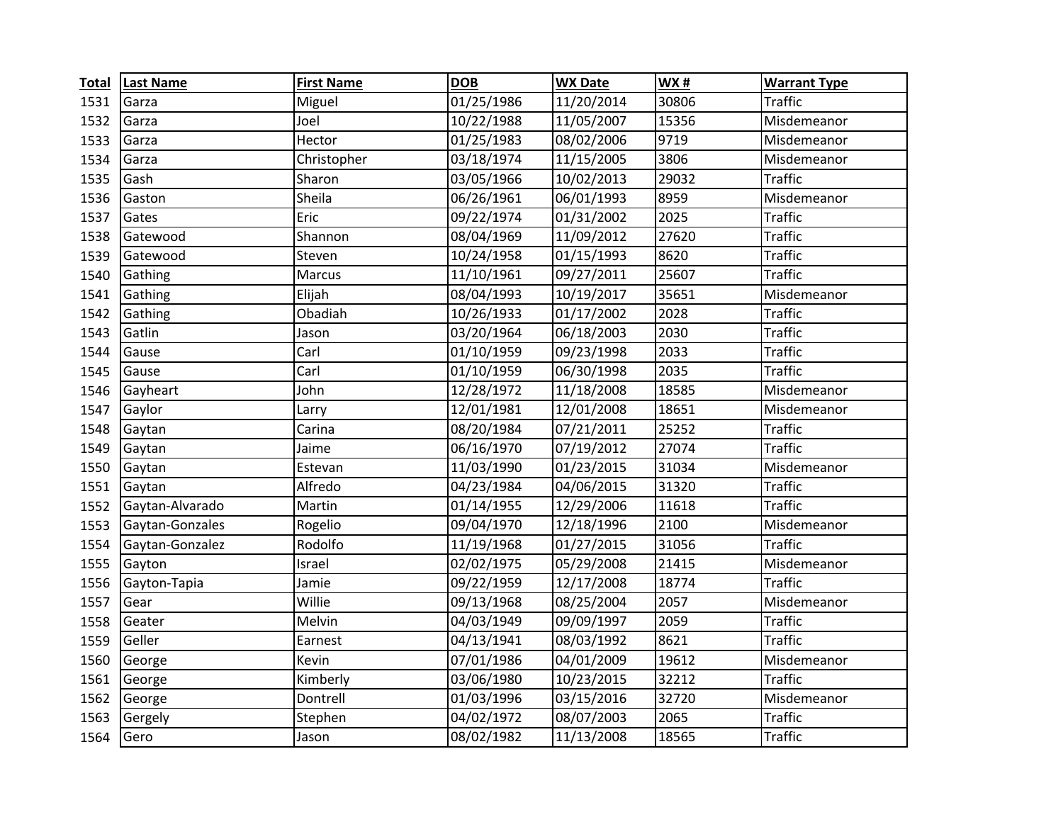| Total | Last Name | First Name | DOB | WX Date | WX # | Warrant Type |
|---|---|---|---|---|---|---|
| 1531 | Garza | Miguel | 01/25/1986 | 11/20/2014 | 30806 | Traffic |
| 1532 | Garza | Joel | 10/22/1988 | 11/05/2007 | 15356 | Misdemeanor |
| 1533 | Garza | Hector | 01/25/1983 | 08/02/2006 | 9719 | Misdemeanor |
| 1534 | Garza | Christopher | 03/18/1974 | 11/15/2005 | 3806 | Misdemeanor |
| 1535 | Gash | Sharon | 03/05/1966 | 10/02/2013 | 29032 | Traffic |
| 1536 | Gaston | Sheila | 06/26/1961 | 06/01/1993 | 8959 | Misdemeanor |
| 1537 | Gates | Eric | 09/22/1974 | 01/31/2002 | 2025 | Traffic |
| 1538 | Gatewood | Shannon | 08/04/1969 | 11/09/2012 | 27620 | Traffic |
| 1539 | Gatewood | Steven | 10/24/1958 | 01/15/1993 | 8620 | Traffic |
| 1540 | Gathing | Marcus | 11/10/1961 | 09/27/2011 | 25607 | Traffic |
| 1541 | Gathing | Elijah | 08/04/1993 | 10/19/2017 | 35651 | Misdemeanor |
| 1542 | Gathing | Obadiah | 10/26/1933 | 01/17/2002 | 2028 | Traffic |
| 1543 | Gatlin | Jason | 03/20/1964 | 06/18/2003 | 2030 | Traffic |
| 1544 | Gause | Carl | 01/10/1959 | 09/23/1998 | 2033 | Traffic |
| 1545 | Gause | Carl | 01/10/1959 | 06/30/1998 | 2035 | Traffic |
| 1546 | Gayheart | John | 12/28/1972 | 11/18/2008 | 18585 | Misdemeanor |
| 1547 | Gaylor | Larry | 12/01/1981 | 12/01/2008 | 18651 | Misdemeanor |
| 1548 | Gaytan | Carina | 08/20/1984 | 07/21/2011 | 25252 | Traffic |
| 1549 | Gaytan | Jaime | 06/16/1970 | 07/19/2012 | 27074 | Traffic |
| 1550 | Gaytan | Estevan | 11/03/1990 | 01/23/2015 | 31034 | Misdemeanor |
| 1551 | Gaytan | Alfredo | 04/23/1984 | 04/06/2015 | 31320 | Traffic |
| 1552 | Gaytan-Alvarado | Martin | 01/14/1955 | 12/29/2006 | 11618 | Traffic |
| 1553 | Gaytan-Gonzales | Rogelio | 09/04/1970 | 12/18/1996 | 2100 | Misdemeanor |
| 1554 | Gaytan-Gonzalez | Rodolfo | 11/19/1968 | 01/27/2015 | 31056 | Traffic |
| 1555 | Gayton | Israel | 02/02/1975 | 05/29/2008 | 21415 | Misdemeanor |
| 1556 | Gayton-Tapia | Jamie | 09/22/1959 | 12/17/2008 | 18774 | Traffic |
| 1557 | Gear | Willie | 09/13/1968 | 08/25/2004 | 2057 | Misdemeanor |
| 1558 | Geater | Melvin | 04/03/1949 | 09/09/1997 | 2059 | Traffic |
| 1559 | Geller | Earnest | 04/13/1941 | 08/03/1992 | 8621 | Traffic |
| 1560 | George | Kevin | 07/01/1986 | 04/01/2009 | 19612 | Misdemeanor |
| 1561 | George | Kimberly | 03/06/1980 | 10/23/2015 | 32212 | Traffic |
| 1562 | George | Dontrell | 01/03/1996 | 03/15/2016 | 32720 | Misdemeanor |
| 1563 | Gergely | Stephen | 04/02/1972 | 08/07/2003 | 2065 | Traffic |
| 1564 | Gero | Jason | 08/02/1982 | 11/13/2008 | 18565 | Traffic |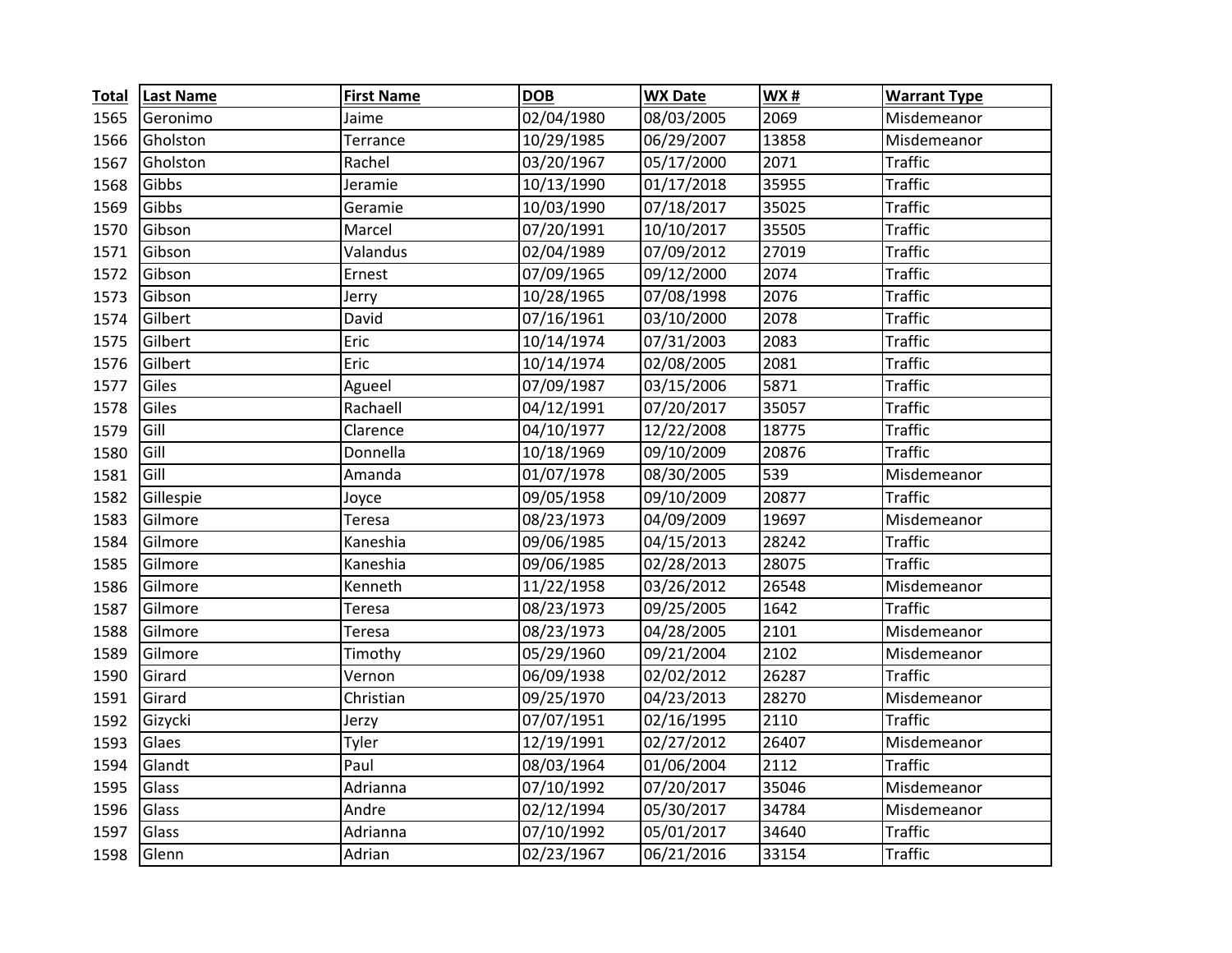| Total | Last Name | First Name | DOB | WX Date | WX # | Warrant Type |
|---|---|---|---|---|---|---|
| 1565 | Geronimo | Jaime | 02/04/1980 | 08/03/2005 | 2069 | Misdemeanor |
| 1566 | Gholston | Terrance | 10/29/1985 | 06/29/2007 | 13858 | Misdemeanor |
| 1567 | Gholston | Rachel | 03/20/1967 | 05/17/2000 | 2071 | Traffic |
| 1568 | Gibbs | Jeramie | 10/13/1990 | 01/17/2018 | 35955 | Traffic |
| 1569 | Gibbs | Geramie | 10/03/1990 | 07/18/2017 | 35025 | Traffic |
| 1570 | Gibson | Marcel | 07/20/1991 | 10/10/2017 | 35505 | Traffic |
| 1571 | Gibson | Valandus | 02/04/1989 | 07/09/2012 | 27019 | Traffic |
| 1572 | Gibson | Ernest | 07/09/1965 | 09/12/2000 | 2074 | Traffic |
| 1573 | Gibson | Jerry | 10/28/1965 | 07/08/1998 | 2076 | Traffic |
| 1574 | Gilbert | David | 07/16/1961 | 03/10/2000 | 2078 | Traffic |
| 1575 | Gilbert | Eric | 10/14/1974 | 07/31/2003 | 2083 | Traffic |
| 1576 | Gilbert | Eric | 10/14/1974 | 02/08/2005 | 2081 | Traffic |
| 1577 | Giles | Agueel | 07/09/1987 | 03/15/2006 | 5871 | Traffic |
| 1578 | Giles | Rachaell | 04/12/1991 | 07/20/2017 | 35057 | Traffic |
| 1579 | Gill | Clarence | 04/10/1977 | 12/22/2008 | 18775 | Traffic |
| 1580 | Gill | Donnella | 10/18/1969 | 09/10/2009 | 20876 | Traffic |
| 1581 | Gill | Amanda | 01/07/1978 | 08/30/2005 | 539 | Misdemeanor |
| 1582 | Gillespie | Joyce | 09/05/1958 | 09/10/2009 | 20877 | Traffic |
| 1583 | Gilmore | Teresa | 08/23/1973 | 04/09/2009 | 19697 | Misdemeanor |
| 1584 | Gilmore | Kaneshia | 09/06/1985 | 04/15/2013 | 28242 | Traffic |
| 1585 | Gilmore | Kaneshia | 09/06/1985 | 02/28/2013 | 28075 | Traffic |
| 1586 | Gilmore | Kenneth | 11/22/1958 | 03/26/2012 | 26548 | Misdemeanor |
| 1587 | Gilmore | Teresa | 08/23/1973 | 09/25/2005 | 1642 | Traffic |
| 1588 | Gilmore | Teresa | 08/23/1973 | 04/28/2005 | 2101 | Misdemeanor |
| 1589 | Gilmore | Timothy | 05/29/1960 | 09/21/2004 | 2102 | Misdemeanor |
| 1590 | Girard | Vernon | 06/09/1938 | 02/02/2012 | 26287 | Traffic |
| 1591 | Girard | Christian | 09/25/1970 | 04/23/2013 | 28270 | Misdemeanor |
| 1592 | Gizycki | Jerzy | 07/07/1951 | 02/16/1995 | 2110 | Traffic |
| 1593 | Glaes | Tyler | 12/19/1991 | 02/27/2012 | 26407 | Misdemeanor |
| 1594 | Glandt | Paul | 08/03/1964 | 01/06/2004 | 2112 | Traffic |
| 1595 | Glass | Adrianna | 07/10/1992 | 07/20/2017 | 35046 | Misdemeanor |
| 1596 | Glass | Andre | 02/12/1994 | 05/30/2017 | 34784 | Misdemeanor |
| 1597 | Glass | Adrianna | 07/10/1992 | 05/01/2017 | 34640 | Traffic |
| 1598 | Glenn | Adrian | 02/23/1967 | 06/21/2016 | 33154 | Traffic |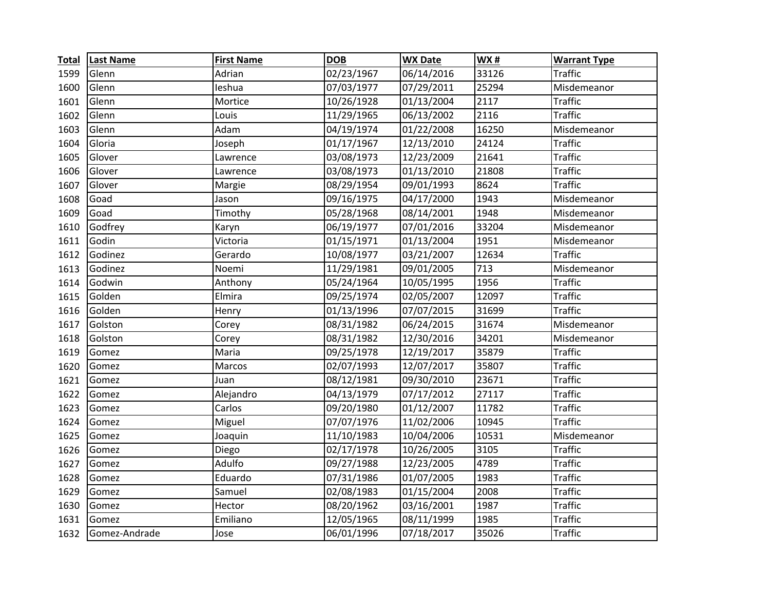| Total | Last Name | First Name | DOB | WX Date | WX # | Warrant Type |
|---|---|---|---|---|---|---|
| 1599 | Glenn | Adrian | 02/23/1967 | 06/14/2016 | 33126 | Traffic |
| 1600 | Glenn | Ieshua | 07/03/1977 | 07/29/2011 | 25294 | Misdemeanor |
| 1601 | Glenn | Mortice | 10/26/1928 | 01/13/2004 | 2117 | Traffic |
| 1602 | Glenn | Louis | 11/29/1965 | 06/13/2002 | 2116 | Traffic |
| 1603 | Glenn | Adam | 04/19/1974 | 01/22/2008 | 16250 | Misdemeanor |
| 1604 | Gloria | Joseph | 01/17/1967 | 12/13/2010 | 24124 | Traffic |
| 1605 | Glover | Lawrence | 03/08/1973 | 12/23/2009 | 21641 | Traffic |
| 1606 | Glover | Lawrence | 03/08/1973 | 01/13/2010 | 21808 | Traffic |
| 1607 | Glover | Margie | 08/29/1954 | 09/01/1993 | 8624 | Traffic |
| 1608 | Goad | Jason | 09/16/1975 | 04/17/2000 | 1943 | Misdemeanor |
| 1609 | Goad | Timothy | 05/28/1968 | 08/14/2001 | 1948 | Misdemeanor |
| 1610 | Godfrey | Karyn | 06/19/1977 | 07/01/2016 | 33204 | Misdemeanor |
| 1611 | Godin | Victoria | 01/15/1971 | 01/13/2004 | 1951 | Misdemeanor |
| 1612 | Godinez | Gerardo | 10/08/1977 | 03/21/2007 | 12634 | Traffic |
| 1613 | Godinez | Noemi | 11/29/1981 | 09/01/2005 | 713 | Misdemeanor |
| 1614 | Godwin | Anthony | 05/24/1964 | 10/05/1995 | 1956 | Traffic |
| 1615 | Golden | Elmira | 09/25/1974 | 02/05/2007 | 12097 | Traffic |
| 1616 | Golden | Henry | 01/13/1996 | 07/07/2015 | 31699 | Traffic |
| 1617 | Golston | Corey | 08/31/1982 | 06/24/2015 | 31674 | Misdemeanor |
| 1618 | Golston | Corey | 08/31/1982 | 12/30/2016 | 34201 | Misdemeanor |
| 1619 | Gomez | Maria | 09/25/1978 | 12/19/2017 | 35879 | Traffic |
| 1620 | Gomez | Marcos | 02/07/1993 | 12/07/2017 | 35807 | Traffic |
| 1621 | Gomez | Juan | 08/12/1981 | 09/30/2010 | 23671 | Traffic |
| 1622 | Gomez | Alejandro | 04/13/1979 | 07/17/2012 | 27117 | Traffic |
| 1623 | Gomez | Carlos | 09/20/1980 | 01/12/2007 | 11782 | Traffic |
| 1624 | Gomez | Miguel | 07/07/1976 | 11/02/2006 | 10945 | Traffic |
| 1625 | Gomez | Joaquin | 11/10/1983 | 10/04/2006 | 10531 | Misdemeanor |
| 1626 | Gomez | Diego | 02/17/1978 | 10/26/2005 | 3105 | Traffic |
| 1627 | Gomez | Adulfo | 09/27/1988 | 12/23/2005 | 4789 | Traffic |
| 1628 | Gomez | Eduardo | 07/31/1986 | 01/07/2005 | 1983 | Traffic |
| 1629 | Gomez | Samuel | 02/08/1983 | 01/15/2004 | 2008 | Traffic |
| 1630 | Gomez | Hector | 08/20/1962 | 03/16/2001 | 1987 | Traffic |
| 1631 | Gomez | Emiliano | 12/05/1965 | 08/11/1999 | 1985 | Traffic |
| 1632 | Gomez-Andrade | Jose | 06/01/1996 | 07/18/2017 | 35026 | Traffic |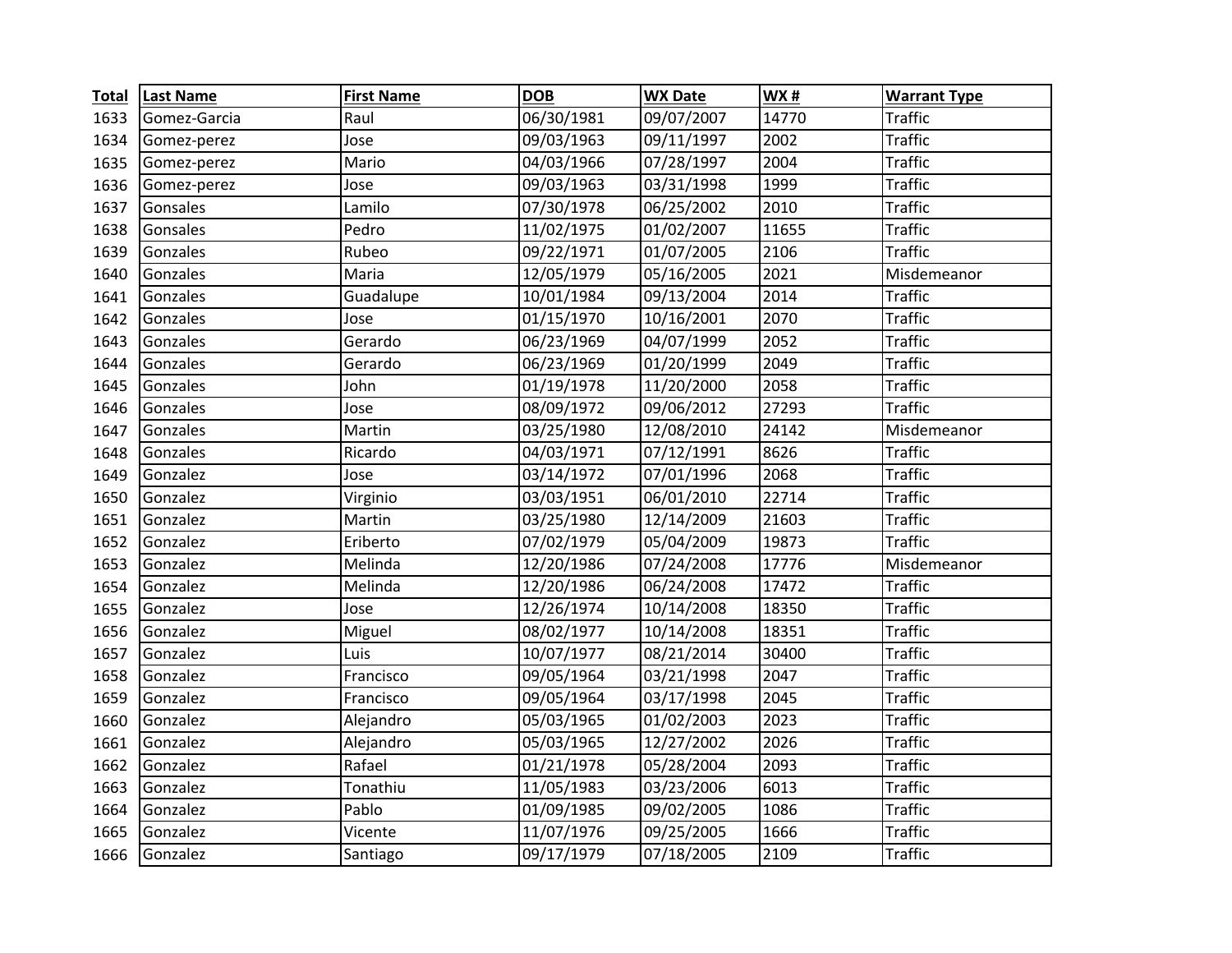| Total | Last Name | First Name | DOB | WX Date | WX # | Warrant Type |
|---|---|---|---|---|---|---|
| 1633 | Gomez-Garcia | Raul | 06/30/1981 | 09/07/2007 | 14770 | Traffic |
| 1634 | Gomez-perez | Jose | 09/03/1963 | 09/11/1997 | 2002 | Traffic |
| 1635 | Gomez-perez | Mario | 04/03/1966 | 07/28/1997 | 2004 | Traffic |
| 1636 | Gomez-perez | Jose | 09/03/1963 | 03/31/1998 | 1999 | Traffic |
| 1637 | Gonsales | Lamilo | 07/30/1978 | 06/25/2002 | 2010 | Traffic |
| 1638 | Gonsales | Pedro | 11/02/1975 | 01/02/2007 | 11655 | Traffic |
| 1639 | Gonzales | Rubeo | 09/22/1971 | 01/07/2005 | 2106 | Traffic |
| 1640 | Gonzales | Maria | 12/05/1979 | 05/16/2005 | 2021 | Misdemeanor |
| 1641 | Gonzales | Guadalupe | 10/01/1984 | 09/13/2004 | 2014 | Traffic |
| 1642 | Gonzales | Jose | 01/15/1970 | 10/16/2001 | 2070 | Traffic |
| 1643 | Gonzales | Gerardo | 06/23/1969 | 04/07/1999 | 2052 | Traffic |
| 1644 | Gonzales | Gerardo | 06/23/1969 | 01/20/1999 | 2049 | Traffic |
| 1645 | Gonzales | John | 01/19/1978 | 11/20/2000 | 2058 | Traffic |
| 1646 | Gonzales | Jose | 08/09/1972 | 09/06/2012 | 27293 | Traffic |
| 1647 | Gonzales | Martin | 03/25/1980 | 12/08/2010 | 24142 | Misdemeanor |
| 1648 | Gonzales | Ricardo | 04/03/1971 | 07/12/1991 | 8626 | Traffic |
| 1649 | Gonzalez | Jose | 03/14/1972 | 07/01/1996 | 2068 | Traffic |
| 1650 | Gonzalez | Virginio | 03/03/1951 | 06/01/2010 | 22714 | Traffic |
| 1651 | Gonzalez | Martin | 03/25/1980 | 12/14/2009 | 21603 | Traffic |
| 1652 | Gonzalez | Eriberto | 07/02/1979 | 05/04/2009 | 19873 | Traffic |
| 1653 | Gonzalez | Melinda | 12/20/1986 | 07/24/2008 | 17776 | Misdemeanor |
| 1654 | Gonzalez | Melinda | 12/20/1986 | 06/24/2008 | 17472 | Traffic |
| 1655 | Gonzalez | Jose | 12/26/1974 | 10/14/2008 | 18350 | Traffic |
| 1656 | Gonzalez | Miguel | 08/02/1977 | 10/14/2008 | 18351 | Traffic |
| 1657 | Gonzalez | Luis | 10/07/1977 | 08/21/2014 | 30400 | Traffic |
| 1658 | Gonzalez | Francisco | 09/05/1964 | 03/21/1998 | 2047 | Traffic |
| 1659 | Gonzalez | Francisco | 09/05/1964 | 03/17/1998 | 2045 | Traffic |
| 1660 | Gonzalez | Alejandro | 05/03/1965 | 01/02/2003 | 2023 | Traffic |
| 1661 | Gonzalez | Alejandro | 05/03/1965 | 12/27/2002 | 2026 | Traffic |
| 1662 | Gonzalez | Rafael | 01/21/1978 | 05/28/2004 | 2093 | Traffic |
| 1663 | Gonzalez | Tonathiu | 11/05/1983 | 03/23/2006 | 6013 | Traffic |
| 1664 | Gonzalez | Pablo | 01/09/1985 | 09/02/2005 | 1086 | Traffic |
| 1665 | Gonzalez | Vicente | 11/07/1976 | 09/25/2005 | 1666 | Traffic |
| 1666 | Gonzalez | Santiago | 09/17/1979 | 07/18/2005 | 2109 | Traffic |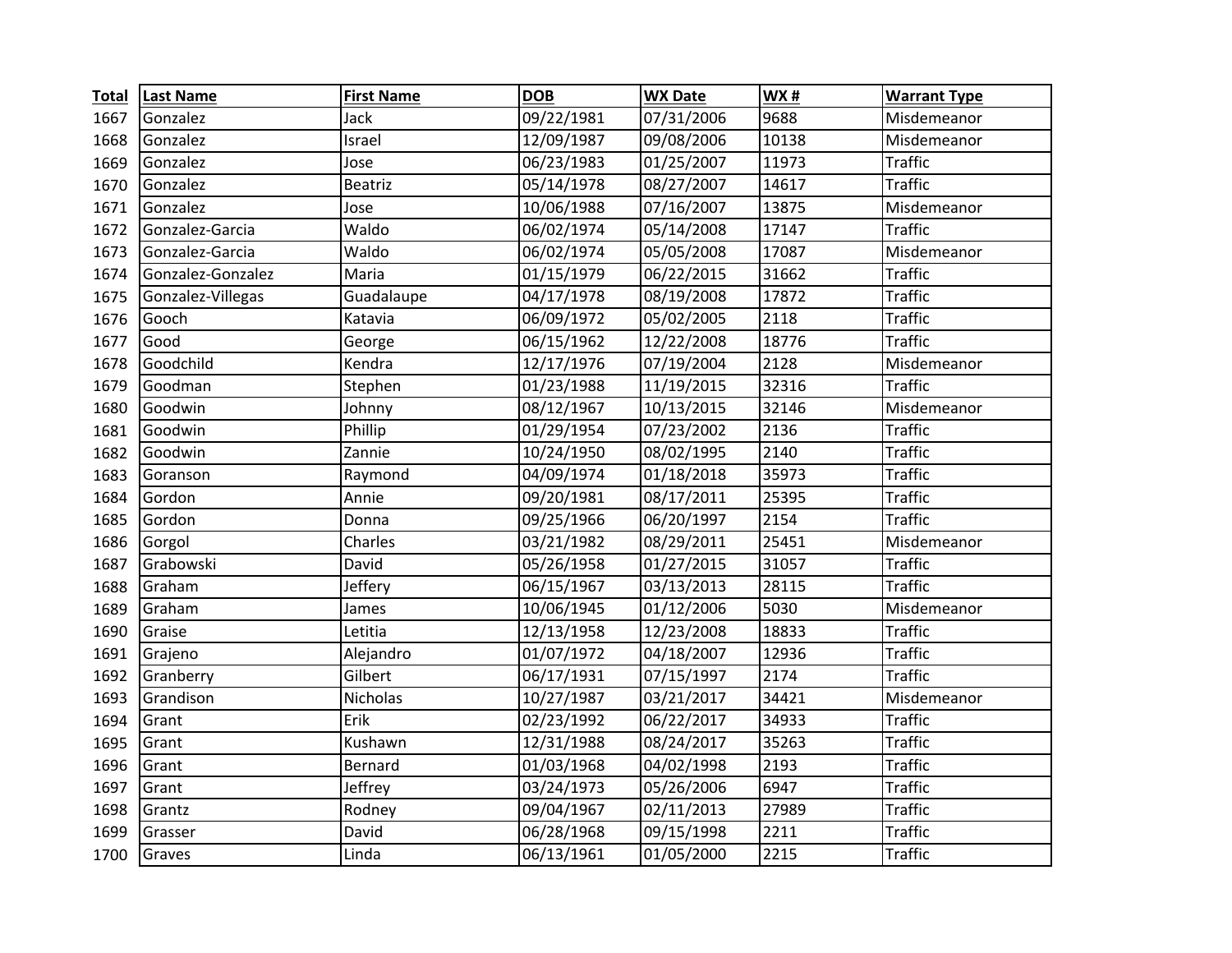| Total | Last Name | First Name | DOB | WX Date | WX # | Warrant Type |
|---|---|---|---|---|---|---|
| 1667 | Gonzalez | Jack | 09/22/1981 | 07/31/2006 | 9688 | Misdemeanor |
| 1668 | Gonzalez | Israel | 12/09/1987 | 09/08/2006 | 10138 | Misdemeanor |
| 1669 | Gonzalez | Jose | 06/23/1983 | 01/25/2007 | 11973 | Traffic |
| 1670 | Gonzalez | Beatriz | 05/14/1978 | 08/27/2007 | 14617 | Traffic |
| 1671 | Gonzalez | Jose | 10/06/1988 | 07/16/2007 | 13875 | Misdemeanor |
| 1672 | Gonzalez-Garcia | Waldo | 06/02/1974 | 05/14/2008 | 17147 | Traffic |
| 1673 | Gonzalez-Garcia | Waldo | 06/02/1974 | 05/05/2008 | 17087 | Misdemeanor |
| 1674 | Gonzalez-Gonzalez | Maria | 01/15/1979 | 06/22/2015 | 31662 | Traffic |
| 1675 | Gonzalez-Villegas | Guadalaupe | 04/17/1978 | 08/19/2008 | 17872 | Traffic |
| 1676 | Gooch | Katavia | 06/09/1972 | 05/02/2005 | 2118 | Traffic |
| 1677 | Good | George | 06/15/1962 | 12/22/2008 | 18776 | Traffic |
| 1678 | Goodchild | Kendra | 12/17/1976 | 07/19/2004 | 2128 | Misdemeanor |
| 1679 | Goodman | Stephen | 01/23/1988 | 11/19/2015 | 32316 | Traffic |
| 1680 | Goodwin | Johnny | 08/12/1967 | 10/13/2015 | 32146 | Misdemeanor |
| 1681 | Goodwin | Phillip | 01/29/1954 | 07/23/2002 | 2136 | Traffic |
| 1682 | Goodwin | Zannie | 10/24/1950 | 08/02/1995 | 2140 | Traffic |
| 1683 | Goranson | Raymond | 04/09/1974 | 01/18/2018 | 35973 | Traffic |
| 1684 | Gordon | Annie | 09/20/1981 | 08/17/2011 | 25395 | Traffic |
| 1685 | Gordon | Donna | 09/25/1966 | 06/20/1997 | 2154 | Traffic |
| 1686 | Gorgol | Charles | 03/21/1982 | 08/29/2011 | 25451 | Misdemeanor |
| 1687 | Grabowski | David | 05/26/1958 | 01/27/2015 | 31057 | Traffic |
| 1688 | Graham | Jeffery | 06/15/1967 | 03/13/2013 | 28115 | Traffic |
| 1689 | Graham | James | 10/06/1945 | 01/12/2006 | 5030 | Misdemeanor |
| 1690 | Graise | Letitia | 12/13/1958 | 12/23/2008 | 18833 | Traffic |
| 1691 | Grajeno | Alejandro | 01/07/1972 | 04/18/2007 | 12936 | Traffic |
| 1692 | Granberry | Gilbert | 06/17/1931 | 07/15/1997 | 2174 | Traffic |
| 1693 | Grandison | Nicholas | 10/27/1987 | 03/21/2017 | 34421 | Misdemeanor |
| 1694 | Grant | Erik | 02/23/1992 | 06/22/2017 | 34933 | Traffic |
| 1695 | Grant | Kushawn | 12/31/1988 | 08/24/2017 | 35263 | Traffic |
| 1696 | Grant | Bernard | 01/03/1968 | 04/02/1998 | 2193 | Traffic |
| 1697 | Grant | Jeffrey | 03/24/1973 | 05/26/2006 | 6947 | Traffic |
| 1698 | Grantz | Rodney | 09/04/1967 | 02/11/2013 | 27989 | Traffic |
| 1699 | Grasser | David | 06/28/1968 | 09/15/1998 | 2211 | Traffic |
| 1700 | Graves | Linda | 06/13/1961 | 01/05/2000 | 2215 | Traffic |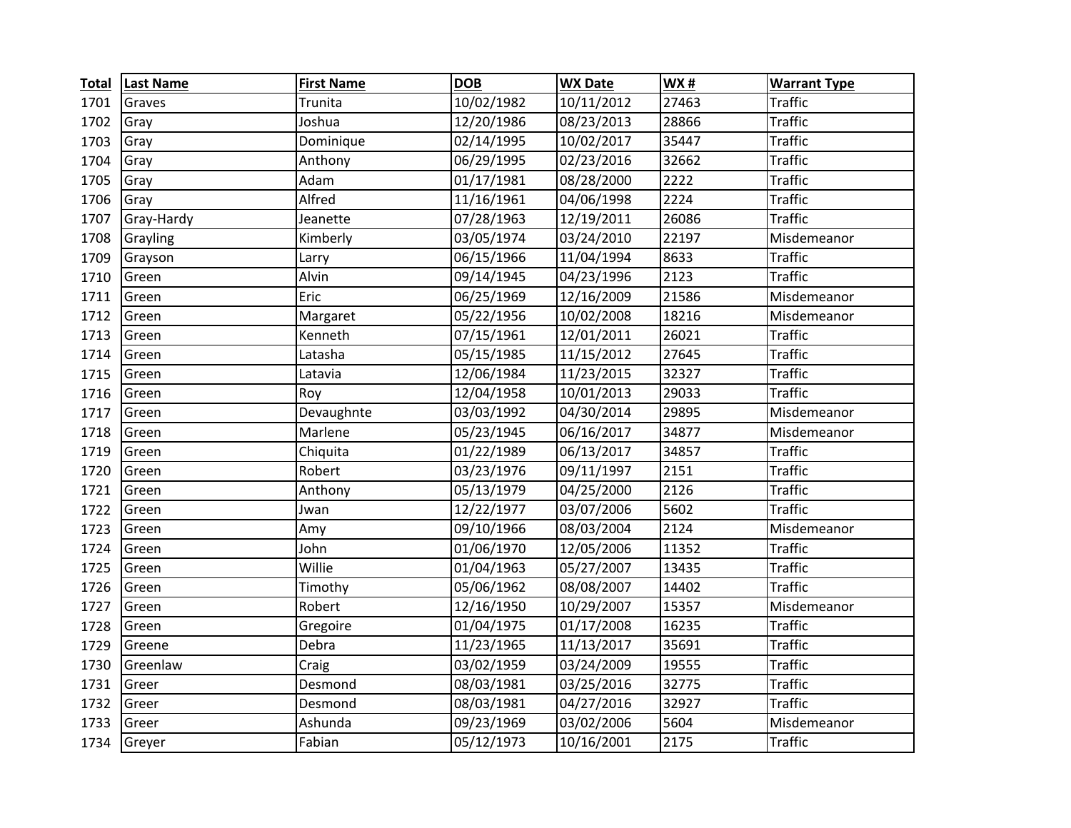| Total | Last Name | First Name | DOB | WX Date | WX # | Warrant Type |
|---|---|---|---|---|---|---|
| 1701 | Graves | Trunita | 10/02/1982 | 10/11/2012 | 27463 | Traffic |
| 1702 | Gray | Joshua | 12/20/1986 | 08/23/2013 | 28866 | Traffic |
| 1703 | Gray | Dominique | 02/14/1995 | 10/02/2017 | 35447 | Traffic |
| 1704 | Gray | Anthony | 06/29/1995 | 02/23/2016 | 32662 | Traffic |
| 1705 | Gray | Adam | 01/17/1981 | 08/28/2000 | 2222 | Traffic |
| 1706 | Gray | Alfred | 11/16/1961 | 04/06/1998 | 2224 | Traffic |
| 1707 | Gray-Hardy | Jeanette | 07/28/1963 | 12/19/2011 | 26086 | Traffic |
| 1708 | Grayling | Kimberly | 03/05/1974 | 03/24/2010 | 22197 | Misdemeanor |
| 1709 | Grayson | Larry | 06/15/1966 | 11/04/1994 | 8633 | Traffic |
| 1710 | Green | Alvin | 09/14/1945 | 04/23/1996 | 2123 | Traffic |
| 1711 | Green | Eric | 06/25/1969 | 12/16/2009 | 21586 | Misdemeanor |
| 1712 | Green | Margaret | 05/22/1956 | 10/02/2008 | 18216 | Misdemeanor |
| 1713 | Green | Kenneth | 07/15/1961 | 12/01/2011 | 26021 | Traffic |
| 1714 | Green | Latasha | 05/15/1985 | 11/15/2012 | 27645 | Traffic |
| 1715 | Green | Latavia | 12/06/1984 | 11/23/2015 | 32327 | Traffic |
| 1716 | Green | Roy | 12/04/1958 | 10/01/2013 | 29033 | Traffic |
| 1717 | Green | Devaughnte | 03/03/1992 | 04/30/2014 | 29895 | Misdemeanor |
| 1718 | Green | Marlene | 05/23/1945 | 06/16/2017 | 34877 | Misdemeanor |
| 1719 | Green | Chiquita | 01/22/1989 | 06/13/2017 | 34857 | Traffic |
| 1720 | Green | Robert | 03/23/1976 | 09/11/1997 | 2151 | Traffic |
| 1721 | Green | Anthony | 05/13/1979 | 04/25/2000 | 2126 | Traffic |
| 1722 | Green | Jwan | 12/22/1977 | 03/07/2006 | 5602 | Traffic |
| 1723 | Green | Amy | 09/10/1966 | 08/03/2004 | 2124 | Misdemeanor |
| 1724 | Green | John | 01/06/1970 | 12/05/2006 | 11352 | Traffic |
| 1725 | Green | Willie | 01/04/1963 | 05/27/2007 | 13435 | Traffic |
| 1726 | Green | Timothy | 05/06/1962 | 08/08/2007 | 14402 | Traffic |
| 1727 | Green | Robert | 12/16/1950 | 10/29/2007 | 15357 | Misdemeanor |
| 1728 | Green | Gregoire | 01/04/1975 | 01/17/2008 | 16235 | Traffic |
| 1729 | Greene | Debra | 11/23/1965 | 11/13/2017 | 35691 | Traffic |
| 1730 | Greenlaw | Craig | 03/02/1959 | 03/24/2009 | 19555 | Traffic |
| 1731 | Greer | Desmond | 08/03/1981 | 03/25/2016 | 32775 | Traffic |
| 1732 | Greer | Desmond | 08/03/1981 | 04/27/2016 | 32927 | Traffic |
| 1733 | Greer | Ashunda | 09/23/1969 | 03/02/2006 | 5604 | Misdemeanor |
| 1734 | Greyer | Fabian | 05/12/1973 | 10/16/2001 | 2175 | Traffic |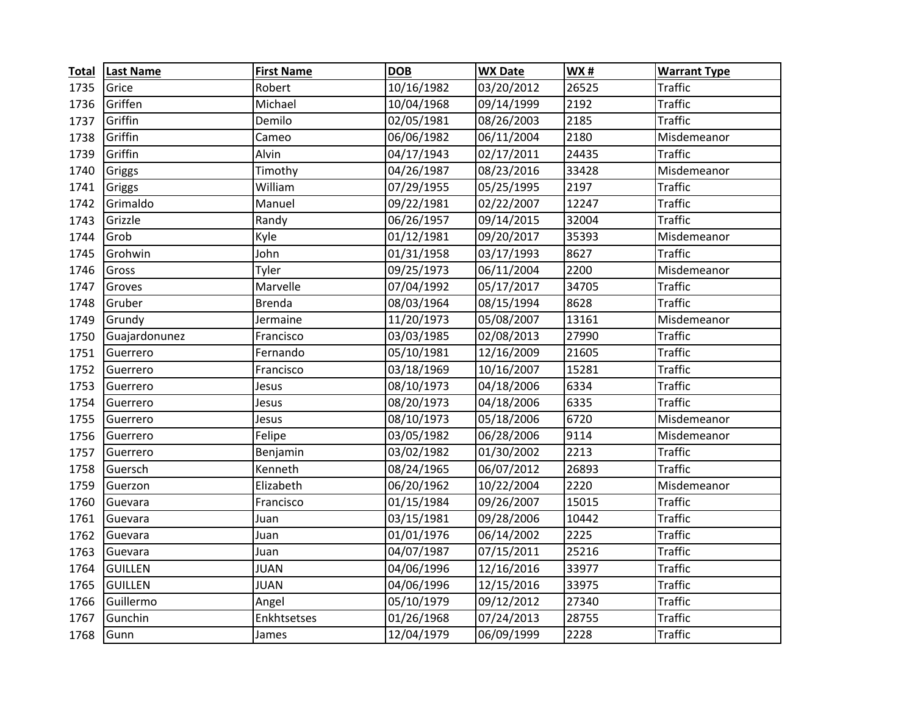| Total | Last Name | First Name | DOB | WX Date | WX # | Warrant Type |
|---|---|---|---|---|---|---|
| 1735 | Grice | Robert | 10/16/1982 | 03/20/2012 | 26525 | Traffic |
| 1736 | Griffen | Michael | 10/04/1968 | 09/14/1999 | 2192 | Traffic |
| 1737 | Griffin | Demilo | 02/05/1981 | 08/26/2003 | 2185 | Traffic |
| 1738 | Griffin | Cameo | 06/06/1982 | 06/11/2004 | 2180 | Misdemeanor |
| 1739 | Griffin | Alvin | 04/17/1943 | 02/17/2011 | 24435 | Traffic |
| 1740 | Griggs | Timothy | 04/26/1987 | 08/23/2016 | 33428 | Misdemeanor |
| 1741 | Griggs | William | 07/29/1955 | 05/25/1995 | 2197 | Traffic |
| 1742 | Grimaldo | Manuel | 09/22/1981 | 02/22/2007 | 12247 | Traffic |
| 1743 | Grizzle | Randy | 06/26/1957 | 09/14/2015 | 32004 | Traffic |
| 1744 | Grob | Kyle | 01/12/1981 | 09/20/2017 | 35393 | Misdemeanor |
| 1745 | Grohwin | John | 01/31/1958 | 03/17/1993 | 8627 | Traffic |
| 1746 | Gross | Tyler | 09/25/1973 | 06/11/2004 | 2200 | Misdemeanor |
| 1747 | Groves | Marvelle | 07/04/1992 | 05/17/2017 | 34705 | Traffic |
| 1748 | Gruber | Brenda | 08/03/1964 | 08/15/1994 | 8628 | Traffic |
| 1749 | Grundy | Jermaine | 11/20/1973 | 05/08/2007 | 13161 | Misdemeanor |
| 1750 | Guajardonunez | Francisco | 03/03/1985 | 02/08/2013 | 27990 | Traffic |
| 1751 | Guerrero | Fernando | 05/10/1981 | 12/16/2009 | 21605 | Traffic |
| 1752 | Guerrero | Francisco | 03/18/1969 | 10/16/2007 | 15281 | Traffic |
| 1753 | Guerrero | Jesus | 08/10/1973 | 04/18/2006 | 6334 | Traffic |
| 1754 | Guerrero | Jesus | 08/20/1973 | 04/18/2006 | 6335 | Traffic |
| 1755 | Guerrero | Jesus | 08/10/1973 | 05/18/2006 | 6720 | Misdemeanor |
| 1756 | Guerrero | Felipe | 03/05/1982 | 06/28/2006 | 9114 | Misdemeanor |
| 1757 | Guerrero | Benjamin | 03/02/1982 | 01/30/2002 | 2213 | Traffic |
| 1758 | Guersch | Kenneth | 08/24/1965 | 06/07/2012 | 26893 | Traffic |
| 1759 | Guerzon | Elizabeth | 06/20/1962 | 10/22/2004 | 2220 | Misdemeanor |
| 1760 | Guevara | Francisco | 01/15/1984 | 09/26/2007 | 15015 | Traffic |
| 1761 | Guevara | Juan | 03/15/1981 | 09/28/2006 | 10442 | Traffic |
| 1762 | Guevara | Juan | 01/01/1976 | 06/14/2002 | 2225 | Traffic |
| 1763 | Guevara | Juan | 04/07/1987 | 07/15/2011 | 25216 | Traffic |
| 1764 | GUILLEN | JUAN | 04/06/1996 | 12/16/2016 | 33977 | Traffic |
| 1765 | GUILLEN | JUAN | 04/06/1996 | 12/15/2016 | 33975 | Traffic |
| 1766 | Guillermo | Angel | 05/10/1979 | 09/12/2012 | 27340 | Traffic |
| 1767 | Gunchin | Enkhtsetses | 01/26/1968 | 07/24/2013 | 28755 | Traffic |
| 1768 | Gunn | James | 12/04/1979 | 06/09/1999 | 2228 | Traffic |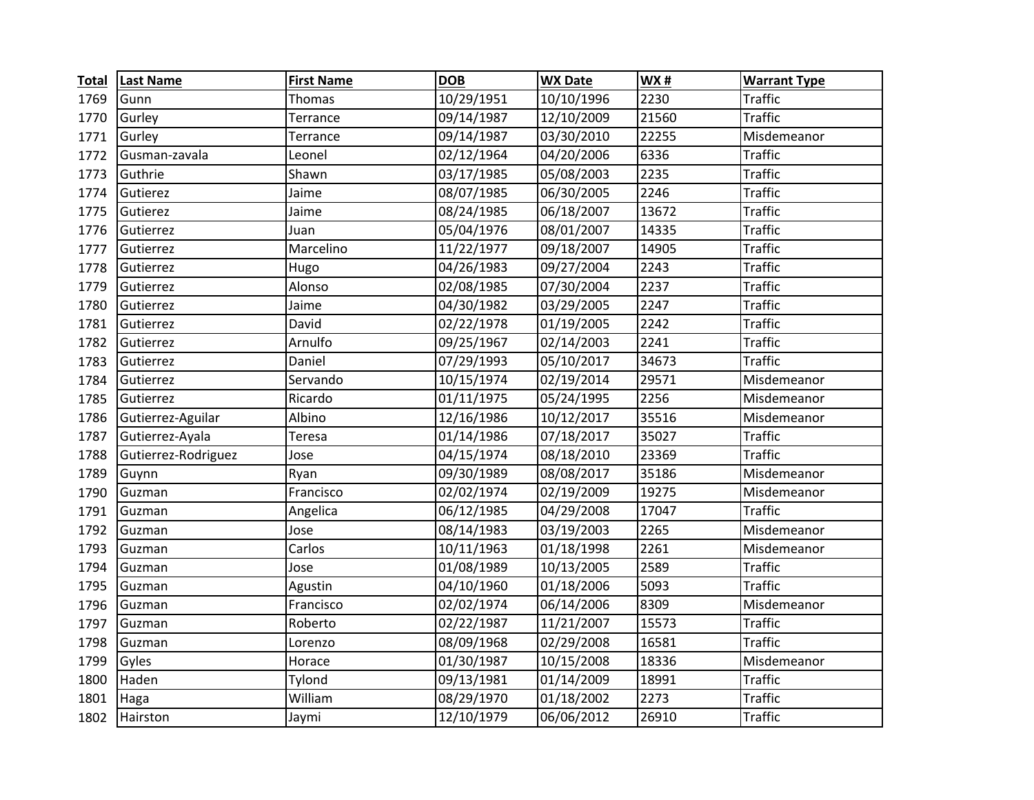| Total | Last Name | First Name | DOB | WX Date | WX # | Warrant Type |
|---|---|---|---|---|---|---|
| 1769 | Gunn | Thomas | 10/29/1951 | 10/10/1996 | 2230 | Traffic |
| 1770 | Gurley | Terrance | 09/14/1987 | 12/10/2009 | 21560 | Traffic |
| 1771 | Gurley | Terrance | 09/14/1987 | 03/30/2010 | 22255 | Misdemeanor |
| 1772 | Gusman-zavala | Leonel | 02/12/1964 | 04/20/2006 | 6336 | Traffic |
| 1773 | Guthrie | Shawn | 03/17/1985 | 05/08/2003 | 2235 | Traffic |
| 1774 | Gutierez | Jaime | 08/07/1985 | 06/30/2005 | 2246 | Traffic |
| 1775 | Gutierez | Jaime | 08/24/1985 | 06/18/2007 | 13672 | Traffic |
| 1776 | Gutierrez | Juan | 05/04/1976 | 08/01/2007 | 14335 | Traffic |
| 1777 | Gutierrez | Marcelino | 11/22/1977 | 09/18/2007 | 14905 | Traffic |
| 1778 | Gutierrez | Hugo | 04/26/1983 | 09/27/2004 | 2243 | Traffic |
| 1779 | Gutierrez | Alonso | 02/08/1985 | 07/30/2004 | 2237 | Traffic |
| 1780 | Gutierrez | Jaime | 04/30/1982 | 03/29/2005 | 2247 | Traffic |
| 1781 | Gutierrez | David | 02/22/1978 | 01/19/2005 | 2242 | Traffic |
| 1782 | Gutierrez | Arnulfo | 09/25/1967 | 02/14/2003 | 2241 | Traffic |
| 1783 | Gutierrez | Daniel | 07/29/1993 | 05/10/2017 | 34673 | Traffic |
| 1784 | Gutierrez | Servando | 10/15/1974 | 02/19/2014 | 29571 | Misdemeanor |
| 1785 | Gutierrez | Ricardo | 01/11/1975 | 05/24/1995 | 2256 | Misdemeanor |
| 1786 | Gutierrez-Aguilar | Albino | 12/16/1986 | 10/12/2017 | 35516 | Misdemeanor |
| 1787 | Gutierrez-Ayala | Teresa | 01/14/1986 | 07/18/2017 | 35027 | Traffic |
| 1788 | Gutierrez-Rodriguez | Jose | 04/15/1974 | 08/18/2010 | 23369 | Traffic |
| 1789 | Guynn | Ryan | 09/30/1989 | 08/08/2017 | 35186 | Misdemeanor |
| 1790 | Guzman | Francisco | 02/02/1974 | 02/19/2009 | 19275 | Misdemeanor |
| 1791 | Guzman | Angelica | 06/12/1985 | 04/29/2008 | 17047 | Traffic |
| 1792 | Guzman | Jose | 08/14/1983 | 03/19/2003 | 2265 | Misdemeanor |
| 1793 | Guzman | Carlos | 10/11/1963 | 01/18/1998 | 2261 | Misdemeanor |
| 1794 | Guzman | Jose | 01/08/1989 | 10/13/2005 | 2589 | Traffic |
| 1795 | Guzman | Agustin | 04/10/1960 | 01/18/2006 | 5093 | Traffic |
| 1796 | Guzman | Francisco | 02/02/1974 | 06/14/2006 | 8309 | Misdemeanor |
| 1797 | Guzman | Roberto | 02/22/1987 | 11/21/2007 | 15573 | Traffic |
| 1798 | Guzman | Lorenzo | 08/09/1968 | 02/29/2008 | 16581 | Traffic |
| 1799 | Gyles | Horace | 01/30/1987 | 10/15/2008 | 18336 | Misdemeanor |
| 1800 | Haden | Tylond | 09/13/1981 | 01/14/2009 | 18991 | Traffic |
| 1801 | Haga | William | 08/29/1970 | 01/18/2002 | 2273 | Traffic |
| 1802 | Hairston | Jaymi | 12/10/1979 | 06/06/2012 | 26910 | Traffic |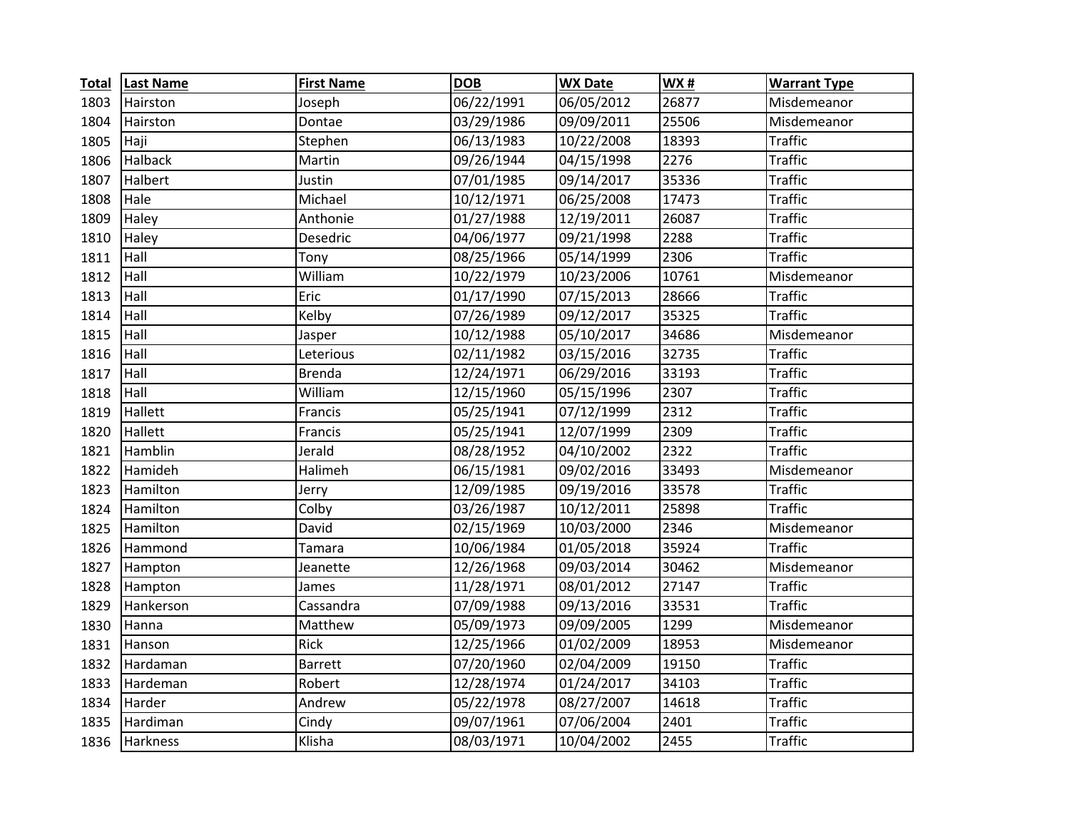| Total | Last Name | First Name | DOB | WX Date | WX # | Warrant Type |
|---|---|---|---|---|---|---|
| 1803 | Hairston | Joseph | 06/22/1991 | 06/05/2012 | 26877 | Misdemeanor |
| 1804 | Hairston | Dontae | 03/29/1986 | 09/09/2011 | 25506 | Misdemeanor |
| 1805 | Haji | Stephen | 06/13/1983 | 10/22/2008 | 18393 | Traffic |
| 1806 | Halback | Martin | 09/26/1944 | 04/15/1998 | 2276 | Traffic |
| 1807 | Halbert | Justin | 07/01/1985 | 09/14/2017 | 35336 | Traffic |
| 1808 | Hale | Michael | 10/12/1971 | 06/25/2008 | 17473 | Traffic |
| 1809 | Haley | Anthonie | 01/27/1988 | 12/19/2011 | 26087 | Traffic |
| 1810 | Haley | Desedric | 04/06/1977 | 09/21/1998 | 2288 | Traffic |
| 1811 | Hall | Tony | 08/25/1966 | 05/14/1999 | 2306 | Traffic |
| 1812 | Hall | William | 10/22/1979 | 10/23/2006 | 10761 | Misdemeanor |
| 1813 | Hall | Eric | 01/17/1990 | 07/15/2013 | 28666 | Traffic |
| 1814 | Hall | Kelby | 07/26/1989 | 09/12/2017 | 35325 | Traffic |
| 1815 | Hall | Jasper | 10/12/1988 | 05/10/2017 | 34686 | Misdemeanor |
| 1816 | Hall | Leterious | 02/11/1982 | 03/15/2016 | 32735 | Traffic |
| 1817 | Hall | Brenda | 12/24/1971 | 06/29/2016 | 33193 | Traffic |
| 1818 | Hall | William | 12/15/1960 | 05/15/1996 | 2307 | Traffic |
| 1819 | Hallett | Francis | 05/25/1941 | 07/12/1999 | 2312 | Traffic |
| 1820 | Hallett | Francis | 05/25/1941 | 12/07/1999 | 2309 | Traffic |
| 1821 | Hamblin | Jerald | 08/28/1952 | 04/10/2002 | 2322 | Traffic |
| 1822 | Hamideh | Halimeh | 06/15/1981 | 09/02/2016 | 33493 | Misdemeanor |
| 1823 | Hamilton | Jerry | 12/09/1985 | 09/19/2016 | 33578 | Traffic |
| 1824 | Hamilton | Colby | 03/26/1987 | 10/12/2011 | 25898 | Traffic |
| 1825 | Hamilton | David | 02/15/1969 | 10/03/2000 | 2346 | Misdemeanor |
| 1826 | Hammond | Tamara | 10/06/1984 | 01/05/2018 | 35924 | Traffic |
| 1827 | Hampton | Jeanette | 12/26/1968 | 09/03/2014 | 30462 | Misdemeanor |
| 1828 | Hampton | James | 11/28/1971 | 08/01/2012 | 27147 | Traffic |
| 1829 | Hankerson | Cassandra | 07/09/1988 | 09/13/2016 | 33531 | Traffic |
| 1830 | Hanna | Matthew | 05/09/1973 | 09/09/2005 | 1299 | Misdemeanor |
| 1831 | Hanson | Rick | 12/25/1966 | 01/02/2009 | 18953 | Misdemeanor |
| 1832 | Hardaman | Barrett | 07/20/1960 | 02/04/2009 | 19150 | Traffic |
| 1833 | Hardeman | Robert | 12/28/1974 | 01/24/2017 | 34103 | Traffic |
| 1834 | Harder | Andrew | 05/22/1978 | 08/27/2007 | 14618 | Traffic |
| 1835 | Hardiman | Cindy | 09/07/1961 | 07/06/2004 | 2401 | Traffic |
| 1836 | Harkness | Klisha | 08/03/1971 | 10/04/2002 | 2455 | Traffic |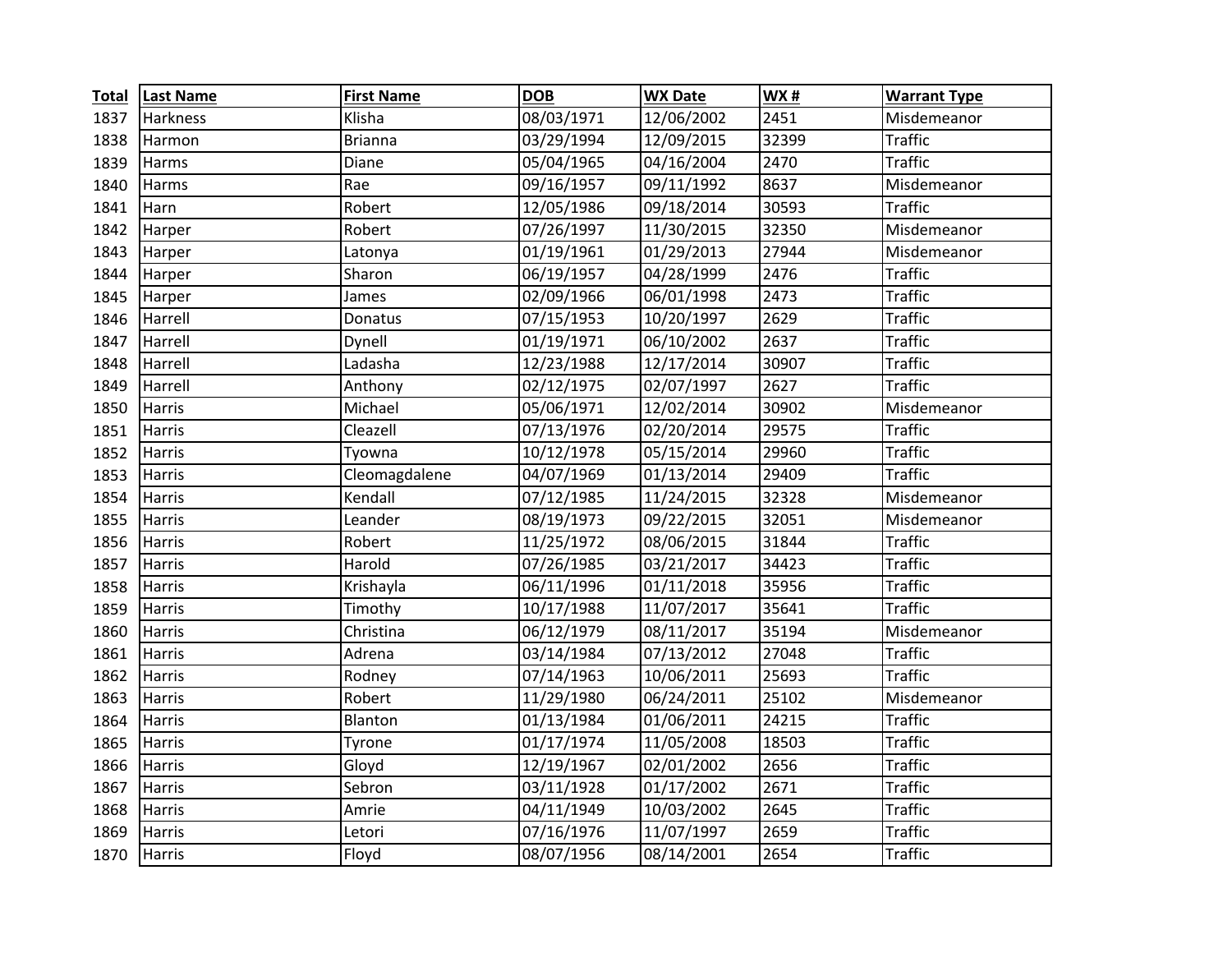| Total | Last Name | First Name | DOB | WX Date | WX # | Warrant Type |
|---|---|---|---|---|---|---|
| 1837 | Harkness | Klisha | 08/03/1971 | 12/06/2002 | 2451 | Misdemeanor |
| 1838 | Harmon | Brianna | 03/29/1994 | 12/09/2015 | 32399 | Traffic |
| 1839 | Harms | Diane | 05/04/1965 | 04/16/2004 | 2470 | Traffic |
| 1840 | Harms | Rae | 09/16/1957 | 09/11/1992 | 8637 | Misdemeanor |
| 1841 | Harn | Robert | 12/05/1986 | 09/18/2014 | 30593 | Traffic |
| 1842 | Harper | Robert | 07/26/1997 | 11/30/2015 | 32350 | Misdemeanor |
| 1843 | Harper | Latonya | 01/19/1961 | 01/29/2013 | 27944 | Misdemeanor |
| 1844 | Harper | Sharon | 06/19/1957 | 04/28/1999 | 2476 | Traffic |
| 1845 | Harper | James | 02/09/1966 | 06/01/1998 | 2473 | Traffic |
| 1846 | Harrell | Donatus | 07/15/1953 | 10/20/1997 | 2629 | Traffic |
| 1847 | Harrell | Dynell | 01/19/1971 | 06/10/2002 | 2637 | Traffic |
| 1848 | Harrell | Ladasha | 12/23/1988 | 12/17/2014 | 30907 | Traffic |
| 1849 | Harrell | Anthony | 02/12/1975 | 02/07/1997 | 2627 | Traffic |
| 1850 | Harris | Michael | 05/06/1971 | 12/02/2014 | 30902 | Misdemeanor |
| 1851 | Harris | Cleazell | 07/13/1976 | 02/20/2014 | 29575 | Traffic |
| 1852 | Harris | Tyowna | 10/12/1978 | 05/15/2014 | 29960 | Traffic |
| 1853 | Harris | Cleomagdalene | 04/07/1969 | 01/13/2014 | 29409 | Traffic |
| 1854 | Harris | Kendall | 07/12/1985 | 11/24/2015 | 32328 | Misdemeanor |
| 1855 | Harris | Leander | 08/19/1973 | 09/22/2015 | 32051 | Misdemeanor |
| 1856 | Harris | Robert | 11/25/1972 | 08/06/2015 | 31844 | Traffic |
| 1857 | Harris | Harold | 07/26/1985 | 03/21/2017 | 34423 | Traffic |
| 1858 | Harris | Krishayla | 06/11/1996 | 01/11/2018 | 35956 | Traffic |
| 1859 | Harris | Timothy | 10/17/1988 | 11/07/2017 | 35641 | Traffic |
| 1860 | Harris | Christina | 06/12/1979 | 08/11/2017 | 35194 | Misdemeanor |
| 1861 | Harris | Adrena | 03/14/1984 | 07/13/2012 | 27048 | Traffic |
| 1862 | Harris | Rodney | 07/14/1963 | 10/06/2011 | 25693 | Traffic |
| 1863 | Harris | Robert | 11/29/1980 | 06/24/2011 | 25102 | Misdemeanor |
| 1864 | Harris | Blanton | 01/13/1984 | 01/06/2011 | 24215 | Traffic |
| 1865 | Harris | Tyrone | 01/17/1974 | 11/05/2008 | 18503 | Traffic |
| 1866 | Harris | Gloyd | 12/19/1967 | 02/01/2002 | 2656 | Traffic |
| 1867 | Harris | Sebron | 03/11/1928 | 01/17/2002 | 2671 | Traffic |
| 1868 | Harris | Amrie | 04/11/1949 | 10/03/2002 | 2645 | Traffic |
| 1869 | Harris | Letori | 07/16/1976 | 11/07/1997 | 2659 | Traffic |
| 1870 | Harris | Floyd | 08/07/1956 | 08/14/2001 | 2654 | Traffic |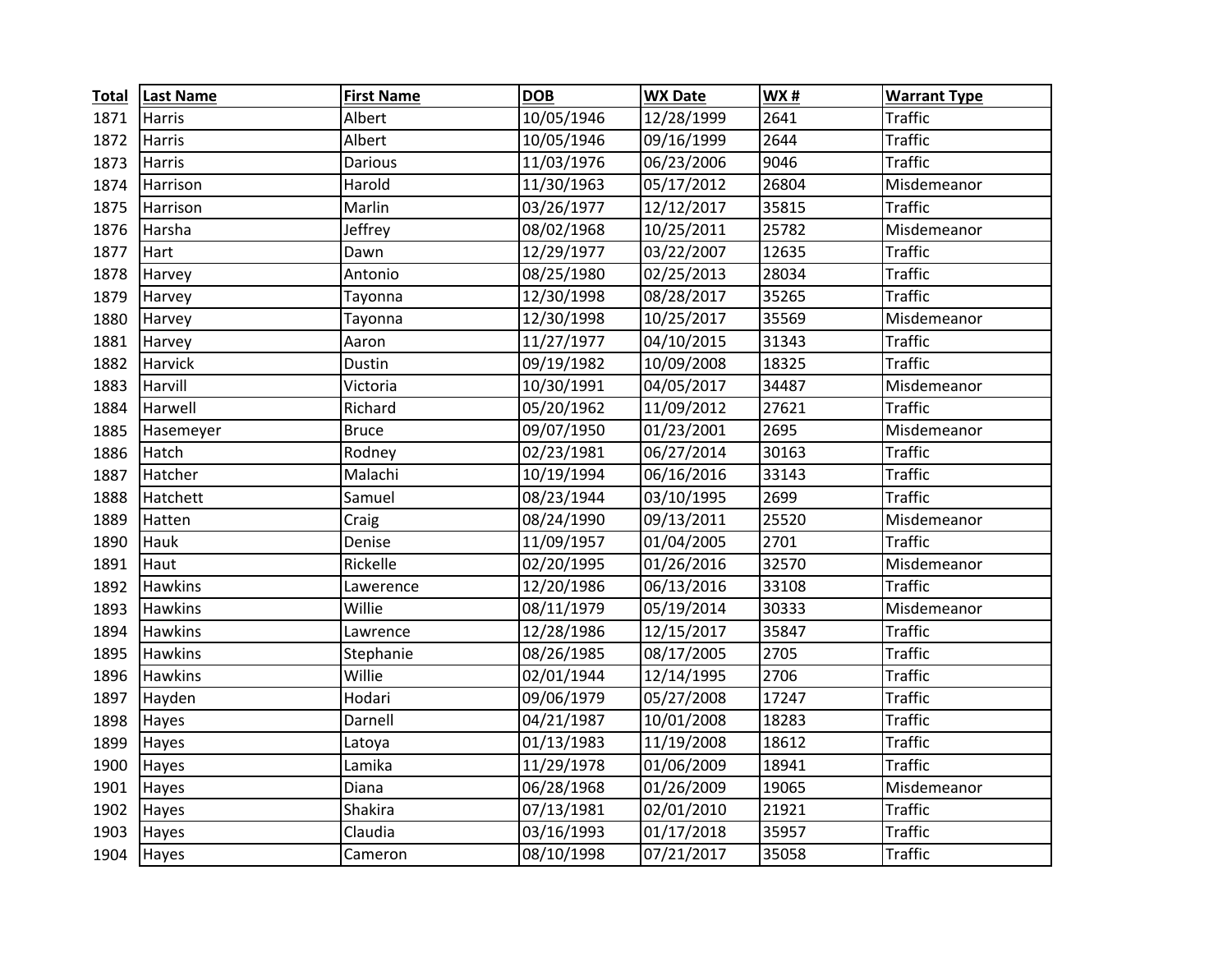| Total | Last Name | First Name | DOB | WX Date | WX # | Warrant Type |
|---|---|---|---|---|---|---|
| 1871 | Harris | Albert | 10/05/1946 | 12/28/1999 | 2641 | Traffic |
| 1872 | Harris | Albert | 10/05/1946 | 09/16/1999 | 2644 | Traffic |
| 1873 | Harris | Darious | 11/03/1976 | 06/23/2006 | 9046 | Traffic |
| 1874 | Harrison | Harold | 11/30/1963 | 05/17/2012 | 26804 | Misdemeanor |
| 1875 | Harrison | Marlin | 03/26/1977 | 12/12/2017 | 35815 | Traffic |
| 1876 | Harsha | Jeffrey | 08/02/1968 | 10/25/2011 | 25782 | Misdemeanor |
| 1877 | Hart | Dawn | 12/29/1977 | 03/22/2007 | 12635 | Traffic |
| 1878 | Harvey | Antonio | 08/25/1980 | 02/25/2013 | 28034 | Traffic |
| 1879 | Harvey | Tayonna | 12/30/1998 | 08/28/2017 | 35265 | Traffic |
| 1880 | Harvey | Tayonna | 12/30/1998 | 10/25/2017 | 35569 | Misdemeanor |
| 1881 | Harvey | Aaron | 11/27/1977 | 04/10/2015 | 31343 | Traffic |
| 1882 | Harvick | Dustin | 09/19/1982 | 10/09/2008 | 18325 | Traffic |
| 1883 | Harvill | Victoria | 10/30/1991 | 04/05/2017 | 34487 | Misdemeanor |
| 1884 | Harwell | Richard | 05/20/1962 | 11/09/2012 | 27621 | Traffic |
| 1885 | Hasemeyer | Bruce | 09/07/1950 | 01/23/2001 | 2695 | Misdemeanor |
| 1886 | Hatch | Rodney | 02/23/1981 | 06/27/2014 | 30163 | Traffic |
| 1887 | Hatcher | Malachi | 10/19/1994 | 06/16/2016 | 33143 | Traffic |
| 1888 | Hatchett | Samuel | 08/23/1944 | 03/10/1995 | 2699 | Traffic |
| 1889 | Hatten | Craig | 08/24/1990 | 09/13/2011 | 25520 | Misdemeanor |
| 1890 | Hauk | Denise | 11/09/1957 | 01/04/2005 | 2701 | Traffic |
| 1891 | Haut | Rickelle | 02/20/1995 | 01/26/2016 | 32570 | Misdemeanor |
| 1892 | Hawkins | Lawerence | 12/20/1986 | 06/13/2016 | 33108 | Traffic |
| 1893 | Hawkins | Willie | 08/11/1979 | 05/19/2014 | 30333 | Misdemeanor |
| 1894 | Hawkins | Lawrence | 12/28/1986 | 12/15/2017 | 35847 | Traffic |
| 1895 | Hawkins | Stephanie | 08/26/1985 | 08/17/2005 | 2705 | Traffic |
| 1896 | Hawkins | Willie | 02/01/1944 | 12/14/1995 | 2706 | Traffic |
| 1897 | Hayden | Hodari | 09/06/1979 | 05/27/2008 | 17247 | Traffic |
| 1898 | Hayes | Darnell | 04/21/1987 | 10/01/2008 | 18283 | Traffic |
| 1899 | Hayes | Latoya | 01/13/1983 | 11/19/2008 | 18612 | Traffic |
| 1900 | Hayes | Lamika | 11/29/1978 | 01/06/2009 | 18941 | Traffic |
| 1901 | Hayes | Diana | 06/28/1968 | 01/26/2009 | 19065 | Misdemeanor |
| 1902 | Hayes | Shakira | 07/13/1981 | 02/01/2010 | 21921 | Traffic |
| 1903 | Hayes | Claudia | 03/16/1993 | 01/17/2018 | 35957 | Traffic |
| 1904 | Hayes | Cameron | 08/10/1998 | 07/21/2017 | 35058 | Traffic |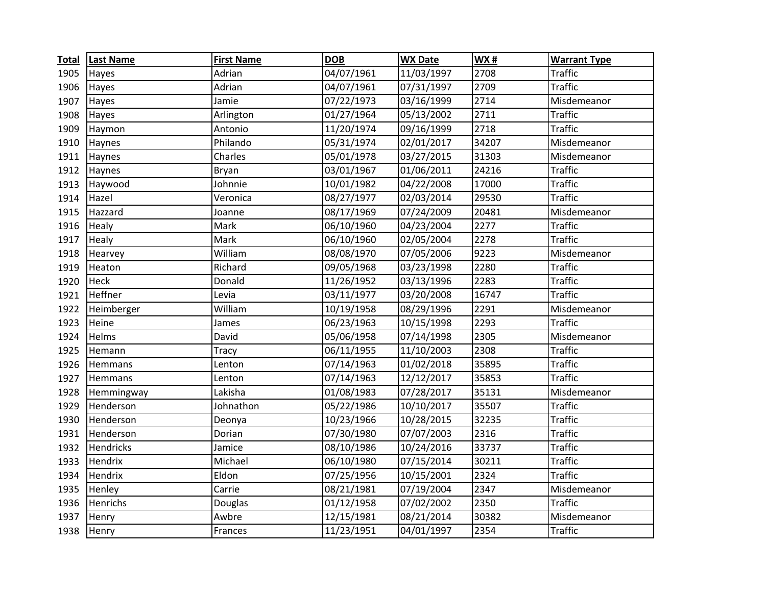| Total | Last Name | First Name | DOB | WX Date | WX # | Warrant Type |
|---|---|---|---|---|---|---|
| 1905 | Hayes | Adrian | 04/07/1961 | 11/03/1997 | 2708 | Traffic |
| 1906 | Hayes | Adrian | 04/07/1961 | 07/31/1997 | 2709 | Traffic |
| 1907 | Hayes | Jamie | 07/22/1973 | 03/16/1999 | 2714 | Misdemeanor |
| 1908 | Hayes | Arlington | 01/27/1964 | 05/13/2002 | 2711 | Traffic |
| 1909 | Haymon | Antonio | 11/20/1974 | 09/16/1999 | 2718 | Traffic |
| 1910 | Haynes | Philando | 05/31/1974 | 02/01/2017 | 34207 | Misdemeanor |
| 1911 | Haynes | Charles | 05/01/1978 | 03/27/2015 | 31303 | Misdemeanor |
| 1912 | Haynes | Bryan | 03/01/1967 | 01/06/2011 | 24216 | Traffic |
| 1913 | Haywood | Johnnie | 10/01/1982 | 04/22/2008 | 17000 | Traffic |
| 1914 | Hazel | Veronica | 08/27/1977 | 02/03/2014 | 29530 | Traffic |
| 1915 | Hazzard | Joanne | 08/17/1969 | 07/24/2009 | 20481 | Misdemeanor |
| 1916 | Healy | Mark | 06/10/1960 | 04/23/2004 | 2277 | Traffic |
| 1917 | Healy | Mark | 06/10/1960 | 02/05/2004 | 2278 | Traffic |
| 1918 | Hearvey | William | 08/08/1970 | 07/05/2006 | 9223 | Misdemeanor |
| 1919 | Heaton | Richard | 09/05/1968 | 03/23/1998 | 2280 | Traffic |
| 1920 | Heck | Donald | 11/26/1952 | 03/13/1996 | 2283 | Traffic |
| 1921 | Heffner | Levia | 03/11/1977 | 03/20/2008 | 16747 | Traffic |
| 1922 | Heimberger | William | 10/19/1958 | 08/29/1996 | 2291 | Misdemeanor |
| 1923 | Heine | James | 06/23/1963 | 10/15/1998 | 2293 | Traffic |
| 1924 | Helms | David | 05/06/1958 | 07/14/1998 | 2305 | Misdemeanor |
| 1925 | Hemann | Tracy | 06/11/1955 | 11/10/2003 | 2308 | Traffic |
| 1926 | Hemmans | Lenton | 07/14/1963 | 01/02/2018 | 35895 | Traffic |
| 1927 | Hemmans | Lenton | 07/14/1963 | 12/12/2017 | 35853 | Traffic |
| 1928 | Hemmingway | Lakisha | 01/08/1983 | 07/28/2017 | 35131 | Misdemeanor |
| 1929 | Henderson | Johnathon | 05/22/1986 | 10/10/2017 | 35507 | Traffic |
| 1930 | Henderson | Deonya | 10/23/1966 | 10/28/2015 | 32235 | Traffic |
| 1931 | Henderson | Dorian | 07/30/1980 | 07/07/2003 | 2316 | Traffic |
| 1932 | Hendricks | Jamice | 08/10/1986 | 10/24/2016 | 33737 | Traffic |
| 1933 | Hendrix | Michael | 06/10/1980 | 07/15/2014 | 30211 | Traffic |
| 1934 | Hendrix | Eldon | 07/25/1956 | 10/15/2001 | 2324 | Traffic |
| 1935 | Henley | Carrie | 08/21/1981 | 07/19/2004 | 2347 | Misdemeanor |
| 1936 | Henrichs | Douglas | 01/12/1958 | 07/02/2002 | 2350 | Traffic |
| 1937 | Henry | Awbre | 12/15/1981 | 08/21/2014 | 30382 | Misdemeanor |
| 1938 | Henry | Frances | 11/23/1951 | 04/01/1997 | 2354 | Traffic |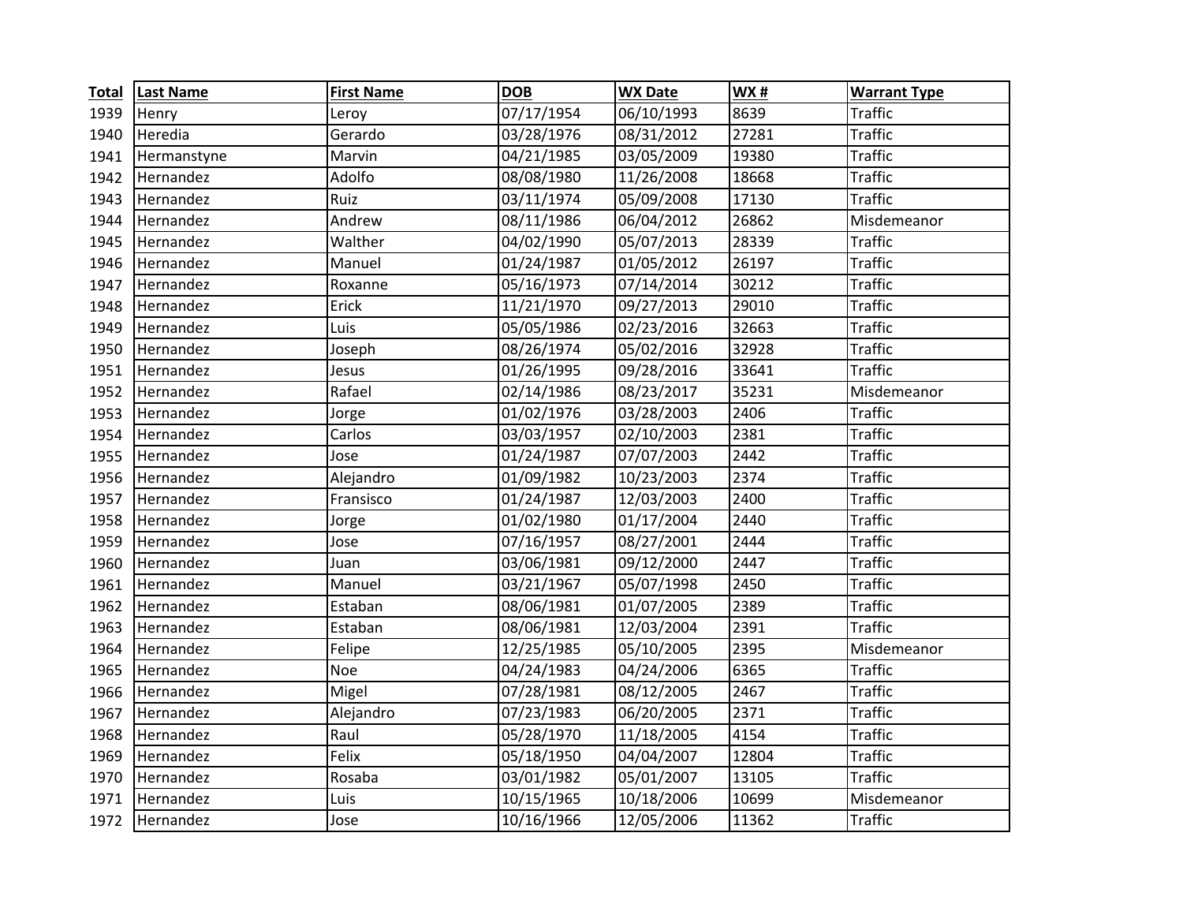| Total | Last Name | First Name | DOB | WX Date | WX # | Warrant Type |
|---|---|---|---|---|---|---|
| 1939 | Henry | Leroy | 07/17/1954 | 06/10/1993 | 8639 | Traffic |
| 1940 | Heredia | Gerardo | 03/28/1976 | 08/31/2012 | 27281 | Traffic |
| 1941 | Hermanstyne | Marvin | 04/21/1985 | 03/05/2009 | 19380 | Traffic |
| 1942 | Hernandez | Adolfo | 08/08/1980 | 11/26/2008 | 18668 | Traffic |
| 1943 | Hernandez | Ruiz | 03/11/1974 | 05/09/2008 | 17130 | Traffic |
| 1944 | Hernandez | Andrew | 08/11/1986 | 06/04/2012 | 26862 | Misdemeanor |
| 1945 | Hernandez | Walther | 04/02/1990 | 05/07/2013 | 28339 | Traffic |
| 1946 | Hernandez | Manuel | 01/24/1987 | 01/05/2012 | 26197 | Traffic |
| 1947 | Hernandez | Roxanne | 05/16/1973 | 07/14/2014 | 30212 | Traffic |
| 1948 | Hernandez | Erick | 11/21/1970 | 09/27/2013 | 29010 | Traffic |
| 1949 | Hernandez | Luis | 05/05/1986 | 02/23/2016 | 32663 | Traffic |
| 1950 | Hernandez | Joseph | 08/26/1974 | 05/02/2016 | 32928 | Traffic |
| 1951 | Hernandez | Jesus | 01/26/1995 | 09/28/2016 | 33641 | Traffic |
| 1952 | Hernandez | Rafael | 02/14/1986 | 08/23/2017 | 35231 | Misdemeanor |
| 1953 | Hernandez | Jorge | 01/02/1976 | 03/28/2003 | 2406 | Traffic |
| 1954 | Hernandez | Carlos | 03/03/1957 | 02/10/2003 | 2381 | Traffic |
| 1955 | Hernandez | Jose | 01/24/1987 | 07/07/2003 | 2442 | Traffic |
| 1956 | Hernandez | Alejandro | 01/09/1982 | 10/23/2003 | 2374 | Traffic |
| 1957 | Hernandez | Fransisco | 01/24/1987 | 12/03/2003 | 2400 | Traffic |
| 1958 | Hernandez | Jorge | 01/02/1980 | 01/17/2004 | 2440 | Traffic |
| 1959 | Hernandez | Jose | 07/16/1957 | 08/27/2001 | 2444 | Traffic |
| 1960 | Hernandez | Juan | 03/06/1981 | 09/12/2000 | 2447 | Traffic |
| 1961 | Hernandez | Manuel | 03/21/1967 | 05/07/1998 | 2450 | Traffic |
| 1962 | Hernandez | Estaban | 08/06/1981 | 01/07/2005 | 2389 | Traffic |
| 1963 | Hernandez | Estaban | 08/06/1981 | 12/03/2004 | 2391 | Traffic |
| 1964 | Hernandez | Felipe | 12/25/1985 | 05/10/2005 | 2395 | Misdemeanor |
| 1965 | Hernandez | Noe | 04/24/1983 | 04/24/2006 | 6365 | Traffic |
| 1966 | Hernandez | Migel | 07/28/1981 | 08/12/2005 | 2467 | Traffic |
| 1967 | Hernandez | Alejandro | 07/23/1983 | 06/20/2005 | 2371 | Traffic |
| 1968 | Hernandez | Raul | 05/28/1970 | 11/18/2005 | 4154 | Traffic |
| 1969 | Hernandez | Felix | 05/18/1950 | 04/04/2007 | 12804 | Traffic |
| 1970 | Hernandez | Rosaba | 03/01/1982 | 05/01/2007 | 13105 | Traffic |
| 1971 | Hernandez | Luis | 10/15/1965 | 10/18/2006 | 10699 | Misdemeanor |
| 1972 | Hernandez | Jose | 10/16/1966 | 12/05/2006 | 11362 | Traffic |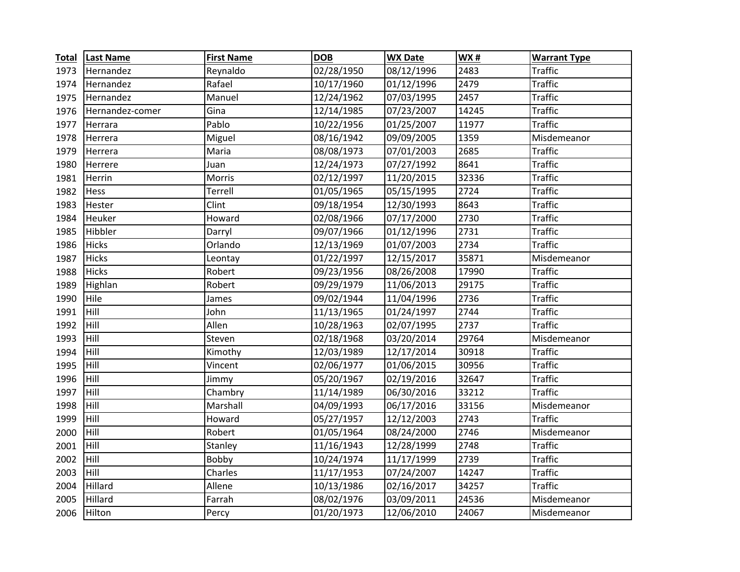| Total | Last Name | First Name | DOB | WX Date | WX # | Warrant Type |
|---|---|---|---|---|---|---|
| 1973 | Hernandez | Reynaldo | 02/28/1950 | 08/12/1996 | 2483 | Traffic |
| 1974 | Hernandez | Rafael | 10/17/1960 | 01/12/1996 | 2479 | Traffic |
| 1975 | Hernandez | Manuel | 12/24/1962 | 07/03/1995 | 2457 | Traffic |
| 1976 | Hernandez-comer | Gina | 12/14/1985 | 07/23/2007 | 14245 | Traffic |
| 1977 | Herrara | Pablo | 10/22/1956 | 01/25/2007 | 11977 | Traffic |
| 1978 | Herrera | Miguel | 08/16/1942 | 09/09/2005 | 1359 | Misdemeanor |
| 1979 | Herrera | Maria | 08/08/1973 | 07/01/2003 | 2685 | Traffic |
| 1980 | Herrere | Juan | 12/24/1973 | 07/27/1992 | 8641 | Traffic |
| 1981 | Herrin | Morris | 02/12/1997 | 11/20/2015 | 32336 | Traffic |
| 1982 | Hess | Terrell | 01/05/1965 | 05/15/1995 | 2724 | Traffic |
| 1983 | Hester | Clint | 09/18/1954 | 12/30/1993 | 8643 | Traffic |
| 1984 | Heuker | Howard | 02/08/1966 | 07/17/2000 | 2730 | Traffic |
| 1985 | Hibbler | Darryl | 09/07/1966 | 01/12/1996 | 2731 | Traffic |
| 1986 | Hicks | Orlando | 12/13/1969 | 01/07/2003 | 2734 | Traffic |
| 1987 | Hicks | Leontay | 01/22/1997 | 12/15/2017 | 35871 | Misdemeanor |
| 1988 | Hicks | Robert | 09/23/1956 | 08/26/2008 | 17990 | Traffic |
| 1989 | Highlan | Robert | 09/29/1979 | 11/06/2013 | 29175 | Traffic |
| 1990 | Hile | James | 09/02/1944 | 11/04/1996 | 2736 | Traffic |
| 1991 | Hill | John | 11/13/1965 | 01/24/1997 | 2744 | Traffic |
| 1992 | Hill | Allen | 10/28/1963 | 02/07/1995 | 2737 | Traffic |
| 1993 | Hill | Steven | 02/18/1968 | 03/20/2014 | 29764 | Misdemeanor |
| 1994 | Hill | Kimothy | 12/03/1989 | 12/17/2014 | 30918 | Traffic |
| 1995 | Hill | Vincent | 02/06/1977 | 01/06/2015 | 30956 | Traffic |
| 1996 | Hill | Jimmy | 05/20/1967 | 02/19/2016 | 32647 | Traffic |
| 1997 | Hill | Chambry | 11/14/1989 | 06/30/2016 | 33212 | Traffic |
| 1998 | Hill | Marshall | 04/09/1993 | 06/17/2016 | 33156 | Misdemeanor |
| 1999 | Hill | Howard | 05/27/1957 | 12/12/2003 | 2743 | Traffic |
| 2000 | Hill | Robert | 01/05/1964 | 08/24/2000 | 2746 | Misdemeanor |
| 2001 | Hill | Stanley | 11/16/1943 | 12/28/1999 | 2748 | Traffic |
| 2002 | Hill | Bobby | 10/24/1974 | 11/17/1999 | 2739 | Traffic |
| 2003 | Hill | Charles | 11/17/1953 | 07/24/2007 | 14247 | Traffic |
| 2004 | Hillard | Allene | 10/13/1986 | 02/16/2017 | 34257 | Traffic |
| 2005 | Hillard | Farrah | 08/02/1976 | 03/09/2011 | 24536 | Misdemeanor |
| 2006 | Hilton | Percy | 01/20/1973 | 12/06/2010 | 24067 | Misdemeanor |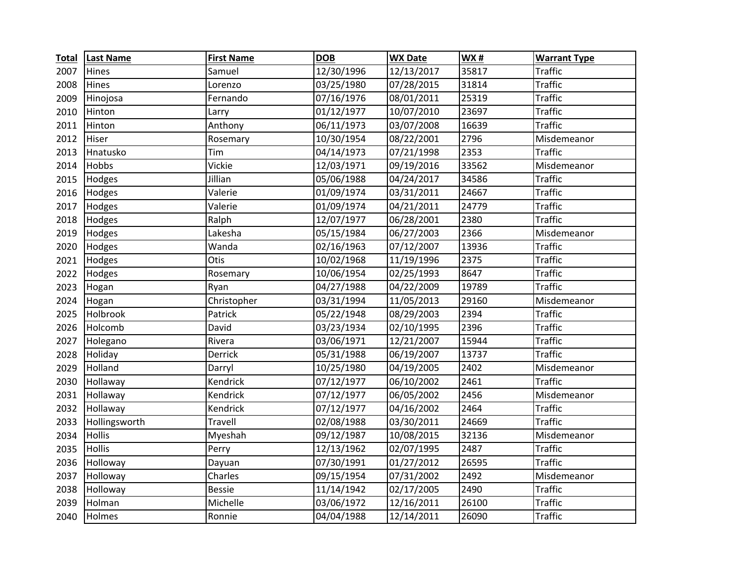| Total | Last Name | First Name | DOB | WX Date | WX # | Warrant Type |
|---|---|---|---|---|---|---|
| 2007 | Hines | Samuel | 12/30/1996 | 12/13/2017 | 35817 | Traffic |
| 2008 | Hines | Lorenzo | 03/25/1980 | 07/28/2015 | 31814 | Traffic |
| 2009 | Hinojosa | Fernando | 07/16/1976 | 08/01/2011 | 25319 | Traffic |
| 2010 | Hinton | Larry | 01/12/1977 | 10/07/2010 | 23697 | Traffic |
| 2011 | Hinton | Anthony | 06/11/1973 | 03/07/2008 | 16639 | Traffic |
| 2012 | Hiser | Rosemary | 10/30/1954 | 08/22/2001 | 2796 | Misdemeanor |
| 2013 | Hnatusko | Tim | 04/14/1973 | 07/21/1998 | 2353 | Traffic |
| 2014 | Hobbs | Vickie | 12/03/1971 | 09/19/2016 | 33562 | Misdemeanor |
| 2015 | Hodges | Jillian | 05/06/1988 | 04/24/2017 | 34586 | Traffic |
| 2016 | Hodges | Valerie | 01/09/1974 | 03/31/2011 | 24667 | Traffic |
| 2017 | Hodges | Valerie | 01/09/1974 | 04/21/2011 | 24779 | Traffic |
| 2018 | Hodges | Ralph | 12/07/1977 | 06/28/2001 | 2380 | Traffic |
| 2019 | Hodges | Lakesha | 05/15/1984 | 06/27/2003 | 2366 | Misdemeanor |
| 2020 | Hodges | Wanda | 02/16/1963 | 07/12/2007 | 13936 | Traffic |
| 2021 | Hodges | Otis | 10/02/1968 | 11/19/1996 | 2375 | Traffic |
| 2022 | Hodges | Rosemary | 10/06/1954 | 02/25/1993 | 8647 | Traffic |
| 2023 | Hogan | Ryan | 04/27/1988 | 04/22/2009 | 19789 | Traffic |
| 2024 | Hogan | Christopher | 03/31/1994 | 11/05/2013 | 29160 | Misdemeanor |
| 2025 | Holbrook | Patrick | 05/22/1948 | 08/29/2003 | 2394 | Traffic |
| 2026 | Holcomb | David | 03/23/1934 | 02/10/1995 | 2396 | Traffic |
| 2027 | Holegano | Rivera | 03/06/1971 | 12/21/2007 | 15944 | Traffic |
| 2028 | Holiday | Derrick | 05/31/1988 | 06/19/2007 | 13737 | Traffic |
| 2029 | Holland | Darryl | 10/25/1980 | 04/19/2005 | 2402 | Misdemeanor |
| 2030 | Hollaway | Kendrick | 07/12/1977 | 06/10/2002 | 2461 | Traffic |
| 2031 | Hollaway | Kendrick | 07/12/1977 | 06/05/2002 | 2456 | Misdemeanor |
| 2032 | Hollaway | Kendrick | 07/12/1977 | 04/16/2002 | 2464 | Traffic |
| 2033 | Hollingsworth | Travell | 02/08/1988 | 03/30/2011 | 24669 | Traffic |
| 2034 | Hollis | Myeshah | 09/12/1987 | 10/08/2015 | 32136 | Misdemeanor |
| 2035 | Hollis | Perry | 12/13/1962 | 02/07/1995 | 2487 | Traffic |
| 2036 | Holloway | Dayuan | 07/30/1991 | 01/27/2012 | 26595 | Traffic |
| 2037 | Holloway | Charles | 09/15/1954 | 07/31/2002 | 2492 | Misdemeanor |
| 2038 | Holloway | Bessie | 11/14/1942 | 02/17/2005 | 2490 | Traffic |
| 2039 | Holman | Michelle | 03/06/1972 | 12/16/2011 | 26100 | Traffic |
| 2040 | Holmes | Ronnie | 04/04/1988 | 12/14/2011 | 26090 | Traffic |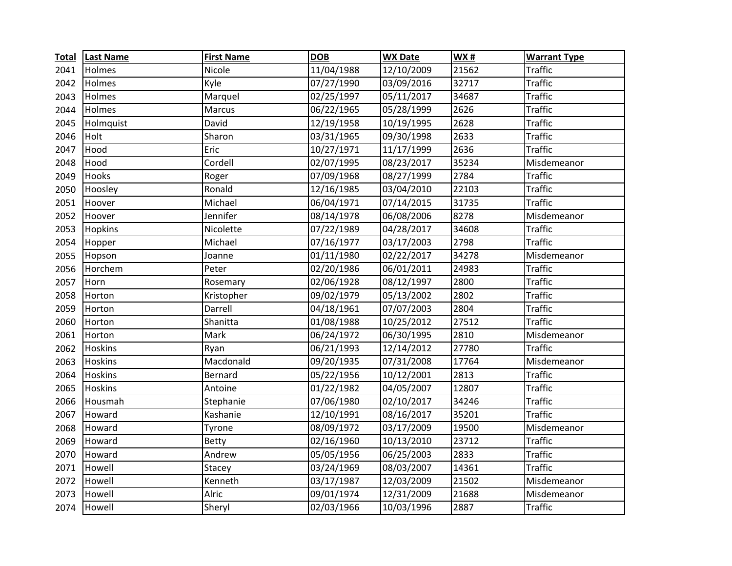| Total | Last Name | First Name | DOB | WX Date | WX # | Warrant Type |
|---|---|---|---|---|---|---|
| 2041 | Holmes | Nicole | 11/04/1988 | 12/10/2009 | 21562 | Traffic |
| 2042 | Holmes | Kyle | 07/27/1990 | 03/09/2016 | 32717 | Traffic |
| 2043 | Holmes | Marquel | 02/25/1997 | 05/11/2017 | 34687 | Traffic |
| 2044 | Holmes | Marcus | 06/22/1965 | 05/28/1999 | 2626 | Traffic |
| 2045 | Holmquist | David | 12/19/1958 | 10/19/1995 | 2628 | Traffic |
| 2046 | Holt | Sharon | 03/31/1965 | 09/30/1998 | 2633 | Traffic |
| 2047 | Hood | Eric | 10/27/1971 | 11/17/1999 | 2636 | Traffic |
| 2048 | Hood | Cordell | 02/07/1995 | 08/23/2017 | 35234 | Misdemeanor |
| 2049 | Hooks | Roger | 07/09/1968 | 08/27/1999 | 2784 | Traffic |
| 2050 | Hoosley | Ronald | 12/16/1985 | 03/04/2010 | 22103 | Traffic |
| 2051 | Hoover | Michael | 06/04/1971 | 07/14/2015 | 31735 | Traffic |
| 2052 | Hoover | Jennifer | 08/14/1978 | 06/08/2006 | 8278 | Misdemeanor |
| 2053 | Hopkins | Nicolette | 07/22/1989 | 04/28/2017 | 34608 | Traffic |
| 2054 | Hopper | Michael | 07/16/1977 | 03/17/2003 | 2798 | Traffic |
| 2055 | Hopson | Joanne | 01/11/1980 | 02/22/2017 | 34278 | Misdemeanor |
| 2056 | Horchem | Peter | 02/20/1986 | 06/01/2011 | 24983 | Traffic |
| 2057 | Horn | Rosemary | 02/06/1928 | 08/12/1997 | 2800 | Traffic |
| 2058 | Horton | Kristopher | 09/02/1979 | 05/13/2002 | 2802 | Traffic |
| 2059 | Horton | Darrell | 04/18/1961 | 07/07/2003 | 2804 | Traffic |
| 2060 | Horton | Shanitta | 01/08/1988 | 10/25/2012 | 27512 | Traffic |
| 2061 | Horton | Mark | 06/24/1972 | 06/30/1995 | 2810 | Misdemeanor |
| 2062 | Hoskins | Ryan | 06/21/1993 | 12/14/2012 | 27780 | Traffic |
| 2063 | Hoskins | Macdonald | 09/20/1935 | 07/31/2008 | 17764 | Misdemeanor |
| 2064 | Hoskins | Bernard | 05/22/1956 | 10/12/2001 | 2813 | Traffic |
| 2065 | Hoskins | Antoine | 01/22/1982 | 04/05/2007 | 12807 | Traffic |
| 2066 | Housmah | Stephanie | 07/06/1980 | 02/10/2017 | 34246 | Traffic |
| 2067 | Howard | Kashanie | 12/10/1991 | 08/16/2017 | 35201 | Traffic |
| 2068 | Howard | Tyrone | 08/09/1972 | 03/17/2009 | 19500 | Misdemeanor |
| 2069 | Howard | Betty | 02/16/1960 | 10/13/2010 | 23712 | Traffic |
| 2070 | Howard | Andrew | 05/05/1956 | 06/25/2003 | 2833 | Traffic |
| 2071 | Howell | Stacey | 03/24/1969 | 08/03/2007 | 14361 | Traffic |
| 2072 | Howell | Kenneth | 03/17/1987 | 12/03/2009 | 21502 | Misdemeanor |
| 2073 | Howell | Alric | 09/01/1974 | 12/31/2009 | 21688 | Misdemeanor |
| 2074 | Howell | Sheryl | 02/03/1966 | 10/03/1996 | 2887 | Traffic |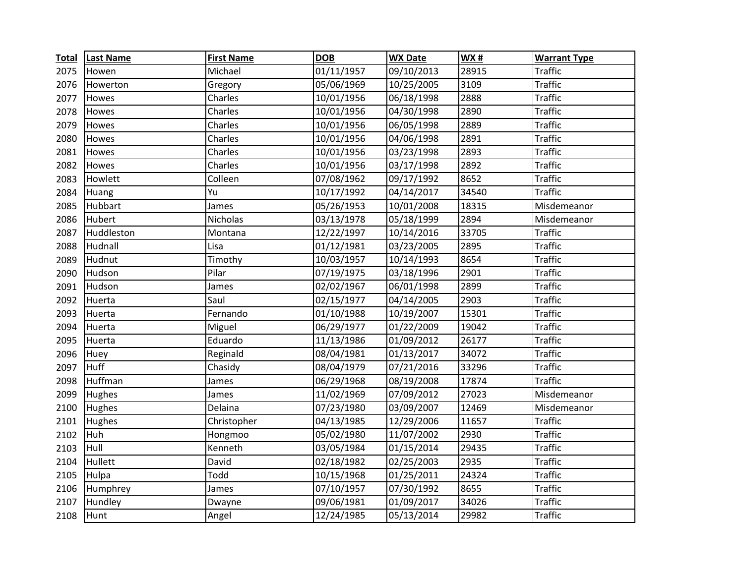| Total | Last Name | First Name | DOB | WX Date | WX # | Warrant Type |
|---|---|---|---|---|---|---|
| 2075 | Howen | Michael | 01/11/1957 | 09/10/2013 | 28915 | Traffic |
| 2076 | Howerton | Gregory | 05/06/1969 | 10/25/2005 | 3109 | Traffic |
| 2077 | Howes | Charles | 10/01/1956 | 06/18/1998 | 2888 | Traffic |
| 2078 | Howes | Charles | 10/01/1956 | 04/30/1998 | 2890 | Traffic |
| 2079 | Howes | Charles | 10/01/1956 | 06/05/1998 | 2889 | Traffic |
| 2080 | Howes | Charles | 10/01/1956 | 04/06/1998 | 2891 | Traffic |
| 2081 | Howes | Charles | 10/01/1956 | 03/23/1998 | 2893 | Traffic |
| 2082 | Howes | Charles | 10/01/1956 | 03/17/1998 | 2892 | Traffic |
| 2083 | Howlett | Colleen | 07/08/1962 | 09/17/1992 | 8652 | Traffic |
| 2084 | Huang | Yu | 10/17/1992 | 04/14/2017 | 34540 | Traffic |
| 2085 | Hubbart | James | 05/26/1953 | 10/01/2008 | 18315 | Misdemeanor |
| 2086 | Hubert | Nicholas | 03/13/1978 | 05/18/1999 | 2894 | Misdemeanor |
| 2087 | Huddleston | Montana | 12/22/1997 | 10/14/2016 | 33705 | Traffic |
| 2088 | Hudnall | Lisa | 01/12/1981 | 03/23/2005 | 2895 | Traffic |
| 2089 | Hudnut | Timothy | 10/03/1957 | 10/14/1993 | 8654 | Traffic |
| 2090 | Hudson | Pilar | 07/19/1975 | 03/18/1996 | 2901 | Traffic |
| 2091 | Hudson | James | 02/02/1967 | 06/01/1998 | 2899 | Traffic |
| 2092 | Huerta | Saul | 02/15/1977 | 04/14/2005 | 2903 | Traffic |
| 2093 | Huerta | Fernando | 01/10/1988 | 10/19/2007 | 15301 | Traffic |
| 2094 | Huerta | Miguel | 06/29/1977 | 01/22/2009 | 19042 | Traffic |
| 2095 | Huerta | Eduardo | 11/13/1986 | 01/09/2012 | 26177 | Traffic |
| 2096 | Huey | Reginald | 08/04/1981 | 01/13/2017 | 34072 | Traffic |
| 2097 | Huff | Chasidy | 08/04/1979 | 07/21/2016 | 33296 | Traffic |
| 2098 | Huffman | James | 06/29/1968 | 08/19/2008 | 17874 | Traffic |
| 2099 | Hughes | James | 11/02/1969 | 07/09/2012 | 27023 | Misdemeanor |
| 2100 | Hughes | Delaina | 07/23/1980 | 03/09/2007 | 12469 | Misdemeanor |
| 2101 | Hughes | Christopher | 04/13/1985 | 12/29/2006 | 11657 | Traffic |
| 2102 | Huh | Hongmoo | 05/02/1980 | 11/07/2002 | 2930 | Traffic |
| 2103 | Hull | Kenneth | 03/05/1984 | 01/15/2014 | 29435 | Traffic |
| 2104 | Hullett | David | 02/18/1982 | 02/25/2003 | 2935 | Traffic |
| 2105 | Hulpa | Todd | 10/15/1968 | 01/25/2011 | 24324 | Traffic |
| 2106 | Humphrey | James | 07/10/1957 | 07/30/1992 | 8655 | Traffic |
| 2107 | Hundley | Dwayne | 09/06/1981 | 01/09/2017 | 34026 | Traffic |
| 2108 | Hunt | Angel | 12/24/1985 | 05/13/2014 | 29982 | Traffic |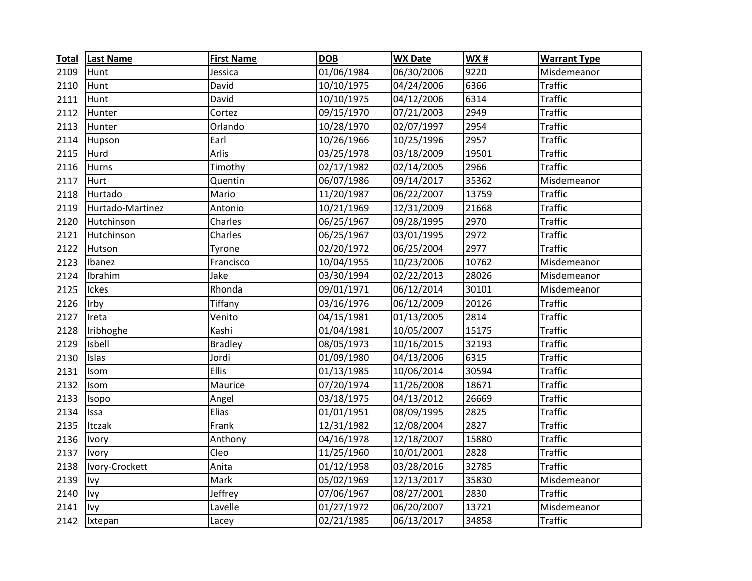| Total | Last Name | First Name | DOB | WX Date | WX # | Warrant Type |
|---|---|---|---|---|---|---|
| 2109 | Hunt | Jessica | 01/06/1984 | 06/30/2006 | 9220 | Misdemeanor |
| 2110 | Hunt | David | 10/10/1975 | 04/24/2006 | 6366 | Traffic |
| 2111 | Hunt | David | 10/10/1975 | 04/12/2006 | 6314 | Traffic |
| 2112 | Hunter | Cortez | 09/15/1970 | 07/21/2003 | 2949 | Traffic |
| 2113 | Hunter | Orlando | 10/28/1970 | 02/07/1997 | 2954 | Traffic |
| 2114 | Hupson | Earl | 10/26/1966 | 10/25/1996 | 2957 | Traffic |
| 2115 | Hurd | Arlis | 03/25/1978 | 03/18/2009 | 19501 | Traffic |
| 2116 | Hurns | Timothy | 02/17/1982 | 02/14/2005 | 2966 | Traffic |
| 2117 | Hurt | Quentin | 06/07/1986 | 09/14/2017 | 35362 | Misdemeanor |
| 2118 | Hurtado | Mario | 11/20/1987 | 06/22/2007 | 13759 | Traffic |
| 2119 | Hurtado-Martinez | Antonio | 10/21/1969 | 12/31/2009 | 21668 | Traffic |
| 2120 | Hutchinson | Charles | 06/25/1967 | 09/28/1995 | 2970 | Traffic |
| 2121 | Hutchinson | Charles | 06/25/1967 | 03/01/1995 | 2972 | Traffic |
| 2122 | Hutson | Tyrone | 02/20/1972 | 06/25/2004 | 2977 | Traffic |
| 2123 | Ibanez | Francisco | 10/04/1955 | 10/23/2006 | 10762 | Misdemeanor |
| 2124 | Ibrahim | Jake | 03/30/1994 | 02/22/2013 | 28026 | Misdemeanor |
| 2125 | Ickes | Rhonda | 09/01/1971 | 06/12/2014 | 30101 | Misdemeanor |
| 2126 | Irby | Tiffany | 03/16/1976 | 06/12/2009 | 20126 | Traffic |
| 2127 | Ireta | Venito | 04/15/1981 | 01/13/2005 | 2814 | Traffic |
| 2128 | Iribhoghe | Kashi | 01/04/1981 | 10/05/2007 | 15175 | Traffic |
| 2129 | Isbell | Bradley | 08/05/1973 | 10/16/2015 | 32193 | Traffic |
| 2130 | Islas | Jordi | 01/09/1980 | 04/13/2006 | 6315 | Traffic |
| 2131 | Isom | Ellis | 01/13/1985 | 10/06/2014 | 30594 | Traffic |
| 2132 | Isom | Maurice | 07/20/1974 | 11/26/2008 | 18671 | Traffic |
| 2133 | Isopo | Angel | 03/18/1975 | 04/13/2012 | 26669 | Traffic |
| 2134 | Issa | Elias | 01/01/1951 | 08/09/1995 | 2825 | Traffic |
| 2135 | Itczak | Frank | 12/31/1982 | 12/08/2004 | 2827 | Traffic |
| 2136 | Ivory | Anthony | 04/16/1978 | 12/18/2007 | 15880 | Traffic |
| 2137 | Ivory | Cleo | 11/25/1960 | 10/01/2001 | 2828 | Traffic |
| 2138 | Ivory-Crockett | Anita | 01/12/1958 | 03/28/2016 | 32785 | Traffic |
| 2139 | Ivy | Mark | 05/02/1969 | 12/13/2017 | 35830 | Misdemeanor |
| 2140 | Ivy | Jeffrey | 07/06/1967 | 08/27/2001 | 2830 | Traffic |
| 2141 | Ivy | Lavelle | 01/27/1972 | 06/20/2007 | 13721 | Misdemeanor |
| 2142 | Ixtepan | Lacey | 02/21/1985 | 06/13/2017 | 34858 | Traffic |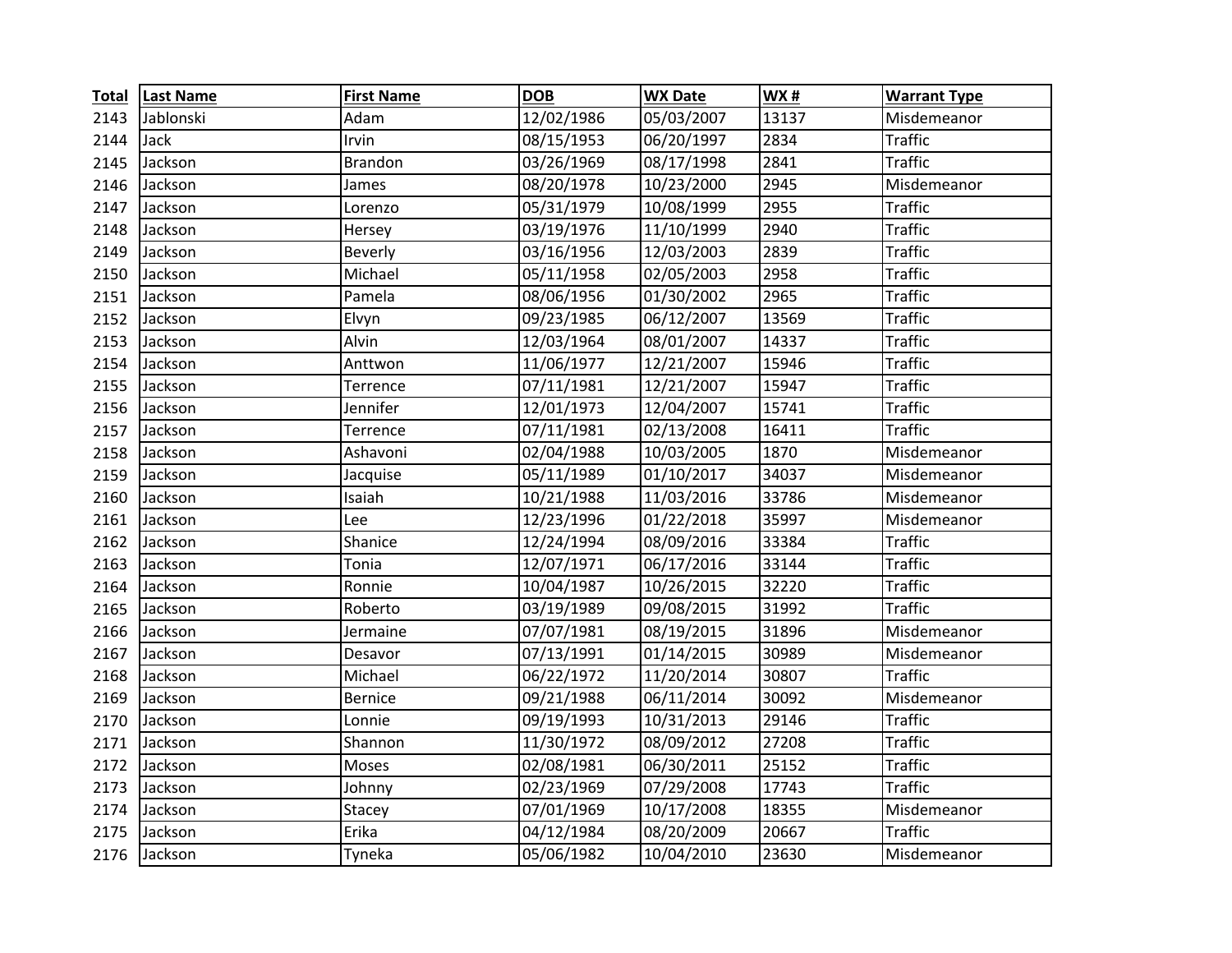| Total | Last Name | First Name | DOB | WX Date | WX # | Warrant Type |
|---|---|---|---|---|---|---|
| 2143 | Jablonski | Adam | 12/02/1986 | 05/03/2007 | 13137 | Misdemeanor |
| 2144 | Jack | Irvin | 08/15/1953 | 06/20/1997 | 2834 | Traffic |
| 2145 | Jackson | Brandon | 03/26/1969 | 08/17/1998 | 2841 | Traffic |
| 2146 | Jackson | James | 08/20/1978 | 10/23/2000 | 2945 | Misdemeanor |
| 2147 | Jackson | Lorenzo | 05/31/1979 | 10/08/1999 | 2955 | Traffic |
| 2148 | Jackson | Hersey | 03/19/1976 | 11/10/1999 | 2940 | Traffic |
| 2149 | Jackson | Beverly | 03/16/1956 | 12/03/2003 | 2839 | Traffic |
| 2150 | Jackson | Michael | 05/11/1958 | 02/05/2003 | 2958 | Traffic |
| 2151 | Jackson | Pamela | 08/06/1956 | 01/30/2002 | 2965 | Traffic |
| 2152 | Jackson | Elvyn | 09/23/1985 | 06/12/2007 | 13569 | Traffic |
| 2153 | Jackson | Alvin | 12/03/1964 | 08/01/2007 | 14337 | Traffic |
| 2154 | Jackson | Anttwon | 11/06/1977 | 12/21/2007 | 15946 | Traffic |
| 2155 | Jackson | Terrence | 07/11/1981 | 12/21/2007 | 15947 | Traffic |
| 2156 | Jackson | Jennifer | 12/01/1973 | 12/04/2007 | 15741 | Traffic |
| 2157 | Jackson | Terrence | 07/11/1981 | 02/13/2008 | 16411 | Traffic |
| 2158 | Jackson | Ashavoni | 02/04/1988 | 10/03/2005 | 1870 | Misdemeanor |
| 2159 | Jackson | Jacquise | 05/11/1989 | 01/10/2017 | 34037 | Misdemeanor |
| 2160 | Jackson | Isaiah | 10/21/1988 | 11/03/2016 | 33786 | Misdemeanor |
| 2161 | Jackson | Lee | 12/23/1996 | 01/22/2018 | 35997 | Misdemeanor |
| 2162 | Jackson | Shanice | 12/24/1994 | 08/09/2016 | 33384 | Traffic |
| 2163 | Jackson | Tonia | 12/07/1971 | 06/17/2016 | 33144 | Traffic |
| 2164 | Jackson | Ronnie | 10/04/1987 | 10/26/2015 | 32220 | Traffic |
| 2165 | Jackson | Roberto | 03/19/1989 | 09/08/2015 | 31992 | Traffic |
| 2166 | Jackson | Jermaine | 07/07/1981 | 08/19/2015 | 31896 | Misdemeanor |
| 2167 | Jackson | Desavor | 07/13/1991 | 01/14/2015 | 30989 | Misdemeanor |
| 2168 | Jackson | Michael | 06/22/1972 | 11/20/2014 | 30807 | Traffic |
| 2169 | Jackson | Bernice | 09/21/1988 | 06/11/2014 | 30092 | Misdemeanor |
| 2170 | Jackson | Lonnie | 09/19/1993 | 10/31/2013 | 29146 | Traffic |
| 2171 | Jackson | Shannon | 11/30/1972 | 08/09/2012 | 27208 | Traffic |
| 2172 | Jackson | Moses | 02/08/1981 | 06/30/2011 | 25152 | Traffic |
| 2173 | Jackson | Johnny | 02/23/1969 | 07/29/2008 | 17743 | Traffic |
| 2174 | Jackson | Stacey | 07/01/1969 | 10/17/2008 | 18355 | Misdemeanor |
| 2175 | Jackson | Erika | 04/12/1984 | 08/20/2009 | 20667 | Traffic |
| 2176 | Jackson | Tyneka | 05/06/1982 | 10/04/2010 | 23630 | Misdemeanor |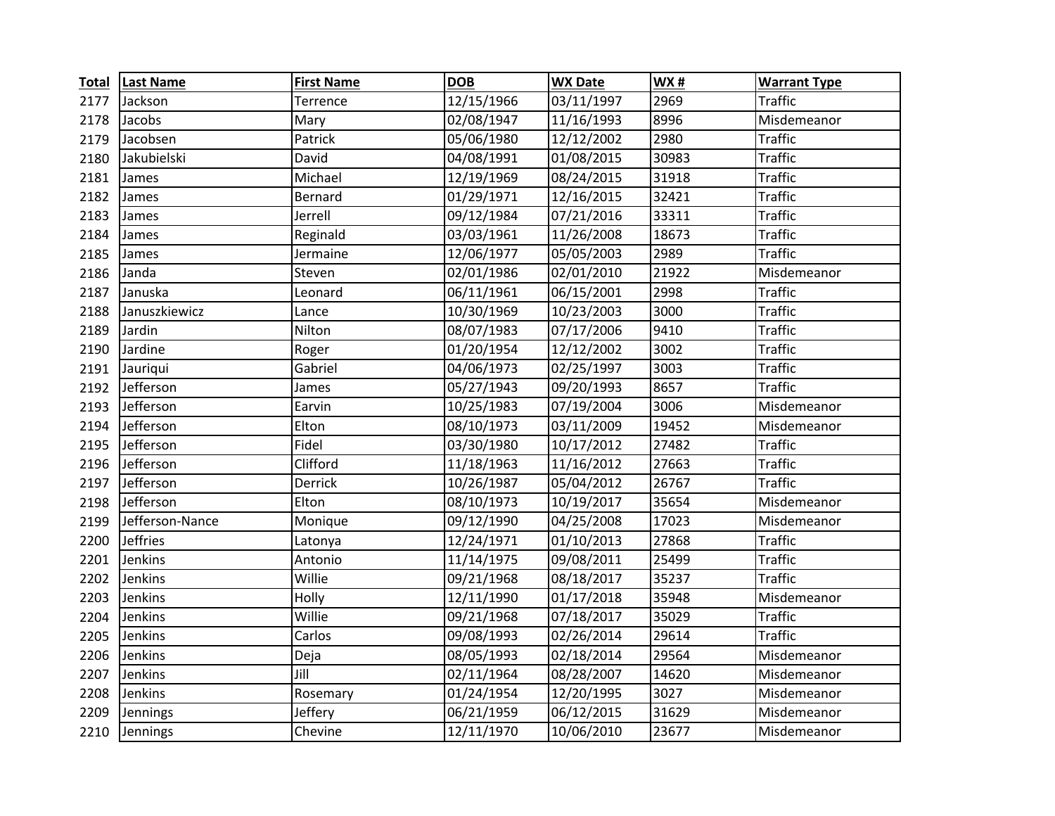| Total | Last Name | First Name | DOB | WX Date | WX # | Warrant Type |
|---|---|---|---|---|---|---|
| 2177 | Jackson | Terrence | 12/15/1966 | 03/11/1997 | 2969 | Traffic |
| 2178 | Jacobs | Mary | 02/08/1947 | 11/16/1993 | 8996 | Misdemeanor |
| 2179 | Jacobsen | Patrick | 05/06/1980 | 12/12/2002 | 2980 | Traffic |
| 2180 | Jakubielski | David | 04/08/1991 | 01/08/2015 | 30983 | Traffic |
| 2181 | James | Michael | 12/19/1969 | 08/24/2015 | 31918 | Traffic |
| 2182 | James | Bernard | 01/29/1971 | 12/16/2015 | 32421 | Traffic |
| 2183 | James | Jerrell | 09/12/1984 | 07/21/2016 | 33311 | Traffic |
| 2184 | James | Reginald | 03/03/1961 | 11/26/2008 | 18673 | Traffic |
| 2185 | James | Jermaine | 12/06/1977 | 05/05/2003 | 2989 | Traffic |
| 2186 | Janda | Steven | 02/01/1986 | 02/01/2010 | 21922 | Misdemeanor |
| 2187 | Januska | Leonard | 06/11/1961 | 06/15/2001 | 2998 | Traffic |
| 2188 | Januszkiewicz | Lance | 10/30/1969 | 10/23/2003 | 3000 | Traffic |
| 2189 | Jardin | Nilton | 08/07/1983 | 07/17/2006 | 9410 | Traffic |
| 2190 | Jardine | Roger | 01/20/1954 | 12/12/2002 | 3002 | Traffic |
| 2191 | Jauriqui | Gabriel | 04/06/1973 | 02/25/1997 | 3003 | Traffic |
| 2192 | Jefferson | James | 05/27/1943 | 09/20/1993 | 8657 | Traffic |
| 2193 | Jefferson | Earvin | 10/25/1983 | 07/19/2004 | 3006 | Misdemeanor |
| 2194 | Jefferson | Elton | 08/10/1973 | 03/11/2009 | 19452 | Misdemeanor |
| 2195 | Jefferson | Fidel | 03/30/1980 | 10/17/2012 | 27482 | Traffic |
| 2196 | Jefferson | Clifford | 11/18/1963 | 11/16/2012 | 27663 | Traffic |
| 2197 | Jefferson | Derrick | 10/26/1987 | 05/04/2012 | 26767 | Traffic |
| 2198 | Jefferson | Elton | 08/10/1973 | 10/19/2017 | 35654 | Misdemeanor |
| 2199 | Jefferson-Nance | Monique | 09/12/1990 | 04/25/2008 | 17023 | Misdemeanor |
| 2200 | Jeffries | Latonya | 12/24/1971 | 01/10/2013 | 27868 | Traffic |
| 2201 | Jenkins | Antonio | 11/14/1975 | 09/08/2011 | 25499 | Traffic |
| 2202 | Jenkins | Willie | 09/21/1968 | 08/18/2017 | 35237 | Traffic |
| 2203 | Jenkins | Holly | 12/11/1990 | 01/17/2018 | 35948 | Misdemeanor |
| 2204 | Jenkins | Willie | 09/21/1968 | 07/18/2017 | 35029 | Traffic |
| 2205 | Jenkins | Carlos | 09/08/1993 | 02/26/2014 | 29614 | Traffic |
| 2206 | Jenkins | Deja | 08/05/1993 | 02/18/2014 | 29564 | Misdemeanor |
| 2207 | Jenkins | Jill | 02/11/1964 | 08/28/2007 | 14620 | Misdemeanor |
| 2208 | Jenkins | Rosemary | 01/24/1954 | 12/20/1995 | 3027 | Misdemeanor |
| 2209 | Jennings | Jeffery | 06/21/1959 | 06/12/2015 | 31629 | Misdemeanor |
| 2210 | Jennings | Chevine | 12/11/1970 | 10/06/2010 | 23677 | Misdemeanor |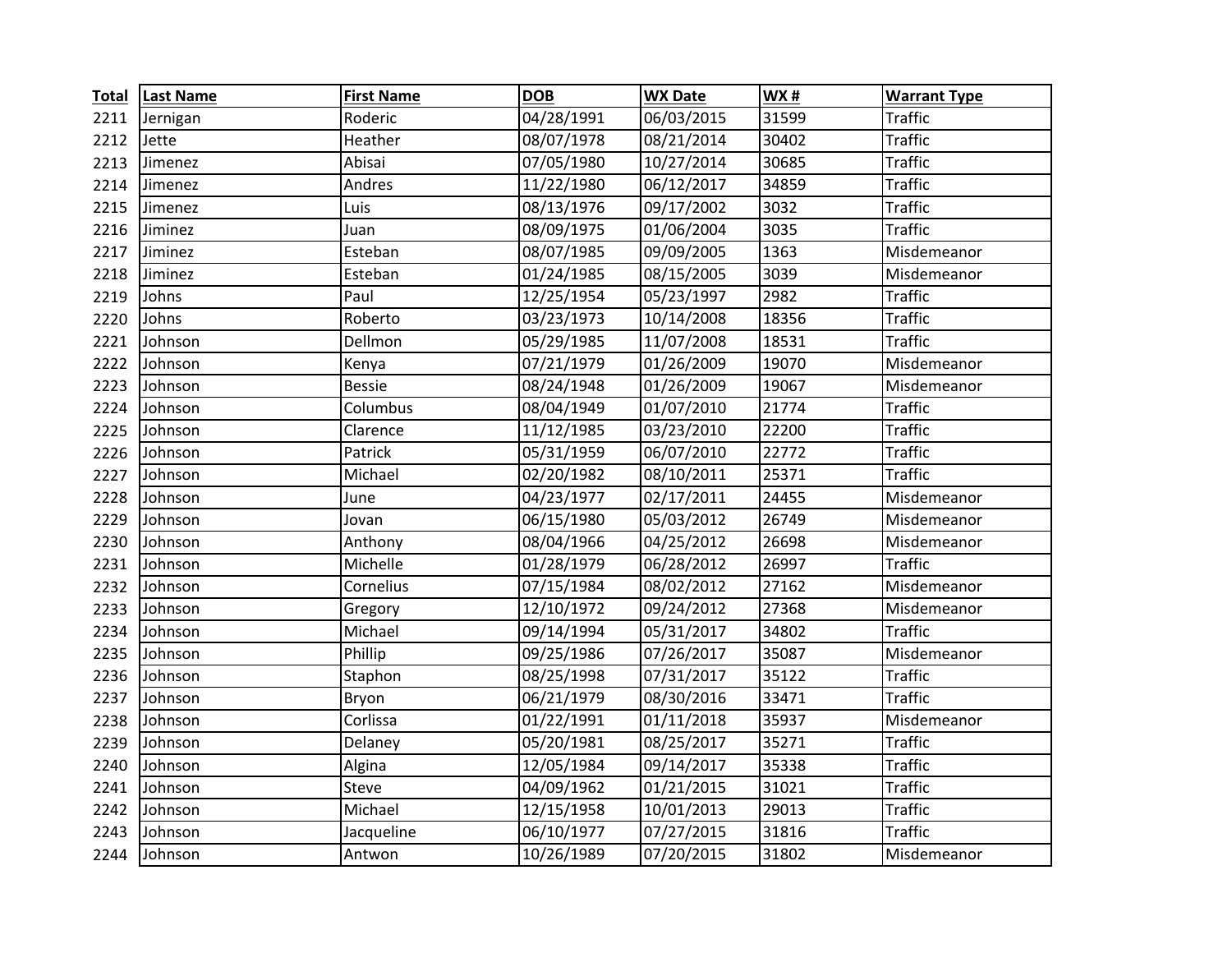| Total | Last Name | First Name | DOB | WX Date | WX # | Warrant Type |
|---|---|---|---|---|---|---|
| 2211 | Jernigan | Roderic | 04/28/1991 | 06/03/2015 | 31599 | Traffic |
| 2212 | Jette | Heather | 08/07/1978 | 08/21/2014 | 30402 | Traffic |
| 2213 | Jimenez | Abisai | 07/05/1980 | 10/27/2014 | 30685 | Traffic |
| 2214 | Jimenez | Andres | 11/22/1980 | 06/12/2017 | 34859 | Traffic |
| 2215 | Jimenez | Luis | 08/13/1976 | 09/17/2002 | 3032 | Traffic |
| 2216 | Jiminez | Juan | 08/09/1975 | 01/06/2004 | 3035 | Traffic |
| 2217 | Jiminez | Esteban | 08/07/1985 | 09/09/2005 | 1363 | Misdemeanor |
| 2218 | Jiminez | Esteban | 01/24/1985 | 08/15/2005 | 3039 | Misdemeanor |
| 2219 | Johns | Paul | 12/25/1954 | 05/23/1997 | 2982 | Traffic |
| 2220 | Johns | Roberto | 03/23/1973 | 10/14/2008 | 18356 | Traffic |
| 2221 | Johnson | Dellmon | 05/29/1985 | 11/07/2008 | 18531 | Traffic |
| 2222 | Johnson | Kenya | 07/21/1979 | 01/26/2009 | 19070 | Misdemeanor |
| 2223 | Johnson | Bessie | 08/24/1948 | 01/26/2009 | 19067 | Misdemeanor |
| 2224 | Johnson | Columbus | 08/04/1949 | 01/07/2010 | 21774 | Traffic |
| 2225 | Johnson | Clarence | 11/12/1985 | 03/23/2010 | 22200 | Traffic |
| 2226 | Johnson | Patrick | 05/31/1959 | 06/07/2010 | 22772 | Traffic |
| 2227 | Johnson | Michael | 02/20/1982 | 08/10/2011 | 25371 | Traffic |
| 2228 | Johnson | June | 04/23/1977 | 02/17/2011 | 24455 | Misdemeanor |
| 2229 | Johnson | Jovan | 06/15/1980 | 05/03/2012 | 26749 | Misdemeanor |
| 2230 | Johnson | Anthony | 08/04/1966 | 04/25/2012 | 26698 | Misdemeanor |
| 2231 | Johnson | Michelle | 01/28/1979 | 06/28/2012 | 26997 | Traffic |
| 2232 | Johnson | Cornelius | 07/15/1984 | 08/02/2012 | 27162 | Misdemeanor |
| 2233 | Johnson | Gregory | 12/10/1972 | 09/24/2012 | 27368 | Misdemeanor |
| 2234 | Johnson | Michael | 09/14/1994 | 05/31/2017 | 34802 | Traffic |
| 2235 | Johnson | Phillip | 09/25/1986 | 07/26/2017 | 35087 | Misdemeanor |
| 2236 | Johnson | Staphon | 08/25/1998 | 07/31/2017 | 35122 | Traffic |
| 2237 | Johnson | Bryon | 06/21/1979 | 08/30/2016 | 33471 | Traffic |
| 2238 | Johnson | Corlissa | 01/22/1991 | 01/11/2018 | 35937 | Misdemeanor |
| 2239 | Johnson | Delaney | 05/20/1981 | 08/25/2017 | 35271 | Traffic |
| 2240 | Johnson | Algina | 12/05/1984 | 09/14/2017 | 35338 | Traffic |
| 2241 | Johnson | Steve | 04/09/1962 | 01/21/2015 | 31021 | Traffic |
| 2242 | Johnson | Michael | 12/15/1958 | 10/01/2013 | 29013 | Traffic |
| 2243 | Johnson | Jacqueline | 06/10/1977 | 07/27/2015 | 31816 | Traffic |
| 2244 | Johnson | Antwon | 10/26/1989 | 07/20/2015 | 31802 | Misdemeanor |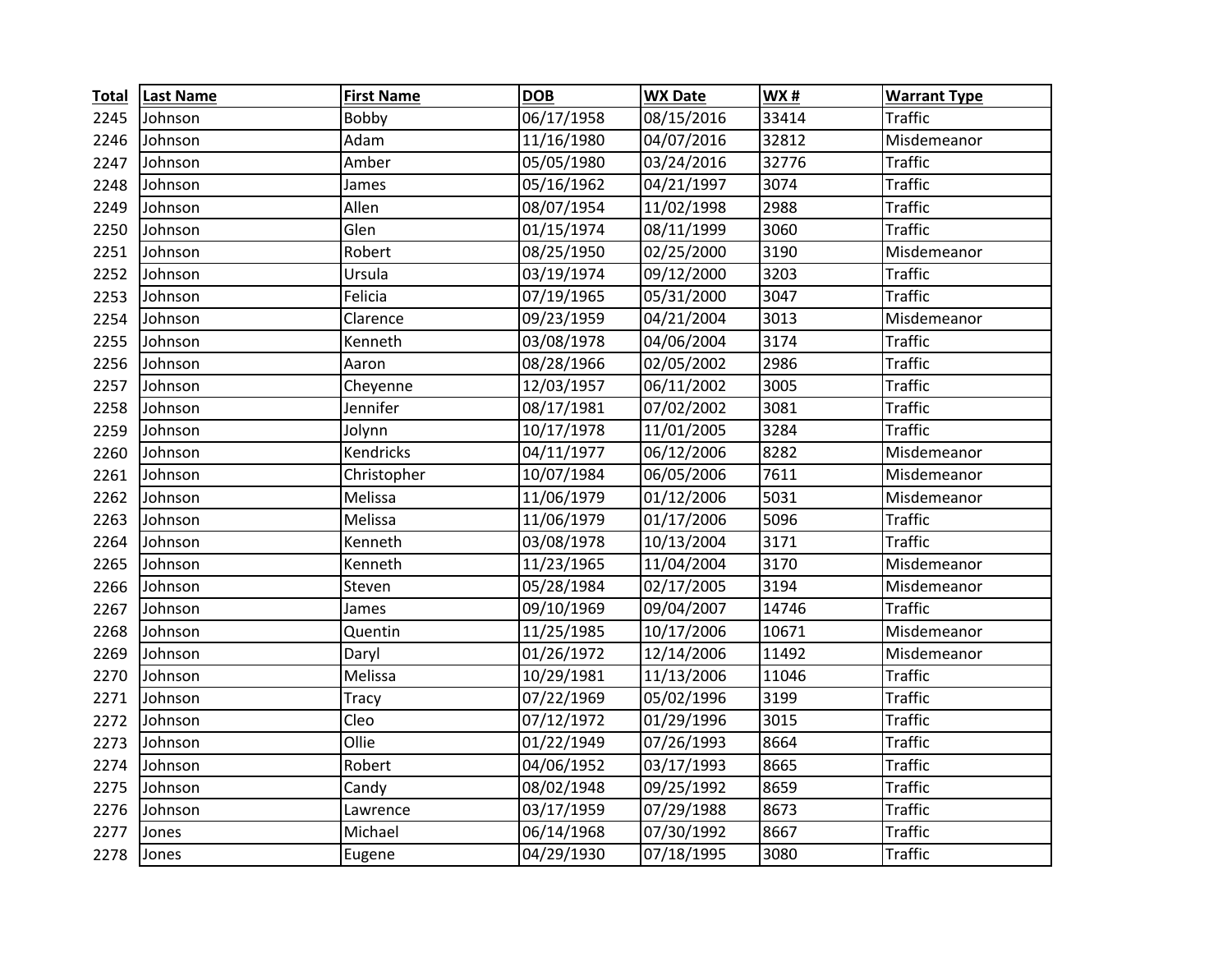| Total | Last Name | First Name | DOB | WX Date | WX # | Warrant Type |
|---|---|---|---|---|---|---|
| 2245 | Johnson | Bobby | 06/17/1958 | 08/15/2016 | 33414 | Traffic |
| 2246 | Johnson | Adam | 11/16/1980 | 04/07/2016 | 32812 | Misdemeanor |
| 2247 | Johnson | Amber | 05/05/1980 | 03/24/2016 | 32776 | Traffic |
| 2248 | Johnson | James | 05/16/1962 | 04/21/1997 | 3074 | Traffic |
| 2249 | Johnson | Allen | 08/07/1954 | 11/02/1998 | 2988 | Traffic |
| 2250 | Johnson | Glen | 01/15/1974 | 08/11/1999 | 3060 | Traffic |
| 2251 | Johnson | Robert | 08/25/1950 | 02/25/2000 | 3190 | Misdemeanor |
| 2252 | Johnson | Ursula | 03/19/1974 | 09/12/2000 | 3203 | Traffic |
| 2253 | Johnson | Felicia | 07/19/1965 | 05/31/2000 | 3047 | Traffic |
| 2254 | Johnson | Clarence | 09/23/1959 | 04/21/2004 | 3013 | Misdemeanor |
| 2255 | Johnson | Kenneth | 03/08/1978 | 04/06/2004 | 3174 | Traffic |
| 2256 | Johnson | Aaron | 08/28/1966 | 02/05/2002 | 2986 | Traffic |
| 2257 | Johnson | Cheyenne | 12/03/1957 | 06/11/2002 | 3005 | Traffic |
| 2258 | Johnson | Jennifer | 08/17/1981 | 07/02/2002 | 3081 | Traffic |
| 2259 | Johnson | Jolynn | 10/17/1978 | 11/01/2005 | 3284 | Traffic |
| 2260 | Johnson | Kendricks | 04/11/1977 | 06/12/2006 | 8282 | Misdemeanor |
| 2261 | Johnson | Christopher | 10/07/1984 | 06/05/2006 | 7611 | Misdemeanor |
| 2262 | Johnson | Melissa | 11/06/1979 | 01/12/2006 | 5031 | Misdemeanor |
| 2263 | Johnson | Melissa | 11/06/1979 | 01/17/2006 | 5096 | Traffic |
| 2264 | Johnson | Kenneth | 03/08/1978 | 10/13/2004 | 3171 | Traffic |
| 2265 | Johnson | Kenneth | 11/23/1965 | 11/04/2004 | 3170 | Misdemeanor |
| 2266 | Johnson | Steven | 05/28/1984 | 02/17/2005 | 3194 | Misdemeanor |
| 2267 | Johnson | James | 09/10/1969 | 09/04/2007 | 14746 | Traffic |
| 2268 | Johnson | Quentin | 11/25/1985 | 10/17/2006 | 10671 | Misdemeanor |
| 2269 | Johnson | Daryl | 01/26/1972 | 12/14/2006 | 11492 | Misdemeanor |
| 2270 | Johnson | Melissa | 10/29/1981 | 11/13/2006 | 11046 | Traffic |
| 2271 | Johnson | Tracy | 07/22/1969 | 05/02/1996 | 3199 | Traffic |
| 2272 | Johnson | Cleo | 07/12/1972 | 01/29/1996 | 3015 | Traffic |
| 2273 | Johnson | Ollie | 01/22/1949 | 07/26/1993 | 8664 | Traffic |
| 2274 | Johnson | Robert | 04/06/1952 | 03/17/1993 | 8665 | Traffic |
| 2275 | Johnson | Candy | 08/02/1948 | 09/25/1992 | 8659 | Traffic |
| 2276 | Johnson | Lawrence | 03/17/1959 | 07/29/1988 | 8673 | Traffic |
| 2277 | Jones | Michael | 06/14/1968 | 07/30/1992 | 8667 | Traffic |
| 2278 | Jones | Eugene | 04/29/1930 | 07/18/1995 | 3080 | Traffic |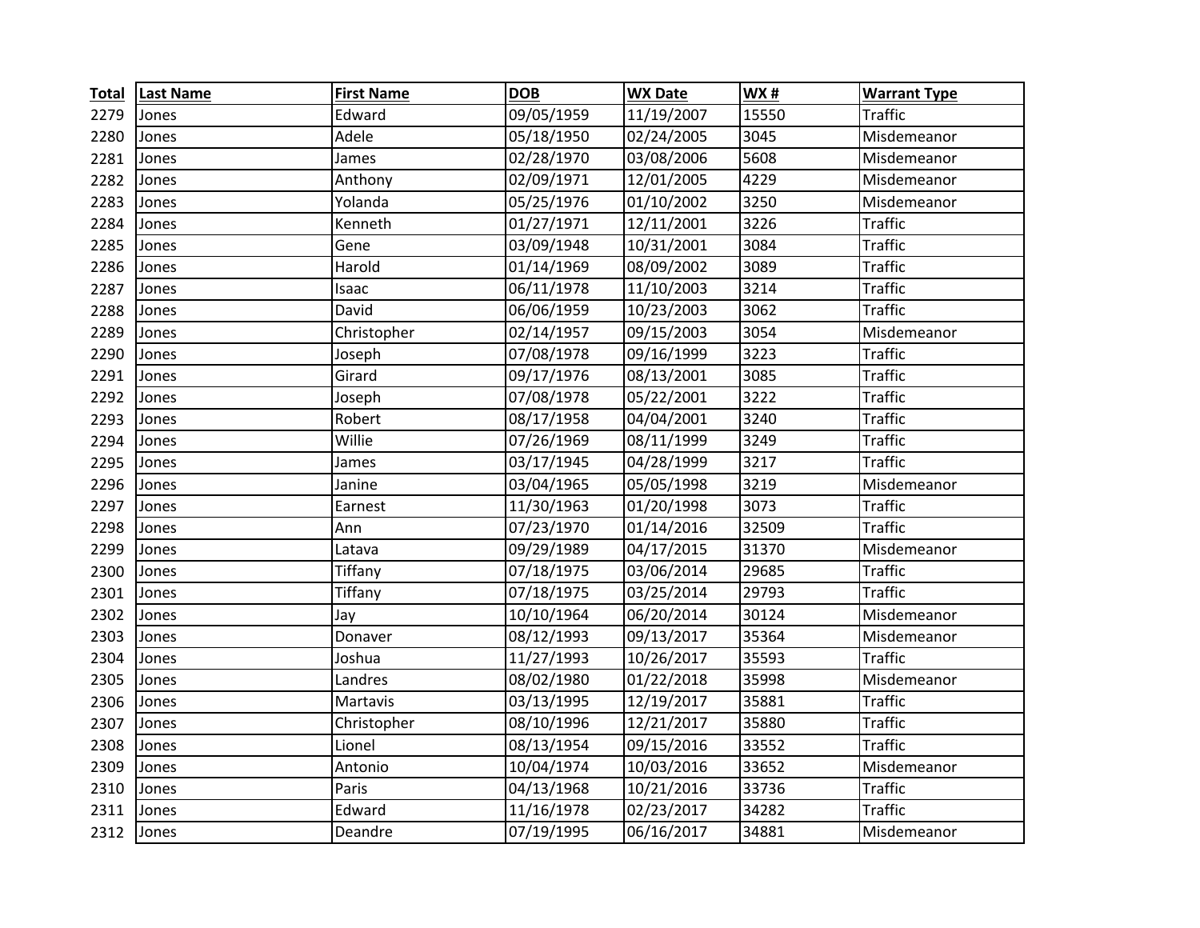| Total | Last Name | First Name | DOB | WX Date | WX # | Warrant Type |
|---|---|---|---|---|---|---|
| 2279 | Jones | Edward | 09/05/1959 | 11/19/2007 | 15550 | Traffic |
| 2280 | Jones | Adele | 05/18/1950 | 02/24/2005 | 3045 | Misdemeanor |
| 2281 | Jones | James | 02/28/1970 | 03/08/2006 | 5608 | Misdemeanor |
| 2282 | Jones | Anthony | 02/09/1971 | 12/01/2005 | 4229 | Misdemeanor |
| 2283 | Jones | Yolanda | 05/25/1976 | 01/10/2002 | 3250 | Misdemeanor |
| 2284 | Jones | Kenneth | 01/27/1971 | 12/11/2001 | 3226 | Traffic |
| 2285 | Jones | Gene | 03/09/1948 | 10/31/2001 | 3084 | Traffic |
| 2286 | Jones | Harold | 01/14/1969 | 08/09/2002 | 3089 | Traffic |
| 2287 | Jones | Isaac | 06/11/1978 | 11/10/2003 | 3214 | Traffic |
| 2288 | Jones | David | 06/06/1959 | 10/23/2003 | 3062 | Traffic |
| 2289 | Jones | Christopher | 02/14/1957 | 09/15/2003 | 3054 | Misdemeanor |
| 2290 | Jones | Joseph | 07/08/1978 | 09/16/1999 | 3223 | Traffic |
| 2291 | Jones | Girard | 09/17/1976 | 08/13/2001 | 3085 | Traffic |
| 2292 | Jones | Joseph | 07/08/1978 | 05/22/2001 | 3222 | Traffic |
| 2293 | Jones | Robert | 08/17/1958 | 04/04/2001 | 3240 | Traffic |
| 2294 | Jones | Willie | 07/26/1969 | 08/11/1999 | 3249 | Traffic |
| 2295 | Jones | James | 03/17/1945 | 04/28/1999 | 3217 | Traffic |
| 2296 | Jones | Janine | 03/04/1965 | 05/05/1998 | 3219 | Misdemeanor |
| 2297 | Jones | Earnest | 11/30/1963 | 01/20/1998 | 3073 | Traffic |
| 2298 | Jones | Ann | 07/23/1970 | 01/14/2016 | 32509 | Traffic |
| 2299 | Jones | Latava | 09/29/1989 | 04/17/2015 | 31370 | Misdemeanor |
| 2300 | Jones | Tiffany | 07/18/1975 | 03/06/2014 | 29685 | Traffic |
| 2301 | Jones | Tiffany | 07/18/1975 | 03/25/2014 | 29793 | Traffic |
| 2302 | Jones | Jay | 10/10/1964 | 06/20/2014 | 30124 | Misdemeanor |
| 2303 | Jones | Donaver | 08/12/1993 | 09/13/2017 | 35364 | Misdemeanor |
| 2304 | Jones | Joshua | 11/27/1993 | 10/26/2017 | 35593 | Traffic |
| 2305 | Jones | Landres | 08/02/1980 | 01/22/2018 | 35998 | Misdemeanor |
| 2306 | Jones | Martavis | 03/13/1995 | 12/19/2017 | 35881 | Traffic |
| 2307 | Jones | Christopher | 08/10/1996 | 12/21/2017 | 35880 | Traffic |
| 2308 | Jones | Lionel | 08/13/1954 | 09/15/2016 | 33552 | Traffic |
| 2309 | Jones | Antonio | 10/04/1974 | 10/03/2016 | 33652 | Misdemeanor |
| 2310 | Jones | Paris | 04/13/1968 | 10/21/2016 | 33736 | Traffic |
| 2311 | Jones | Edward | 11/16/1978 | 02/23/2017 | 34282 | Traffic |
| 2312 | Jones | Deandre | 07/19/1995 | 06/16/2017 | 34881 | Misdemeanor |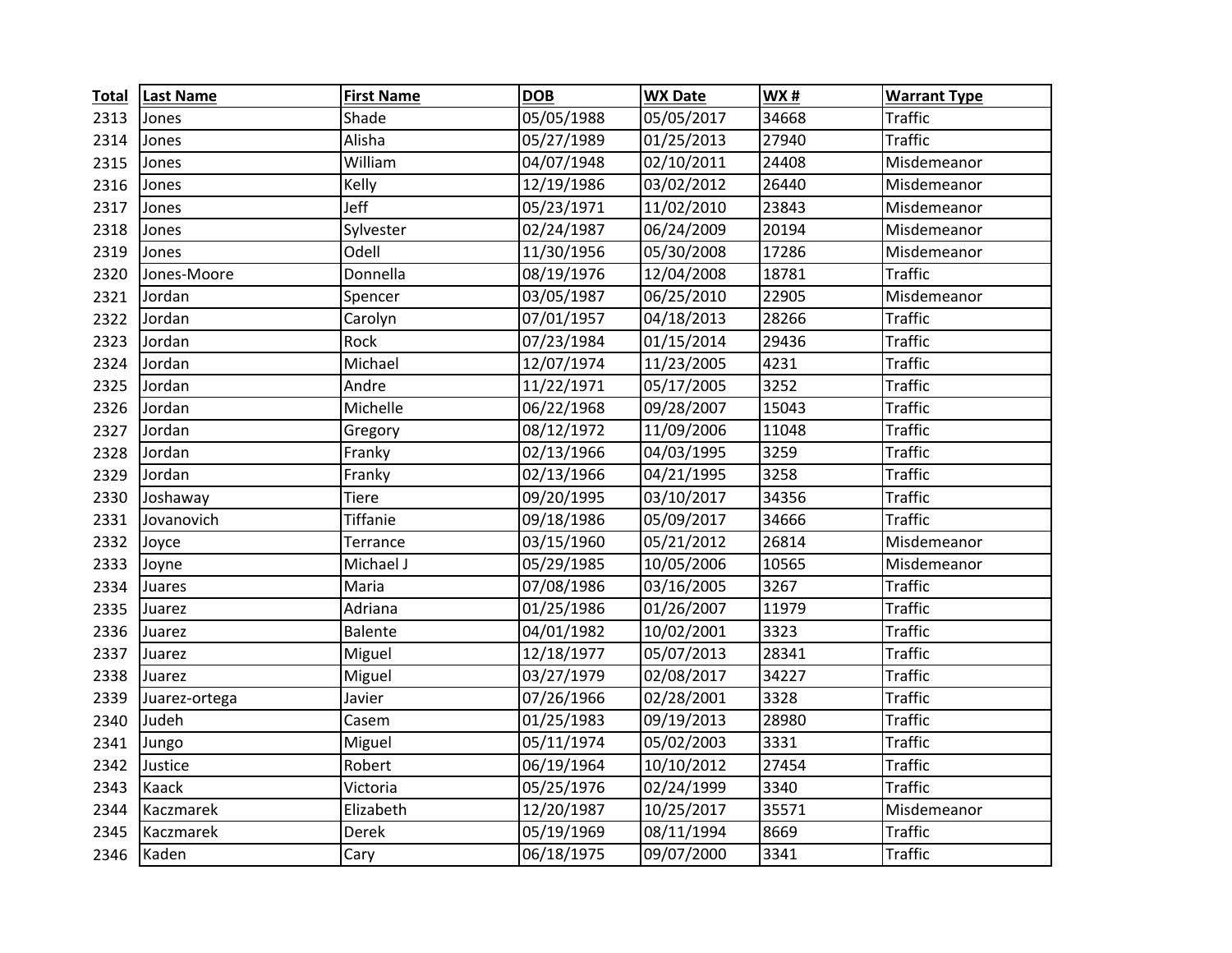| Total | Last Name | First Name | DOB | WX Date | WX # | Warrant Type |
|---|---|---|---|---|---|---|
| 2313 | Jones | Shade | 05/05/1988 | 05/05/2017 | 34668 | Traffic |
| 2314 | Jones | Alisha | 05/27/1989 | 01/25/2013 | 27940 | Traffic |
| 2315 | Jones | William | 04/07/1948 | 02/10/2011 | 24408 | Misdemeanor |
| 2316 | Jones | Kelly | 12/19/1986 | 03/02/2012 | 26440 | Misdemeanor |
| 2317 | Jones | Jeff | 05/23/1971 | 11/02/2010 | 23843 | Misdemeanor |
| 2318 | Jones | Sylvester | 02/24/1987 | 06/24/2009 | 20194 | Misdemeanor |
| 2319 | Jones | Odell | 11/30/1956 | 05/30/2008 | 17286 | Misdemeanor |
| 2320 | Jones-Moore | Donnella | 08/19/1976 | 12/04/2008 | 18781 | Traffic |
| 2321 | Jordan | Spencer | 03/05/1987 | 06/25/2010 | 22905 | Misdemeanor |
| 2322 | Jordan | Carolyn | 07/01/1957 | 04/18/2013 | 28266 | Traffic |
| 2323 | Jordan | Rock | 07/23/1984 | 01/15/2014 | 29436 | Traffic |
| 2324 | Jordan | Michael | 12/07/1974 | 11/23/2005 | 4231 | Traffic |
| 2325 | Jordan | Andre | 11/22/1971 | 05/17/2005 | 3252 | Traffic |
| 2326 | Jordan | Michelle | 06/22/1968 | 09/28/2007 | 15043 | Traffic |
| 2327 | Jordan | Gregory | 08/12/1972 | 11/09/2006 | 11048 | Traffic |
| 2328 | Jordan | Franky | 02/13/1966 | 04/03/1995 | 3259 | Traffic |
| 2329 | Jordan | Franky | 02/13/1966 | 04/21/1995 | 3258 | Traffic |
| 2330 | Joshaway | Tiere | 09/20/1995 | 03/10/2017 | 34356 | Traffic |
| 2331 | Jovanovich | Tiffanie | 09/18/1986 | 05/09/2017 | 34666 | Traffic |
| 2332 | Joyce | Terrance | 03/15/1960 | 05/21/2012 | 26814 | Misdemeanor |
| 2333 | Joyne | Michael J | 05/29/1985 | 10/05/2006 | 10565 | Misdemeanor |
| 2334 | Juares | Maria | 07/08/1986 | 03/16/2005 | 3267 | Traffic |
| 2335 | Juarez | Adriana | 01/25/1986 | 01/26/2007 | 11979 | Traffic |
| 2336 | Juarez | Balente | 04/01/1982 | 10/02/2001 | 3323 | Traffic |
| 2337 | Juarez | Miguel | 12/18/1977 | 05/07/2013 | 28341 | Traffic |
| 2338 | Juarez | Miguel | 03/27/1979 | 02/08/2017 | 34227 | Traffic |
| 2339 | Juarez-ortega | Javier | 07/26/1966 | 02/28/2001 | 3328 | Traffic |
| 2340 | Judeh | Casem | 01/25/1983 | 09/19/2013 | 28980 | Traffic |
| 2341 | Jungo | Miguel | 05/11/1974 | 05/02/2003 | 3331 | Traffic |
| 2342 | Justice | Robert | 06/19/1964 | 10/10/2012 | 27454 | Traffic |
| 2343 | Kaack | Victoria | 05/25/1976 | 02/24/1999 | 3340 | Traffic |
| 2344 | Kaczmarek | Elizabeth | 12/20/1987 | 10/25/2017 | 35571 | Misdemeanor |
| 2345 | Kaczmarek | Derek | 05/19/1969 | 08/11/1994 | 8669 | Traffic |
| 2346 | Kaden | Cary | 06/18/1975 | 09/07/2000 | 3341 | Traffic |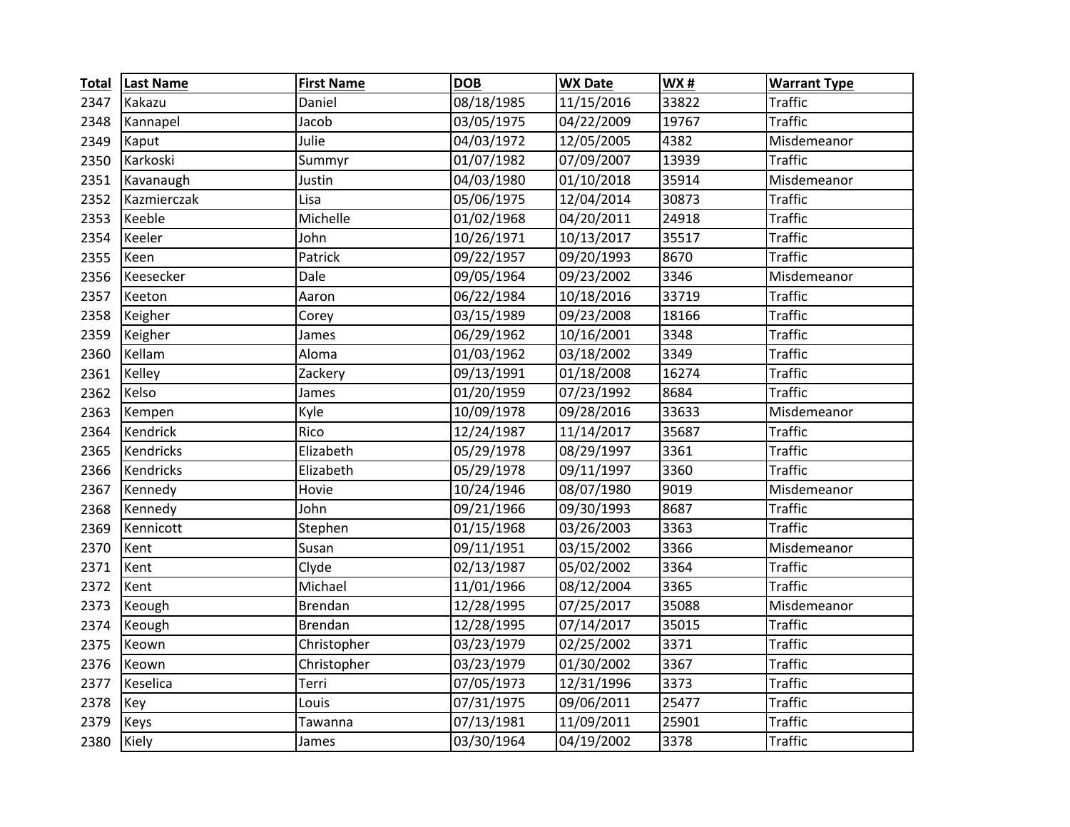| Total | Last Name | First Name | DOB | WX Date | WX # | Warrant Type |
|---|---|---|---|---|---|---|
| 2347 | Kakazu | Daniel | 08/18/1985 | 11/15/2016 | 33822 | Traffic |
| 2348 | Kannapel | Jacob | 03/05/1975 | 04/22/2009 | 19767 | Traffic |
| 2349 | Kaput | Julie | 04/03/1972 | 12/05/2005 | 4382 | Misdemeanor |
| 2350 | Karkoski | Summyr | 01/07/1982 | 07/09/2007 | 13939 | Traffic |
| 2351 | Kavanaugh | Justin | 04/03/1980 | 01/10/2018 | 35914 | Misdemeanor |
| 2352 | Kazmierczak | Lisa | 05/06/1975 | 12/04/2014 | 30873 | Traffic |
| 2353 | Keeble | Michelle | 01/02/1968 | 04/20/2011 | 24918 | Traffic |
| 2354 | Keeler | John | 10/26/1971 | 10/13/2017 | 35517 | Traffic |
| 2355 | Keen | Patrick | 09/22/1957 | 09/20/1993 | 8670 | Traffic |
| 2356 | Keesecker | Dale | 09/05/1964 | 09/23/2002 | 3346 | Misdemeanor |
| 2357 | Keeton | Aaron | 06/22/1984 | 10/18/2016 | 33719 | Traffic |
| 2358 | Keigher | Corey | 03/15/1989 | 09/23/2008 | 18166 | Traffic |
| 2359 | Keigher | James | 06/29/1962 | 10/16/2001 | 3348 | Traffic |
| 2360 | Kellam | Aloma | 01/03/1962 | 03/18/2002 | 3349 | Traffic |
| 2361 | Kelley | Zackery | 09/13/1991 | 01/18/2008 | 16274 | Traffic |
| 2362 | Kelso | James | 01/20/1959 | 07/23/1992 | 8684 | Traffic |
| 2363 | Kempen | Kyle | 10/09/1978 | 09/28/2016 | 33633 | Misdemeanor |
| 2364 | Kendrick | Rico | 12/24/1987 | 11/14/2017 | 35687 | Traffic |
| 2365 | Kendricks | Elizabeth | 05/29/1978 | 08/29/1997 | 3361 | Traffic |
| 2366 | Kendricks | Elizabeth | 05/29/1978 | 09/11/1997 | 3360 | Traffic |
| 2367 | Kennedy | Hovie | 10/24/1946 | 08/07/1980 | 9019 | Misdemeanor |
| 2368 | Kennedy | John | 09/21/1966 | 09/30/1993 | 8687 | Traffic |
| 2369 | Kennicott | Stephen | 01/15/1968 | 03/26/2003 | 3363 | Traffic |
| 2370 | Kent | Susan | 09/11/1951 | 03/15/2002 | 3366 | Misdemeanor |
| 2371 | Kent | Clyde | 02/13/1987 | 05/02/2002 | 3364 | Traffic |
| 2372 | Kent | Michael | 11/01/1966 | 08/12/2004 | 3365 | Traffic |
| 2373 | Keough | Brendan | 12/28/1995 | 07/25/2017 | 35088 | Misdemeanor |
| 2374 | Keough | Brendan | 12/28/1995 | 07/14/2017 | 35015 | Traffic |
| 2375 | Keown | Christopher | 03/23/1979 | 02/25/2002 | 3371 | Traffic |
| 2376 | Keown | Christopher | 03/23/1979 | 01/30/2002 | 3367 | Traffic |
| 2377 | Keselica | Terri | 07/05/1973 | 12/31/1996 | 3373 | Traffic |
| 2378 | Key | Louis | 07/31/1975 | 09/06/2011 | 25477 | Traffic |
| 2379 | Keys | Tawanna | 07/13/1981 | 11/09/2011 | 25901 | Traffic |
| 2380 | Kiely | James | 03/30/1964 | 04/19/2002 | 3378 | Traffic |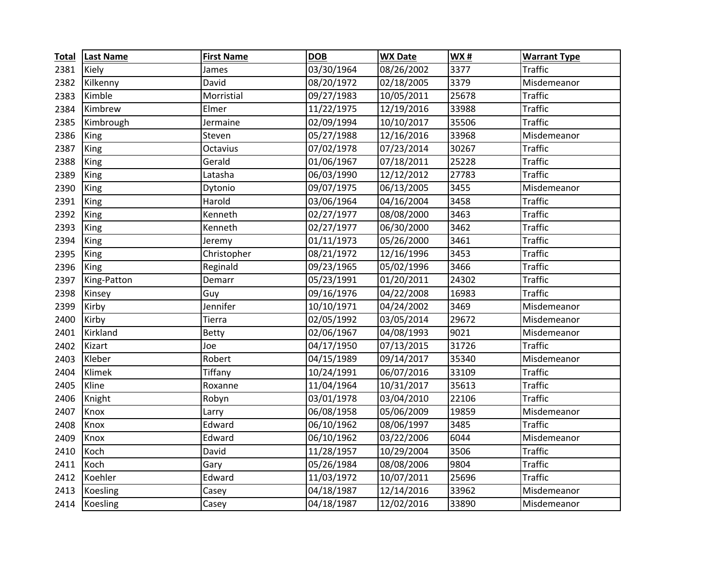| Total | Last Name | First Name | DOB | WX Date | WX # | Warrant Type |
|---|---|---|---|---|---|---|
| 2381 | Kiely | James | 03/30/1964 | 08/26/2002 | 3377 | Traffic |
| 2382 | Kilkenny | David | 08/20/1972 | 02/18/2005 | 3379 | Misdemeanor |
| 2383 | Kimble | Morristial | 09/27/1983 | 10/05/2011 | 25678 | Traffic |
| 2384 | Kimbrew | Elmer | 11/22/1975 | 12/19/2016 | 33988 | Traffic |
| 2385 | Kimbrough | Jermaine | 02/09/1994 | 10/10/2017 | 35506 | Traffic |
| 2386 | King | Steven | 05/27/1988 | 12/16/2016 | 33968 | Misdemeanor |
| 2387 | King | Octavius | 07/02/1978 | 07/23/2014 | 30267 | Traffic |
| 2388 | King | Gerald | 01/06/1967 | 07/18/2011 | 25228 | Traffic |
| 2389 | King | Latasha | 06/03/1990 | 12/12/2012 | 27783 | Traffic |
| 2390 | King | Dytonio | 09/07/1975 | 06/13/2005 | 3455 | Misdemeanor |
| 2391 | King | Harold | 03/06/1964 | 04/16/2004 | 3458 | Traffic |
| 2392 | King | Kenneth | 02/27/1977 | 08/08/2000 | 3463 | Traffic |
| 2393 | King | Kenneth | 02/27/1977 | 06/30/2000 | 3462 | Traffic |
| 2394 | King | Jeremy | 01/11/1973 | 05/26/2000 | 3461 | Traffic |
| 2395 | King | Christopher | 08/21/1972 | 12/16/1996 | 3453 | Traffic |
| 2396 | King | Reginald | 09/23/1965 | 05/02/1996 | 3466 | Traffic |
| 2397 | King-Patton | Demarr | 05/23/1991 | 01/20/2011 | 24302 | Traffic |
| 2398 | Kinsey | Guy | 09/16/1976 | 04/22/2008 | 16983 | Traffic |
| 2399 | Kirby | Jennifer | 10/10/1971 | 04/24/2002 | 3469 | Misdemeanor |
| 2400 | Kirby | Tierra | 02/05/1992 | 03/05/2014 | 29672 | Misdemeanor |
| 2401 | Kirkland | Betty | 02/06/1967 | 04/08/1993 | 9021 | Misdemeanor |
| 2402 | Kizart | Joe | 04/17/1950 | 07/13/2015 | 31726 | Traffic |
| 2403 | Kleber | Robert | 04/15/1989 | 09/14/2017 | 35340 | Misdemeanor |
| 2404 | Klimek | Tiffany | 10/24/1991 | 06/07/2016 | 33109 | Traffic |
| 2405 | Kline | Roxanne | 11/04/1964 | 10/31/2017 | 35613 | Traffic |
| 2406 | Knight | Robyn | 03/01/1978 | 03/04/2010 | 22106 | Traffic |
| 2407 | Knox | Larry | 06/08/1958 | 05/06/2009 | 19859 | Misdemeanor |
| 2408 | Knox | Edward | 06/10/1962 | 08/06/1997 | 3485 | Traffic |
| 2409 | Knox | Edward | 06/10/1962 | 03/22/2006 | 6044 | Misdemeanor |
| 2410 | Koch | David | 11/28/1957 | 10/29/2004 | 3506 | Traffic |
| 2411 | Koch | Gary | 05/26/1984 | 08/08/2006 | 9804 | Traffic |
| 2412 | Koehler | Edward | 11/03/1972 | 10/07/2011 | 25696 | Traffic |
| 2413 | Koesling | Casey | 04/18/1987 | 12/14/2016 | 33962 | Misdemeanor |
| 2414 | Koesling | Casey | 04/18/1987 | 12/02/2016 | 33890 | Misdemeanor |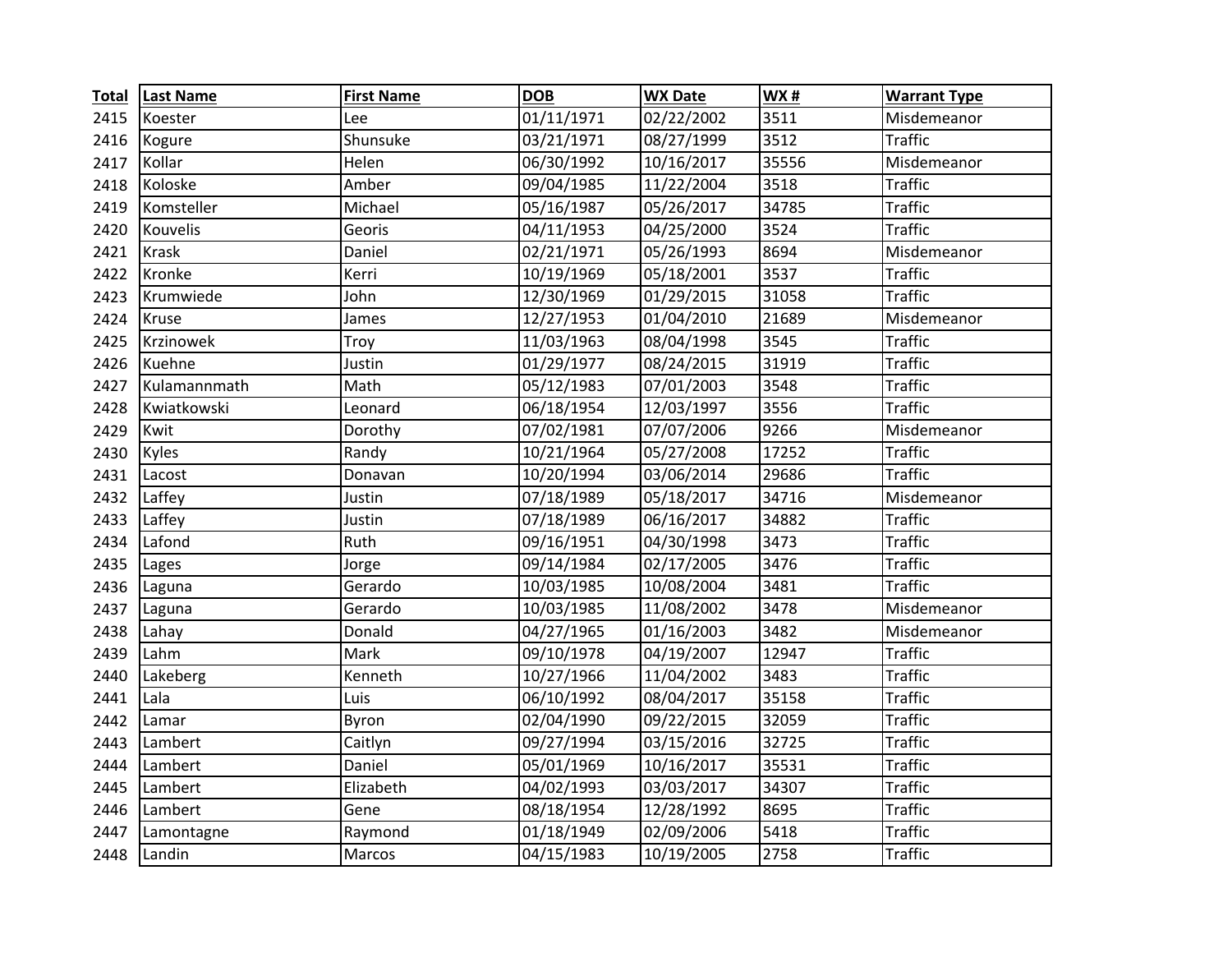| Total | Last Name | First Name | DOB | WX Date | WX # | Warrant Type |
|---|---|---|---|---|---|---|
| 2415 | Koester | Lee | 01/11/1971 | 02/22/2002 | 3511 | Misdemeanor |
| 2416 | Kogure | Shunsuke | 03/21/1971 | 08/27/1999 | 3512 | Traffic |
| 2417 | Kollar | Helen | 06/30/1992 | 10/16/2017 | 35556 | Misdemeanor |
| 2418 | Koloske | Amber | 09/04/1985 | 11/22/2004 | 3518 | Traffic |
| 2419 | Komsteller | Michael | 05/16/1987 | 05/26/2017 | 34785 | Traffic |
| 2420 | Kouvelis | Georis | 04/11/1953 | 04/25/2000 | 3524 | Traffic |
| 2421 | Krask | Daniel | 02/21/1971 | 05/26/1993 | 8694 | Misdemeanor |
| 2422 | Kronke | Kerri | 10/19/1969 | 05/18/2001 | 3537 | Traffic |
| 2423 | Krumwiede | John | 12/30/1969 | 01/29/2015 | 31058 | Traffic |
| 2424 | Kruse | James | 12/27/1953 | 01/04/2010 | 21689 | Misdemeanor |
| 2425 | Krzinowek | Troy | 11/03/1963 | 08/04/1998 | 3545 | Traffic |
| 2426 | Kuehne | Justin | 01/29/1977 | 08/24/2015 | 31919 | Traffic |
| 2427 | Kulamannmath | Math | 05/12/1983 | 07/01/2003 | 3548 | Traffic |
| 2428 | Kwiatkowski | Leonard | 06/18/1954 | 12/03/1997 | 3556 | Traffic |
| 2429 | Kwit | Dorothy | 07/02/1981 | 07/07/2006 | 9266 | Misdemeanor |
| 2430 | Kyles | Randy | 10/21/1964 | 05/27/2008 | 17252 | Traffic |
| 2431 | Lacost | Donavan | 10/20/1994 | 03/06/2014 | 29686 | Traffic |
| 2432 | Laffey | Justin | 07/18/1989 | 05/18/2017 | 34716 | Misdemeanor |
| 2433 | Laffey | Justin | 07/18/1989 | 06/16/2017 | 34882 | Traffic |
| 2434 | Lafond | Ruth | 09/16/1951 | 04/30/1998 | 3473 | Traffic |
| 2435 | Lages | Jorge | 09/14/1984 | 02/17/2005 | 3476 | Traffic |
| 2436 | Laguna | Gerardo | 10/03/1985 | 10/08/2004 | 3481 | Traffic |
| 2437 | Laguna | Gerardo | 10/03/1985 | 11/08/2002 | 3478 | Misdemeanor |
| 2438 | Lahay | Donald | 04/27/1965 | 01/16/2003 | 3482 | Misdemeanor |
| 2439 | Lahm | Mark | 09/10/1978 | 04/19/2007 | 12947 | Traffic |
| 2440 | Lakeberg | Kenneth | 10/27/1966 | 11/04/2002 | 3483 | Traffic |
| 2441 | Lala | Luis | 06/10/1992 | 08/04/2017 | 35158 | Traffic |
| 2442 | Lamar | Byron | 02/04/1990 | 09/22/2015 | 32059 | Traffic |
| 2443 | Lambert | Caitlyn | 09/27/1994 | 03/15/2016 | 32725 | Traffic |
| 2444 | Lambert | Daniel | 05/01/1969 | 10/16/2017 | 35531 | Traffic |
| 2445 | Lambert | Elizabeth | 04/02/1993 | 03/03/2017 | 34307 | Traffic |
| 2446 | Lambert | Gene | 08/18/1954 | 12/28/1992 | 8695 | Traffic |
| 2447 | Lamontagne | Raymond | 01/18/1949 | 02/09/2006 | 5418 | Traffic |
| 2448 | Landin | Marcos | 04/15/1983 | 10/19/2005 | 2758 | Traffic |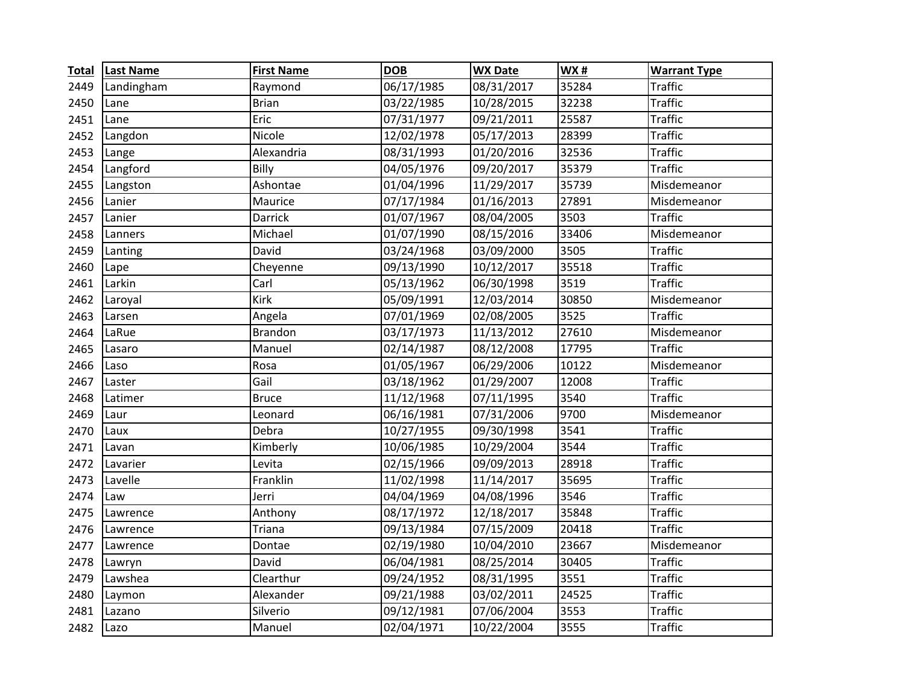| Total | Last Name | First Name | DOB | WX Date | WX # | Warrant Type |
|---|---|---|---|---|---|---|
| 2449 | Landingham | Raymond | 06/17/1985 | 08/31/2017 | 35284 | Traffic |
| 2450 | Lane | Brian | 03/22/1985 | 10/28/2015 | 32238 | Traffic |
| 2451 | Lane | Eric | 07/31/1977 | 09/21/2011 | 25587 | Traffic |
| 2452 | Langdon | Nicole | 12/02/1978 | 05/17/2013 | 28399 | Traffic |
| 2453 | Lange | Alexandria | 08/31/1993 | 01/20/2016 | 32536 | Traffic |
| 2454 | Langford | Billy | 04/05/1976 | 09/20/2017 | 35379 | Traffic |
| 2455 | Langston | Ashontae | 01/04/1996 | 11/29/2017 | 35739 | Misdemeanor |
| 2456 | Lanier | Maurice | 07/17/1984 | 01/16/2013 | 27891 | Misdemeanor |
| 2457 | Lanier | Darrick | 01/07/1967 | 08/04/2005 | 3503 | Traffic |
| 2458 | Lanners | Michael | 01/07/1990 | 08/15/2016 | 33406 | Misdemeanor |
| 2459 | Lanting | David | 03/24/1968 | 03/09/2000 | 3505 | Traffic |
| 2460 | Lape | Cheyenne | 09/13/1990 | 10/12/2017 | 35518 | Traffic |
| 2461 | Larkin | Carl | 05/13/1962 | 06/30/1998 | 3519 | Traffic |
| 2462 | Laroyal | Kirk | 05/09/1991 | 12/03/2014 | 30850 | Misdemeanor |
| 2463 | Larsen | Angela | 07/01/1969 | 02/08/2005 | 3525 | Traffic |
| 2464 | LaRue | Brandon | 03/17/1973 | 11/13/2012 | 27610 | Misdemeanor |
| 2465 | Lasaro | Manuel | 02/14/1987 | 08/12/2008 | 17795 | Traffic |
| 2466 | Laso | Rosa | 01/05/1967 | 06/29/2006 | 10122 | Misdemeanor |
| 2467 | Laster | Gail | 03/18/1962 | 01/29/2007 | 12008 | Traffic |
| 2468 | Latimer | Bruce | 11/12/1968 | 07/11/1995 | 3540 | Traffic |
| 2469 | Laur | Leonard | 06/16/1981 | 07/31/2006 | 9700 | Misdemeanor |
| 2470 | Laux | Debra | 10/27/1955 | 09/30/1998 | 3541 | Traffic |
| 2471 | Lavan | Kimberly | 10/06/1985 | 10/29/2004 | 3544 | Traffic |
| 2472 | Lavarier | Levita | 02/15/1966 | 09/09/2013 | 28918 | Traffic |
| 2473 | Lavelle | Franklin | 11/02/1998 | 11/14/2017 | 35695 | Traffic |
| 2474 | Law | Jerri | 04/04/1969 | 04/08/1996 | 3546 | Traffic |
| 2475 | Lawrence | Anthony | 08/17/1972 | 12/18/2017 | 35848 | Traffic |
| 2476 | Lawrence | Triana | 09/13/1984 | 07/15/2009 | 20418 | Traffic |
| 2477 | Lawrence | Dontae | 02/19/1980 | 10/04/2010 | 23667 | Misdemeanor |
| 2478 | Lawryn | David | 06/04/1981 | 08/25/2014 | 30405 | Traffic |
| 2479 | Lawshea | Clearthur | 09/24/1952 | 08/31/1995 | 3551 | Traffic |
| 2480 | Laymon | Alexander | 09/21/1988 | 03/02/2011 | 24525 | Traffic |
| 2481 | Lazano | Silverio | 09/12/1981 | 07/06/2004 | 3553 | Traffic |
| 2482 | Lazo | Manuel | 02/04/1971 | 10/22/2004 | 3555 | Traffic |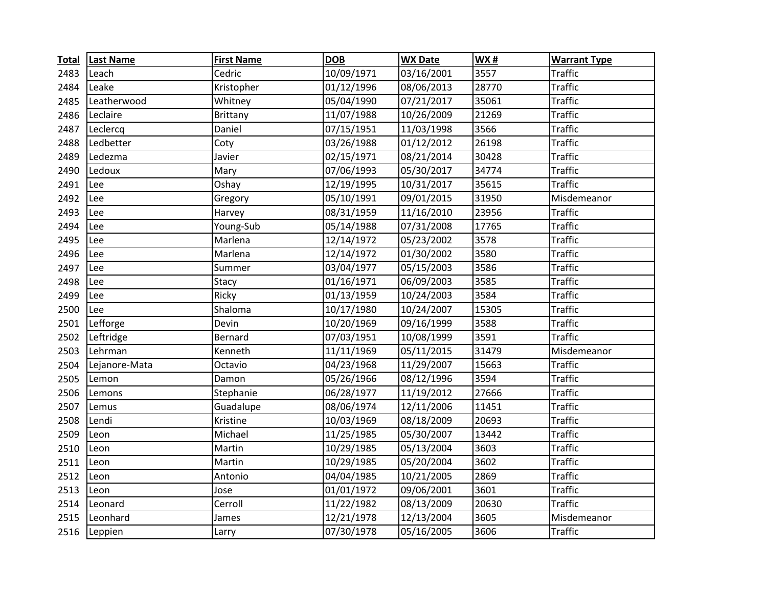| Total | Last Name | First Name | DOB | WX Date | WX # | Warrant Type |
|---|---|---|---|---|---|---|
| 2483 | Leach | Cedric | 10/09/1971 | 03/16/2001 | 3557 | Traffic |
| 2484 | Leake | Kristopher | 01/12/1996 | 08/06/2013 | 28770 | Traffic |
| 2485 | Leatherwood | Whitney | 05/04/1990 | 07/21/2017 | 35061 | Traffic |
| 2486 | Leclaire | Brittany | 11/07/1988 | 10/26/2009 | 21269 | Traffic |
| 2487 | Leclercq | Daniel | 07/15/1951 | 11/03/1998 | 3566 | Traffic |
| 2488 | Ledbetter | Coty | 03/26/1988 | 01/12/2012 | 26198 | Traffic |
| 2489 | Ledezma | Javier | 02/15/1971 | 08/21/2014 | 30428 | Traffic |
| 2490 | Ledoux | Mary | 07/06/1993 | 05/30/2017 | 34774 | Traffic |
| 2491 | Lee | Oshay | 12/19/1995 | 10/31/2017 | 35615 | Traffic |
| 2492 | Lee | Gregory | 05/10/1991 | 09/01/2015 | 31950 | Misdemeanor |
| 2493 | Lee | Harvey | 08/31/1959 | 11/16/2010 | 23956 | Traffic |
| 2494 | Lee | Young-Sub | 05/14/1988 | 07/31/2008 | 17765 | Traffic |
| 2495 | Lee | Marlena | 12/14/1972 | 05/23/2002 | 3578 | Traffic |
| 2496 | Lee | Marlena | 12/14/1972 | 01/30/2002 | 3580 | Traffic |
| 2497 | Lee | Summer | 03/04/1977 | 05/15/2003 | 3586 | Traffic |
| 2498 | Lee | Stacy | 01/16/1971 | 06/09/2003 | 3585 | Traffic |
| 2499 | Lee | Ricky | 01/13/1959 | 10/24/2003 | 3584 | Traffic |
| 2500 | Lee | Shaloma | 10/17/1980 | 10/24/2007 | 15305 | Traffic |
| 2501 | Lefforge | Devin | 10/20/1969 | 09/16/1999 | 3588 | Traffic |
| 2502 | Leftridge | Bernard | 07/03/1951 | 10/08/1999 | 3591 | Traffic |
| 2503 | Lehrman | Kenneth | 11/11/1969 | 05/11/2015 | 31479 | Misdemeanor |
| 2504 | Lejanore-Mata | Octavio | 04/23/1968 | 11/29/2007 | 15663 | Traffic |
| 2505 | Lemon | Damon | 05/26/1966 | 08/12/1996 | 3594 | Traffic |
| 2506 | Lemons | Stephanie | 06/28/1977 | 11/19/2012 | 27666 | Traffic |
| 2507 | Lemus | Guadalupe | 08/06/1974 | 12/11/2006 | 11451 | Traffic |
| 2508 | Lendi | Kristine | 10/03/1969 | 08/18/2009 | 20693 | Traffic |
| 2509 | Leon | Michael | 11/25/1985 | 05/30/2007 | 13442 | Traffic |
| 2510 | Leon | Martin | 10/29/1985 | 05/13/2004 | 3603 | Traffic |
| 2511 | Leon | Martin | 10/29/1985 | 05/20/2004 | 3602 | Traffic |
| 2512 | Leon | Antonio | 04/04/1985 | 10/21/2005 | 2869 | Traffic |
| 2513 | Leon | Jose | 01/01/1972 | 09/06/2001 | 3601 | Traffic |
| 2514 | Leonard | Cerroll | 11/22/1982 | 08/13/2009 | 20630 | Traffic |
| 2515 | Leonhard | James | 12/21/1978 | 12/13/2004 | 3605 | Misdemeanor |
| 2516 | Leppien | Larry | 07/30/1978 | 05/16/2005 | 3606 | Traffic |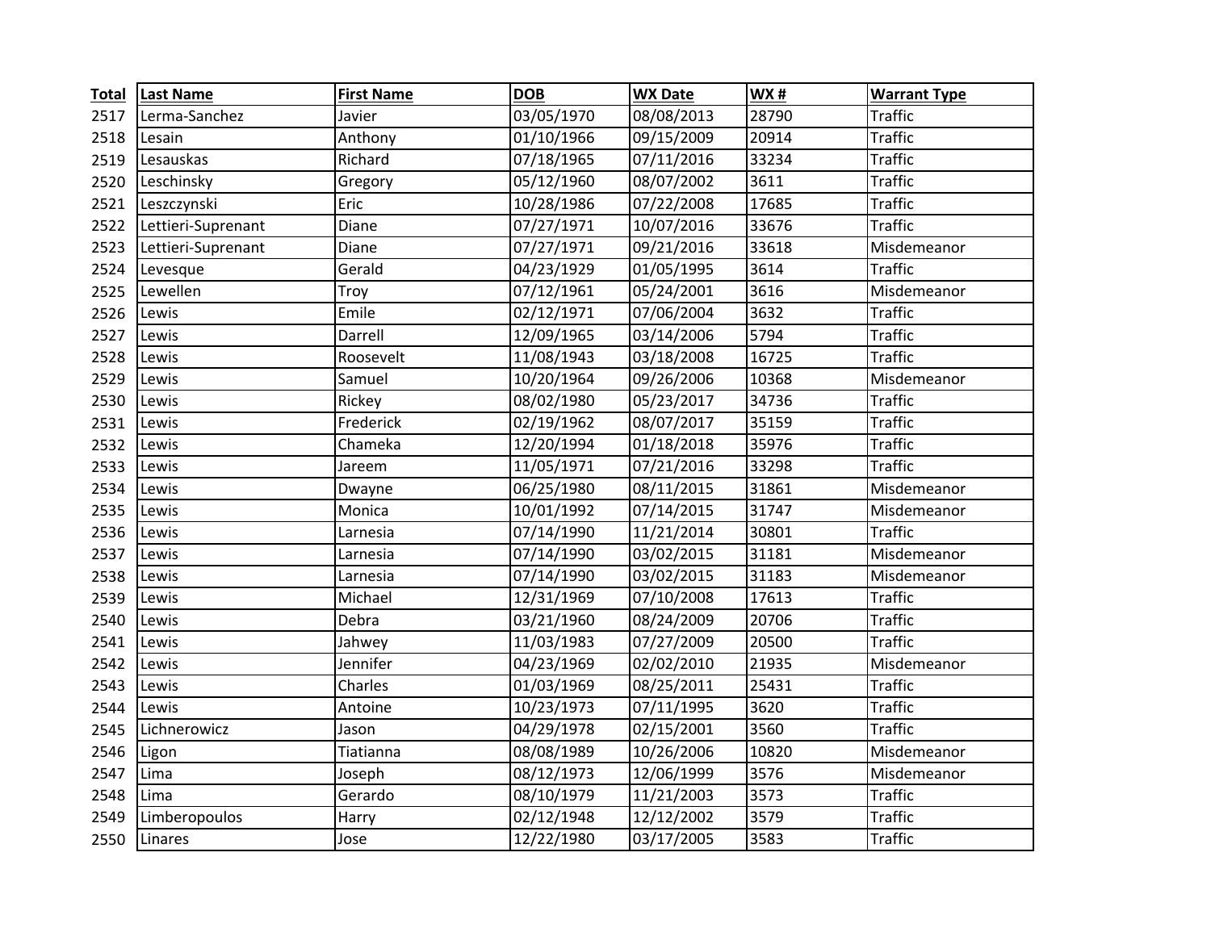| Total | Last Name | First Name | DOB | WX Date | WX # | Warrant Type |
|---|---|---|---|---|---|---|
| 2517 | Lerma-Sanchez | Javier | 03/05/1970 | 08/08/2013 | 28790 | Traffic |
| 2518 | Lesain | Anthony | 01/10/1966 | 09/15/2009 | 20914 | Traffic |
| 2519 | Lesauskas | Richard | 07/18/1965 | 07/11/2016 | 33234 | Traffic |
| 2520 | Leschinsky | Gregory | 05/12/1960 | 08/07/2002 | 3611 | Traffic |
| 2521 | Leszczynski | Eric | 10/28/1986 | 07/22/2008 | 17685 | Traffic |
| 2522 | Lettieri-Suprenant | Diane | 07/27/1971 | 10/07/2016 | 33676 | Traffic |
| 2523 | Lettieri-Suprenant | Diane | 07/27/1971 | 09/21/2016 | 33618 | Misdemeanor |
| 2524 | Levesque | Gerald | 04/23/1929 | 01/05/1995 | 3614 | Traffic |
| 2525 | Lewellen | Troy | 07/12/1961 | 05/24/2001 | 3616 | Misdemeanor |
| 2526 | Lewis | Emile | 02/12/1971 | 07/06/2004 | 3632 | Traffic |
| 2527 | Lewis | Darrell | 12/09/1965 | 03/14/2006 | 5794 | Traffic |
| 2528 | Lewis | Roosevelt | 11/08/1943 | 03/18/2008 | 16725 | Traffic |
| 2529 | Lewis | Samuel | 10/20/1964 | 09/26/2006 | 10368 | Misdemeanor |
| 2530 | Lewis | Rickey | 08/02/1980 | 05/23/2017 | 34736 | Traffic |
| 2531 | Lewis | Frederick | 02/19/1962 | 08/07/2017 | 35159 | Traffic |
| 2532 | Lewis | Chameka | 12/20/1994 | 01/18/2018 | 35976 | Traffic |
| 2533 | Lewis | Jareem | 11/05/1971 | 07/21/2016 | 33298 | Traffic |
| 2534 | Lewis | Dwayne | 06/25/1980 | 08/11/2015 | 31861 | Misdemeanor |
| 2535 | Lewis | Monica | 10/01/1992 | 07/14/2015 | 31747 | Misdemeanor |
| 2536 | Lewis | Larnesia | 07/14/1990 | 11/21/2014 | 30801 | Traffic |
| 2537 | Lewis | Larnesia | 07/14/1990 | 03/02/2015 | 31181 | Misdemeanor |
| 2538 | Lewis | Larnesia | 07/14/1990 | 03/02/2015 | 31183 | Misdemeanor |
| 2539 | Lewis | Michael | 12/31/1969 | 07/10/2008 | 17613 | Traffic |
| 2540 | Lewis | Debra | 03/21/1960 | 08/24/2009 | 20706 | Traffic |
| 2541 | Lewis | Jahwey | 11/03/1983 | 07/27/2009 | 20500 | Traffic |
| 2542 | Lewis | Jennifer | 04/23/1969 | 02/02/2010 | 21935 | Misdemeanor |
| 2543 | Lewis | Charles | 01/03/1969 | 08/25/2011 | 25431 | Traffic |
| 2544 | Lewis | Antoine | 10/23/1973 | 07/11/1995 | 3620 | Traffic |
| 2545 | Lichnerowicz | Jason | 04/29/1978 | 02/15/2001 | 3560 | Traffic |
| 2546 | Ligon | Tiatianna | 08/08/1989 | 10/26/2006 | 10820 | Misdemeanor |
| 2547 | Lima | Joseph | 08/12/1973 | 12/06/1999 | 3576 | Misdemeanor |
| 2548 | Lima | Gerardo | 08/10/1979 | 11/21/2003 | 3573 | Traffic |
| 2549 | Limberopoulos | Harry | 02/12/1948 | 12/12/2002 | 3579 | Traffic |
| 2550 | Linares | Jose | 12/22/1980 | 03/17/2005 | 3583 | Traffic |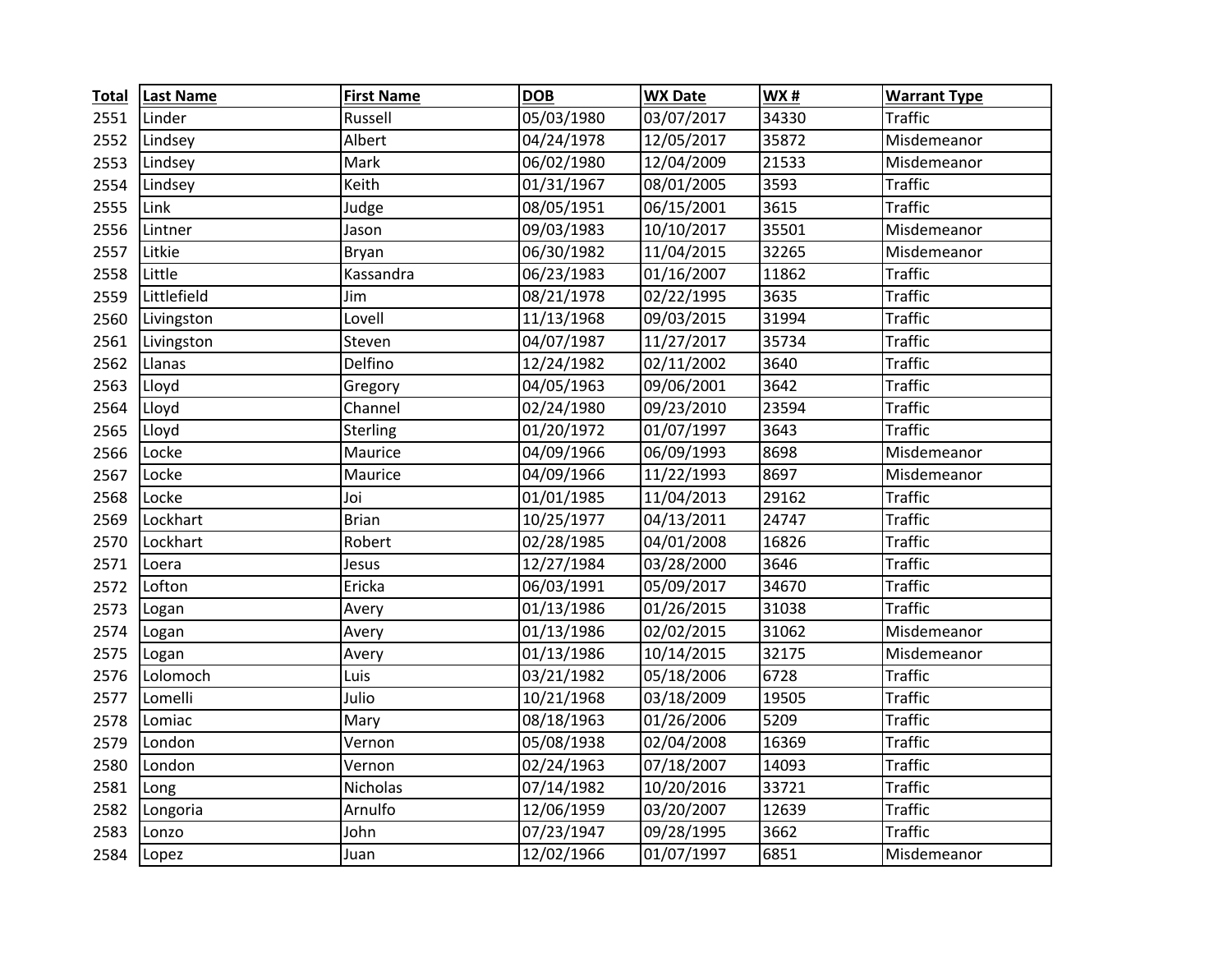| Total | Last Name | First Name | DOB | WX Date | WX # | Warrant Type |
|---|---|---|---|---|---|---|
| 2551 | Linder | Russell | 05/03/1980 | 03/07/2017 | 34330 | Traffic |
| 2552 | Lindsey | Albert | 04/24/1978 | 12/05/2017 | 35872 | Misdemeanor |
| 2553 | Lindsey | Mark | 06/02/1980 | 12/04/2009 | 21533 | Misdemeanor |
| 2554 | Lindsey | Keith | 01/31/1967 | 08/01/2005 | 3593 | Traffic |
| 2555 | Link | Judge | 08/05/1951 | 06/15/2001 | 3615 | Traffic |
| 2556 | Lintner | Jason | 09/03/1983 | 10/10/2017 | 35501 | Misdemeanor |
| 2557 | Litkie | Bryan | 06/30/1982 | 11/04/2015 | 32265 | Misdemeanor |
| 2558 | Little | Kassandra | 06/23/1983 | 01/16/2007 | 11862 | Traffic |
| 2559 | Littlefield | Jim | 08/21/1978 | 02/22/1995 | 3635 | Traffic |
| 2560 | Livingston | Lovell | 11/13/1968 | 09/03/2015 | 31994 | Traffic |
| 2561 | Livingston | Steven | 04/07/1987 | 11/27/2017 | 35734 | Traffic |
| 2562 | Llanas | Delfino | 12/24/1982 | 02/11/2002 | 3640 | Traffic |
| 2563 | Lloyd | Gregory | 04/05/1963 | 09/06/2001 | 3642 | Traffic |
| 2564 | Lloyd | Channel | 02/24/1980 | 09/23/2010 | 23594 | Traffic |
| 2565 | Lloyd | Sterling | 01/20/1972 | 01/07/1997 | 3643 | Traffic |
| 2566 | Locke | Maurice | 04/09/1966 | 06/09/1993 | 8698 | Misdemeanor |
| 2567 | Locke | Maurice | 04/09/1966 | 11/22/1993 | 8697 | Misdemeanor |
| 2568 | Locke | Joi | 01/01/1985 | 11/04/2013 | 29162 | Traffic |
| 2569 | Lockhart | Brian | 10/25/1977 | 04/13/2011 | 24747 | Traffic |
| 2570 | Lockhart | Robert | 02/28/1985 | 04/01/2008 | 16826 | Traffic |
| 2571 | Loera | Jesus | 12/27/1984 | 03/28/2000 | 3646 | Traffic |
| 2572 | Lofton | Ericka | 06/03/1991 | 05/09/2017 | 34670 | Traffic |
| 2573 | Logan | Avery | 01/13/1986 | 01/26/2015 | 31038 | Traffic |
| 2574 | Logan | Avery | 01/13/1986 | 02/02/2015 | 31062 | Misdemeanor |
| 2575 | Logan | Avery | 01/13/1986 | 10/14/2015 | 32175 | Misdemeanor |
| 2576 | Lolomoch | Luis | 03/21/1982 | 05/18/2006 | 6728 | Traffic |
| 2577 | Lomelli | Julio | 10/21/1968 | 03/18/2009 | 19505 | Traffic |
| 2578 | Lomiac | Mary | 08/18/1963 | 01/26/2006 | 5209 | Traffic |
| 2579 | London | Vernon | 05/08/1938 | 02/04/2008 | 16369 | Traffic |
| 2580 | London | Vernon | 02/24/1963 | 07/18/2007 | 14093 | Traffic |
| 2581 | Long | Nicholas | 07/14/1982 | 10/20/2016 | 33721 | Traffic |
| 2582 | Longoria | Arnulfo | 12/06/1959 | 03/20/2007 | 12639 | Traffic |
| 2583 | Lonzo | John | 07/23/1947 | 09/28/1995 | 3662 | Traffic |
| 2584 | Lopez | Juan | 12/02/1966 | 01/07/1997 | 6851 | Misdemeanor |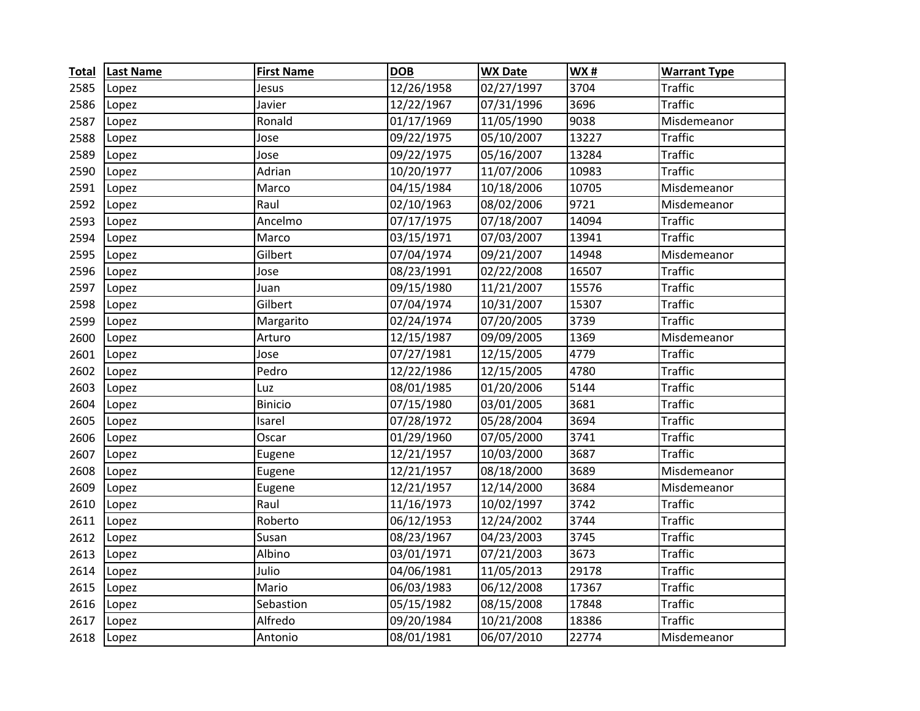| Total | Last Name | First Name | DOB | WX Date | WX # | Warrant Type |
|---|---|---|---|---|---|---|
| 2585 | Lopez | Jesus | 12/26/1958 | 02/27/1997 | 3704 | Traffic |
| 2586 | Lopez | Javier | 12/22/1967 | 07/31/1996 | 3696 | Traffic |
| 2587 | Lopez | Ronald | 01/17/1969 | 11/05/1990 | 9038 | Misdemeanor |
| 2588 | Lopez | Jose | 09/22/1975 | 05/10/2007 | 13227 | Traffic |
| 2589 | Lopez | Jose | 09/22/1975 | 05/16/2007 | 13284 | Traffic |
| 2590 | Lopez | Adrian | 10/20/1977 | 11/07/2006 | 10983 | Traffic |
| 2591 | Lopez | Marco | 04/15/1984 | 10/18/2006 | 10705 | Misdemeanor |
| 2592 | Lopez | Raul | 02/10/1963 | 08/02/2006 | 9721 | Misdemeanor |
| 2593 | Lopez | Ancelmo | 07/17/1975 | 07/18/2007 | 14094 | Traffic |
| 2594 | Lopez | Marco | 03/15/1971 | 07/03/2007 | 13941 | Traffic |
| 2595 | Lopez | Gilbert | 07/04/1974 | 09/21/2007 | 14948 | Misdemeanor |
| 2596 | Lopez | Jose | 08/23/1991 | 02/22/2008 | 16507 | Traffic |
| 2597 | Lopez | Juan | 09/15/1980 | 11/21/2007 | 15576 | Traffic |
| 2598 | Lopez | Gilbert | 07/04/1974 | 10/31/2007 | 15307 | Traffic |
| 2599 | Lopez | Margarito | 02/24/1974 | 07/20/2005 | 3739 | Traffic |
| 2600 | Lopez | Arturo | 12/15/1987 | 09/09/2005 | 1369 | Misdemeanor |
| 2601 | Lopez | Jose | 07/27/1981 | 12/15/2005 | 4779 | Traffic |
| 2602 | Lopez | Pedro | 12/22/1986 | 12/15/2005 | 4780 | Traffic |
| 2603 | Lopez | Luz | 08/01/1985 | 01/20/2006 | 5144 | Traffic |
| 2604 | Lopez | Binicio | 07/15/1980 | 03/01/2005 | 3681 | Traffic |
| 2605 | Lopez | Isarel | 07/28/1972 | 05/28/2004 | 3694 | Traffic |
| 2606 | Lopez | Oscar | 01/29/1960 | 07/05/2000 | 3741 | Traffic |
| 2607 | Lopez | Eugene | 12/21/1957 | 10/03/2000 | 3687 | Traffic |
| 2608 | Lopez | Eugene | 12/21/1957 | 08/18/2000 | 3689 | Misdemeanor |
| 2609 | Lopez | Eugene | 12/21/1957 | 12/14/2000 | 3684 | Misdemeanor |
| 2610 | Lopez | Raul | 11/16/1973 | 10/02/1997 | 3742 | Traffic |
| 2611 | Lopez | Roberto | 06/12/1953 | 12/24/2002 | 3744 | Traffic |
| 2612 | Lopez | Susan | 08/23/1967 | 04/23/2003 | 3745 | Traffic |
| 2613 | Lopez | Albino | 03/01/1971 | 07/21/2003 | 3673 | Traffic |
| 2614 | Lopez | Julio | 04/06/1981 | 11/05/2013 | 29178 | Traffic |
| 2615 | Lopez | Mario | 06/03/1983 | 06/12/2008 | 17367 | Traffic |
| 2616 | Lopez | Sebastion | 05/15/1982 | 08/15/2008 | 17848 | Traffic |
| 2617 | Lopez | Alfredo | 09/20/1984 | 10/21/2008 | 18386 | Traffic |
| 2618 | Lopez | Antonio | 08/01/1981 | 06/07/2010 | 22774 | Misdemeanor |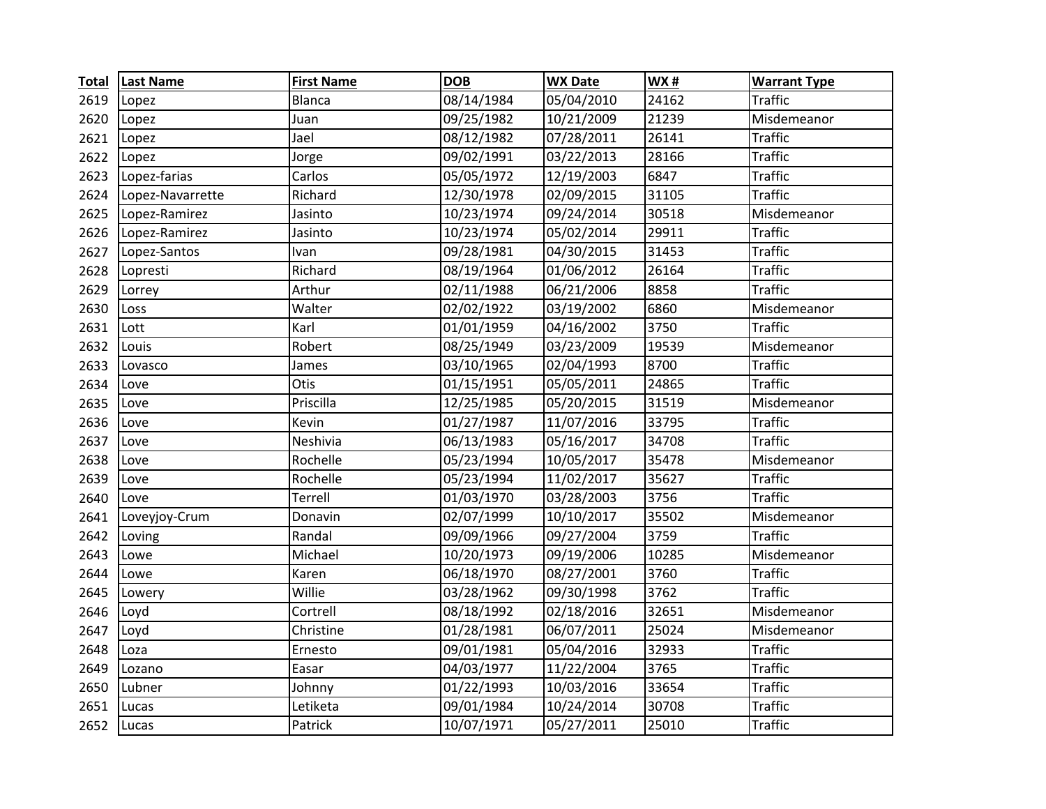| Total | Last Name | First Name | DOB | WX Date | WX # | Warrant Type |
|---|---|---|---|---|---|---|
| 2619 | Lopez | Blanca | 08/14/1984 | 05/04/2010 | 24162 | Traffic |
| 2620 | Lopez | Juan | 09/25/1982 | 10/21/2009 | 21239 | Misdemeanor |
| 2621 | Lopez | Jael | 08/12/1982 | 07/28/2011 | 26141 | Traffic |
| 2622 | Lopez | Jorge | 09/02/1991 | 03/22/2013 | 28166 | Traffic |
| 2623 | Lopez-farias | Carlos | 05/05/1972 | 12/19/2003 | 6847 | Traffic |
| 2624 | Lopez-Navarrette | Richard | 12/30/1978 | 02/09/2015 | 31105 | Traffic |
| 2625 | Lopez-Ramirez | Jasinto | 10/23/1974 | 09/24/2014 | 30518 | Misdemeanor |
| 2626 | Lopez-Ramirez | Jasinto | 10/23/1974 | 05/02/2014 | 29911 | Traffic |
| 2627 | Lopez-Santos | Ivan | 09/28/1981 | 04/30/2015 | 31453 | Traffic |
| 2628 | Lopresti | Richard | 08/19/1964 | 01/06/2012 | 26164 | Traffic |
| 2629 | Lorrey | Arthur | 02/11/1988 | 06/21/2006 | 8858 | Traffic |
| 2630 | Loss | Walter | 02/02/1922 | 03/19/2002 | 6860 | Misdemeanor |
| 2631 | Lott | Karl | 01/01/1959 | 04/16/2002 | 3750 | Traffic |
| 2632 | Louis | Robert | 08/25/1949 | 03/23/2009 | 19539 | Misdemeanor |
| 2633 | Lovasco | James | 03/10/1965 | 02/04/1993 | 8700 | Traffic |
| 2634 | Love | Otis | 01/15/1951 | 05/05/2011 | 24865 | Traffic |
| 2635 | Love | Priscilla | 12/25/1985 | 05/20/2015 | 31519 | Misdemeanor |
| 2636 | Love | Kevin | 01/27/1987 | 11/07/2016 | 33795 | Traffic |
| 2637 | Love | Neshivia | 06/13/1983 | 05/16/2017 | 34708 | Traffic |
| 2638 | Love | Rochelle | 05/23/1994 | 10/05/2017 | 35478 | Misdemeanor |
| 2639 | Love | Rochelle | 05/23/1994 | 11/02/2017 | 35627 | Traffic |
| 2640 | Love | Terrell | 01/03/1970 | 03/28/2003 | 3756 | Traffic |
| 2641 | Loveyjoy-Crum | Donavin | 02/07/1999 | 10/10/2017 | 35502 | Misdemeanor |
| 2642 | Loving | Randal | 09/09/1966 | 09/27/2004 | 3759 | Traffic |
| 2643 | Lowe | Michael | 10/20/1973 | 09/19/2006 | 10285 | Misdemeanor |
| 2644 | Lowe | Karen | 06/18/1970 | 08/27/2001 | 3760 | Traffic |
| 2645 | Lowery | Willie | 03/28/1962 | 09/30/1998 | 3762 | Traffic |
| 2646 | Loyd | Cortrell | 08/18/1992 | 02/18/2016 | 32651 | Misdemeanor |
| 2647 | Loyd | Christine | 01/28/1981 | 06/07/2011 | 25024 | Misdemeanor |
| 2648 | Loza | Ernesto | 09/01/1981 | 05/04/2016 | 32933 | Traffic |
| 2649 | Lozano | Easar | 04/03/1977 | 11/22/2004 | 3765 | Traffic |
| 2650 | Lubner | Johnny | 01/22/1993 | 10/03/2016 | 33654 | Traffic |
| 2651 | Lucas | Letiketa | 09/01/1984 | 10/24/2014 | 30708 | Traffic |
| 2652 | Lucas | Patrick | 10/07/1971 | 05/27/2011 | 25010 | Traffic |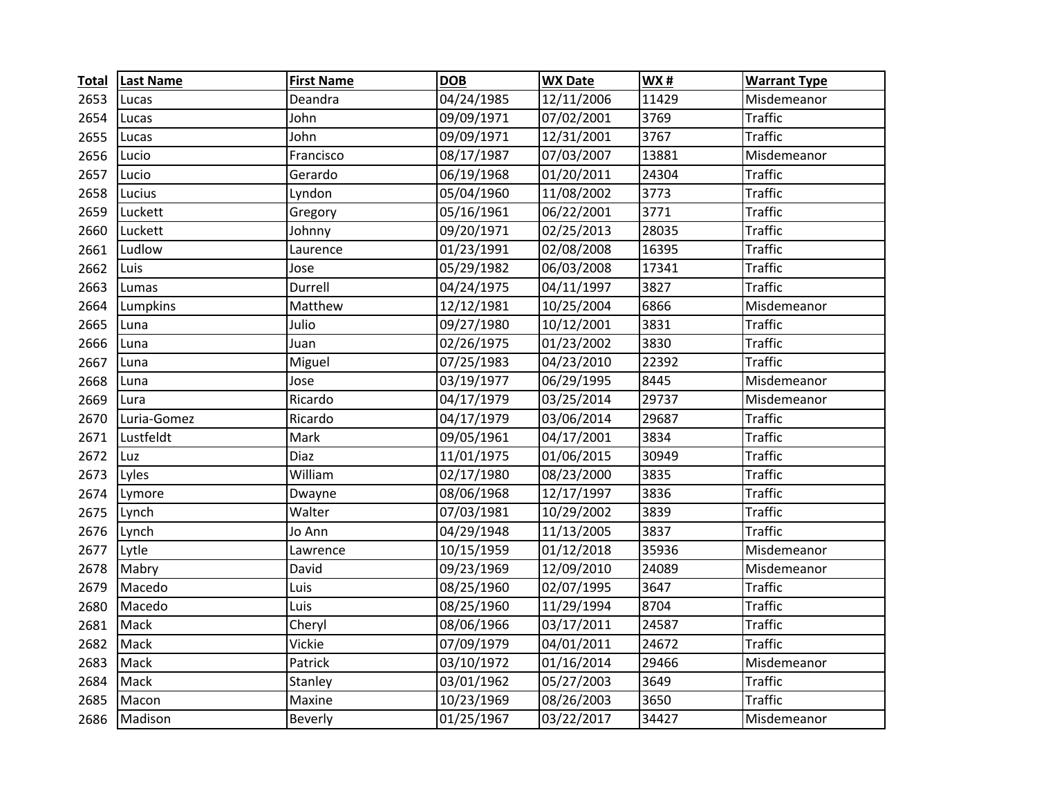| Total | Last Name | First Name | DOB | WX Date | WX # | Warrant Type |
|---|---|---|---|---|---|---|
| 2653 | Lucas | Deandra | 04/24/1985 | 12/11/2006 | 11429 | Misdemeanor |
| 2654 | Lucas | John | 09/09/1971 | 07/02/2001 | 3769 | Traffic |
| 2655 | Lucas | John | 09/09/1971 | 12/31/2001 | 3767 | Traffic |
| 2656 | Lucio | Francisco | 08/17/1987 | 07/03/2007 | 13881 | Misdemeanor |
| 2657 | Lucio | Gerardo | 06/19/1968 | 01/20/2011 | 24304 | Traffic |
| 2658 | Lucius | Lyndon | 05/04/1960 | 11/08/2002 | 3773 | Traffic |
| 2659 | Luckett | Gregory | 05/16/1961 | 06/22/2001 | 3771 | Traffic |
| 2660 | Luckett | Johnny | 09/20/1971 | 02/25/2013 | 28035 | Traffic |
| 2661 | Ludlow | Laurence | 01/23/1991 | 02/08/2008 | 16395 | Traffic |
| 2662 | Luis | Jose | 05/29/1982 | 06/03/2008 | 17341 | Traffic |
| 2663 | Lumas | Durrell | 04/24/1975 | 04/11/1997 | 3827 | Traffic |
| 2664 | Lumpkins | Matthew | 12/12/1981 | 10/25/2004 | 6866 | Misdemeanor |
| 2665 | Luna | Julio | 09/27/1980 | 10/12/2001 | 3831 | Traffic |
| 2666 | Luna | Juan | 02/26/1975 | 01/23/2002 | 3830 | Traffic |
| 2667 | Luna | Miguel | 07/25/1983 | 04/23/2010 | 22392 | Traffic |
| 2668 | Luna | Jose | 03/19/1977 | 06/29/1995 | 8445 | Misdemeanor |
| 2669 | Lura | Ricardo | 04/17/1979 | 03/25/2014 | 29737 | Misdemeanor |
| 2670 | Luria-Gomez | Ricardo | 04/17/1979 | 03/06/2014 | 29687 | Traffic |
| 2671 | Lustfeldt | Mark | 09/05/1961 | 04/17/2001 | 3834 | Traffic |
| 2672 | Luz | Diaz | 11/01/1975 | 01/06/2015 | 30949 | Traffic |
| 2673 | Lyles | William | 02/17/1980 | 08/23/2000 | 3835 | Traffic |
| 2674 | Lymore | Dwayne | 08/06/1968 | 12/17/1997 | 3836 | Traffic |
| 2675 | Lynch | Walter | 07/03/1981 | 10/29/2002 | 3839 | Traffic |
| 2676 | Lynch | Jo Ann | 04/29/1948 | 11/13/2005 | 3837 | Traffic |
| 2677 | Lytle | Lawrence | 10/15/1959 | 01/12/2018 | 35936 | Misdemeanor |
| 2678 | Mabry | David | 09/23/1969 | 12/09/2010 | 24089 | Misdemeanor |
| 2679 | Macedo | Luis | 08/25/1960 | 02/07/1995 | 3647 | Traffic |
| 2680 | Macedo | Luis | 08/25/1960 | 11/29/1994 | 8704 | Traffic |
| 2681 | Mack | Cheryl | 08/06/1966 | 03/17/2011 | 24587 | Traffic |
| 2682 | Mack | Vickie | 07/09/1979 | 04/01/2011 | 24672 | Traffic |
| 2683 | Mack | Patrick | 03/10/1972 | 01/16/2014 | 29466 | Misdemeanor |
| 2684 | Mack | Stanley | 03/01/1962 | 05/27/2003 | 3649 | Traffic |
| 2685 | Macon | Maxine | 10/23/1969 | 08/26/2003 | 3650 | Traffic |
| 2686 | Madison | Beverly | 01/25/1967 | 03/22/2017 | 34427 | Misdemeanor |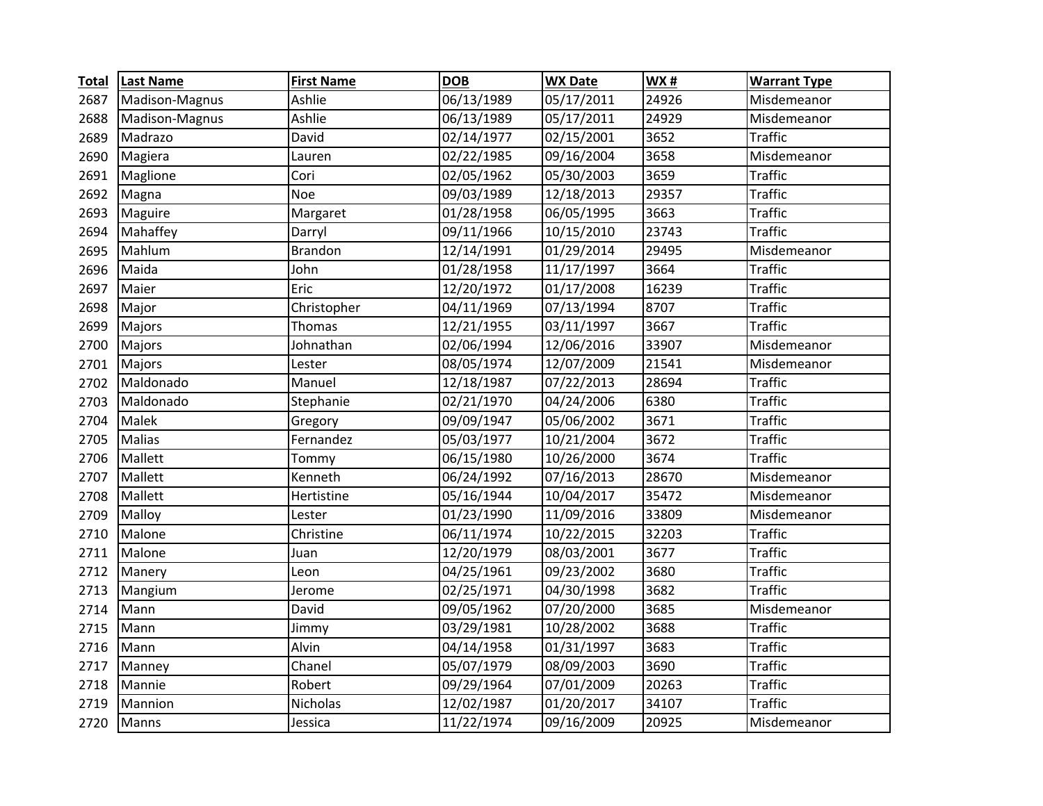| Total | Last Name | First Name | DOB | WX Date | WX # | Warrant Type |
|---|---|---|---|---|---|---|
| 2687 | Madison-Magnus | Ashlie | 06/13/1989 | 05/17/2011 | 24926 | Misdemeanor |
| 2688 | Madison-Magnus | Ashlie | 06/13/1989 | 05/17/2011 | 24929 | Misdemeanor |
| 2689 | Madrazo | David | 02/14/1977 | 02/15/2001 | 3652 | Traffic |
| 2690 | Magiera | Lauren | 02/22/1985 | 09/16/2004 | 3658 | Misdemeanor |
| 2691 | Maglione | Cori | 02/05/1962 | 05/30/2003 | 3659 | Traffic |
| 2692 | Magna | Noe | 09/03/1989 | 12/18/2013 | 29357 | Traffic |
| 2693 | Maguire | Margaret | 01/28/1958 | 06/05/1995 | 3663 | Traffic |
| 2694 | Mahaffey | Darryl | 09/11/1966 | 10/15/2010 | 23743 | Traffic |
| 2695 | Mahlum | Brandon | 12/14/1991 | 01/29/2014 | 29495 | Misdemeanor |
| 2696 | Maida | John | 01/28/1958 | 11/17/1997 | 3664 | Traffic |
| 2697 | Maier | Eric | 12/20/1972 | 01/17/2008 | 16239 | Traffic |
| 2698 | Major | Christopher | 04/11/1969 | 07/13/1994 | 8707 | Traffic |
| 2699 | Majors | Thomas | 12/21/1955 | 03/11/1997 | 3667 | Traffic |
| 2700 | Majors | Johnathan | 02/06/1994 | 12/06/2016 | 33907 | Misdemeanor |
| 2701 | Majors | Lester | 08/05/1974 | 12/07/2009 | 21541 | Misdemeanor |
| 2702 | Maldonado | Manuel | 12/18/1987 | 07/22/2013 | 28694 | Traffic |
| 2703 | Maldonado | Stephanie | 02/21/1970 | 04/24/2006 | 6380 | Traffic |
| 2704 | Malek | Gregory | 09/09/1947 | 05/06/2002 | 3671 | Traffic |
| 2705 | Malias | Fernandez | 05/03/1977 | 10/21/2004 | 3672 | Traffic |
| 2706 | Mallett | Tommy | 06/15/1980 | 10/26/2000 | 3674 | Traffic |
| 2707 | Mallett | Kenneth | 06/24/1992 | 07/16/2013 | 28670 | Misdemeanor |
| 2708 | Mallett | Hertistine | 05/16/1944 | 10/04/2017 | 35472 | Misdemeanor |
| 2709 | Malloy | Lester | 01/23/1990 | 11/09/2016 | 33809 | Misdemeanor |
| 2710 | Malone | Christine | 06/11/1974 | 10/22/2015 | 32203 | Traffic |
| 2711 | Malone | Juan | 12/20/1979 | 08/03/2001 | 3677 | Traffic |
| 2712 | Manery | Leon | 04/25/1961 | 09/23/2002 | 3680 | Traffic |
| 2713 | Mangium | Jerome | 02/25/1971 | 04/30/1998 | 3682 | Traffic |
| 2714 | Mann | David | 09/05/1962 | 07/20/2000 | 3685 | Misdemeanor |
| 2715 | Mann | Jimmy | 03/29/1981 | 10/28/2002 | 3688 | Traffic |
| 2716 | Mann | Alvin | 04/14/1958 | 01/31/1997 | 3683 | Traffic |
| 2717 | Manney | Chanel | 05/07/1979 | 08/09/2003 | 3690 | Traffic |
| 2718 | Mannie | Robert | 09/29/1964 | 07/01/2009 | 20263 | Traffic |
| 2719 | Mannion | Nicholas | 12/02/1987 | 01/20/2017 | 34107 | Traffic |
| 2720 | Manns | Jessica | 11/22/1974 | 09/16/2009 | 20925 | Misdemeanor |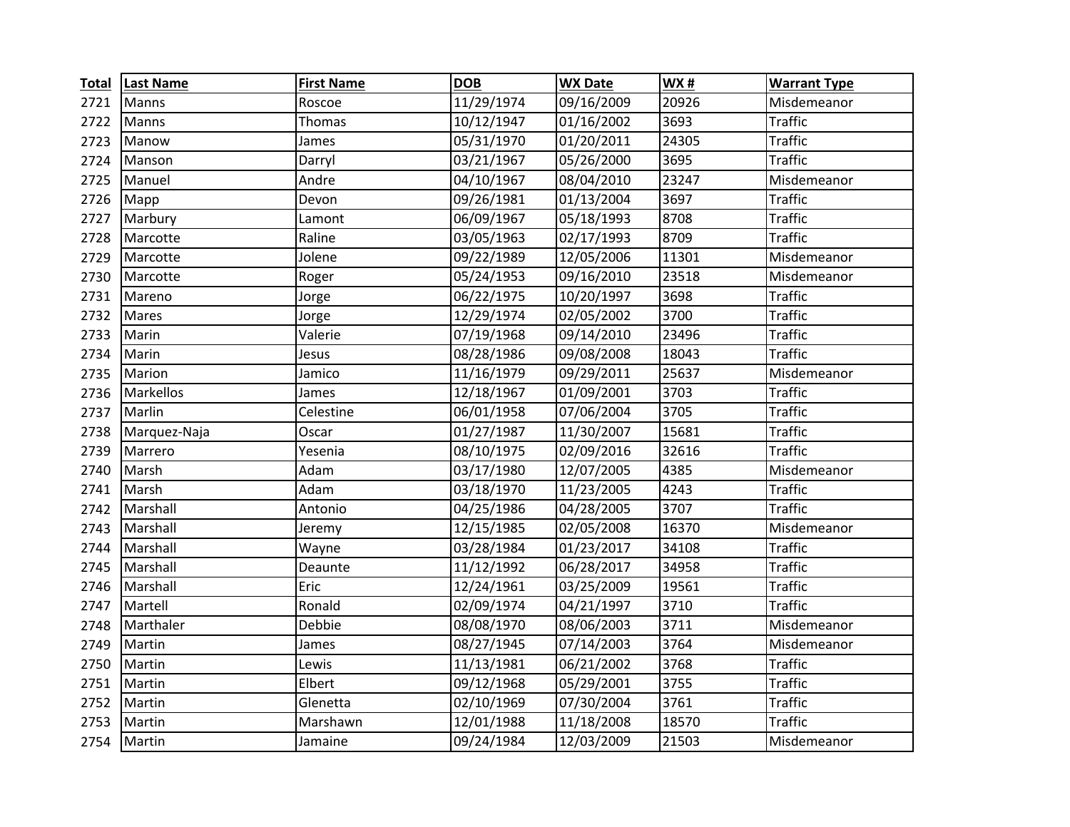| Total | Last Name | First Name | DOB | WX Date | WX # | Warrant Type |
|---|---|---|---|---|---|---|
| 2721 | Manns | Roscoe | 11/29/1974 | 09/16/2009 | 20926 | Misdemeanor |
| 2722 | Manns | Thomas | 10/12/1947 | 01/16/2002 | 3693 | Traffic |
| 2723 | Manow | James | 05/31/1970 | 01/20/2011 | 24305 | Traffic |
| 2724 | Manson | Darryl | 03/21/1967 | 05/26/2000 | 3695 | Traffic |
| 2725 | Manuel | Andre | 04/10/1967 | 08/04/2010 | 23247 | Misdemeanor |
| 2726 | Mapp | Devon | 09/26/1981 | 01/13/2004 | 3697 | Traffic |
| 2727 | Marbury | Lamont | 06/09/1967 | 05/18/1993 | 8708 | Traffic |
| 2728 | Marcotte | Raline | 03/05/1963 | 02/17/1993 | 8709 | Traffic |
| 2729 | Marcotte | Jolene | 09/22/1989 | 12/05/2006 | 11301 | Misdemeanor |
| 2730 | Marcotte | Roger | 05/24/1953 | 09/16/2010 | 23518 | Misdemeanor |
| 2731 | Mareno | Jorge | 06/22/1975 | 10/20/1997 | 3698 | Traffic |
| 2732 | Mares | Jorge | 12/29/1974 | 02/05/2002 | 3700 | Traffic |
| 2733 | Marin | Valerie | 07/19/1968 | 09/14/2010 | 23496 | Traffic |
| 2734 | Marin | Jesus | 08/28/1986 | 09/08/2008 | 18043 | Traffic |
| 2735 | Marion | Jamico | 11/16/1979 | 09/29/2011 | 25637 | Misdemeanor |
| 2736 | Markellos | James | 12/18/1967 | 01/09/2001 | 3703 | Traffic |
| 2737 | Marlin | Celestine | 06/01/1958 | 07/06/2004 | 3705 | Traffic |
| 2738 | Marquez-Naja | Oscar | 01/27/1987 | 11/30/2007 | 15681 | Traffic |
| 2739 | Marrero | Yesenia | 08/10/1975 | 02/09/2016 | 32616 | Traffic |
| 2740 | Marsh | Adam | 03/17/1980 | 12/07/2005 | 4385 | Misdemeanor |
| 2741 | Marsh | Adam | 03/18/1970 | 11/23/2005 | 4243 | Traffic |
| 2742 | Marshall | Antonio | 04/25/1986 | 04/28/2005 | 3707 | Traffic |
| 2743 | Marshall | Jeremy | 12/15/1985 | 02/05/2008 | 16370 | Misdemeanor |
| 2744 | Marshall | Wayne | 03/28/1984 | 01/23/2017 | 34108 | Traffic |
| 2745 | Marshall | Deaunte | 11/12/1992 | 06/28/2017 | 34958 | Traffic |
| 2746 | Marshall | Eric | 12/24/1961 | 03/25/2009 | 19561 | Traffic |
| 2747 | Martell | Ronald | 02/09/1974 | 04/21/1997 | 3710 | Traffic |
| 2748 | Marthaler | Debbie | 08/08/1970 | 08/06/2003 | 3711 | Misdemeanor |
| 2749 | Martin | James | 08/27/1945 | 07/14/2003 | 3764 | Misdemeanor |
| 2750 | Martin | Lewis | 11/13/1981 | 06/21/2002 | 3768 | Traffic |
| 2751 | Martin | Elbert | 09/12/1968 | 05/29/2001 | 3755 | Traffic |
| 2752 | Martin | Glenetta | 02/10/1969 | 07/30/2004 | 3761 | Traffic |
| 2753 | Martin | Marshawn | 12/01/1988 | 11/18/2008 | 18570 | Traffic |
| 2754 | Martin | Jamaine | 09/24/1984 | 12/03/2009 | 21503 | Misdemeanor |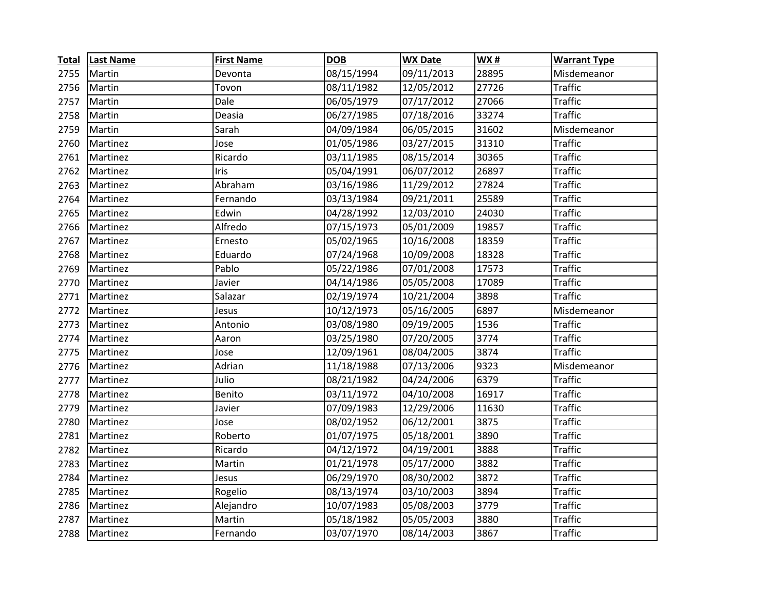| Total | Last Name | First Name | DOB | WX Date | WX # | Warrant Type |
|---|---|---|---|---|---|---|
| 2755 | Martin | Devonta | 08/15/1994 | 09/11/2013 | 28895 | Misdemeanor |
| 2756 | Martin | Tovon | 08/11/1982 | 12/05/2012 | 27726 | Traffic |
| 2757 | Martin | Dale | 06/05/1979 | 07/17/2012 | 27066 | Traffic |
| 2758 | Martin | Deasia | 06/27/1985 | 07/18/2016 | 33274 | Traffic |
| 2759 | Martin | Sarah | 04/09/1984 | 06/05/2015 | 31602 | Misdemeanor |
| 2760 | Martinez | Jose | 01/05/1986 | 03/27/2015 | 31310 | Traffic |
| 2761 | Martinez | Ricardo | 03/11/1985 | 08/15/2014 | 30365 | Traffic |
| 2762 | Martinez | Iris | 05/04/1991 | 06/07/2012 | 26897 | Traffic |
| 2763 | Martinez | Abraham | 03/16/1986 | 11/29/2012 | 27824 | Traffic |
| 2764 | Martinez | Fernando | 03/13/1984 | 09/21/2011 | 25589 | Traffic |
| 2765 | Martinez | Edwin | 04/28/1992 | 12/03/2010 | 24030 | Traffic |
| 2766 | Martinez | Alfredo | 07/15/1973 | 05/01/2009 | 19857 | Traffic |
| 2767 | Martinez | Ernesto | 05/02/1965 | 10/16/2008 | 18359 | Traffic |
| 2768 | Martinez | Eduardo | 07/24/1968 | 10/09/2008 | 18328 | Traffic |
| 2769 | Martinez | Pablo | 05/22/1986 | 07/01/2008 | 17573 | Traffic |
| 2770 | Martinez | Javier | 04/14/1986 | 05/05/2008 | 17089 | Traffic |
| 2771 | Martinez | Salazar | 02/19/1974 | 10/21/2004 | 3898 | Traffic |
| 2772 | Martinez | Jesus | 10/12/1973 | 05/16/2005 | 6897 | Misdemeanor |
| 2773 | Martinez | Antonio | 03/08/1980 | 09/19/2005 | 1536 | Traffic |
| 2774 | Martinez | Aaron | 03/25/1980 | 07/20/2005 | 3774 | Traffic |
| 2775 | Martinez | Jose | 12/09/1961 | 08/04/2005 | 3874 | Traffic |
| 2776 | Martinez | Adrian | 11/18/1988 | 07/13/2006 | 9323 | Misdemeanor |
| 2777 | Martinez | Julio | 08/21/1982 | 04/24/2006 | 6379 | Traffic |
| 2778 | Martinez | Benito | 03/11/1972 | 04/10/2008 | 16917 | Traffic |
| 2779 | Martinez | Javier | 07/09/1983 | 12/29/2006 | 11630 | Traffic |
| 2780 | Martinez | Jose | 08/02/1952 | 06/12/2001 | 3875 | Traffic |
| 2781 | Martinez | Roberto | 01/07/1975 | 05/18/2001 | 3890 | Traffic |
| 2782 | Martinez | Ricardo | 04/12/1972 | 04/19/2001 | 3888 | Traffic |
| 2783 | Martinez | Martin | 01/21/1978 | 05/17/2000 | 3882 | Traffic |
| 2784 | Martinez | Jesus | 06/29/1970 | 08/30/2002 | 3872 | Traffic |
| 2785 | Martinez | Rogelio | 08/13/1974 | 03/10/2003 | 3894 | Traffic |
| 2786 | Martinez | Alejandro | 10/07/1983 | 05/08/2003 | 3779 | Traffic |
| 2787 | Martinez | Martin | 05/18/1982 | 05/05/2003 | 3880 | Traffic |
| 2788 | Martinez | Fernando | 03/07/1970 | 08/14/2003 | 3867 | Traffic |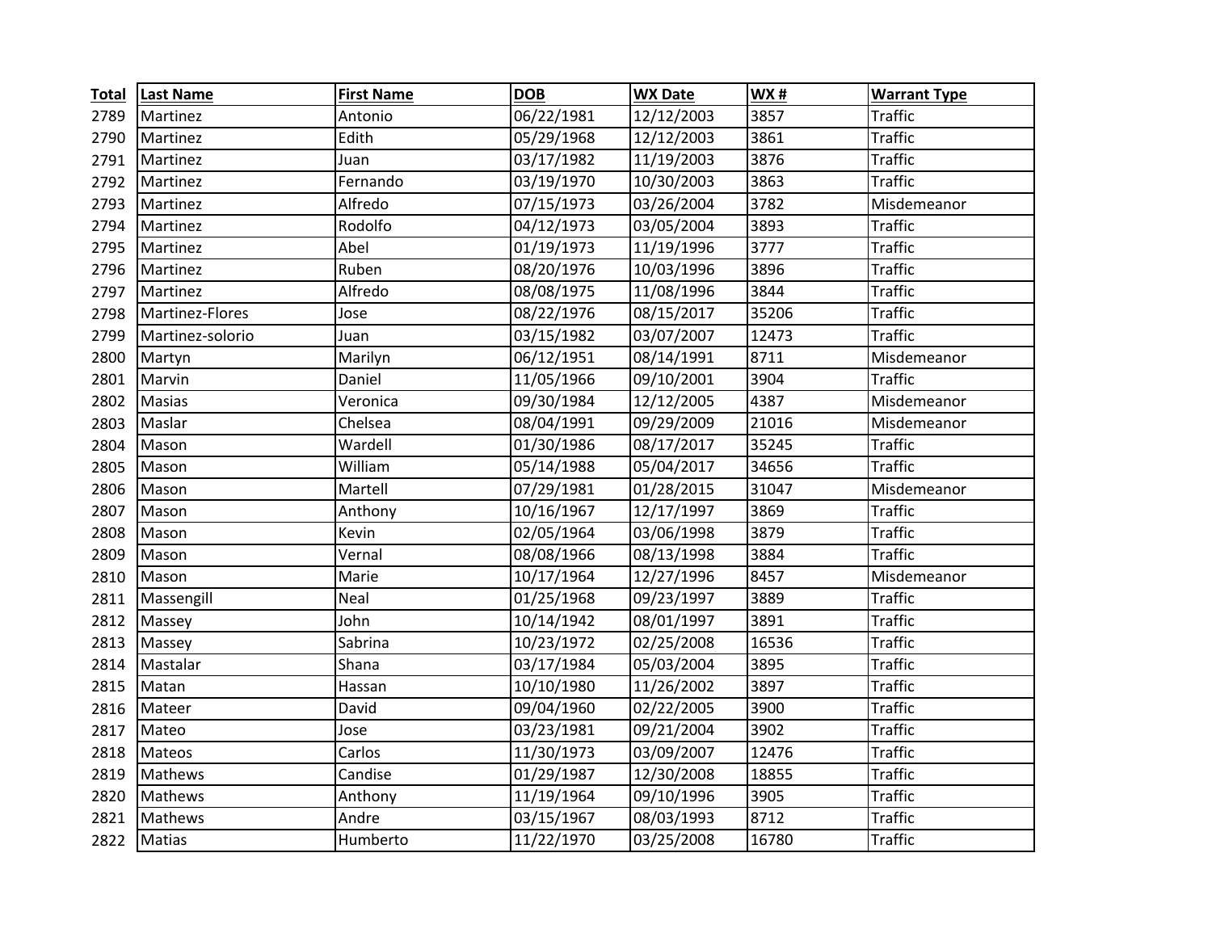| Total | Last Name | First Name | DOB | WX Date | WX # | Warrant Type |
|---|---|---|---|---|---|---|
| 2789 | Martinez | Antonio | 06/22/1981 | 12/12/2003 | 3857 | Traffic |
| 2790 | Martinez | Edith | 05/29/1968 | 12/12/2003 | 3861 | Traffic |
| 2791 | Martinez | Juan | 03/17/1982 | 11/19/2003 | 3876 | Traffic |
| 2792 | Martinez | Fernando | 03/19/1970 | 10/30/2003 | 3863 | Traffic |
| 2793 | Martinez | Alfredo | 07/15/1973 | 03/26/2004 | 3782 | Misdemeanor |
| 2794 | Martinez | Rodolfo | 04/12/1973 | 03/05/2004 | 3893 | Traffic |
| 2795 | Martinez | Abel | 01/19/1973 | 11/19/1996 | 3777 | Traffic |
| 2796 | Martinez | Ruben | 08/20/1976 | 10/03/1996 | 3896 | Traffic |
| 2797 | Martinez | Alfredo | 08/08/1975 | 11/08/1996 | 3844 | Traffic |
| 2798 | Martinez-Flores | Jose | 08/22/1976 | 08/15/2017 | 35206 | Traffic |
| 2799 | Martinez-solorio | Juan | 03/15/1982 | 03/07/2007 | 12473 | Traffic |
| 2800 | Martyn | Marilyn | 06/12/1951 | 08/14/1991 | 8711 | Misdemeanor |
| 2801 | Marvin | Daniel | 11/05/1966 | 09/10/2001 | 3904 | Traffic |
| 2802 | Masias | Veronica | 09/30/1984 | 12/12/2005 | 4387 | Misdemeanor |
| 2803 | Maslar | Chelsea | 08/04/1991 | 09/29/2009 | 21016 | Misdemeanor |
| 2804 | Mason | Wardell | 01/30/1986 | 08/17/2017 | 35245 | Traffic |
| 2805 | Mason | William | 05/14/1988 | 05/04/2017 | 34656 | Traffic |
| 2806 | Mason | Martell | 07/29/1981 | 01/28/2015 | 31047 | Misdemeanor |
| 2807 | Mason | Anthony | 10/16/1967 | 12/17/1997 | 3869 | Traffic |
| 2808 | Mason | Kevin | 02/05/1964 | 03/06/1998 | 3879 | Traffic |
| 2809 | Mason | Vernal | 08/08/1966 | 08/13/1998 | 3884 | Traffic |
| 2810 | Mason | Marie | 10/17/1964 | 12/27/1996 | 8457 | Misdemeanor |
| 2811 | Massengill | Neal | 01/25/1968 | 09/23/1997 | 3889 | Traffic |
| 2812 | Massey | John | 10/14/1942 | 08/01/1997 | 3891 | Traffic |
| 2813 | Massey | Sabrina | 10/23/1972 | 02/25/2008 | 16536 | Traffic |
| 2814 | Mastalar | Shana | 03/17/1984 | 05/03/2004 | 3895 | Traffic |
| 2815 | Matan | Hassan | 10/10/1980 | 11/26/2002 | 3897 | Traffic |
| 2816 | Mateer | David | 09/04/1960 | 02/22/2005 | 3900 | Traffic |
| 2817 | Mateo | Jose | 03/23/1981 | 09/21/2004 | 3902 | Traffic |
| 2818 | Mateos | Carlos | 11/30/1973 | 03/09/2007 | 12476 | Traffic |
| 2819 | Mathews | Candise | 01/29/1987 | 12/30/2008 | 18855 | Traffic |
| 2820 | Mathews | Anthony | 11/19/1964 | 09/10/1996 | 3905 | Traffic |
| 2821 | Mathews | Andre | 03/15/1967 | 08/03/1993 | 8712 | Traffic |
| 2822 | Matias | Humberto | 11/22/1970 | 03/25/2008 | 16780 | Traffic |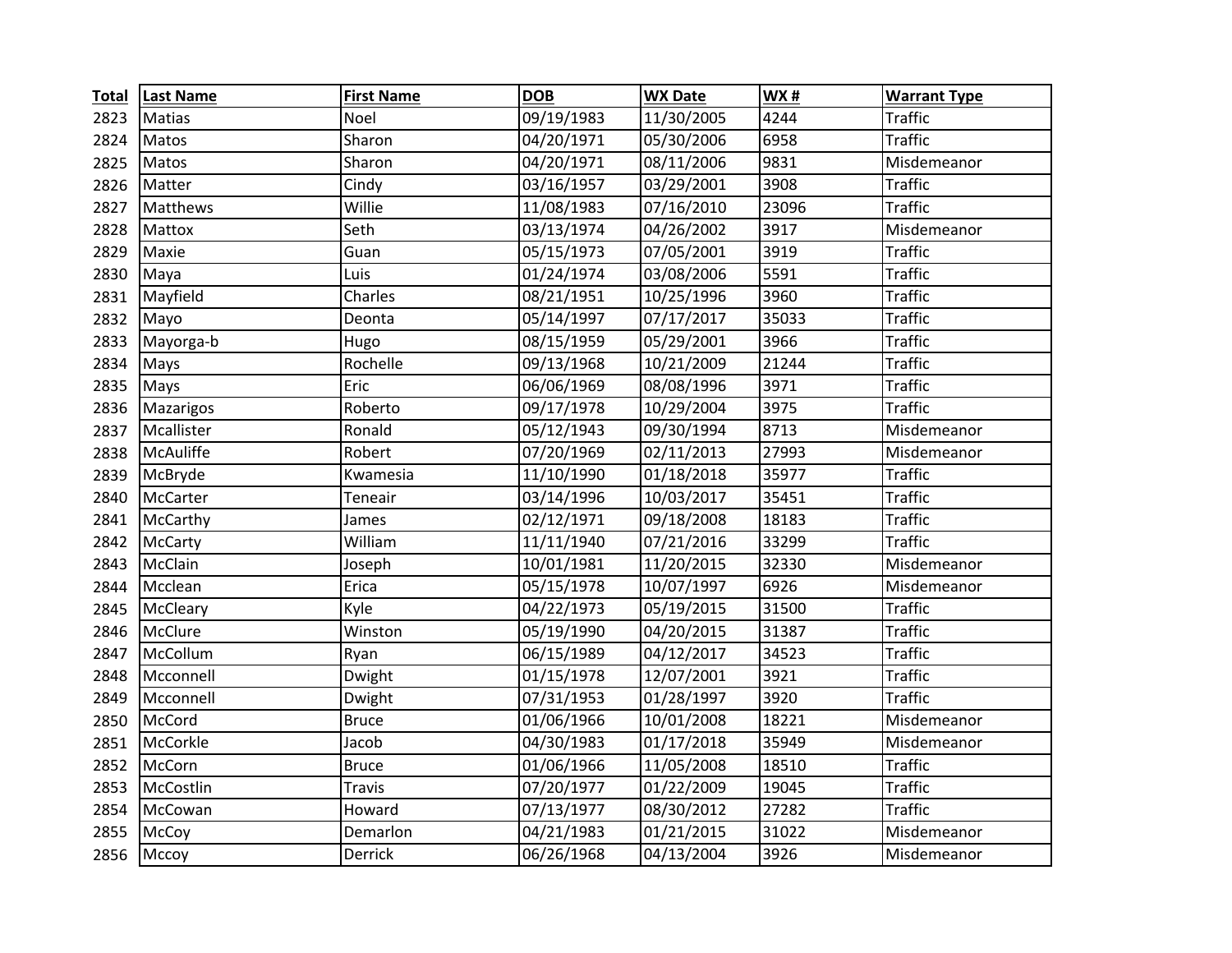| Total | Last Name | First Name | DOB | WX Date | WX # | Warrant Type |
|---|---|---|---|---|---|---|
| 2823 | Matias | Noel | 09/19/1983 | 11/30/2005 | 4244 | Traffic |
| 2824 | Matos | Sharon | 04/20/1971 | 05/30/2006 | 6958 | Traffic |
| 2825 | Matos | Sharon | 04/20/1971 | 08/11/2006 | 9831 | Misdemeanor |
| 2826 | Matter | Cindy | 03/16/1957 | 03/29/2001 | 3908 | Traffic |
| 2827 | Matthews | Willie | 11/08/1983 | 07/16/2010 | 23096 | Traffic |
| 2828 | Mattox | Seth | 03/13/1974 | 04/26/2002 | 3917 | Misdemeanor |
| 2829 | Maxie | Guan | 05/15/1973 | 07/05/2001 | 3919 | Traffic |
| 2830 | Maya | Luis | 01/24/1974 | 03/08/2006 | 5591 | Traffic |
| 2831 | Mayfield | Charles | 08/21/1951 | 10/25/1996 | 3960 | Traffic |
| 2832 | Mayo | Deonta | 05/14/1997 | 07/17/2017 | 35033 | Traffic |
| 2833 | Mayorga-b | Hugo | 08/15/1959 | 05/29/2001 | 3966 | Traffic |
| 2834 | Mays | Rochelle | 09/13/1968 | 10/21/2009 | 21244 | Traffic |
| 2835 | Mays | Eric | 06/06/1969 | 08/08/1996 | 3971 | Traffic |
| 2836 | Mazarigos | Roberto | 09/17/1978 | 10/29/2004 | 3975 | Traffic |
| 2837 | Mcallister | Ronald | 05/12/1943 | 09/30/1994 | 8713 | Misdemeanor |
| 2838 | McAuliffe | Robert | 07/20/1969 | 02/11/2013 | 27993 | Misdemeanor |
| 2839 | McBryde | Kwamesia | 11/10/1990 | 01/18/2018 | 35977 | Traffic |
| 2840 | McCarter | Teneair | 03/14/1996 | 10/03/2017 | 35451 | Traffic |
| 2841 | McCarthy | James | 02/12/1971 | 09/18/2008 | 18183 | Traffic |
| 2842 | McCarty | William | 11/11/1940 | 07/21/2016 | 33299 | Traffic |
| 2843 | McClain | Joseph | 10/01/1981 | 11/20/2015 | 32330 | Misdemeanor |
| 2844 | Mcclean | Erica | 05/15/1978 | 10/07/1997 | 6926 | Misdemeanor |
| 2845 | McCleary | Kyle | 04/22/1973 | 05/19/2015 | 31500 | Traffic |
| 2846 | McClure | Winston | 05/19/1990 | 04/20/2015 | 31387 | Traffic |
| 2847 | McCollum | Ryan | 06/15/1989 | 04/12/2017 | 34523 | Traffic |
| 2848 | Mcconnell | Dwight | 01/15/1978 | 12/07/2001 | 3921 | Traffic |
| 2849 | Mcconnell | Dwight | 07/31/1953 | 01/28/1997 | 3920 | Traffic |
| 2850 | McCord | Bruce | 01/06/1966 | 10/01/2008 | 18221 | Misdemeanor |
| 2851 | McCorkle | Jacob | 04/30/1983 | 01/17/2018 | 35949 | Misdemeanor |
| 2852 | McCorn | Bruce | 01/06/1966 | 11/05/2008 | 18510 | Traffic |
| 2853 | McCostlin | Travis | 07/20/1977 | 01/22/2009 | 19045 | Traffic |
| 2854 | McCowan | Howard | 07/13/1977 | 08/30/2012 | 27282 | Traffic |
| 2855 | McCoy | Demarlon | 04/21/1983 | 01/21/2015 | 31022 | Misdemeanor |
| 2856 | Mccoy | Derrick | 06/26/1968 | 04/13/2004 | 3926 | Misdemeanor |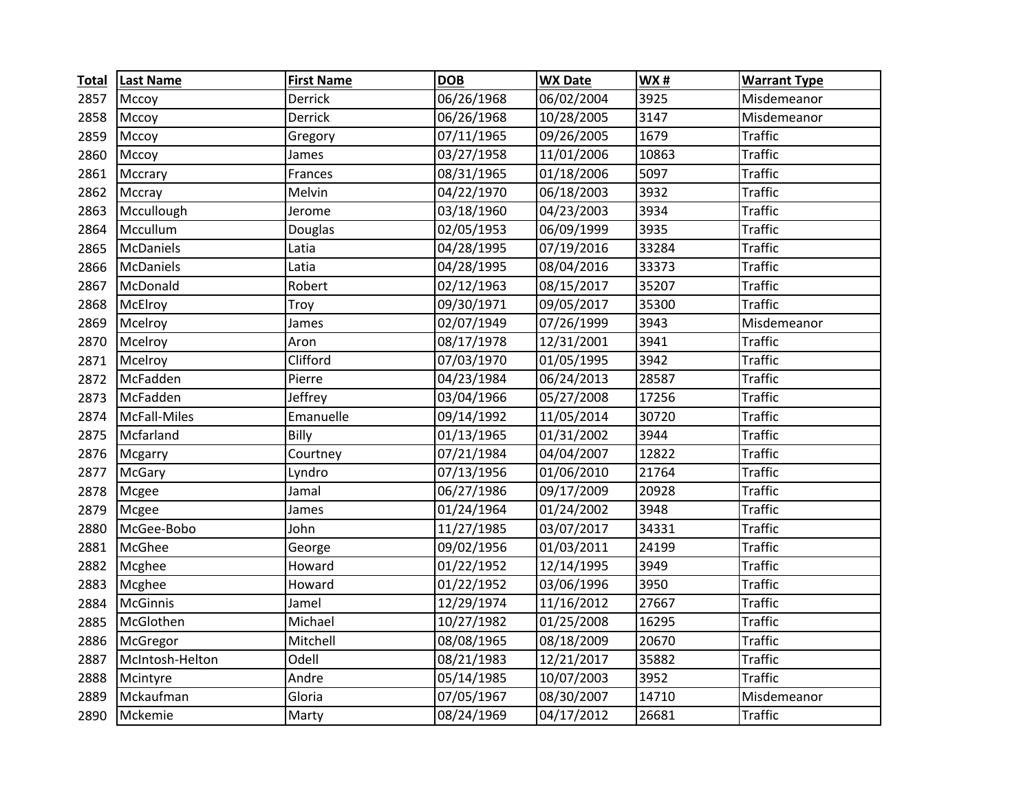| Total | Last Name | First Name | DOB | WX Date | WX # | Warrant Type |
|---|---|---|---|---|---|---|
| 2857 | Mccoy | Derrick | 06/26/1968 | 06/02/2004 | 3925 | Misdemeanor |
| 2858 | Mccoy | Derrick | 06/26/1968 | 10/28/2005 | 3147 | Misdemeanor |
| 2859 | Mccoy | Gregory | 07/11/1965 | 09/26/2005 | 1679 | Traffic |
| 2860 | Mccoy | James | 03/27/1958 | 11/01/2006 | 10863 | Traffic |
| 2861 | Mccrary | Frances | 08/31/1965 | 01/18/2006 | 5097 | Traffic |
| 2862 | Mccray | Melvin | 04/22/1970 | 06/18/2003 | 3932 | Traffic |
| 2863 | Mccullough | Jerome | 03/18/1960 | 04/23/2003 | 3934 | Traffic |
| 2864 | Mccullum | Douglas | 02/05/1953 | 06/09/1999 | 3935 | Traffic |
| 2865 | McDaniels | Latia | 04/28/1995 | 07/19/2016 | 33284 | Traffic |
| 2866 | McDaniels | Latia | 04/28/1995 | 08/04/2016 | 33373 | Traffic |
| 2867 | McDonald | Robert | 02/12/1963 | 08/15/2017 | 35207 | Traffic |
| 2868 | McElroy | Troy | 09/30/1971 | 09/05/2017 | 35300 | Traffic |
| 2869 | Mcelroy | James | 02/07/1949 | 07/26/1999 | 3943 | Misdemeanor |
| 2870 | Mcelroy | Aron | 08/17/1978 | 12/31/2001 | 3941 | Traffic |
| 2871 | Mcelroy | Clifford | 07/03/1970 | 01/05/1995 | 3942 | Traffic |
| 2872 | McFadden | Pierre | 04/23/1984 | 06/24/2013 | 28587 | Traffic |
| 2873 | McFadden | Jeffrey | 03/04/1966 | 05/27/2008 | 17256 | Traffic |
| 2874 | McFall-Miles | Emanuelle | 09/14/1992 | 11/05/2014 | 30720 | Traffic |
| 2875 | Mcfarland | Billy | 01/13/1965 | 01/31/2002 | 3944 | Traffic |
| 2876 | Mcgarry | Courtney | 07/21/1984 | 04/04/2007 | 12822 | Traffic |
| 2877 | McGary | Lyndro | 07/13/1956 | 01/06/2010 | 21764 | Traffic |
| 2878 | Mcgee | Jamal | 06/27/1986 | 09/17/2009 | 20928 | Traffic |
| 2879 | Mcgee | James | 01/24/1964 | 01/24/2002 | 3948 | Traffic |
| 2880 | McGee-Bobo | John | 11/27/1985 | 03/07/2017 | 34331 | Traffic |
| 2881 | McGhee | George | 09/02/1956 | 01/03/2011 | 24199 | Traffic |
| 2882 | Mcghee | Howard | 01/22/1952 | 12/14/1995 | 3949 | Traffic |
| 2883 | Mcghee | Howard | 01/22/1952 | 03/06/1996 | 3950 | Traffic |
| 2884 | McGinnis | Jamel | 12/29/1974 | 11/16/2012 | 27667 | Traffic |
| 2885 | McGlothen | Michael | 10/27/1982 | 01/25/2008 | 16295 | Traffic |
| 2886 | McGregor | Mitchell | 08/08/1965 | 08/18/2009 | 20670 | Traffic |
| 2887 | McIntosh-Helton | Odell | 08/21/1983 | 12/21/2017 | 35882 | Traffic |
| 2888 | Mcintyre | Andre | 05/14/1985 | 10/07/2003 | 3952 | Traffic |
| 2889 | Mckaufman | Gloria | 07/05/1967 | 08/30/2007 | 14710 | Misdemeanor |
| 2890 | Mckemie | Marty | 08/24/1969 | 04/17/2012 | 26681 | Traffic |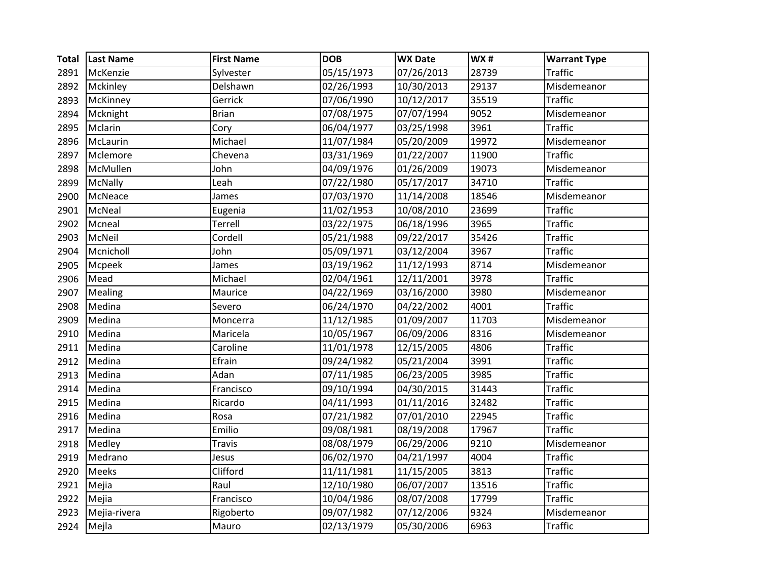| Total | Last Name | First Name | DOB | WX Date | WX # | Warrant Type |
|---|---|---|---|---|---|---|
| 2891 | McKenzie | Sylvester | 05/15/1973 | 07/26/2013 | 28739 | Traffic |
| 2892 | Mckinley | Delshawn | 02/26/1993 | 10/30/2013 | 29137 | Misdemeanor |
| 2893 | McKinney | Gerrick | 07/06/1990 | 10/12/2017 | 35519 | Traffic |
| 2894 | Mcknight | Brian | 07/08/1975 | 07/07/1994 | 9052 | Misdemeanor |
| 2895 | Mclarin | Cory | 06/04/1977 | 03/25/1998 | 3961 | Traffic |
| 2896 | McLaurin | Michael | 11/07/1984 | 05/20/2009 | 19972 | Misdemeanor |
| 2897 | Mclemore | Chevena | 03/31/1969 | 01/22/2007 | 11900 | Traffic |
| 2898 | McMullen | John | 04/09/1976 | 01/26/2009 | 19073 | Misdemeanor |
| 2899 | McNally | Leah | 07/22/1980 | 05/17/2017 | 34710 | Traffic |
| 2900 | McNeace | James | 07/03/1970 | 11/14/2008 | 18546 | Misdemeanor |
| 2901 | McNeal | Eugenia | 11/02/1953 | 10/08/2010 | 23699 | Traffic |
| 2902 | Mcneal | Terrell | 03/22/1975 | 06/18/1996 | 3965 | Traffic |
| 2903 | McNeil | Cordell | 05/21/1988 | 09/22/2017 | 35426 | Traffic |
| 2904 | Mcnicholl | John | 05/09/1971 | 03/12/2004 | 3967 | Traffic |
| 2905 | Mcpeek | James | 03/19/1962 | 11/12/1993 | 8714 | Misdemeanor |
| 2906 | Mead | Michael | 02/04/1961 | 12/11/2001 | 3978 | Traffic |
| 2907 | Mealing | Maurice | 04/22/1969 | 03/16/2000 | 3980 | Misdemeanor |
| 2908 | Medina | Severo | 06/24/1970 | 04/22/2002 | 4001 | Traffic |
| 2909 | Medina | Moncerra | 11/12/1985 | 01/09/2007 | 11703 | Misdemeanor |
| 2910 | Medina | Maricela | 10/05/1967 | 06/09/2006 | 8316 | Misdemeanor |
| 2911 | Medina | Caroline | 11/01/1978 | 12/15/2005 | 4806 | Traffic |
| 2912 | Medina | Efrain | 09/24/1982 | 05/21/2004 | 3991 | Traffic |
| 2913 | Medina | Adan | 07/11/1985 | 06/23/2005 | 3985 | Traffic |
| 2914 | Medina | Francisco | 09/10/1994 | 04/30/2015 | 31443 | Traffic |
| 2915 | Medina | Ricardo | 04/11/1993 | 01/11/2016 | 32482 | Traffic |
| 2916 | Medina | Rosa | 07/21/1982 | 07/01/2010 | 22945 | Traffic |
| 2917 | Medina | Emilio | 09/08/1981 | 08/19/2008 | 17967 | Traffic |
| 2918 | Medley | Travis | 08/08/1979 | 06/29/2006 | 9210 | Misdemeanor |
| 2919 | Medrano | Jesus | 06/02/1970 | 04/21/1997 | 4004 | Traffic |
| 2920 | Meeks | Clifford | 11/11/1981 | 11/15/2005 | 3813 | Traffic |
| 2921 | Mejia | Raul | 12/10/1980 | 06/07/2007 | 13516 | Traffic |
| 2922 | Mejia | Francisco | 10/04/1986 | 08/07/2008 | 17799 | Traffic |
| 2923 | Mejia-rivera | Rigoberto | 09/07/1982 | 07/12/2006 | 9324 | Misdemeanor |
| 2924 | Mejla | Mauro | 02/13/1979 | 05/30/2006 | 6963 | Traffic |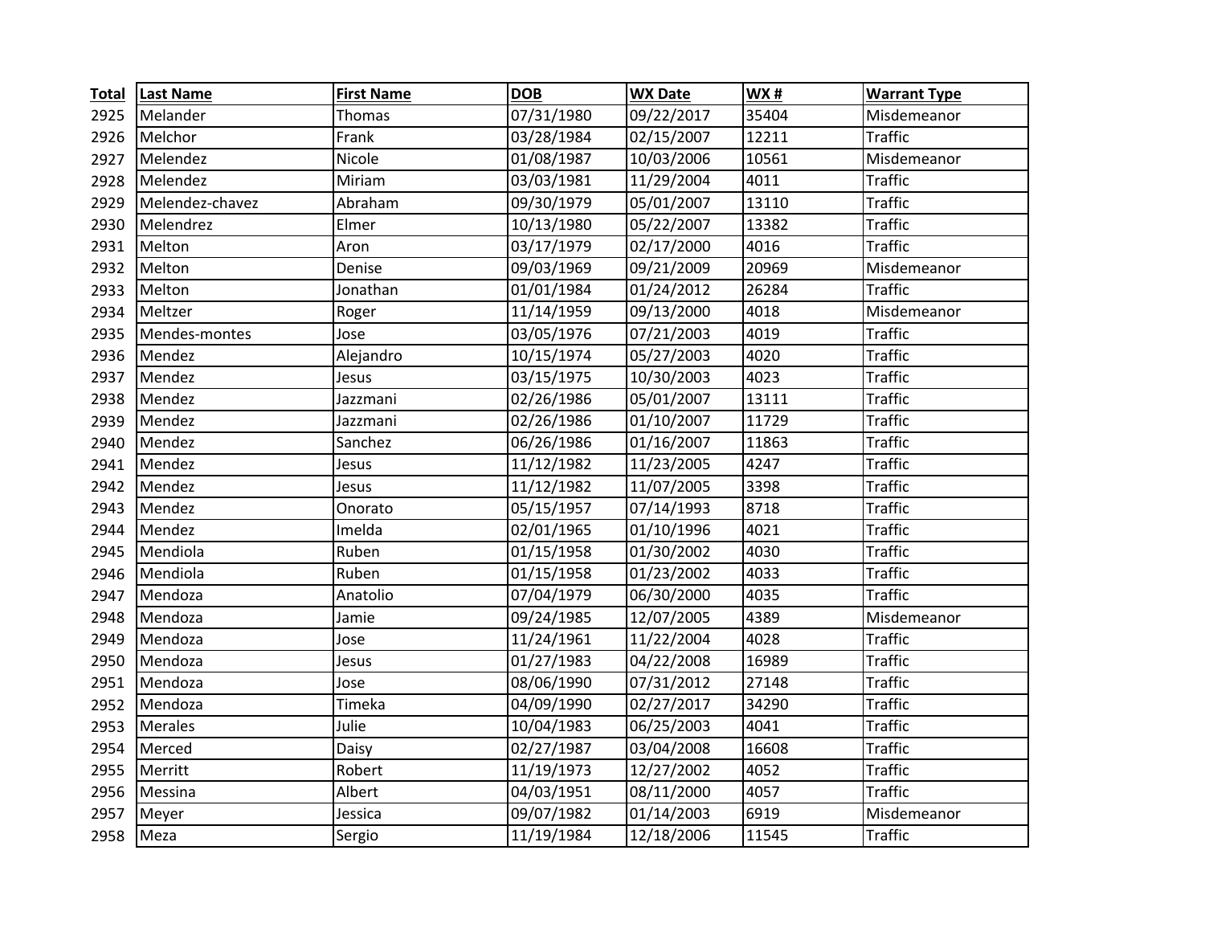| Total | Last Name | First Name | DOB | WX Date | WX # | Warrant Type |
|---|---|---|---|---|---|---|
| 2925 | Melander | Thomas | 07/31/1980 | 09/22/2017 | 35404 | Misdemeanor |
| 2926 | Melchor | Frank | 03/28/1984 | 02/15/2007 | 12211 | Traffic |
| 2927 | Melendez | Nicole | 01/08/1987 | 10/03/2006 | 10561 | Misdemeanor |
| 2928 | Melendez | Miriam | 03/03/1981 | 11/29/2004 | 4011 | Traffic |
| 2929 | Melendez-chavez | Abraham | 09/30/1979 | 05/01/2007 | 13110 | Traffic |
| 2930 | Melendrez | Elmer | 10/13/1980 | 05/22/2007 | 13382 | Traffic |
| 2931 | Melton | Aron | 03/17/1979 | 02/17/2000 | 4016 | Traffic |
| 2932 | Melton | Denise | 09/03/1969 | 09/21/2009 | 20969 | Misdemeanor |
| 2933 | Melton | Jonathan | 01/01/1984 | 01/24/2012 | 26284 | Traffic |
| 2934 | Meltzer | Roger | 11/14/1959 | 09/13/2000 | 4018 | Misdemeanor |
| 2935 | Mendes-montes | Jose | 03/05/1976 | 07/21/2003 | 4019 | Traffic |
| 2936 | Mendez | Alejandro | 10/15/1974 | 05/27/2003 | 4020 | Traffic |
| 2937 | Mendez | Jesus | 03/15/1975 | 10/30/2003 | 4023 | Traffic |
| 2938 | Mendez | Jazzmani | 02/26/1986 | 05/01/2007 | 13111 | Traffic |
| 2939 | Mendez | Jazzmani | 02/26/1986 | 01/10/2007 | 11729 | Traffic |
| 2940 | Mendez | Sanchez | 06/26/1986 | 01/16/2007 | 11863 | Traffic |
| 2941 | Mendez | Jesus | 11/12/1982 | 11/23/2005 | 4247 | Traffic |
| 2942 | Mendez | Jesus | 11/12/1982 | 11/07/2005 | 3398 | Traffic |
| 2943 | Mendez | Onorato | 05/15/1957 | 07/14/1993 | 8718 | Traffic |
| 2944 | Mendez | Imelda | 02/01/1965 | 01/10/1996 | 4021 | Traffic |
| 2945 | Mendiola | Ruben | 01/15/1958 | 01/30/2002 | 4030 | Traffic |
| 2946 | Mendiola | Ruben | 01/15/1958 | 01/23/2002 | 4033 | Traffic |
| 2947 | Mendoza | Anatolio | 07/04/1979 | 06/30/2000 | 4035 | Traffic |
| 2948 | Mendoza | Jamie | 09/24/1985 | 12/07/2005 | 4389 | Misdemeanor |
| 2949 | Mendoza | Jose | 11/24/1961 | 11/22/2004 | 4028 | Traffic |
| 2950 | Mendoza | Jesus | 01/27/1983 | 04/22/2008 | 16989 | Traffic |
| 2951 | Mendoza | Jose | 08/06/1990 | 07/31/2012 | 27148 | Traffic |
| 2952 | Mendoza | Timeka | 04/09/1990 | 02/27/2017 | 34290 | Traffic |
| 2953 | Merales | Julie | 10/04/1983 | 06/25/2003 | 4041 | Traffic |
| 2954 | Merced | Daisy | 02/27/1987 | 03/04/2008 | 16608 | Traffic |
| 2955 | Merritt | Robert | 11/19/1973 | 12/27/2002 | 4052 | Traffic |
| 2956 | Messina | Albert | 04/03/1951 | 08/11/2000 | 4057 | Traffic |
| 2957 | Meyer | Jessica | 09/07/1982 | 01/14/2003 | 6919 | Misdemeanor |
| 2958 | Meza | Sergio | 11/19/1984 | 12/18/2006 | 11545 | Traffic |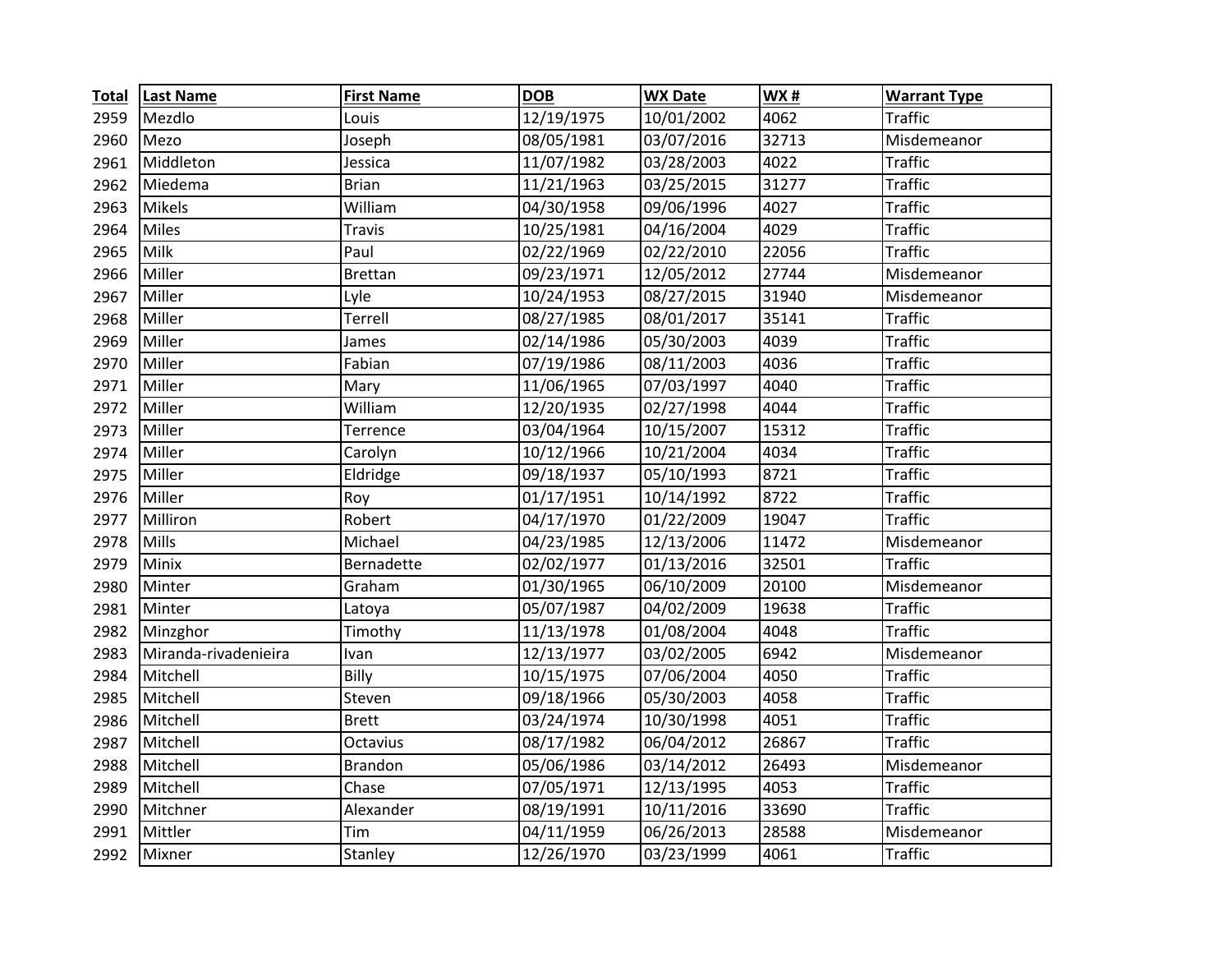| Total | Last Name | First Name | DOB | WX Date | WX # | Warrant Type |
|---|---|---|---|---|---|---|
| 2959 | Mezdlo | Louis | 12/19/1975 | 10/01/2002 | 4062 | Traffic |
| 2960 | Mezo | Joseph | 08/05/1981 | 03/07/2016 | 32713 | Misdemeanor |
| 2961 | Middleton | Jessica | 11/07/1982 | 03/28/2003 | 4022 | Traffic |
| 2962 | Miedema | Brian | 11/21/1963 | 03/25/2015 | 31277 | Traffic |
| 2963 | Mikels | William | 04/30/1958 | 09/06/1996 | 4027 | Traffic |
| 2964 | Miles | Travis | 10/25/1981 | 04/16/2004 | 4029 | Traffic |
| 2965 | Milk | Paul | 02/22/1969 | 02/22/2010 | 22056 | Traffic |
| 2966 | Miller | Brettan | 09/23/1971 | 12/05/2012 | 27744 | Misdemeanor |
| 2967 | Miller | Lyle | 10/24/1953 | 08/27/2015 | 31940 | Misdemeanor |
| 2968 | Miller | Terrell | 08/27/1985 | 08/01/2017 | 35141 | Traffic |
| 2969 | Miller | James | 02/14/1986 | 05/30/2003 | 4039 | Traffic |
| 2970 | Miller | Fabian | 07/19/1986 | 08/11/2003 | 4036 | Traffic |
| 2971 | Miller | Mary | 11/06/1965 | 07/03/1997 | 4040 | Traffic |
| 2972 | Miller | William | 12/20/1935 | 02/27/1998 | 4044 | Traffic |
| 2973 | Miller | Terrence | 03/04/1964 | 10/15/2007 | 15312 | Traffic |
| 2974 | Miller | Carolyn | 10/12/1966 | 10/21/2004 | 4034 | Traffic |
| 2975 | Miller | Eldridge | 09/18/1937 | 05/10/1993 | 8721 | Traffic |
| 2976 | Miller | Roy | 01/17/1951 | 10/14/1992 | 8722 | Traffic |
| 2977 | Milliron | Robert | 04/17/1970 | 01/22/2009 | 19047 | Traffic |
| 2978 | Mills | Michael | 04/23/1985 | 12/13/2006 | 11472 | Misdemeanor |
| 2979 | Minix | Bernadette | 02/02/1977 | 01/13/2016 | 32501 | Traffic |
| 2980 | Minter | Graham | 01/30/1965 | 06/10/2009 | 20100 | Misdemeanor |
| 2981 | Minter | Latoya | 05/07/1987 | 04/02/2009 | 19638 | Traffic |
| 2982 | Minzghor | Timothy | 11/13/1978 | 01/08/2004 | 4048 | Traffic |
| 2983 | Miranda-rivadenieira | Ivan | 12/13/1977 | 03/02/2005 | 6942 | Misdemeanor |
| 2984 | Mitchell | Billy | 10/15/1975 | 07/06/2004 | 4050 | Traffic |
| 2985 | Mitchell | Steven | 09/18/1966 | 05/30/2003 | 4058 | Traffic |
| 2986 | Mitchell | Brett | 03/24/1974 | 10/30/1998 | 4051 | Traffic |
| 2987 | Mitchell | Octavius | 08/17/1982 | 06/04/2012 | 26867 | Traffic |
| 2988 | Mitchell | Brandon | 05/06/1986 | 03/14/2012 | 26493 | Misdemeanor |
| 2989 | Mitchell | Chase | 07/05/1971 | 12/13/1995 | 4053 | Traffic |
| 2990 | Mitchner | Alexander | 08/19/1991 | 10/11/2016 | 33690 | Traffic |
| 2991 | Mittler | Tim | 04/11/1959 | 06/26/2013 | 28588 | Misdemeanor |
| 2992 | Mixner | Stanley | 12/26/1970 | 03/23/1999 | 4061 | Traffic |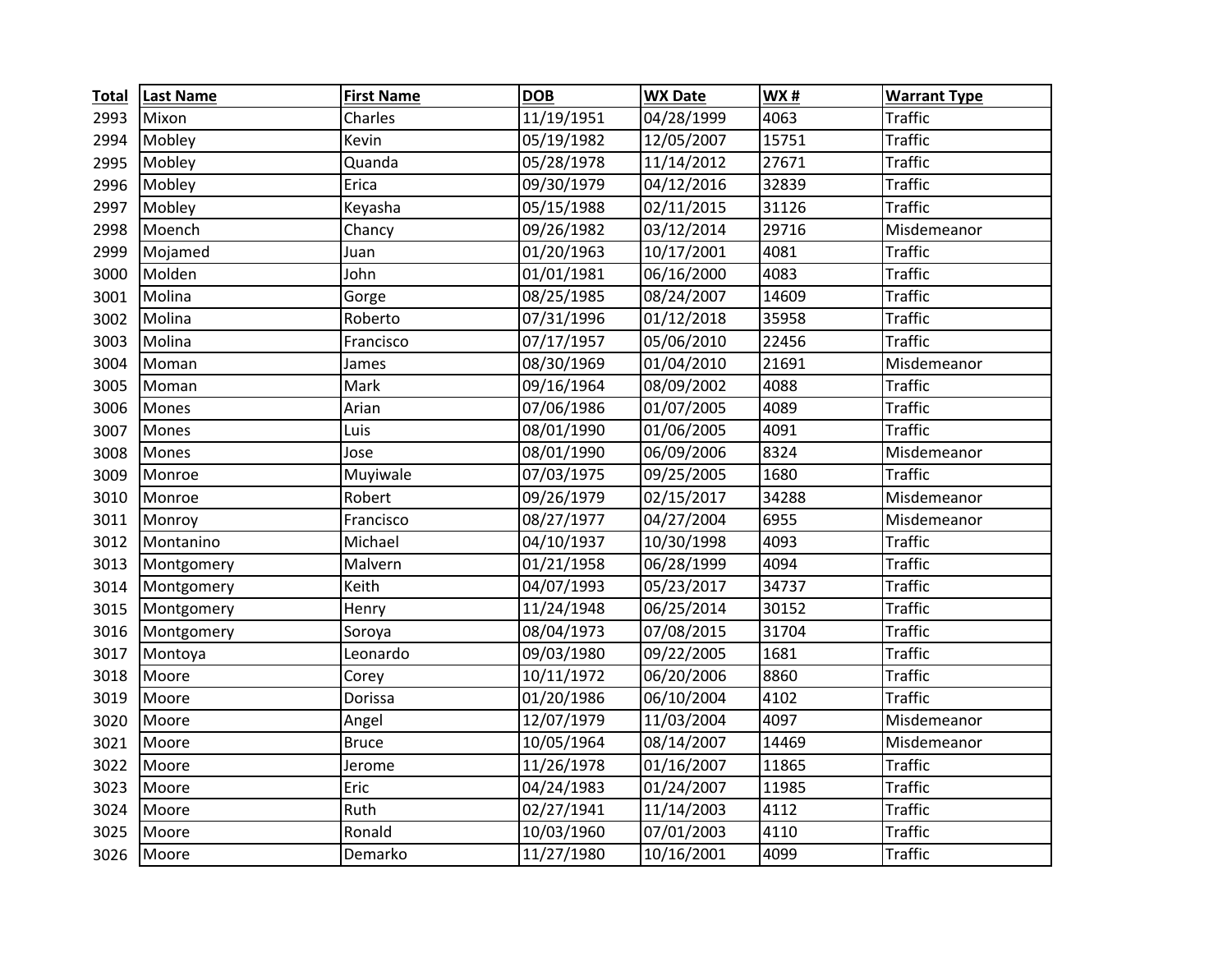| Total | Last Name | First Name | DOB | WX Date | WX # | Warrant Type |
|---|---|---|---|---|---|---|
| 2993 | Mixon | Charles | 11/19/1951 | 04/28/1999 | 4063 | Traffic |
| 2994 | Mobley | Kevin | 05/19/1982 | 12/05/2007 | 15751 | Traffic |
| 2995 | Mobley | Quanda | 05/28/1978 | 11/14/2012 | 27671 | Traffic |
| 2996 | Mobley | Erica | 09/30/1979 | 04/12/2016 | 32839 | Traffic |
| 2997 | Mobley | Keyasha | 05/15/1988 | 02/11/2015 | 31126 | Traffic |
| 2998 | Moench | Chancy | 09/26/1982 | 03/12/2014 | 29716 | Misdemeanor |
| 2999 | Mojamed | Juan | 01/20/1963 | 10/17/2001 | 4081 | Traffic |
| 3000 | Molden | John | 01/01/1981 | 06/16/2000 | 4083 | Traffic |
| 3001 | Molina | Gorge | 08/25/1985 | 08/24/2007 | 14609 | Traffic |
| 3002 | Molina | Roberto | 07/31/1996 | 01/12/2018 | 35958 | Traffic |
| 3003 | Molina | Francisco | 07/17/1957 | 05/06/2010 | 22456 | Traffic |
| 3004 | Moman | James | 08/30/1969 | 01/04/2010 | 21691 | Misdemeanor |
| 3005 | Moman | Mark | 09/16/1964 | 08/09/2002 | 4088 | Traffic |
| 3006 | Mones | Arian | 07/06/1986 | 01/07/2005 | 4089 | Traffic |
| 3007 | Mones | Luis | 08/01/1990 | 01/06/2005 | 4091 | Traffic |
| 3008 | Mones | Jose | 08/01/1990 | 06/09/2006 | 8324 | Misdemeanor |
| 3009 | Monroe | Muyiwale | 07/03/1975 | 09/25/2005 | 1680 | Traffic |
| 3010 | Monroe | Robert | 09/26/1979 | 02/15/2017 | 34288 | Misdemeanor |
| 3011 | Monroy | Francisco | 08/27/1977 | 04/27/2004 | 6955 | Misdemeanor |
| 3012 | Montanino | Michael | 04/10/1937 | 10/30/1998 | 4093 | Traffic |
| 3013 | Montgomery | Malvern | 01/21/1958 | 06/28/1999 | 4094 | Traffic |
| 3014 | Montgomery | Keith | 04/07/1993 | 05/23/2017 | 34737 | Traffic |
| 3015 | Montgomery | Henry | 11/24/1948 | 06/25/2014 | 30152 | Traffic |
| 3016 | Montgomery | Soroya | 08/04/1973 | 07/08/2015 | 31704 | Traffic |
| 3017 | Montoya | Leonardo | 09/03/1980 | 09/22/2005 | 1681 | Traffic |
| 3018 | Moore | Corey | 10/11/1972 | 06/20/2006 | 8860 | Traffic |
| 3019 | Moore | Dorissa | 01/20/1986 | 06/10/2004 | 4102 | Traffic |
| 3020 | Moore | Angel | 12/07/1979 | 11/03/2004 | 4097 | Misdemeanor |
| 3021 | Moore | Bruce | 10/05/1964 | 08/14/2007 | 14469 | Misdemeanor |
| 3022 | Moore | Jerome | 11/26/1978 | 01/16/2007 | 11865 | Traffic |
| 3023 | Moore | Eric | 04/24/1983 | 01/24/2007 | 11985 | Traffic |
| 3024 | Moore | Ruth | 02/27/1941 | 11/14/2003 | 4112 | Traffic |
| 3025 | Moore | Ronald | 10/03/1960 | 07/01/2003 | 4110 | Traffic |
| 3026 | Moore | Demarko | 11/27/1980 | 10/16/2001 | 4099 | Traffic |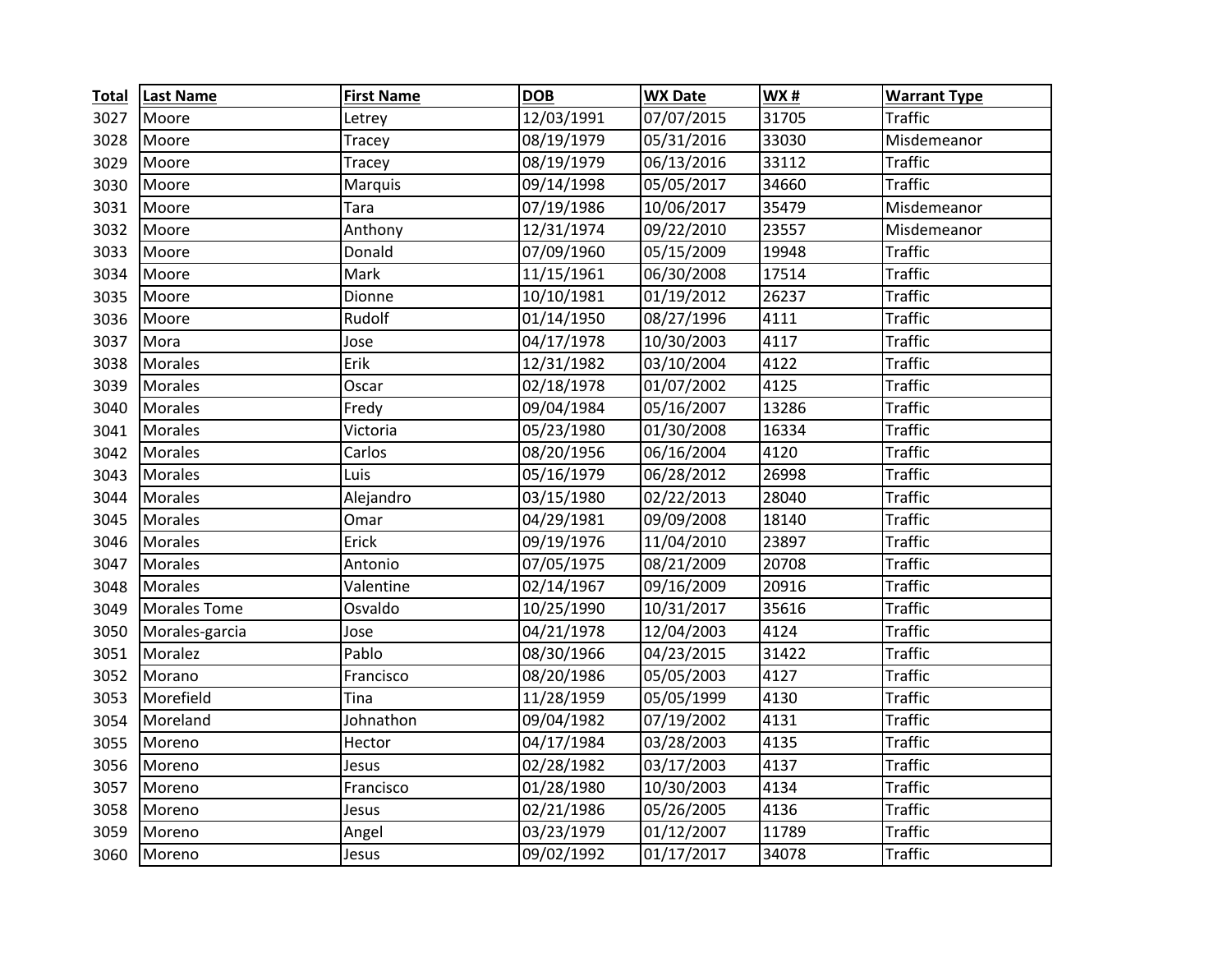| Total | Last Name | First Name | DOB | WX Date | WX # | Warrant Type |
|---|---|---|---|---|---|---|
| 3027 | Moore | Letrey | 12/03/1991 | 07/07/2015 | 31705 | Traffic |
| 3028 | Moore | Tracey | 08/19/1979 | 05/31/2016 | 33030 | Misdemeanor |
| 3029 | Moore | Tracey | 08/19/1979 | 06/13/2016 | 33112 | Traffic |
| 3030 | Moore | Marquis | 09/14/1998 | 05/05/2017 | 34660 | Traffic |
| 3031 | Moore | Tara | 07/19/1986 | 10/06/2017 | 35479 | Misdemeanor |
| 3032 | Moore | Anthony | 12/31/1974 | 09/22/2010 | 23557 | Misdemeanor |
| 3033 | Moore | Donald | 07/09/1960 | 05/15/2009 | 19948 | Traffic |
| 3034 | Moore | Mark | 11/15/1961 | 06/30/2008 | 17514 | Traffic |
| 3035 | Moore | Dionne | 10/10/1981 | 01/19/2012 | 26237 | Traffic |
| 3036 | Moore | Rudolf | 01/14/1950 | 08/27/1996 | 4111 | Traffic |
| 3037 | Mora | Jose | 04/17/1978 | 10/30/2003 | 4117 | Traffic |
| 3038 | Morales | Erik | 12/31/1982 | 03/10/2004 | 4122 | Traffic |
| 3039 | Morales | Oscar | 02/18/1978 | 01/07/2002 | 4125 | Traffic |
| 3040 | Morales | Fredy | 09/04/1984 | 05/16/2007 | 13286 | Traffic |
| 3041 | Morales | Victoria | 05/23/1980 | 01/30/2008 | 16334 | Traffic |
| 3042 | Morales | Carlos | 08/20/1956 | 06/16/2004 | 4120 | Traffic |
| 3043 | Morales | Luis | 05/16/1979 | 06/28/2012 | 26998 | Traffic |
| 3044 | Morales | Alejandro | 03/15/1980 | 02/22/2013 | 28040 | Traffic |
| 3045 | Morales | Omar | 04/29/1981 | 09/09/2008 | 18140 | Traffic |
| 3046 | Morales | Erick | 09/19/1976 | 11/04/2010 | 23897 | Traffic |
| 3047 | Morales | Antonio | 07/05/1975 | 08/21/2009 | 20708 | Traffic |
| 3048 | Morales | Valentine | 02/14/1967 | 09/16/2009 | 20916 | Traffic |
| 3049 | Morales Tome | Osvaldo | 10/25/1990 | 10/31/2017 | 35616 | Traffic |
| 3050 | Morales-garcia | Jose | 04/21/1978 | 12/04/2003 | 4124 | Traffic |
| 3051 | Moralez | Pablo | 08/30/1966 | 04/23/2015 | 31422 | Traffic |
| 3052 | Morano | Francisco | 08/20/1986 | 05/05/2003 | 4127 | Traffic |
| 3053 | Morefield | Tina | 11/28/1959 | 05/05/1999 | 4130 | Traffic |
| 3054 | Moreland | Johnathon | 09/04/1982 | 07/19/2002 | 4131 | Traffic |
| 3055 | Moreno | Hector | 04/17/1984 | 03/28/2003 | 4135 | Traffic |
| 3056 | Moreno | Jesus | 02/28/1982 | 03/17/2003 | 4137 | Traffic |
| 3057 | Moreno | Francisco | 01/28/1980 | 10/30/2003 | 4134 | Traffic |
| 3058 | Moreno | Jesus | 02/21/1986 | 05/26/2005 | 4136 | Traffic |
| 3059 | Moreno | Angel | 03/23/1979 | 01/12/2007 | 11789 | Traffic |
| 3060 | Moreno | Jesus | 09/02/1992 | 01/17/2017 | 34078 | Traffic |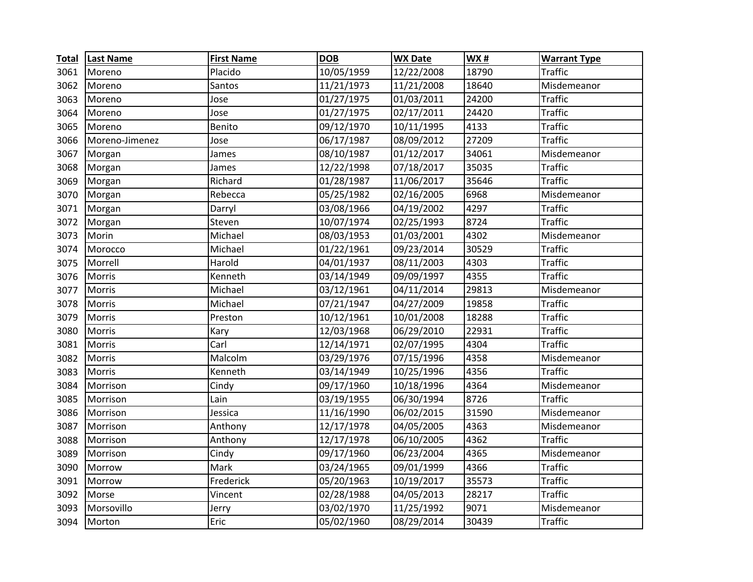| Total | Last Name | First Name | DOB | WX Date | WX # | Warrant Type |
|---|---|---|---|---|---|---|
| 3061 | Moreno | Placido | 10/05/1959 | 12/22/2008 | 18790 | Traffic |
| 3062 | Moreno | Santos | 11/21/1973 | 11/21/2008 | 18640 | Misdemeanor |
| 3063 | Moreno | Jose | 01/27/1975 | 01/03/2011 | 24200 | Traffic |
| 3064 | Moreno | Jose | 01/27/1975 | 02/17/2011 | 24420 | Traffic |
| 3065 | Moreno | Benito | 09/12/1970 | 10/11/1995 | 4133 | Traffic |
| 3066 | Moreno-Jimenez | Jose | 06/17/1987 | 08/09/2012 | 27209 | Traffic |
| 3067 | Morgan | James | 08/10/1987 | 01/12/2017 | 34061 | Misdemeanor |
| 3068 | Morgan | James | 12/22/1998 | 07/18/2017 | 35035 | Traffic |
| 3069 | Morgan | Richard | 01/28/1987 | 11/06/2017 | 35646 | Traffic |
| 3070 | Morgan | Rebecca | 05/25/1982 | 02/16/2005 | 6968 | Misdemeanor |
| 3071 | Morgan | Darryl | 03/08/1966 | 04/19/2002 | 4297 | Traffic |
| 3072 | Morgan | Steven | 10/07/1974 | 02/25/1993 | 8724 | Traffic |
| 3073 | Morin | Michael | 08/03/1953 | 01/03/2001 | 4302 | Misdemeanor |
| 3074 | Morocco | Michael | 01/22/1961 | 09/23/2014 | 30529 | Traffic |
| 3075 | Morrell | Harold | 04/01/1937 | 08/11/2003 | 4303 | Traffic |
| 3076 | Morris | Kenneth | 03/14/1949 | 09/09/1997 | 4355 | Traffic |
| 3077 | Morris | Michael | 03/12/1961 | 04/11/2014 | 29813 | Misdemeanor |
| 3078 | Morris | Michael | 07/21/1947 | 04/27/2009 | 19858 | Traffic |
| 3079 | Morris | Preston | 10/12/1961 | 10/01/2008 | 18288 | Traffic |
| 3080 | Morris | Kary | 12/03/1968 | 06/29/2010 | 22931 | Traffic |
| 3081 | Morris | Carl | 12/14/1971 | 02/07/1995 | 4304 | Traffic |
| 3082 | Morris | Malcolm | 03/29/1976 | 07/15/1996 | 4358 | Misdemeanor |
| 3083 | Morris | Kenneth | 03/14/1949 | 10/25/1996 | 4356 | Traffic |
| 3084 | Morrison | Cindy | 09/17/1960 | 10/18/1996 | 4364 | Misdemeanor |
| 3085 | Morrison | Lain | 03/19/1955 | 06/30/1994 | 8726 | Traffic |
| 3086 | Morrison | Jessica | 11/16/1990 | 06/02/2015 | 31590 | Misdemeanor |
| 3087 | Morrison | Anthony | 12/17/1978 | 04/05/2005 | 4363 | Misdemeanor |
| 3088 | Morrison | Anthony | 12/17/1978 | 06/10/2005 | 4362 | Traffic |
| 3089 | Morrison | Cindy | 09/17/1960 | 06/23/2004 | 4365 | Misdemeanor |
| 3090 | Morrow | Mark | 03/24/1965 | 09/01/1999 | 4366 | Traffic |
| 3091 | Morrow | Frederick | 05/20/1963 | 10/19/2017 | 35573 | Traffic |
| 3092 | Morse | Vincent | 02/28/1988 | 04/05/2013 | 28217 | Traffic |
| 3093 | Morsovillo | Jerry | 03/02/1970 | 11/25/1992 | 9071 | Misdemeanor |
| 3094 | Morton | Eric | 05/02/1960 | 08/29/2014 | 30439 | Traffic |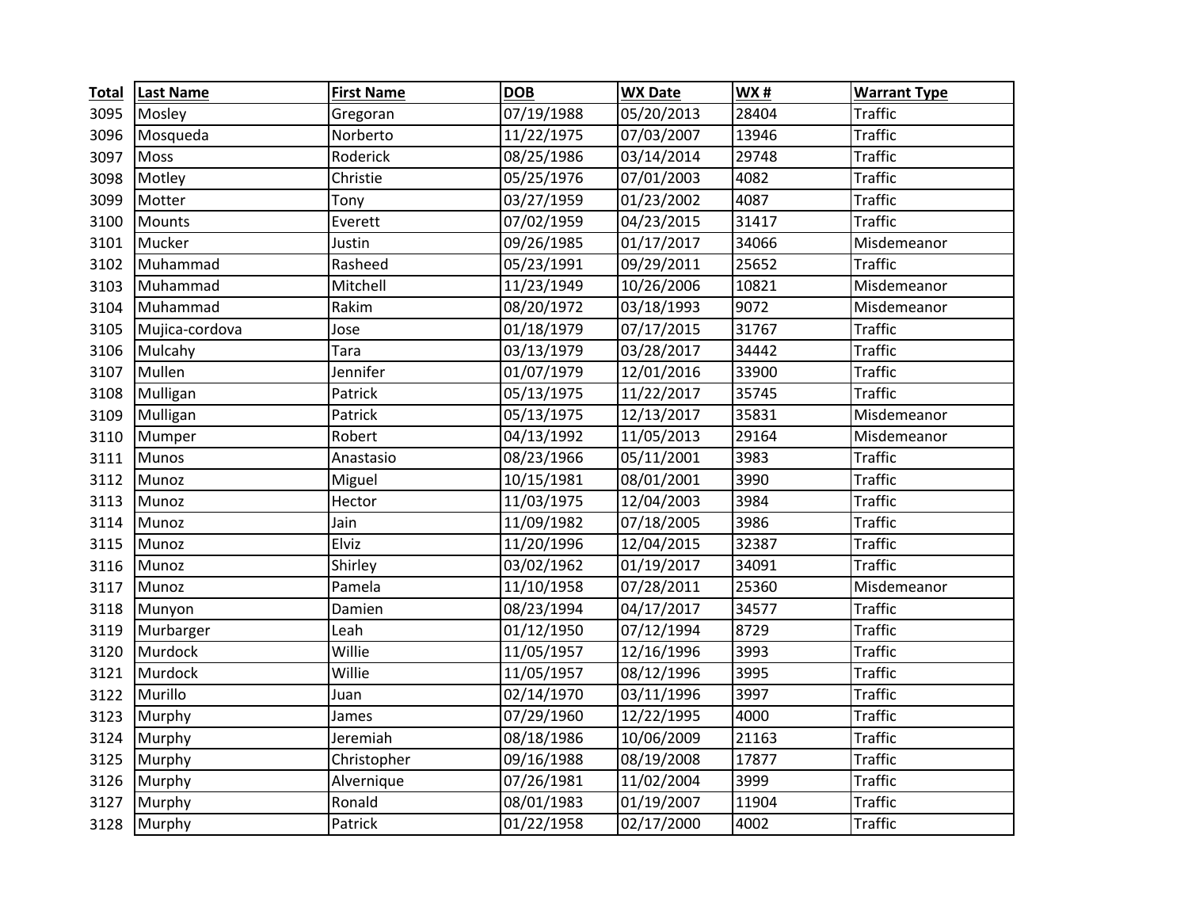| Total | Last Name | First Name | DOB | WX Date | WX # | Warrant Type |
|---|---|---|---|---|---|---|
| 3095 | Mosley | Gregoran | 07/19/1988 | 05/20/2013 | 28404 | Traffic |
| 3096 | Mosqueda | Norberto | 11/22/1975 | 07/03/2007 | 13946 | Traffic |
| 3097 | Moss | Roderick | 08/25/1986 | 03/14/2014 | 29748 | Traffic |
| 3098 | Motley | Christie | 05/25/1976 | 07/01/2003 | 4082 | Traffic |
| 3099 | Motter | Tony | 03/27/1959 | 01/23/2002 | 4087 | Traffic |
| 3100 | Mounts | Everett | 07/02/1959 | 04/23/2015 | 31417 | Traffic |
| 3101 | Mucker | Justin | 09/26/1985 | 01/17/2017 | 34066 | Misdemeanor |
| 3102 | Muhammad | Rasheed | 05/23/1991 | 09/29/2011 | 25652 | Traffic |
| 3103 | Muhammad | Mitchell | 11/23/1949 | 10/26/2006 | 10821 | Misdemeanor |
| 3104 | Muhammad | Rakim | 08/20/1972 | 03/18/1993 | 9072 | Misdemeanor |
| 3105 | Mujica-cordova | Jose | 01/18/1979 | 07/17/2015 | 31767 | Traffic |
| 3106 | Mulcahy | Tara | 03/13/1979 | 03/28/2017 | 34442 | Traffic |
| 3107 | Mullen | Jennifer | 01/07/1979 | 12/01/2016 | 33900 | Traffic |
| 3108 | Mulligan | Patrick | 05/13/1975 | 11/22/2017 | 35745 | Traffic |
| 3109 | Mulligan | Patrick | 05/13/1975 | 12/13/2017 | 35831 | Misdemeanor |
| 3110 | Mumper | Robert | 04/13/1992 | 11/05/2013 | 29164 | Misdemeanor |
| 3111 | Munos | Anastasio | 08/23/1966 | 05/11/2001 | 3983 | Traffic |
| 3112 | Munoz | Miguel | 10/15/1981 | 08/01/2001 | 3990 | Traffic |
| 3113 | Munoz | Hector | 11/03/1975 | 12/04/2003 | 3984 | Traffic |
| 3114 | Munoz | Jain | 11/09/1982 | 07/18/2005 | 3986 | Traffic |
| 3115 | Munoz | Elviz | 11/20/1996 | 12/04/2015 | 32387 | Traffic |
| 3116 | Munoz | Shirley | 03/02/1962 | 01/19/2017 | 34091 | Traffic |
| 3117 | Munoz | Pamela | 11/10/1958 | 07/28/2011 | 25360 | Misdemeanor |
| 3118 | Munyon | Damien | 08/23/1994 | 04/17/2017 | 34577 | Traffic |
| 3119 | Murbarger | Leah | 01/12/1950 | 07/12/1994 | 8729 | Traffic |
| 3120 | Murdock | Willie | 11/05/1957 | 12/16/1996 | 3993 | Traffic |
| 3121 | Murdock | Willie | 11/05/1957 | 08/12/1996 | 3995 | Traffic |
| 3122 | Murillo | Juan | 02/14/1970 | 03/11/1996 | 3997 | Traffic |
| 3123 | Murphy | James | 07/29/1960 | 12/22/1995 | 4000 | Traffic |
| 3124 | Murphy | Jeremiah | 08/18/1986 | 10/06/2009 | 21163 | Traffic |
| 3125 | Murphy | Christopher | 09/16/1988 | 08/19/2008 | 17877 | Traffic |
| 3126 | Murphy | Alvernique | 07/26/1981 | 11/02/2004 | 3999 | Traffic |
| 3127 | Murphy | Ronald | 08/01/1983 | 01/19/2007 | 11904 | Traffic |
| 3128 | Murphy | Patrick | 01/22/1958 | 02/17/2000 | 4002 | Traffic |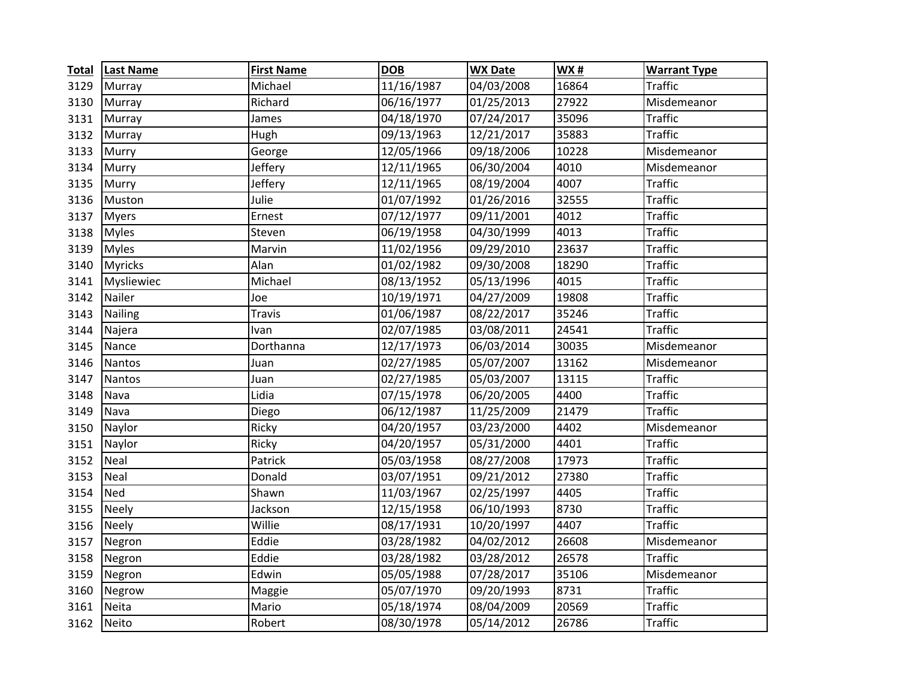| Total | Last Name | First Name | DOB | WX Date | WX # | Warrant Type |
|---|---|---|---|---|---|---|
| 3129 | Murray | Michael | 11/16/1987 | 04/03/2008 | 16864 | Traffic |
| 3130 | Murray | Richard | 06/16/1977 | 01/25/2013 | 27922 | Misdemeanor |
| 3131 | Murray | James | 04/18/1970 | 07/24/2017 | 35096 | Traffic |
| 3132 | Murray | Hugh | 09/13/1963 | 12/21/2017 | 35883 | Traffic |
| 3133 | Murry | George | 12/05/1966 | 09/18/2006 | 10228 | Misdemeanor |
| 3134 | Murry | Jeffery | 12/11/1965 | 06/30/2004 | 4010 | Misdemeanor |
| 3135 | Murry | Jeffery | 12/11/1965 | 08/19/2004 | 4007 | Traffic |
| 3136 | Muston | Julie | 01/07/1992 | 01/26/2016 | 32555 | Traffic |
| 3137 | Myers | Ernest | 07/12/1977 | 09/11/2001 | 4012 | Traffic |
| 3138 | Myles | Steven | 06/19/1958 | 04/30/1999 | 4013 | Traffic |
| 3139 | Myles | Marvin | 11/02/1956 | 09/29/2010 | 23637 | Traffic |
| 3140 | Myricks | Alan | 01/02/1982 | 09/30/2008 | 18290 | Traffic |
| 3141 | Mysliewiec | Michael | 08/13/1952 | 05/13/1996 | 4015 | Traffic |
| 3142 | Nailer | Joe | 10/19/1971 | 04/27/2009 | 19808 | Traffic |
| 3143 | Nailing | Travis | 01/06/1987 | 08/22/2017 | 35246 | Traffic |
| 3144 | Najera | Ivan | 02/07/1985 | 03/08/2011 | 24541 | Traffic |
| 3145 | Nance | Dorthanna | 12/17/1973 | 06/03/2014 | 30035 | Misdemeanor |
| 3146 | Nantos | Juan | 02/27/1985 | 05/07/2007 | 13162 | Misdemeanor |
| 3147 | Nantos | Juan | 02/27/1985 | 05/03/2007 | 13115 | Traffic |
| 3148 | Nava | Lidia | 07/15/1978 | 06/20/2005 | 4400 | Traffic |
| 3149 | Nava | Diego | 06/12/1987 | 11/25/2009 | 21479 | Traffic |
| 3150 | Naylor | Ricky | 04/20/1957 | 03/23/2000 | 4402 | Misdemeanor |
| 3151 | Naylor | Ricky | 04/20/1957 | 05/31/2000 | 4401 | Traffic |
| 3152 | Neal | Patrick | 05/03/1958 | 08/27/2008 | 17973 | Traffic |
| 3153 | Neal | Donald | 03/07/1951 | 09/21/2012 | 27380 | Traffic |
| 3154 | Ned | Shawn | 11/03/1967 | 02/25/1997 | 4405 | Traffic |
| 3155 | Neely | Jackson | 12/15/1958 | 06/10/1993 | 8730 | Traffic |
| 3156 | Neely | Willie | 08/17/1931 | 10/20/1997 | 4407 | Traffic |
| 3157 | Negron | Eddie | 03/28/1982 | 04/02/2012 | 26608 | Misdemeanor |
| 3158 | Negron | Eddie | 03/28/1982 | 03/28/2012 | 26578 | Traffic |
| 3159 | Negron | Edwin | 05/05/1988 | 07/28/2017 | 35106 | Misdemeanor |
| 3160 | Negrow | Maggie | 05/07/1970 | 09/20/1993 | 8731 | Traffic |
| 3161 | Neita | Mario | 05/18/1974 | 08/04/2009 | 20569 | Traffic |
| 3162 | Neito | Robert | 08/30/1978 | 05/14/2012 | 26786 | Traffic |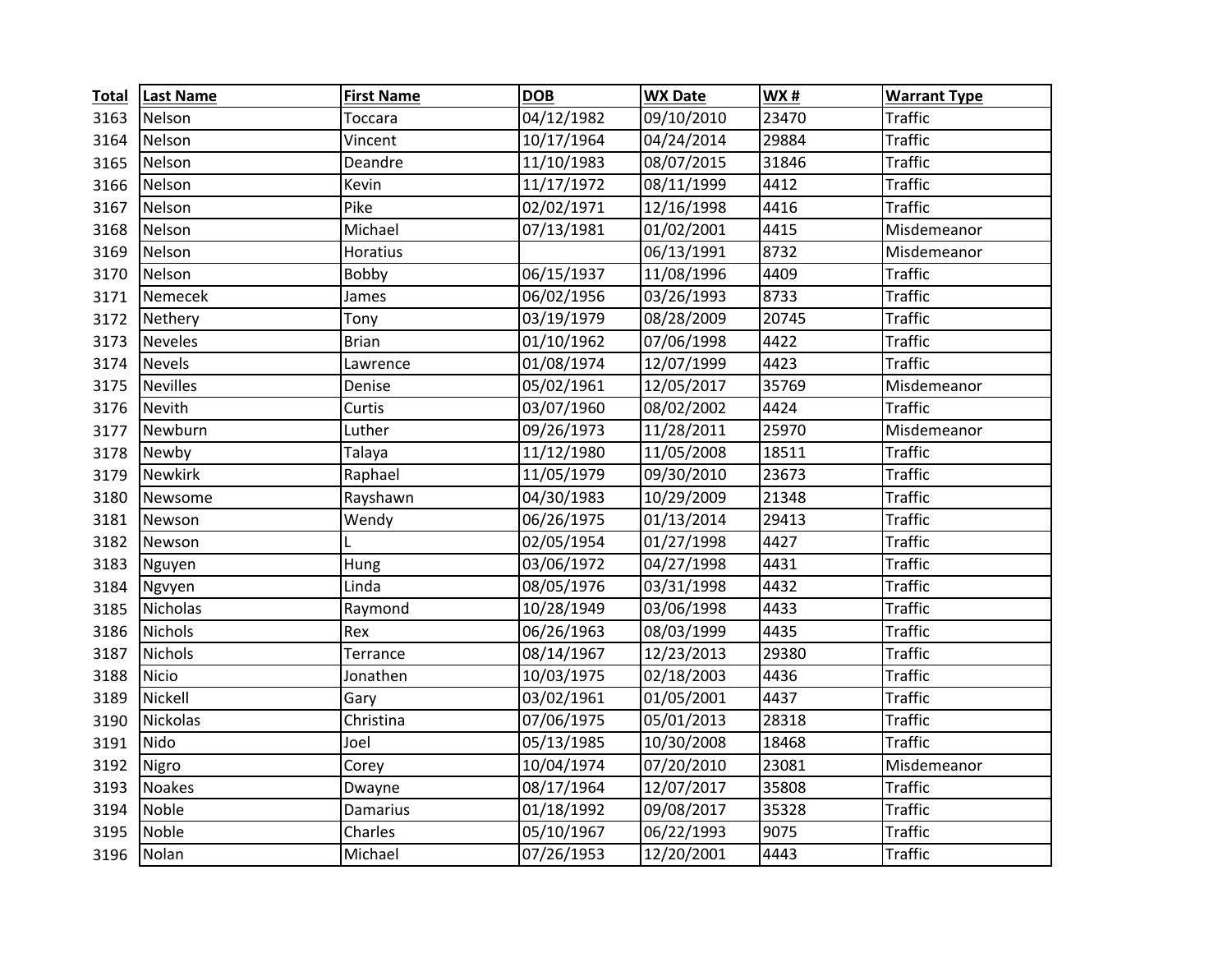| Total | Last Name | First Name | DOB | WX Date | WX # | Warrant Type |
|---|---|---|---|---|---|---|
| 3163 | Nelson | Toccara | 04/12/1982 | 09/10/2010 | 23470 | Traffic |
| 3164 | Nelson | Vincent | 10/17/1964 | 04/24/2014 | 29884 | Traffic |
| 3165 | Nelson | Deandre | 11/10/1983 | 08/07/2015 | 31846 | Traffic |
| 3166 | Nelson | Kevin | 11/17/1972 | 08/11/1999 | 4412 | Traffic |
| 3167 | Nelson | Pike | 02/02/1971 | 12/16/1998 | 4416 | Traffic |
| 3168 | Nelson | Michael | 07/13/1981 | 01/02/2001 | 4415 | Misdemeanor |
| 3169 | Nelson | Horatius | | 06/13/1991 | 8732 | Misdemeanor |
| 3170 | Nelson | Bobby | 06/15/1937 | 11/08/1996 | 4409 | Traffic |
| 3171 | Nemecek | James | 06/02/1956 | 03/26/1993 | 8733 | Traffic |
| 3172 | Nethery | Tony | 03/19/1979 | 08/28/2009 | 20745 | Traffic |
| 3173 | Neveles | Brian | 01/10/1962 | 07/06/1998 | 4422 | Traffic |
| 3174 | Nevels | Lawrence | 01/08/1974 | 12/07/1999 | 4423 | Traffic |
| 3175 | Nevilles | Denise | 05/02/1961 | 12/05/2017 | 35769 | Misdemeanor |
| 3176 | Nevith | Curtis | 03/07/1960 | 08/02/2002 | 4424 | Traffic |
| 3177 | Newburn | Luther | 09/26/1973 | 11/28/2011 | 25970 | Misdemeanor |
| 3178 | Newby | Talaya | 11/12/1980 | 11/05/2008 | 18511 | Traffic |
| 3179 | Newkirk | Raphael | 11/05/1979 | 09/30/2010 | 23673 | Traffic |
| 3180 | Newsome | Rayshawn | 04/30/1983 | 10/29/2009 | 21348 | Traffic |
| 3181 | Newson | Wendy | 06/26/1975 | 01/13/2014 | 29413 | Traffic |
| 3182 | Newson | L | 02/05/1954 | 01/27/1998 | 4427 | Traffic |
| 3183 | Nguyen | Hung | 03/06/1972 | 04/27/1998 | 4431 | Traffic |
| 3184 | Ngvyen | Linda | 08/05/1976 | 03/31/1998 | 4432 | Traffic |
| 3185 | Nicholas | Raymond | 10/28/1949 | 03/06/1998 | 4433 | Traffic |
| 3186 | Nichols | Rex | 06/26/1963 | 08/03/1999 | 4435 | Traffic |
| 3187 | Nichols | Terrance | 08/14/1967 | 12/23/2013 | 29380 | Traffic |
| 3188 | Nicio | Jonathen | 10/03/1975 | 02/18/2003 | 4436 | Traffic |
| 3189 | Nickell | Gary | 03/02/1961 | 01/05/2001 | 4437 | Traffic |
| 3190 | Nickolas | Christina | 07/06/1975 | 05/01/2013 | 28318 | Traffic |
| 3191 | Nido | Joel | 05/13/1985 | 10/30/2008 | 18468 | Traffic |
| 3192 | Nigro | Corey | 10/04/1974 | 07/20/2010 | 23081 | Misdemeanor |
| 3193 | Noakes | Dwayne | 08/17/1964 | 12/07/2017 | 35808 | Traffic |
| 3194 | Noble | Damarius | 01/18/1992 | 09/08/2017 | 35328 | Traffic |
| 3195 | Noble | Charles | 05/10/1967 | 06/22/1993 | 9075 | Traffic |
| 3196 | Nolan | Michael | 07/26/1953 | 12/20/2001 | 4443 | Traffic |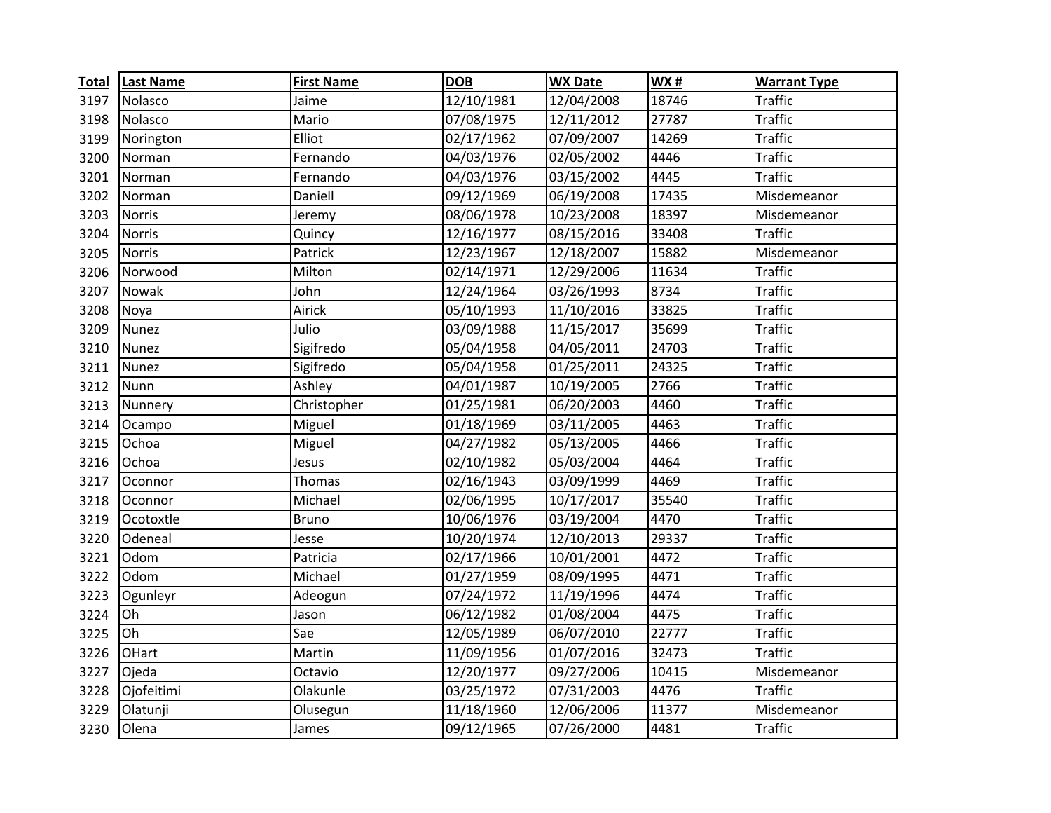| Total | Last Name | First Name | DOB | WX Date | WX # | Warrant Type |
|---|---|---|---|---|---|---|
| 3197 | Nolasco | Jaime | 12/10/1981 | 12/04/2008 | 18746 | Traffic |
| 3198 | Nolasco | Mario | 07/08/1975 | 12/11/2012 | 27787 | Traffic |
| 3199 | Norington | Elliot | 02/17/1962 | 07/09/2007 | 14269 | Traffic |
| 3200 | Norman | Fernando | 04/03/1976 | 02/05/2002 | 4446 | Traffic |
| 3201 | Norman | Fernando | 04/03/1976 | 03/15/2002 | 4445 | Traffic |
| 3202 | Norman | Daniell | 09/12/1969 | 06/19/2008 | 17435 | Misdemeanor |
| 3203 | Norris | Jeremy | 08/06/1978 | 10/23/2008 | 18397 | Misdemeanor |
| 3204 | Norris | Quincy | 12/16/1977 | 08/15/2016 | 33408 | Traffic |
| 3205 | Norris | Patrick | 12/23/1967 | 12/18/2007 | 15882 | Misdemeanor |
| 3206 | Norwood | Milton | 02/14/1971 | 12/29/2006 | 11634 | Traffic |
| 3207 | Nowak | John | 12/24/1964 | 03/26/1993 | 8734 | Traffic |
| 3208 | Noya | Airick | 05/10/1993 | 11/10/2016 | 33825 | Traffic |
| 3209 | Nunez | Julio | 03/09/1988 | 11/15/2017 | 35699 | Traffic |
| 3210 | Nunez | Sigifredo | 05/04/1958 | 04/05/2011 | 24703 | Traffic |
| 3211 | Nunez | Sigifredo | 05/04/1958 | 01/25/2011 | 24325 | Traffic |
| 3212 | Nunn | Ashley | 04/01/1987 | 10/19/2005 | 2766 | Traffic |
| 3213 | Nunnery | Christopher | 01/25/1981 | 06/20/2003 | 4460 | Traffic |
| 3214 | Ocampo | Miguel | 01/18/1969 | 03/11/2005 | 4463 | Traffic |
| 3215 | Ochoa | Miguel | 04/27/1982 | 05/13/2005 | 4466 | Traffic |
| 3216 | Ochoa | Jesus | 02/10/1982 | 05/03/2004 | 4464 | Traffic |
| 3217 | Oconnor | Thomas | 02/16/1943 | 03/09/1999 | 4469 | Traffic |
| 3218 | Oconnor | Michael | 02/06/1995 | 10/17/2017 | 35540 | Traffic |
| 3219 | Ocotoxtle | Bruno | 10/06/1976 | 03/19/2004 | 4470 | Traffic |
| 3220 | Odeneal | Jesse | 10/20/1974 | 12/10/2013 | 29337 | Traffic |
| 3221 | Odom | Patricia | 02/17/1966 | 10/01/2001 | 4472 | Traffic |
| 3222 | Odom | Michael | 01/27/1959 | 08/09/1995 | 4471 | Traffic |
| 3223 | Ogunleyr | Adeogun | 07/24/1972 | 11/19/1996 | 4474 | Traffic |
| 3224 | Oh | Jason | 06/12/1982 | 01/08/2004 | 4475 | Traffic |
| 3225 | Oh | Sae | 12/05/1989 | 06/07/2010 | 22777 | Traffic |
| 3226 | OHart | Martin | 11/09/1956 | 01/07/2016 | 32473 | Traffic |
| 3227 | Ojeda | Octavio | 12/20/1977 | 09/27/2006 | 10415 | Misdemeanor |
| 3228 | Ojofeitimi | Olakunle | 03/25/1972 | 07/31/2003 | 4476 | Traffic |
| 3229 | Olatunji | Olusegun | 11/18/1960 | 12/06/2006 | 11377 | Misdemeanor |
| 3230 | Olena | James | 09/12/1965 | 07/26/2000 | 4481 | Traffic |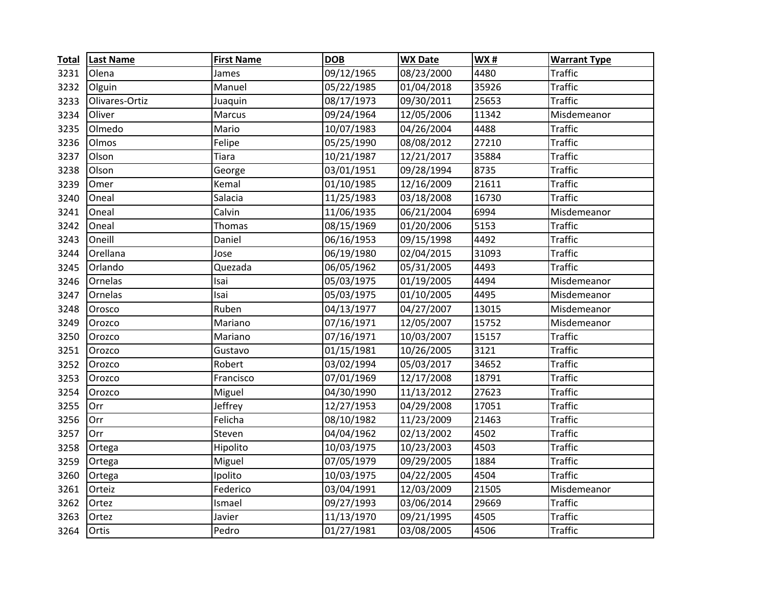| Total | Last Name | First Name | DOB | WX Date | WX # | Warrant Type |
|---|---|---|---|---|---|---|
| 3231 | Olena | James | 09/12/1965 | 08/23/2000 | 4480 | Traffic |
| 3232 | Olguin | Manuel | 05/22/1985 | 01/04/2018 | 35926 | Traffic |
| 3233 | Olivares-Ortiz | Juaquin | 08/17/1973 | 09/30/2011 | 25653 | Traffic |
| 3234 | Oliver | Marcus | 09/24/1964 | 12/05/2006 | 11342 | Misdemeanor |
| 3235 | Olmedo | Mario | 10/07/1983 | 04/26/2004 | 4488 | Traffic |
| 3236 | Olmos | Felipe | 05/25/1990 | 08/08/2012 | 27210 | Traffic |
| 3237 | Olson | Tiara | 10/21/1987 | 12/21/2017 | 35884 | Traffic |
| 3238 | Olson | George | 03/01/1951 | 09/28/1994 | 8735 | Traffic |
| 3239 | Omer | Kemal | 01/10/1985 | 12/16/2009 | 21611 | Traffic |
| 3240 | Oneal | Salacia | 11/25/1983 | 03/18/2008 | 16730 | Traffic |
| 3241 | Oneal | Calvin | 11/06/1935 | 06/21/2004 | 6994 | Misdemeanor |
| 3242 | Oneal | Thomas | 08/15/1969 | 01/20/2006 | 5153 | Traffic |
| 3243 | Oneill | Daniel | 06/16/1953 | 09/15/1998 | 4492 | Traffic |
| 3244 | Orellana | Jose | 06/19/1980 | 02/04/2015 | 31093 | Traffic |
| 3245 | Orlando | Quezada | 06/05/1962 | 05/31/2005 | 4493 | Traffic |
| 3246 | Ornelas | Isai | 05/03/1975 | 01/19/2005 | 4494 | Misdemeanor |
| 3247 | Ornelas | Isai | 05/03/1975 | 01/10/2005 | 4495 | Misdemeanor |
| 3248 | Orosco | Ruben | 04/13/1977 | 04/27/2007 | 13015 | Misdemeanor |
| 3249 | Orozco | Mariano | 07/16/1971 | 12/05/2007 | 15752 | Misdemeanor |
| 3250 | Orozco | Mariano | 07/16/1971 | 10/03/2007 | 15157 | Traffic |
| 3251 | Orozco | Gustavo | 01/15/1981 | 10/26/2005 | 3121 | Traffic |
| 3252 | Orozco | Robert | 03/02/1994 | 05/03/2017 | 34652 | Traffic |
| 3253 | Orozco | Francisco | 07/01/1969 | 12/17/2008 | 18791 | Traffic |
| 3254 | Orozco | Miguel | 04/30/1990 | 11/13/2012 | 27623 | Traffic |
| 3255 | Orr | Jeffrey | 12/27/1953 | 04/29/2008 | 17051 | Traffic |
| 3256 | Orr | Felicha | 08/10/1982 | 11/23/2009 | 21463 | Traffic |
| 3257 | Orr | Steven | 04/04/1962 | 02/13/2002 | 4502 | Traffic |
| 3258 | Ortega | Hipolito | 10/03/1975 | 10/23/2003 | 4503 | Traffic |
| 3259 | Ortega | Miguel | 07/05/1979 | 09/29/2005 | 1884 | Traffic |
| 3260 | Ortega | Ipolito | 10/03/1975 | 04/22/2005 | 4504 | Traffic |
| 3261 | Orteiz | Federico | 03/04/1991 | 12/03/2009 | 21505 | Misdemeanor |
| 3262 | Ortez | Ismael | 09/27/1993 | 03/06/2014 | 29669 | Traffic |
| 3263 | Ortez | Javier | 11/13/1970 | 09/21/1995 | 4505 | Traffic |
| 3264 | Ortis | Pedro | 01/27/1981 | 03/08/2005 | 4506 | Traffic |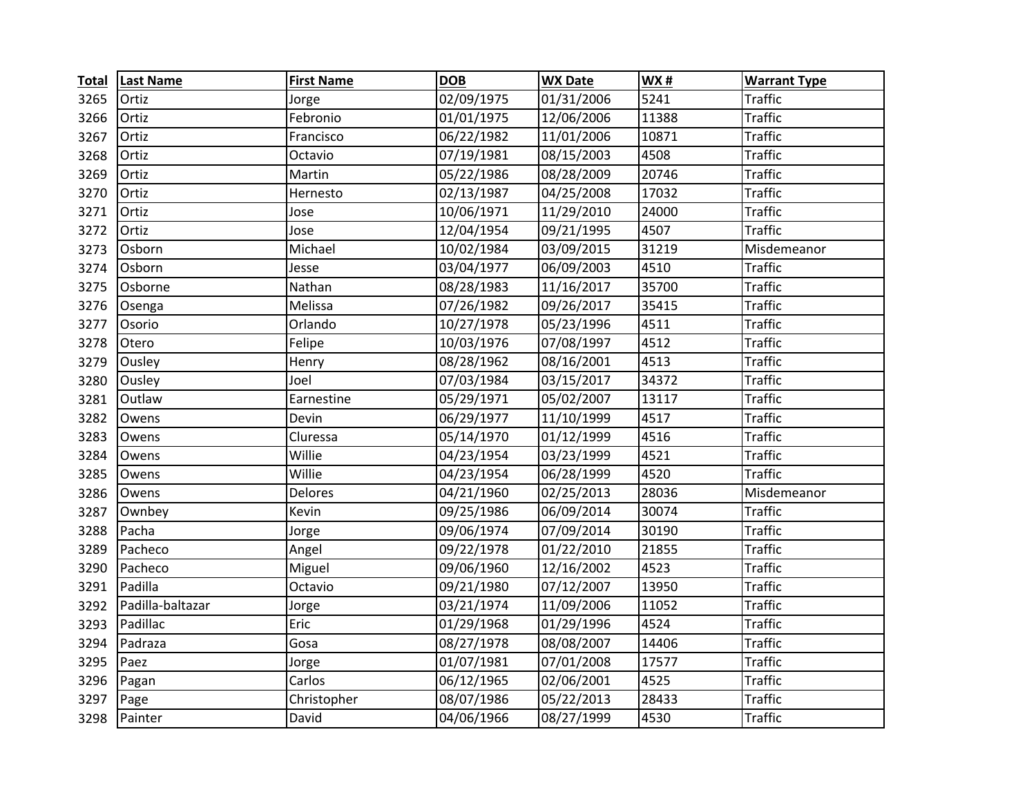| Total | Last Name | First Name | DOB | WX Date | WX # | Warrant Type |
|---|---|---|---|---|---|---|
| 3265 | Ortiz | Jorge | 02/09/1975 | 01/31/2006 | 5241 | Traffic |
| 3266 | Ortiz | Febronio | 01/01/1975 | 12/06/2006 | 11388 | Traffic |
| 3267 | Ortiz | Francisco | 06/22/1982 | 11/01/2006 | 10871 | Traffic |
| 3268 | Ortiz | Octavio | 07/19/1981 | 08/15/2003 | 4508 | Traffic |
| 3269 | Ortiz | Martin | 05/22/1986 | 08/28/2009 | 20746 | Traffic |
| 3270 | Ortiz | Hernesto | 02/13/1987 | 04/25/2008 | 17032 | Traffic |
| 3271 | Ortiz | Jose | 10/06/1971 | 11/29/2010 | 24000 | Traffic |
| 3272 | Ortiz | Jose | 12/04/1954 | 09/21/1995 | 4507 | Traffic |
| 3273 | Osborn | Michael | 10/02/1984 | 03/09/2015 | 31219 | Misdemeanor |
| 3274 | Osborn | Jesse | 03/04/1977 | 06/09/2003 | 4510 | Traffic |
| 3275 | Osborne | Nathan | 08/28/1983 | 11/16/2017 | 35700 | Traffic |
| 3276 | Osenga | Melissa | 07/26/1982 | 09/26/2017 | 35415 | Traffic |
| 3277 | Osorio | Orlando | 10/27/1978 | 05/23/1996 | 4511 | Traffic |
| 3278 | Otero | Felipe | 10/03/1976 | 07/08/1997 | 4512 | Traffic |
| 3279 | Ousley | Henry | 08/28/1962 | 08/16/2001 | 4513 | Traffic |
| 3280 | Ousley | Joel | 07/03/1984 | 03/15/2017 | 34372 | Traffic |
| 3281 | Outlaw | Earnestine | 05/29/1971 | 05/02/2007 | 13117 | Traffic |
| 3282 | Owens | Devin | 06/29/1977 | 11/10/1999 | 4517 | Traffic |
| 3283 | Owens | Cluressa | 05/14/1970 | 01/12/1999 | 4516 | Traffic |
| 3284 | Owens | Willie | 04/23/1954 | 03/23/1999 | 4521 | Traffic |
| 3285 | Owens | Willie | 04/23/1954 | 06/28/1999 | 4520 | Traffic |
| 3286 | Owens | Delores | 04/21/1960 | 02/25/2013 | 28036 | Misdemeanor |
| 3287 | Ownbey | Kevin | 09/25/1986 | 06/09/2014 | 30074 | Traffic |
| 3288 | Pacha | Jorge | 09/06/1974 | 07/09/2014 | 30190 | Traffic |
| 3289 | Pacheco | Angel | 09/22/1978 | 01/22/2010 | 21855 | Traffic |
| 3290 | Pacheco | Miguel | 09/06/1960 | 12/16/2002 | 4523 | Traffic |
| 3291 | Padilla | Octavio | 09/21/1980 | 07/12/2007 | 13950 | Traffic |
| 3292 | Padilla-baltazar | Jorge | 03/21/1974 | 11/09/2006 | 11052 | Traffic |
| 3293 | Padillac | Eric | 01/29/1968 | 01/29/1996 | 4524 | Traffic |
| 3294 | Padraza | Gosa | 08/27/1978 | 08/08/2007 | 14406 | Traffic |
| 3295 | Paez | Jorge | 01/07/1981 | 07/01/2008 | 17577 | Traffic |
| 3296 | Pagan | Carlos | 06/12/1965 | 02/06/2001 | 4525 | Traffic |
| 3297 | Page | Christopher | 08/07/1986 | 05/22/2013 | 28433 | Traffic |
| 3298 | Painter | David | 04/06/1966 | 08/27/1999 | 4530 | Traffic |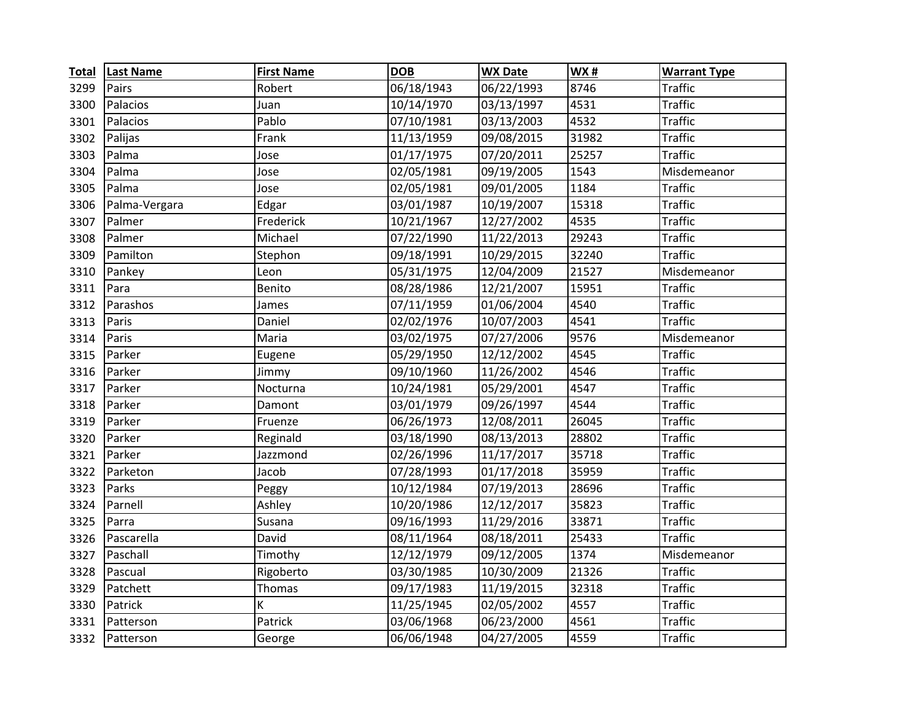| Total | Last Name | First Name | DOB | WX Date | WX # | Warrant Type |
|---|---|---|---|---|---|---|
| 3299 | Pairs | Robert | 06/18/1943 | 06/22/1993 | 8746 | Traffic |
| 3300 | Palacios | Juan | 10/14/1970 | 03/13/1997 | 4531 | Traffic |
| 3301 | Palacios | Pablo | 07/10/1981 | 03/13/2003 | 4532 | Traffic |
| 3302 | Palijas | Frank | 11/13/1959 | 09/08/2015 | 31982 | Traffic |
| 3303 | Palma | Jose | 01/17/1975 | 07/20/2011 | 25257 | Traffic |
| 3304 | Palma | Jose | 02/05/1981 | 09/19/2005 | 1543 | Misdemeanor |
| 3305 | Palma | Jose | 02/05/1981 | 09/01/2005 | 1184 | Traffic |
| 3306 | Palma-Vergara | Edgar | 03/01/1987 | 10/19/2007 | 15318 | Traffic |
| 3307 | Palmer | Frederick | 10/21/1967 | 12/27/2002 | 4535 | Traffic |
| 3308 | Palmer | Michael | 07/22/1990 | 11/22/2013 | 29243 | Traffic |
| 3309 | Pamilton | Stephon | 09/18/1991 | 10/29/2015 | 32240 | Traffic |
| 3310 | Pankey | Leon | 05/31/1975 | 12/04/2009 | 21527 | Misdemeanor |
| 3311 | Para | Benito | 08/28/1986 | 12/21/2007 | 15951 | Traffic |
| 3312 | Parashos | James | 07/11/1959 | 01/06/2004 | 4540 | Traffic |
| 3313 | Paris | Daniel | 02/02/1976 | 10/07/2003 | 4541 | Traffic |
| 3314 | Paris | Maria | 03/02/1975 | 07/27/2006 | 9576 | Misdemeanor |
| 3315 | Parker | Eugene | 05/29/1950 | 12/12/2002 | 4545 | Traffic |
| 3316 | Parker | Jimmy | 09/10/1960 | 11/26/2002 | 4546 | Traffic |
| 3317 | Parker | Nocturna | 10/24/1981 | 05/29/2001 | 4547 | Traffic |
| 3318 | Parker | Damont | 03/01/1979 | 09/26/1997 | 4544 | Traffic |
| 3319 | Parker | Fruenze | 06/26/1973 | 12/08/2011 | 26045 | Traffic |
| 3320 | Parker | Reginald | 03/18/1990 | 08/13/2013 | 28802 | Traffic |
| 3321 | Parker | Jazzmond | 02/26/1996 | 11/17/2017 | 35718 | Traffic |
| 3322 | Parketon | Jacob | 07/28/1993 | 01/17/2018 | 35959 | Traffic |
| 3323 | Parks | Peggy | 10/12/1984 | 07/19/2013 | 28696 | Traffic |
| 3324 | Parnell | Ashley | 10/20/1986 | 12/12/2017 | 35823 | Traffic |
| 3325 | Parra | Susana | 09/16/1993 | 11/29/2016 | 33871 | Traffic |
| 3326 | Pascarella | David | 08/11/1964 | 08/18/2011 | 25433 | Traffic |
| 3327 | Paschall | Timothy | 12/12/1979 | 09/12/2005 | 1374 | Misdemeanor |
| 3328 | Pascual | Rigoberto | 03/30/1985 | 10/30/2009 | 21326 | Traffic |
| 3329 | Patchett | Thomas | 09/17/1983 | 11/19/2015 | 32318 | Traffic |
| 3330 | Patrick | K | 11/25/1945 | 02/05/2002 | 4557 | Traffic |
| 3331 | Patterson | Patrick | 03/06/1968 | 06/23/2000 | 4561 | Traffic |
| 3332 | Patterson | George | 06/06/1948 | 04/27/2005 | 4559 | Traffic |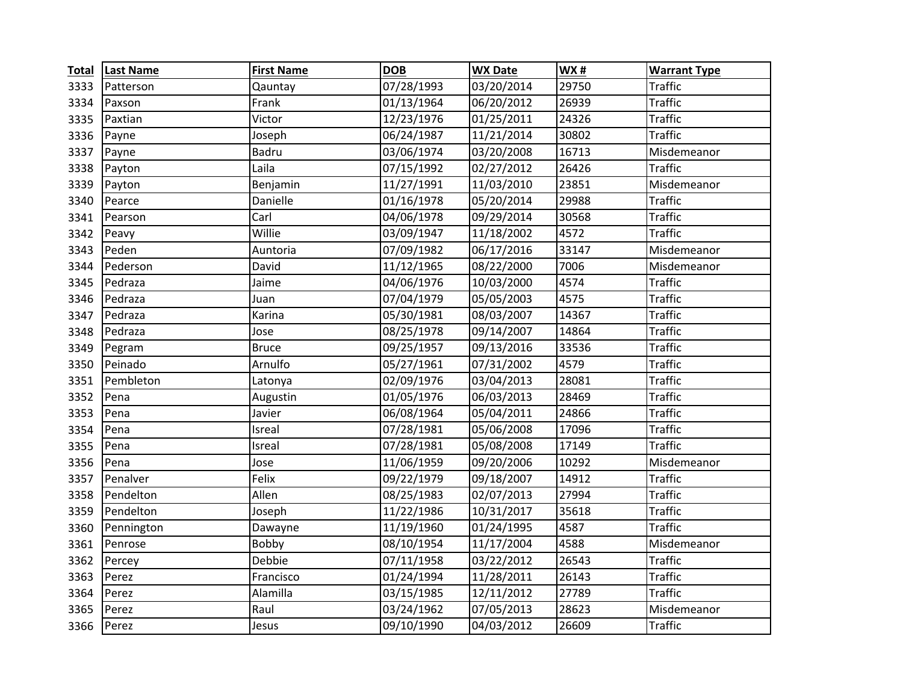| Total | Last Name | First Name | DOB | WX Date | WX # | Warrant Type |
|---|---|---|---|---|---|---|
| 3333 | Patterson | Qauntay | 07/28/1993 | 03/20/2014 | 29750 | Traffic |
| 3334 | Paxson | Frank | 01/13/1964 | 06/20/2012 | 26939 | Traffic |
| 3335 | Paxtian | Victor | 12/23/1976 | 01/25/2011 | 24326 | Traffic |
| 3336 | Payne | Joseph | 06/24/1987 | 11/21/2014 | 30802 | Traffic |
| 3337 | Payne | Badru | 03/06/1974 | 03/20/2008 | 16713 | Misdemeanor |
| 3338 | Payton | Laila | 07/15/1992 | 02/27/2012 | 26426 | Traffic |
| 3339 | Payton | Benjamin | 11/27/1991 | 11/03/2010 | 23851 | Misdemeanor |
| 3340 | Pearce | Danielle | 01/16/1978 | 05/20/2014 | 29988 | Traffic |
| 3341 | Pearson | Carl | 04/06/1978 | 09/29/2014 | 30568 | Traffic |
| 3342 | Peavy | Willie | 03/09/1947 | 11/18/2002 | 4572 | Traffic |
| 3343 | Peden | Auntoria | 07/09/1982 | 06/17/2016 | 33147 | Misdemeanor |
| 3344 | Pederson | David | 11/12/1965 | 08/22/2000 | 7006 | Misdemeanor |
| 3345 | Pedraza | Jaime | 04/06/1976 | 10/03/2000 | 4574 | Traffic |
| 3346 | Pedraza | Juan | 07/04/1979 | 05/05/2003 | 4575 | Traffic |
| 3347 | Pedraza | Karina | 05/30/1981 | 08/03/2007 | 14367 | Traffic |
| 3348 | Pedraza | Jose | 08/25/1978 | 09/14/2007 | 14864 | Traffic |
| 3349 | Pegram | Bruce | 09/25/1957 | 09/13/2016 | 33536 | Traffic |
| 3350 | Peinado | Arnulfo | 05/27/1961 | 07/31/2002 | 4579 | Traffic |
| 3351 | Pembleton | Latonya | 02/09/1976 | 03/04/2013 | 28081 | Traffic |
| 3352 | Pena | Augustin | 01/05/1976 | 06/03/2013 | 28469 | Traffic |
| 3353 | Pena | Javier | 06/08/1964 | 05/04/2011 | 24866 | Traffic |
| 3354 | Pena | Isreal | 07/28/1981 | 05/06/2008 | 17096 | Traffic |
| 3355 | Pena | Isreal | 07/28/1981 | 05/08/2008 | 17149 | Traffic |
| 3356 | Pena | Jose | 11/06/1959 | 09/20/2006 | 10292 | Misdemeanor |
| 3357 | Penalver | Felix | 09/22/1979 | 09/18/2007 | 14912 | Traffic |
| 3358 | Pendelton | Allen | 08/25/1983 | 02/07/2013 | 27994 | Traffic |
| 3359 | Pendelton | Joseph | 11/22/1986 | 10/31/2017 | 35618 | Traffic |
| 3360 | Pennington | Dawayne | 11/19/1960 | 01/24/1995 | 4587 | Traffic |
| 3361 | Penrose | Bobby | 08/10/1954 | 11/17/2004 | 4588 | Misdemeanor |
| 3362 | Percey | Debbie | 07/11/1958 | 03/22/2012 | 26543 | Traffic |
| 3363 | Perez | Francisco | 01/24/1994 | 11/28/2011 | 26143 | Traffic |
| 3364 | Perez | Alamilla | 03/15/1985 | 12/11/2012 | 27789 | Traffic |
| 3365 | Perez | Raul | 03/24/1962 | 07/05/2013 | 28623 | Misdemeanor |
| 3366 | Perez | Jesus | 09/10/1990 | 04/03/2012 | 26609 | Traffic |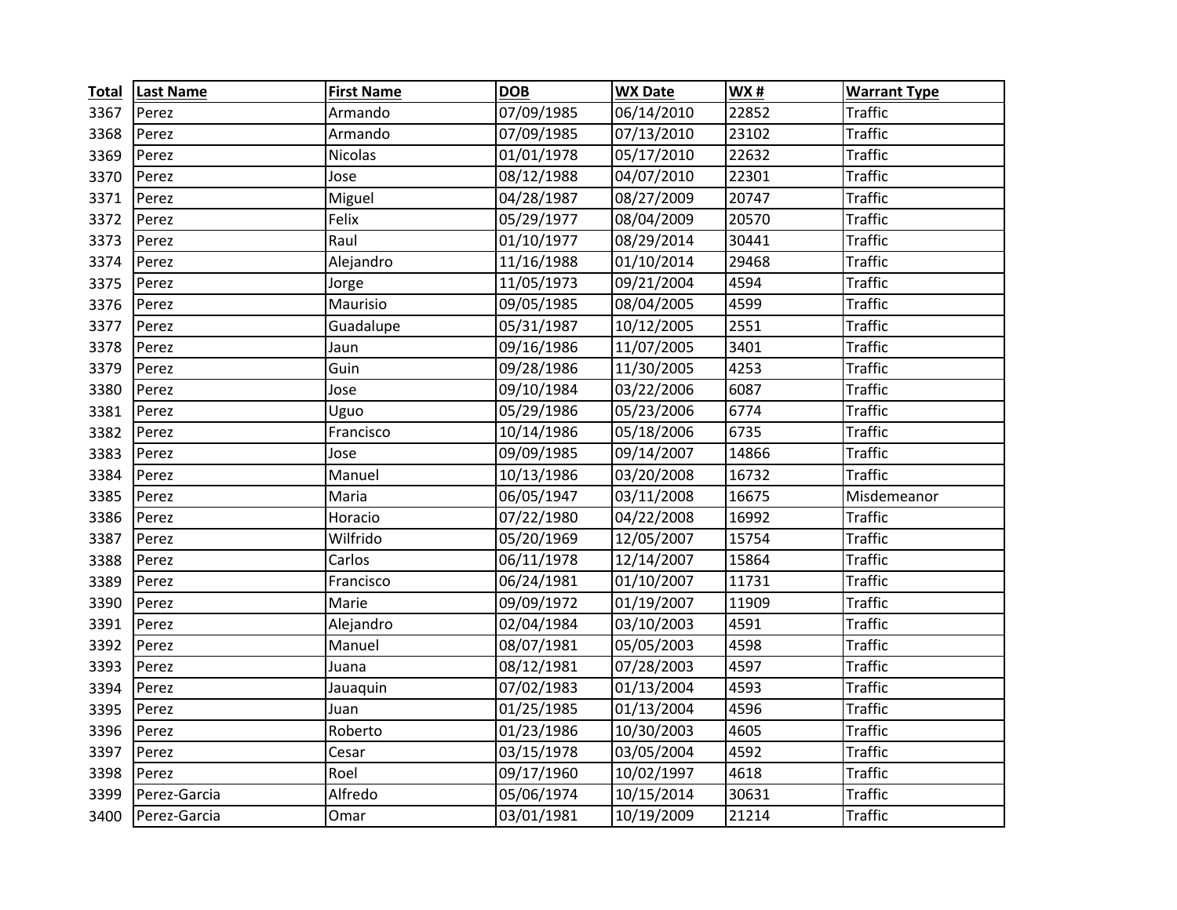| Total | Last Name | First Name | DOB | WX Date | WX # | Warrant Type |
|---|---|---|---|---|---|---|
| 3367 | Perez | Armando | 07/09/1985 | 06/14/2010 | 22852 | Traffic |
| 3368 | Perez | Armando | 07/09/1985 | 07/13/2010 | 23102 | Traffic |
| 3369 | Perez | Nicolas | 01/01/1978 | 05/17/2010 | 22632 | Traffic |
| 3370 | Perez | Jose | 08/12/1988 | 04/07/2010 | 22301 | Traffic |
| 3371 | Perez | Miguel | 04/28/1987 | 08/27/2009 | 20747 | Traffic |
| 3372 | Perez | Felix | 05/29/1977 | 08/04/2009 | 20570 | Traffic |
| 3373 | Perez | Raul | 01/10/1977 | 08/29/2014 | 30441 | Traffic |
| 3374 | Perez | Alejandro | 11/16/1988 | 01/10/2014 | 29468 | Traffic |
| 3375 | Perez | Jorge | 11/05/1973 | 09/21/2004 | 4594 | Traffic |
| 3376 | Perez | Maurisio | 09/05/1985 | 08/04/2005 | 4599 | Traffic |
| 3377 | Perez | Guadalupe | 05/31/1987 | 10/12/2005 | 2551 | Traffic |
| 3378 | Perez | Jaun | 09/16/1986 | 11/07/2005 | 3401 | Traffic |
| 3379 | Perez | Guin | 09/28/1986 | 11/30/2005 | 4253 | Traffic |
| 3380 | Perez | Jose | 09/10/1984 | 03/22/2006 | 6087 | Traffic |
| 3381 | Perez | Uguo | 05/29/1986 | 05/23/2006 | 6774 | Traffic |
| 3382 | Perez | Francisco | 10/14/1986 | 05/18/2006 | 6735 | Traffic |
| 3383 | Perez | Jose | 09/09/1985 | 09/14/2007 | 14866 | Traffic |
| 3384 | Perez | Manuel | 10/13/1986 | 03/20/2008 | 16732 | Traffic |
| 3385 | Perez | Maria | 06/05/1947 | 03/11/2008 | 16675 | Misdemeanor |
| 3386 | Perez | Horacio | 07/22/1980 | 04/22/2008 | 16992 | Traffic |
| 3387 | Perez | Wilfrido | 05/20/1969 | 12/05/2007 | 15754 | Traffic |
| 3388 | Perez | Carlos | 06/11/1978 | 12/14/2007 | 15864 | Traffic |
| 3389 | Perez | Francisco | 06/24/1981 | 01/10/2007 | 11731 | Traffic |
| 3390 | Perez | Marie | 09/09/1972 | 01/19/2007 | 11909 | Traffic |
| 3391 | Perez | Alejandro | 02/04/1984 | 03/10/2003 | 4591 | Traffic |
| 3392 | Perez | Manuel | 08/07/1981 | 05/05/2003 | 4598 | Traffic |
| 3393 | Perez | Juana | 08/12/1981 | 07/28/2003 | 4597 | Traffic |
| 3394 | Perez | Jauaquin | 07/02/1983 | 01/13/2004 | 4593 | Traffic |
| 3395 | Perez | Juan | 01/25/1985 | 01/13/2004 | 4596 | Traffic |
| 3396 | Perez | Roberto | 01/23/1986 | 10/30/2003 | 4605 | Traffic |
| 3397 | Perez | Cesar | 03/15/1978 | 03/05/2004 | 4592 | Traffic |
| 3398 | Perez | Roel | 09/17/1960 | 10/02/1997 | 4618 | Traffic |
| 3399 | Perez-Garcia | Alfredo | 05/06/1974 | 10/15/2014 | 30631 | Traffic |
| 3400 | Perez-Garcia | Omar | 03/01/1981 | 10/19/2009 | 21214 | Traffic |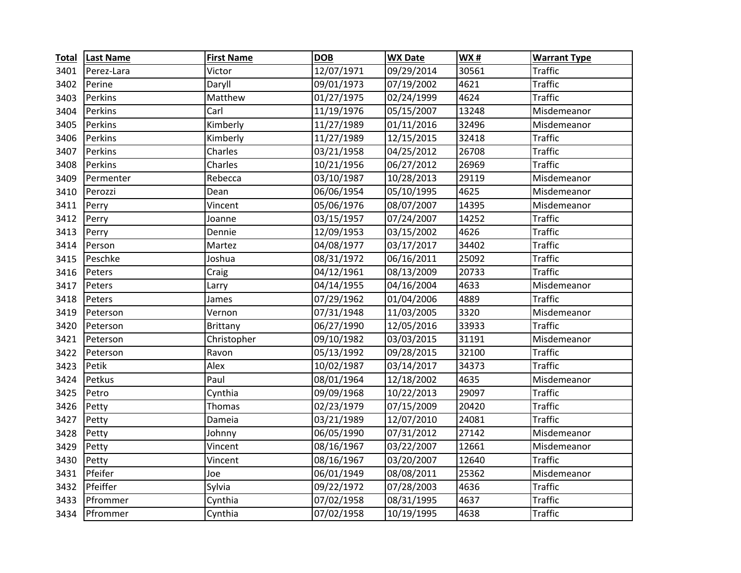| Total | Last Name | First Name | DOB | WX Date | WX # | Warrant Type |
|---|---|---|---|---|---|---|
| 3401 | Perez-Lara | Victor | 12/07/1971 | 09/29/2014 | 30561 | Traffic |
| 3402 | Perine | Daryll | 09/01/1973 | 07/19/2002 | 4621 | Traffic |
| 3403 | Perkins | Matthew | 01/27/1975 | 02/24/1999 | 4624 | Traffic |
| 3404 | Perkins | Carl | 11/19/1976 | 05/15/2007 | 13248 | Misdemeanor |
| 3405 | Perkins | Kimberly | 11/27/1989 | 01/11/2016 | 32496 | Misdemeanor |
| 3406 | Perkins | Kimberly | 11/27/1989 | 12/15/2015 | 32418 | Traffic |
| 3407 | Perkins | Charles | 03/21/1958 | 04/25/2012 | 26708 | Traffic |
| 3408 | Perkins | Charles | 10/21/1956 | 06/27/2012 | 26969 | Traffic |
| 3409 | Permenter | Rebecca | 03/10/1987 | 10/28/2013 | 29119 | Misdemeanor |
| 3410 | Perozzi | Dean | 06/06/1954 | 05/10/1995 | 4625 | Misdemeanor |
| 3411 | Perry | Vincent | 05/06/1976 | 08/07/2007 | 14395 | Misdemeanor |
| 3412 | Perry | Joanne | 03/15/1957 | 07/24/2007 | 14252 | Traffic |
| 3413 | Perry | Dennie | 12/09/1953 | 03/15/2002 | 4626 | Traffic |
| 3414 | Person | Martez | 04/08/1977 | 03/17/2017 | 34402 | Traffic |
| 3415 | Peschke | Joshua | 08/31/1972 | 06/16/2011 | 25092 | Traffic |
| 3416 | Peters | Craig | 04/12/1961 | 08/13/2009 | 20733 | Traffic |
| 3417 | Peters | Larry | 04/14/1955 | 04/16/2004 | 4633 | Misdemeanor |
| 3418 | Peters | James | 07/29/1962 | 01/04/2006 | 4889 | Traffic |
| 3419 | Peterson | Vernon | 07/31/1948 | 11/03/2005 | 3320 | Misdemeanor |
| 3420 | Peterson | Brittany | 06/27/1990 | 12/05/2016 | 33933 | Traffic |
| 3421 | Peterson | Christopher | 09/10/1982 | 03/03/2015 | 31191 | Misdemeanor |
| 3422 | Peterson | Ravon | 05/13/1992 | 09/28/2015 | 32100 | Traffic |
| 3423 | Petik | Alex | 10/02/1987 | 03/14/2017 | 34373 | Traffic |
| 3424 | Petkus | Paul | 08/01/1964 | 12/18/2002 | 4635 | Misdemeanor |
| 3425 | Petro | Cynthia | 09/09/1968 | 10/22/2013 | 29097 | Traffic |
| 3426 | Petty | Thomas | 02/23/1979 | 07/15/2009 | 20420 | Traffic |
| 3427 | Petty | Dameia | 03/21/1989 | 12/07/2010 | 24081 | Traffic |
| 3428 | Petty | Johnny | 06/05/1990 | 07/31/2012 | 27142 | Misdemeanor |
| 3429 | Petty | Vincent | 08/16/1967 | 03/22/2007 | 12661 | Misdemeanor |
| 3430 | Petty | Vincent | 08/16/1967 | 03/20/2007 | 12640 | Traffic |
| 3431 | Pfeifer | Joe | 06/01/1949 | 08/08/2011 | 25362 | Misdemeanor |
| 3432 | Pfeiffer | Sylvia | 09/22/1972 | 07/28/2003 | 4636 | Traffic |
| 3433 | Pfrommer | Cynthia | 07/02/1958 | 08/31/1995 | 4637 | Traffic |
| 3434 | Pfrommer | Cynthia | 07/02/1958 | 10/19/1995 | 4638 | Traffic |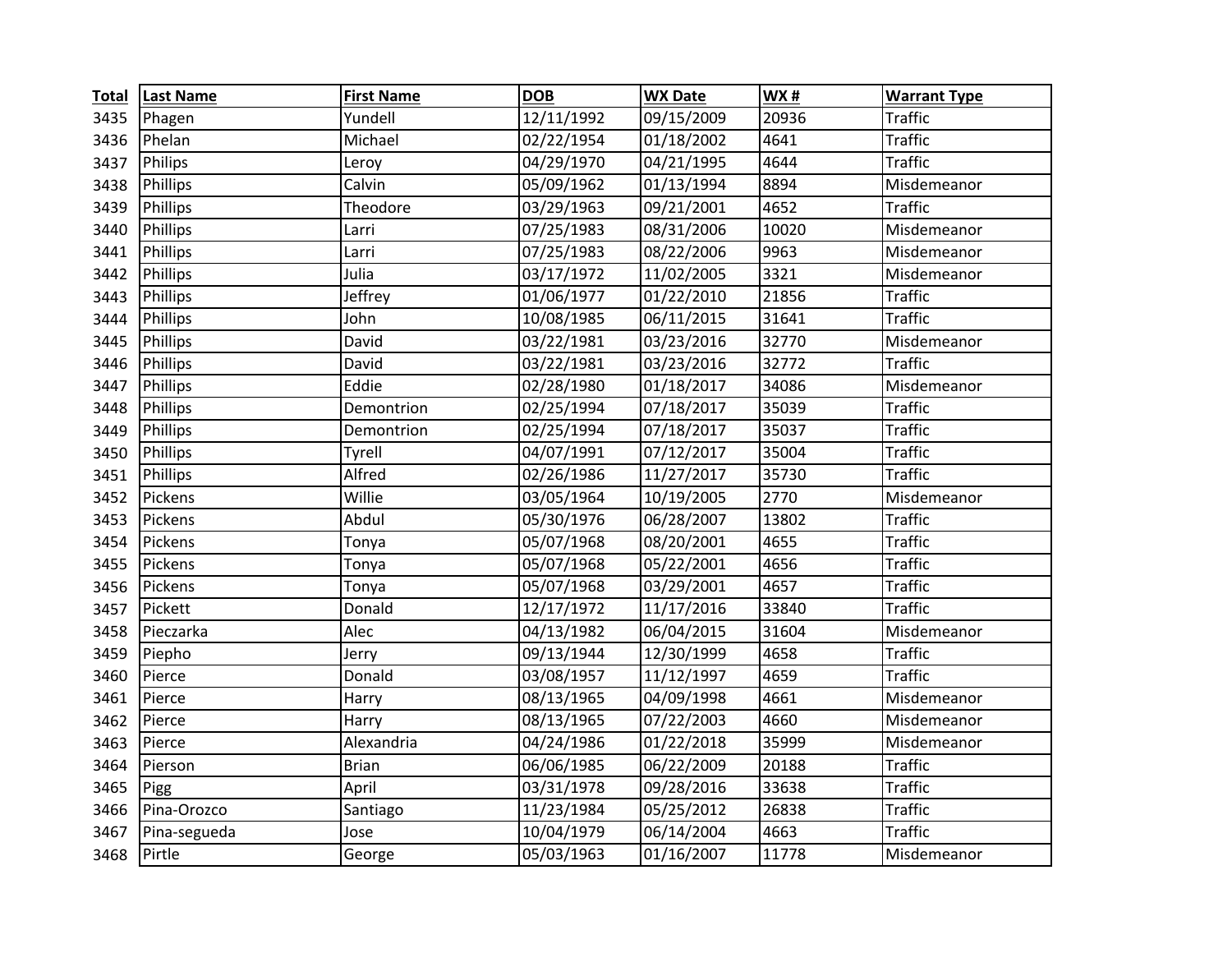| Total | Last Name | First Name | DOB | WX Date | WX # | Warrant Type |
|---|---|---|---|---|---|---|
| 3435 | Phagen | Yundell | 12/11/1992 | 09/15/2009 | 20936 | Traffic |
| 3436 | Phelan | Michael | 02/22/1954 | 01/18/2002 | 4641 | Traffic |
| 3437 | Philips | Leroy | 04/29/1970 | 04/21/1995 | 4644 | Traffic |
| 3438 | Phillips | Calvin | 05/09/1962 | 01/13/1994 | 8894 | Misdemeanor |
| 3439 | Phillips | Theodore | 03/29/1963 | 09/21/2001 | 4652 | Traffic |
| 3440 | Phillips | Larri | 07/25/1983 | 08/31/2006 | 10020 | Misdemeanor |
| 3441 | Phillips | Larri | 07/25/1983 | 08/22/2006 | 9963 | Misdemeanor |
| 3442 | Phillips | Julia | 03/17/1972 | 11/02/2005 | 3321 | Misdemeanor |
| 3443 | Phillips | Jeffrey | 01/06/1977 | 01/22/2010 | 21856 | Traffic |
| 3444 | Phillips | John | 10/08/1985 | 06/11/2015 | 31641 | Traffic |
| 3445 | Phillips | David | 03/22/1981 | 03/23/2016 | 32770 | Misdemeanor |
| 3446 | Phillips | David | 03/22/1981 | 03/23/2016 | 32772 | Traffic |
| 3447 | Phillips | Eddie | 02/28/1980 | 01/18/2017 | 34086 | Misdemeanor |
| 3448 | Phillips | Demontrion | 02/25/1994 | 07/18/2017 | 35039 | Traffic |
| 3449 | Phillips | Demontrion | 02/25/1994 | 07/18/2017 | 35037 | Traffic |
| 3450 | Phillips | Tyrell | 04/07/1991 | 07/12/2017 | 35004 | Traffic |
| 3451 | Phillips | Alfred | 02/26/1986 | 11/27/2017 | 35730 | Traffic |
| 3452 | Pickens | Willie | 03/05/1964 | 10/19/2005 | 2770 | Misdemeanor |
| 3453 | Pickens | Abdul | 05/30/1976 | 06/28/2007 | 13802 | Traffic |
| 3454 | Pickens | Tonya | 05/07/1968 | 08/20/2001 | 4655 | Traffic |
| 3455 | Pickens | Tonya | 05/07/1968 | 05/22/2001 | 4656 | Traffic |
| 3456 | Pickens | Tonya | 05/07/1968 | 03/29/2001 | 4657 | Traffic |
| 3457 | Pickett | Donald | 12/17/1972 | 11/17/2016 | 33840 | Traffic |
| 3458 | Pieczarka | Alec | 04/13/1982 | 06/04/2015 | 31604 | Misdemeanor |
| 3459 | Piepho | Jerry | 09/13/1944 | 12/30/1999 | 4658 | Traffic |
| 3460 | Pierce | Donald | 03/08/1957 | 11/12/1997 | 4659 | Traffic |
| 3461 | Pierce | Harry | 08/13/1965 | 04/09/1998 | 4661 | Misdemeanor |
| 3462 | Pierce | Harry | 08/13/1965 | 07/22/2003 | 4660 | Misdemeanor |
| 3463 | Pierce | Alexandria | 04/24/1986 | 01/22/2018 | 35999 | Misdemeanor |
| 3464 | Pierson | Brian | 06/06/1985 | 06/22/2009 | 20188 | Traffic |
| 3465 | Pigg | April | 03/31/1978 | 09/28/2016 | 33638 | Traffic |
| 3466 | Pina-Orozco | Santiago | 11/23/1984 | 05/25/2012 | 26838 | Traffic |
| 3467 | Pina-segueda | Jose | 10/04/1979 | 06/14/2004 | 4663 | Traffic |
| 3468 | Pirtle | George | 05/03/1963 | 01/16/2007 | 11778 | Misdemeanor |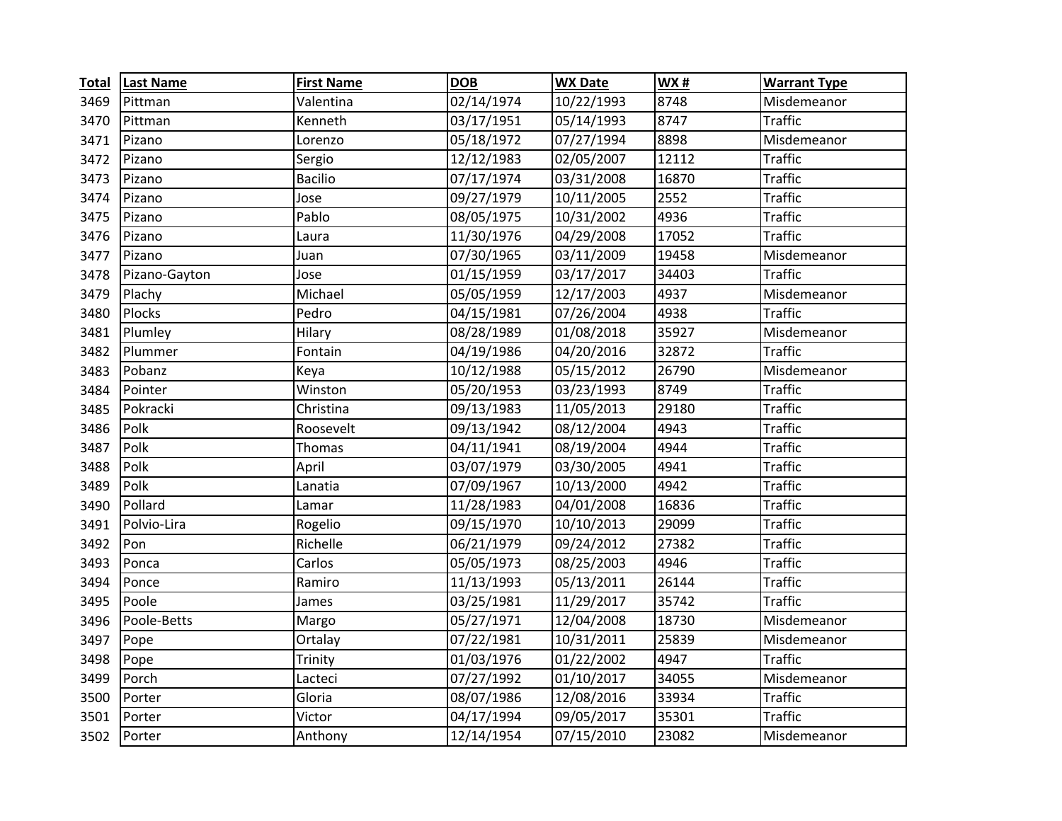| Total | Last Name | First Name | DOB | WX Date | WX # | Warrant Type |
|---|---|---|---|---|---|---|
| 3469 | Pittman | Valentina | 02/14/1974 | 10/22/1993 | 8748 | Misdemeanor |
| 3470 | Pittman | Kenneth | 03/17/1951 | 05/14/1993 | 8747 | Traffic |
| 3471 | Pizano | Lorenzo | 05/18/1972 | 07/27/1994 | 8898 | Misdemeanor |
| 3472 | Pizano | Sergio | 12/12/1983 | 02/05/2007 | 12112 | Traffic |
| 3473 | Pizano | Bacilio | 07/17/1974 | 03/31/2008 | 16870 | Traffic |
| 3474 | Pizano | Jose | 09/27/1979 | 10/11/2005 | 2552 | Traffic |
| 3475 | Pizano | Pablo | 08/05/1975 | 10/31/2002 | 4936 | Traffic |
| 3476 | Pizano | Laura | 11/30/1976 | 04/29/2008 | 17052 | Traffic |
| 3477 | Pizano | Juan | 07/30/1965 | 03/11/2009 | 19458 | Misdemeanor |
| 3478 | Pizano-Gayton | Jose | 01/15/1959 | 03/17/2017 | 34403 | Traffic |
| 3479 | Plachy | Michael | 05/05/1959 | 12/17/2003 | 4937 | Misdemeanor |
| 3480 | Plocks | Pedro | 04/15/1981 | 07/26/2004 | 4938 | Traffic |
| 3481 | Plumley | Hilary | 08/28/1989 | 01/08/2018 | 35927 | Misdemeanor |
| 3482 | Plummer | Fontain | 04/19/1986 | 04/20/2016 | 32872 | Traffic |
| 3483 | Pobanz | Keya | 10/12/1988 | 05/15/2012 | 26790 | Misdemeanor |
| 3484 | Pointer | Winston | 05/20/1953 | 03/23/1993 | 8749 | Traffic |
| 3485 | Pokracki | Christina | 09/13/1983 | 11/05/2013 | 29180 | Traffic |
| 3486 | Polk | Roosevelt | 09/13/1942 | 08/12/2004 | 4943 | Traffic |
| 3487 | Polk | Thomas | 04/11/1941 | 08/19/2004 | 4944 | Traffic |
| 3488 | Polk | April | 03/07/1979 | 03/30/2005 | 4941 | Traffic |
| 3489 | Polk | Lanatia | 07/09/1967 | 10/13/2000 | 4942 | Traffic |
| 3490 | Pollard | Lamar | 11/28/1983 | 04/01/2008 | 16836 | Traffic |
| 3491 | Polvio-Lira | Rogelio | 09/15/1970 | 10/10/2013 | 29099 | Traffic |
| 3492 | Pon | Richelle | 06/21/1979 | 09/24/2012 | 27382 | Traffic |
| 3493 | Ponca | Carlos | 05/05/1973 | 08/25/2003 | 4946 | Traffic |
| 3494 | Ponce | Ramiro | 11/13/1993 | 05/13/2011 | 26144 | Traffic |
| 3495 | Poole | James | 03/25/1981 | 11/29/2017 | 35742 | Traffic |
| 3496 | Poole-Betts | Margo | 05/27/1971 | 12/04/2008 | 18730 | Misdemeanor |
| 3497 | Pope | Ortalay | 07/22/1981 | 10/31/2011 | 25839 | Misdemeanor |
| 3498 | Pope | Trinity | 01/03/1976 | 01/22/2002 | 4947 | Traffic |
| 3499 | Porch | Lacteci | 07/27/1992 | 01/10/2017 | 34055 | Misdemeanor |
| 3500 | Porter | Gloria | 08/07/1986 | 12/08/2016 | 33934 | Traffic |
| 3501 | Porter | Victor | 04/17/1994 | 09/05/2017 | 35301 | Traffic |
| 3502 | Porter | Anthony | 12/14/1954 | 07/15/2010 | 23082 | Misdemeanor |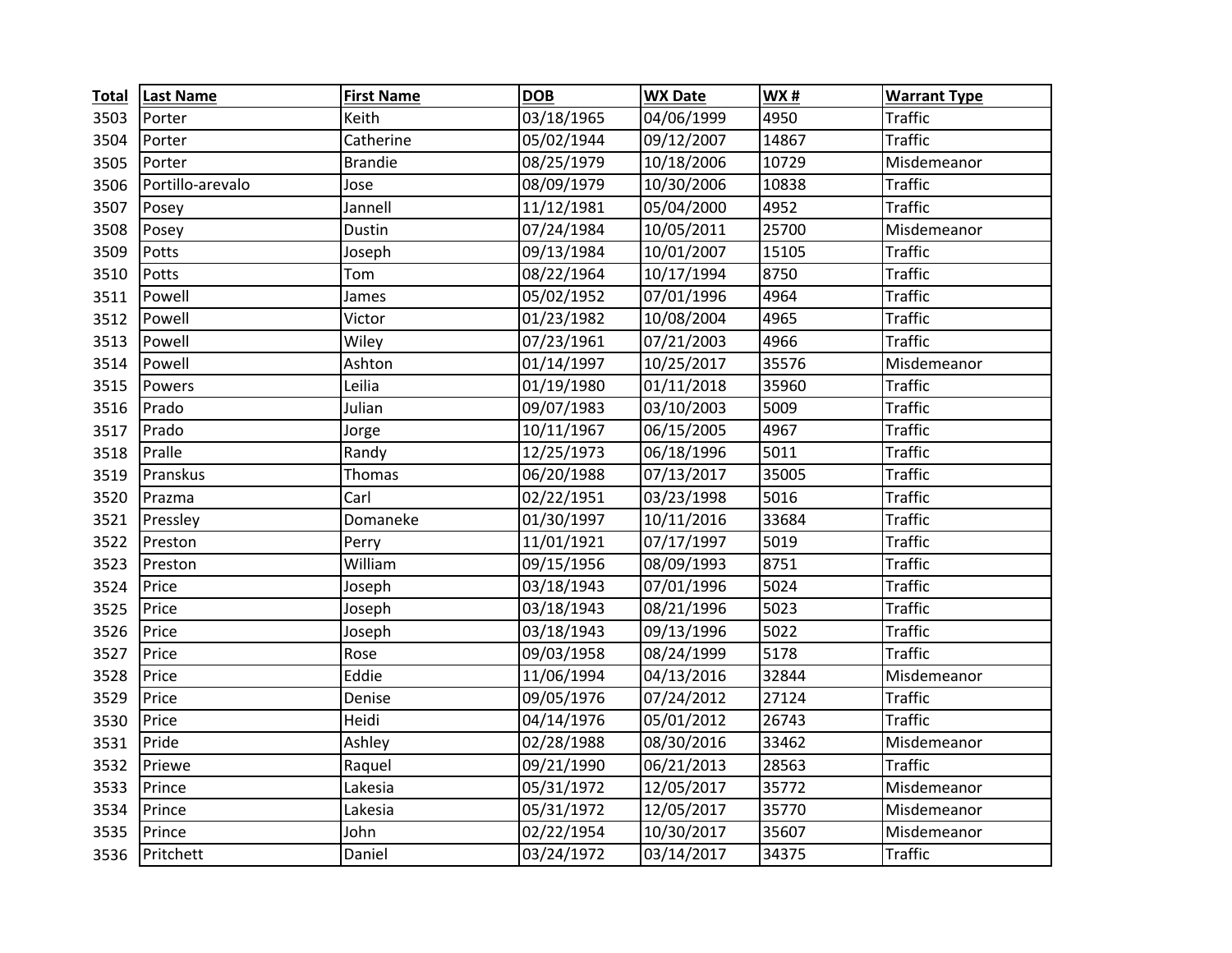| Total | Last Name | First Name | DOB | WX Date | WX # | Warrant Type |
|---|---|---|---|---|---|---|
| 3503 | Porter | Keith | 03/18/1965 | 04/06/1999 | 4950 | Traffic |
| 3504 | Porter | Catherine | 05/02/1944 | 09/12/2007 | 14867 | Traffic |
| 3505 | Porter | Brandie | 08/25/1979 | 10/18/2006 | 10729 | Misdemeanor |
| 3506 | Portillo-arevalo | Jose | 08/09/1979 | 10/30/2006 | 10838 | Traffic |
| 3507 | Posey | Jannell | 11/12/1981 | 05/04/2000 | 4952 | Traffic |
| 3508 | Posey | Dustin | 07/24/1984 | 10/05/2011 | 25700 | Misdemeanor |
| 3509 | Potts | Joseph | 09/13/1984 | 10/01/2007 | 15105 | Traffic |
| 3510 | Potts | Tom | 08/22/1964 | 10/17/1994 | 8750 | Traffic |
| 3511 | Powell | James | 05/02/1952 | 07/01/1996 | 4964 | Traffic |
| 3512 | Powell | Victor | 01/23/1982 | 10/08/2004 | 4965 | Traffic |
| 3513 | Powell | Wiley | 07/23/1961 | 07/21/2003 | 4966 | Traffic |
| 3514 | Powell | Ashton | 01/14/1997 | 10/25/2017 | 35576 | Misdemeanor |
| 3515 | Powers | Leilia | 01/19/1980 | 01/11/2018 | 35960 | Traffic |
| 3516 | Prado | Julian | 09/07/1983 | 03/10/2003 | 5009 | Traffic |
| 3517 | Prado | Jorge | 10/11/1967 | 06/15/2005 | 4967 | Traffic |
| 3518 | Pralle | Randy | 12/25/1973 | 06/18/1996 | 5011 | Traffic |
| 3519 | Pranskus | Thomas | 06/20/1988 | 07/13/2017 | 35005 | Traffic |
| 3520 | Prazma | Carl | 02/22/1951 | 03/23/1998 | 5016 | Traffic |
| 3521 | Pressley | Domaneke | 01/30/1997 | 10/11/2016 | 33684 | Traffic |
| 3522 | Preston | Perry | 11/01/1921 | 07/17/1997 | 5019 | Traffic |
| 3523 | Preston | William | 09/15/1956 | 08/09/1993 | 8751 | Traffic |
| 3524 | Price | Joseph | 03/18/1943 | 07/01/1996 | 5024 | Traffic |
| 3525 | Price | Joseph | 03/18/1943 | 08/21/1996 | 5023 | Traffic |
| 3526 | Price | Joseph | 03/18/1943 | 09/13/1996 | 5022 | Traffic |
| 3527 | Price | Rose | 09/03/1958 | 08/24/1999 | 5178 | Traffic |
| 3528 | Price | Eddie | 11/06/1994 | 04/13/2016 | 32844 | Misdemeanor |
| 3529 | Price | Denise | 09/05/1976 | 07/24/2012 | 27124 | Traffic |
| 3530 | Price | Heidi | 04/14/1976 | 05/01/2012 | 26743 | Traffic |
| 3531 | Pride | Ashley | 02/28/1988 | 08/30/2016 | 33462 | Misdemeanor |
| 3532 | Priewe | Raquel | 09/21/1990 | 06/21/2013 | 28563 | Traffic |
| 3533 | Prince | Lakesia | 05/31/1972 | 12/05/2017 | 35772 | Misdemeanor |
| 3534 | Prince | Lakesia | 05/31/1972 | 12/05/2017 | 35770 | Misdemeanor |
| 3535 | Prince | John | 02/22/1954 | 10/30/2017 | 35607 | Misdemeanor |
| 3536 | Pritchett | Daniel | 03/24/1972 | 03/14/2017 | 34375 | Traffic |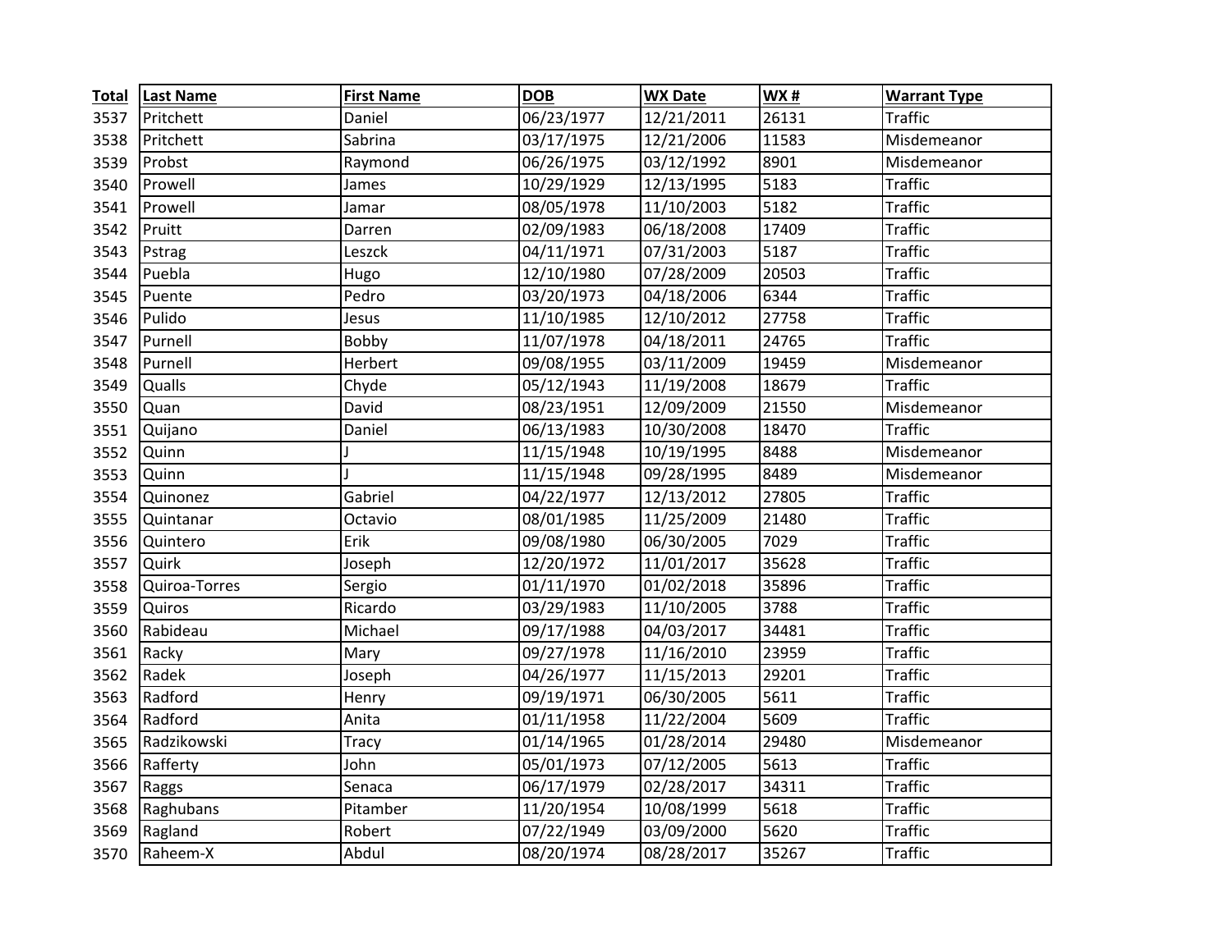| Total | Last Name | First Name | DOB | WX Date | WX # | Warrant Type |
|---|---|---|---|---|---|---|
| 3537 | Pritchett | Daniel | 06/23/1977 | 12/21/2011 | 26131 | Traffic |
| 3538 | Pritchett | Sabrina | 03/17/1975 | 12/21/2006 | 11583 | Misdemeanor |
| 3539 | Probst | Raymond | 06/26/1975 | 03/12/1992 | 8901 | Misdemeanor |
| 3540 | Prowell | James | 10/29/1929 | 12/13/1995 | 5183 | Traffic |
| 3541 | Prowell | Jamar | 08/05/1978 | 11/10/2003 | 5182 | Traffic |
| 3542 | Pruitt | Darren | 02/09/1983 | 06/18/2008 | 17409 | Traffic |
| 3543 | Pstrag | Leszck | 04/11/1971 | 07/31/2003 | 5187 | Traffic |
| 3544 | Puebla | Hugo | 12/10/1980 | 07/28/2009 | 20503 | Traffic |
| 3545 | Puente | Pedro | 03/20/1973 | 04/18/2006 | 6344 | Traffic |
| 3546 | Pulido | Jesus | 11/10/1985 | 12/10/2012 | 27758 | Traffic |
| 3547 | Purnell | Bobby | 11/07/1978 | 04/18/2011 | 24765 | Traffic |
| 3548 | Purnell | Herbert | 09/08/1955 | 03/11/2009 | 19459 | Misdemeanor |
| 3549 | Qualls | Chyde | 05/12/1943 | 11/19/2008 | 18679 | Traffic |
| 3550 | Quan | David | 08/23/1951 | 12/09/2009 | 21550 | Misdemeanor |
| 3551 | Quijano | Daniel | 06/13/1983 | 10/30/2008 | 18470 | Traffic |
| 3552 | Quinn | J | 11/15/1948 | 10/19/1995 | 8488 | Misdemeanor |
| 3553 | Quinn | J | 11/15/1948 | 09/28/1995 | 8489 | Misdemeanor |
| 3554 | Quinonez | Gabriel | 04/22/1977 | 12/13/2012 | 27805 | Traffic |
| 3555 | Quintanar | Octavio | 08/01/1985 | 11/25/2009 | 21480 | Traffic |
| 3556 | Quintero | Erik | 09/08/1980 | 06/30/2005 | 7029 | Traffic |
| 3557 | Quirk | Joseph | 12/20/1972 | 11/01/2017 | 35628 | Traffic |
| 3558 | Quiroa-Torres | Sergio | 01/11/1970 | 01/02/2018 | 35896 | Traffic |
| 3559 | Quiros | Ricardo | 03/29/1983 | 11/10/2005 | 3788 | Traffic |
| 3560 | Rabideau | Michael | 09/17/1988 | 04/03/2017 | 34481 | Traffic |
| 3561 | Racky | Mary | 09/27/1978 | 11/16/2010 | 23959 | Traffic |
| 3562 | Radek | Joseph | 04/26/1977 | 11/15/2013 | 29201 | Traffic |
| 3563 | Radford | Henry | 09/19/1971 | 06/30/2005 | 5611 | Traffic |
| 3564 | Radford | Anita | 01/11/1958 | 11/22/2004 | 5609 | Traffic |
| 3565 | Radzikowski | Tracy | 01/14/1965 | 01/28/2014 | 29480 | Misdemeanor |
| 3566 | Rafferty | John | 05/01/1973 | 07/12/2005 | 5613 | Traffic |
| 3567 | Raggs | Senaca | 06/17/1979 | 02/28/2017 | 34311 | Traffic |
| 3568 | Raghubans | Pitamber | 11/20/1954 | 10/08/1999 | 5618 | Traffic |
| 3569 | Ragland | Robert | 07/22/1949 | 03/09/2000 | 5620 | Traffic |
| 3570 | Raheem-X | Abdul | 08/20/1974 | 08/28/2017 | 35267 | Traffic |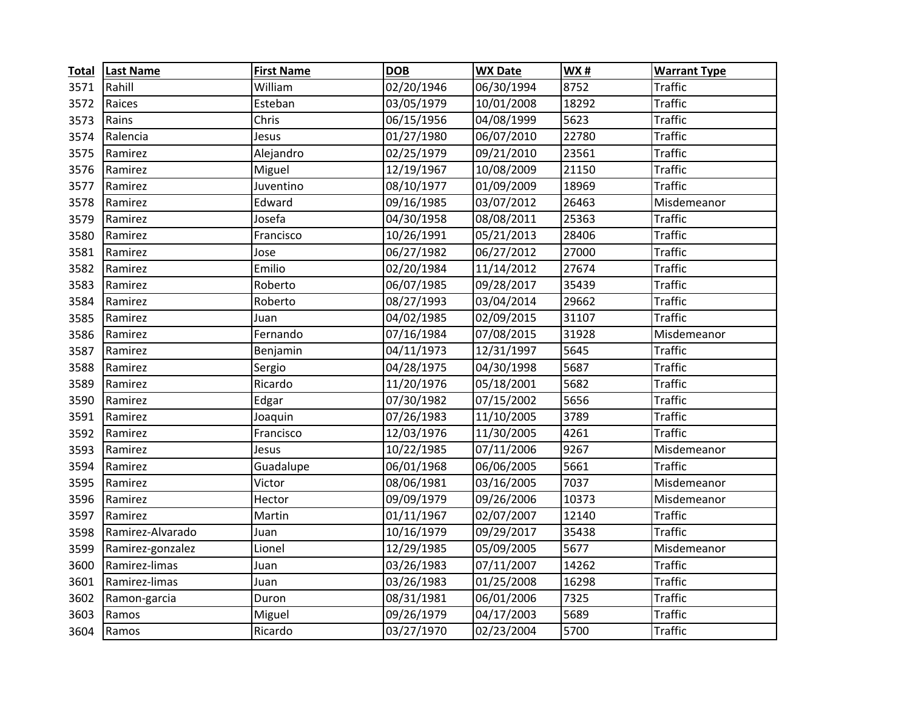| Total | Last Name | First Name | DOB | WX Date | WX # | Warrant Type |
|---|---|---|---|---|---|---|
| 3571 | Rahill | William | 02/20/1946 | 06/30/1994 | 8752 | Traffic |
| 3572 | Raices | Esteban | 03/05/1979 | 10/01/2008 | 18292 | Traffic |
| 3573 | Rains | Chris | 06/15/1956 | 04/08/1999 | 5623 | Traffic |
| 3574 | Ralencia | Jesus | 01/27/1980 | 06/07/2010 | 22780 | Traffic |
| 3575 | Ramirez | Alejandro | 02/25/1979 | 09/21/2010 | 23561 | Traffic |
| 3576 | Ramirez | Miguel | 12/19/1967 | 10/08/2009 | 21150 | Traffic |
| 3577 | Ramirez | Juventino | 08/10/1977 | 01/09/2009 | 18969 | Traffic |
| 3578 | Ramirez | Edward | 09/16/1985 | 03/07/2012 | 26463 | Misdemeanor |
| 3579 | Ramirez | Josefa | 04/30/1958 | 08/08/2011 | 25363 | Traffic |
| 3580 | Ramirez | Francisco | 10/26/1991 | 05/21/2013 | 28406 | Traffic |
| 3581 | Ramirez | Jose | 06/27/1982 | 06/27/2012 | 27000 | Traffic |
| 3582 | Ramirez | Emilio | 02/20/1984 | 11/14/2012 | 27674 | Traffic |
| 3583 | Ramirez | Roberto | 06/07/1985 | 09/28/2017 | 35439 | Traffic |
| 3584 | Ramirez | Roberto | 08/27/1993 | 03/04/2014 | 29662 | Traffic |
| 3585 | Ramirez | Juan | 04/02/1985 | 02/09/2015 | 31107 | Traffic |
| 3586 | Ramirez | Fernando | 07/16/1984 | 07/08/2015 | 31928 | Misdemeanor |
| 3587 | Ramirez | Benjamin | 04/11/1973 | 12/31/1997 | 5645 | Traffic |
| 3588 | Ramirez | Sergio | 04/28/1975 | 04/30/1998 | 5687 | Traffic |
| 3589 | Ramirez | Ricardo | 11/20/1976 | 05/18/2001 | 5682 | Traffic |
| 3590 | Ramirez | Edgar | 07/30/1982 | 07/15/2002 | 5656 | Traffic |
| 3591 | Ramirez | Joaquin | 07/26/1983 | 11/10/2005 | 3789 | Traffic |
| 3592 | Ramirez | Francisco | 12/03/1976 | 11/30/2005 | 4261 | Traffic |
| 3593 | Ramirez | Jesus | 10/22/1985 | 07/11/2006 | 9267 | Misdemeanor |
| 3594 | Ramirez | Guadalupe | 06/01/1968 | 06/06/2005 | 5661 | Traffic |
| 3595 | Ramirez | Victor | 08/06/1981 | 03/16/2005 | 7037 | Misdemeanor |
| 3596 | Ramirez | Hector | 09/09/1979 | 09/26/2006 | 10373 | Misdemeanor |
| 3597 | Ramirez | Martin | 01/11/1967 | 02/07/2007 | 12140 | Traffic |
| 3598 | Ramirez-Alvarado | Juan | 10/16/1979 | 09/29/2017 | 35438 | Traffic |
| 3599 | Ramirez-gonzalez | Lionel | 12/29/1985 | 05/09/2005 | 5677 | Misdemeanor |
| 3600 | Ramirez-limas | Juan | 03/26/1983 | 07/11/2007 | 14262 | Traffic |
| 3601 | Ramirez-limas | Juan | 03/26/1983 | 01/25/2008 | 16298 | Traffic |
| 3602 | Ramon-garcia | Duron | 08/31/1981 | 06/01/2006 | 7325 | Traffic |
| 3603 | Ramos | Miguel | 09/26/1979 | 04/17/2003 | 5689 | Traffic |
| 3604 | Ramos | Ricardo | 03/27/1970 | 02/23/2004 | 5700 | Traffic |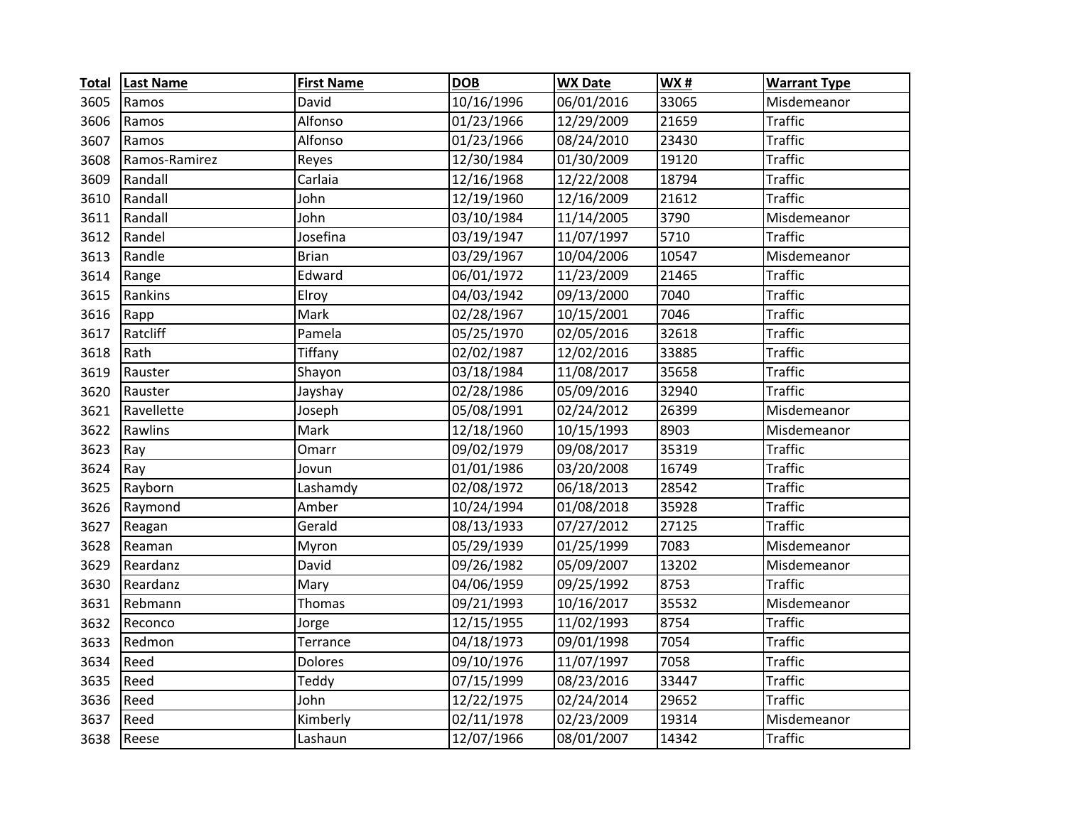| Total | Last Name | First Name | DOB | WX Date | WX # | Warrant Type |
|---|---|---|---|---|---|---|
| 3605 | Ramos | David | 10/16/1996 | 06/01/2016 | 33065 | Misdemeanor |
| 3606 | Ramos | Alfonso | 01/23/1966 | 12/29/2009 | 21659 | Traffic |
| 3607 | Ramos | Alfonso | 01/23/1966 | 08/24/2010 | 23430 | Traffic |
| 3608 | Ramos-Ramirez | Reyes | 12/30/1984 | 01/30/2009 | 19120 | Traffic |
| 3609 | Randall | Carlaia | 12/16/1968 | 12/22/2008 | 18794 | Traffic |
| 3610 | Randall | John | 12/19/1960 | 12/16/2009 | 21612 | Traffic |
| 3611 | Randall | John | 03/10/1984 | 11/14/2005 | 3790 | Misdemeanor |
| 3612 | Randel | Josefina | 03/19/1947 | 11/07/1997 | 5710 | Traffic |
| 3613 | Randle | Brian | 03/29/1967 | 10/04/2006 | 10547 | Misdemeanor |
| 3614 | Range | Edward | 06/01/1972 | 11/23/2009 | 21465 | Traffic |
| 3615 | Rankins | Elroy | 04/03/1942 | 09/13/2000 | 7040 | Traffic |
| 3616 | Rapp | Mark | 02/28/1967 | 10/15/2001 | 7046 | Traffic |
| 3617 | Ratcliff | Pamela | 05/25/1970 | 02/05/2016 | 32618 | Traffic |
| 3618 | Rath | Tiffany | 02/02/1987 | 12/02/2016 | 33885 | Traffic |
| 3619 | Rauster | Shayon | 03/18/1984 | 11/08/2017 | 35658 | Traffic |
| 3620 | Rauster | Jayshay | 02/28/1986 | 05/09/2016 | 32940 | Traffic |
| 3621 | Ravellette | Joseph | 05/08/1991 | 02/24/2012 | 26399 | Misdemeanor |
| 3622 | Rawlins | Mark | 12/18/1960 | 10/15/1993 | 8903 | Misdemeanor |
| 3623 | Ray | Omarr | 09/02/1979 | 09/08/2017 | 35319 | Traffic |
| 3624 | Ray | Jovun | 01/01/1986 | 03/20/2008 | 16749 | Traffic |
| 3625 | Rayborn | Lashamdy | 02/08/1972 | 06/18/2013 | 28542 | Traffic |
| 3626 | Raymond | Amber | 10/24/1994 | 01/08/2018 | 35928 | Traffic |
| 3627 | Reagan | Gerald | 08/13/1933 | 07/27/2012 | 27125 | Traffic |
| 3628 | Reaman | Myron | 05/29/1939 | 01/25/1999 | 7083 | Misdemeanor |
| 3629 | Reardanz | David | 09/26/1982 | 05/09/2007 | 13202 | Misdemeanor |
| 3630 | Reardanz | Mary | 04/06/1959 | 09/25/1992 | 8753 | Traffic |
| 3631 | Rebmann | Thomas | 09/21/1993 | 10/16/2017 | 35532 | Misdemeanor |
| 3632 | Reconco | Jorge | 12/15/1955 | 11/02/1993 | 8754 | Traffic |
| 3633 | Redmon | Terrance | 04/18/1973 | 09/01/1998 | 7054 | Traffic |
| 3634 | Reed | Dolores | 09/10/1976 | 11/07/1997 | 7058 | Traffic |
| 3635 | Reed | Teddy | 07/15/1999 | 08/23/2016 | 33447 | Traffic |
| 3636 | Reed | John | 12/22/1975 | 02/24/2014 | 29652 | Traffic |
| 3637 | Reed | Kimberly | 02/11/1978 | 02/23/2009 | 19314 | Misdemeanor |
| 3638 | Reese | Lashaun | 12/07/1966 | 08/01/2007 | 14342 | Traffic |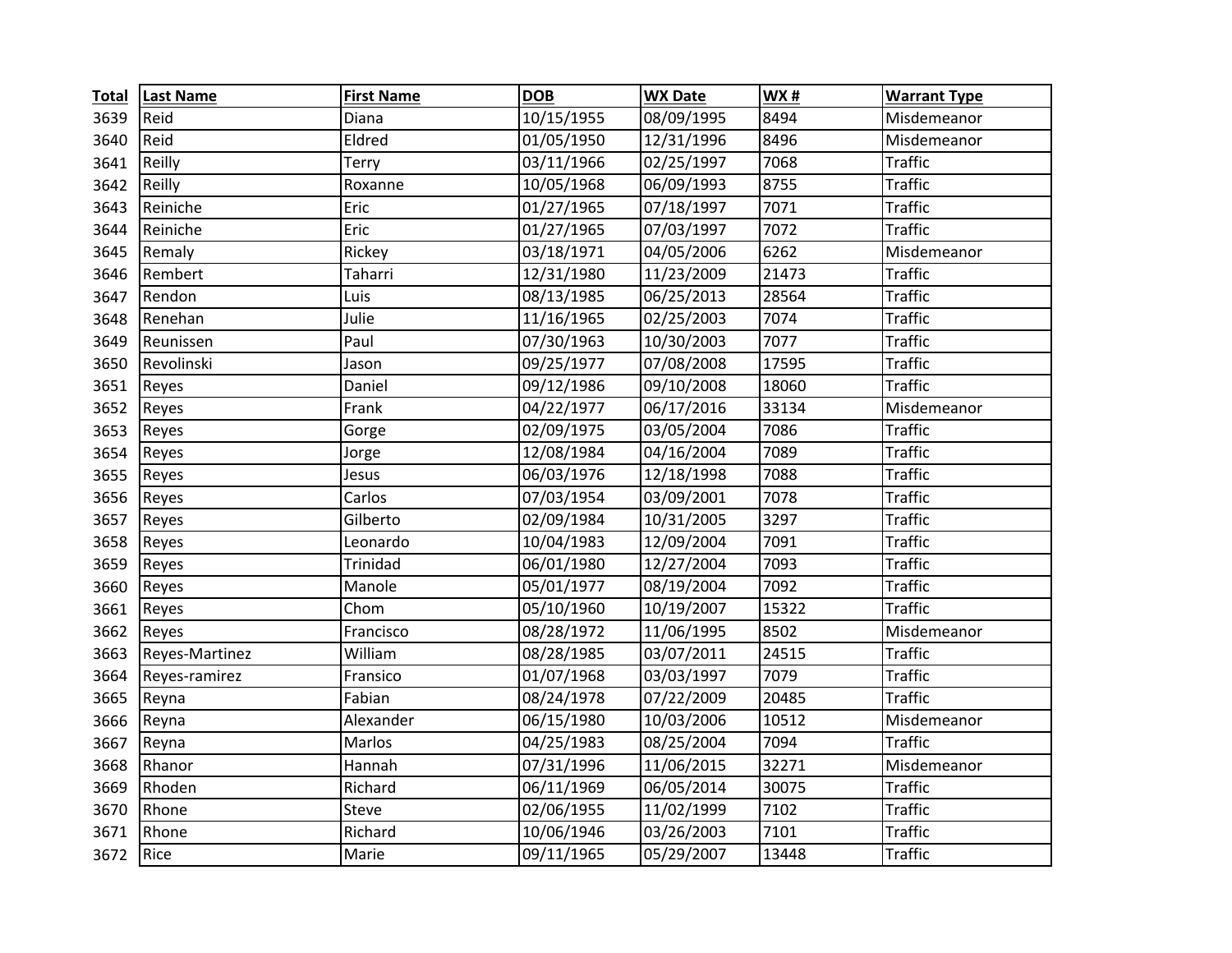| Total | Last Name | First Name | DOB | WX Date | WX # | Warrant Type |
|---|---|---|---|---|---|---|
| 3639 | Reid | Diana | 10/15/1955 | 08/09/1995 | 8494 | Misdemeanor |
| 3640 | Reid | Eldred | 01/05/1950 | 12/31/1996 | 8496 | Misdemeanor |
| 3641 | Reilly | Terry | 03/11/1966 | 02/25/1997 | 7068 | Traffic |
| 3642 | Reilly | Roxanne | 10/05/1968 | 06/09/1993 | 8755 | Traffic |
| 3643 | Reiniche | Eric | 01/27/1965 | 07/18/1997 | 7071 | Traffic |
| 3644 | Reiniche | Eric | 01/27/1965 | 07/03/1997 | 7072 | Traffic |
| 3645 | Remaly | Rickey | 03/18/1971 | 04/05/2006 | 6262 | Misdemeanor |
| 3646 | Rembert | Taharri | 12/31/1980 | 11/23/2009 | 21473 | Traffic |
| 3647 | Rendon | Luis | 08/13/1985 | 06/25/2013 | 28564 | Traffic |
| 3648 | Renehan | Julie | 11/16/1965 | 02/25/2003 | 7074 | Traffic |
| 3649 | Reunissen | Paul | 07/30/1963 | 10/30/2003 | 7077 | Traffic |
| 3650 | Revolinski | Jason | 09/25/1977 | 07/08/2008 | 17595 | Traffic |
| 3651 | Reyes | Daniel | 09/12/1986 | 09/10/2008 | 18060 | Traffic |
| 3652 | Reyes | Frank | 04/22/1977 | 06/17/2016 | 33134 | Misdemeanor |
| 3653 | Reyes | Gorge | 02/09/1975 | 03/05/2004 | 7086 | Traffic |
| 3654 | Reyes | Jorge | 12/08/1984 | 04/16/2004 | 7089 | Traffic |
| 3655 | Reyes | Jesus | 06/03/1976 | 12/18/1998 | 7088 | Traffic |
| 3656 | Reyes | Carlos | 07/03/1954 | 03/09/2001 | 7078 | Traffic |
| 3657 | Reyes | Gilberto | 02/09/1984 | 10/31/2005 | 3297 | Traffic |
| 3658 | Reyes | Leonardo | 10/04/1983 | 12/09/2004 | 7091 | Traffic |
| 3659 | Reyes | Trinidad | 06/01/1980 | 12/27/2004 | 7093 | Traffic |
| 3660 | Reyes | Manole | 05/01/1977 | 08/19/2004 | 7092 | Traffic |
| 3661 | Reyes | Chom | 05/10/1960 | 10/19/2007 | 15322 | Traffic |
| 3662 | Reyes | Francisco | 08/28/1972 | 11/06/1995 | 8502 | Misdemeanor |
| 3663 | Reyes-Martinez | William | 08/28/1985 | 03/07/2011 | 24515 | Traffic |
| 3664 | Reyes-ramirez | Fransico | 01/07/1968 | 03/03/1997 | 7079 | Traffic |
| 3665 | Reyna | Fabian | 08/24/1978 | 07/22/2009 | 20485 | Traffic |
| 3666 | Reyna | Alexander | 06/15/1980 | 10/03/2006 | 10512 | Misdemeanor |
| 3667 | Reyna | Marlos | 04/25/1983 | 08/25/2004 | 7094 | Traffic |
| 3668 | Rhanor | Hannah | 07/31/1996 | 11/06/2015 | 32271 | Misdemeanor |
| 3669 | Rhoden | Richard | 06/11/1969 | 06/05/2014 | 30075 | Traffic |
| 3670 | Rhone | Steve | 02/06/1955 | 11/02/1999 | 7102 | Traffic |
| 3671 | Rhone | Richard | 10/06/1946 | 03/26/2003 | 7101 | Traffic |
| 3672 | Rice | Marie | 09/11/1965 | 05/29/2007 | 13448 | Traffic |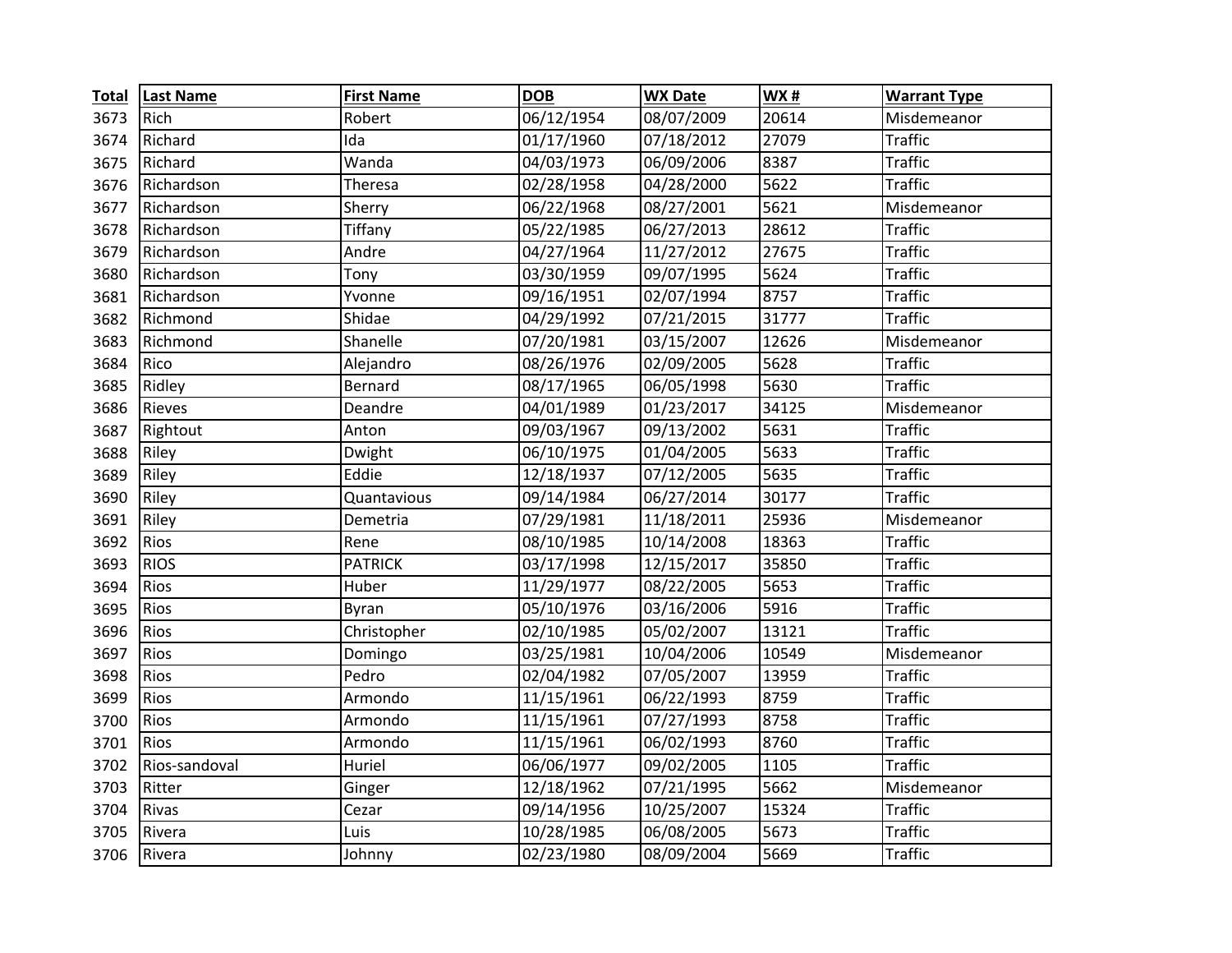| Total | Last Name | First Name | DOB | WX Date | WX # | Warrant Type |
|---|---|---|---|---|---|---|
| 3673 | Rich | Robert | 06/12/1954 | 08/07/2009 | 20614 | Misdemeanor |
| 3674 | Richard | Ida | 01/17/1960 | 07/18/2012 | 27079 | Traffic |
| 3675 | Richard | Wanda | 04/03/1973 | 06/09/2006 | 8387 | Traffic |
| 3676 | Richardson | Theresa | 02/28/1958 | 04/28/2000 | 5622 | Traffic |
| 3677 | Richardson | Sherry | 06/22/1968 | 08/27/2001 | 5621 | Misdemeanor |
| 3678 | Richardson | Tiffany | 05/22/1985 | 06/27/2013 | 28612 | Traffic |
| 3679 | Richardson | Andre | 04/27/1964 | 11/27/2012 | 27675 | Traffic |
| 3680 | Richardson | Tony | 03/30/1959 | 09/07/1995 | 5624 | Traffic |
| 3681 | Richardson | Yvonne | 09/16/1951 | 02/07/1994 | 8757 | Traffic |
| 3682 | Richmond | Shidae | 04/29/1992 | 07/21/2015 | 31777 | Traffic |
| 3683 | Richmond | Shanelle | 07/20/1981 | 03/15/2007 | 12626 | Misdemeanor |
| 3684 | Rico | Alejandro | 08/26/1976 | 02/09/2005 | 5628 | Traffic |
| 3685 | Ridley | Bernard | 08/17/1965 | 06/05/1998 | 5630 | Traffic |
| 3686 | Rieves | Deandre | 04/01/1989 | 01/23/2017 | 34125 | Misdemeanor |
| 3687 | Rightout | Anton | 09/03/1967 | 09/13/2002 | 5631 | Traffic |
| 3688 | Riley | Dwight | 06/10/1975 | 01/04/2005 | 5633 | Traffic |
| 3689 | Riley | Eddie | 12/18/1937 | 07/12/2005 | 5635 | Traffic |
| 3690 | Riley | Quantavious | 09/14/1984 | 06/27/2014 | 30177 | Traffic |
| 3691 | Riley | Demetria | 07/29/1981 | 11/18/2011 | 25936 | Misdemeanor |
| 3692 | Rios | Rene | 08/10/1985 | 10/14/2008 | 18363 | Traffic |
| 3693 | RIOS | PATRICK | 03/17/1998 | 12/15/2017 | 35850 | Traffic |
| 3694 | Rios | Huber | 11/29/1977 | 08/22/2005 | 5653 | Traffic |
| 3695 | Rios | Byran | 05/10/1976 | 03/16/2006 | 5916 | Traffic |
| 3696 | Rios | Christopher | 02/10/1985 | 05/02/2007 | 13121 | Traffic |
| 3697 | Rios | Domingo | 03/25/1981 | 10/04/2006 | 10549 | Misdemeanor |
| 3698 | Rios | Pedro | 02/04/1982 | 07/05/2007 | 13959 | Traffic |
| 3699 | Rios | Armondo | 11/15/1961 | 06/22/1993 | 8759 | Traffic |
| 3700 | Rios | Armondo | 11/15/1961 | 07/27/1993 | 8758 | Traffic |
| 3701 | Rios | Armondo | 11/15/1961 | 06/02/1993 | 8760 | Traffic |
| 3702 | Rios-sandoval | Huriel | 06/06/1977 | 09/02/2005 | 1105 | Traffic |
| 3703 | Ritter | Ginger | 12/18/1962 | 07/21/1995 | 5662 | Misdemeanor |
| 3704 | Rivas | Cezar | 09/14/1956 | 10/25/2007 | 15324 | Traffic |
| 3705 | Rivera | Luis | 10/28/1985 | 06/08/2005 | 5673 | Traffic |
| 3706 | Rivera | Johnny | 02/23/1980 | 08/09/2004 | 5669 | Traffic |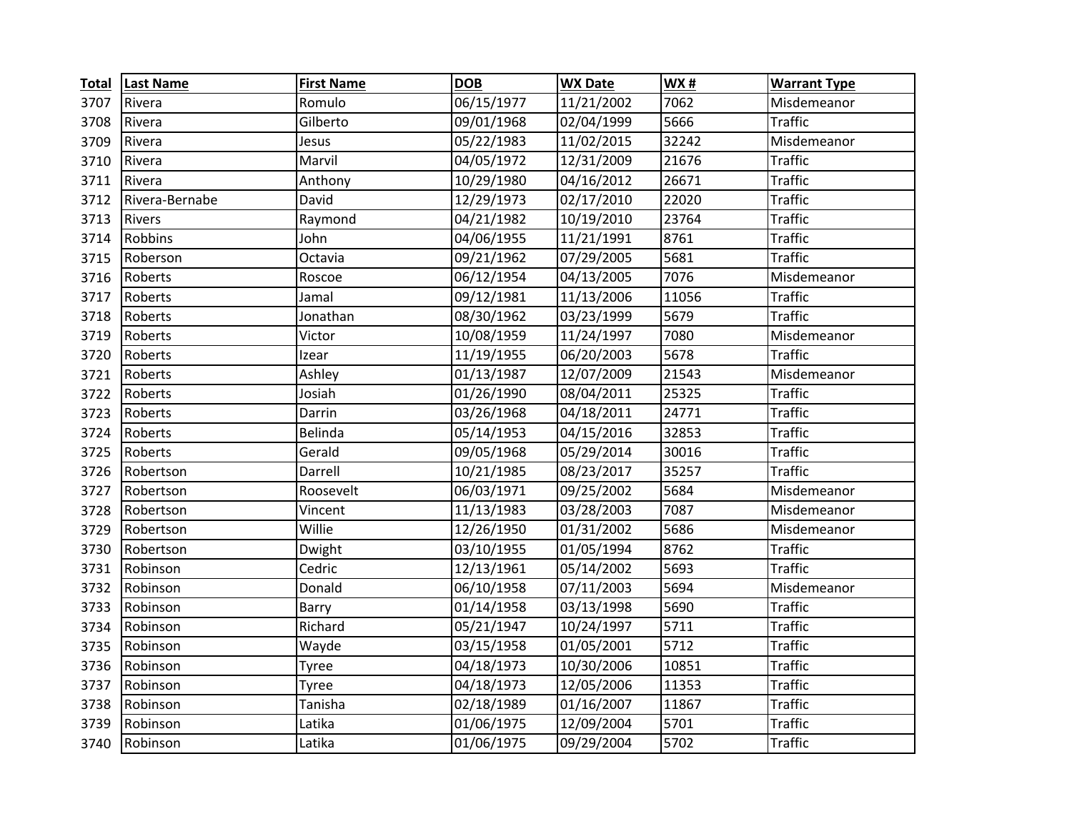| Total | Last Name | First Name | DOB | WX Date | WX # | Warrant Type |
|---|---|---|---|---|---|---|
| 3707 | Rivera | Romulo | 06/15/1977 | 11/21/2002 | 7062 | Misdemeanor |
| 3708 | Rivera | Gilberto | 09/01/1968 | 02/04/1999 | 5666 | Traffic |
| 3709 | Rivera | Jesus | 05/22/1983 | 11/02/2015 | 32242 | Misdemeanor |
| 3710 | Rivera | Marvil | 04/05/1972 | 12/31/2009 | 21676 | Traffic |
| 3711 | Rivera | Anthony | 10/29/1980 | 04/16/2012 | 26671 | Traffic |
| 3712 | Rivera-Bernabe | David | 12/29/1973 | 02/17/2010 | 22020 | Traffic |
| 3713 | Rivers | Raymond | 04/21/1982 | 10/19/2010 | 23764 | Traffic |
| 3714 | Robbins | John | 04/06/1955 | 11/21/1991 | 8761 | Traffic |
| 3715 | Roberson | Octavia | 09/21/1962 | 07/29/2005 | 5681 | Traffic |
| 3716 | Roberts | Roscoe | 06/12/1954 | 04/13/2005 | 7076 | Misdemeanor |
| 3717 | Roberts | Jamal | 09/12/1981 | 11/13/2006 | 11056 | Traffic |
| 3718 | Roberts | Jonathan | 08/30/1962 | 03/23/1999 | 5679 | Traffic |
| 3719 | Roberts | Victor | 10/08/1959 | 11/24/1997 | 7080 | Misdemeanor |
| 3720 | Roberts | Izear | 11/19/1955 | 06/20/2003 | 5678 | Traffic |
| 3721 | Roberts | Ashley | 01/13/1987 | 12/07/2009 | 21543 | Misdemeanor |
| 3722 | Roberts | Josiah | 01/26/1990 | 08/04/2011 | 25325 | Traffic |
| 3723 | Roberts | Darrin | 03/26/1968 | 04/18/2011 | 24771 | Traffic |
| 3724 | Roberts | Belinda | 05/14/1953 | 04/15/2016 | 32853 | Traffic |
| 3725 | Roberts | Gerald | 09/05/1968 | 05/29/2014 | 30016 | Traffic |
| 3726 | Robertson | Darrell | 10/21/1985 | 08/23/2017 | 35257 | Traffic |
| 3727 | Robertson | Roosevelt | 06/03/1971 | 09/25/2002 | 5684 | Misdemeanor |
| 3728 | Robertson | Vincent | 11/13/1983 | 03/28/2003 | 7087 | Misdemeanor |
| 3729 | Robertson | Willie | 12/26/1950 | 01/31/2002 | 5686 | Misdemeanor |
| 3730 | Robertson | Dwight | 03/10/1955 | 01/05/1994 | 8762 | Traffic |
| 3731 | Robinson | Cedric | 12/13/1961 | 05/14/2002 | 5693 | Traffic |
| 3732 | Robinson | Donald | 06/10/1958 | 07/11/2003 | 5694 | Misdemeanor |
| 3733 | Robinson | Barry | 01/14/1958 | 03/13/1998 | 5690 | Traffic |
| 3734 | Robinson | Richard | 05/21/1947 | 10/24/1997 | 5711 | Traffic |
| 3735 | Robinson | Wayde | 03/15/1958 | 01/05/2001 | 5712 | Traffic |
| 3736 | Robinson | Tyree | 04/18/1973 | 10/30/2006 | 10851 | Traffic |
| 3737 | Robinson | Tyree | 04/18/1973 | 12/05/2006 | 11353 | Traffic |
| 3738 | Robinson | Tanisha | 02/18/1989 | 01/16/2007 | 11867 | Traffic |
| 3739 | Robinson | Latika | 01/06/1975 | 12/09/2004 | 5701 | Traffic |
| 3740 | Robinson | Latika | 01/06/1975 | 09/29/2004 | 5702 | Traffic |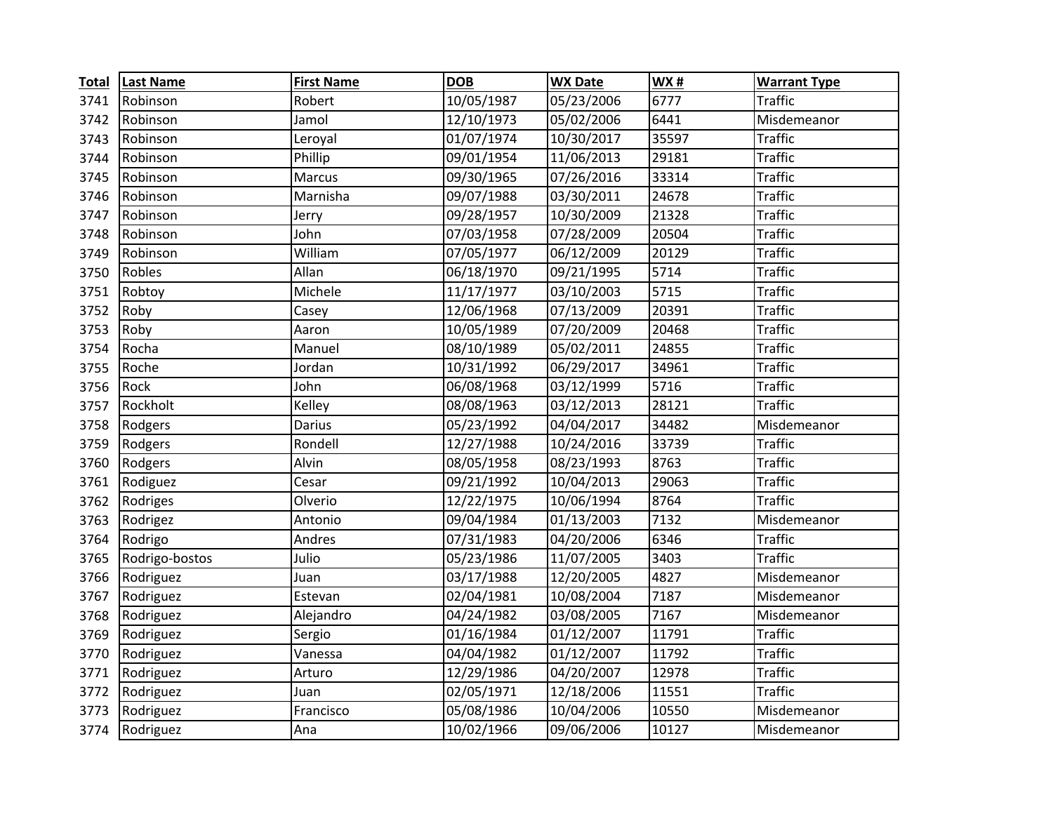| Total | Last Name | First Name | DOB | WX Date | WX # | Warrant Type |
|---|---|---|---|---|---|---|
| 3741 | Robinson | Robert | 10/05/1987 | 05/23/2006 | 6777 | Traffic |
| 3742 | Robinson | Jamol | 12/10/1973 | 05/02/2006 | 6441 | Misdemeanor |
| 3743 | Robinson | Leroyal | 01/07/1974 | 10/30/2017 | 35597 | Traffic |
| 3744 | Robinson | Phillip | 09/01/1954 | 11/06/2013 | 29181 | Traffic |
| 3745 | Robinson | Marcus | 09/30/1965 | 07/26/2016 | 33314 | Traffic |
| 3746 | Robinson | Marnisha | 09/07/1988 | 03/30/2011 | 24678 | Traffic |
| 3747 | Robinson | Jerry | 09/28/1957 | 10/30/2009 | 21328 | Traffic |
| 3748 | Robinson | John | 07/03/1958 | 07/28/2009 | 20504 | Traffic |
| 3749 | Robinson | William | 07/05/1977 | 06/12/2009 | 20129 | Traffic |
| 3750 | Robles | Allan | 06/18/1970 | 09/21/1995 | 5714 | Traffic |
| 3751 | Robtoy | Michele | 11/17/1977 | 03/10/2003 | 5715 | Traffic |
| 3752 | Roby | Casey | 12/06/1968 | 07/13/2009 | 20391 | Traffic |
| 3753 | Roby | Aaron | 10/05/1989 | 07/20/2009 | 20468 | Traffic |
| 3754 | Rocha | Manuel | 08/10/1989 | 05/02/2011 | 24855 | Traffic |
| 3755 | Roche | Jordan | 10/31/1992 | 06/29/2017 | 34961 | Traffic |
| 3756 | Rock | John | 06/08/1968 | 03/12/1999 | 5716 | Traffic |
| 3757 | Rockholt | Kelley | 08/08/1963 | 03/12/2013 | 28121 | Traffic |
| 3758 | Rodgers | Darius | 05/23/1992 | 04/04/2017 | 34482 | Misdemeanor |
| 3759 | Rodgers | Rondell | 12/27/1988 | 10/24/2016 | 33739 | Traffic |
| 3760 | Rodgers | Alvin | 08/05/1958 | 08/23/1993 | 8763 | Traffic |
| 3761 | Rodiguez | Cesar | 09/21/1992 | 10/04/2013 | 29063 | Traffic |
| 3762 | Rodriges | Olverio | 12/22/1975 | 10/06/1994 | 8764 | Traffic |
| 3763 | Rodrigez | Antonio | 09/04/1984 | 01/13/2003 | 7132 | Misdemeanor |
| 3764 | Rodrigo | Andres | 07/31/1983 | 04/20/2006 | 6346 | Traffic |
| 3765 | Rodrigo-bostos | Julio | 05/23/1986 | 11/07/2005 | 3403 | Traffic |
| 3766 | Rodriguez | Juan | 03/17/1988 | 12/20/2005 | 4827 | Misdemeanor |
| 3767 | Rodriguez | Estevan | 02/04/1981 | 10/08/2004 | 7187 | Misdemeanor |
| 3768 | Rodriguez | Alejandro | 04/24/1982 | 03/08/2005 | 7167 | Misdemeanor |
| 3769 | Rodriguez | Sergio | 01/16/1984 | 01/12/2007 | 11791 | Traffic |
| 3770 | Rodriguez | Vanessa | 04/04/1982 | 01/12/2007 | 11792 | Traffic |
| 3771 | Rodriguez | Arturo | 12/29/1986 | 04/20/2007 | 12978 | Traffic |
| 3772 | Rodriguez | Juan | 02/05/1971 | 12/18/2006 | 11551 | Traffic |
| 3773 | Rodriguez | Francisco | 05/08/1986 | 10/04/2006 | 10550 | Misdemeanor |
| 3774 | Rodriguez | Ana | 10/02/1966 | 09/06/2006 | 10127 | Misdemeanor |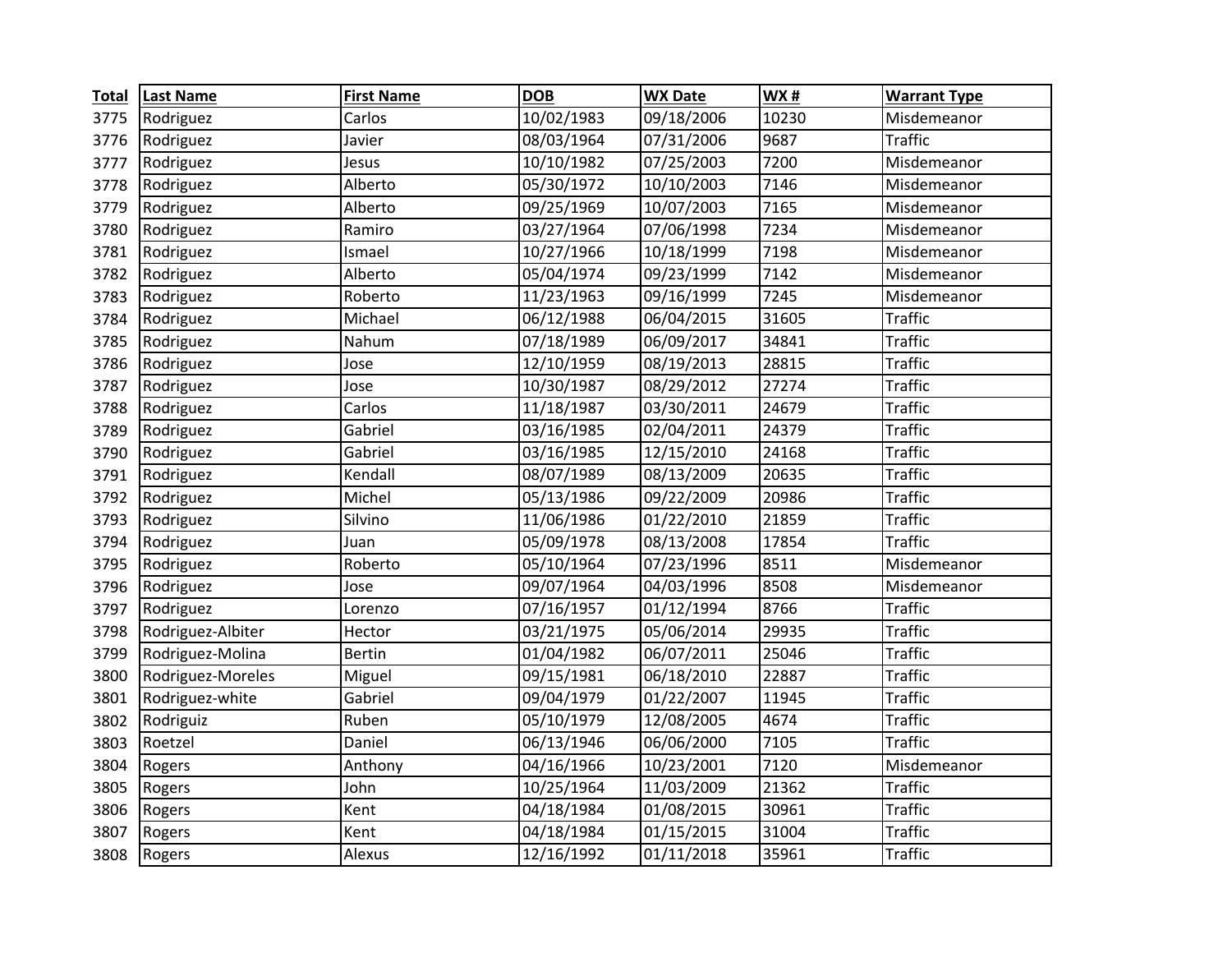| Total | Last Name | First Name | DOB | WX Date | WX # | Warrant Type |
|---|---|---|---|---|---|---|
| 3775 | Rodriguez | Carlos | 10/02/1983 | 09/18/2006 | 10230 | Misdemeanor |
| 3776 | Rodriguez | Javier | 08/03/1964 | 07/31/2006 | 9687 | Traffic |
| 3777 | Rodriguez | Jesus | 10/10/1982 | 07/25/2003 | 7200 | Misdemeanor |
| 3778 | Rodriguez | Alberto | 05/30/1972 | 10/10/2003 | 7146 | Misdemeanor |
| 3779 | Rodriguez | Alberto | 09/25/1969 | 10/07/2003 | 7165 | Misdemeanor |
| 3780 | Rodriguez | Ramiro | 03/27/1964 | 07/06/1998 | 7234 | Misdemeanor |
| 3781 | Rodriguez | Ismael | 10/27/1966 | 10/18/1999 | 7198 | Misdemeanor |
| 3782 | Rodriguez | Alberto | 05/04/1974 | 09/23/1999 | 7142 | Misdemeanor |
| 3783 | Rodriguez | Roberto | 11/23/1963 | 09/16/1999 | 7245 | Misdemeanor |
| 3784 | Rodriguez | Michael | 06/12/1988 | 06/04/2015 | 31605 | Traffic |
| 3785 | Rodriguez | Nahum | 07/18/1989 | 06/09/2017 | 34841 | Traffic |
| 3786 | Rodriguez | Jose | 12/10/1959 | 08/19/2013 | 28815 | Traffic |
| 3787 | Rodriguez | Jose | 10/30/1987 | 08/29/2012 | 27274 | Traffic |
| 3788 | Rodriguez | Carlos | 11/18/1987 | 03/30/2011 | 24679 | Traffic |
| 3789 | Rodriguez | Gabriel | 03/16/1985 | 02/04/2011 | 24379 | Traffic |
| 3790 | Rodriguez | Gabriel | 03/16/1985 | 12/15/2010 | 24168 | Traffic |
| 3791 | Rodriguez | Kendall | 08/07/1989 | 08/13/2009 | 20635 | Traffic |
| 3792 | Rodriguez | Michel | 05/13/1986 | 09/22/2009 | 20986 | Traffic |
| 3793 | Rodriguez | Silvino | 11/06/1986 | 01/22/2010 | 21859 | Traffic |
| 3794 | Rodriguez | Juan | 05/09/1978 | 08/13/2008 | 17854 | Traffic |
| 3795 | Rodriguez | Roberto | 05/10/1964 | 07/23/1996 | 8511 | Misdemeanor |
| 3796 | Rodriguez | Jose | 09/07/1964 | 04/03/1996 | 8508 | Misdemeanor |
| 3797 | Rodriguez | Lorenzo | 07/16/1957 | 01/12/1994 | 8766 | Traffic |
| 3798 | Rodriguez-Albiter | Hector | 03/21/1975 | 05/06/2014 | 29935 | Traffic |
| 3799 | Rodriguez-Molina | Bertin | 01/04/1982 | 06/07/2011 | 25046 | Traffic |
| 3800 | Rodriguez-Moreles | Miguel | 09/15/1981 | 06/18/2010 | 22887 | Traffic |
| 3801 | Rodriguez-white | Gabriel | 09/04/1979 | 01/22/2007 | 11945 | Traffic |
| 3802 | Rodriguiz | Ruben | 05/10/1979 | 12/08/2005 | 4674 | Traffic |
| 3803 | Roetzel | Daniel | 06/13/1946 | 06/06/2000 | 7105 | Traffic |
| 3804 | Rogers | Anthony | 04/16/1966 | 10/23/2001 | 7120 | Misdemeanor |
| 3805 | Rogers | John | 10/25/1964 | 11/03/2009 | 21362 | Traffic |
| 3806 | Rogers | Kent | 04/18/1984 | 01/08/2015 | 30961 | Traffic |
| 3807 | Rogers | Kent | 04/18/1984 | 01/15/2015 | 31004 | Traffic |
| 3808 | Rogers | Alexus | 12/16/1992 | 01/11/2018 | 35961 | Traffic |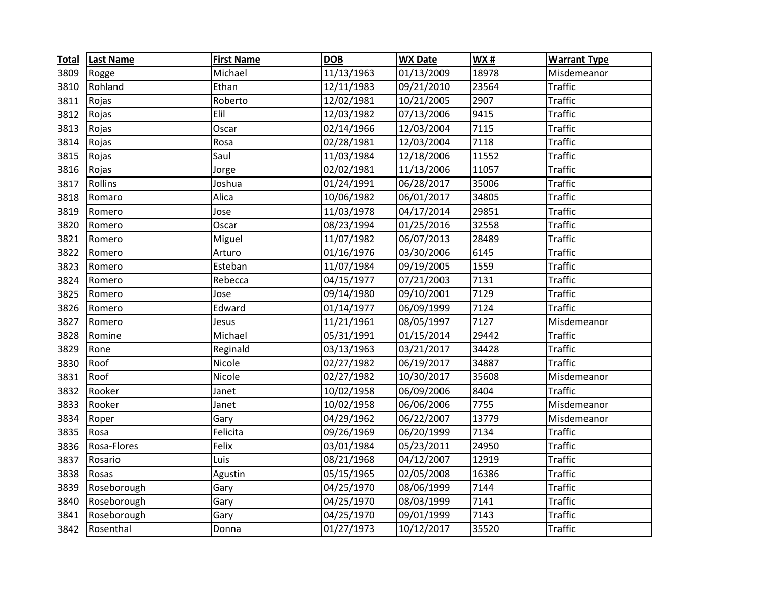| Total | Last Name | First Name | DOB | WX Date | WX # | Warrant Type |
|---|---|---|---|---|---|---|
| 3809 | Rogge | Michael | 11/13/1963 | 01/13/2009 | 18978 | Misdemeanor |
| 3810 | Rohland | Ethan | 12/11/1983 | 09/21/2010 | 23564 | Traffic |
| 3811 | Rojas | Roberto | 12/02/1981 | 10/21/2005 | 2907 | Traffic |
| 3812 | Rojas | Elil | 12/03/1982 | 07/13/2006 | 9415 | Traffic |
| 3813 | Rojas | Oscar | 02/14/1966 | 12/03/2004 | 7115 | Traffic |
| 3814 | Rojas | Rosa | 02/28/1981 | 12/03/2004 | 7118 | Traffic |
| 3815 | Rojas | Saul | 11/03/1984 | 12/18/2006 | 11552 | Traffic |
| 3816 | Rojas | Jorge | 02/02/1981 | 11/13/2006 | 11057 | Traffic |
| 3817 | Rollins | Joshua | 01/24/1991 | 06/28/2017 | 35006 | Traffic |
| 3818 | Romaro | Alica | 10/06/1982 | 06/01/2017 | 34805 | Traffic |
| 3819 | Romero | Jose | 11/03/1978 | 04/17/2014 | 29851 | Traffic |
| 3820 | Romero | Oscar | 08/23/1994 | 01/25/2016 | 32558 | Traffic |
| 3821 | Romero | Miguel | 11/07/1982 | 06/07/2013 | 28489 | Traffic |
| 3822 | Romero | Arturo | 01/16/1976 | 03/30/2006 | 6145 | Traffic |
| 3823 | Romero | Esteban | 11/07/1984 | 09/19/2005 | 1559 | Traffic |
| 3824 | Romero | Rebecca | 04/15/1977 | 07/21/2003 | 7131 | Traffic |
| 3825 | Romero | Jose | 09/14/1980 | 09/10/2001 | 7129 | Traffic |
| 3826 | Romero | Edward | 01/14/1977 | 06/09/1999 | 7124 | Traffic |
| 3827 | Romero | Jesus | 11/21/1961 | 08/05/1997 | 7127 | Misdemeanor |
| 3828 | Romine | Michael | 05/31/1991 | 01/15/2014 | 29442 | Traffic |
| 3829 | Rone | Reginald | 03/13/1963 | 03/21/2017 | 34428 | Traffic |
| 3830 | Roof | Nicole | 02/27/1982 | 06/19/2017 | 34887 | Traffic |
| 3831 | Roof | Nicole | 02/27/1982 | 10/30/2017 | 35608 | Misdemeanor |
| 3832 | Rooker | Janet | 10/02/1958 | 06/09/2006 | 8404 | Traffic |
| 3833 | Rooker | Janet | 10/02/1958 | 06/06/2006 | 7755 | Misdemeanor |
| 3834 | Roper | Gary | 04/29/1962 | 06/22/2007 | 13779 | Misdemeanor |
| 3835 | Rosa | Felicita | 09/26/1969 | 06/20/1999 | 7134 | Traffic |
| 3836 | Rosa-Flores | Felix | 03/01/1984 | 05/23/2011 | 24950 | Traffic |
| 3837 | Rosario | Luis | 08/21/1968 | 04/12/2007 | 12919 | Traffic |
| 3838 | Rosas | Agustin | 05/15/1965 | 02/05/2008 | 16386 | Traffic |
| 3839 | Roseborough | Gary | 04/25/1970 | 08/06/1999 | 7144 | Traffic |
| 3840 | Roseborough | Gary | 04/25/1970 | 08/03/1999 | 7141 | Traffic |
| 3841 | Roseborough | Gary | 04/25/1970 | 09/01/1999 | 7143 | Traffic |
| 3842 | Rosenthal | Donna | 01/27/1973 | 10/12/2017 | 35520 | Traffic |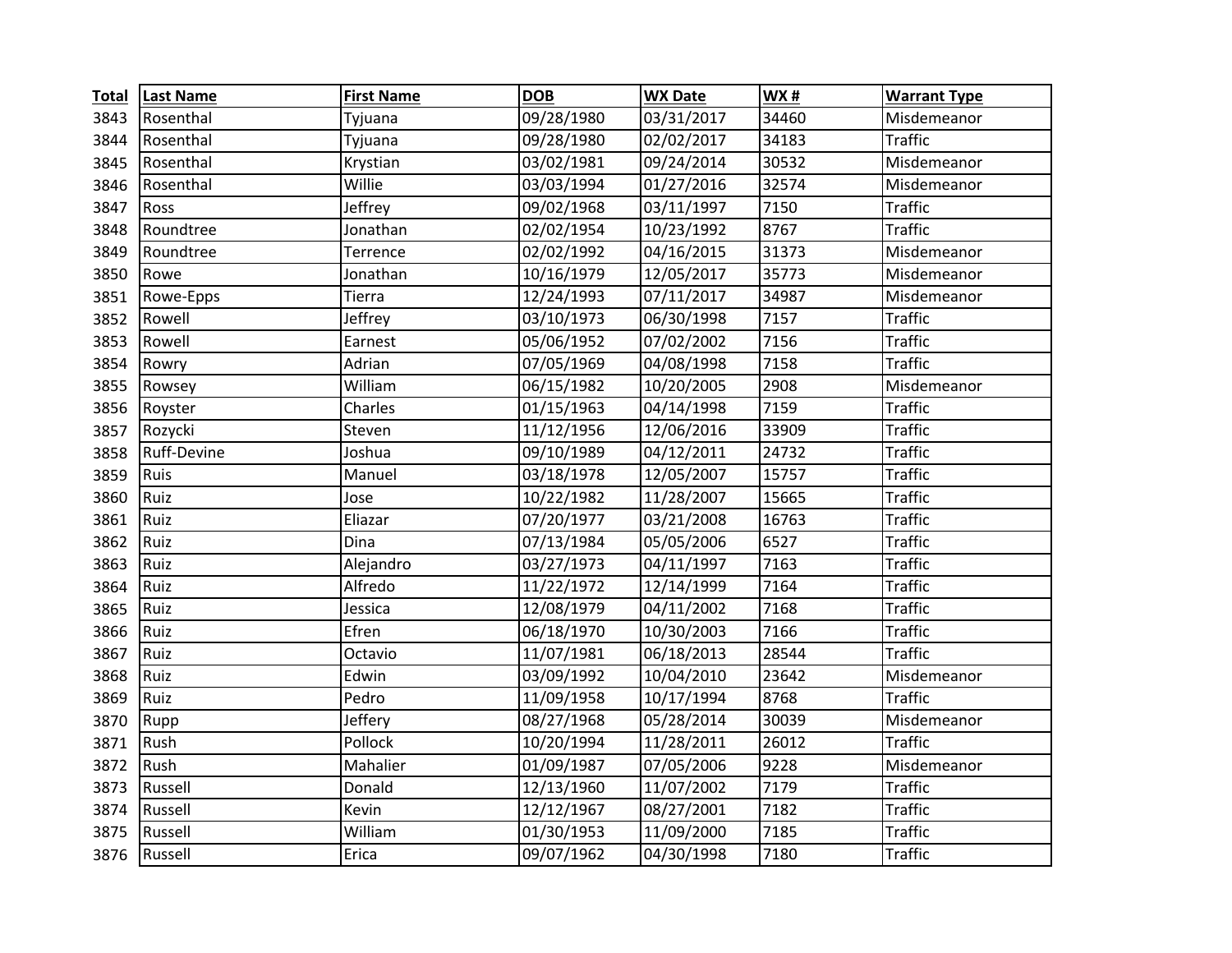| Total | Last Name | First Name | DOB | WX Date | WX # | Warrant Type |
|---|---|---|---|---|---|---|
| 3843 | Rosenthal | Tyjuana | 09/28/1980 | 03/31/2017 | 34460 | Misdemeanor |
| 3844 | Rosenthal | Tyjuana | 09/28/1980 | 02/02/2017 | 34183 | Traffic |
| 3845 | Rosenthal | Krystian | 03/02/1981 | 09/24/2014 | 30532 | Misdemeanor |
| 3846 | Rosenthal | Willie | 03/03/1994 | 01/27/2016 | 32574 | Misdemeanor |
| 3847 | Ross | Jeffrey | 09/02/1968 | 03/11/1997 | 7150 | Traffic |
| 3848 | Roundtree | Jonathan | 02/02/1954 | 10/23/1992 | 8767 | Traffic |
| 3849 | Roundtree | Terrence | 02/02/1992 | 04/16/2015 | 31373 | Misdemeanor |
| 3850 | Rowe | Jonathan | 10/16/1979 | 12/05/2017 | 35773 | Misdemeanor |
| 3851 | Rowe-Epps | Tierra | 12/24/1993 | 07/11/2017 | 34987 | Misdemeanor |
| 3852 | Rowell | Jeffrey | 03/10/1973 | 06/30/1998 | 7157 | Traffic |
| 3853 | Rowell | Earnest | 05/06/1952 | 07/02/2002 | 7156 | Traffic |
| 3854 | Rowry | Adrian | 07/05/1969 | 04/08/1998 | 7158 | Traffic |
| 3855 | Rowsey | William | 06/15/1982 | 10/20/2005 | 2908 | Misdemeanor |
| 3856 | Royster | Charles | 01/15/1963 | 04/14/1998 | 7159 | Traffic |
| 3857 | Rozycki | Steven | 11/12/1956 | 12/06/2016 | 33909 | Traffic |
| 3858 | Ruff-Devine | Joshua | 09/10/1989 | 04/12/2011 | 24732 | Traffic |
| 3859 | Ruis | Manuel | 03/18/1978 | 12/05/2007 | 15757 | Traffic |
| 3860 | Ruiz | Jose | 10/22/1982 | 11/28/2007 | 15665 | Traffic |
| 3861 | Ruiz | Eliazar | 07/20/1977 | 03/21/2008 | 16763 | Traffic |
| 3862 | Ruiz | Dina | 07/13/1984 | 05/05/2006 | 6527 | Traffic |
| 3863 | Ruiz | Alejandro | 03/27/1973 | 04/11/1997 | 7163 | Traffic |
| 3864 | Ruiz | Alfredo | 11/22/1972 | 12/14/1999 | 7164 | Traffic |
| 3865 | Ruiz | Jessica | 12/08/1979 | 04/11/2002 | 7168 | Traffic |
| 3866 | Ruiz | Efren | 06/18/1970 | 10/30/2003 | 7166 | Traffic |
| 3867 | Ruiz | Octavio | 11/07/1981 | 06/18/2013 | 28544 | Traffic |
| 3868 | Ruiz | Edwin | 03/09/1992 | 10/04/2010 | 23642 | Misdemeanor |
| 3869 | Ruiz | Pedro | 11/09/1958 | 10/17/1994 | 8768 | Traffic |
| 3870 | Rupp | Jeffery | 08/27/1968 | 05/28/2014 | 30039 | Misdemeanor |
| 3871 | Rush | Pollock | 10/20/1994 | 11/28/2011 | 26012 | Traffic |
| 3872 | Rush | Mahalier | 01/09/1987 | 07/05/2006 | 9228 | Misdemeanor |
| 3873 | Russell | Donald | 12/13/1960 | 11/07/2002 | 7179 | Traffic |
| 3874 | Russell | Kevin | 12/12/1967 | 08/27/2001 | 7182 | Traffic |
| 3875 | Russell | William | 01/30/1953 | 11/09/2000 | 7185 | Traffic |
| 3876 | Russell | Erica | 09/07/1962 | 04/30/1998 | 7180 | Traffic |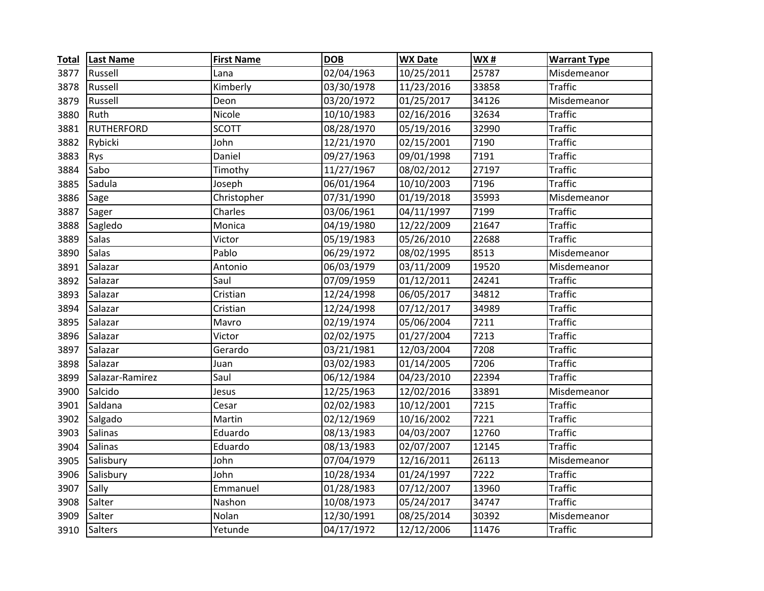| Total | Last Name | First Name | DOB | WX Date | WX # | Warrant Type |
|---|---|---|---|---|---|---|
| 3877 | Russell | Lana | 02/04/1963 | 10/25/2011 | 25787 | Misdemeanor |
| 3878 | Russell | Kimberly | 03/30/1978 | 11/23/2016 | 33858 | Traffic |
| 3879 | Russell | Deon | 03/20/1972 | 01/25/2017 | 34126 | Misdemeanor |
| 3880 | Ruth | Nicole | 10/10/1983 | 02/16/2016 | 32634 | Traffic |
| 3881 | RUTHERFORD | SCOTT | 08/28/1970 | 05/19/2016 | 32990 | Traffic |
| 3882 | Rybicki | John | 12/21/1970 | 02/15/2001 | 7190 | Traffic |
| 3883 | Rys | Daniel | 09/27/1963 | 09/01/1998 | 7191 | Traffic |
| 3884 | Sabo | Timothy | 11/27/1967 | 08/02/2012 | 27197 | Traffic |
| 3885 | Sadula | Joseph | 06/01/1964 | 10/10/2003 | 7196 | Traffic |
| 3886 | Sage | Christopher | 07/31/1990 | 01/19/2018 | 35993 | Misdemeanor |
| 3887 | Sager | Charles | 03/06/1961 | 04/11/1997 | 7199 | Traffic |
| 3888 | Sagledo | Monica | 04/19/1980 | 12/22/2009 | 21647 | Traffic |
| 3889 | Salas | Victor | 05/19/1983 | 05/26/2010 | 22688 | Traffic |
| 3890 | Salas | Pablo | 06/29/1972 | 08/02/1995 | 8513 | Misdemeanor |
| 3891 | Salazar | Antonio | 06/03/1979 | 03/11/2009 | 19520 | Misdemeanor |
| 3892 | Salazar | Saul | 07/09/1959 | 01/12/2011 | 24241 | Traffic |
| 3893 | Salazar | Cristian | 12/24/1998 | 06/05/2017 | 34812 | Traffic |
| 3894 | Salazar | Cristian | 12/24/1998 | 07/12/2017 | 34989 | Traffic |
| 3895 | Salazar | Mavro | 02/19/1974 | 05/06/2004 | 7211 | Traffic |
| 3896 | Salazar | Victor | 02/02/1975 | 01/27/2004 | 7213 | Traffic |
| 3897 | Salazar | Gerardo | 03/21/1981 | 12/03/2004 | 7208 | Traffic |
| 3898 | Salazar | Juan | 03/02/1983 | 01/14/2005 | 7206 | Traffic |
| 3899 | Salazar-Ramirez | Saul | 06/12/1984 | 04/23/2010 | 22394 | Traffic |
| 3900 | Salcido | Jesus | 12/25/1963 | 12/02/2016 | 33891 | Misdemeanor |
| 3901 | Saldana | Cesar | 02/02/1983 | 10/12/2001 | 7215 | Traffic |
| 3902 | Salgado | Martin | 02/12/1969 | 10/16/2002 | 7221 | Traffic |
| 3903 | Salinas | Eduardo | 08/13/1983 | 04/03/2007 | 12760 | Traffic |
| 3904 | Salinas | Eduardo | 08/13/1983 | 02/07/2007 | 12145 | Traffic |
| 3905 | Salisbury | John | 07/04/1979 | 12/16/2011 | 26113 | Misdemeanor |
| 3906 | Salisbury | John | 10/28/1934 | 01/24/1997 | 7222 | Traffic |
| 3907 | Sally | Emmanuel | 01/28/1983 | 07/12/2007 | 13960 | Traffic |
| 3908 | Salter | Nashon | 10/08/1973 | 05/24/2017 | 34747 | Traffic |
| 3909 | Salter | Nolan | 12/30/1991 | 08/25/2014 | 30392 | Misdemeanor |
| 3910 | Salters | Yetunde | 04/17/1972 | 12/12/2006 | 11476 | Traffic |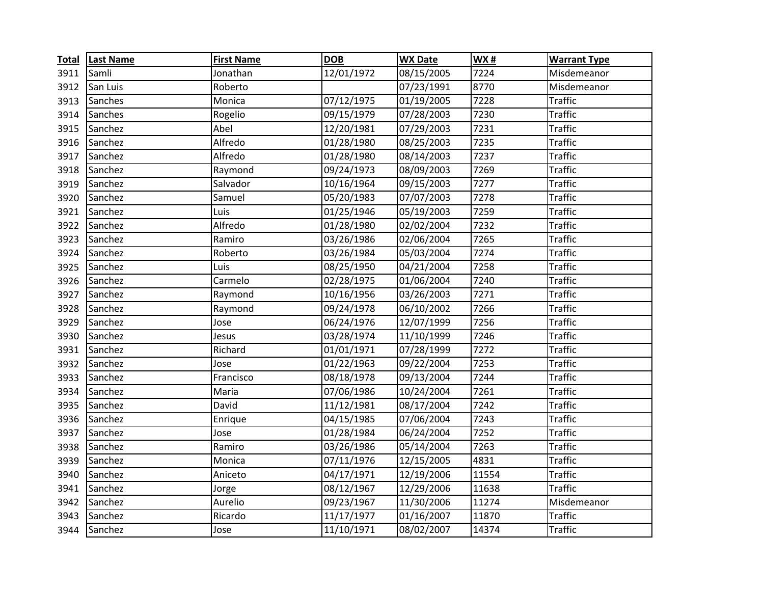| Total | Last Name | First Name | DOB | WX Date | WX # | Warrant Type |
|---|---|---|---|---|---|---|
| 3911 | Samli | Jonathan | 12/01/1972 | 08/15/2005 | 7224 | Misdemeanor |
| 3912 | San Luis | Roberto | | 07/23/1991 | 8770 | Misdemeanor |
| 3913 | Sanches | Monica | 07/12/1975 | 01/19/2005 | 7228 | Traffic |
| 3914 | Sanches | Rogelio | 09/15/1979 | 07/28/2003 | 7230 | Traffic |
| 3915 | Sanchez | Abel | 12/20/1981 | 07/29/2003 | 7231 | Traffic |
| 3916 | Sanchez | Alfredo | 01/28/1980 | 08/25/2003 | 7235 | Traffic |
| 3917 | Sanchez | Alfredo | 01/28/1980 | 08/14/2003 | 7237 | Traffic |
| 3918 | Sanchez | Raymond | 09/24/1973 | 08/09/2003 | 7269 | Traffic |
| 3919 | Sanchez | Salvador | 10/16/1964 | 09/15/2003 | 7277 | Traffic |
| 3920 | Sanchez | Samuel | 05/20/1983 | 07/07/2003 | 7278 | Traffic |
| 3921 | Sanchez | Luis | 01/25/1946 | 05/19/2003 | 7259 | Traffic |
| 3922 | Sanchez | Alfredo | 01/28/1980 | 02/02/2004 | 7232 | Traffic |
| 3923 | Sanchez | Ramiro | 03/26/1986 | 02/06/2004 | 7265 | Traffic |
| 3924 | Sanchez | Roberto | 03/26/1984 | 05/03/2004 | 7274 | Traffic |
| 3925 | Sanchez | Luis | 08/25/1950 | 04/21/2004 | 7258 | Traffic |
| 3926 | Sanchez | Carmelo | 02/28/1975 | 01/06/2004 | 7240 | Traffic |
| 3927 | Sanchez | Raymond | 10/16/1956 | 03/26/2003 | 7271 | Traffic |
| 3928 | Sanchez | Raymond | 09/24/1978 | 06/10/2002 | 7266 | Traffic |
| 3929 | Sanchez | Jose | 06/24/1976 | 12/07/1999 | 7256 | Traffic |
| 3930 | Sanchez | Jesus | 03/28/1974 | 11/10/1999 | 7246 | Traffic |
| 3931 | Sanchez | Richard | 01/01/1971 | 07/28/1999 | 7272 | Traffic |
| 3932 | Sanchez | Jose | 01/22/1963 | 09/22/2004 | 7253 | Traffic |
| 3933 | Sanchez | Francisco | 08/18/1978 | 09/13/2004 | 7244 | Traffic |
| 3934 | Sanchez | Maria | 07/06/1986 | 10/24/2004 | 7261 | Traffic |
| 3935 | Sanchez | David | 11/12/1981 | 08/17/2004 | 7242 | Traffic |
| 3936 | Sanchez | Enrique | 04/15/1985 | 07/06/2004 | 7243 | Traffic |
| 3937 | Sanchez | Jose | 01/28/1984 | 06/24/2004 | 7252 | Traffic |
| 3938 | Sanchez | Ramiro | 03/26/1986 | 05/14/2004 | 7263 | Traffic |
| 3939 | Sanchez | Monica | 07/11/1976 | 12/15/2005 | 4831 | Traffic |
| 3940 | Sanchez | Aniceto | 04/17/1971 | 12/19/2006 | 11554 | Traffic |
| 3941 | Sanchez | Jorge | 08/12/1967 | 12/29/2006 | 11638 | Traffic |
| 3942 | Sanchez | Aurelio | 09/23/1967 | 11/30/2006 | 11274 | Misdemeanor |
| 3943 | Sanchez | Ricardo | 11/17/1977 | 01/16/2007 | 11870 | Traffic |
| 3944 | Sanchez | Jose | 11/10/1971 | 08/02/2007 | 14374 | Traffic |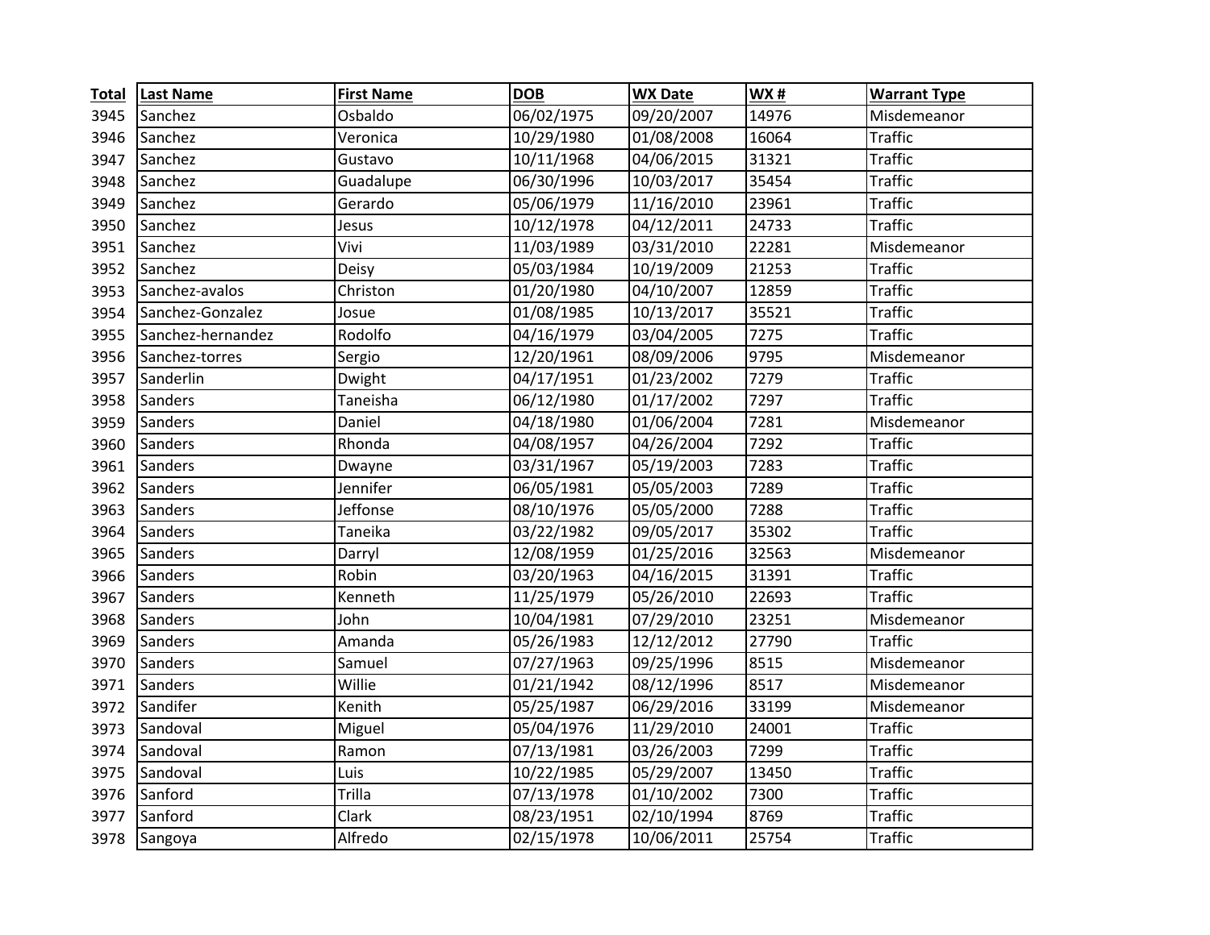| Total | Last Name | First Name | DOB | WX Date | WX # | Warrant Type |
|---|---|---|---|---|---|---|
| 3945 | Sanchez | Osbaldo | 06/02/1975 | 09/20/2007 | 14976 | Misdemeanor |
| 3946 | Sanchez | Veronica | 10/29/1980 | 01/08/2008 | 16064 | Traffic |
| 3947 | Sanchez | Gustavo | 10/11/1968 | 04/06/2015 | 31321 | Traffic |
| 3948 | Sanchez | Guadalupe | 06/30/1996 | 10/03/2017 | 35454 | Traffic |
| 3949 | Sanchez | Gerardo | 05/06/1979 | 11/16/2010 | 23961 | Traffic |
| 3950 | Sanchez | Jesus | 10/12/1978 | 04/12/2011 | 24733 | Traffic |
| 3951 | Sanchez | Vivi | 11/03/1989 | 03/31/2010 | 22281 | Misdemeanor |
| 3952 | Sanchez | Deisy | 05/03/1984 | 10/19/2009 | 21253 | Traffic |
| 3953 | Sanchez-avalos | Christon | 01/20/1980 | 04/10/2007 | 12859 | Traffic |
| 3954 | Sanchez-Gonzalez | Josue | 01/08/1985 | 10/13/2017 | 35521 | Traffic |
| 3955 | Sanchez-hernandez | Rodolfo | 04/16/1979 | 03/04/2005 | 7275 | Traffic |
| 3956 | Sanchez-torres | Sergio | 12/20/1961 | 08/09/2006 | 9795 | Misdemeanor |
| 3957 | Sanderlin | Dwight | 04/17/1951 | 01/23/2002 | 7279 | Traffic |
| 3958 | Sanders | Taneisha | 06/12/1980 | 01/17/2002 | 7297 | Traffic |
| 3959 | Sanders | Daniel | 04/18/1980 | 01/06/2004 | 7281 | Misdemeanor |
| 3960 | Sanders | Rhonda | 04/08/1957 | 04/26/2004 | 7292 | Traffic |
| 3961 | Sanders | Dwayne | 03/31/1967 | 05/19/2003 | 7283 | Traffic |
| 3962 | Sanders | Jennifer | 06/05/1981 | 05/05/2003 | 7289 | Traffic |
| 3963 | Sanders | Jeffonse | 08/10/1976 | 05/05/2000 | 7288 | Traffic |
| 3964 | Sanders | Taneika | 03/22/1982 | 09/05/2017 | 35302 | Traffic |
| 3965 | Sanders | Darryl | 12/08/1959 | 01/25/2016 | 32563 | Misdemeanor |
| 3966 | Sanders | Robin | 03/20/1963 | 04/16/2015 | 31391 | Traffic |
| 3967 | Sanders | Kenneth | 11/25/1979 | 05/26/2010 | 22693 | Traffic |
| 3968 | Sanders | John | 10/04/1981 | 07/29/2010 | 23251 | Misdemeanor |
| 3969 | Sanders | Amanda | 05/26/1983 | 12/12/2012 | 27790 | Traffic |
| 3970 | Sanders | Samuel | 07/27/1963 | 09/25/1996 | 8515 | Misdemeanor |
| 3971 | Sanders | Willie | 01/21/1942 | 08/12/1996 | 8517 | Misdemeanor |
| 3972 | Sandifer | Kenith | 05/25/1987 | 06/29/2016 | 33199 | Misdemeanor |
| 3973 | Sandoval | Miguel | 05/04/1976 | 11/29/2010 | 24001 | Traffic |
| 3974 | Sandoval | Ramon | 07/13/1981 | 03/26/2003 | 7299 | Traffic |
| 3975 | Sandoval | Luis | 10/22/1985 | 05/29/2007 | 13450 | Traffic |
| 3976 | Sanford | Trilla | 07/13/1978 | 01/10/2002 | 7300 | Traffic |
| 3977 | Sanford | Clark | 08/23/1951 | 02/10/1994 | 8769 | Traffic |
| 3978 | Sangoya | Alfredo | 02/15/1978 | 10/06/2011 | 25754 | Traffic |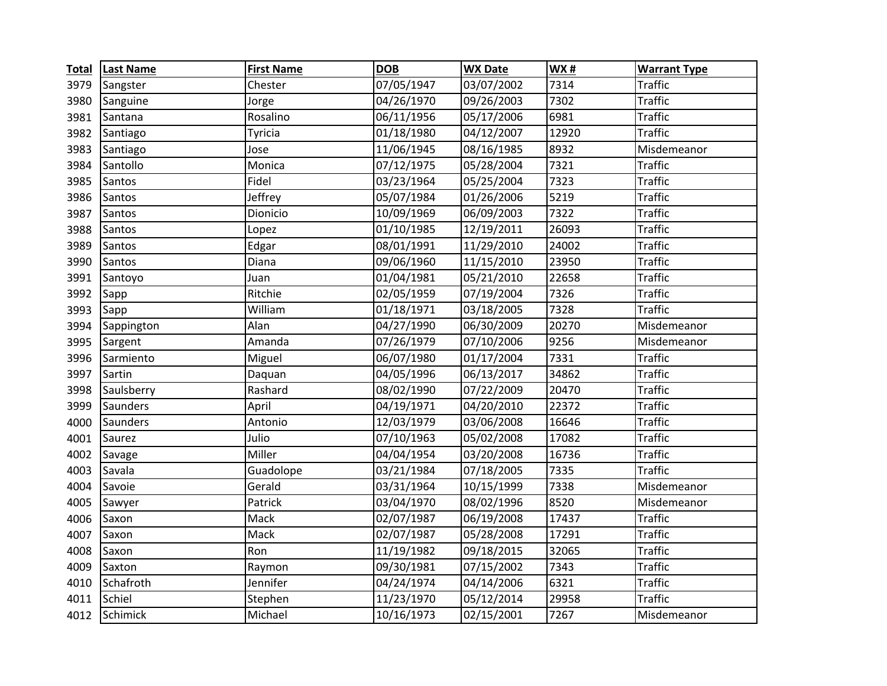| Total | Last Name | First Name | DOB | WX Date | WX # | Warrant Type |
|---|---|---|---|---|---|---|
| 3979 | Sangster | Chester | 07/05/1947 | 03/07/2002 | 7314 | Traffic |
| 3980 | Sanguine | Jorge | 04/26/1970 | 09/26/2003 | 7302 | Traffic |
| 3981 | Santana | Rosalino | 06/11/1956 | 05/17/2006 | 6981 | Traffic |
| 3982 | Santiago | Tyricia | 01/18/1980 | 04/12/2007 | 12920 | Traffic |
| 3983 | Santiago | Jose | 11/06/1945 | 08/16/1985 | 8932 | Misdemeanor |
| 3984 | Santollo | Monica | 07/12/1975 | 05/28/2004 | 7321 | Traffic |
| 3985 | Santos | Fidel | 03/23/1964 | 05/25/2004 | 7323 | Traffic |
| 3986 | Santos | Jeffrey | 05/07/1984 | 01/26/2006 | 5219 | Traffic |
| 3987 | Santos | Dionicio | 10/09/1969 | 06/09/2003 | 7322 | Traffic |
| 3988 | Santos | Lopez | 01/10/1985 | 12/19/2011 | 26093 | Traffic |
| 3989 | Santos | Edgar | 08/01/1991 | 11/29/2010 | 24002 | Traffic |
| 3990 | Santos | Diana | 09/06/1960 | 11/15/2010 | 23950 | Traffic |
| 3991 | Santoyo | Juan | 01/04/1981 | 05/21/2010 | 22658 | Traffic |
| 3992 | Sapp | Ritchie | 02/05/1959 | 07/19/2004 | 7326 | Traffic |
| 3993 | Sapp | William | 01/18/1971 | 03/18/2005 | 7328 | Traffic |
| 3994 | Sappington | Alan | 04/27/1990 | 06/30/2009 | 20270 | Misdemeanor |
| 3995 | Sargent | Amanda | 07/26/1979 | 07/10/2006 | 9256 | Misdemeanor |
| 3996 | Sarmiento | Miguel | 06/07/1980 | 01/17/2004 | 7331 | Traffic |
| 3997 | Sartin | Daquan | 04/05/1996 | 06/13/2017 | 34862 | Traffic |
| 3998 | Saulsberry | Rashard | 08/02/1990 | 07/22/2009 | 20470 | Traffic |
| 3999 | Saunders | April | 04/19/1971 | 04/20/2010 | 22372 | Traffic |
| 4000 | Saunders | Antonio | 12/03/1979 | 03/06/2008 | 16646 | Traffic |
| 4001 | Saurez | Julio | 07/10/1963 | 05/02/2008 | 17082 | Traffic |
| 4002 | Savage | Miller | 04/04/1954 | 03/20/2008 | 16736 | Traffic |
| 4003 | Savala | Guadolope | 03/21/1984 | 07/18/2005 | 7335 | Traffic |
| 4004 | Savoie | Gerald | 03/31/1964 | 10/15/1999 | 7338 | Misdemeanor |
| 4005 | Sawyer | Patrick | 03/04/1970 | 08/02/1996 | 8520 | Misdemeanor |
| 4006 | Saxon | Mack | 02/07/1987 | 06/19/2008 | 17437 | Traffic |
| 4007 | Saxon | Mack | 02/07/1987 | 05/28/2008 | 17291 | Traffic |
| 4008 | Saxon | Ron | 11/19/1982 | 09/18/2015 | 32065 | Traffic |
| 4009 | Saxton | Raymon | 09/30/1981 | 07/15/2002 | 7343 | Traffic |
| 4010 | Schafroth | Jennifer | 04/24/1974 | 04/14/2006 | 6321 | Traffic |
| 4011 | Schiel | Stephen | 11/23/1970 | 05/12/2014 | 29958 | Traffic |
| 4012 | Schimick | Michael | 10/16/1973 | 02/15/2001 | 7267 | Misdemeanor |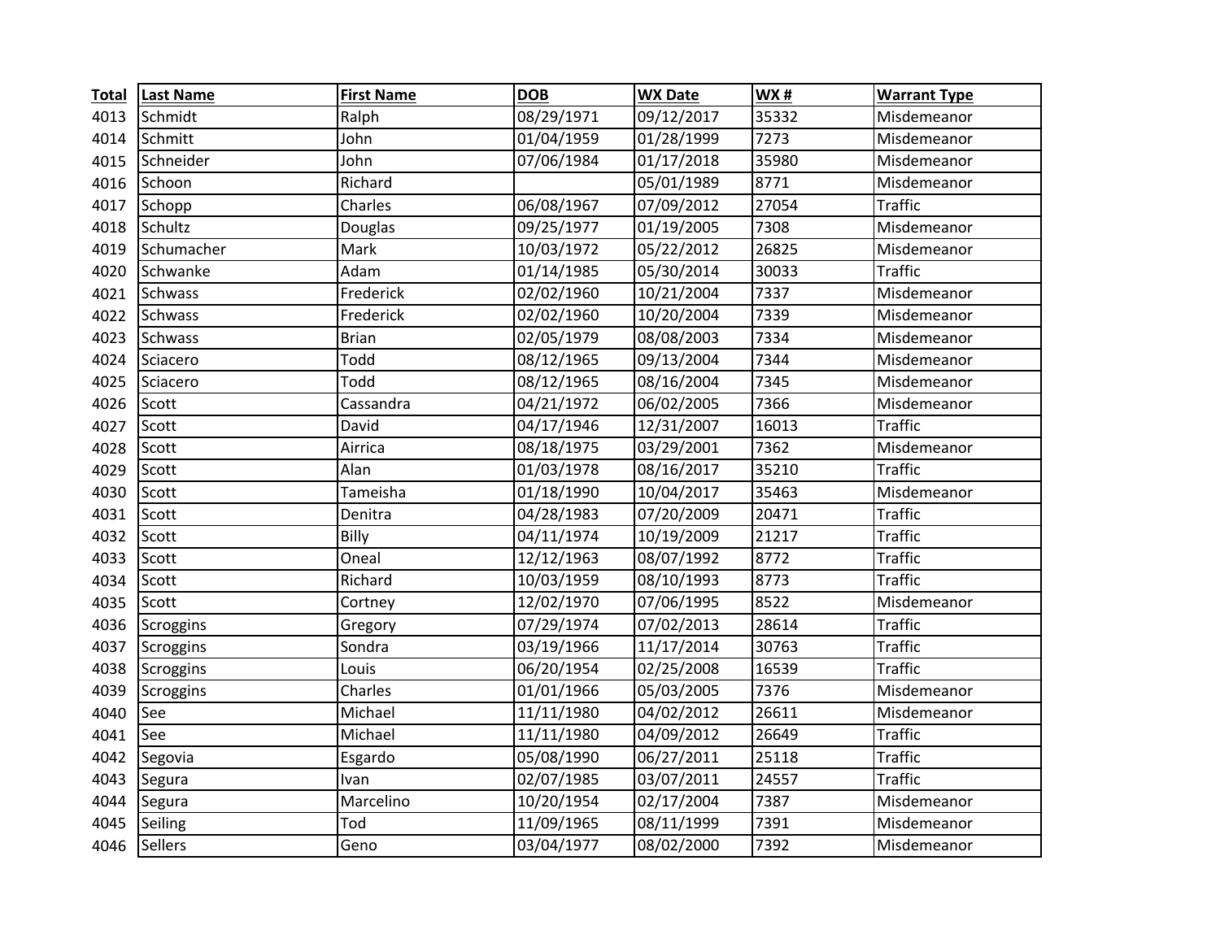| Total | Last Name | First Name | DOB | WX Date | WX # | Warrant Type |
|---|---|---|---|---|---|---|
| 4013 | Schmidt | Ralph | 08/29/1971 | 09/12/2017 | 35332 | Misdemeanor |
| 4014 | Schmitt | John | 01/04/1959 | 01/28/1999 | 7273 | Misdemeanor |
| 4015 | Schneider | John | 07/06/1984 | 01/17/2018 | 35980 | Misdemeanor |
| 4016 | Schoon | Richard | | 05/01/1989 | 8771 | Misdemeanor |
| 4017 | Schopp | Charles | 06/08/1967 | 07/09/2012 | 27054 | Traffic |
| 4018 | Schultz | Douglas | 09/25/1977 | 01/19/2005 | 7308 | Misdemeanor |
| 4019 | Schumacher | Mark | 10/03/1972 | 05/22/2012 | 26825 | Misdemeanor |
| 4020 | Schwanke | Adam | 01/14/1985 | 05/30/2014 | 30033 | Traffic |
| 4021 | Schwass | Frederick | 02/02/1960 | 10/21/2004 | 7337 | Misdemeanor |
| 4022 | Schwass | Frederick | 02/02/1960 | 10/20/2004 | 7339 | Misdemeanor |
| 4023 | Schwass | Brian | 02/05/1979 | 08/08/2003 | 7334 | Misdemeanor |
| 4024 | Sciacero | Todd | 08/12/1965 | 09/13/2004 | 7344 | Misdemeanor |
| 4025 | Sciacero | Todd | 08/12/1965 | 08/16/2004 | 7345 | Misdemeanor |
| 4026 | Scott | Cassandra | 04/21/1972 | 06/02/2005 | 7366 | Misdemeanor |
| 4027 | Scott | David | 04/17/1946 | 12/31/2007 | 16013 | Traffic |
| 4028 | Scott | Airrica | 08/18/1975 | 03/29/2001 | 7362 | Misdemeanor |
| 4029 | Scott | Alan | 01/03/1978 | 08/16/2017 | 35210 | Traffic |
| 4030 | Scott | Tameisha | 01/18/1990 | 10/04/2017 | 35463 | Misdemeanor |
| 4031 | Scott | Denitra | 04/28/1983 | 07/20/2009 | 20471 | Traffic |
| 4032 | Scott | Billy | 04/11/1974 | 10/19/2009 | 21217 | Traffic |
| 4033 | Scott | Oneal | 12/12/1963 | 08/07/1992 | 8772 | Traffic |
| 4034 | Scott | Richard | 10/03/1959 | 08/10/1993 | 8773 | Traffic |
| 4035 | Scott | Cortney | 12/02/1970 | 07/06/1995 | 8522 | Misdemeanor |
| 4036 | Scroggins | Gregory | 07/29/1974 | 07/02/2013 | 28614 | Traffic |
| 4037 | Scroggins | Sondra | 03/19/1966 | 11/17/2014 | 30763 | Traffic |
| 4038 | Scroggins | Louis | 06/20/1954 | 02/25/2008 | 16539 | Traffic |
| 4039 | Scroggins | Charles | 01/01/1966 | 05/03/2005 | 7376 | Misdemeanor |
| 4040 | See | Michael | 11/11/1980 | 04/02/2012 | 26611 | Misdemeanor |
| 4041 | See | Michael | 11/11/1980 | 04/09/2012 | 26649 | Traffic |
| 4042 | Segovia | Esgardo | 05/08/1990 | 06/27/2011 | 25118 | Traffic |
| 4043 | Segura | Ivan | 02/07/1985 | 03/07/2011 | 24557 | Traffic |
| 4044 | Segura | Marcelino | 10/20/1954 | 02/17/2004 | 7387 | Misdemeanor |
| 4045 | Seiling | Tod | 11/09/1965 | 08/11/1999 | 7391 | Misdemeanor |
| 4046 | Sellers | Geno | 03/04/1977 | 08/02/2000 | 7392 | Misdemeanor |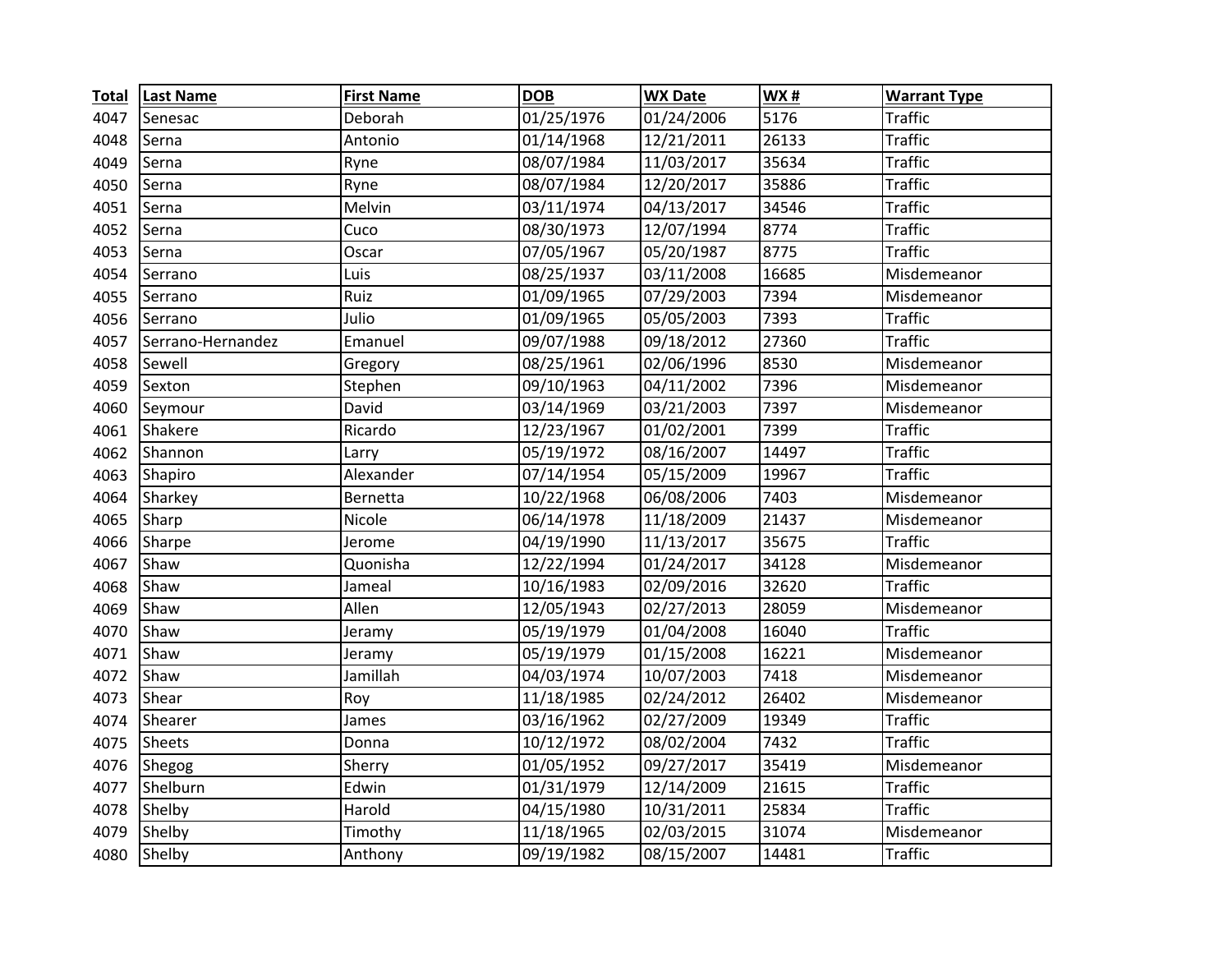| Total | Last Name | First Name | DOB | WX Date | WX # | Warrant Type |
| --- | --- | --- | --- | --- | --- | --- |
| 4047 | Senesac | Deborah | 01/25/1976 | 01/24/2006 | 5176 | Traffic |
| 4048 | Serna | Antonio | 01/14/1968 | 12/21/2011 | 26133 | Traffic |
| 4049 | Serna | Ryne | 08/07/1984 | 11/03/2017 | 35634 | Traffic |
| 4050 | Serna | Ryne | 08/07/1984 | 12/20/2017 | 35886 | Traffic |
| 4051 | Serna | Melvin | 03/11/1974 | 04/13/2017 | 34546 | Traffic |
| 4052 | Serna | Cuco | 08/30/1973 | 12/07/1994 | 8774 | Traffic |
| 4053 | Serna | Oscar | 07/05/1967 | 05/20/1987 | 8775 | Traffic |
| 4054 | Serrano | Luis | 08/25/1937 | 03/11/2008 | 16685 | Misdemeanor |
| 4055 | Serrano | Ruiz | 01/09/1965 | 07/29/2003 | 7394 | Misdemeanor |
| 4056 | Serrano | Julio | 01/09/1965 | 05/05/2003 | 7393 | Traffic |
| 4057 | Serrano-Hernandez | Emanuel | 09/07/1988 | 09/18/2012 | 27360 | Traffic |
| 4058 | Sewell | Gregory | 08/25/1961 | 02/06/1996 | 8530 | Misdemeanor |
| 4059 | Sexton | Stephen | 09/10/1963 | 04/11/2002 | 7396 | Misdemeanor |
| 4060 | Seymour | David | 03/14/1969 | 03/21/2003 | 7397 | Misdemeanor |
| 4061 | Shakere | Ricardo | 12/23/1967 | 01/02/2001 | 7399 | Traffic |
| 4062 | Shannon | Larry | 05/19/1972 | 08/16/2007 | 14497 | Traffic |
| 4063 | Shapiro | Alexander | 07/14/1954 | 05/15/2009 | 19967 | Traffic |
| 4064 | Sharkey | Bernetta | 10/22/1968 | 06/08/2006 | 7403 | Misdemeanor |
| 4065 | Sharp | Nicole | 06/14/1978 | 11/18/2009 | 21437 | Misdemeanor |
| 4066 | Sharpe | Jerome | 04/19/1990 | 11/13/2017 | 35675 | Traffic |
| 4067 | Shaw | Quonisha | 12/22/1994 | 01/24/2017 | 34128 | Misdemeanor |
| 4068 | Shaw | Jameal | 10/16/1983 | 02/09/2016 | 32620 | Traffic |
| 4069 | Shaw | Allen | 12/05/1943 | 02/27/2013 | 28059 | Misdemeanor |
| 4070 | Shaw | Jeramy | 05/19/1979 | 01/04/2008 | 16040 | Traffic |
| 4071 | Shaw | Jeramy | 05/19/1979 | 01/15/2008 | 16221 | Misdemeanor |
| 4072 | Shaw | Jamillah | 04/03/1974 | 10/07/2003 | 7418 | Misdemeanor |
| 4073 | Shear | Roy | 11/18/1985 | 02/24/2012 | 26402 | Misdemeanor |
| 4074 | Shearer | James | 03/16/1962 | 02/27/2009 | 19349 | Traffic |
| 4075 | Sheets | Donna | 10/12/1972 | 08/02/2004 | 7432 | Traffic |
| 4076 | Shegog | Sherry | 01/05/1952 | 09/27/2017 | 35419 | Misdemeanor |
| 4077 | Shelburn | Edwin | 01/31/1979 | 12/14/2009 | 21615 | Traffic |
| 4078 | Shelby | Harold | 04/15/1980 | 10/31/2011 | 25834 | Traffic |
| 4079 | Shelby | Timothy | 11/18/1965 | 02/03/2015 | 31074 | Misdemeanor |
| 4080 | Shelby | Anthony | 09/19/1982 | 08/15/2007 | 14481 | Traffic |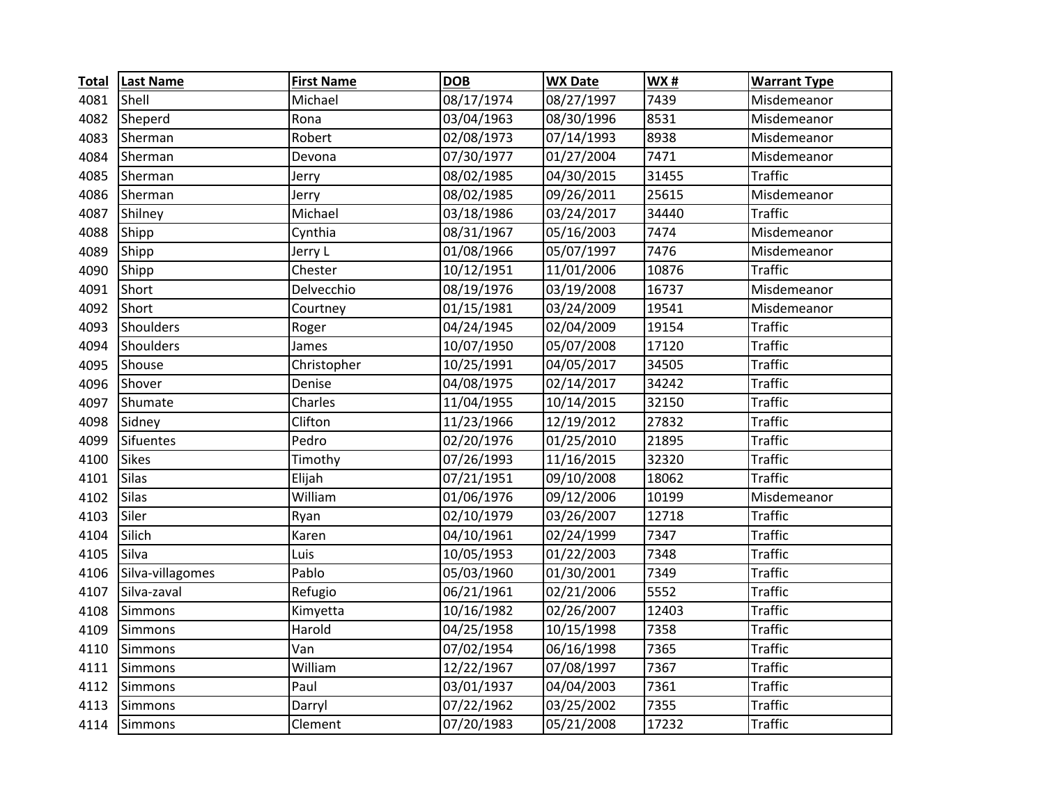| Total | Last Name | First Name | DOB | WX Date | WX # | Warrant Type |
|---|---|---|---|---|---|---|
| 4081 | Shell | Michael | 08/17/1974 | 08/27/1997 | 7439 | Misdemeanor |
| 4082 | Sheperd | Rona | 03/04/1963 | 08/30/1996 | 8531 | Misdemeanor |
| 4083 | Sherman | Robert | 02/08/1973 | 07/14/1993 | 8938 | Misdemeanor |
| 4084 | Sherman | Devona | 07/30/1977 | 01/27/2004 | 7471 | Misdemeanor |
| 4085 | Sherman | Jerry | 08/02/1985 | 04/30/2015 | 31455 | Traffic |
| 4086 | Sherman | Jerry | 08/02/1985 | 09/26/2011 | 25615 | Misdemeanor |
| 4087 | Shilney | Michael | 03/18/1986 | 03/24/2017 | 34440 | Traffic |
| 4088 | Shipp | Cynthia | 08/31/1967 | 05/16/2003 | 7474 | Misdemeanor |
| 4089 | Shipp | Jerry L | 01/08/1966 | 05/07/1997 | 7476 | Misdemeanor |
| 4090 | Shipp | Chester | 10/12/1951 | 11/01/2006 | 10876 | Traffic |
| 4091 | Short | Delvecchio | 08/19/1976 | 03/19/2008 | 16737 | Misdemeanor |
| 4092 | Short | Courtney | 01/15/1981 | 03/24/2009 | 19541 | Misdemeanor |
| 4093 | Shoulders | Roger | 04/24/1945 | 02/04/2009 | 19154 | Traffic |
| 4094 | Shoulders | James | 10/07/1950 | 05/07/2008 | 17120 | Traffic |
| 4095 | Shouse | Christopher | 10/25/1991 | 04/05/2017 | 34505 | Traffic |
| 4096 | Shover | Denise | 04/08/1975 | 02/14/2017 | 34242 | Traffic |
| 4097 | Shumate | Charles | 11/04/1955 | 10/14/2015 | 32150 | Traffic |
| 4098 | Sidney | Clifton | 11/23/1966 | 12/19/2012 | 27832 | Traffic |
| 4099 | Sifuentes | Pedro | 02/20/1976 | 01/25/2010 | 21895 | Traffic |
| 4100 | Sikes | Timothy | 07/26/1993 | 11/16/2015 | 32320 | Traffic |
| 4101 | Silas | Elijah | 07/21/1951 | 09/10/2008 | 18062 | Traffic |
| 4102 | Silas | William | 01/06/1976 | 09/12/2006 | 10199 | Misdemeanor |
| 4103 | Siler | Ryan | 02/10/1979 | 03/26/2007 | 12718 | Traffic |
| 4104 | Silich | Karen | 04/10/1961 | 02/24/1999 | 7347 | Traffic |
| 4105 | Silva | Luis | 10/05/1953 | 01/22/2003 | 7348 | Traffic |
| 4106 | Silva-villagomes | Pablo | 05/03/1960 | 01/30/2001 | 7349 | Traffic |
| 4107 | Silva-zaval | Refugio | 06/21/1961 | 02/21/2006 | 5552 | Traffic |
| 4108 | Simmons | Kimyetta | 10/16/1982 | 02/26/2007 | 12403 | Traffic |
| 4109 | Simmons | Harold | 04/25/1958 | 10/15/1998 | 7358 | Traffic |
| 4110 | Simmons | Van | 07/02/1954 | 06/16/1998 | 7365 | Traffic |
| 4111 | Simmons | William | 12/22/1967 | 07/08/1997 | 7367 | Traffic |
| 4112 | Simmons | Paul | 03/01/1937 | 04/04/2003 | 7361 | Traffic |
| 4113 | Simmons | Darryl | 07/22/1962 | 03/25/2002 | 7355 | Traffic |
| 4114 | Simmons | Clement | 07/20/1983 | 05/21/2008 | 17232 | Traffic |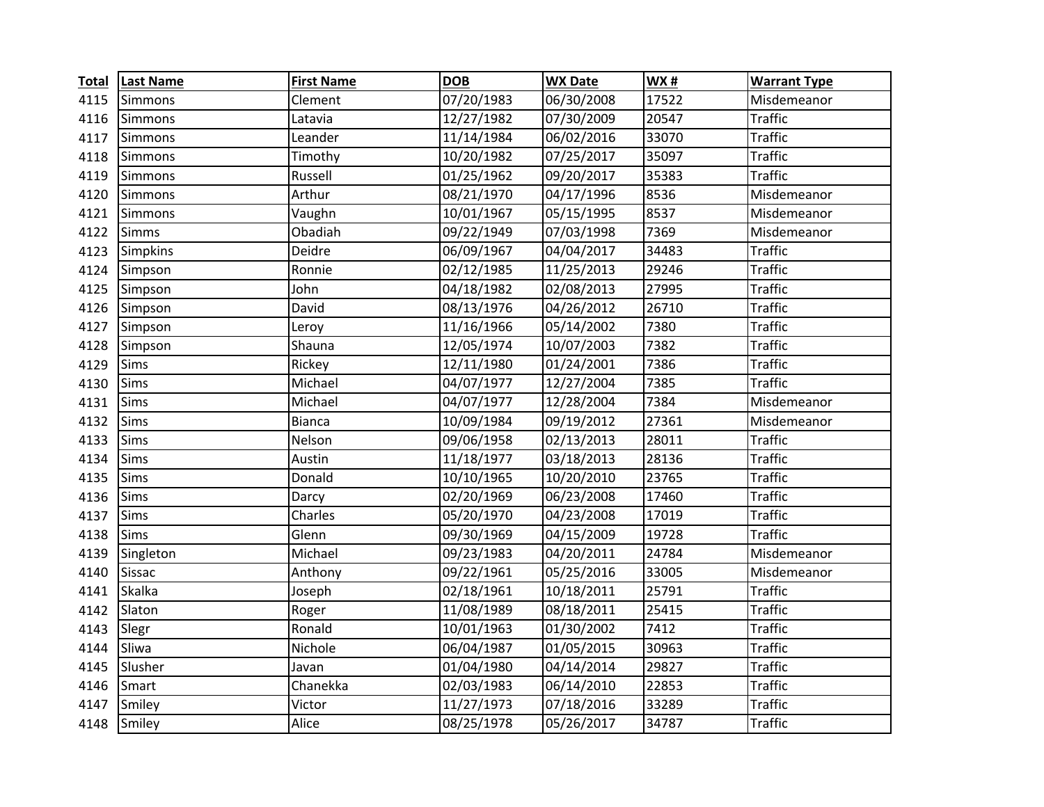| Total | Last Name | First Name | DOB | WX Date | WX # | Warrant Type |
|---|---|---|---|---|---|---|
| 4115 | Simmons | Clement | 07/20/1983 | 06/30/2008 | 17522 | Misdemeanor |
| 4116 | Simmons | Latavia | 12/27/1982 | 07/30/2009 | 20547 | Traffic |
| 4117 | Simmons | Leander | 11/14/1984 | 06/02/2016 | 33070 | Traffic |
| 4118 | Simmons | Timothy | 10/20/1982 | 07/25/2017 | 35097 | Traffic |
| 4119 | Simmons | Russell | 01/25/1962 | 09/20/2017 | 35383 | Traffic |
| 4120 | Simmons | Arthur | 08/21/1970 | 04/17/1996 | 8536 | Misdemeanor |
| 4121 | Simmons | Vaughn | 10/01/1967 | 05/15/1995 | 8537 | Misdemeanor |
| 4122 | Simms | Obadiah | 09/22/1949 | 07/03/1998 | 7369 | Misdemeanor |
| 4123 | Simpkins | Deidre | 06/09/1967 | 04/04/2017 | 34483 | Traffic |
| 4124 | Simpson | Ronnie | 02/12/1985 | 11/25/2013 | 29246 | Traffic |
| 4125 | Simpson | John | 04/18/1982 | 02/08/2013 | 27995 | Traffic |
| 4126 | Simpson | David | 08/13/1976 | 04/26/2012 | 26710 | Traffic |
| 4127 | Simpson | Leroy | 11/16/1966 | 05/14/2002 | 7380 | Traffic |
| 4128 | Simpson | Shauna | 12/05/1974 | 10/07/2003 | 7382 | Traffic |
| 4129 | Sims | Rickey | 12/11/1980 | 01/24/2001 | 7386 | Traffic |
| 4130 | Sims | Michael | 04/07/1977 | 12/27/2004 | 7385 | Traffic |
| 4131 | Sims | Michael | 04/07/1977 | 12/28/2004 | 7384 | Misdemeanor |
| 4132 | Sims | Bianca | 10/09/1984 | 09/19/2012 | 27361 | Misdemeanor |
| 4133 | Sims | Nelson | 09/06/1958 | 02/13/2013 | 28011 | Traffic |
| 4134 | Sims | Austin | 11/18/1977 | 03/18/2013 | 28136 | Traffic |
| 4135 | Sims | Donald | 10/10/1965 | 10/20/2010 | 23765 | Traffic |
| 4136 | Sims | Darcy | 02/20/1969 | 06/23/2008 | 17460 | Traffic |
| 4137 | Sims | Charles | 05/20/1970 | 04/23/2008 | 17019 | Traffic |
| 4138 | Sims | Glenn | 09/30/1969 | 04/15/2009 | 19728 | Traffic |
| 4139 | Singleton | Michael | 09/23/1983 | 04/20/2011 | 24784 | Misdemeanor |
| 4140 | Sissac | Anthony | 09/22/1961 | 05/25/2016 | 33005 | Misdemeanor |
| 4141 | Skalka | Joseph | 02/18/1961 | 10/18/2011 | 25791 | Traffic |
| 4142 | Slaton | Roger | 11/08/1989 | 08/18/2011 | 25415 | Traffic |
| 4143 | Slegr | Ronald | 10/01/1963 | 01/30/2002 | 7412 | Traffic |
| 4144 | Sliwa | Nichole | 06/04/1987 | 01/05/2015 | 30963 | Traffic |
| 4145 | Slusher | Javan | 01/04/1980 | 04/14/2014 | 29827 | Traffic |
| 4146 | Smart | Chanekka | 02/03/1983 | 06/14/2010 | 22853 | Traffic |
| 4147 | Smiley | Victor | 11/27/1973 | 07/18/2016 | 33289 | Traffic |
| 4148 | Smiley | Alice | 08/25/1978 | 05/26/2017 | 34787 | Traffic |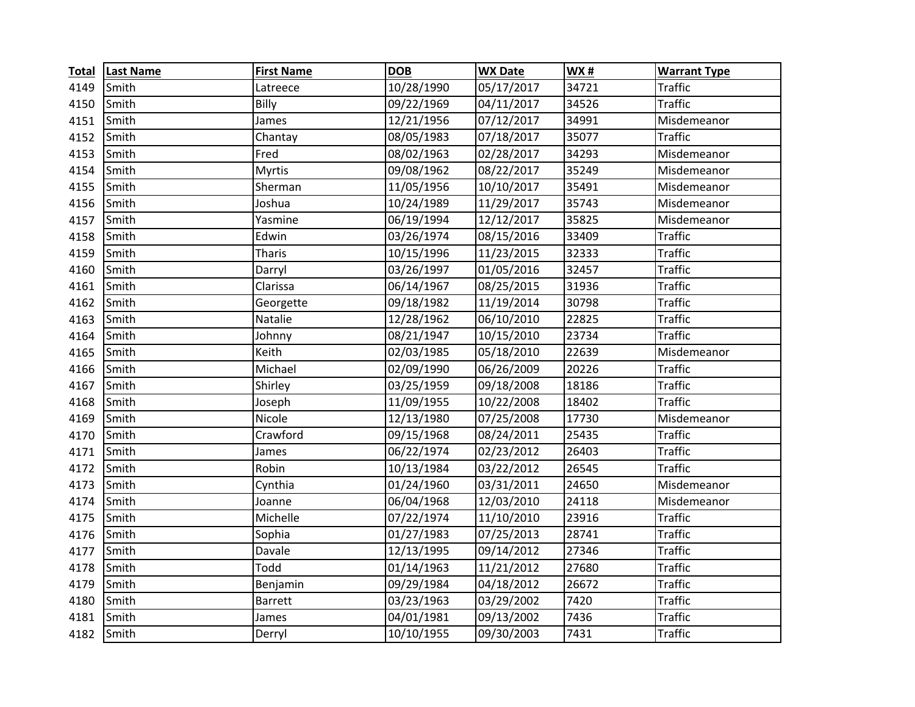| Total | Last Name | First Name | DOB | WX Date | WX # | Warrant Type |
|---|---|---|---|---|---|---|
| 4149 | Smith | Latreece | 10/28/1990 | 05/17/2017 | 34721 | Traffic |
| 4150 | Smith | Billy | 09/22/1969 | 04/11/2017 | 34526 | Traffic |
| 4151 | Smith | James | 12/21/1956 | 07/12/2017 | 34991 | Misdemeanor |
| 4152 | Smith | Chantay | 08/05/1983 | 07/18/2017 | 35077 | Traffic |
| 4153 | Smith | Fred | 08/02/1963 | 02/28/2017 | 34293 | Misdemeanor |
| 4154 | Smith | Myrtis | 09/08/1962 | 08/22/2017 | 35249 | Misdemeanor |
| 4155 | Smith | Sherman | 11/05/1956 | 10/10/2017 | 35491 | Misdemeanor |
| 4156 | Smith | Joshua | 10/24/1989 | 11/29/2017 | 35743 | Misdemeanor |
| 4157 | Smith | Yasmine | 06/19/1994 | 12/12/2017 | 35825 | Misdemeanor |
| 4158 | Smith | Edwin | 03/26/1974 | 08/15/2016 | 33409 | Traffic |
| 4159 | Smith | Tharis | 10/15/1996 | 11/23/2015 | 32333 | Traffic |
| 4160 | Smith | Darryl | 03/26/1997 | 01/05/2016 | 32457 | Traffic |
| 4161 | Smith | Clarissa | 06/14/1967 | 08/25/2015 | 31936 | Traffic |
| 4162 | Smith | Georgette | 09/18/1982 | 11/19/2014 | 30798 | Traffic |
| 4163 | Smith | Natalie | 12/28/1962 | 06/10/2010 | 22825 | Traffic |
| 4164 | Smith | Johnny | 08/21/1947 | 10/15/2010 | 23734 | Traffic |
| 4165 | Smith | Keith | 02/03/1985 | 05/18/2010 | 22639 | Misdemeanor |
| 4166 | Smith | Michael | 02/09/1990 | 06/26/2009 | 20226 | Traffic |
| 4167 | Smith | Shirley | 03/25/1959 | 09/18/2008 | 18186 | Traffic |
| 4168 | Smith | Joseph | 11/09/1955 | 10/22/2008 | 18402 | Traffic |
| 4169 | Smith | Nicole | 12/13/1980 | 07/25/2008 | 17730 | Misdemeanor |
| 4170 | Smith | Crawford | 09/15/1968 | 08/24/2011 | 25435 | Traffic |
| 4171 | Smith | James | 06/22/1974 | 02/23/2012 | 26403 | Traffic |
| 4172 | Smith | Robin | 10/13/1984 | 03/22/2012 | 26545 | Traffic |
| 4173 | Smith | Cynthia | 01/24/1960 | 03/31/2011 | 24650 | Misdemeanor |
| 4174 | Smith | Joanne | 06/04/1968 | 12/03/2010 | 24118 | Misdemeanor |
| 4175 | Smith | Michelle | 07/22/1974 | 11/10/2010 | 23916 | Traffic |
| 4176 | Smith | Sophia | 01/27/1983 | 07/25/2013 | 28741 | Traffic |
| 4177 | Smith | Davale | 12/13/1995 | 09/14/2012 | 27346 | Traffic |
| 4178 | Smith | Todd | 01/14/1963 | 11/21/2012 | 27680 | Traffic |
| 4179 | Smith | Benjamin | 09/29/1984 | 04/18/2012 | 26672 | Traffic |
| 4180 | Smith | Barrett | 03/23/1963 | 03/29/2002 | 7420 | Traffic |
| 4181 | Smith | James | 04/01/1981 | 09/13/2002 | 7436 | Traffic |
| 4182 | Smith | Derryl | 10/10/1955 | 09/30/2003 | 7431 | Traffic |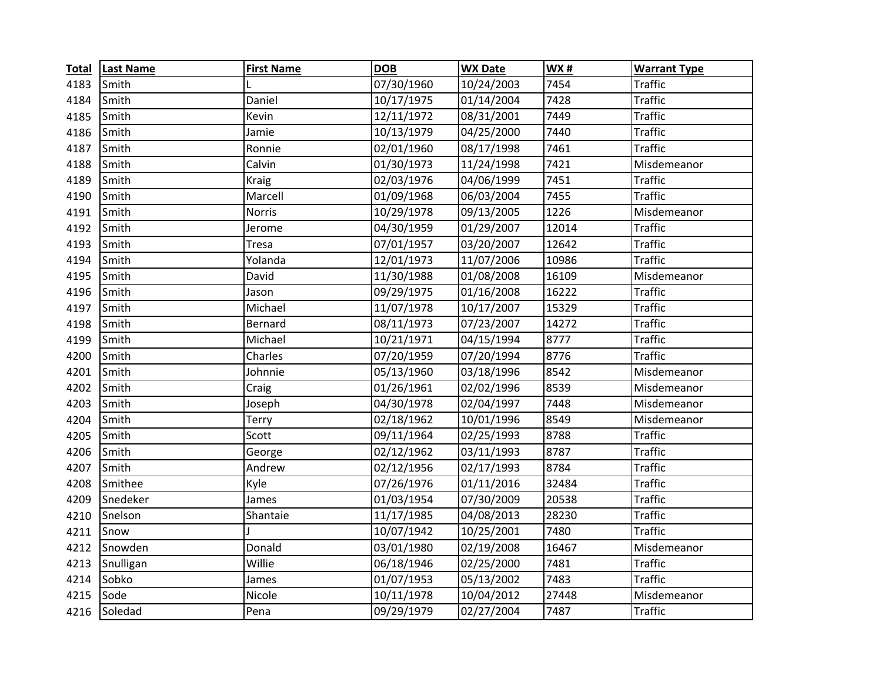| Total | Last Name | First Name | DOB | WX Date | WX # | Warrant Type |
|---|---|---|---|---|---|---|
| 4183 | Smith | L | 07/30/1960 | 10/24/2003 | 7454 | Traffic |
| 4184 | Smith | Daniel | 10/17/1975 | 01/14/2004 | 7428 | Traffic |
| 4185 | Smith | Kevin | 12/11/1972 | 08/31/2001 | 7449 | Traffic |
| 4186 | Smith | Jamie | 10/13/1979 | 04/25/2000 | 7440 | Traffic |
| 4187 | Smith | Ronnie | 02/01/1960 | 08/17/1998 | 7461 | Traffic |
| 4188 | Smith | Calvin | 01/30/1973 | 11/24/1998 | 7421 | Misdemeanor |
| 4189 | Smith | Kraig | 02/03/1976 | 04/06/1999 | 7451 | Traffic |
| 4190 | Smith | Marcell | 01/09/1968 | 06/03/2004 | 7455 | Traffic |
| 4191 | Smith | Norris | 10/29/1978 | 09/13/2005 | 1226 | Misdemeanor |
| 4192 | Smith | Jerome | 04/30/1959 | 01/29/2007 | 12014 | Traffic |
| 4193 | Smith | Tresa | 07/01/1957 | 03/20/2007 | 12642 | Traffic |
| 4194 | Smith | Yolanda | 12/01/1973 | 11/07/2006 | 10986 | Traffic |
| 4195 | Smith | David | 11/30/1988 | 01/08/2008 | 16109 | Misdemeanor |
| 4196 | Smith | Jason | 09/29/1975 | 01/16/2008 | 16222 | Traffic |
| 4197 | Smith | Michael | 11/07/1978 | 10/17/2007 | 15329 | Traffic |
| 4198 | Smith | Bernard | 08/11/1973 | 07/23/2007 | 14272 | Traffic |
| 4199 | Smith | Michael | 10/21/1971 | 04/15/1994 | 8777 | Traffic |
| 4200 | Smith | Charles | 07/20/1959 | 07/20/1994 | 8776 | Traffic |
| 4201 | Smith | Johnnie | 05/13/1960 | 03/18/1996 | 8542 | Misdemeanor |
| 4202 | Smith | Craig | 01/26/1961 | 02/02/1996 | 8539 | Misdemeanor |
| 4203 | Smith | Joseph | 04/30/1978 | 02/04/1997 | 7448 | Misdemeanor |
| 4204 | Smith | Terry | 02/18/1962 | 10/01/1996 | 8549 | Misdemeanor |
| 4205 | Smith | Scott | 09/11/1964 | 02/25/1993 | 8788 | Traffic |
| 4206 | Smith | George | 02/12/1962 | 03/11/1993 | 8787 | Traffic |
| 4207 | Smith | Andrew | 02/12/1956 | 02/17/1993 | 8784 | Traffic |
| 4208 | Smithee | Kyle | 07/26/1976 | 01/11/2016 | 32484 | Traffic |
| 4209 | Snedeker | James | 01/03/1954 | 07/30/2009 | 20538 | Traffic |
| 4210 | Snelson | Shantaie | 11/17/1985 | 04/08/2013 | 28230 | Traffic |
| 4211 | Snow | J | 10/07/1942 | 10/25/2001 | 7480 | Traffic |
| 4212 | Snowden | Donald | 03/01/1980 | 02/19/2008 | 16467 | Misdemeanor |
| 4213 | Snulligan | Willie | 06/18/1946 | 02/25/2000 | 7481 | Traffic |
| 4214 | Sobko | James | 01/07/1953 | 05/13/2002 | 7483 | Traffic |
| 4215 | Sode | Nicole | 10/11/1978 | 10/04/2012 | 27448 | Misdemeanor |
| 4216 | Soledad | Pena | 09/29/1979 | 02/27/2004 | 7487 | Traffic |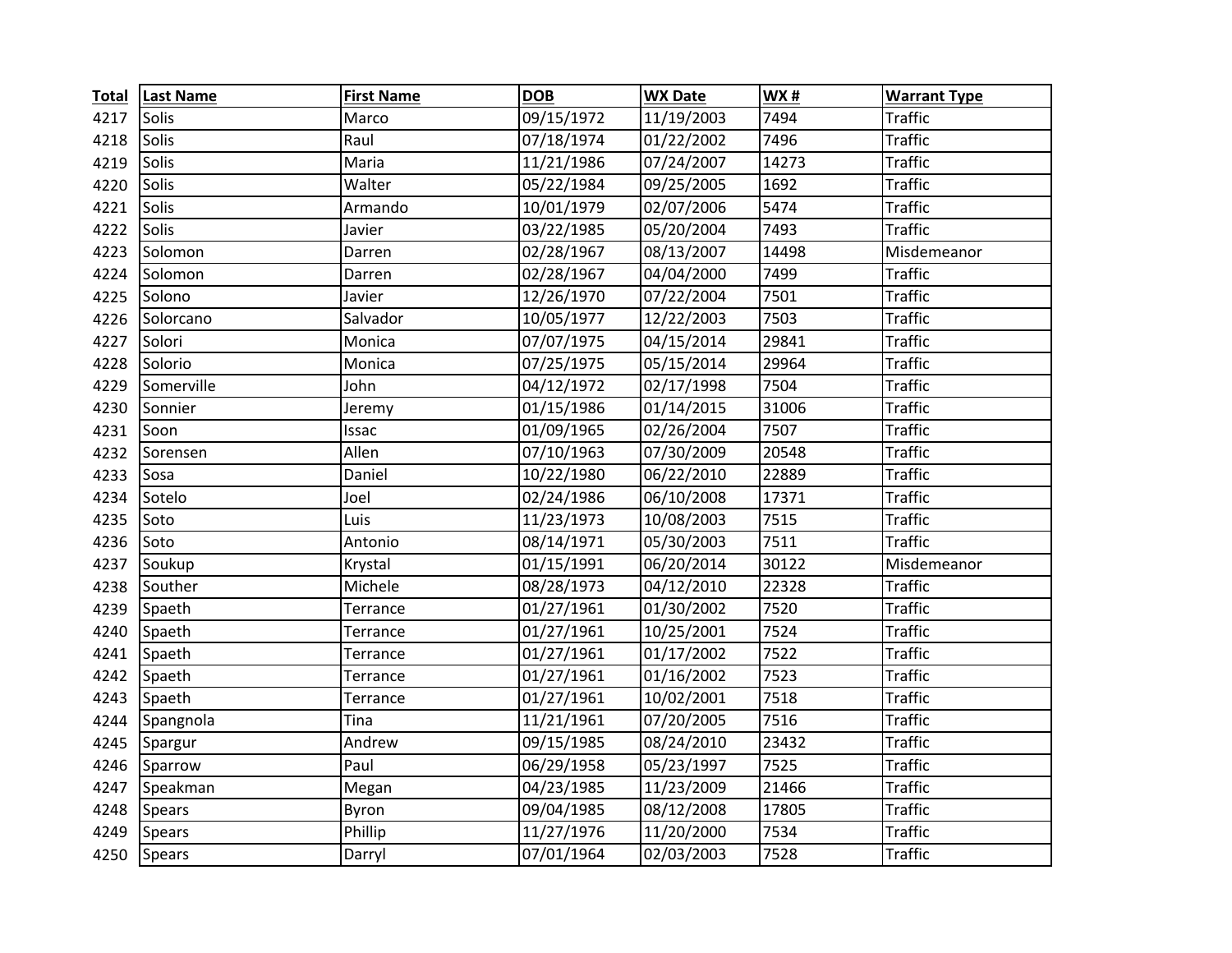| Total | Last Name | First Name | DOB | WX Date | WX # | Warrant Type |
|---|---|---|---|---|---|---|
| 4217 | Solis | Marco | 09/15/1972 | 11/19/2003 | 7494 | Traffic |
| 4218 | Solis | Raul | 07/18/1974 | 01/22/2002 | 7496 | Traffic |
| 4219 | Solis | Maria | 11/21/1986 | 07/24/2007 | 14273 | Traffic |
| 4220 | Solis | Walter | 05/22/1984 | 09/25/2005 | 1692 | Traffic |
| 4221 | Solis | Armando | 10/01/1979 | 02/07/2006 | 5474 | Traffic |
| 4222 | Solis | Javier | 03/22/1985 | 05/20/2004 | 7493 | Traffic |
| 4223 | Solomon | Darren | 02/28/1967 | 08/13/2007 | 14498 | Misdemeanor |
| 4224 | Solomon | Darren | 02/28/1967 | 04/04/2000 | 7499 | Traffic |
| 4225 | Solono | Javier | 12/26/1970 | 07/22/2004 | 7501 | Traffic |
| 4226 | Solorcano | Salvador | 10/05/1977 | 12/22/2003 | 7503 | Traffic |
| 4227 | Solori | Monica | 07/07/1975 | 04/15/2014 | 29841 | Traffic |
| 4228 | Solorio | Monica | 07/25/1975 | 05/15/2014 | 29964 | Traffic |
| 4229 | Somerville | John | 04/12/1972 | 02/17/1998 | 7504 | Traffic |
| 4230 | Sonnier | Jeremy | 01/15/1986 | 01/14/2015 | 31006 | Traffic |
| 4231 | Soon | Issac | 01/09/1965 | 02/26/2004 | 7507 | Traffic |
| 4232 | Sorensen | Allen | 07/10/1963 | 07/30/2009 | 20548 | Traffic |
| 4233 | Sosa | Daniel | 10/22/1980 | 06/22/2010 | 22889 | Traffic |
| 4234 | Sotelo | Joel | 02/24/1986 | 06/10/2008 | 17371 | Traffic |
| 4235 | Soto | Luis | 11/23/1973 | 10/08/2003 | 7515 | Traffic |
| 4236 | Soto | Antonio | 08/14/1971 | 05/30/2003 | 7511 | Traffic |
| 4237 | Soukup | Krystal | 01/15/1991 | 06/20/2014 | 30122 | Misdemeanor |
| 4238 | Souther | Michele | 08/28/1973 | 04/12/2010 | 22328 | Traffic |
| 4239 | Spaeth | Terrance | 01/27/1961 | 01/30/2002 | 7520 | Traffic |
| 4240 | Spaeth | Terrance | 01/27/1961 | 10/25/2001 | 7524 | Traffic |
| 4241 | Spaeth | Terrance | 01/27/1961 | 01/17/2002 | 7522 | Traffic |
| 4242 | Spaeth | Terrance | 01/27/1961 | 01/16/2002 | 7523 | Traffic |
| 4243 | Spaeth | Terrance | 01/27/1961 | 10/02/2001 | 7518 | Traffic |
| 4244 | Spangnola | Tina | 11/21/1961 | 07/20/2005 | 7516 | Traffic |
| 4245 | Spargur | Andrew | 09/15/1985 | 08/24/2010 | 23432 | Traffic |
| 4246 | Sparrow | Paul | 06/29/1958 | 05/23/1997 | 7525 | Traffic |
| 4247 | Speakman | Megan | 04/23/1985 | 11/23/2009 | 21466 | Traffic |
| 4248 | Spears | Byron | 09/04/1985 | 08/12/2008 | 17805 | Traffic |
| 4249 | Spears | Phillip | 11/27/1976 | 11/20/2000 | 7534 | Traffic |
| 4250 | Spears | Darryl | 07/01/1964 | 02/03/2003 | 7528 | Traffic |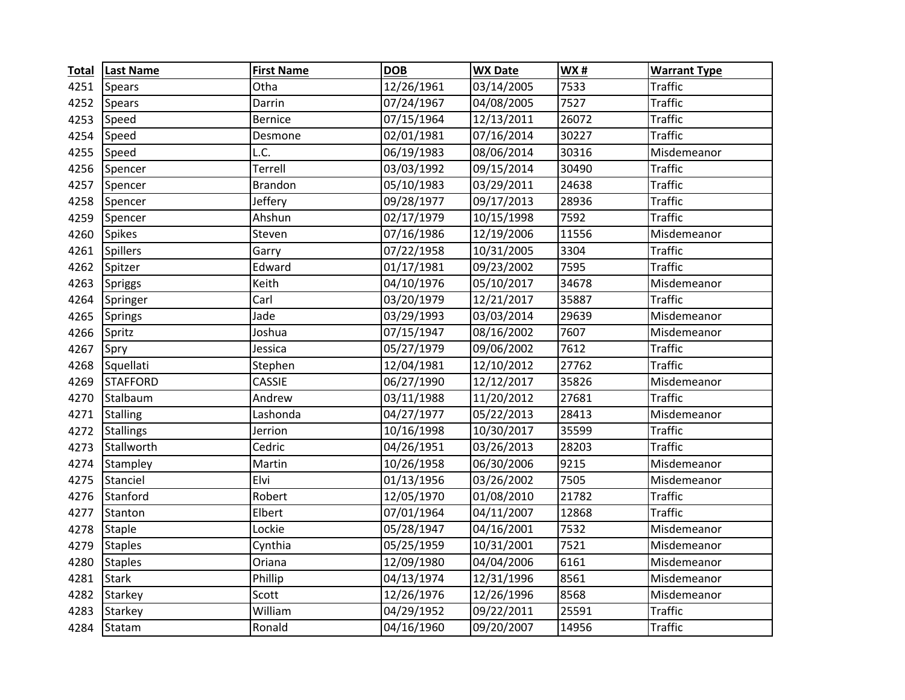| Total | Last Name | First Name | DOB | WX Date | WX # | Warrant Type |
|---|---|---|---|---|---|---|
| 4251 | Spears | Otha | 12/26/1961 | 03/14/2005 | 7533 | Traffic |
| 4252 | Spears | Darrin | 07/24/1967 | 04/08/2005 | 7527 | Traffic |
| 4253 | Speed | Bernice | 07/15/1964 | 12/13/2011 | 26072 | Traffic |
| 4254 | Speed | Desmone | 02/01/1981 | 07/16/2014 | 30227 | Traffic |
| 4255 | Speed | L.C. | 06/19/1983 | 08/06/2014 | 30316 | Misdemeanor |
| 4256 | Spencer | Terrell | 03/03/1992 | 09/15/2014 | 30490 | Traffic |
| 4257 | Spencer | Brandon | 05/10/1983 | 03/29/2011 | 24638 | Traffic |
| 4258 | Spencer | Jeffery | 09/28/1977 | 09/17/2013 | 28936 | Traffic |
| 4259 | Spencer | Ahshun | 02/17/1979 | 10/15/1998 | 7592 | Traffic |
| 4260 | Spikes | Steven | 07/16/1986 | 12/19/2006 | 11556 | Misdemeanor |
| 4261 | Spillers | Garry | 07/22/1958 | 10/31/2005 | 3304 | Traffic |
| 4262 | Spitzer | Edward | 01/17/1981 | 09/23/2002 | 7595 | Traffic |
| 4263 | Spriggs | Keith | 04/10/1976 | 05/10/2017 | 34678 | Misdemeanor |
| 4264 | Springer | Carl | 03/20/1979 | 12/21/2017 | 35887 | Traffic |
| 4265 | Springs | Jade | 03/29/1993 | 03/03/2014 | 29639 | Misdemeanor |
| 4266 | Spritz | Joshua | 07/15/1947 | 08/16/2002 | 7607 | Misdemeanor |
| 4267 | Spry | Jessica | 05/27/1979 | 09/06/2002 | 7612 | Traffic |
| 4268 | Squellati | Stephen | 12/04/1981 | 12/10/2012 | 27762 | Traffic |
| 4269 | STAFFORD | CASSIE | 06/27/1990 | 12/12/2017 | 35826 | Misdemeanor |
| 4270 | Stalbaum | Andrew | 03/11/1988 | 11/20/2012 | 27681 | Traffic |
| 4271 | Stalling | Lashonda | 04/27/1977 | 05/22/2013 | 28413 | Misdemeanor |
| 4272 | Stallings | Jerrion | 10/16/1998 | 10/30/2017 | 35599 | Traffic |
| 4273 | Stallworth | Cedric | 04/26/1951 | 03/26/2013 | 28203 | Traffic |
| 4274 | Stampley | Martin | 10/26/1958 | 06/30/2006 | 9215 | Misdemeanor |
| 4275 | Stanciel | Elvi | 01/13/1956 | 03/26/2002 | 7505 | Misdemeanor |
| 4276 | Stanford | Robert | 12/05/1970 | 01/08/2010 | 21782 | Traffic |
| 4277 | Stanton | Elbert | 07/01/1964 | 04/11/2007 | 12868 | Traffic |
| 4278 | Staple | Lockie | 05/28/1947 | 04/16/2001 | 7532 | Misdemeanor |
| 4279 | Staples | Cynthia | 05/25/1959 | 10/31/2001 | 7521 | Misdemeanor |
| 4280 | Staples | Oriana | 12/09/1980 | 04/04/2006 | 6161 | Misdemeanor |
| 4281 | Stark | Phillip | 04/13/1974 | 12/31/1996 | 8561 | Misdemeanor |
| 4282 | Starkey | Scott | 12/26/1976 | 12/26/1996 | 8568 | Misdemeanor |
| 4283 | Starkey | William | 04/29/1952 | 09/22/2011 | 25591 | Traffic |
| 4284 | Statam | Ronald | 04/16/1960 | 09/20/2007 | 14956 | Traffic |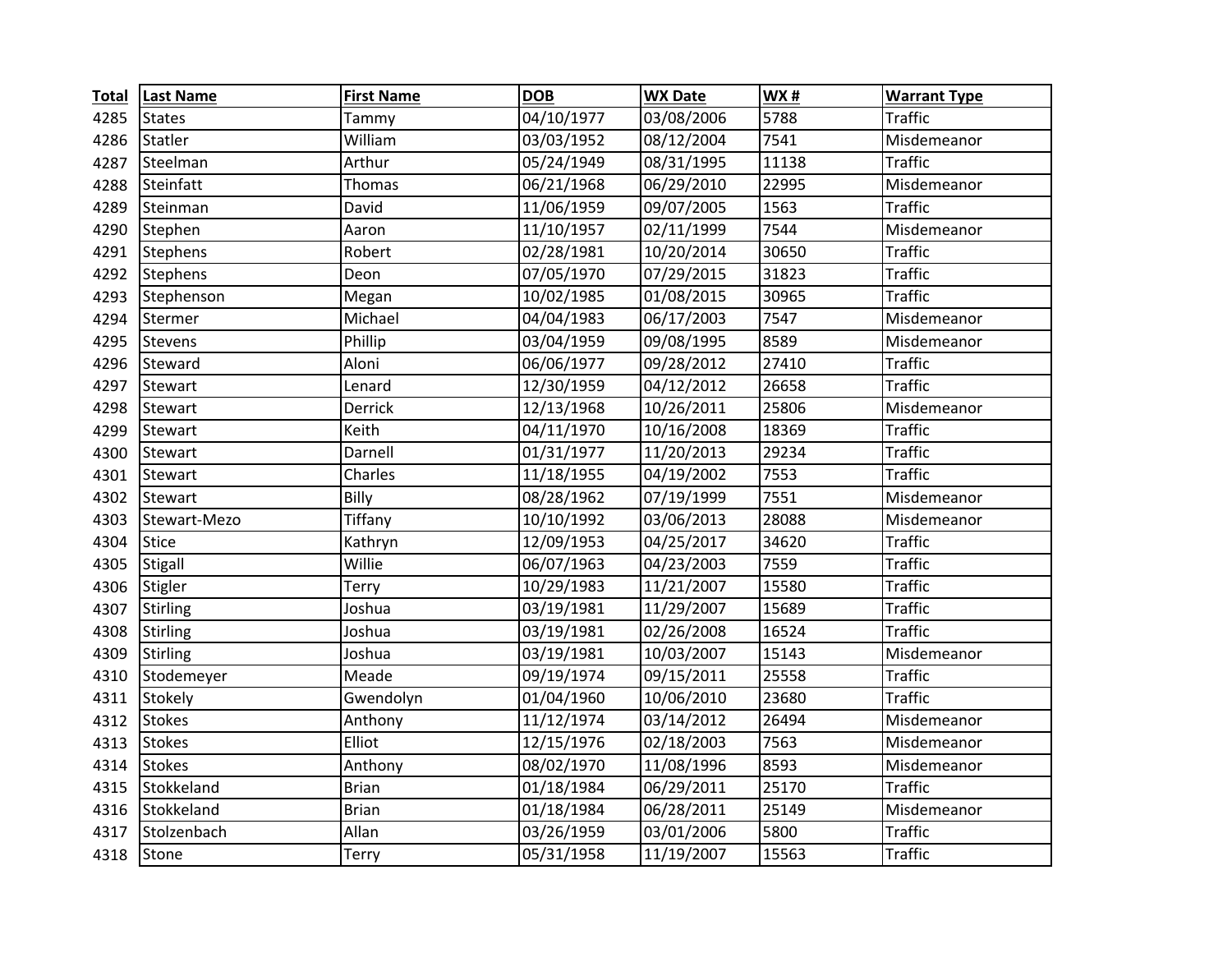| Total | Last Name | First Name | DOB | WX Date | WX # | Warrant Type |
|---|---|---|---|---|---|---|
| 4285 | States | Tammy | 04/10/1977 | 03/08/2006 | 5788 | Traffic |
| 4286 | Statler | William | 03/03/1952 | 08/12/2004 | 7541 | Misdemeanor |
| 4287 | Steelman | Arthur | 05/24/1949 | 08/31/1995 | 11138 | Traffic |
| 4288 | Steinfatt | Thomas | 06/21/1968 | 06/29/2010 | 22995 | Misdemeanor |
| 4289 | Steinman | David | 11/06/1959 | 09/07/2005 | 1563 | Traffic |
| 4290 | Stephen | Aaron | 11/10/1957 | 02/11/1999 | 7544 | Misdemeanor |
| 4291 | Stephens | Robert | 02/28/1981 | 10/20/2014 | 30650 | Traffic |
| 4292 | Stephens | Deon | 07/05/1970 | 07/29/2015 | 31823 | Traffic |
| 4293 | Stephenson | Megan | 10/02/1985 | 01/08/2015 | 30965 | Traffic |
| 4294 | Stermer | Michael | 04/04/1983 | 06/17/2003 | 7547 | Misdemeanor |
| 4295 | Stevens | Phillip | 03/04/1959 | 09/08/1995 | 8589 | Misdemeanor |
| 4296 | Steward | Aloni | 06/06/1977 | 09/28/2012 | 27410 | Traffic |
| 4297 | Stewart | Lenard | 12/30/1959 | 04/12/2012 | 26658 | Traffic |
| 4298 | Stewart | Derrick | 12/13/1968 | 10/26/2011 | 25806 | Misdemeanor |
| 4299 | Stewart | Keith | 04/11/1970 | 10/16/2008 | 18369 | Traffic |
| 4300 | Stewart | Darnell | 01/31/1977 | 11/20/2013 | 29234 | Traffic |
| 4301 | Stewart | Charles | 11/18/1955 | 04/19/2002 | 7553 | Traffic |
| 4302 | Stewart | Billy | 08/28/1962 | 07/19/1999 | 7551 | Misdemeanor |
| 4303 | Stewart-Mezo | Tiffany | 10/10/1992 | 03/06/2013 | 28088 | Misdemeanor |
| 4304 | Stice | Kathryn | 12/09/1953 | 04/25/2017 | 34620 | Traffic |
| 4305 | Stigall | Willie | 06/07/1963 | 04/23/2003 | 7559 | Traffic |
| 4306 | Stigler | Terry | 10/29/1983 | 11/21/2007 | 15580 | Traffic |
| 4307 | Stirling | Joshua | 03/19/1981 | 11/29/2007 | 15689 | Traffic |
| 4308 | Stirling | Joshua | 03/19/1981 | 02/26/2008 | 16524 | Traffic |
| 4309 | Stirling | Joshua | 03/19/1981 | 10/03/2007 | 15143 | Misdemeanor |
| 4310 | Stodemeyer | Meade | 09/19/1974 | 09/15/2011 | 25558 | Traffic |
| 4311 | Stokely | Gwendolyn | 01/04/1960 | 10/06/2010 | 23680 | Traffic |
| 4312 | Stokes | Anthony | 11/12/1974 | 03/14/2012 | 26494 | Misdemeanor |
| 4313 | Stokes | Elliot | 12/15/1976 | 02/18/2003 | 7563 | Misdemeanor |
| 4314 | Stokes | Anthony | 08/02/1970 | 11/08/1996 | 8593 | Misdemeanor |
| 4315 | Stokkeland | Brian | 01/18/1984 | 06/29/2011 | 25170 | Traffic |
| 4316 | Stokkeland | Brian | 01/18/1984 | 06/28/2011 | 25149 | Misdemeanor |
| 4317 | Stolzenbach | Allan | 03/26/1959 | 03/01/2006 | 5800 | Traffic |
| 4318 | Stone | Terry | 05/31/1958 | 11/19/2007 | 15563 | Traffic |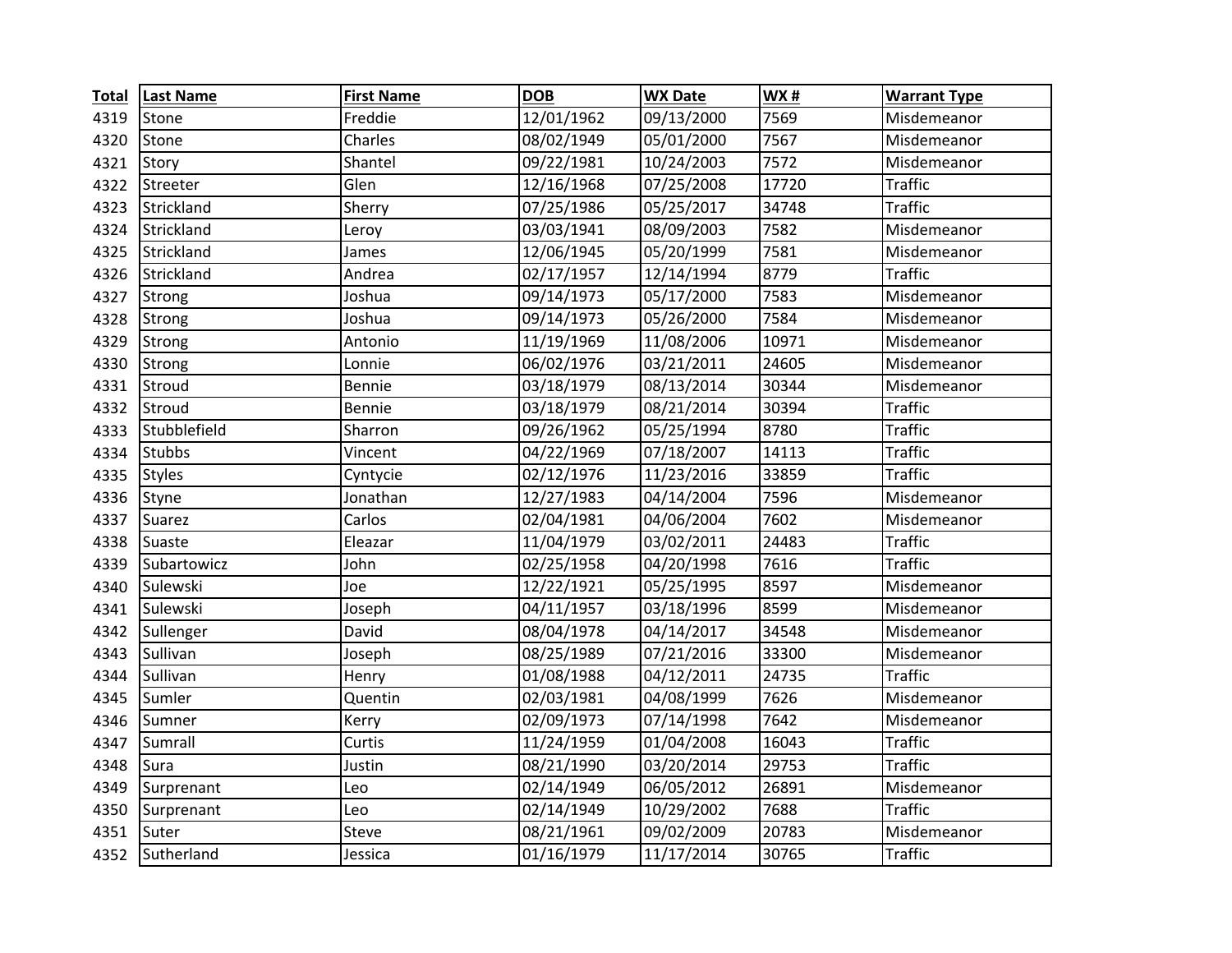| Total | Last Name | First Name | DOB | WX Date | WX # | Warrant Type |
|---|---|---|---|---|---|---|
| 4319 | Stone | Freddie | 12/01/1962 | 09/13/2000 | 7569 | Misdemeanor |
| 4320 | Stone | Charles | 08/02/1949 | 05/01/2000 | 7567 | Misdemeanor |
| 4321 | Story | Shantel | 09/22/1981 | 10/24/2003 | 7572 | Misdemeanor |
| 4322 | Streeter | Glen | 12/16/1968 | 07/25/2008 | 17720 | Traffic |
| 4323 | Strickland | Sherry | 07/25/1986 | 05/25/2017 | 34748 | Traffic |
| 4324 | Strickland | Leroy | 03/03/1941 | 08/09/2003 | 7582 | Misdemeanor |
| 4325 | Strickland | James | 12/06/1945 | 05/20/1999 | 7581 | Misdemeanor |
| 4326 | Strickland | Andrea | 02/17/1957 | 12/14/1994 | 8779 | Traffic |
| 4327 | Strong | Joshua | 09/14/1973 | 05/17/2000 | 7583 | Misdemeanor |
| 4328 | Strong | Joshua | 09/14/1973 | 05/26/2000 | 7584 | Misdemeanor |
| 4329 | Strong | Antonio | 11/19/1969 | 11/08/2006 | 10971 | Misdemeanor |
| 4330 | Strong | Lonnie | 06/02/1976 | 03/21/2011 | 24605 | Misdemeanor |
| 4331 | Stroud | Bennie | 03/18/1979 | 08/13/2014 | 30344 | Misdemeanor |
| 4332 | Stroud | Bennie | 03/18/1979 | 08/21/2014 | 30394 | Traffic |
| 4333 | Stubblefield | Sharron | 09/26/1962 | 05/25/1994 | 8780 | Traffic |
| 4334 | Stubbs | Vincent | 04/22/1969 | 07/18/2007 | 14113 | Traffic |
| 4335 | Styles | Cyntycie | 02/12/1976 | 11/23/2016 | 33859 | Traffic |
| 4336 | Styne | Jonathan | 12/27/1983 | 04/14/2004 | 7596 | Misdemeanor |
| 4337 | Suarez | Carlos | 02/04/1981 | 04/06/2004 | 7602 | Misdemeanor |
| 4338 | Suaste | Eleazar | 11/04/1979 | 03/02/2011 | 24483 | Traffic |
| 4339 | Subartowicz | John | 02/25/1958 | 04/20/1998 | 7616 | Traffic |
| 4340 | Sulewski | Joe | 12/22/1921 | 05/25/1995 | 8597 | Misdemeanor |
| 4341 | Sulewski | Joseph | 04/11/1957 | 03/18/1996 | 8599 | Misdemeanor |
| 4342 | Sullenger | David | 08/04/1978 | 04/14/2017 | 34548 | Misdemeanor |
| 4343 | Sullivan | Joseph | 08/25/1989 | 07/21/2016 | 33300 | Misdemeanor |
| 4344 | Sullivan | Henry | 01/08/1988 | 04/12/2011 | 24735 | Traffic |
| 4345 | Sumler | Quentin | 02/03/1981 | 04/08/1999 | 7626 | Misdemeanor |
| 4346 | Sumner | Kerry | 02/09/1973 | 07/14/1998 | 7642 | Misdemeanor |
| 4347 | Sumrall | Curtis | 11/24/1959 | 01/04/2008 | 16043 | Traffic |
| 4348 | Sura | Justin | 08/21/1990 | 03/20/2014 | 29753 | Traffic |
| 4349 | Surprenant | Leo | 02/14/1949 | 06/05/2012 | 26891 | Misdemeanor |
| 4350 | Surprenant | Leo | 02/14/1949 | 10/29/2002 | 7688 | Traffic |
| 4351 | Suter | Steve | 08/21/1961 | 09/02/2009 | 20783 | Misdemeanor |
| 4352 | Sutherland | Jessica | 01/16/1979 | 11/17/2014 | 30765 | Traffic |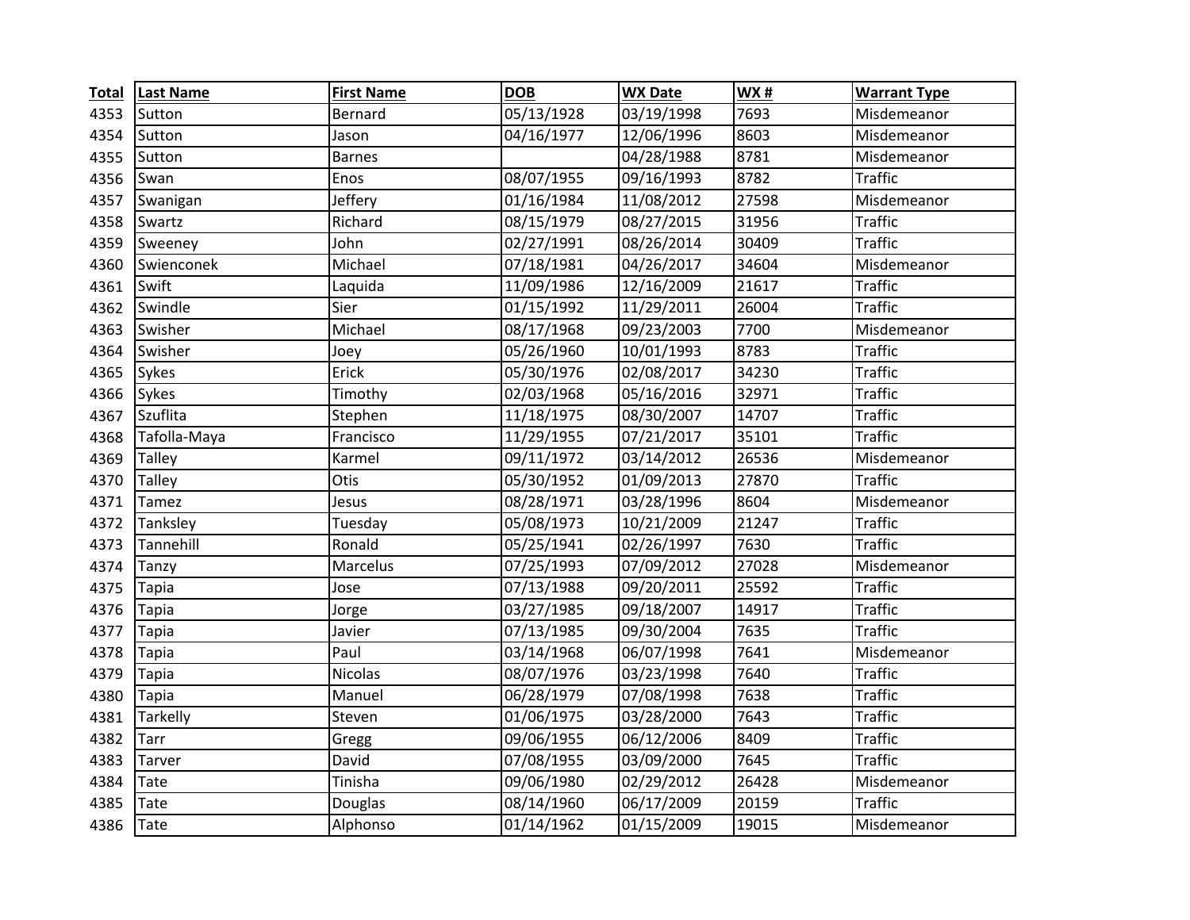| Total | Last Name | First Name | DOB | WX Date | WX # | Warrant Type |
|---|---|---|---|---|---|---|
| 4353 | Sutton | Bernard | 05/13/1928 | 03/19/1998 | 7693 | Misdemeanor |
| 4354 | Sutton | Jason | 04/16/1977 | 12/06/1996 | 8603 | Misdemeanor |
| 4355 | Sutton | Barnes | | 04/28/1988 | 8781 | Misdemeanor |
| 4356 | Swan | Enos | 08/07/1955 | 09/16/1993 | 8782 | Traffic |
| 4357 | Swanigan | Jeffery | 01/16/1984 | 11/08/2012 | 27598 | Misdemeanor |
| 4358 | Swartz | Richard | 08/15/1979 | 08/27/2015 | 31956 | Traffic |
| 4359 | Sweeney | John | 02/27/1991 | 08/26/2014 | 30409 | Traffic |
| 4360 | Swienconek | Michael | 07/18/1981 | 04/26/2017 | 34604 | Misdemeanor |
| 4361 | Swift | Laquida | 11/09/1986 | 12/16/2009 | 21617 | Traffic |
| 4362 | Swindle | Sier | 01/15/1992 | 11/29/2011 | 26004 | Traffic |
| 4363 | Swisher | Michael | 08/17/1968 | 09/23/2003 | 7700 | Misdemeanor |
| 4364 | Swisher | Joey | 05/26/1960 | 10/01/1993 | 8783 | Traffic |
| 4365 | Sykes | Erick | 05/30/1976 | 02/08/2017 | 34230 | Traffic |
| 4366 | Sykes | Timothy | 02/03/1968 | 05/16/2016 | 32971 | Traffic |
| 4367 | Szuflita | Stephen | 11/18/1975 | 08/30/2007 | 14707 | Traffic |
| 4368 | Tafolla-Maya | Francisco | 11/29/1955 | 07/21/2017 | 35101 | Traffic |
| 4369 | Talley | Karmel | 09/11/1972 | 03/14/2012 | 26536 | Misdemeanor |
| 4370 | Talley | Otis | 05/30/1952 | 01/09/2013 | 27870 | Traffic |
| 4371 | Tamez | Jesus | 08/28/1971 | 03/28/1996 | 8604 | Misdemeanor |
| 4372 | Tanksley | Tuesday | 05/08/1973 | 10/21/2009 | 21247 | Traffic |
| 4373 | Tannehill | Ronald | 05/25/1941 | 02/26/1997 | 7630 | Traffic |
| 4374 | Tanzy | Marcelus | 07/25/1993 | 07/09/2012 | 27028 | Misdemeanor |
| 4375 | Tapia | Jose | 07/13/1988 | 09/20/2011 | 25592 | Traffic |
| 4376 | Tapia | Jorge | 03/27/1985 | 09/18/2007 | 14917 | Traffic |
| 4377 | Tapia | Javier | 07/13/1985 | 09/30/2004 | 7635 | Traffic |
| 4378 | Tapia | Paul | 03/14/1968 | 06/07/1998 | 7641 | Misdemeanor |
| 4379 | Tapia | Nicolas | 08/07/1976 | 03/23/1998 | 7640 | Traffic |
| 4380 | Tapia | Manuel | 06/28/1979 | 07/08/1998 | 7638 | Traffic |
| 4381 | Tarkelly | Steven | 01/06/1975 | 03/28/2000 | 7643 | Traffic |
| 4382 | Tarr | Gregg | 09/06/1955 | 06/12/2006 | 8409 | Traffic |
| 4383 | Tarver | David | 07/08/1955 | 03/09/2000 | 7645 | Traffic |
| 4384 | Tate | Tinisha | 09/06/1980 | 02/29/2012 | 26428 | Misdemeanor |
| 4385 | Tate | Douglas | 08/14/1960 | 06/17/2009 | 20159 | Traffic |
| 4386 | Tate | Alphonso | 01/14/1962 | 01/15/2009 | 19015 | Misdemeanor |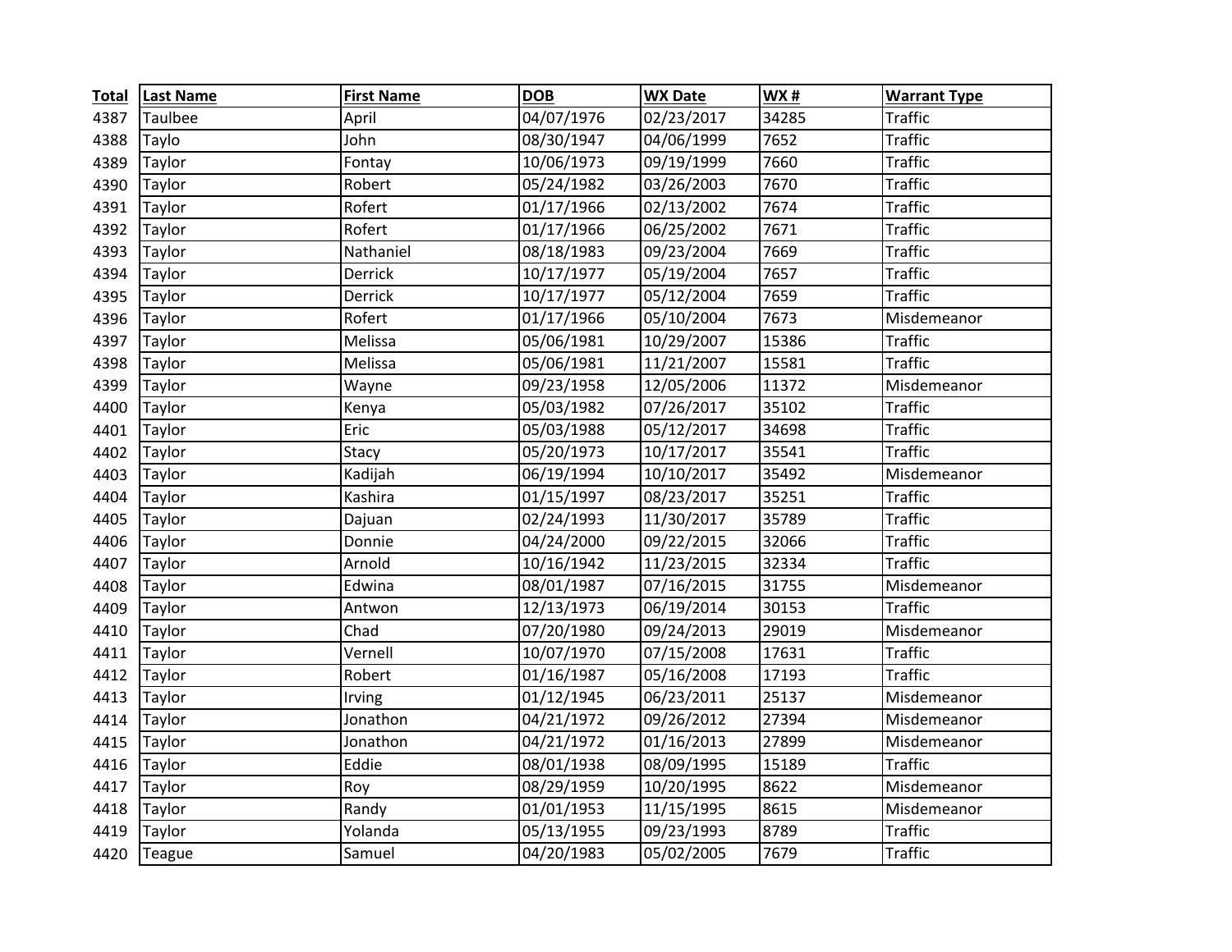| Total | Last Name | First Name | DOB | WX Date | WX # | Warrant Type |
|---|---|---|---|---|---|---|
| 4387 | Taulbee | April | 04/07/1976 | 02/23/2017 | 34285 | Traffic |
| 4388 | Taylo | John | 08/30/1947 | 04/06/1999 | 7652 | Traffic |
| 4389 | Taylor | Fontay | 10/06/1973 | 09/19/1999 | 7660 | Traffic |
| 4390 | Taylor | Robert | 05/24/1982 | 03/26/2003 | 7670 | Traffic |
| 4391 | Taylor | Rofert | 01/17/1966 | 02/13/2002 | 7674 | Traffic |
| 4392 | Taylor | Rofert | 01/17/1966 | 06/25/2002 | 7671 | Traffic |
| 4393 | Taylor | Nathaniel | 08/18/1983 | 09/23/2004 | 7669 | Traffic |
| 4394 | Taylor | Derrick | 10/17/1977 | 05/19/2004 | 7657 | Traffic |
| 4395 | Taylor | Derrick | 10/17/1977 | 05/12/2004 | 7659 | Traffic |
| 4396 | Taylor | Rofert | 01/17/1966 | 05/10/2004 | 7673 | Misdemeanor |
| 4397 | Taylor | Melissa | 05/06/1981 | 10/29/2007 | 15386 | Traffic |
| 4398 | Taylor | Melissa | 05/06/1981 | 11/21/2007 | 15581 | Traffic |
| 4399 | Taylor | Wayne | 09/23/1958 | 12/05/2006 | 11372 | Misdemeanor |
| 4400 | Taylor | Kenya | 05/03/1982 | 07/26/2017 | 35102 | Traffic |
| 4401 | Taylor | Eric | 05/03/1988 | 05/12/2017 | 34698 | Traffic |
| 4402 | Taylor | Stacy | 05/20/1973 | 10/17/2017 | 35541 | Traffic |
| 4403 | Taylor | Kadijah | 06/19/1994 | 10/10/2017 | 35492 | Misdemeanor |
| 4404 | Taylor | Kashira | 01/15/1997 | 08/23/2017 | 35251 | Traffic |
| 4405 | Taylor | Dajuan | 02/24/1993 | 11/30/2017 | 35789 | Traffic |
| 4406 | Taylor | Donnie | 04/24/2000 | 09/22/2015 | 32066 | Traffic |
| 4407 | Taylor | Arnold | 10/16/1942 | 11/23/2015 | 32334 | Traffic |
| 4408 | Taylor | Edwina | 08/01/1987 | 07/16/2015 | 31755 | Misdemeanor |
| 4409 | Taylor | Antwon | 12/13/1973 | 06/19/2014 | 30153 | Traffic |
| 4410 | Taylor | Chad | 07/20/1980 | 09/24/2013 | 29019 | Misdemeanor |
| 4411 | Taylor | Vernell | 10/07/1970 | 07/15/2008 | 17631 | Traffic |
| 4412 | Taylor | Robert | 01/16/1987 | 05/16/2008 | 17193 | Traffic |
| 4413 | Taylor | Irving | 01/12/1945 | 06/23/2011 | 25137 | Misdemeanor |
| 4414 | Taylor | Jonathon | 04/21/1972 | 09/26/2012 | 27394 | Misdemeanor |
| 4415 | Taylor | Jonathon | 04/21/1972 | 01/16/2013 | 27899 | Misdemeanor |
| 4416 | Taylor | Eddie | 08/01/1938 | 08/09/1995 | 15189 | Traffic |
| 4417 | Taylor | Roy | 08/29/1959 | 10/20/1995 | 8622 | Misdemeanor |
| 4418 | Taylor | Randy | 01/01/1953 | 11/15/1995 | 8615 | Misdemeanor |
| 4419 | Taylor | Yolanda | 05/13/1955 | 09/23/1993 | 8789 | Traffic |
| 4420 | Teague | Samuel | 04/20/1983 | 05/02/2005 | 7679 | Traffic |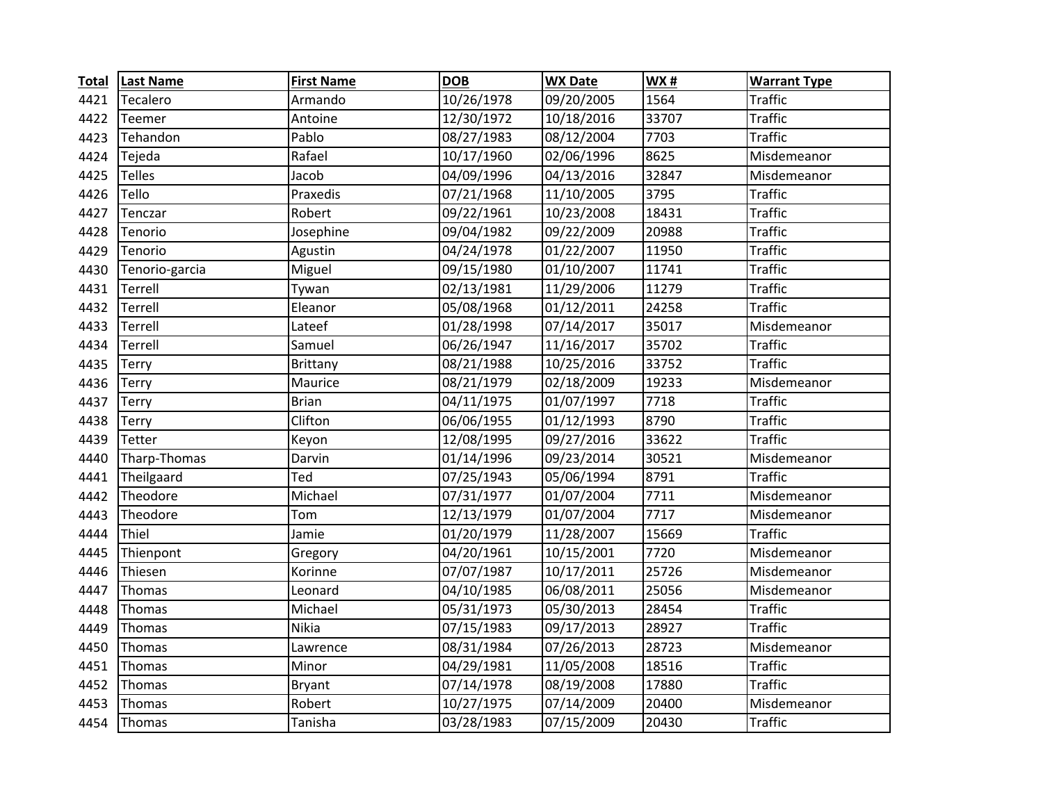| Total | Last Name | First Name | DOB | WX Date | WX # | Warrant Type |
|---|---|---|---|---|---|---|
| 4421 | Tecalero | Armando | 10/26/1978 | 09/20/2005 | 1564 | Traffic |
| 4422 | Teemer | Antoine | 12/30/1972 | 10/18/2016 | 33707 | Traffic |
| 4423 | Tehandon | Pablo | 08/27/1983 | 08/12/2004 | 7703 | Traffic |
| 4424 | Tejeda | Rafael | 10/17/1960 | 02/06/1996 | 8625 | Misdemeanor |
| 4425 | Telles | Jacob | 04/09/1996 | 04/13/2016 | 32847 | Misdemeanor |
| 4426 | Tello | Praxedis | 07/21/1968 | 11/10/2005 | 3795 | Traffic |
| 4427 | Tenczar | Robert | 09/22/1961 | 10/23/2008 | 18431 | Traffic |
| 4428 | Tenorio | Josephine | 09/04/1982 | 09/22/2009 | 20988 | Traffic |
| 4429 | Tenorio | Agustin | 04/24/1978 | 01/22/2007 | 11950 | Traffic |
| 4430 | Tenorio-garcia | Miguel | 09/15/1980 | 01/10/2007 | 11741 | Traffic |
| 4431 | Terrell | Tywan | 02/13/1981 | 11/29/2006 | 11279 | Traffic |
| 4432 | Terrell | Eleanor | 05/08/1968 | 01/12/2011 | 24258 | Traffic |
| 4433 | Terrell | Lateef | 01/28/1998 | 07/14/2017 | 35017 | Misdemeanor |
| 4434 | Terrell | Samuel | 06/26/1947 | 11/16/2017 | 35702 | Traffic |
| 4435 | Terry | Brittany | 08/21/1988 | 10/25/2016 | 33752 | Traffic |
| 4436 | Terry | Maurice | 08/21/1979 | 02/18/2009 | 19233 | Misdemeanor |
| 4437 | Terry | Brian | 04/11/1975 | 01/07/1997 | 7718 | Traffic |
| 4438 | Terry | Clifton | 06/06/1955 | 01/12/1993 | 8790 | Traffic |
| 4439 | Tetter | Keyon | 12/08/1995 | 09/27/2016 | 33622 | Traffic |
| 4440 | Tharp-Thomas | Darvin | 01/14/1996 | 09/23/2014 | 30521 | Misdemeanor |
| 4441 | Theilgaard | Ted | 07/25/1943 | 05/06/1994 | 8791 | Traffic |
| 4442 | Theodore | Michael | 07/31/1977 | 01/07/2004 | 7711 | Misdemeanor |
| 4443 | Theodore | Tom | 12/13/1979 | 01/07/2004 | 7717 | Misdemeanor |
| 4444 | Thiel | Jamie | 01/20/1979 | 11/28/2007 | 15669 | Traffic |
| 4445 | Thienpont | Gregory | 04/20/1961 | 10/15/2001 | 7720 | Misdemeanor |
| 4446 | Thiesen | Korinne | 07/07/1987 | 10/17/2011 | 25726 | Misdemeanor |
| 4447 | Thomas | Leonard | 04/10/1985 | 06/08/2011 | 25056 | Misdemeanor |
| 4448 | Thomas | Michael | 05/31/1973 | 05/30/2013 | 28454 | Traffic |
| 4449 | Thomas | Nikia | 07/15/1983 | 09/17/2013 | 28927 | Traffic |
| 4450 | Thomas | Lawrence | 08/31/1984 | 07/26/2013 | 28723 | Misdemeanor |
| 4451 | Thomas | Minor | 04/29/1981 | 11/05/2008 | 18516 | Traffic |
| 4452 | Thomas | Bryant | 07/14/1978 | 08/19/2008 | 17880 | Traffic |
| 4453 | Thomas | Robert | 10/27/1975 | 07/14/2009 | 20400 | Misdemeanor |
| 4454 | Thomas | Tanisha | 03/28/1983 | 07/15/2009 | 20430 | Traffic |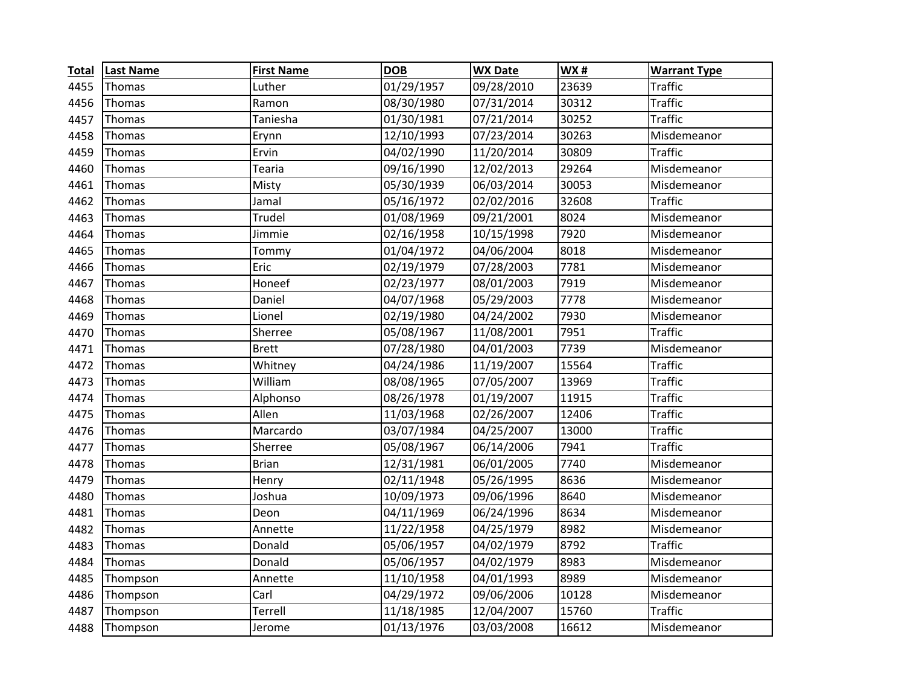| Total | Last Name | First Name | DOB | WX Date | WX # | Warrant Type |
|---|---|---|---|---|---|---|
| 4455 | Thomas | Luther | 01/29/1957 | 09/28/2010 | 23639 | Traffic |
| 4456 | Thomas | Ramon | 08/30/1980 | 07/31/2014 | 30312 | Traffic |
| 4457 | Thomas | Taniesha | 01/30/1981 | 07/21/2014 | 30252 | Traffic |
| 4458 | Thomas | Erynn | 12/10/1993 | 07/23/2014 | 30263 | Misdemeanor |
| 4459 | Thomas | Ervin | 04/02/1990 | 11/20/2014 | 30809 | Traffic |
| 4460 | Thomas | Tearia | 09/16/1990 | 12/02/2013 | 29264 | Misdemeanor |
| 4461 | Thomas | Misty | 05/30/1939 | 06/03/2014 | 30053 | Misdemeanor |
| 4462 | Thomas | Jamal | 05/16/1972 | 02/02/2016 | 32608 | Traffic |
| 4463 | Thomas | Trudel | 01/08/1969 | 09/21/2001 | 8024 | Misdemeanor |
| 4464 | Thomas | Jimmie | 02/16/1958 | 10/15/1998 | 7920 | Misdemeanor |
| 4465 | Thomas | Tommy | 01/04/1972 | 04/06/2004 | 8018 | Misdemeanor |
| 4466 | Thomas | Eric | 02/19/1979 | 07/28/2003 | 7781 | Misdemeanor |
| 4467 | Thomas | Honeef | 02/23/1977 | 08/01/2003 | 7919 | Misdemeanor |
| 4468 | Thomas | Daniel | 04/07/1968 | 05/29/2003 | 7778 | Misdemeanor |
| 4469 | Thomas | Lionel | 02/19/1980 | 04/24/2002 | 7930 | Misdemeanor |
| 4470 | Thomas | Sherree | 05/08/1967 | 11/08/2001 | 7951 | Traffic |
| 4471 | Thomas | Brett | 07/28/1980 | 04/01/2003 | 7739 | Misdemeanor |
| 4472 | Thomas | Whitney | 04/24/1986 | 11/19/2007 | 15564 | Traffic |
| 4473 | Thomas | William | 08/08/1965 | 07/05/2007 | 13969 | Traffic |
| 4474 | Thomas | Alphonso | 08/26/1978 | 01/19/2007 | 11915 | Traffic |
| 4475 | Thomas | Allen | 11/03/1968 | 02/26/2007 | 12406 | Traffic |
| 4476 | Thomas | Marcardo | 03/07/1984 | 04/25/2007 | 13000 | Traffic |
| 4477 | Thomas | Sherree | 05/08/1967 | 06/14/2006 | 7941 | Traffic |
| 4478 | Thomas | Brian | 12/31/1981 | 06/01/2005 | 7740 | Misdemeanor |
| 4479 | Thomas | Henry | 02/11/1948 | 05/26/1995 | 8636 | Misdemeanor |
| 4480 | Thomas | Joshua | 10/09/1973 | 09/06/1996 | 8640 | Misdemeanor |
| 4481 | Thomas | Deon | 04/11/1969 | 06/24/1996 | 8634 | Misdemeanor |
| 4482 | Thomas | Annette | 11/22/1958 | 04/25/1979 | 8982 | Misdemeanor |
| 4483 | Thomas | Donald | 05/06/1957 | 04/02/1979 | 8792 | Traffic |
| 4484 | Thomas | Donald | 05/06/1957 | 04/02/1979 | 8983 | Misdemeanor |
| 4485 | Thompson | Annette | 11/10/1958 | 04/01/1993 | 8989 | Misdemeanor |
| 4486 | Thompson | Carl | 04/29/1972 | 09/06/2006 | 10128 | Misdemeanor |
| 4487 | Thompson | Terrell | 11/18/1985 | 12/04/2007 | 15760 | Traffic |
| 4488 | Thompson | Jerome | 01/13/1976 | 03/03/2008 | 16612 | Misdemeanor |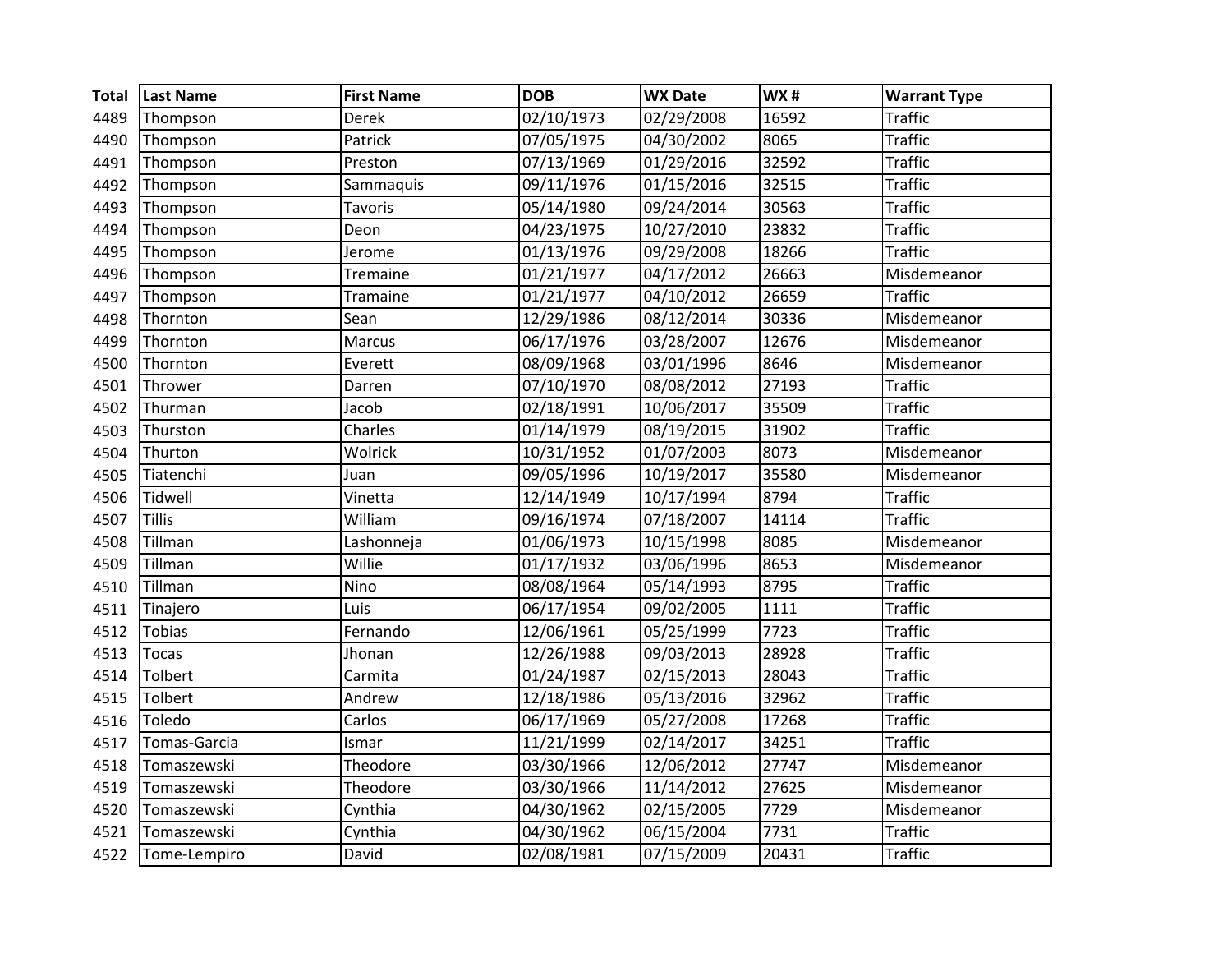| Total | Last Name | First Name | DOB | WX Date | WX # | Warrant Type |
|---|---|---|---|---|---|---|
| 4489 | Thompson | Derek | 02/10/1973 | 02/29/2008 | 16592 | Traffic |
| 4490 | Thompson | Patrick | 07/05/1975 | 04/30/2002 | 8065 | Traffic |
| 4491 | Thompson | Preston | 07/13/1969 | 01/29/2016 | 32592 | Traffic |
| 4492 | Thompson | Sammaquis | 09/11/1976 | 01/15/2016 | 32515 | Traffic |
| 4493 | Thompson | Tavoris | 05/14/1980 | 09/24/2014 | 30563 | Traffic |
| 4494 | Thompson | Deon | 04/23/1975 | 10/27/2010 | 23832 | Traffic |
| 4495 | Thompson | Jerome | 01/13/1976 | 09/29/2008 | 18266 | Traffic |
| 4496 | Thompson | Tremaine | 01/21/1977 | 04/17/2012 | 26663 | Misdemeanor |
| 4497 | Thompson | Tramaine | 01/21/1977 | 04/10/2012 | 26659 | Traffic |
| 4498 | Thornton | Sean | 12/29/1986 | 08/12/2014 | 30336 | Misdemeanor |
| 4499 | Thornton | Marcus | 06/17/1976 | 03/28/2007 | 12676 | Misdemeanor |
| 4500 | Thornton | Everett | 08/09/1968 | 03/01/1996 | 8646 | Misdemeanor |
| 4501 | Thrower | Darren | 07/10/1970 | 08/08/2012 | 27193 | Traffic |
| 4502 | Thurman | Jacob | 02/18/1991 | 10/06/2017 | 35509 | Traffic |
| 4503 | Thurston | Charles | 01/14/1979 | 08/19/2015 | 31902 | Traffic |
| 4504 | Thurton | Wolrick | 10/31/1952 | 01/07/2003 | 8073 | Misdemeanor |
| 4505 | Tiatenchi | Juan | 09/05/1996 | 10/19/2017 | 35580 | Misdemeanor |
| 4506 | Tidwell | Vinetta | 12/14/1949 | 10/17/1994 | 8794 | Traffic |
| 4507 | Tillis | William | 09/16/1974 | 07/18/2007 | 14114 | Traffic |
| 4508 | Tillman | Lashonneja | 01/06/1973 | 10/15/1998 | 8085 | Misdemeanor |
| 4509 | Tillman | Willie | 01/17/1932 | 03/06/1996 | 8653 | Misdemeanor |
| 4510 | Tillman | Nino | 08/08/1964 | 05/14/1993 | 8795 | Traffic |
| 4511 | Tinajero | Luis | 06/17/1954 | 09/02/2005 | 1111 | Traffic |
| 4512 | Tobias | Fernando | 12/06/1961 | 05/25/1999 | 7723 | Traffic |
| 4513 | Tocas | Jhonan | 12/26/1988 | 09/03/2013 | 28928 | Traffic |
| 4514 | Tolbert | Carmita | 01/24/1987 | 02/15/2013 | 28043 | Traffic |
| 4515 | Tolbert | Andrew | 12/18/1986 | 05/13/2016 | 32962 | Traffic |
| 4516 | Toledo | Carlos | 06/17/1969 | 05/27/2008 | 17268 | Traffic |
| 4517 | Tomas-Garcia | Ismar | 11/21/1999 | 02/14/2017 | 34251 | Traffic |
| 4518 | Tomaszewski | Theodore | 03/30/1966 | 12/06/2012 | 27747 | Misdemeanor |
| 4519 | Tomaszewski | Theodore | 03/30/1966 | 11/14/2012 | 27625 | Misdemeanor |
| 4520 | Tomaszewski | Cynthia | 04/30/1962 | 02/15/2005 | 7729 | Misdemeanor |
| 4521 | Tomaszewski | Cynthia | 04/30/1962 | 06/15/2004 | 7731 | Traffic |
| 4522 | Tome-Lempiro | David | 02/08/1981 | 07/15/2009 | 20431 | Traffic |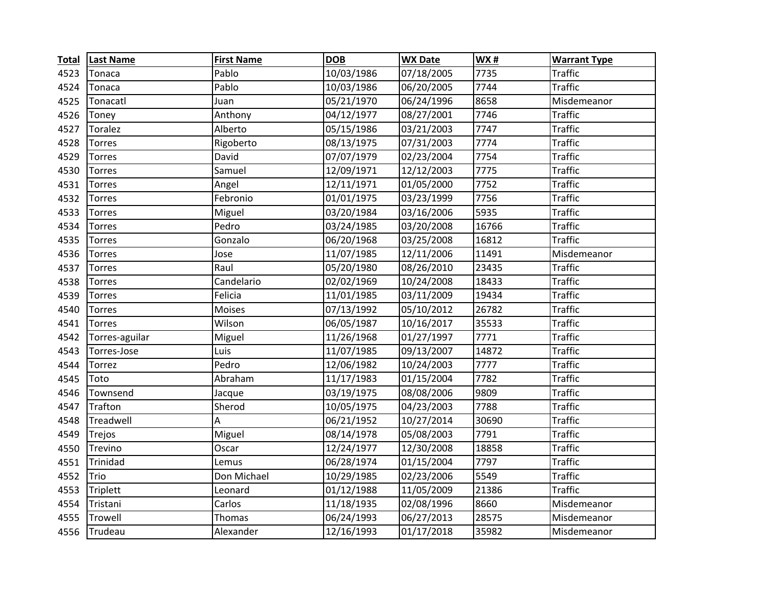| Total | Last Name | First Name | DOB | WX Date | WX # | Warrant Type |
|---|---|---|---|---|---|---|
| 4523 | Tonaca | Pablo | 10/03/1986 | 07/18/2005 | 7735 | Traffic |
| 4524 | Tonaca | Pablo | 10/03/1986 | 06/20/2005 | 7744 | Traffic |
| 4525 | Tonacatl | Juan | 05/21/1970 | 06/24/1996 | 8658 | Misdemeanor |
| 4526 | Toney | Anthony | 04/12/1977 | 08/27/2001 | 7746 | Traffic |
| 4527 | Toralez | Alberto | 05/15/1986 | 03/21/2003 | 7747 | Traffic |
| 4528 | Torres | Rigoberto | 08/13/1975 | 07/31/2003 | 7774 | Traffic |
| 4529 | Torres | David | 07/07/1979 | 02/23/2004 | 7754 | Traffic |
| 4530 | Torres | Samuel | 12/09/1971 | 12/12/2003 | 7775 | Traffic |
| 4531 | Torres | Angel | 12/11/1971 | 01/05/2000 | 7752 | Traffic |
| 4532 | Torres | Febronio | 01/01/1975 | 03/23/1999 | 7756 | Traffic |
| 4533 | Torres | Miguel | 03/20/1984 | 03/16/2006 | 5935 | Traffic |
| 4534 | Torres | Pedro | 03/24/1985 | 03/20/2008 | 16766 | Traffic |
| 4535 | Torres | Gonzalo | 06/20/1968 | 03/25/2008 | 16812 | Traffic |
| 4536 | Torres | Jose | 11/07/1985 | 12/11/2006 | 11491 | Misdemeanor |
| 4537 | Torres | Raul | 05/20/1980 | 08/26/2010 | 23435 | Traffic |
| 4538 | Torres | Candelario | 02/02/1969 | 10/24/2008 | 18433 | Traffic |
| 4539 | Torres | Felicia | 11/01/1985 | 03/11/2009 | 19434 | Traffic |
| 4540 | Torres | Moises | 07/13/1992 | 05/10/2012 | 26782 | Traffic |
| 4541 | Torres | Wilson | 06/05/1987 | 10/16/2017 | 35533 | Traffic |
| 4542 | Torres-aguilar | Miguel | 11/26/1968 | 01/27/1997 | 7771 | Traffic |
| 4543 | Torres-Jose | Luis | 11/07/1985 | 09/13/2007 | 14872 | Traffic |
| 4544 | Torrez | Pedro | 12/06/1982 | 10/24/2003 | 7777 | Traffic |
| 4545 | Toto | Abraham | 11/17/1983 | 01/15/2004 | 7782 | Traffic |
| 4546 | Townsend | Jacque | 03/19/1975 | 08/08/2006 | 9809 | Traffic |
| 4547 | Trafton | Sherod | 10/05/1975 | 04/23/2003 | 7788 | Traffic |
| 4548 | Treadwell | A | 06/21/1952 | 10/27/2014 | 30690 | Traffic |
| 4549 | Trejos | Miguel | 08/14/1978 | 05/08/2003 | 7791 | Traffic |
| 4550 | Trevino | Oscar | 12/24/1977 | 12/30/2008 | 18858 | Traffic |
| 4551 | Trinidad | Lemus | 06/28/1974 | 01/15/2004 | 7797 | Traffic |
| 4552 | Trio | Don Michael | 10/29/1985 | 02/23/2006 | 5549 | Traffic |
| 4553 | Triplett | Leonard | 01/12/1988 | 11/05/2009 | 21386 | Traffic |
| 4554 | Tristani | Carlos | 11/18/1935 | 02/08/1996 | 8660 | Misdemeanor |
| 4555 | Trowell | Thomas | 06/24/1993 | 06/27/2013 | 28575 | Misdemeanor |
| 4556 | Trudeau | Alexander | 12/16/1993 | 01/17/2018 | 35982 | Misdemeanor |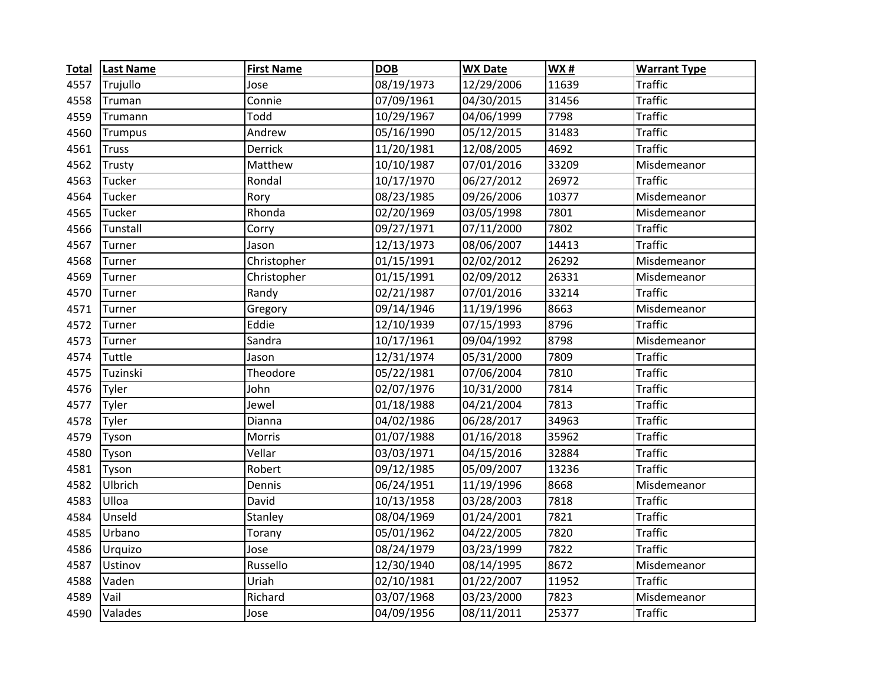| Total | Last Name | First Name | DOB | WX Date | WX # | Warrant Type |
|---|---|---|---|---|---|---|
| 4557 | Trujullo | Jose | 08/19/1973 | 12/29/2006 | 11639 | Traffic |
| 4558 | Truman | Connie | 07/09/1961 | 04/30/2015 | 31456 | Traffic |
| 4559 | Trumann | Todd | 10/29/1967 | 04/06/1999 | 7798 | Traffic |
| 4560 | Trumpus | Andrew | 05/16/1990 | 05/12/2015 | 31483 | Traffic |
| 4561 | Truss | Derrick | 11/20/1981 | 12/08/2005 | 4692 | Traffic |
| 4562 | Trusty | Matthew | 10/10/1987 | 07/01/2016 | 33209 | Misdemeanor |
| 4563 | Tucker | Rondal | 10/17/1970 | 06/27/2012 | 26972 | Traffic |
| 4564 | Tucker | Rory | 08/23/1985 | 09/26/2006 | 10377 | Misdemeanor |
| 4565 | Tucker | Rhonda | 02/20/1969 | 03/05/1998 | 7801 | Misdemeanor |
| 4566 | Tunstall | Corry | 09/27/1971 | 07/11/2000 | 7802 | Traffic |
| 4567 | Turner | Jason | 12/13/1973 | 08/06/2007 | 14413 | Traffic |
| 4568 | Turner | Christopher | 01/15/1991 | 02/02/2012 | 26292 | Misdemeanor |
| 4569 | Turner | Christopher | 01/15/1991 | 02/09/2012 | 26331 | Misdemeanor |
| 4570 | Turner | Randy | 02/21/1987 | 07/01/2016 | 33214 | Traffic |
| 4571 | Turner | Gregory | 09/14/1946 | 11/19/1996 | 8663 | Misdemeanor |
| 4572 | Turner | Eddie | 12/10/1939 | 07/15/1993 | 8796 | Traffic |
| 4573 | Turner | Sandra | 10/17/1961 | 09/04/1992 | 8798 | Misdemeanor |
| 4574 | Tuttle | Jason | 12/31/1974 | 05/31/2000 | 7809 | Traffic |
| 4575 | Tuzinski | Theodore | 05/22/1981 | 07/06/2004 | 7810 | Traffic |
| 4576 | Tyler | John | 02/07/1976 | 10/31/2000 | 7814 | Traffic |
| 4577 | Tyler | Jewel | 01/18/1988 | 04/21/2004 | 7813 | Traffic |
| 4578 | Tyler | Dianna | 04/02/1986 | 06/28/2017 | 34963 | Traffic |
| 4579 | Tyson | Morris | 01/07/1988 | 01/16/2018 | 35962 | Traffic |
| 4580 | Tyson | Vellar | 03/03/1971 | 04/15/2016 | 32884 | Traffic |
| 4581 | Tyson | Robert | 09/12/1985 | 05/09/2007 | 13236 | Traffic |
| 4582 | Ulbrich | Dennis | 06/24/1951 | 11/19/1996 | 8668 | Misdemeanor |
| 4583 | Ulloa | David | 10/13/1958 | 03/28/2003 | 7818 | Traffic |
| 4584 | Unseld | Stanley | 08/04/1969 | 01/24/2001 | 7821 | Traffic |
| 4585 | Urbano | Torany | 05/01/1962 | 04/22/2005 | 7820 | Traffic |
| 4586 | Urquizo | Jose | 08/24/1979 | 03/23/1999 | 7822 | Traffic |
| 4587 | Ustinov | Russello | 12/30/1940 | 08/14/1995 | 8672 | Misdemeanor |
| 4588 | Vaden | Uriah | 02/10/1981 | 01/22/2007 | 11952 | Traffic |
| 4589 | Vail | Richard | 03/07/1968 | 03/23/2000 | 7823 | Misdemeanor |
| 4590 | Valades | Jose | 04/09/1956 | 08/11/2011 | 25377 | Traffic |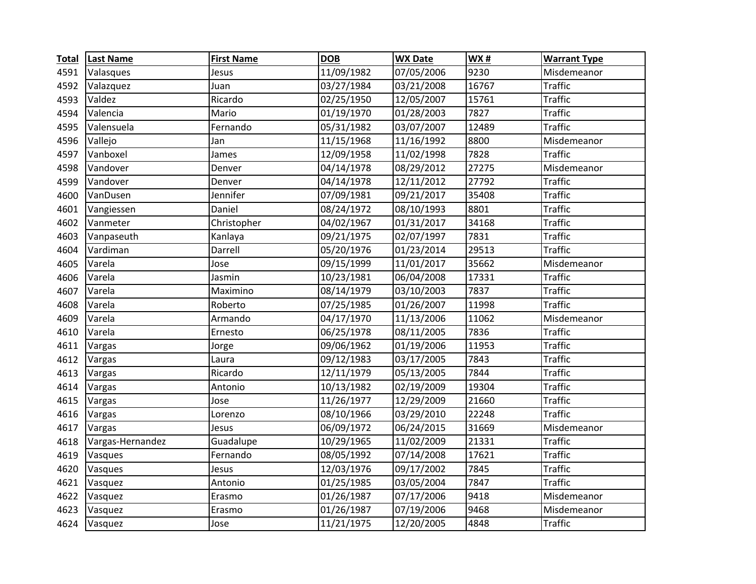| Total | Last Name | First Name | DOB | WX Date | WX # | Warrant Type |
|---|---|---|---|---|---|---|
| 4591 | Valasques | Jesus | 11/09/1982 | 07/05/2006 | 9230 | Misdemeanor |
| 4592 | Valazquez | Juan | 03/27/1984 | 03/21/2008 | 16767 | Traffic |
| 4593 | Valdez | Ricardo | 02/25/1950 | 12/05/2007 | 15761 | Traffic |
| 4594 | Valencia | Mario | 01/19/1970 | 01/28/2003 | 7827 | Traffic |
| 4595 | Valensuela | Fernando | 05/31/1982 | 03/07/2007 | 12489 | Traffic |
| 4596 | Vallejo | Jan | 11/15/1968 | 11/16/1992 | 8800 | Misdemeanor |
| 4597 | Vanboxel | James | 12/09/1958 | 11/02/1998 | 7828 | Traffic |
| 4598 | Vandover | Denver | 04/14/1978 | 08/29/2012 | 27275 | Misdemeanor |
| 4599 | Vandover | Denver | 04/14/1978 | 12/11/2012 | 27792 | Traffic |
| 4600 | VanDusen | Jennifer | 07/09/1981 | 09/21/2017 | 35408 | Traffic |
| 4601 | Vangiessen | Daniel | 08/24/1972 | 08/10/1993 | 8801 | Traffic |
| 4602 | Vanmeter | Christopher | 04/02/1967 | 01/31/2017 | 34168 | Traffic |
| 4603 | Vanpaseuth | Kanlaya | 09/21/1975 | 02/07/1997 | 7831 | Traffic |
| 4604 | Vardiman | Darrell | 05/20/1976 | 01/23/2014 | 29513 | Traffic |
| 4605 | Varela | Jose | 09/15/1999 | 11/01/2017 | 35662 | Misdemeanor |
| 4606 | Varela | Jasmin | 10/23/1981 | 06/04/2008 | 17331 | Traffic |
| 4607 | Varela | Maximino | 08/14/1979 | 03/10/2003 | 7837 | Traffic |
| 4608 | Varela | Roberto | 07/25/1985 | 01/26/2007 | 11998 | Traffic |
| 4609 | Varela | Armando | 04/17/1970 | 11/13/2006 | 11062 | Misdemeanor |
| 4610 | Varela | Ernesto | 06/25/1978 | 08/11/2005 | 7836 | Traffic |
| 4611 | Vargas | Jorge | 09/06/1962 | 01/19/2006 | 11953 | Traffic |
| 4612 | Vargas | Laura | 09/12/1983 | 03/17/2005 | 7843 | Traffic |
| 4613 | Vargas | Ricardo | 12/11/1979 | 05/13/2005 | 7844 | Traffic |
| 4614 | Vargas | Antonio | 10/13/1982 | 02/19/2009 | 19304 | Traffic |
| 4615 | Vargas | Jose | 11/26/1977 | 12/29/2009 | 21660 | Traffic |
| 4616 | Vargas | Lorenzo | 08/10/1966 | 03/29/2010 | 22248 | Traffic |
| 4617 | Vargas | Jesus | 06/09/1972 | 06/24/2015 | 31669 | Misdemeanor |
| 4618 | Vargas-Hernandez | Guadalupe | 10/29/1965 | 11/02/2009 | 21331 | Traffic |
| 4619 | Vasques | Fernando | 08/05/1992 | 07/14/2008 | 17621 | Traffic |
| 4620 | Vasques | Jesus | 12/03/1976 | 09/17/2002 | 7845 | Traffic |
| 4621 | Vasquez | Antonio | 01/25/1985 | 03/05/2004 | 7847 | Traffic |
| 4622 | Vasquez | Erasmo | 01/26/1987 | 07/17/2006 | 9418 | Misdemeanor |
| 4623 | Vasquez | Erasmo | 01/26/1987 | 07/19/2006 | 9468 | Misdemeanor |
| 4624 | Vasquez | Jose | 11/21/1975 | 12/20/2005 | 4848 | Traffic |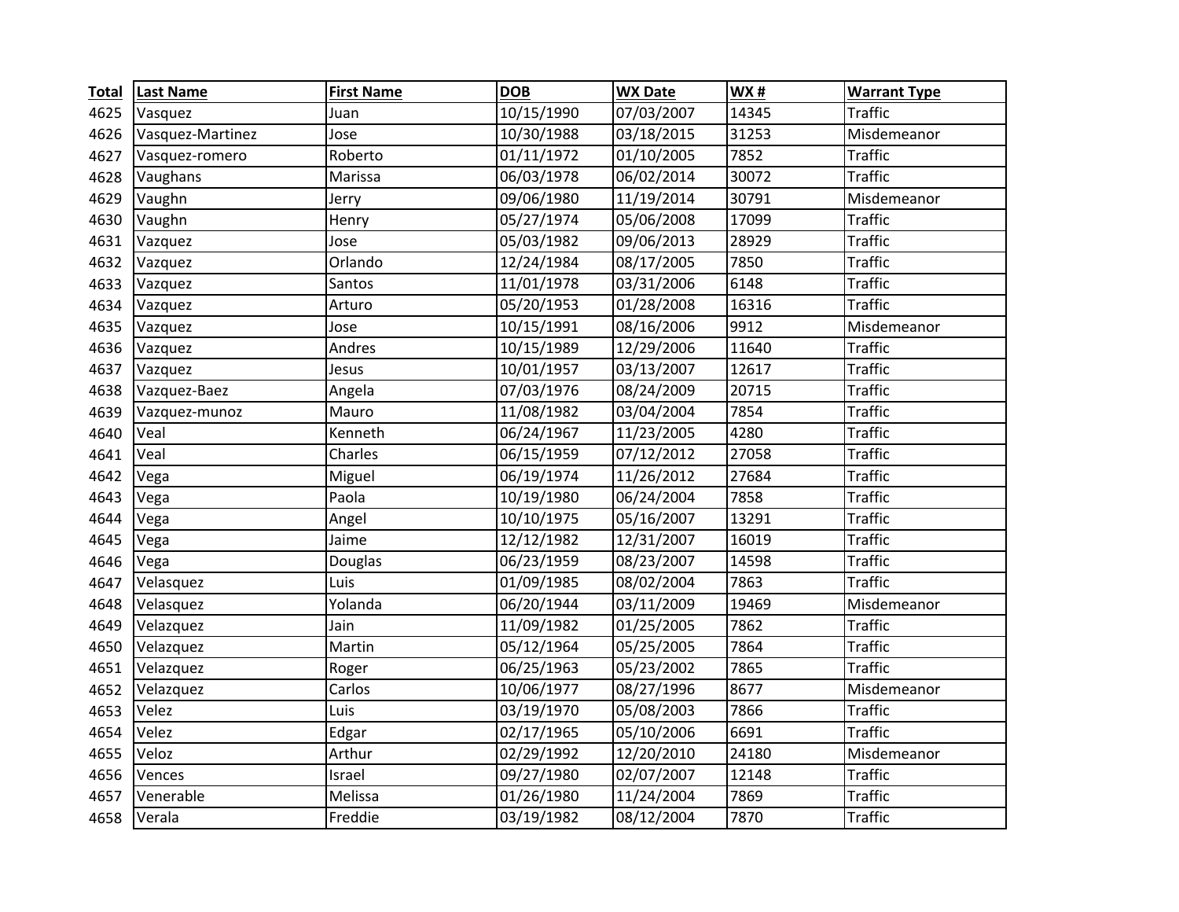| Total | Last Name | First Name | DOB | WX Date | WX # | Warrant Type |
|---|---|---|---|---|---|---|
| 4625 | Vasquez | Juan | 10/15/1990 | 07/03/2007 | 14345 | Traffic |
| 4626 | Vasquez-Martinez | Jose | 10/30/1988 | 03/18/2015 | 31253 | Misdemeanor |
| 4627 | Vasquez-romero | Roberto | 01/11/1972 | 01/10/2005 | 7852 | Traffic |
| 4628 | Vaughans | Marissa | 06/03/1978 | 06/02/2014 | 30072 | Traffic |
| 4629 | Vaughn | Jerry | 09/06/1980 | 11/19/2014 | 30791 | Misdemeanor |
| 4630 | Vaughn | Henry | 05/27/1974 | 05/06/2008 | 17099 | Traffic |
| 4631 | Vazquez | Jose | 05/03/1982 | 09/06/2013 | 28929 | Traffic |
| 4632 | Vazquez | Orlando | 12/24/1984 | 08/17/2005 | 7850 | Traffic |
| 4633 | Vazquez | Santos | 11/01/1978 | 03/31/2006 | 6148 | Traffic |
| 4634 | Vazquez | Arturo | 05/20/1953 | 01/28/2008 | 16316 | Traffic |
| 4635 | Vazquez | Jose | 10/15/1991 | 08/16/2006 | 9912 | Misdemeanor |
| 4636 | Vazquez | Andres | 10/15/1989 | 12/29/2006 | 11640 | Traffic |
| 4637 | Vazquez | Jesus | 10/01/1957 | 03/13/2007 | 12617 | Traffic |
| 4638 | Vazquez-Baez | Angela | 07/03/1976 | 08/24/2009 | 20715 | Traffic |
| 4639 | Vazquez-munoz | Mauro | 11/08/1982 | 03/04/2004 | 7854 | Traffic |
| 4640 | Veal | Kenneth | 06/24/1967 | 11/23/2005 | 4280 | Traffic |
| 4641 | Veal | Charles | 06/15/1959 | 07/12/2012 | 27058 | Traffic |
| 4642 | Vega | Miguel | 06/19/1974 | 11/26/2012 | 27684 | Traffic |
| 4643 | Vega | Paola | 10/19/1980 | 06/24/2004 | 7858 | Traffic |
| 4644 | Vega | Angel | 10/10/1975 | 05/16/2007 | 13291 | Traffic |
| 4645 | Vega | Jaime | 12/12/1982 | 12/31/2007 | 16019 | Traffic |
| 4646 | Vega | Douglas | 06/23/1959 | 08/23/2007 | 14598 | Traffic |
| 4647 | Velasquez | Luis | 01/09/1985 | 08/02/2004 | 7863 | Traffic |
| 4648 | Velasquez | Yolanda | 06/20/1944 | 03/11/2009 | 19469 | Misdemeanor |
| 4649 | Velazquez | Jain | 11/09/1982 | 01/25/2005 | 7862 | Traffic |
| 4650 | Velazquez | Martin | 05/12/1964 | 05/25/2005 | 7864 | Traffic |
| 4651 | Velazquez | Roger | 06/25/1963 | 05/23/2002 | 7865 | Traffic |
| 4652 | Velazquez | Carlos | 10/06/1977 | 08/27/1996 | 8677 | Misdemeanor |
| 4653 | Velez | Luis | 03/19/1970 | 05/08/2003 | 7866 | Traffic |
| 4654 | Velez | Edgar | 02/17/1965 | 05/10/2006 | 6691 | Traffic |
| 4655 | Veloz | Arthur | 02/29/1992 | 12/20/2010 | 24180 | Misdemeanor |
| 4656 | Vences | Israel | 09/27/1980 | 02/07/2007 | 12148 | Traffic |
| 4657 | Venerable | Melissa | 01/26/1980 | 11/24/2004 | 7869 | Traffic |
| 4658 | Verala | Freddie | 03/19/1982 | 08/12/2004 | 7870 | Traffic |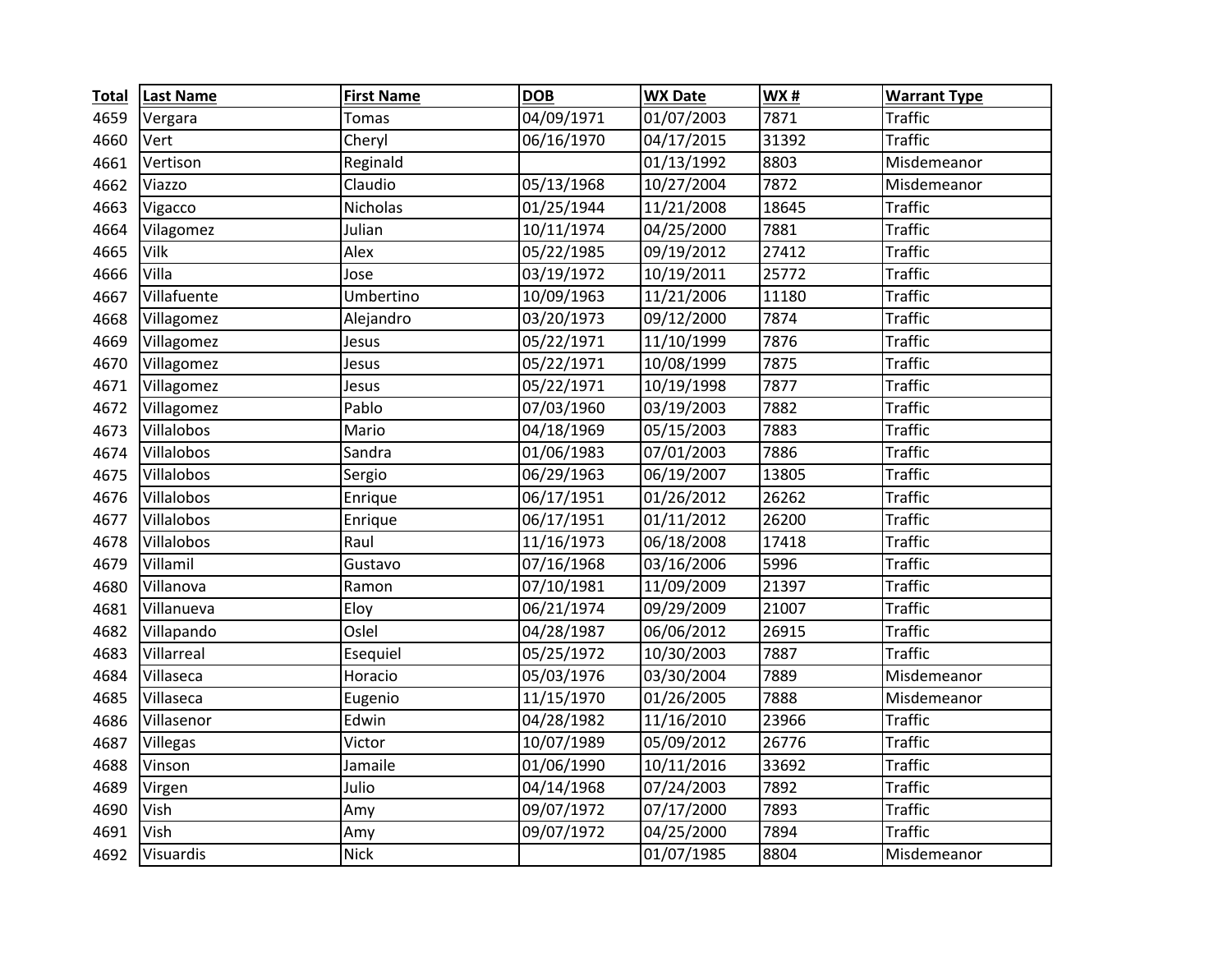| Total | Last Name | First Name | DOB | WX Date | WX # | Warrant Type |
|---|---|---|---|---|---|---|
| 4659 | Vergara | Tomas | 04/09/1971 | 01/07/2003 | 7871 | Traffic |
| 4660 | Vert | Cheryl | 06/16/1970 | 04/17/2015 | 31392 | Traffic |
| 4661 | Vertison | Reginald | | 01/13/1992 | 8803 | Misdemeanor |
| 4662 | Viazzo | Claudio | 05/13/1968 | 10/27/2004 | 7872 | Misdemeanor |
| 4663 | Vigacco | Nicholas | 01/25/1944 | 11/21/2008 | 18645 | Traffic |
| 4664 | Vilagomez | Julian | 10/11/1974 | 04/25/2000 | 7881 | Traffic |
| 4665 | Vilk | Alex | 05/22/1985 | 09/19/2012 | 27412 | Traffic |
| 4666 | Villa | Jose | 03/19/1972 | 10/19/2011 | 25772 | Traffic |
| 4667 | Villafuente | Umbertino | 10/09/1963 | 11/21/2006 | 11180 | Traffic |
| 4668 | Villagomez | Alejandro | 03/20/1973 | 09/12/2000 | 7874 | Traffic |
| 4669 | Villagomez | Jesus | 05/22/1971 | 11/10/1999 | 7876 | Traffic |
| 4670 | Villagomez | Jesus | 05/22/1971 | 10/08/1999 | 7875 | Traffic |
| 4671 | Villagomez | Jesus | 05/22/1971 | 10/19/1998 | 7877 | Traffic |
| 4672 | Villagomez | Pablo | 07/03/1960 | 03/19/2003 | 7882 | Traffic |
| 4673 | Villalobos | Mario | 04/18/1969 | 05/15/2003 | 7883 | Traffic |
| 4674 | Villalobos | Sandra | 01/06/1983 | 07/01/2003 | 7886 | Traffic |
| 4675 | Villalobos | Sergio | 06/29/1963 | 06/19/2007 | 13805 | Traffic |
| 4676 | Villalobos | Enrique | 06/17/1951 | 01/26/2012 | 26262 | Traffic |
| 4677 | Villalobos | Enrique | 06/17/1951 | 01/11/2012 | 26200 | Traffic |
| 4678 | Villalobos | Raul | 11/16/1973 | 06/18/2008 | 17418 | Traffic |
| 4679 | Villamil | Gustavo | 07/16/1968 | 03/16/2006 | 5996 | Traffic |
| 4680 | Villanova | Ramon | 07/10/1981 | 11/09/2009 | 21397 | Traffic |
| 4681 | Villanueva | Eloy | 06/21/1974 | 09/29/2009 | 21007 | Traffic |
| 4682 | Villapando | Oslel | 04/28/1987 | 06/06/2012 | 26915 | Traffic |
| 4683 | Villarreal | Esequiel | 05/25/1972 | 10/30/2003 | 7887 | Traffic |
| 4684 | Villaseca | Horacio | 05/03/1976 | 03/30/2004 | 7889 | Misdemeanor |
| 4685 | Villaseca | Eugenio | 11/15/1970 | 01/26/2005 | 7888 | Misdemeanor |
| 4686 | Villasenor | Edwin | 04/28/1982 | 11/16/2010 | 23966 | Traffic |
| 4687 | Villegas | Victor | 10/07/1989 | 05/09/2012 | 26776 | Traffic |
| 4688 | Vinson | Jamaile | 01/06/1990 | 10/11/2016 | 33692 | Traffic |
| 4689 | Virgen | Julio | 04/14/1968 | 07/24/2003 | 7892 | Traffic |
| 4690 | Vish | Amy | 09/07/1972 | 07/17/2000 | 7893 | Traffic |
| 4691 | Vish | Amy | 09/07/1972 | 04/25/2000 | 7894 | Traffic |
| 4692 | Visuardis | Nick | | 01/07/1985 | 8804 | Misdemeanor |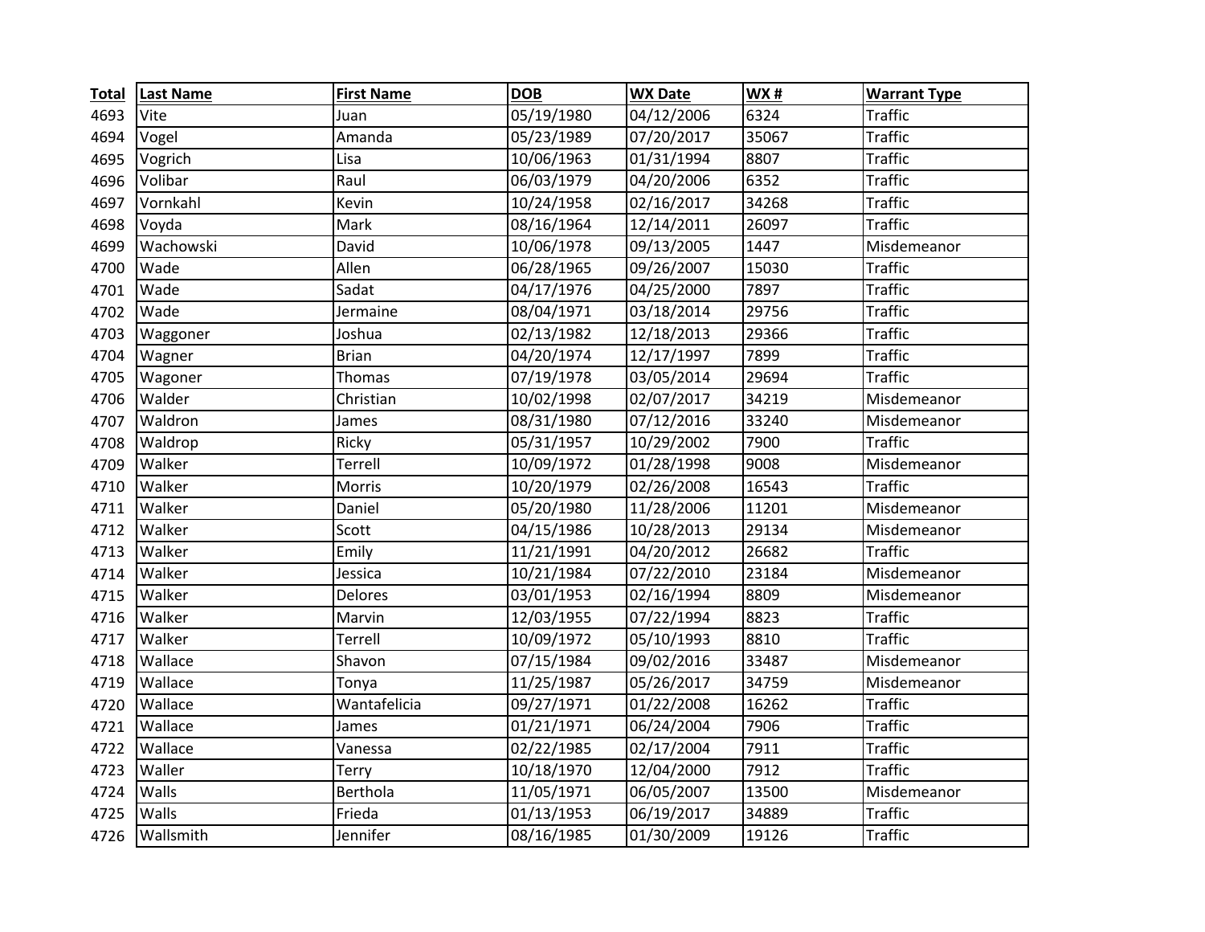| Total | Last Name | First Name | DOB | WX Date | WX # | Warrant Type |
|---|---|---|---|---|---|---|
| 4693 | Vite | Juan | 05/19/1980 | 04/12/2006 | 6324 | Traffic |
| 4694 | Vogel | Amanda | 05/23/1989 | 07/20/2017 | 35067 | Traffic |
| 4695 | Vogrich | Lisa | 10/06/1963 | 01/31/1994 | 8807 | Traffic |
| 4696 | Volibar | Raul | 06/03/1979 | 04/20/2006 | 6352 | Traffic |
| 4697 | Vornkahl | Kevin | 10/24/1958 | 02/16/2017 | 34268 | Traffic |
| 4698 | Voyda | Mark | 08/16/1964 | 12/14/2011 | 26097 | Traffic |
| 4699 | Wachowski | David | 10/06/1978 | 09/13/2005 | 1447 | Misdemeanor |
| 4700 | Wade | Allen | 06/28/1965 | 09/26/2007 | 15030 | Traffic |
| 4701 | Wade | Sadat | 04/17/1976 | 04/25/2000 | 7897 | Traffic |
| 4702 | Wade | Jermaine | 08/04/1971 | 03/18/2014 | 29756 | Traffic |
| 4703 | Waggoner | Joshua | 02/13/1982 | 12/18/2013 | 29366 | Traffic |
| 4704 | Wagner | Brian | 04/20/1974 | 12/17/1997 | 7899 | Traffic |
| 4705 | Wagoner | Thomas | 07/19/1978 | 03/05/2014 | 29694 | Traffic |
| 4706 | Walder | Christian | 10/02/1998 | 02/07/2017 | 34219 | Misdemeanor |
| 4707 | Waldron | James | 08/31/1980 | 07/12/2016 | 33240 | Misdemeanor |
| 4708 | Waldrop | Ricky | 05/31/1957 | 10/29/2002 | 7900 | Traffic |
| 4709 | Walker | Terrell | 10/09/1972 | 01/28/1998 | 9008 | Misdemeanor |
| 4710 | Walker | Morris | 10/20/1979 | 02/26/2008 | 16543 | Traffic |
| 4711 | Walker | Daniel | 05/20/1980 | 11/28/2006 | 11201 | Misdemeanor |
| 4712 | Walker | Scott | 04/15/1986 | 10/28/2013 | 29134 | Misdemeanor |
| 4713 | Walker | Emily | 11/21/1991 | 04/20/2012 | 26682 | Traffic |
| 4714 | Walker | Jessica | 10/21/1984 | 07/22/2010 | 23184 | Misdemeanor |
| 4715 | Walker | Delores | 03/01/1953 | 02/16/1994 | 8809 | Misdemeanor |
| 4716 | Walker | Marvin | 12/03/1955 | 07/22/1994 | 8823 | Traffic |
| 4717 | Walker | Terrell | 10/09/1972 | 05/10/1993 | 8810 | Traffic |
| 4718 | Wallace | Shavon | 07/15/1984 | 09/02/2016 | 33487 | Misdemeanor |
| 4719 | Wallace | Tonya | 11/25/1987 | 05/26/2017 | 34759 | Misdemeanor |
| 4720 | Wallace | Wantafelicia | 09/27/1971 | 01/22/2008 | 16262 | Traffic |
| 4721 | Wallace | James | 01/21/1971 | 06/24/2004 | 7906 | Traffic |
| 4722 | Wallace | Vanessa | 02/22/1985 | 02/17/2004 | 7911 | Traffic |
| 4723 | Waller | Terry | 10/18/1970 | 12/04/2000 | 7912 | Traffic |
| 4724 | Walls | Berthola | 11/05/1971 | 06/05/2007 | 13500 | Misdemeanor |
| 4725 | Walls | Frieda | 01/13/1953 | 06/19/2017 | 34889 | Traffic |
| 4726 | Wallsmith | Jennifer | 08/16/1985 | 01/30/2009 | 19126 | Traffic |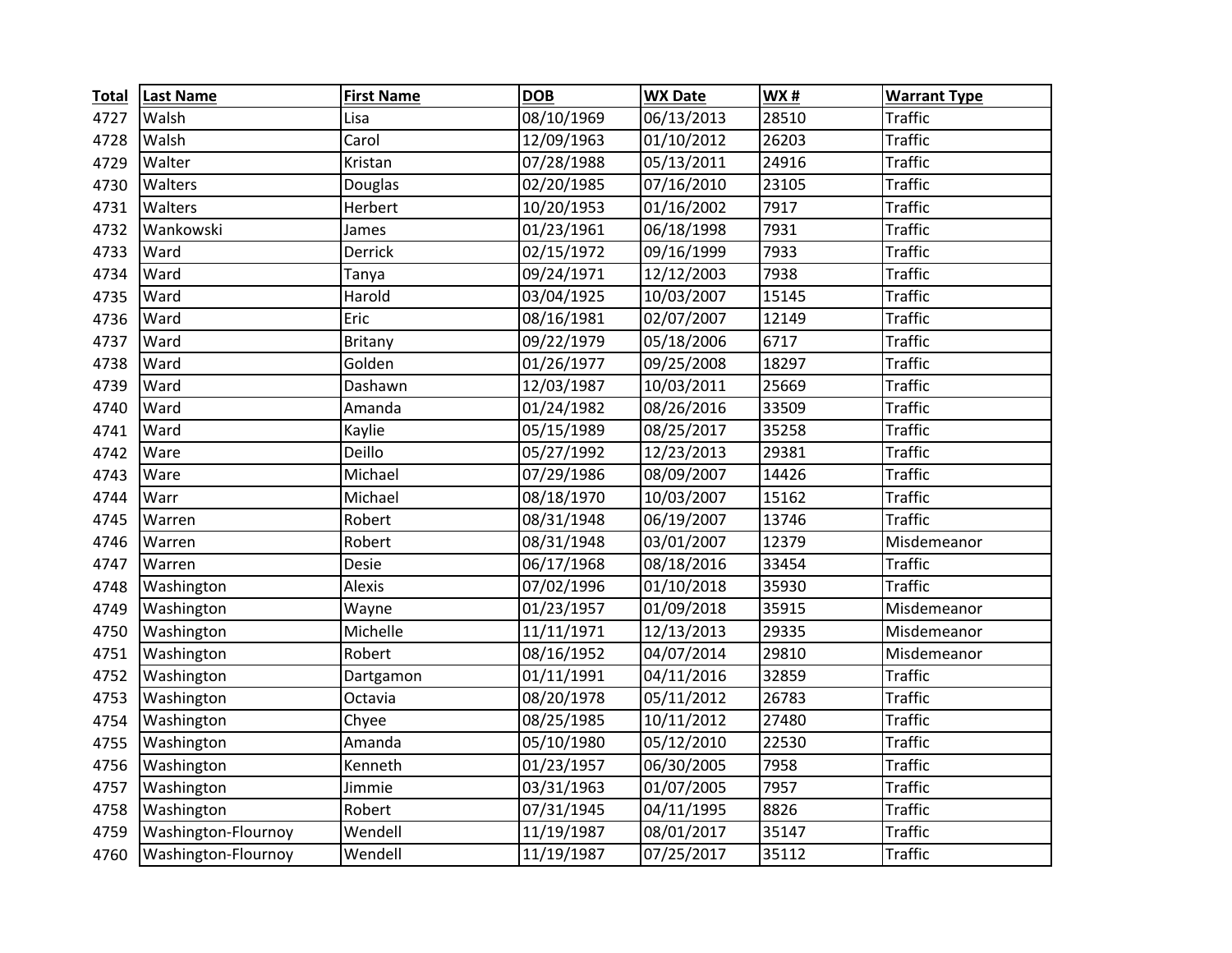| Total | Last Name | First Name | DOB | WX Date | WX # | Warrant Type |
|---|---|---|---|---|---|---|
| 4727 | Walsh | Lisa | 08/10/1969 | 06/13/2013 | 28510 | Traffic |
| 4728 | Walsh | Carol | 12/09/1963 | 01/10/2012 | 26203 | Traffic |
| 4729 | Walter | Kristan | 07/28/1988 | 05/13/2011 | 24916 | Traffic |
| 4730 | Walters | Douglas | 02/20/1985 | 07/16/2010 | 23105 | Traffic |
| 4731 | Walters | Herbert | 10/20/1953 | 01/16/2002 | 7917 | Traffic |
| 4732 | Wankowski | James | 01/23/1961 | 06/18/1998 | 7931 | Traffic |
| 4733 | Ward | Derrick | 02/15/1972 | 09/16/1999 | 7933 | Traffic |
| 4734 | Ward | Tanya | 09/24/1971 | 12/12/2003 | 7938 | Traffic |
| 4735 | Ward | Harold | 03/04/1925 | 10/03/2007 | 15145 | Traffic |
| 4736 | Ward | Eric | 08/16/1981 | 02/07/2007 | 12149 | Traffic |
| 4737 | Ward | Britany | 09/22/1979 | 05/18/2006 | 6717 | Traffic |
| 4738 | Ward | Golden | 01/26/1977 | 09/25/2008 | 18297 | Traffic |
| 4739 | Ward | Dashawn | 12/03/1987 | 10/03/2011 | 25669 | Traffic |
| 4740 | Ward | Amanda | 01/24/1982 | 08/26/2016 | 33509 | Traffic |
| 4741 | Ward | Kaylie | 05/15/1989 | 08/25/2017 | 35258 | Traffic |
| 4742 | Ware | Deillo | 05/27/1992 | 12/23/2013 | 29381 | Traffic |
| 4743 | Ware | Michael | 07/29/1986 | 08/09/2007 | 14426 | Traffic |
| 4744 | Warr | Michael | 08/18/1970 | 10/03/2007 | 15162 | Traffic |
| 4745 | Warren | Robert | 08/31/1948 | 06/19/2007 | 13746 | Traffic |
| 4746 | Warren | Robert | 08/31/1948 | 03/01/2007 | 12379 | Misdemeanor |
| 4747 | Warren | Desie | 06/17/1968 | 08/18/2016 | 33454 | Traffic |
| 4748 | Washington | Alexis | 07/02/1996 | 01/10/2018 | 35930 | Traffic |
| 4749 | Washington | Wayne | 01/23/1957 | 01/09/2018 | 35915 | Misdemeanor |
| 4750 | Washington | Michelle | 11/11/1971 | 12/13/2013 | 29335 | Misdemeanor |
| 4751 | Washington | Robert | 08/16/1952 | 04/07/2014 | 29810 | Misdemeanor |
| 4752 | Washington | Dartgamon | 01/11/1991 | 04/11/2016 | 32859 | Traffic |
| 4753 | Washington | Octavia | 08/20/1978 | 05/11/2012 | 26783 | Traffic |
| 4754 | Washington | Chyee | 08/25/1985 | 10/11/2012 | 27480 | Traffic |
| 4755 | Washington | Amanda | 05/10/1980 | 05/12/2010 | 22530 | Traffic |
| 4756 | Washington | Kenneth | 01/23/1957 | 06/30/2005 | 7958 | Traffic |
| 4757 | Washington | Jimmie | 03/31/1963 | 01/07/2005 | 7957 | Traffic |
| 4758 | Washington | Robert | 07/31/1945 | 04/11/1995 | 8826 | Traffic |
| 4759 | Washington-Flournoy | Wendell | 11/19/1987 | 08/01/2017 | 35147 | Traffic |
| 4760 | Washington-Flournoy | Wendell | 11/19/1987 | 07/25/2017 | 35112 | Traffic |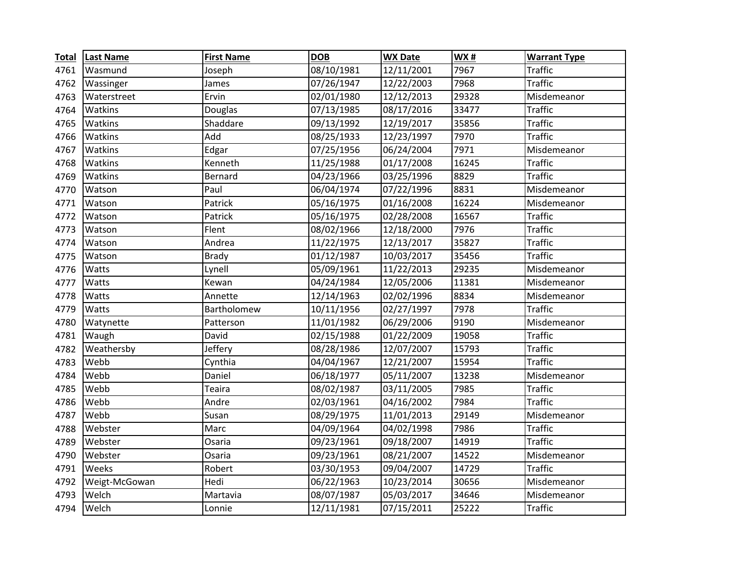| Total | Last Name | First Name | DOB | WX Date | WX # | Warrant Type |
|---|---|---|---|---|---|---|
| 4761 | Wasmund | Joseph | 08/10/1981 | 12/11/2001 | 7967 | Traffic |
| 4762 | Wassinger | James | 07/26/1947 | 12/22/2003 | 7968 | Traffic |
| 4763 | Waterstreet | Ervin | 02/01/1980 | 12/12/2013 | 29328 | Misdemeanor |
| 4764 | Watkins | Douglas | 07/13/1985 | 08/17/2016 | 33477 | Traffic |
| 4765 | Watkins | Shaddare | 09/13/1992 | 12/19/2017 | 35856 | Traffic |
| 4766 | Watkins | Add | 08/25/1933 | 12/23/1997 | 7970 | Traffic |
| 4767 | Watkins | Edgar | 07/25/1956 | 06/24/2004 | 7971 | Misdemeanor |
| 4768 | Watkins | Kenneth | 11/25/1988 | 01/17/2008 | 16245 | Traffic |
| 4769 | Watkins | Bernard | 04/23/1966 | 03/25/1996 | 8829 | Traffic |
| 4770 | Watson | Paul | 06/04/1974 | 07/22/1996 | 8831 | Misdemeanor |
| 4771 | Watson | Patrick | 05/16/1975 | 01/16/2008 | 16224 | Misdemeanor |
| 4772 | Watson | Patrick | 05/16/1975 | 02/28/2008 | 16567 | Traffic |
| 4773 | Watson | Flent | 08/02/1966 | 12/18/2000 | 7976 | Traffic |
| 4774 | Watson | Andrea | 11/22/1975 | 12/13/2017 | 35827 | Traffic |
| 4775 | Watson | Brady | 01/12/1987 | 10/03/2017 | 35456 | Traffic |
| 4776 | Watts | Lynell | 05/09/1961 | 11/22/2013 | 29235 | Misdemeanor |
| 4777 | Watts | Kewan | 04/24/1984 | 12/05/2006 | 11381 | Misdemeanor |
| 4778 | Watts | Annette | 12/14/1963 | 02/02/1996 | 8834 | Misdemeanor |
| 4779 | Watts | Bartholomew | 10/11/1956 | 02/27/1997 | 7978 | Traffic |
| 4780 | Watynette | Patterson | 11/01/1982 | 06/29/2006 | 9190 | Misdemeanor |
| 4781 | Waugh | David | 02/15/1988 | 01/22/2009 | 19058 | Traffic |
| 4782 | Weathersby | Jeffery | 08/28/1986 | 12/07/2007 | 15793 | Traffic |
| 4783 | Webb | Cynthia | 04/04/1967 | 12/21/2007 | 15954 | Traffic |
| 4784 | Webb | Daniel | 06/18/1977 | 05/11/2007 | 13238 | Misdemeanor |
| 4785 | Webb | Teaira | 08/02/1987 | 03/11/2005 | 7985 | Traffic |
| 4786 | Webb | Andre | 02/03/1961 | 04/16/2002 | 7984 | Traffic |
| 4787 | Webb | Susan | 08/29/1975 | 11/01/2013 | 29149 | Misdemeanor |
| 4788 | Webster | Marc | 04/09/1964 | 04/02/1998 | 7986 | Traffic |
| 4789 | Webster | Osaria | 09/23/1961 | 09/18/2007 | 14919 | Traffic |
| 4790 | Webster | Osaria | 09/23/1961 | 08/21/2007 | 14522 | Misdemeanor |
| 4791 | Weeks | Robert | 03/30/1953 | 09/04/2007 | 14729 | Traffic |
| 4792 | Weigt-McGowan | Hedi | 06/22/1963 | 10/23/2014 | 30656 | Misdemeanor |
| 4793 | Welch | Martavia | 08/07/1987 | 05/03/2017 | 34646 | Misdemeanor |
| 4794 | Welch | Lonnie | 12/11/1981 | 07/15/2011 | 25222 | Traffic |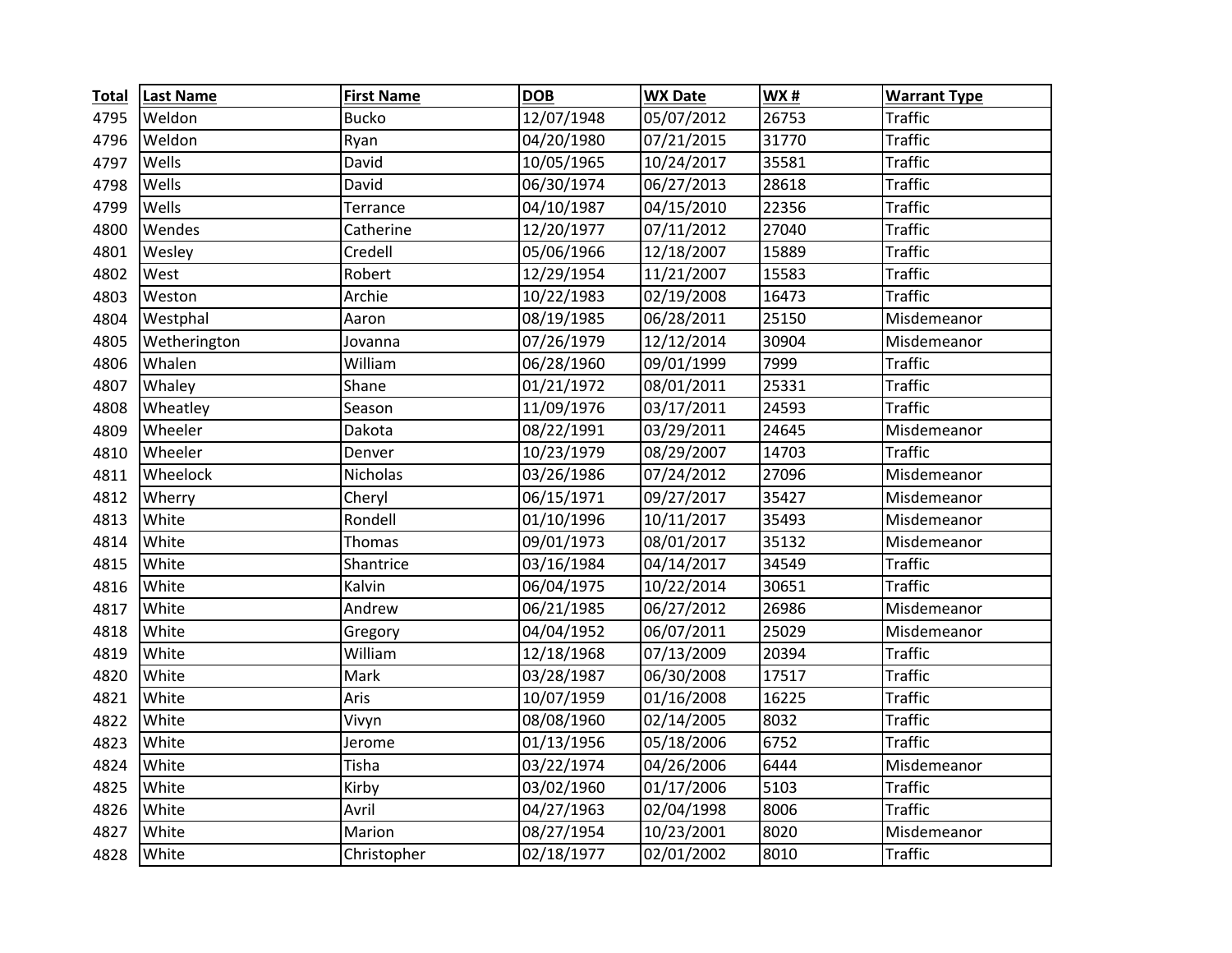| Total | Last Name | First Name | DOB | WX Date | WX # | Warrant Type |
|---|---|---|---|---|---|---|
| 4795 | Weldon | Bucko | 12/07/1948 | 05/07/2012 | 26753 | Traffic |
| 4796 | Weldon | Ryan | 04/20/1980 | 07/21/2015 | 31770 | Traffic |
| 4797 | Wells | David | 10/05/1965 | 10/24/2017 | 35581 | Traffic |
| 4798 | Wells | David | 06/30/1974 | 06/27/2013 | 28618 | Traffic |
| 4799 | Wells | Terrance | 04/10/1987 | 04/15/2010 | 22356 | Traffic |
| 4800 | Wendes | Catherine | 12/20/1977 | 07/11/2012 | 27040 | Traffic |
| 4801 | Wesley | Credell | 05/06/1966 | 12/18/2007 | 15889 | Traffic |
| 4802 | West | Robert | 12/29/1954 | 11/21/2007 | 15583 | Traffic |
| 4803 | Weston | Archie | 10/22/1983 | 02/19/2008 | 16473 | Traffic |
| 4804 | Westphal | Aaron | 08/19/1985 | 06/28/2011 | 25150 | Misdemeanor |
| 4805 | Wetherington | Jovanna | 07/26/1979 | 12/12/2014 | 30904 | Misdemeanor |
| 4806 | Whalen | William | 06/28/1960 | 09/01/1999 | 7999 | Traffic |
| 4807 | Whaley | Shane | 01/21/1972 | 08/01/2011 | 25331 | Traffic |
| 4808 | Wheatley | Season | 11/09/1976 | 03/17/2011 | 24593 | Traffic |
| 4809 | Wheeler | Dakota | 08/22/1991 | 03/29/2011 | 24645 | Misdemeanor |
| 4810 | Wheeler | Denver | 10/23/1979 | 08/29/2007 | 14703 | Traffic |
| 4811 | Wheelock | Nicholas | 03/26/1986 | 07/24/2012 | 27096 | Misdemeanor |
| 4812 | Wherry | Cheryl | 06/15/1971 | 09/27/2017 | 35427 | Misdemeanor |
| 4813 | White | Rondell | 01/10/1996 | 10/11/2017 | 35493 | Misdemeanor |
| 4814 | White | Thomas | 09/01/1973 | 08/01/2017 | 35132 | Misdemeanor |
| 4815 | White | Shantrice | 03/16/1984 | 04/14/2017 | 34549 | Traffic |
| 4816 | White | Kalvin | 06/04/1975 | 10/22/2014 | 30651 | Traffic |
| 4817 | White | Andrew | 06/21/1985 | 06/27/2012 | 26986 | Misdemeanor |
| 4818 | White | Gregory | 04/04/1952 | 06/07/2011 | 25029 | Misdemeanor |
| 4819 | White | William | 12/18/1968 | 07/13/2009 | 20394 | Traffic |
| 4820 | White | Mark | 03/28/1987 | 06/30/2008 | 17517 | Traffic |
| 4821 | White | Aris | 10/07/1959 | 01/16/2008 | 16225 | Traffic |
| 4822 | White | Vivyn | 08/08/1960 | 02/14/2005 | 8032 | Traffic |
| 4823 | White | Jerome | 01/13/1956 | 05/18/2006 | 6752 | Traffic |
| 4824 | White | Tisha | 03/22/1974 | 04/26/2006 | 6444 | Misdemeanor |
| 4825 | White | Kirby | 03/02/1960 | 01/17/2006 | 5103 | Traffic |
| 4826 | White | Avril | 04/27/1963 | 02/04/1998 | 8006 | Traffic |
| 4827 | White | Marion | 08/27/1954 | 10/23/2001 | 8020 | Misdemeanor |
| 4828 | White | Christopher | 02/18/1977 | 02/01/2002 | 8010 | Traffic |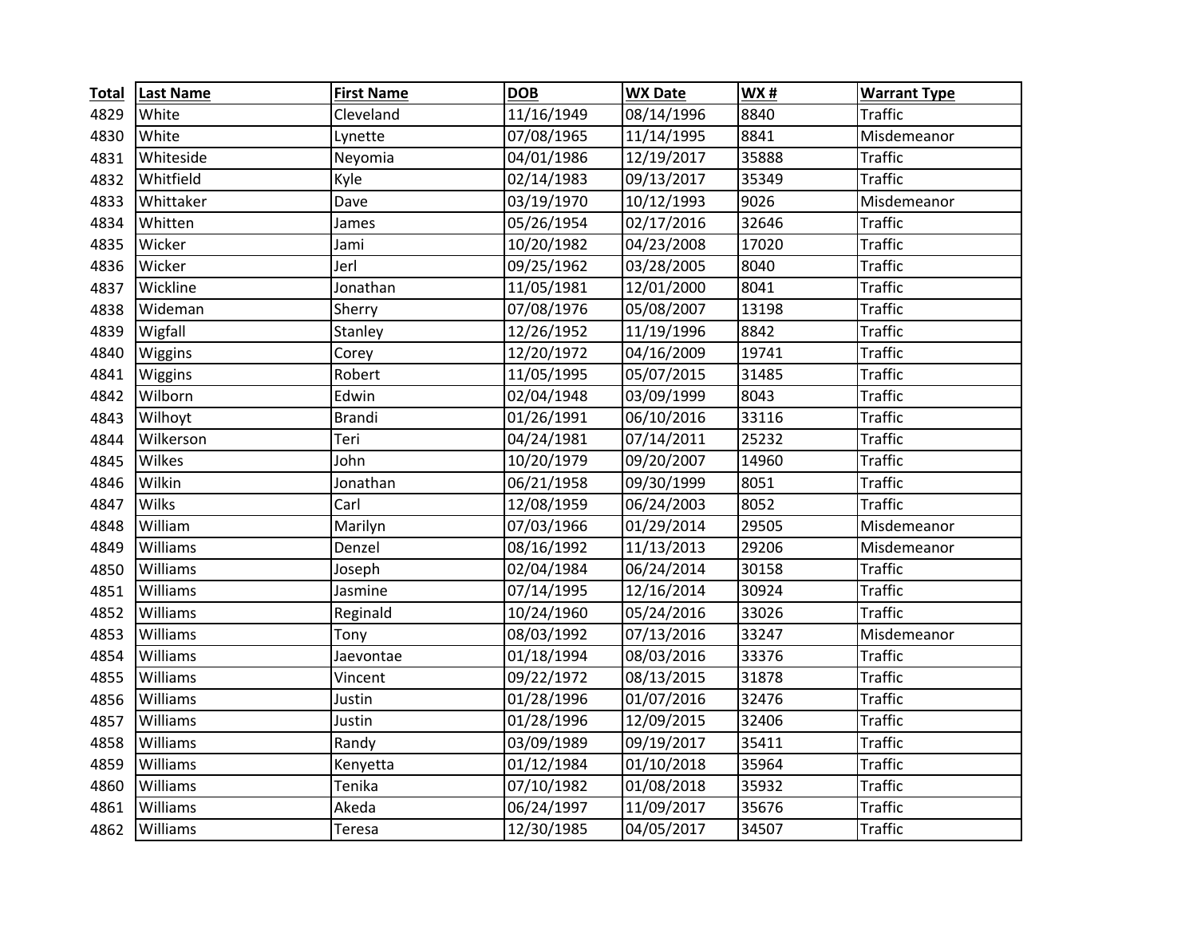| Total | Last Name | First Name | DOB | WX Date | WX # | Warrant Type |
|---|---|---|---|---|---|---|
| 4829 | White | Cleveland | 11/16/1949 | 08/14/1996 | 8840 | Traffic |
| 4830 | White | Lynette | 07/08/1965 | 11/14/1995 | 8841 | Misdemeanor |
| 4831 | Whiteside | Neyomia | 04/01/1986 | 12/19/2017 | 35888 | Traffic |
| 4832 | Whitfield | Kyle | 02/14/1983 | 09/13/2017 | 35349 | Traffic |
| 4833 | Whittaker | Dave | 03/19/1970 | 10/12/1993 | 9026 | Misdemeanor |
| 4834 | Whitten | James | 05/26/1954 | 02/17/2016 | 32646 | Traffic |
| 4835 | Wicker | Jami | 10/20/1982 | 04/23/2008 | 17020 | Traffic |
| 4836 | Wicker | Jerl | 09/25/1962 | 03/28/2005 | 8040 | Traffic |
| 4837 | Wickline | Jonathan | 11/05/1981 | 12/01/2000 | 8041 | Traffic |
| 4838 | Wideman | Sherry | 07/08/1976 | 05/08/2007 | 13198 | Traffic |
| 4839 | Wigfall | Stanley | 12/26/1952 | 11/19/1996 | 8842 | Traffic |
| 4840 | Wiggins | Corey | 12/20/1972 | 04/16/2009 | 19741 | Traffic |
| 4841 | Wiggins | Robert | 11/05/1995 | 05/07/2015 | 31485 | Traffic |
| 4842 | Wilborn | Edwin | 02/04/1948 | 03/09/1999 | 8043 | Traffic |
| 4843 | Wilhoyt | Brandi | 01/26/1991 | 06/10/2016 | 33116 | Traffic |
| 4844 | Wilkerson | Teri | 04/24/1981 | 07/14/2011 | 25232 | Traffic |
| 4845 | Wilkes | John | 10/20/1979 | 09/20/2007 | 14960 | Traffic |
| 4846 | Wilkin | Jonathan | 06/21/1958 | 09/30/1999 | 8051 | Traffic |
| 4847 | Wilks | Carl | 12/08/1959 | 06/24/2003 | 8052 | Traffic |
| 4848 | William | Marilyn | 07/03/1966 | 01/29/2014 | 29505 | Misdemeanor |
| 4849 | Williams | Denzel | 08/16/1992 | 11/13/2013 | 29206 | Misdemeanor |
| 4850 | Williams | Joseph | 02/04/1984 | 06/24/2014 | 30158 | Traffic |
| 4851 | Williams | Jasmine | 07/14/1995 | 12/16/2014 | 30924 | Traffic |
| 4852 | Williams | Reginald | 10/24/1960 | 05/24/2016 | 33026 | Traffic |
| 4853 | Williams | Tony | 08/03/1992 | 07/13/2016 | 33247 | Misdemeanor |
| 4854 | Williams | Jaevontae | 01/18/1994 | 08/03/2016 | 33376 | Traffic |
| 4855 | Williams | Vincent | 09/22/1972 | 08/13/2015 | 31878 | Traffic |
| 4856 | Williams | Justin | 01/28/1996 | 01/07/2016 | 32476 | Traffic |
| 4857 | Williams | Justin | 01/28/1996 | 12/09/2015 | 32406 | Traffic |
| 4858 | Williams | Randy | 03/09/1989 | 09/19/2017 | 35411 | Traffic |
| 4859 | Williams | Kenyetta | 01/12/1984 | 01/10/2018 | 35964 | Traffic |
| 4860 | Williams | Tenika | 07/10/1982 | 01/08/2018 | 35932 | Traffic |
| 4861 | Williams | Akeda | 06/24/1997 | 11/09/2017 | 35676 | Traffic |
| 4862 | Williams | Teresa | 12/30/1985 | 04/05/2017 | 34507 | Traffic |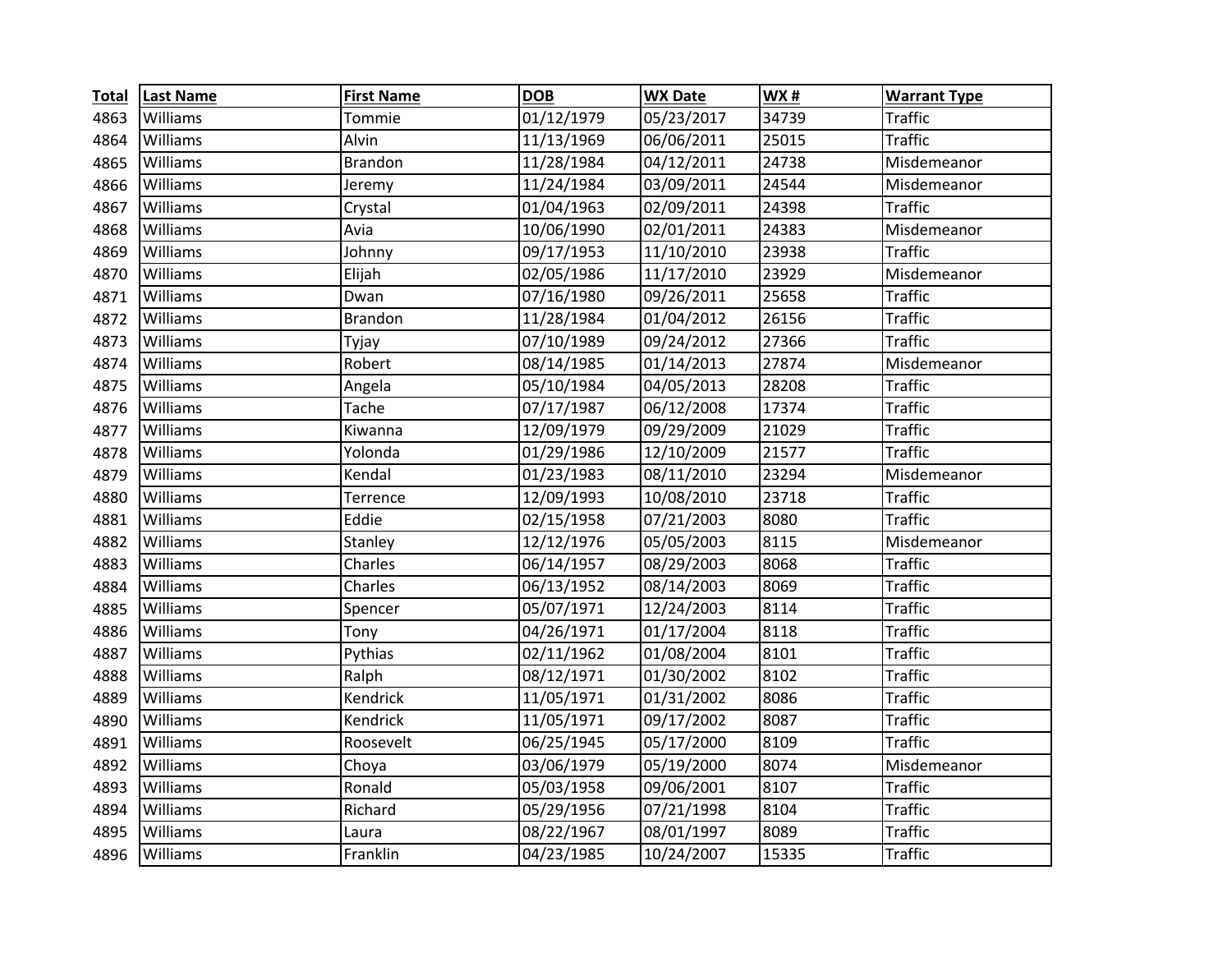| Total | Last Name | First Name | DOB | WX Date | WX # | Warrant Type |
|---|---|---|---|---|---|---|
| 4863 | Williams | Tommie | 01/12/1979 | 05/23/2017 | 34739 | Traffic |
| 4864 | Williams | Alvin | 11/13/1969 | 06/06/2011 | 25015 | Traffic |
| 4865 | Williams | Brandon | 11/28/1984 | 04/12/2011 | 24738 | Misdemeanor |
| 4866 | Williams | Jeremy | 11/24/1984 | 03/09/2011 | 24544 | Misdemeanor |
| 4867 | Williams | Crystal | 01/04/1963 | 02/09/2011 | 24398 | Traffic |
| 4868 | Williams | Avia | 10/06/1990 | 02/01/2011 | 24383 | Misdemeanor |
| 4869 | Williams | Johnny | 09/17/1953 | 11/10/2010 | 23938 | Traffic |
| 4870 | Williams | Elijah | 02/05/1986 | 11/17/2010 | 23929 | Misdemeanor |
| 4871 | Williams | Dwan | 07/16/1980 | 09/26/2011 | 25658 | Traffic |
| 4872 | Williams | Brandon | 11/28/1984 | 01/04/2012 | 26156 | Traffic |
| 4873 | Williams | Tyjay | 07/10/1989 | 09/24/2012 | 27366 | Traffic |
| 4874 | Williams | Robert | 08/14/1985 | 01/14/2013 | 27874 | Misdemeanor |
| 4875 | Williams | Angela | 05/10/1984 | 04/05/2013 | 28208 | Traffic |
| 4876 | Williams | Tache | 07/17/1987 | 06/12/2008 | 17374 | Traffic |
| 4877 | Williams | Kiwanna | 12/09/1979 | 09/29/2009 | 21029 | Traffic |
| 4878 | Williams | Yolonda | 01/29/1986 | 12/10/2009 | 21577 | Traffic |
| 4879 | Williams | Kendal | 01/23/1983 | 08/11/2010 | 23294 | Misdemeanor |
| 4880 | Williams | Terrence | 12/09/1993 | 10/08/2010 | 23718 | Traffic |
| 4881 | Williams | Eddie | 02/15/1958 | 07/21/2003 | 8080 | Traffic |
| 4882 | Williams | Stanley | 12/12/1976 | 05/05/2003 | 8115 | Misdemeanor |
| 4883 | Williams | Charles | 06/14/1957 | 08/29/2003 | 8068 | Traffic |
| 4884 | Williams | Charles | 06/13/1952 | 08/14/2003 | 8069 | Traffic |
| 4885 | Williams | Spencer | 05/07/1971 | 12/24/2003 | 8114 | Traffic |
| 4886 | Williams | Tony | 04/26/1971 | 01/17/2004 | 8118 | Traffic |
| 4887 | Williams | Pythias | 02/11/1962 | 01/08/2004 | 8101 | Traffic |
| 4888 | Williams | Ralph | 08/12/1971 | 01/30/2002 | 8102 | Traffic |
| 4889 | Williams | Kendrick | 11/05/1971 | 01/31/2002 | 8086 | Traffic |
| 4890 | Williams | Kendrick | 11/05/1971 | 09/17/2002 | 8087 | Traffic |
| 4891 | Williams | Roosevelt | 06/25/1945 | 05/17/2000 | 8109 | Traffic |
| 4892 | Williams | Choya | 03/06/1979 | 05/19/2000 | 8074 | Misdemeanor |
| 4893 | Williams | Ronald | 05/03/1958 | 09/06/2001 | 8107 | Traffic |
| 4894 | Williams | Richard | 05/29/1956 | 07/21/1998 | 8104 | Traffic |
| 4895 | Williams | Laura | 08/22/1967 | 08/01/1997 | 8089 | Traffic |
| 4896 | Williams | Franklin | 04/23/1985 | 10/24/2007 | 15335 | Traffic |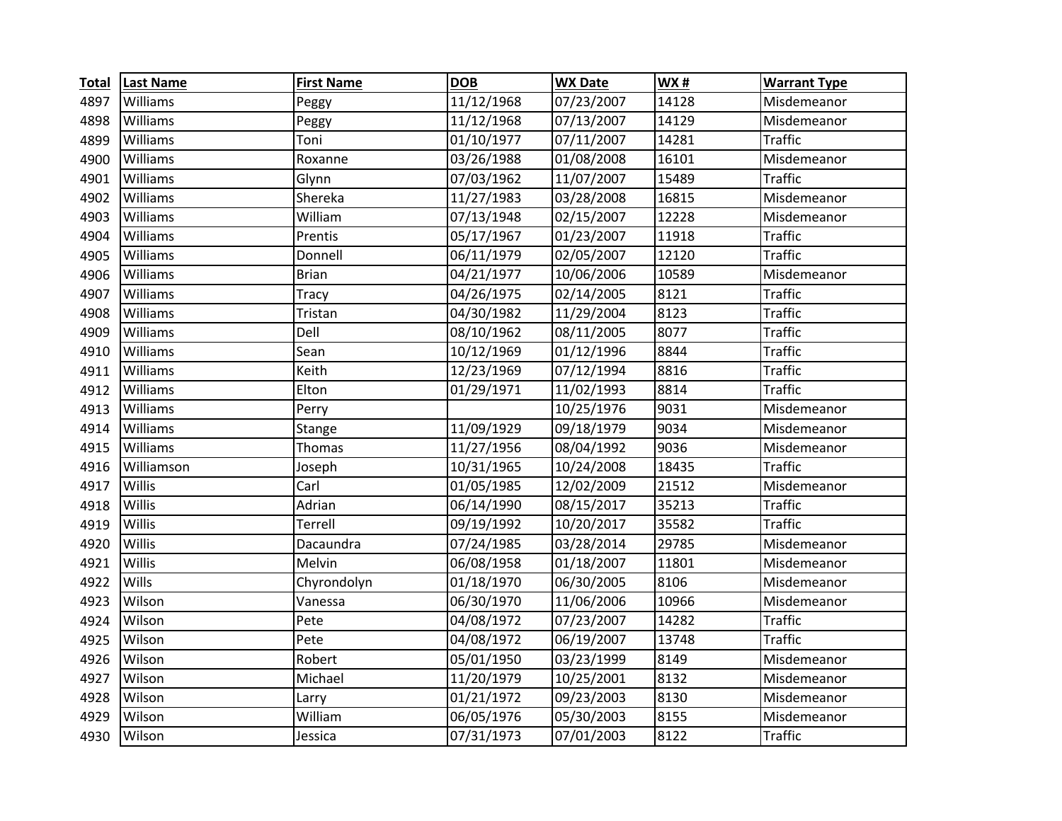| Total | Last Name | First Name | DOB | WX Date | WX # | Warrant Type |
|---|---|---|---|---|---|---|
| 4897 | Williams | Peggy | 11/12/1968 | 07/23/2007 | 14128 | Misdemeanor |
| 4898 | Williams | Peggy | 11/12/1968 | 07/13/2007 | 14129 | Misdemeanor |
| 4899 | Williams | Toni | 01/10/1977 | 07/11/2007 | 14281 | Traffic |
| 4900 | Williams | Roxanne | 03/26/1988 | 01/08/2008 | 16101 | Misdemeanor |
| 4901 | Williams | Glynn | 07/03/1962 | 11/07/2007 | 15489 | Traffic |
| 4902 | Williams | Shereka | 11/27/1983 | 03/28/2008 | 16815 | Misdemeanor |
| 4903 | Williams | William | 07/13/1948 | 02/15/2007 | 12228 | Misdemeanor |
| 4904 | Williams | Prentis | 05/17/1967 | 01/23/2007 | 11918 | Traffic |
| 4905 | Williams | Donnell | 06/11/1979 | 02/05/2007 | 12120 | Traffic |
| 4906 | Williams | Brian | 04/21/1977 | 10/06/2006 | 10589 | Misdemeanor |
| 4907 | Williams | Tracy | 04/26/1975 | 02/14/2005 | 8121 | Traffic |
| 4908 | Williams | Tristan | 04/30/1982 | 11/29/2004 | 8123 | Traffic |
| 4909 | Williams | Dell | 08/10/1962 | 08/11/2005 | 8077 | Traffic |
| 4910 | Williams | Sean | 10/12/1969 | 01/12/1996 | 8844 | Traffic |
| 4911 | Williams | Keith | 12/23/1969 | 07/12/1994 | 8816 | Traffic |
| 4912 | Williams | Elton | 01/29/1971 | 11/02/1993 | 8814 | Traffic |
| 4913 | Williams | Perry | | 10/25/1976 | 9031 | Misdemeanor |
| 4914 | Williams | Stange | 11/09/1929 | 09/18/1979 | 9034 | Misdemeanor |
| 4915 | Williams | Thomas | 11/27/1956 | 08/04/1992 | 9036 | Misdemeanor |
| 4916 | Williamson | Joseph | 10/31/1965 | 10/24/2008 | 18435 | Traffic |
| 4917 | Willis | Carl | 01/05/1985 | 12/02/2009 | 21512 | Misdemeanor |
| 4918 | Willis | Adrian | 06/14/1990 | 08/15/2017 | 35213 | Traffic |
| 4919 | Willis | Terrell | 09/19/1992 | 10/20/2017 | 35582 | Traffic |
| 4920 | Willis | Dacaundra | 07/24/1985 | 03/28/2014 | 29785 | Misdemeanor |
| 4921 | Willis | Melvin | 06/08/1958 | 01/18/2007 | 11801 | Misdemeanor |
| 4922 | Wills | Chyrondolyn | 01/18/1970 | 06/30/2005 | 8106 | Misdemeanor |
| 4923 | Wilson | Vanessa | 06/30/1970 | 11/06/2006 | 10966 | Misdemeanor |
| 4924 | Wilson | Pete | 04/08/1972 | 07/23/2007 | 14282 | Traffic |
| 4925 | Wilson | Pete | 04/08/1972 | 06/19/2007 | 13748 | Traffic |
| 4926 | Wilson | Robert | 05/01/1950 | 03/23/1999 | 8149 | Misdemeanor |
| 4927 | Wilson | Michael | 11/20/1979 | 10/25/2001 | 8132 | Misdemeanor |
| 4928 | Wilson | Larry | 01/21/1972 | 09/23/2003 | 8130 | Misdemeanor |
| 4929 | Wilson | William | 06/05/1976 | 05/30/2003 | 8155 | Misdemeanor |
| 4930 | Wilson | Jessica | 07/31/1973 | 07/01/2003 | 8122 | Traffic |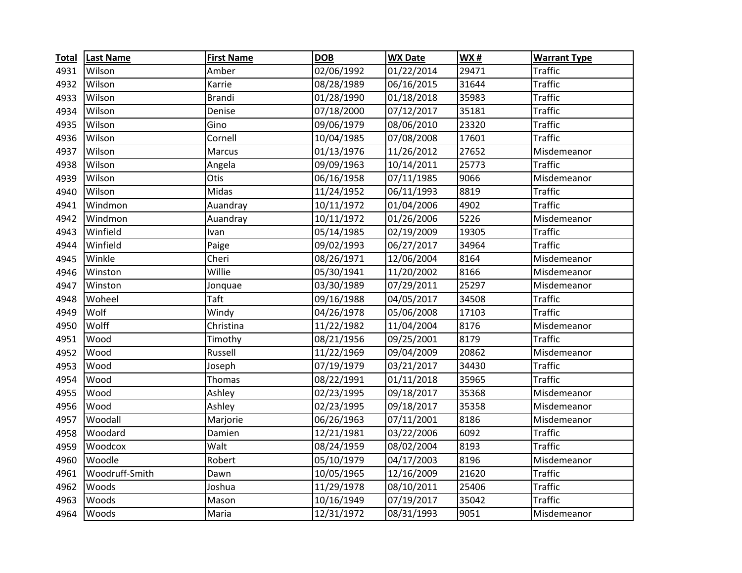| Total | Last Name | First Name | DOB | WX Date | WX # | Warrant Type |
|---|---|---|---|---|---|---|
| 4931 | Wilson | Amber | 02/06/1992 | 01/22/2014 | 29471 | Traffic |
| 4932 | Wilson | Karrie | 08/28/1989 | 06/16/2015 | 31644 | Traffic |
| 4933 | Wilson | Brandi | 01/28/1990 | 01/18/2018 | 35983 | Traffic |
| 4934 | Wilson | Denise | 07/18/2000 | 07/12/2017 | 35181 | Traffic |
| 4935 | Wilson | Gino | 09/06/1979 | 08/06/2010 | 23320 | Traffic |
| 4936 | Wilson | Cornell | 10/04/1985 | 07/08/2008 | 17601 | Traffic |
| 4937 | Wilson | Marcus | 01/13/1976 | 11/26/2012 | 27652 | Misdemeanor |
| 4938 | Wilson | Angela | 09/09/1963 | 10/14/2011 | 25773 | Traffic |
| 4939 | Wilson | Otis | 06/16/1958 | 07/11/1985 | 9066 | Misdemeanor |
| 4940 | Wilson | Midas | 11/24/1952 | 06/11/1993 | 8819 | Traffic |
| 4941 | Windmon | Auandray | 10/11/1972 | 01/04/2006 | 4902 | Traffic |
| 4942 | Windmon | Auandray | 10/11/1972 | 01/26/2006 | 5226 | Misdemeanor |
| 4943 | Winfield | Ivan | 05/14/1985 | 02/19/2009 | 19305 | Traffic |
| 4944 | Winfield | Paige | 09/02/1993 | 06/27/2017 | 34964 | Traffic |
| 4945 | Winkle | Cheri | 08/26/1971 | 12/06/2004 | 8164 | Misdemeanor |
| 4946 | Winston | Willie | 05/30/1941 | 11/20/2002 | 8166 | Misdemeanor |
| 4947 | Winston | Jonquae | 03/30/1989 | 07/29/2011 | 25297 | Misdemeanor |
| 4948 | Woheel | Taft | 09/16/1988 | 04/05/2017 | 34508 | Traffic |
| 4949 | Wolf | Windy | 04/26/1978 | 05/06/2008 | 17103 | Traffic |
| 4950 | Wolff | Christina | 11/22/1982 | 11/04/2004 | 8176 | Misdemeanor |
| 4951 | Wood | Timothy | 08/21/1956 | 09/25/2001 | 8179 | Traffic |
| 4952 | Wood | Russell | 11/22/1969 | 09/04/2009 | 20862 | Misdemeanor |
| 4953 | Wood | Joseph | 07/19/1979 | 03/21/2017 | 34430 | Traffic |
| 4954 | Wood | Thomas | 08/22/1991 | 01/11/2018 | 35965 | Traffic |
| 4955 | Wood | Ashley | 02/23/1995 | 09/18/2017 | 35368 | Misdemeanor |
| 4956 | Wood | Ashley | 02/23/1995 | 09/18/2017 | 35358 | Misdemeanor |
| 4957 | Woodall | Marjorie | 06/26/1963 | 07/11/2001 | 8186 | Misdemeanor |
| 4958 | Woodard | Damien | 12/21/1981 | 03/22/2006 | 6092 | Traffic |
| 4959 | Woodcox | Walt | 08/24/1959 | 08/02/2004 | 8193 | Traffic |
| 4960 | Woodle | Robert | 05/10/1979 | 04/17/2003 | 8196 | Misdemeanor |
| 4961 | Woodruff-Smith | Dawn | 10/05/1965 | 12/16/2009 | 21620 | Traffic |
| 4962 | Woods | Joshua | 11/29/1978 | 08/10/2011 | 25406 | Traffic |
| 4963 | Woods | Mason | 10/16/1949 | 07/19/2017 | 35042 | Traffic |
| 4964 | Woods | Maria | 12/31/1972 | 08/31/1993 | 9051 | Misdemeanor |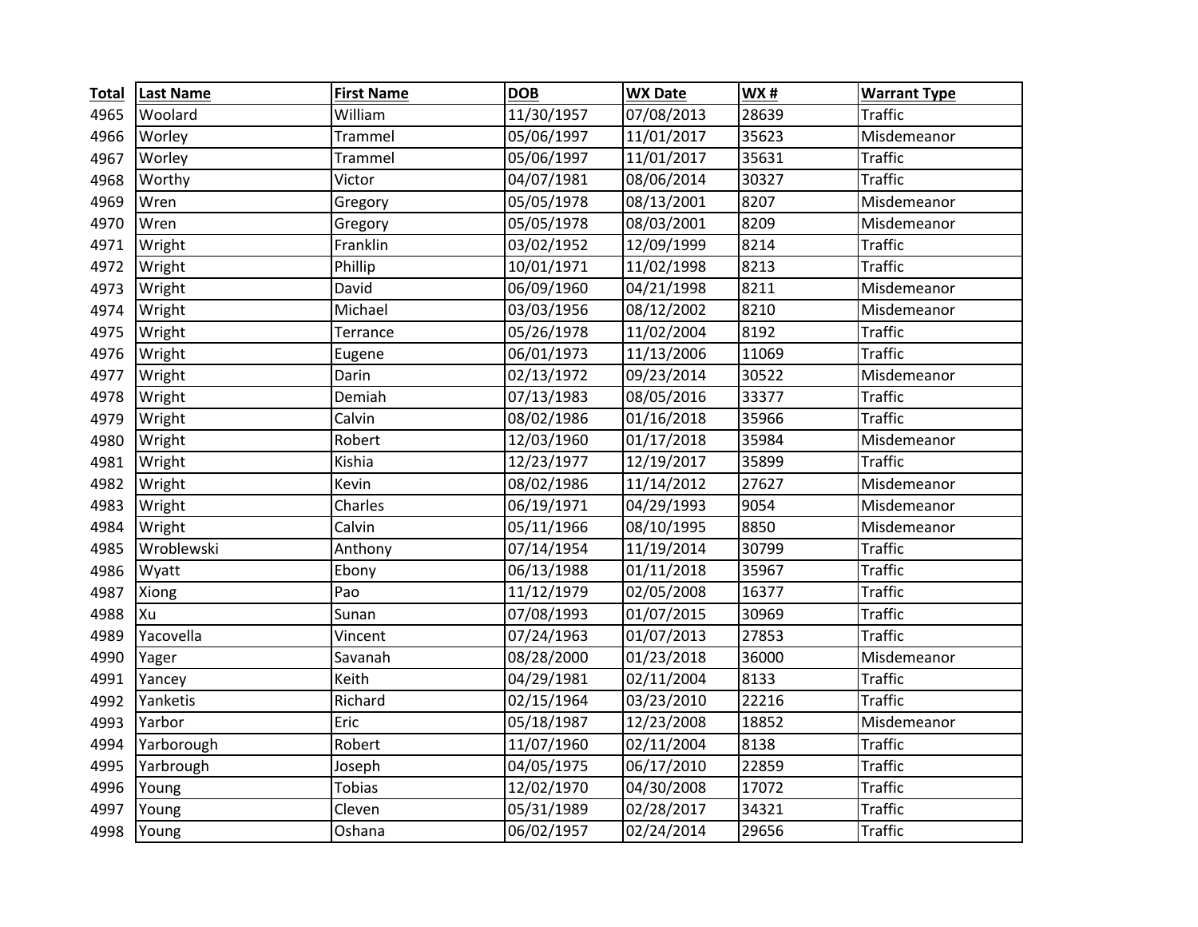| Total | Last Name | First Name | DOB | WX Date | WX # | Warrant Type |
|---|---|---|---|---|---|---|
| 4965 | Woolard | William | 11/30/1957 | 07/08/2013 | 28639 | Traffic |
| 4966 | Worley | Trammel | 05/06/1997 | 11/01/2017 | 35623 | Misdemeanor |
| 4967 | Worley | Trammel | 05/06/1997 | 11/01/2017 | 35631 | Traffic |
| 4968 | Worthy | Victor | 04/07/1981 | 08/06/2014 | 30327 | Traffic |
| 4969 | Wren | Gregory | 05/05/1978 | 08/13/2001 | 8207 | Misdemeanor |
| 4970 | Wren | Gregory | 05/05/1978 | 08/03/2001 | 8209 | Misdemeanor |
| 4971 | Wright | Franklin | 03/02/1952 | 12/09/1999 | 8214 | Traffic |
| 4972 | Wright | Phillip | 10/01/1971 | 11/02/1998 | 8213 | Traffic |
| 4973 | Wright | David | 06/09/1960 | 04/21/1998 | 8211 | Misdemeanor |
| 4974 | Wright | Michael | 03/03/1956 | 08/12/2002 | 8210 | Misdemeanor |
| 4975 | Wright | Terrance | 05/26/1978 | 11/02/2004 | 8192 | Traffic |
| 4976 | Wright | Eugene | 06/01/1973 | 11/13/2006 | 11069 | Traffic |
| 4977 | Wright | Darin | 02/13/1972 | 09/23/2014 | 30522 | Misdemeanor |
| 4978 | Wright | Demiah | 07/13/1983 | 08/05/2016 | 33377 | Traffic |
| 4979 | Wright | Calvin | 08/02/1986 | 01/16/2018 | 35966 | Traffic |
| 4980 | Wright | Robert | 12/03/1960 | 01/17/2018 | 35984 | Misdemeanor |
| 4981 | Wright | Kishia | 12/23/1977 | 12/19/2017 | 35899 | Traffic |
| 4982 | Wright | Kevin | 08/02/1986 | 11/14/2012 | 27627 | Misdemeanor |
| 4983 | Wright | Charles | 06/19/1971 | 04/29/1993 | 9054 | Misdemeanor |
| 4984 | Wright | Calvin | 05/11/1966 | 08/10/1995 | 8850 | Misdemeanor |
| 4985 | Wroblewski | Anthony | 07/14/1954 | 11/19/2014 | 30799 | Traffic |
| 4986 | Wyatt | Ebony | 06/13/1988 | 01/11/2018 | 35967 | Traffic |
| 4987 | Xiong | Pao | 11/12/1979 | 02/05/2008 | 16377 | Traffic |
| 4988 | Xu | Sunan | 07/08/1993 | 01/07/2015 | 30969 | Traffic |
| 4989 | Yacovella | Vincent | 07/24/1963 | 01/07/2013 | 27853 | Traffic |
| 4990 | Yager | Savanah | 08/28/2000 | 01/23/2018 | 36000 | Misdemeanor |
| 4991 | Yancey | Keith | 04/29/1981 | 02/11/2004 | 8133 | Traffic |
| 4992 | Yanketis | Richard | 02/15/1964 | 03/23/2010 | 22216 | Traffic |
| 4993 | Yarbor | Eric | 05/18/1987 | 12/23/2008 | 18852 | Misdemeanor |
| 4994 | Yarborough | Robert | 11/07/1960 | 02/11/2004 | 8138 | Traffic |
| 4995 | Yarbrough | Joseph | 04/05/1975 | 06/17/2010 | 22859 | Traffic |
| 4996 | Young | Tobias | 12/02/1970 | 04/30/2008 | 17072 | Traffic |
| 4997 | Young | Cleven | 05/31/1989 | 02/28/2017 | 34321 | Traffic |
| 4998 | Young | Oshana | 06/02/1957 | 02/24/2014 | 29656 | Traffic |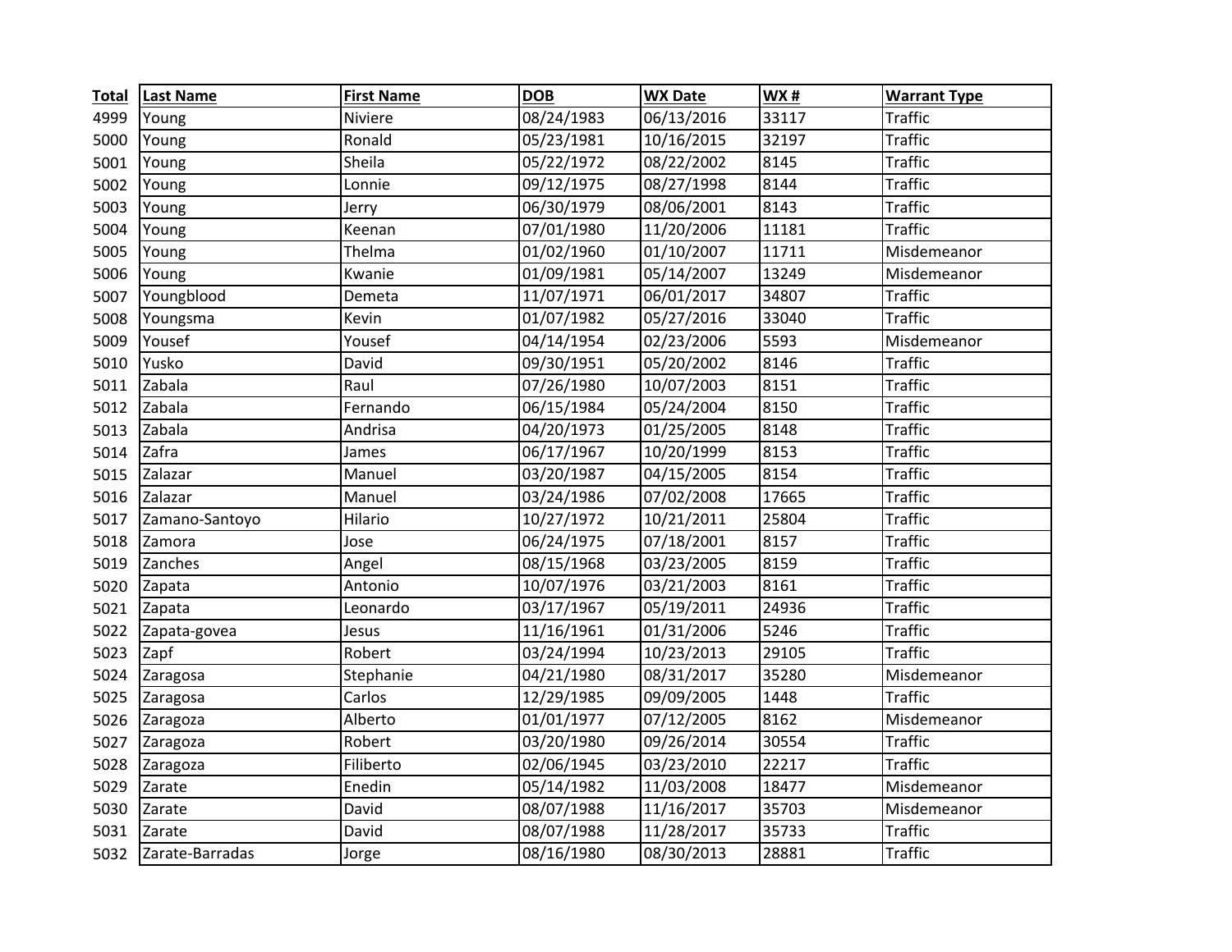| Total | Last Name | First Name | DOB | WX Date | WX # | Warrant Type |
|---|---|---|---|---|---|---|
| 4999 | Young | Niviere | 08/24/1983 | 06/13/2016 | 33117 | Traffic |
| 5000 | Young | Ronald | 05/23/1981 | 10/16/2015 | 32197 | Traffic |
| 5001 | Young | Sheila | 05/22/1972 | 08/22/2002 | 8145 | Traffic |
| 5002 | Young | Lonnie | 09/12/1975 | 08/27/1998 | 8144 | Traffic |
| 5003 | Young | Jerry | 06/30/1979 | 08/06/2001 | 8143 | Traffic |
| 5004 | Young | Keenan | 07/01/1980 | 11/20/2006 | 11181 | Traffic |
| 5005 | Young | Thelma | 01/02/1960 | 01/10/2007 | 11711 | Misdemeanor |
| 5006 | Young | Kwanie | 01/09/1981 | 05/14/2007 | 13249 | Misdemeanor |
| 5007 | Youngblood | Demeta | 11/07/1971 | 06/01/2017 | 34807 | Traffic |
| 5008 | Youngsma | Kevin | 01/07/1982 | 05/27/2016 | 33040 | Traffic |
| 5009 | Yousef | Yousef | 04/14/1954 | 02/23/2006 | 5593 | Misdemeanor |
| 5010 | Yusko | David | 09/30/1951 | 05/20/2002 | 8146 | Traffic |
| 5011 | Zabala | Raul | 07/26/1980 | 10/07/2003 | 8151 | Traffic |
| 5012 | Zabala | Fernando | 06/15/1984 | 05/24/2004 | 8150 | Traffic |
| 5013 | Zabala | Andrisa | 04/20/1973 | 01/25/2005 | 8148 | Traffic |
| 5014 | Zafra | James | 06/17/1967 | 10/20/1999 | 8153 | Traffic |
| 5015 | Zalazar | Manuel | 03/20/1987 | 04/15/2005 | 8154 | Traffic |
| 5016 | Zalazar | Manuel | 03/24/1986 | 07/02/2008 | 17665 | Traffic |
| 5017 | Zamano-Santoyo | Hilario | 10/27/1972 | 10/21/2011 | 25804 | Traffic |
| 5018 | Zamora | Jose | 06/24/1975 | 07/18/2001 | 8157 | Traffic |
| 5019 | Zanches | Angel | 08/15/1968 | 03/23/2005 | 8159 | Traffic |
| 5020 | Zapata | Antonio | 10/07/1976 | 03/21/2003 | 8161 | Traffic |
| 5021 | Zapata | Leonardo | 03/17/1967 | 05/19/2011 | 24936 | Traffic |
| 5022 | Zapata-govea | Jesus | 11/16/1961 | 01/31/2006 | 5246 | Traffic |
| 5023 | Zapf | Robert | 03/24/1994 | 10/23/2013 | 29105 | Traffic |
| 5024 | Zaragosa | Stephanie | 04/21/1980 | 08/31/2017 | 35280 | Misdemeanor |
| 5025 | Zaragosa | Carlos | 12/29/1985 | 09/09/2005 | 1448 | Traffic |
| 5026 | Zaragoza | Alberto | 01/01/1977 | 07/12/2005 | 8162 | Misdemeanor |
| 5027 | Zaragoza | Robert | 03/20/1980 | 09/26/2014 | 30554 | Traffic |
| 5028 | Zaragoza | Filiberto | 02/06/1945 | 03/23/2010 | 22217 | Traffic |
| 5029 | Zarate | Enedin | 05/14/1982 | 11/03/2008 | 18477 | Misdemeanor |
| 5030 | Zarate | David | 08/07/1988 | 11/16/2017 | 35703 | Misdemeanor |
| 5031 | Zarate | David | 08/07/1988 | 11/28/2017 | 35733 | Traffic |
| 5032 | Zarate-Barradas | Jorge | 08/16/1980 | 08/30/2013 | 28881 | Traffic |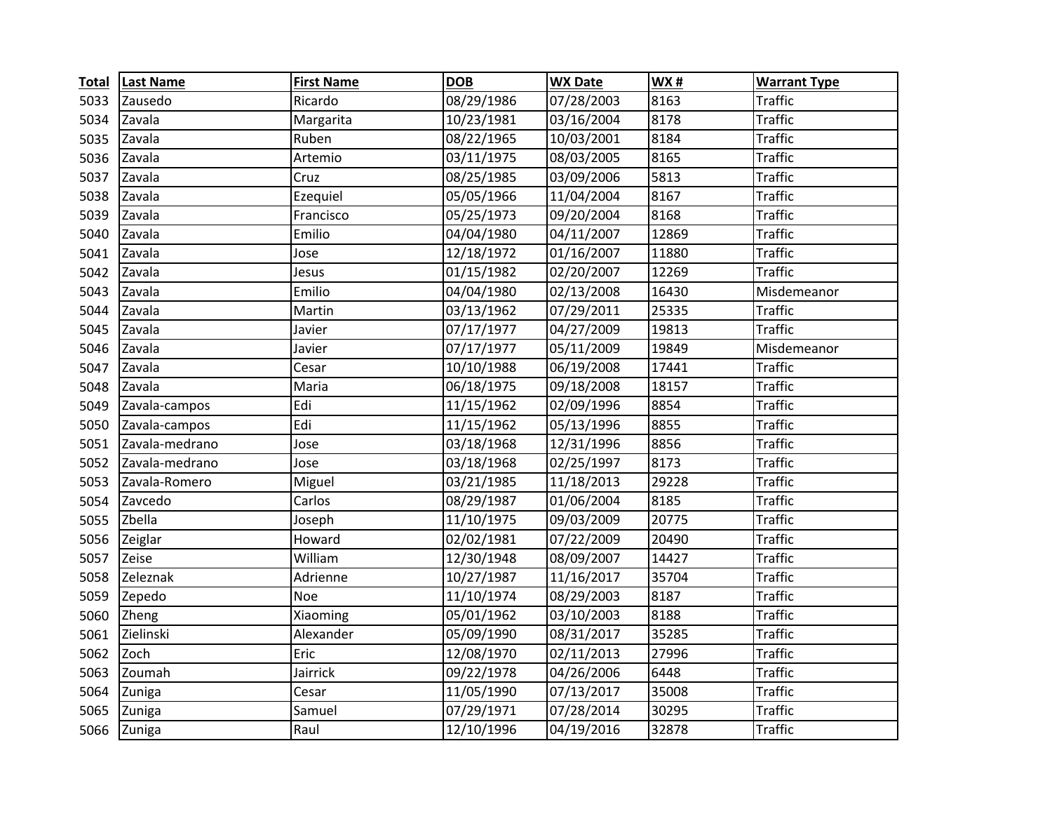| Total | Last Name | First Name | DOB | WX Date | WX # | Warrant Type |
|---|---|---|---|---|---|---|
| 5033 | Zausedo | Ricardo | 08/29/1986 | 07/28/2003 | 8163 | Traffic |
| 5034 | Zavala | Margarita | 10/23/1981 | 03/16/2004 | 8178 | Traffic |
| 5035 | Zavala | Ruben | 08/22/1965 | 10/03/2001 | 8184 | Traffic |
| 5036 | Zavala | Artemio | 03/11/1975 | 08/03/2005 | 8165 | Traffic |
| 5037 | Zavala | Cruz | 08/25/1985 | 03/09/2006 | 5813 | Traffic |
| 5038 | Zavala | Ezequiel | 05/05/1966 | 11/04/2004 | 8167 | Traffic |
| 5039 | Zavala | Francisco | 05/25/1973 | 09/20/2004 | 8168 | Traffic |
| 5040 | Zavala | Emilio | 04/04/1980 | 04/11/2007 | 12869 | Traffic |
| 5041 | Zavala | Jose | 12/18/1972 | 01/16/2007 | 11880 | Traffic |
| 5042 | Zavala | Jesus | 01/15/1982 | 02/20/2007 | 12269 | Traffic |
| 5043 | Zavala | Emilio | 04/04/1980 | 02/13/2008 | 16430 | Misdemeanor |
| 5044 | Zavala | Martin | 03/13/1962 | 07/29/2011 | 25335 | Traffic |
| 5045 | Zavala | Javier | 07/17/1977 | 04/27/2009 | 19813 | Traffic |
| 5046 | Zavala | Javier | 07/17/1977 | 05/11/2009 | 19849 | Misdemeanor |
| 5047 | Zavala | Cesar | 10/10/1988 | 06/19/2008 | 17441 | Traffic |
| 5048 | Zavala | Maria | 06/18/1975 | 09/18/2008 | 18157 | Traffic |
| 5049 | Zavala-campos | Edi | 11/15/1962 | 02/09/1996 | 8854 | Traffic |
| 5050 | Zavala-campos | Edi | 11/15/1962 | 05/13/1996 | 8855 | Traffic |
| 5051 | Zavala-medrano | Jose | 03/18/1968 | 12/31/1996 | 8856 | Traffic |
| 5052 | Zavala-medrano | Jose | 03/18/1968 | 02/25/1997 | 8173 | Traffic |
| 5053 | Zavala-Romero | Miguel | 03/21/1985 | 11/18/2013 | 29228 | Traffic |
| 5054 | Zavcedo | Carlos | 08/29/1987 | 01/06/2004 | 8185 | Traffic |
| 5055 | Zbella | Joseph | 11/10/1975 | 09/03/2009 | 20775 | Traffic |
| 5056 | Zeiglar | Howard | 02/02/1981 | 07/22/2009 | 20490 | Traffic |
| 5057 | Zeise | William | 12/30/1948 | 08/09/2007 | 14427 | Traffic |
| 5058 | Zeleznak | Adrienne | 10/27/1987 | 11/16/2017 | 35704 | Traffic |
| 5059 | Zepedo | Noe | 11/10/1974 | 08/29/2003 | 8187 | Traffic |
| 5060 | Zheng | Xiaoming | 05/01/1962 | 03/10/2003 | 8188 | Traffic |
| 5061 | Zielinski | Alexander | 05/09/1990 | 08/31/2017 | 35285 | Traffic |
| 5062 | Zoch | Eric | 12/08/1970 | 02/11/2013 | 27996 | Traffic |
| 5063 | Zoumah | Jairrick | 09/22/1978 | 04/26/2006 | 6448 | Traffic |
| 5064 | Zuniga | Cesar | 11/05/1990 | 07/13/2017 | 35008 | Traffic |
| 5065 | Zuniga | Samuel | 07/29/1971 | 07/28/2014 | 30295 | Traffic |
| 5066 | Zuniga | Raul | 12/10/1996 | 04/19/2016 | 32878 | Traffic |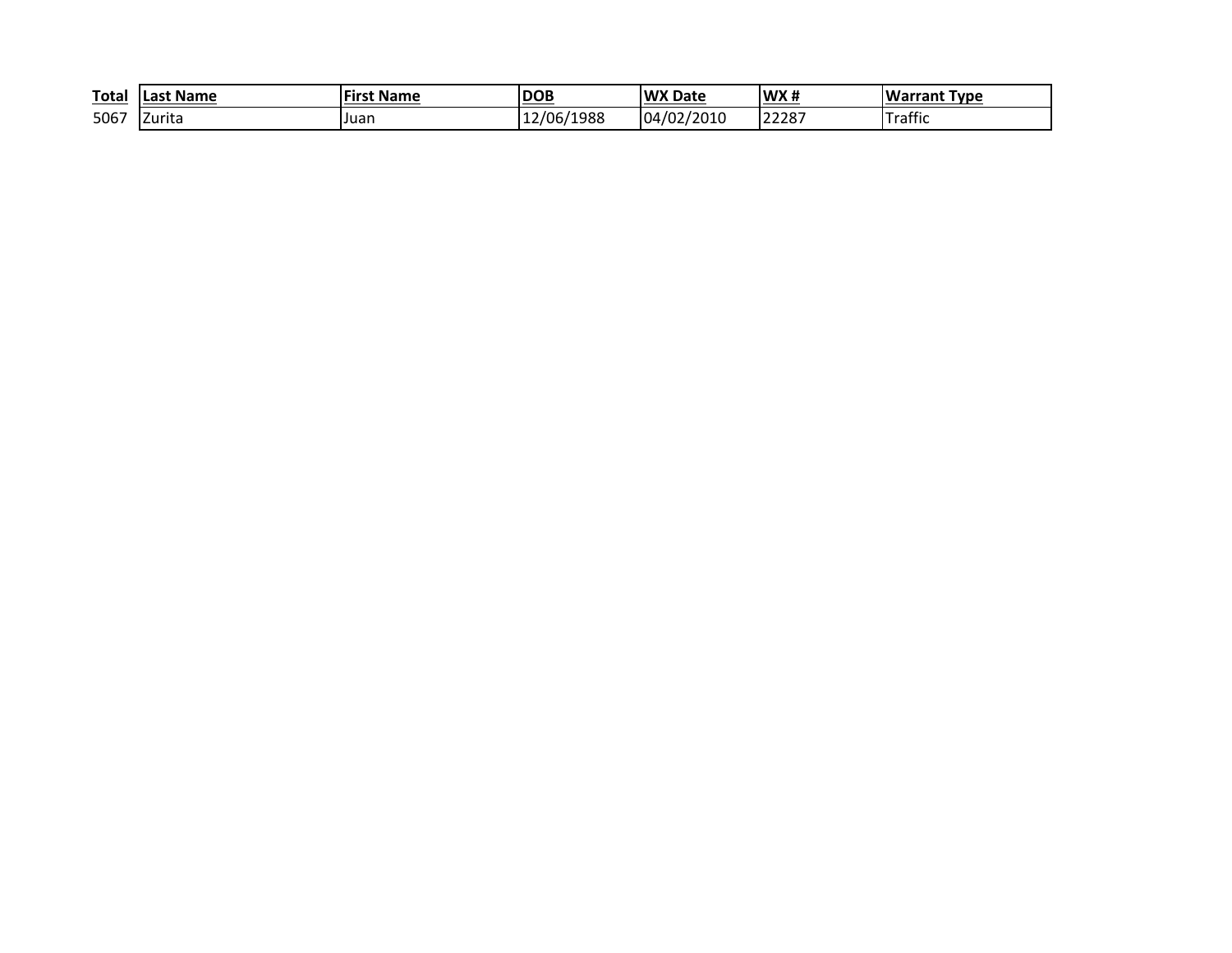| Total | Last Name | First Name | DOB | WX Date | WX # | Warrant Type |
|---|---|---|---|---|---|---|
| 5067 | Zurita | Juan | 12/06/1988 | 04/02/2010 | 22287 | Traffic |